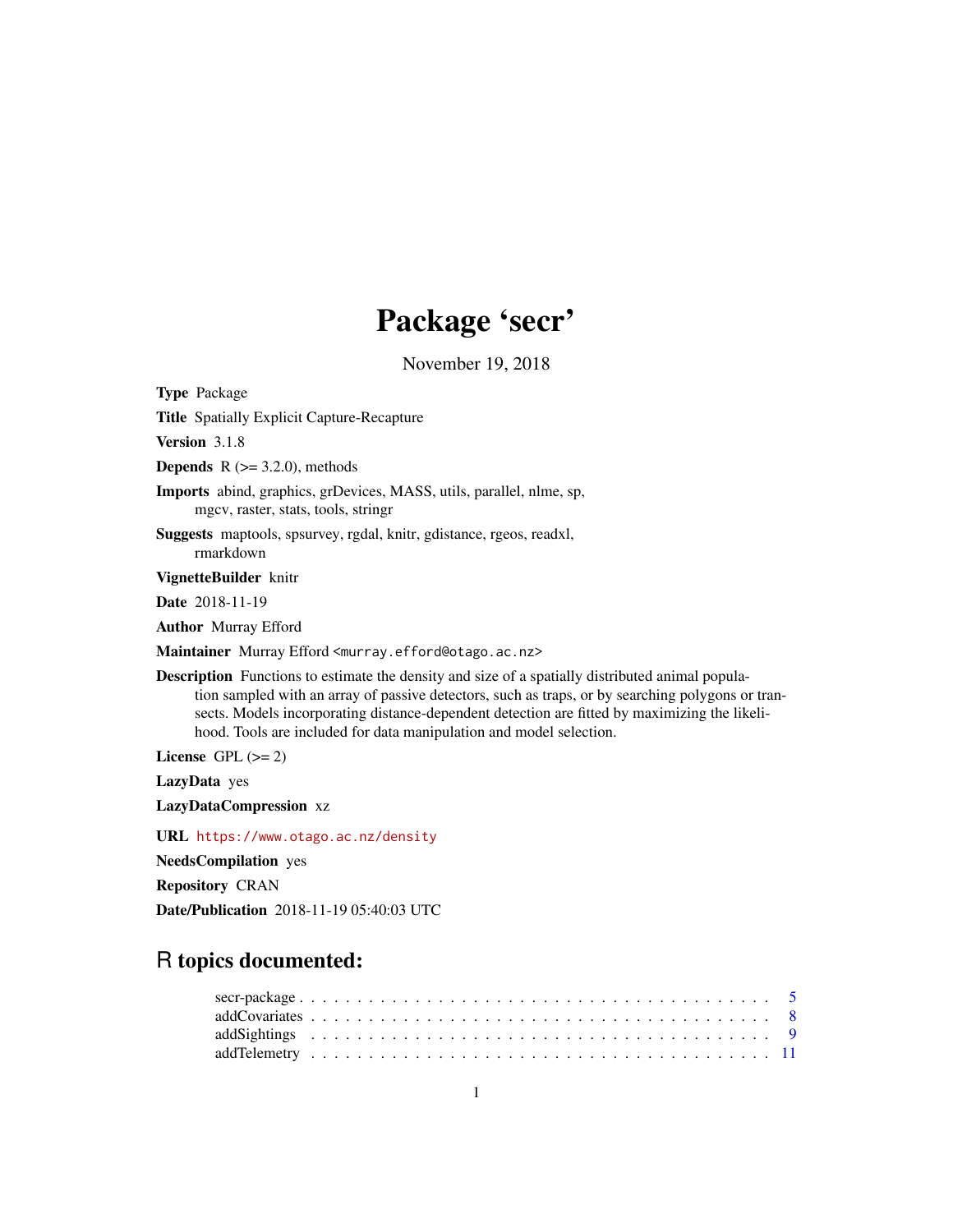# Package 'secr'

November 19, 2018

**Type** Package

**Title** Spatially Explicit Capture-Recapture

**Version** 3.1.8

**Depends** R (>= 3.2.0), methods

**Imports** abind, graphics, grDevices, MASS, utils, parallel, nlme, sp, mgcv, raster, stats, tools, stringr

**Suggests** maptools, spsurvey, rgdal, knitr, gdistance, rgeos, readxl, rmarkdown

**VignetteBuilder** knitr

**Date** 2018-11-19

**Author** Murray Efford

**Maintainer** Murray Efford <murray.efford@otago.ac.nz>

**Description** Functions to estimate the density and size of a spatially distributed animal population sampled with an array of passive detectors, such as traps, or by searching polygons or transects. Models incorporating distance-dependent detection are fitted by maximizing the likelihood. Tools are included for data manipulation and model selection.

**License** GPL (>= 2)

**LazyData** yes

**LazyDataCompression** xz

**URL** https://www.otago.ac.nz/density

**NeedsCompilation** yes

**Repository** CRAN

**Date/Publication** 2018-11-19 05:40:03 UTC

## R topics documented:

secr-package . . . . . . . . . . . . . . . . . . . . . . . . . . . . . . . . . . . . . . . 5
addCovariates . . . . . . . . . . . . . . . . . . . . . . . . . . . . . . . . . . . . . . . 8
addSightings . . . . . . . . . . . . . . . . . . . . . . . . . . . . . . . . . . . . . . . 9
addTelemetry . . . . . . . . . . . . . . . . . . . . . . . . . . . . . . . . . . . . . . . 11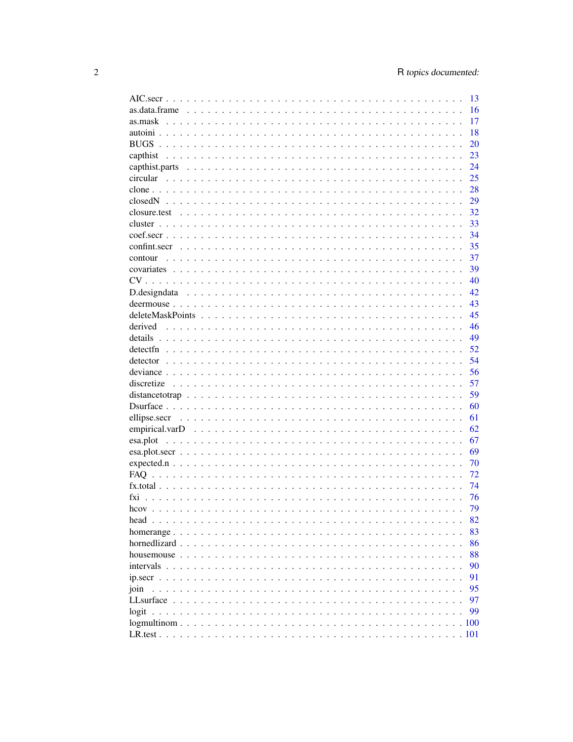AIC.secr . . . . . . . . . . . . . . . . . . . . . . . . . . . . . . . . . . . . . . . . 13
as.data.frame . . . . . . . . . . . . . . . . . . . . . . . . . . . . . . . . . . . . . 16
as.mask . . . . . . . . . . . . . . . . . . . . . . . . . . . . . . . . . . . . . . . . 17
autoini . . . . . . . . . . . . . . . . . . . . . . . . . . . . . . . . . . . . . . . . 18
BUGS . . . . . . . . . . . . . . . . . . . . . . . . . . . . . . . . . . . . . . . . 20
capthist . . . . . . . . . . . . . . . . . . . . . . . . . . . . . . . . . . . . . . . 23
capthist.parts . . . . . . . . . . . . . . . . . . . . . . . . . . . . . . . . . . . . 24
circular . . . . . . . . . . . . . . . . . . . . . . . . . . . . . . . . . . . . . . . 25
clone . . . . . . . . . . . . . . . . . . . . . . . . . . . . . . . . . . . . . . . . 28
closedN . . . . . . . . . . . . . . . . . . . . . . . . . . . . . . . . . . . . . . . 29
closure.test . . . . . . . . . . . . . . . . . . . . . . . . . . . . . . . . . . . . . 32
cluster . . . . . . . . . . . . . . . . . . . . . . . . . . . . . . . . . . . . . . . . 33
coef.secr . . . . . . . . . . . . . . . . . . . . . . . . . . . . . . . . . . . . . . 34
confint.secr . . . . . . . . . . . . . . . . . . . . . . . . . . . . . . . . . . . . . 35
contour . . . . . . . . . . . . . . . . . . . . . . . . . . . . . . . . . . . . . . . 37
covariates . . . . . . . . . . . . . . . . . . . . . . . . . . . . . . . . . . . . . . 39
CV . . . . . . . . . . . . . . . . . . . . . . . . . . . . . . . . . . . . . . . . . 40
D.designdata . . . . . . . . . . . . . . . . . . . . . . . . . . . . . . . . . . . . 42
deermouse . . . . . . . . . . . . . . . . . . . . . . . . . . . . . . . . . . . . . . 43
deleteMaskPoints . . . . . . . . . . . . . . . . . . . . . . . . . . . . . . . . . . 45
derived . . . . . . . . . . . . . . . . . . . . . . . . . . . . . . . . . . . . . . . 46
details . . . . . . . . . . . . . . . . . . . . . . . . . . . . . . . . . . . . . . . 49
detectfn . . . . . . . . . . . . . . . . . . . . . . . . . . . . . . . . . . . . . . . 52
detector . . . . . . . . . . . . . . . . . . . . . . . . . . . . . . . . . . . . . . . 54
deviance . . . . . . . . . . . . . . . . . . . . . . . . . . . . . . . . . . . . . . . 56
discretize . . . . . . . . . . . . . . . . . . . . . . . . . . . . . . . . . . . . . . 57
distancetotrap . . . . . . . . . . . . . . . . . . . . . . . . . . . . . . . . . . . . 59
Dsurface . . . . . . . . . . . . . . . . . . . . . . . . . . . . . . . . . . . . . . . 60
ellipse.secr . . . . . . . . . . . . . . . . . . . . . . . . . . . . . . . . . . . . . 61
empirical.varD . . . . . . . . . . . . . . . . . . . . . . . . . . . . . . . . . . . . 62
esa.plot . . . . . . . . . . . . . . . . . . . . . . . . . . . . . . . . . . . . . . . 67
esa.plot.secr . . . . . . . . . . . . . . . . . . . . . . . . . . . . . . . . . . . . . 69
expected.n . . . . . . . . . . . . . . . . . . . . . . . . . . . . . . . . . . . . . . 70
FAQ . . . . . . . . . . . . . . . . . . . . . . . . . . . . . . . . . . . . . . . . . 72
fx.total . . . . . . . . . . . . . . . . . . . . . . . . . . . . . . . . . . . . . . . 74
fxi . . . . . . . . . . . . . . . . . . . . . . . . . . . . . . . . . . . . . . . . . . 76
hcov . . . . . . . . . . . . . . . . . . . . . . . . . . . . . . . . . . . . . . . . . 79
head . . . . . . . . . . . . . . . . . . . . . . . . . . . . . . . . . . . . . . . . . 82
homerange . . . . . . . . . . . . . . . . . . . . . . . . . . . . . . . . . . . . . . 83
hornedlizard . . . . . . . . . . . . . . . . . . . . . . . . . . . . . . . . . . . . . 86
housemouse . . . . . . . . . . . . . . . . . . . . . . . . . . . . . . . . . . . . . . 88
intervals . . . . . . . . . . . . . . . . . . . . . . . . . . . . . . . . . . . . . . . 90
ip.secr . . . . . . . . . . . . . . . . . . . . . . . . . . . . . . . . . . . . . . . . 91
join . . . . . . . . . . . . . . . . . . . . . . . . . . . . . . . . . . . . . . . . . 95
LLsurface . . . . . . . . . . . . . . . . . . . . . . . . . . . . . . . . . . . . . . 97
logit . . . . . . . . . . . . . . . . . . . . . . . . . . . . . . . . . . . . . . . . . 99
logmultinom . . . . . . . . . . . . . . . . . . . . . . . . . . . . . . . . . . . . . 100
LR.test . . . . . . . . . . . . . . . . . . . . . . . . . . . . . . . . . . . . . . . . 101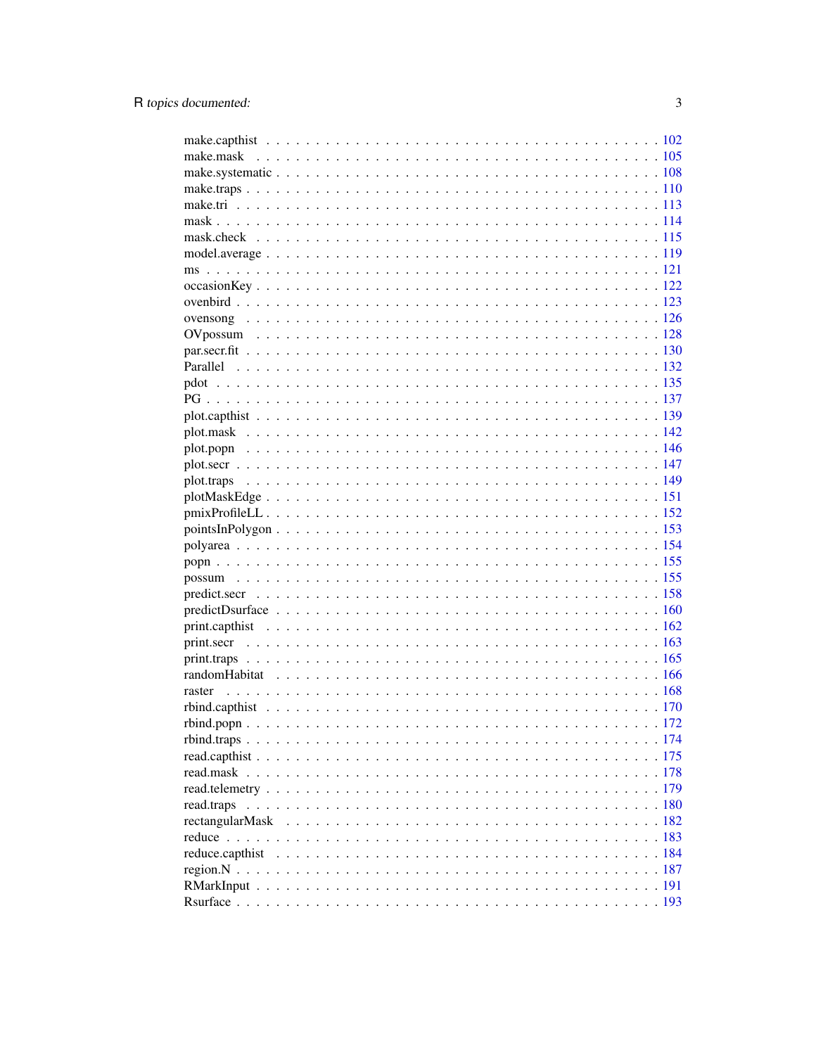make.capthist . . . . . . . . . . . . . . . . . . . . . . . . . . . . . . . . . . . . . . 102
make.mask . . . . . . . . . . . . . . . . . . . . . . . . . . . . . . . . . . . . . . . 105
make.systematic . . . . . . . . . . . . . . . . . . . . . . . . . . . . . . . . . . . . 108
make.traps . . . . . . . . . . . . . . . . . . . . . . . . . . . . . . . . . . . . . . . 110
make.tri . . . . . . . . . . . . . . . . . . . . . . . . . . . . . . . . . . . . . . . . 113
mask . . . . . . . . . . . . . . . . . . . . . . . . . . . . . . . . . . . . . . . . . . 114
mask.check . . . . . . . . . . . . . . . . . . . . . . . . . . . . . . . . . . . . . . 115
model.average . . . . . . . . . . . . . . . . . . . . . . . . . . . . . . . . . . . . . 119
ms . . . . . . . . . . . . . . . . . . . . . . . . . . . . . . . . . . . . . . . . . . . 121
occasionKey . . . . . . . . . . . . . . . . . . . . . . . . . . . . . . . . . . . . . . 122
ovenbird . . . . . . . . . . . . . . . . . . . . . . . . . . . . . . . . . . . . . . . . 123
ovensong . . . . . . . . . . . . . . . . . . . . . . . . . . . . . . . . . . . . . . . . 126
OVpossum . . . . . . . . . . . . . . . . . . . . . . . . . . . . . . . . . . . . . . . 128
par.secr.fit . . . . . . . . . . . . . . . . . . . . . . . . . . . . . . . . . . . . . . . 130
Parallel . . . . . . . . . . . . . . . . . . . . . . . . . . . . . . . . . . . . . . . . . 132
pdot . . . . . . . . . . . . . . . . . . . . . . . . . . . . . . . . . . . . . . . . . . . 135
PG . . . . . . . . . . . . . . . . . . . . . . . . . . . . . . . . . . . . . . . . . . . . 137
plot.capthist . . . . . . . . . . . . . . . . . . . . . . . . . . . . . . . . . . . . . . 139
plot.mask . . . . . . . . . . . . . . . . . . . . . . . . . . . . . . . . . . . . . . . . 142
plot.popn . . . . . . . . . . . . . . . . . . . . . . . . . . . . . . . . . . . . . . . . 146
plot.secr . . . . . . . . . . . . . . . . . . . . . . . . . . . . . . . . . . . . . . . . 147
plot.traps . . . . . . . . . . . . . . . . . . . . . . . . . . . . . . . . . . . . . . . . 149
plotMaskEdge . . . . . . . . . . . . . . . . . . . . . . . . . . . . . . . . . . . . . . 151
pmixProfileLL . . . . . . . . . . . . . . . . . . . . . . . . . . . . . . . . . . . . . . 152
pointsInPolygon . . . . . . . . . . . . . . . . . . . . . . . . . . . . . . . . . . . . 153
polyarea . . . . . . . . . . . . . . . . . . . . . . . . . . . . . . . . . . . . . . . . . 154
popn . . . . . . . . . . . . . . . . . . . . . . . . . . . . . . . . . . . . . . . . . . . 155
possum . . . . . . . . . . . . . . . . . . . . . . . . . . . . . . . . . . . . . . . . . . 155
predict.secr . . . . . . . . . . . . . . . . . . . . . . . . . . . . . . . . . . . . . . . 158
predictDsurface . . . . . . . . . . . . . . . . . . . . . . . . . . . . . . . . . . . . . 160
print.capthist . . . . . . . . . . . . . . . . . . . . . . . . . . . . . . . . . . . . . . 162
print.secr . . . . . . . . . . . . . . . . . . . . . . . . . . . . . . . . . . . . . . . . 163
print.traps . . . . . . . . . . . . . . . . . . . . . . . . . . . . . . . . . . . . . . . . 165
randomHabitat . . . . . . . . . . . . . . . . . . . . . . . . . . . . . . . . . . . . . . 166
raster . . . . . . . . . . . . . . . . . . . . . . . . . . . . . . . . . . . . . . . . . . 168
rbind.capthist . . . . . . . . . . . . . . . . . . . . . . . . . . . . . . . . . . . . . . 170
rbind.popn . . . . . . . . . . . . . . . . . . . . . . . . . . . . . . . . . . . . . . . . 172
rbind.traps . . . . . . . . . . . . . . . . . . . . . . . . . . . . . . . . . . . . . . . 174
read.capthist . . . . . . . . . . . . . . . . . . . . . . . . . . . . . . . . . . . . . . 175
read.mask . . . . . . . . . . . . . . . . . . . . . . . . . . . . . . . . . . . . . . . . 178
read.telemetry . . . . . . . . . . . . . . . . . . . . . . . . . . . . . . . . . . . . . 179
read.traps . . . . . . . . . . . . . . . . . . . . . . . . . . . . . . . . . . . . . . . . 180
rectangularMask . . . . . . . . . . . . . . . . . . . . . . . . . . . . . . . . . . . . 182
reduce . . . . . . . . . . . . . . . . . . . . . . . . . . . . . . . . . . . . . . . . . . 183
reduce.capthist . . . . . . . . . . . . . . . . . . . . . . . . . . . . . . . . . . . . . 184
region.N . . . . . . . . . . . . . . . . . . . . . . . . . . . . . . . . . . . . . . . . . 187
RMarkInput . . . . . . . . . . . . . . . . . . . . . . . . . . . . . . . . . . . . . . . 191
Rsurface . . . . . . . . . . . . . . . . . . . . . . . . . . . . . . . . . . . . . . . . . 193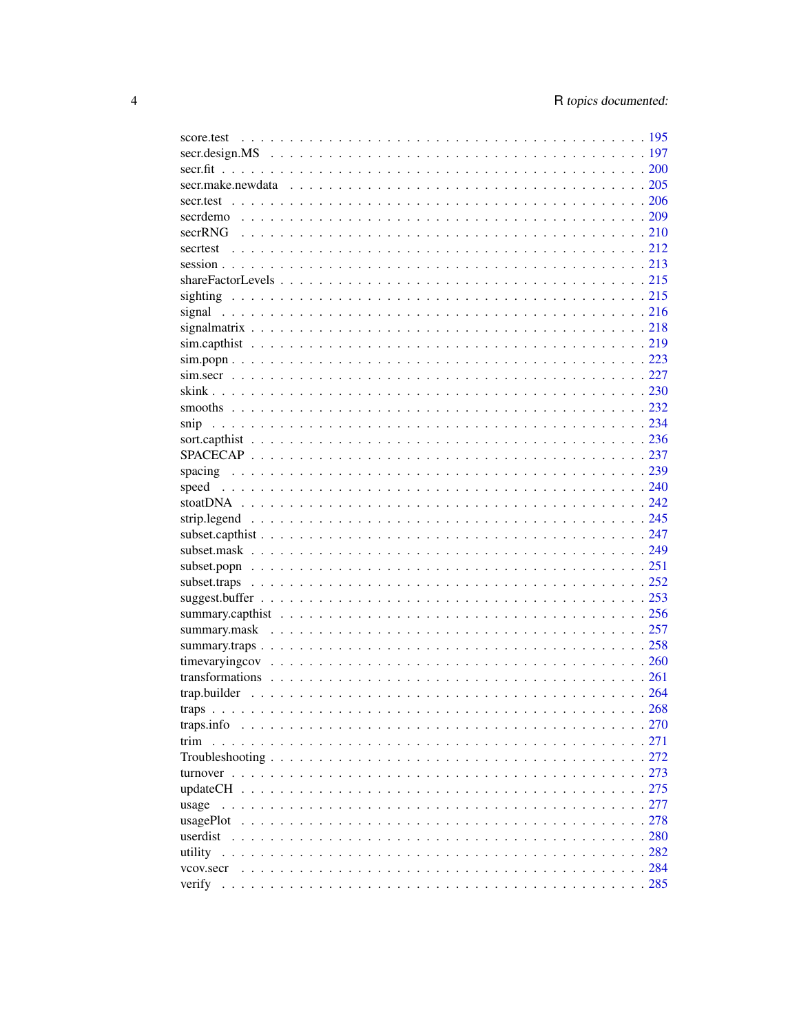score.test . . . . . . . . . . . . . . . . . . . . . . . . . . . . . . . . . . . . . . . 195
secr.design.MS . . . . . . . . . . . . . . . . . . . . . . . . . . . . . . . . . . . . . 197
secr.fit . . . . . . . . . . . . . . . . . . . . . . . . . . . . . . . . . . . . . . . . . 200
secr.make.newdata . . . . . . . . . . . . . . . . . . . . . . . . . . . . . . . . . . . 205
secr.test . . . . . . . . . . . . . . . . . . . . . . . . . . . . . . . . . . . . . . . . 206
secrdemo . . . . . . . . . . . . . . . . . . . . . . . . . . . . . . . . . . . . . . . . 209
secrRNG . . . . . . . . . . . . . . . . . . . . . . . . . . . . . . . . . . . . . . . . 210
secrtest . . . . . . . . . . . . . . . . . . . . . . . . . . . . . . . . . . . . . . . . 212
session . . . . . . . . . . . . . . . . . . . . . . . . . . . . . . . . . . . . . . . . . 213
shareFactorLevels . . . . . . . . . . . . . . . . . . . . . . . . . . . . . . . . . . . 215
sighting . . . . . . . . . . . . . . . . . . . . . . . . . . . . . . . . . . . . . . . . 215
signal . . . . . . . . . . . . . . . . . . . . . . . . . . . . . . . . . . . . . . . . . 216
signalmatrix . . . . . . . . . . . . . . . . . . . . . . . . . . . . . . . . . . . . . . 218
sim.capthist . . . . . . . . . . . . . . . . . . . . . . . . . . . . . . . . . . . . . . 219
sim.popn . . . . . . . . . . . . . . . . . . . . . . . . . . . . . . . . . . . . . . . . 223
sim.secr . . . . . . . . . . . . . . . . . . . . . . . . . . . . . . . . . . . . . . . . 227
skink . . . . . . . . . . . . . . . . . . . . . . . . . . . . . . . . . . . . . . . . . . 230
smooths . . . . . . . . . . . . . . . . . . . . . . . . . . . . . . . . . . . . . . . . . 232
snip . . . . . . . . . . . . . . . . . . . . . . . . . . . . . . . . . . . . . . . . . . 234
sort.capthist . . . . . . . . . . . . . . . . . . . . . . . . . . . . . . . . . . . . . . 236
SPACECAP . . . . . . . . . . . . . . . . . . . . . . . . . . . . . . . . . . . . . . . . 237
spacing . . . . . . . . . . . . . . . . . . . . . . . . . . . . . . . . . . . . . . . . . 239
speed . . . . . . . . . . . . . . . . . . . . . . . . . . . . . . . . . . . . . . . . . . 240
stoatDNA . . . . . . . . . . . . . . . . . . . . . . . . . . . . . . . . . . . . . . . . 242
strip.legend . . . . . . . . . . . . . . . . . . . . . . . . . . . . . . . . . . . . . . 245
subset.capthist . . . . . . . . . . . . . . . . . . . . . . . . . . . . . . . . . . . . . 247
subset.mask . . . . . . . . . . . . . . . . . . . . . . . . . . . . . . . . . . . . . . . 249
subset.popn . . . . . . . . . . . . . . . . . . . . . . . . . . . . . . . . . . . . . . . 251
subset.traps . . . . . . . . . . . . . . . . . . . . . . . . . . . . . . . . . . . . . . 252
suggest.buffer . . . . . . . . . . . . . . . . . . . . . . . . . . . . . . . . . . . . . 253
summary.capthist . . . . . . . . . . . . . . . . . . . . . . . . . . . . . . . . . . . . 256
summary.mask . . . . . . . . . . . . . . . . . . . . . . . . . . . . . . . . . . . . . . 257
summary.traps . . . . . . . . . . . . . . . . . . . . . . . . . . . . . . . . . . . . . . 258
timevaryingcov . . . . . . . . . . . . . . . . . . . . . . . . . . . . . . . . . . . . . 260
transformations . . . . . . . . . . . . . . . . . . . . . . . . . . . . . . . . . . . . . 261
trap.builder . . . . . . . . . . . . . . . . . . . . . . . . . . . . . . . . . . . . . . 264
traps . . . . . . . . . . . . . . . . . . . . . . . . . . . . . . . . . . . . . . . . . . 268
traps.info . . . . . . . . . . . . . . . . . . . . . . . . . . . . . . . . . . . . . . . . 270
trim . . . . . . . . . . . . . . . . . . . . . . . . . . . . . . . . . . . . . . . . . . 271
Troubleshooting . . . . . . . . . . . . . . . . . . . . . . . . . . . . . . . . . . . . . 272
turnover . . . . . . . . . . . . . . . . . . . . . . . . . . . . . . . . . . . . . . . . . 273
updateCH . . . . . . . . . . . . . . . . . . . . . . . . . . . . . . . . . . . . . . . . 275
usage . . . . . . . . . . . . . . . . . . . . . . . . . . . . . . . . . . . . . . . . . . 277
usagePlot . . . . . . . . . . . . . . . . . . . . . . . . . . . . . . . . . . . . . . . . 278
userdist . . . . . . . . . . . . . . . . . . . . . . . . . . . . . . . . . . . . . . . . . 280
utility . . . . . . . . . . . . . . . . . . . . . . . . . . . . . . . . . . . . . . . . . . 282
vcov.secr . . . . . . . . . . . . . . . . . . . . . . . . . . . . . . . . . . . . . . . . 284
verify . . . . . . . . . . . . . . . . . . . . . . . . . . . . . . . . . . . . . . . . . . 285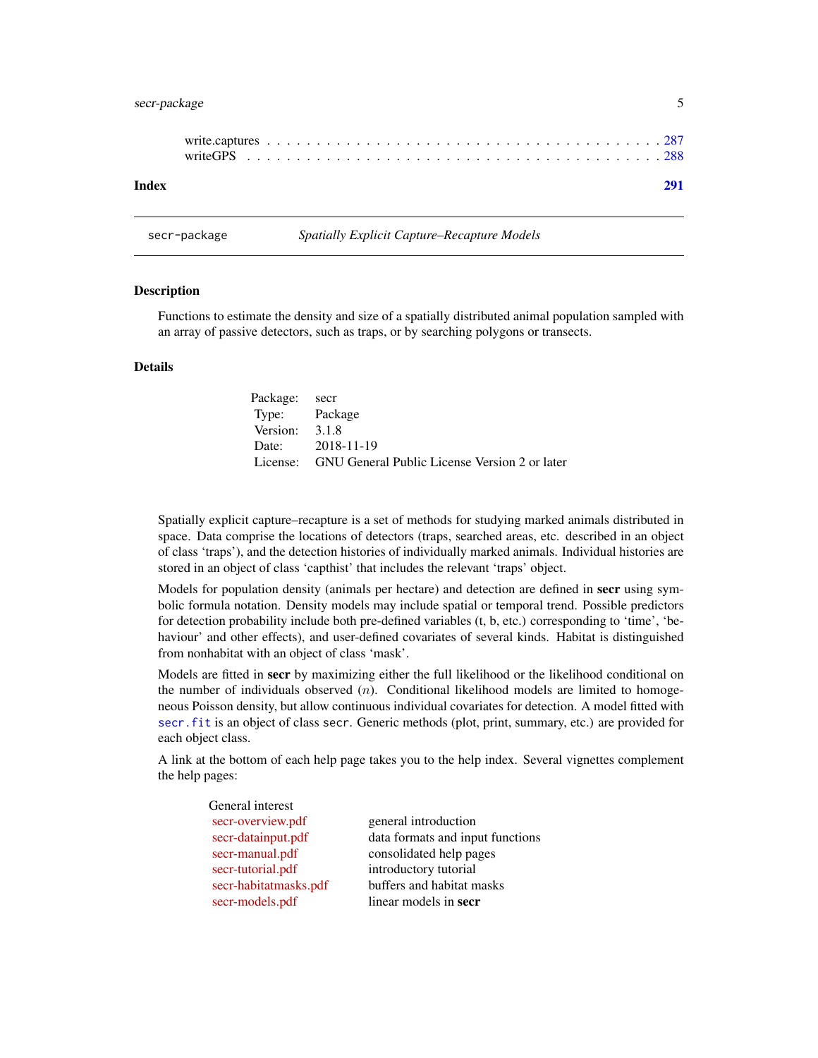write.captures . . . . . . . . . . . . . . . . . . . . . . . . . . . . . . . . . . . . . . 287
writeGPS . . . . . . . . . . . . . . . . . . . . . . . . . . . . . . . . . . . . . . . . 288

**Index** **291**

---

secr-package *Spatially Explicit Capture–Recapture Models*

---

## Description

Functions to estimate the density and size of a spatially distributed animal population sampled with an array of passive detectors, such as traps, or by searching polygons or transects.

## Details

| | |
|---|---|
| Package: | secr |
| Type: | Package |
| Version: | 3.1.8 |
| Date: | 2018-11-19 |
| License: | GNU General Public License Version 2 or later |

Spatially explicit capture–recapture is a set of methods for studying marked animals distributed in space. Data comprise the locations of detectors (traps, searched areas, etc. described in an object of class 'traps'), and the detection histories of individually marked animals. Individual histories are stored in an object of class 'capthist' that includes the relevant 'traps' object.

Models for population density (animals per hectare) and detection are defined in **secr** using symbolic formula notation. Density models may include spatial or temporal trend. Possible predictors for detection probability include both pre-defined variables (t, b, etc.) corresponding to 'time', 'behaviour' and other effects), and user-defined covariates of several kinds. Habitat is distinguished from nonhabitat with an object of class 'mask'.

Models are fitted in **secr** by maximizing either the full likelihood or the likelihood conditional on the number of individuals observed ($n$). Conditional likelihood models are limited to homogeneous Poisson density, but allow continuous individual covariates for detection. A model fitted with `secr.fit` is an object of class `secr`. Generic methods (plot, print, summary, etc.) are provided for each object class.

A link at the bottom of each help page takes you to the help index. Several vignettes complement the help pages:

| General interest | |
|---|---|
| secr-overview.pdf | general introduction |
| secr-datainput.pdf | data formats and input functions |
| secr-manual.pdf | consolidated help pages |
| secr-tutorial.pdf | introductory tutorial |
| secr-habitatmasks.pdf | buffers and habitat masks |
| secr-models.pdf | linear models in **secr** |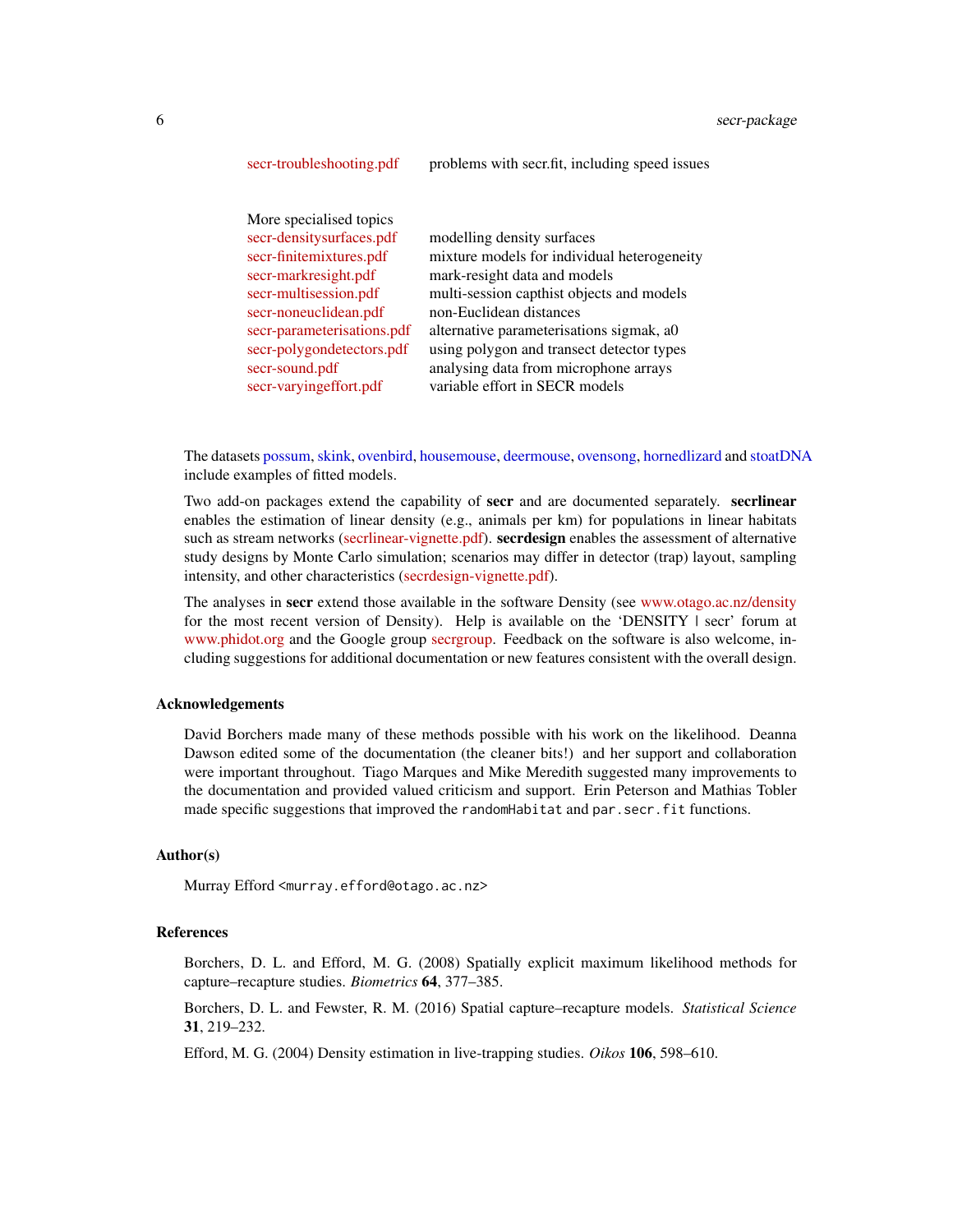| | |
|---|---|
| secr-troubleshooting.pdf | problems with secr.fit, including speed issues |

| | |
|---|---|
| More specialised topics | |
| secr-densitysurfaces.pdf | modelling density surfaces |
| secr-finitemixtures.pdf | mixture models for individual heterogeneity |
| secr-markresight.pdf | mark-resight data and models |
| secr-multisession.pdf | multi-session capthist objects and models |
| secr-noneuclidean.pdf | non-Euclidean distances |
| secr-parameterisations.pdf | alternative parameterisations sigmak, a0 |
| secr-polygondetectors.pdf | using polygon and transect detector types |
| secr-sound.pdf | analysing data from microphone arrays |
| secr-varyingeffort.pdf | variable effort in SECR models |

The datasets possum, skink, ovenbird, housemouse, deermouse, ovensong, hornedlizard and stoatDNA include examples of fitted models.

Two add-on packages extend the capability of **secr** and are documented separately. **secrlinear** enables the estimation of linear density (e.g., animals per km) for populations in linear habitats such as stream networks (secrlinear-vignette.pdf). **secrdesign** enables the assessment of alternative study designs by Monte Carlo simulation; scenarios may differ in detector (trap) layout, sampling intensity, and other characteristics (secrdesign-vignette.pdf).

The analyses in **secr** extend those available in the software Density (see www.otago.ac.nz/density for the most recent version of Density). Help is available on the 'DENSITY | secr' forum at www.phidot.org and the Google group secrgroup. Feedback on the software is also welcome, including suggestions for additional documentation or new features consistent with the overall design.

### Acknowledgements

David Borchers made many of these methods possible with his work on the likelihood. Deanna Dawson edited some of the documentation (the cleaner bits!) and her support and collaboration were important throughout. Tiago Marques and Mike Meredith suggested many improvements to the documentation and provided valued criticism and support. Erin Peterson and Mathias Tobler made specific suggestions that improved the `randomHabitat` and `par.secr.fit` functions.

### Author(s)

Murray Efford <murray.efford@otago.ac.nz>

### References

Borchers, D. L. and Efford, M. G. (2008) Spatially explicit maximum likelihood methods for capture–recapture studies. *Biometrics* **64**, 377–385.

Borchers, D. L. and Fewster, R. M. (2016) Spatial capture–recapture models. *Statistical Science* **31**, 219–232.

Efford, M. G. (2004) Density estimation in live-trapping studies. *Oikos* **106**, 598–610.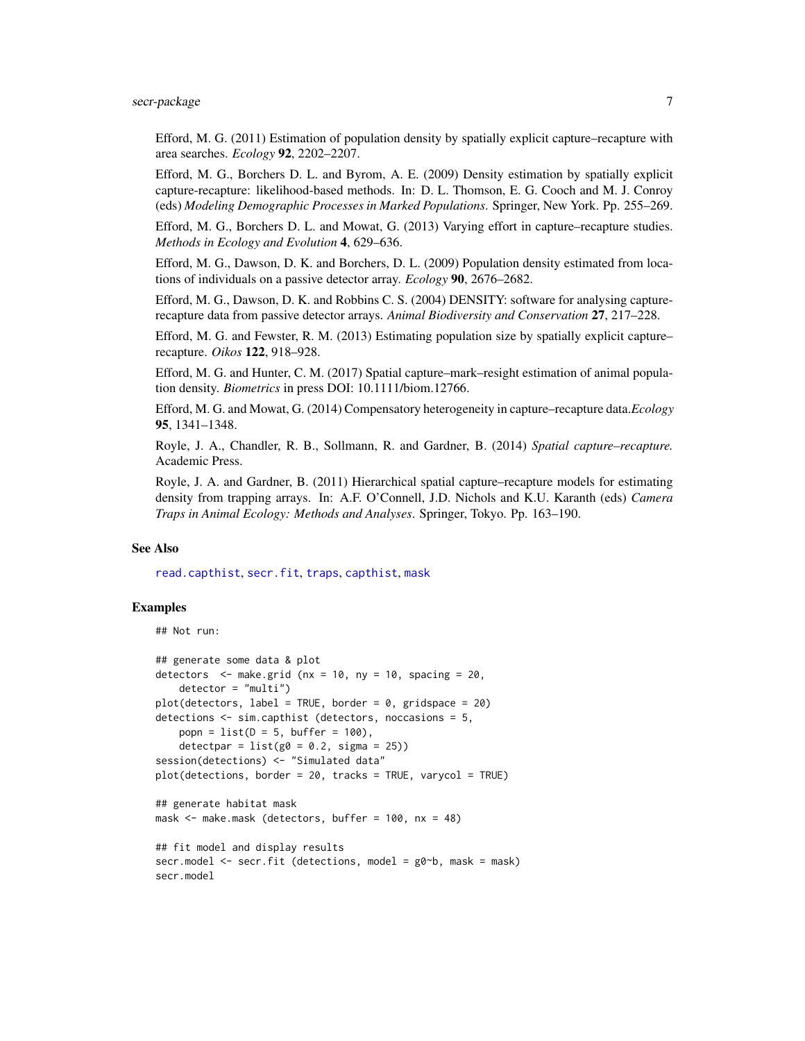Efford, M. G. (2011) Estimation of population density by spatially explicit capture–recapture with area searches. *Ecology* **92**, 2202–2207.

Efford, M. G., Borchers D. L. and Byrom, A. E. (2009) Density estimation by spatially explicit capture-recapture: likelihood-based methods. In: D. L. Thomson, E. G. Cooch and M. J. Conroy (eds) *Modeling Demographic Processes in Marked Populations*. Springer, New York. Pp. 255–269.

Efford, M. G., Borchers D. L. and Mowat, G. (2013) Varying effort in capture–recapture studies. *Methods in Ecology and Evolution* **4**, 629–636.

Efford, M. G., Dawson, D. K. and Borchers, D. L. (2009) Population density estimated from locations of individuals on a passive detector array. *Ecology* **90**, 2676–2682.

Efford, M. G., Dawson, D. K. and Robbins C. S. (2004) DENSITY: software for analysing capture-recapture data from passive detector arrays. *Animal Biodiversity and Conservation* **27**, 217–228.

Efford, M. G. and Fewster, R. M. (2013) Estimating population size by spatially explicit capture–recapture. *Oikos* **122**, 918–928.

Efford, M. G. and Hunter, C. M. (2017) Spatial capture–mark–resight estimation of animal population density. *Biometrics* in press DOI: 10.1111/biom.12766.

Efford, M. G. and Mowat, G. (2014) Compensatory heterogeneity in capture–recapture data.*Ecology* **95**, 1341–1348.

Royle, J. A., Chandler, R. B., Sollmann, R. and Gardner, B. (2014) *Spatial capture–recapture.* Academic Press.

Royle, J. A. and Gardner, B. (2011) Hierarchical spatial capture–recapture models for estimating density from trapping arrays. In: A.F. O'Connell, J.D. Nichols and K.U. Karanth (eds) *Camera Traps in Animal Ecology: Methods and Analyses*. Springer, Tokyo. Pp. 163–190.

## See Also

read.capthist, secr.fit, traps, capthist, mask

## Examples

```
## Not run:

## generate some data & plot
detectors  <- make.grid (nx = 10, ny = 10, spacing = 20,
    detector = "multi")
plot(detectors, label = TRUE, border = 0, gridspace = 20)
detections <- sim.capthist (detectors, noccasions = 5,
    popn = list(D = 5, buffer = 100),
    detectpar = list(g0 = 0.2, sigma = 25))
session(detections) <- "Simulated data"
plot(detections, border = 20, tracks = TRUE, varycol = TRUE)

## generate habitat mask
mask <- make.mask (detectors, buffer = 100, nx = 48)

## fit model and display results
secr.model <- secr.fit (detections, model = g0~b, mask = mask)
secr.model
```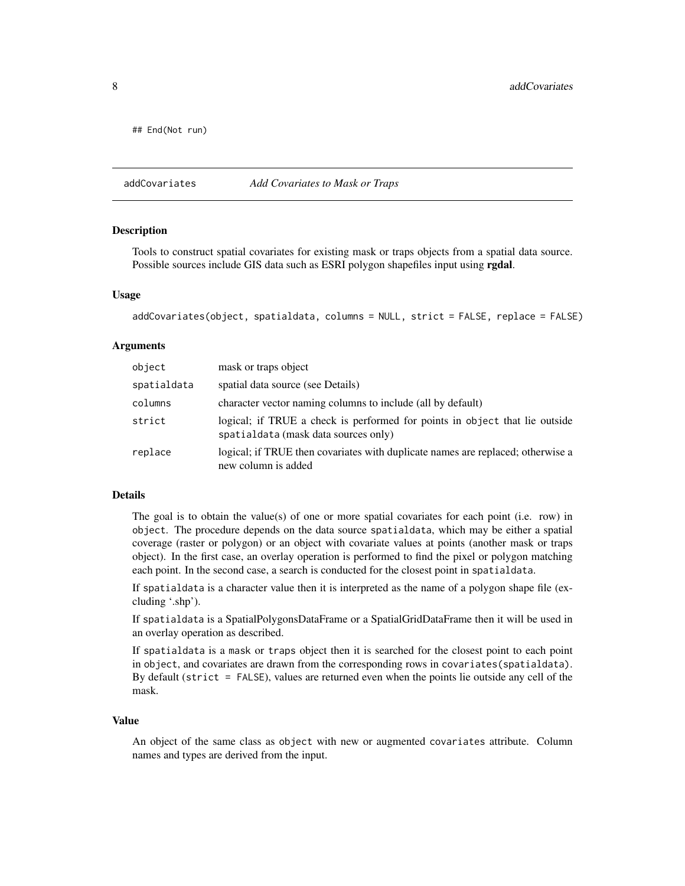```
## End(Not run)
```

## addCovariates — *Add Covariates to Mask or Traps*

### Description

Tools to construct spatial covariates for existing mask or traps objects from a spatial data source. Possible sources include GIS data such as ESRI polygon shapefiles input using **rgdal**.

### Usage

```
addCovariates(object, spatialdata, columns = NULL, strict = FALSE, replace = FALSE)
```

### Arguments

| Argument | Description |
| --- | --- |
| `object` | mask or traps object |
| `spatialdata` | spatial data source (see Details) |
| `columns` | character vector naming columns to include (all by default) |
| `strict` | logical; if TRUE a check is performed for points in `object` that lie outside `spatialdata` (mask data sources only) |
| `replace` | logical; if TRUE then covariates with duplicate names are replaced; otherwise a new column is added |

### Details

The goal is to obtain the value(s) of one or more spatial covariates for each point (i.e. row) in `object`. The procedure depends on the data source `spatialdata`, which may be either a spatial coverage (raster or polygon) or an object with covariate values at points (another mask or traps object). In the first case, an overlay operation is performed to find the pixel or polygon matching each point. In the second case, a search is conducted for the closest point in `spatialdata`.

If `spatialdata` is a character value then it is interpreted as the name of a polygon shape file (excluding '.shp').

If `spatialdata` is a SpatialPolygonsDataFrame or a SpatialGridDataFrame then it will be used in an overlay operation as described.

If `spatialdata` is a `mask` or `traps` object then it is searched for the closest point to each point in `object`, and covariates are drawn from the corresponding rows in `covariates(spatialdata)`. By default (`strict = FALSE`), values are returned even when the points lie outside any cell of the mask.

### Value

An object of the same class as `object` with new or augmented `covariates` attribute. Column names and types are derived from the input.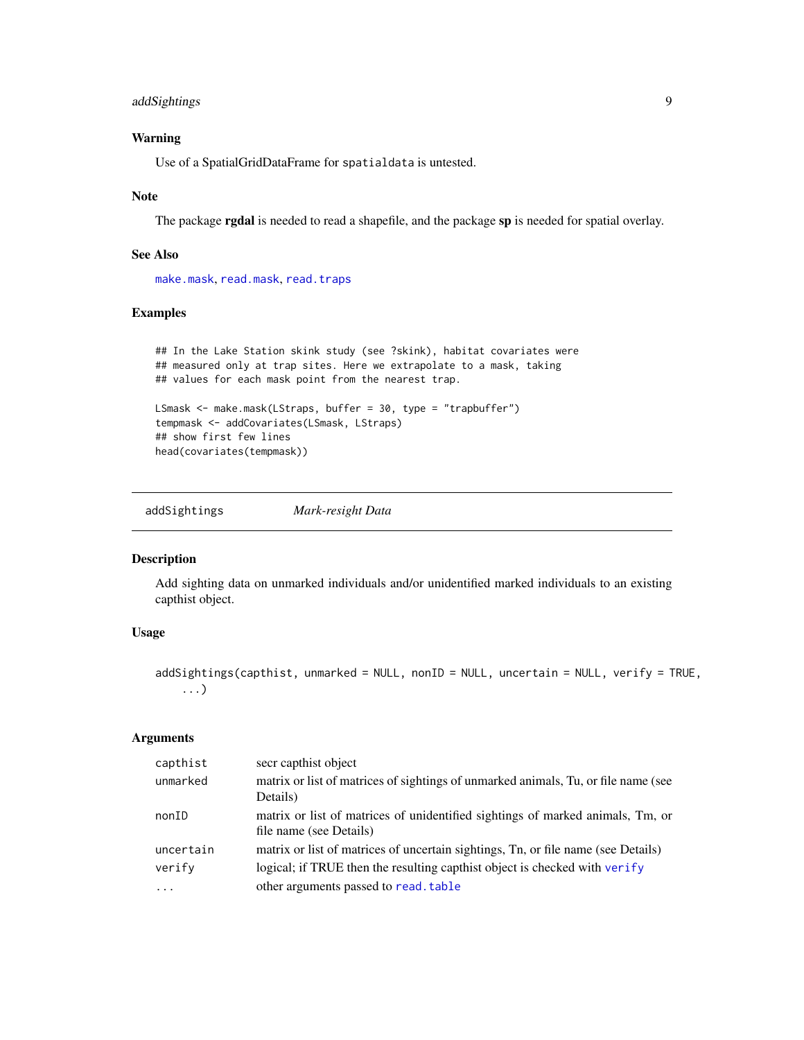### Warning

Use of a SpatialGridDataFrame for `spatialdata` is untested.

### Note

The package **rgdal** is needed to read a shapefile, and the package **sp** is needed for spatial overlay.

### See Also

`make.mask`, `read.mask`, `read.traps`

### Examples

```
## In the Lake Station skink study (see ?skink), habitat covariates were
## measured only at trap sites. Here we extrapolate to a mask, taking
## values for each mask point from the nearest trap.

LSmask <- make.mask(LStraps, buffer = 30, type = "trapbuffer")
tempmask <- addCovariates(LSmask, LStraps)
## show first few lines
head(covariates(tempmask))
```

---

## addSightings *Mark-resight Data*

### Description

Add sighting data on unmarked individuals and/or unidentified marked individuals to an existing capthist object.

### Usage

```
addSightings(capthist, unmarked = NULL, nonID = NULL, uncertain = NULL, verify = TRUE,
    ...)
```

### Arguments

| | |
|---|---|
| `capthist` | secr capthist object |
| `unmarked` | matrix or list of matrices of sightings of unmarked animals, Tu, or file name (see Details) |
| `nonID` | matrix or list of matrices of unidentified sightings of marked animals, Tm, or file name (see Details) |
| `uncertain` | matrix or list of matrices of uncertain sightings, Tn, or file name (see Details) |
| `verify` | logical; if TRUE then the resulting capthist object is checked with `verify` |
| `...` | other arguments passed to `read.table` |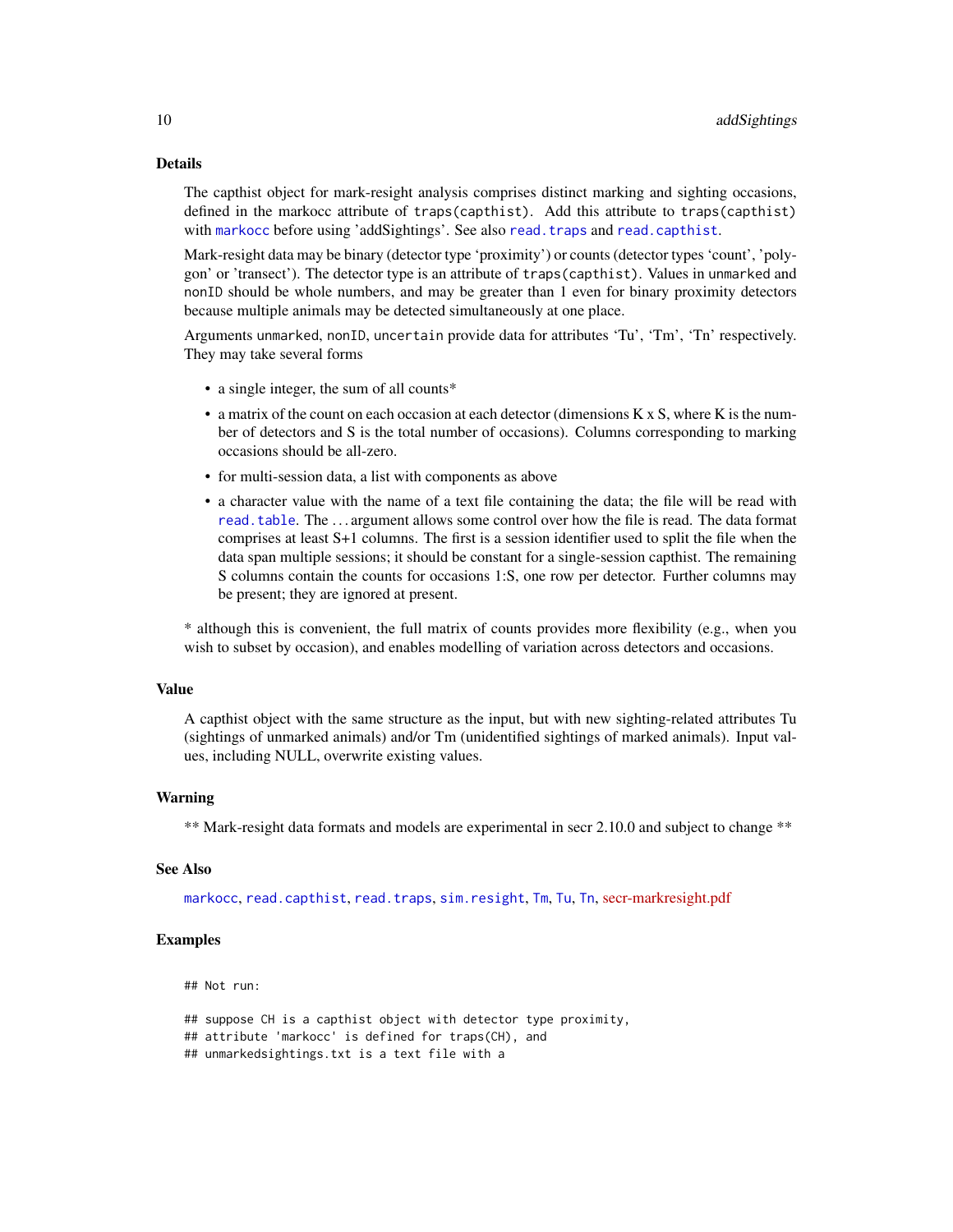### Details

The capthist object for mark-resight analysis comprises distinct marking and sighting occasions, defined in the markocc attribute of `traps(capthist)`. Add this attribute to `traps(capthist)` with `markocc` before using 'addSightings'. See also `read.traps` and `read.capthist`.

Mark-resight data may be binary (detector type 'proximity') or counts (detector types 'count', 'polygon' or 'transect'). The detector type is an attribute of `traps(capthist)`. Values in `unmarked` and `nonID` should be whole numbers, and may be greater than 1 even for binary proximity detectors because multiple animals may be detected simultaneously at one place.

Arguments `unmarked`, `nonID`, `uncertain` provide data for attributes 'Tu', 'Tm', 'Tn' respectively. They may take several forms

- a single integer, the sum of all counts*
- a matrix of the count on each occasion at each detector (dimensions K x S, where K is the number of detectors and S is the total number of occasions). Columns corresponding to marking occasions should be all-zero.
- for multi-session data, a list with components as above
- a character value with the name of a text file containing the data; the file will be read with `read.table`. The ... argument allows some control over how the file is read. The data format comprises at least S+1 columns. The first is a session identifier used to split the file when the data span multiple sessions; it should be constant for a single-session capthist. The remaining S columns contain the counts for occasions 1:S, one row per detector. Further columns may be present; they are ignored at present.

* although this is convenient, the full matrix of counts provides more flexibility (e.g., when you wish to subset by occasion), and enables modelling of variation across detectors and occasions.

### Value

A capthist object with the same structure as the input, but with new sighting-related attributes Tu (sightings of unmarked animals) and/or Tm (unidentified sightings of marked animals). Input values, including NULL, overwrite existing values.

### Warning

** Mark-resight data formats and models are experimental in secr 2.10.0 and subject to change **

### See Also

`markocc`, `read.capthist`, `read.traps`, `sim.resight`, `Tm`, `Tu`, `Tn`, secr-markresight.pdf

### Examples

```
## Not run:

## suppose CH is a capthist object with detector type proximity,
## attribute 'markocc' is defined for traps(CH), and
## unmarkedsightings.txt is a text file with a
```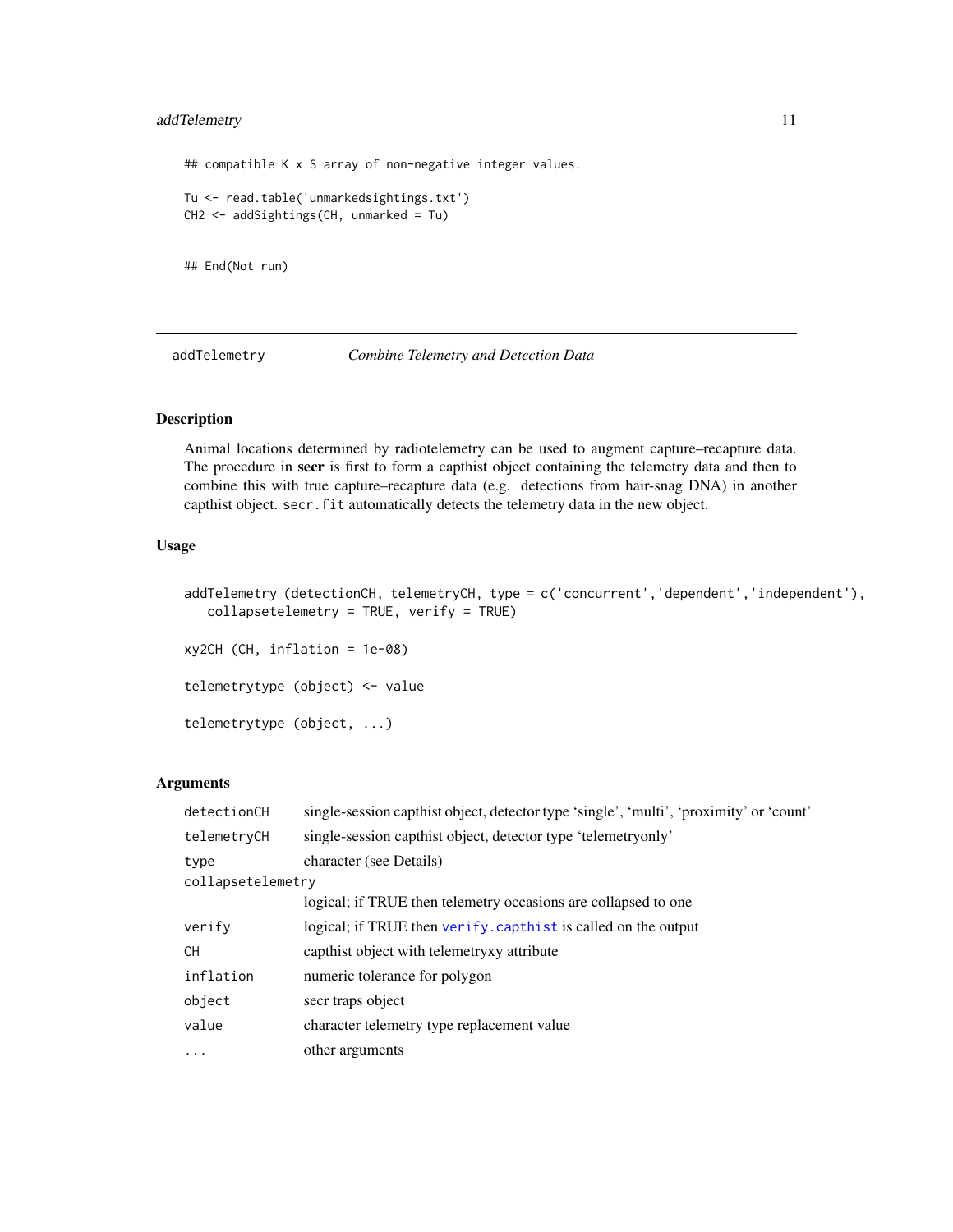```
## compatible K x S array of non-negative integer values.

Tu <- read.table('unmarkedsightings.txt')
CH2 <- addSightings(CH, unmarked = Tu)


## End(Not run)
```

---

addTelemetry *Combine Telemetry and Detection Data*

---

## Description

Animal locations determined by radiotelemetry can be used to augment capture–recapture data. The procedure in **secr** is first to form a capthist object containing the telemetry data and then to combine this with true capture–recapture data (e.g. detections from hair-snag DNA) in another capthist object. `secr.fit` automatically detects the telemetry data in the new object.

## Usage

```
addTelemetry (detectionCH, telemetryCH, type = c('concurrent','dependent','independent'),
   collapsetelemetry = TRUE, verify = TRUE)

xy2CH (CH, inflation = 1e-08)

telemetrytype (object) <- value

telemetrytype (object, ...)
```

## Arguments

| | |
|---|---|
| `detectionCH` | single-session capthist object, detector type ‘single’, ‘multi’, ‘proximity’ or ‘count’ |
| `telemetryCH` | single-session capthist object, detector type ‘telemetryonly’ |
| `type` | character (see Details) |
| `collapsetelemetry` | logical; if TRUE then telemetry occasions are collapsed to one |
| `verify` | logical; if TRUE then `verify.capthist` is called on the output |
| `CH` | capthist object with telemetryxy attribute |
| `inflation` | numeric tolerance for polygon |
| `object` | secr traps object |
| `value` | character telemetry type replacement value |
| `...` | other arguments |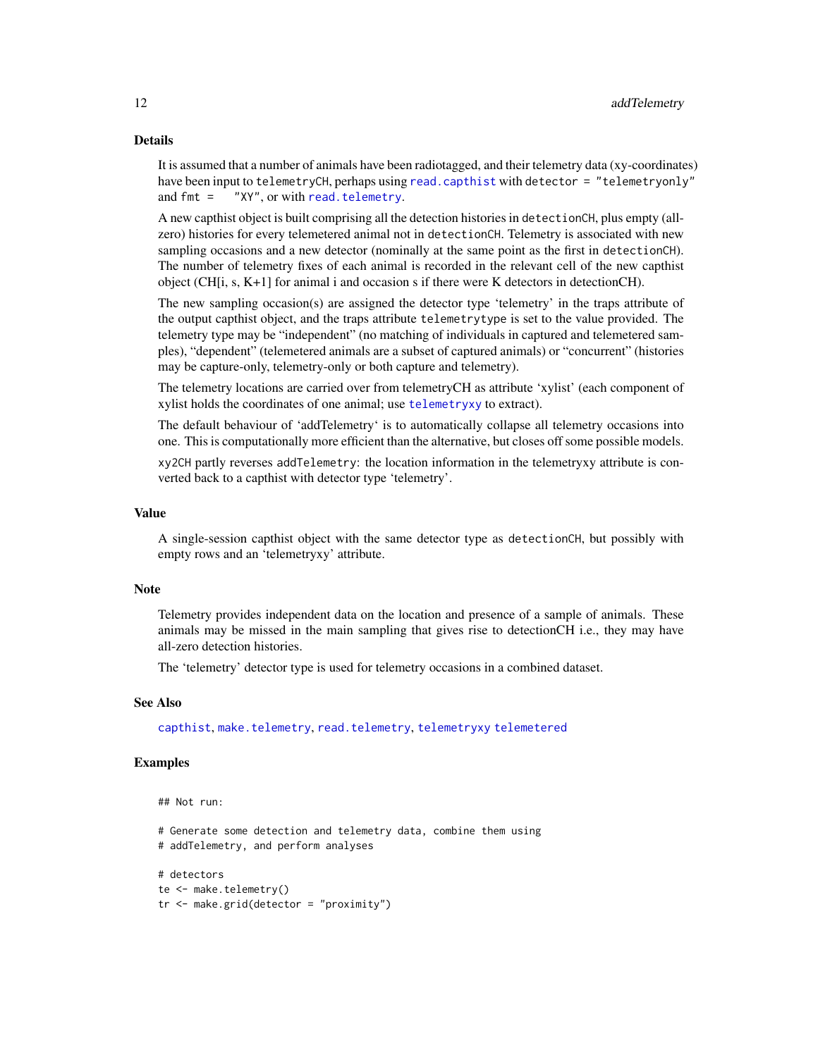### Details

It is assumed that a number of animals have been radiotagged, and their telemetry data (xy-coordinates) have been input to `telemetryCH`, perhaps using `read.capthist` with `detector = "telemetryonly"` and `fmt = "XY"`, or with `read.telemetry`.

A new capthist object is built comprising all the detection histories in `detectionCH`, plus empty (all-zero) histories for every telemetered animal not in `detectionCH`. Telemetry is associated with new sampling occasions and a new detector (nominally at the same point as the first in `detectionCH`). The number of telemetry fixes of each animal is recorded in the relevant cell of the new capthist object (CH[i, s, K+1] for animal i and occasion s if there were K detectors in detectionCH).

The new sampling occasion(s) are assigned the detector type 'telemetry' in the traps attribute of the output capthist object, and the traps attribute `telemetrytype` is set to the value provided. The telemetry type may be "independent" (no matching of individuals in captured and telemetered samples), "dependent" (telemetered animals are a subset of captured animals) or "concurrent" (histories may be capture-only, telemetry-only or both capture and telemetry).

The telemetry locations are carried over from telemetryCH as attribute 'xylist' (each component of xylist holds the coordinates of one animal; use `telemetryxy` to extract).

The default behaviour of 'addTelemetry' is to automatically collapse all telemetry occasions into one. This is computationally more efficient than the alternative, but closes off some possible models.

`xy2CH` partly reverses `addTelemetry`: the location information in the telemetryxy attribute is converted back to a capthist with detector type 'telemetry'.

### Value

A single-session capthist object with the same detector type as `detectionCH`, but possibly with empty rows and an 'telemetryxy' attribute.

### Note

Telemetry provides independent data on the location and presence of a sample of animals. These animals may be missed in the main sampling that gives rise to detectionCH i.e., they may have all-zero detection histories.

The 'telemetry' detector type is used for telemetry occasions in a combined dataset.

### See Also

`capthist`, `make.telemetry`, `read.telemetry`, `telemetryxy` `telemetered`

### Examples

```
## Not run:

# Generate some detection and telemetry data, combine them using
# addTelemetry, and perform analyses

# detectors
te <- make.telemetry()
tr <- make.grid(detector = "proximity")
```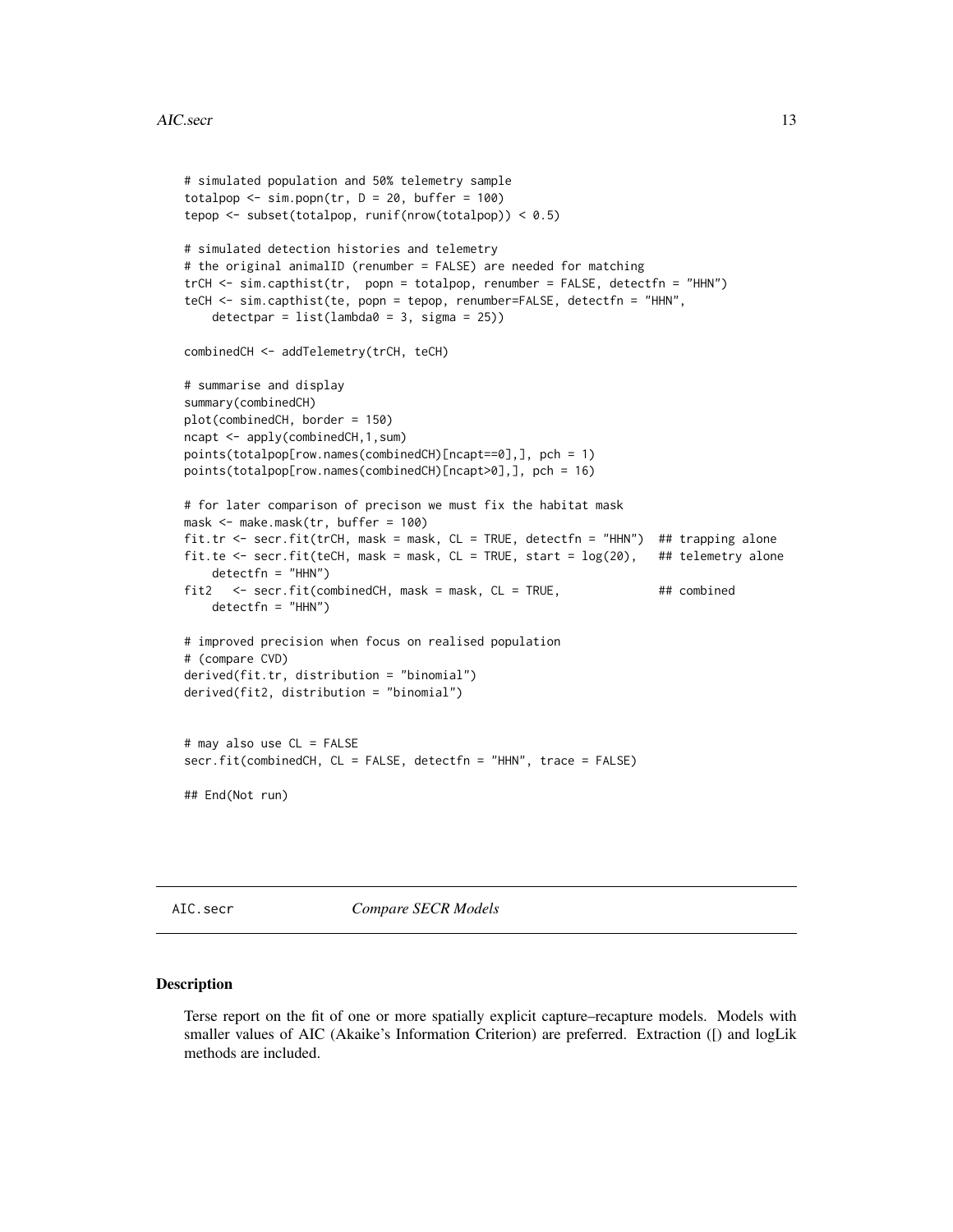```
# simulated population and 50% telemetry sample
totalpop <- sim.popn(tr, D = 20, buffer = 100)
tepop <- subset(totalpop, runif(nrow(totalpop)) < 0.5)

# simulated detection histories and telemetry
# the original animalID (renumber = FALSE) are needed for matching
trCH <- sim.capthist(tr,  popn = totalpop, renumber = FALSE, detectfn = "HHN")
teCH <- sim.capthist(te, popn = tepop, renumber=FALSE, detectfn = "HHN",
    detectpar = list(lambda0 = 3, sigma = 25))

combinedCH <- addTelemetry(trCH, teCH)

# summarise and display
summary(combinedCH)
plot(combinedCH, border = 150)
ncapt <- apply(combinedCH,1,sum)
points(totalpop[row.names(combinedCH)[ncapt==0],], pch = 1)
points(totalpop[row.names(combinedCH)[ncapt>0],], pch = 16)

# for later comparison of precison we must fix the habitat mask
mask <- make.mask(tr, buffer = 100)
fit.tr <- secr.fit(trCH, mask = mask, CL = TRUE, detectfn = "HHN")  ## trapping alone
fit.te <- secr.fit(teCH, mask = mask, CL = TRUE, start = log(20),   ## telemetry alone
    detectfn = "HHN")
fit2   <- secr.fit(combinedCH, mask = mask, CL = TRUE,              ## combined
    detectfn = "HHN")

# improved precision when focus on realised population
# (compare CVD)
derived(fit.tr, distribution = "binomial")
derived(fit2, distribution = "binomial")


# may also use CL = FALSE
secr.fit(combinedCH, CL = FALSE, detectfn = "HHN", trace = FALSE)

## End(Not run)
```

---

AIC.secr *Compare SECR Models*

---

## Description

Terse report on the fit of one or more spatially explicit capture–recapture models. Models with smaller values of AIC (Akaike's Information Criterion) are preferred. Extraction ([) and logLik methods are included.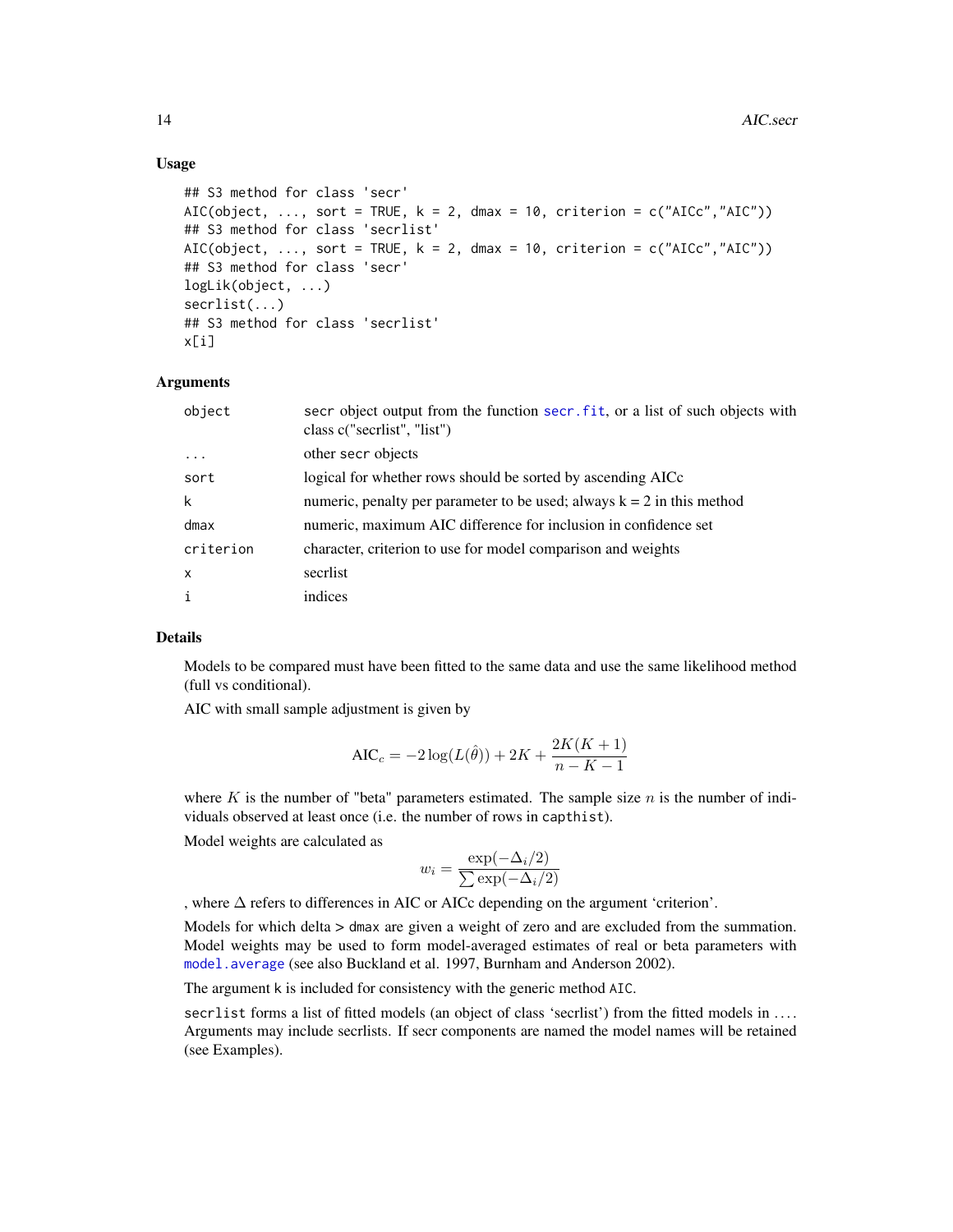### Usage

```
## S3 method for class 'secr'
AIC(object, ..., sort = TRUE, k = 2, dmax = 10, criterion = c("AICc","AIC"))
## S3 method for class 'secrlist'
AIC(object, ..., sort = TRUE, k = 2, dmax = 10, criterion = c("AICc","AIC"))
## S3 method for class 'secr'
logLik(object, ...)
secrlist(...)
## S3 method for class 'secrlist'
x[i]
```

### Arguments

| | |
|---|---|
| `object` | secr object output from the function secr.fit, or a list of such objects with class c("secrlist", "list") |
| `...` | other secr objects |
| `sort` | logical for whether rows should be sorted by ascending AICc |
| `k` | numeric, penalty per parameter to be used; always k = 2 in this method |
| `dmax` | numeric, maximum AIC difference for inclusion in confidence set |
| `criterion` | character, criterion to use for model comparison and weights |
| `x` | secrlist |
| `i` | indices |

### Details

Models to be compared must have been fitted to the same data and use the same likelihood method (full vs conditional).

AIC with small sample adjustment is given by

$$\text{AIC}_c = -2\log(L(\hat{\theta})) + 2K + \frac{2K(K+1)}{n-K-1}$$

where $K$ is the number of "beta" parameters estimated. The sample size $n$ is the number of individuals observed at least once (i.e. the number of rows in `capthist`).

Model weights are calculated as

$$w_i = \frac{\exp(-\Delta_i/2)}{\sum \exp(-\Delta_i/2)}$$

, where $\Delta$ refers to differences in AIC or AICc depending on the argument 'criterion'.

Models for which delta > `dmax` are given a weight of zero and are excluded from the summation. Model weights may be used to form model-averaged estimates of real or beta parameters with `model.average` (see also Buckland et al. 1997, Burnham and Anderson 2002).

The argument k is included for consistency with the generic method `AIC`.

`secrlist` forms a list of fitted models (an object of class 'secrlist') from the fitted models in .... Arguments may include secrlists. If secr components are named the model names will be retained (see Examples).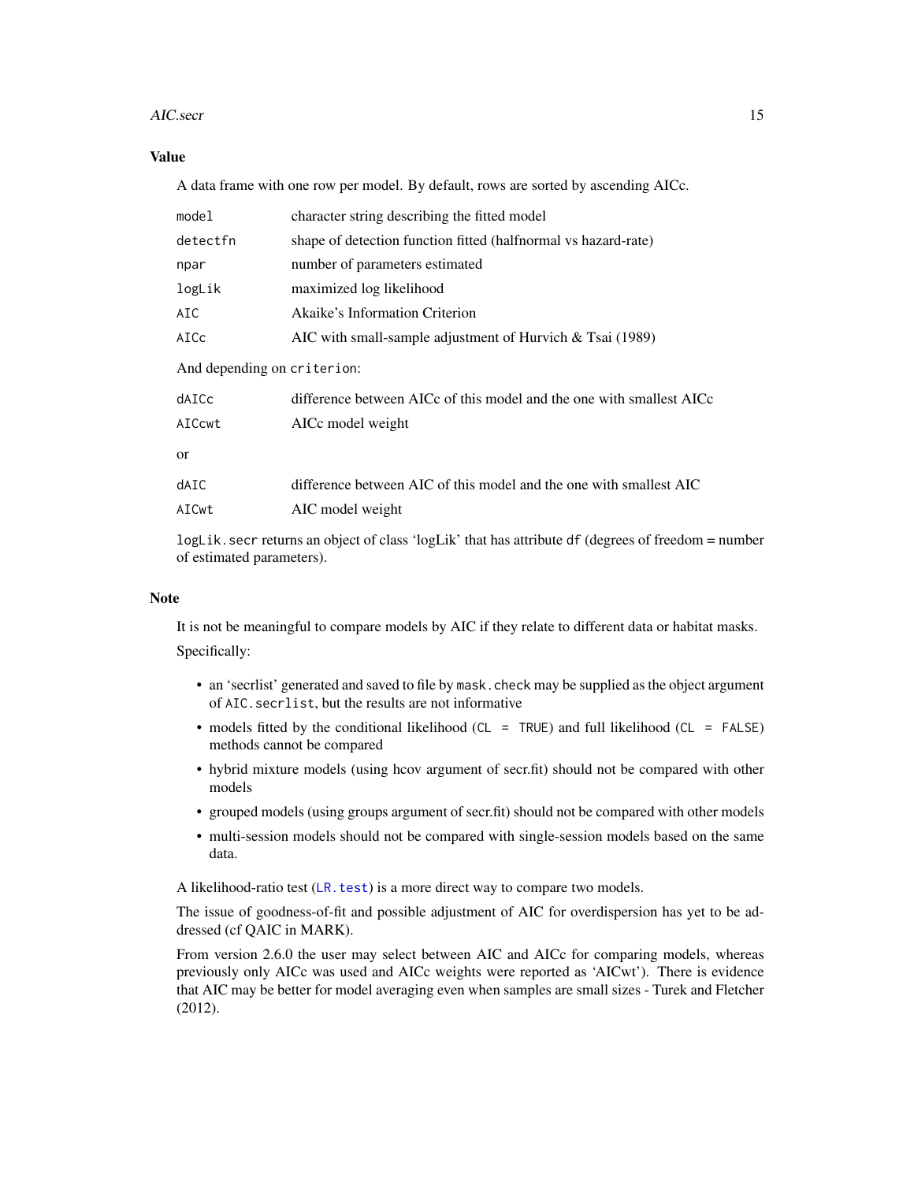## Value

A data frame with one row per model. By default, rows are sorted by ascending AICc.

| | |
|---|---|
| `model` | character string describing the fitted model |
| `detectfn` | shape of detection function fitted (halfnormal vs hazard-rate) |
| `npar` | number of parameters estimated |
| `logLik` | maximized log likelihood |
| `AIC` | Akaike's Information Criterion |
| `AICc` | AIC with small-sample adjustment of Hurvich & Tsai (1989) |

And depending on `criterion`:

| | |
|---|---|
| `dAICc` | difference between AICc of this model and the one with smallest AICc |
| `AICcwt` | AICc model weight |

or

| | |
|---|---|
| `dAIC` | difference between AIC of this model and the one with smallest AIC |
| `AICwt` | AIC model weight |

`logLik.secr` returns an object of class 'logLik' that has attribute `df` (degrees of freedom = number of estimated parameters).

## Note

It is not be meaningful to compare models by AIC if they relate to different data or habitat masks.

Specifically:

- an 'secrlist' generated and saved to file by `mask.check` may be supplied as the object argument of `AIC.secrlist`, but the results are not informative
- models fitted by the conditional likelihood (`CL = TRUE`) and full likelihood (`CL = FALSE`) methods cannot be compared
- hybrid mixture models (using hcov argument of secr.fit) should not be compared with other models
- grouped models (using groups argument of secr.fit) should not be compared with other models
- multi-session models should not be compared with single-session models based on the same data.

A likelihood-ratio test (`LR.test`) is a more direct way to compare two models.

The issue of goodness-of-fit and possible adjustment of AIC for overdispersion has yet to be addressed (cf QAIC in MARK).

From version 2.6.0 the user may select between AIC and AICc for comparing models, whereas previously only AICc was used and AICc weights were reported as 'AICwt'). There is evidence that AIC may be better for model averaging even when samples are small sizes - Turek and Fletcher (2012).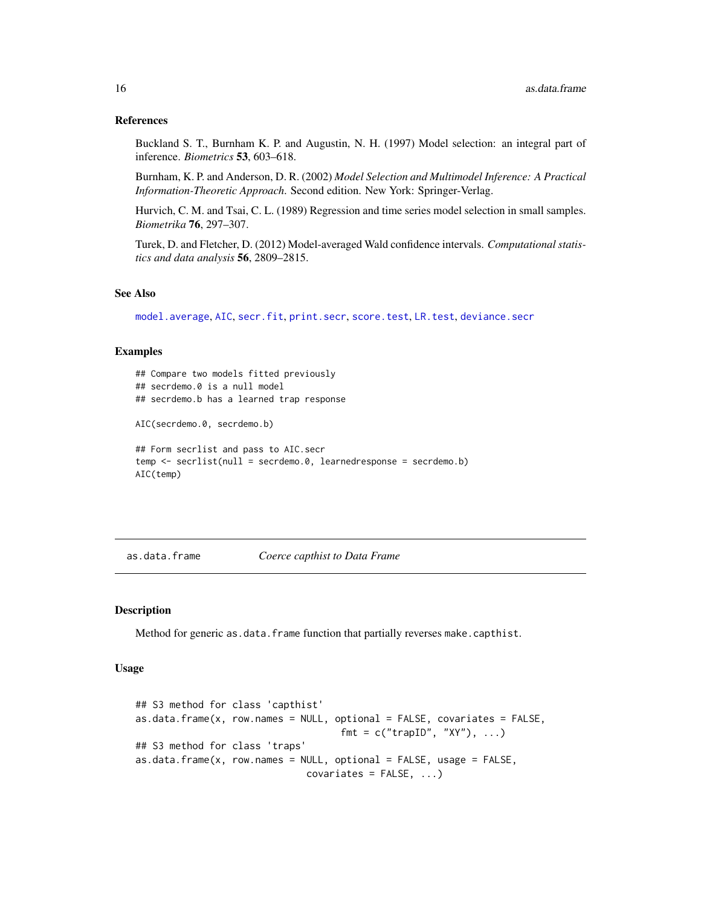### References

Buckland S. T., Burnham K. P. and Augustin, N. H. (1997) Model selection: an integral part of inference. *Biometrics* **53**, 603–618.

Burnham, K. P. and Anderson, D. R. (2002) *Model Selection and Multimodel Inference: A Practical Information-Theoretic Approach*. Second edition. New York: Springer-Verlag.

Hurvich, C. M. and Tsai, C. L. (1989) Regression and time series model selection in small samples. *Biometrika* **76**, 297–307.

Turek, D. and Fletcher, D. (2012) Model-averaged Wald confidence intervals. *Computational statistics and data analysis* **56**, 2809–2815.

### See Also

`model.average`, `AIC`, `secr.fit`, `print.secr`, `score.test`, `LR.test`, `deviance.secr`

### Examples

```
## Compare two models fitted previously
## secrdemo.0 is a null model
## secrdemo.b has a learned trap response

AIC(secrdemo.0, secrdemo.b)

## Form secrlist and pass to AIC.secr
temp <- secrlist(null = secrdemo.0, learnedresponse = secrdemo.b)
AIC(temp)
```

---

## as.data.frame — *Coerce capthist to Data Frame*

### Description

Method for generic `as.data.frame` function that partially reverses `make.capthist`.

### Usage

```
## S3 method for class 'capthist'
as.data.frame(x, row.names = NULL, optional = FALSE, covariates = FALSE,
                                   fmt = c("trapID", "XY"), ...)
## S3 method for class 'traps'
as.data.frame(x, row.names = NULL, optional = FALSE, usage = FALSE,
                              covariates = FALSE, ...)
```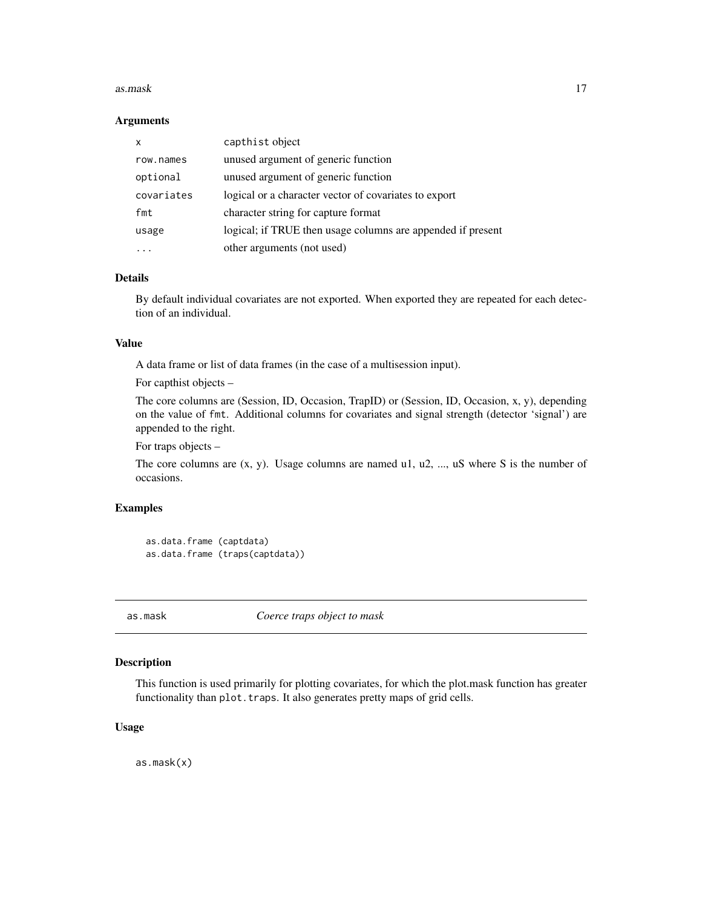### Arguments

| | |
|---|---|
| `x` | `capthist` object |
| `row.names` | unused argument of generic function |
| `optional` | unused argument of generic function |
| `covariates` | logical or a character vector of covariates to export |
| `fmt` | character string for capture format |
| `usage` | logical; if TRUE then usage columns are appended if present |
| `...` | other arguments (not used) |

### Details

By default individual covariates are not exported. When exported they are repeated for each detection of an individual.

### Value

A data frame or list of data frames (in the case of a multisession input).

For capthist objects –

The core columns are (Session, ID, Occasion, TrapID) or (Session, ID, Occasion, x, y), depending on the value of `fmt`. Additional columns for covariates and signal strength (detector 'signal') are appended to the right.

For traps objects –

The core columns are (x, y). Usage columns are named u1, u2, ..., uS where S is the number of occasions.

### Examples

```
as.data.frame (captdata)
as.data.frame (traps(captdata))
```

---

## as.mask — *Coerce traps object to mask*

### Description

This function is used primarily for plotting covariates, for which the plot.mask function has greater functionality than `plot.traps`. It also generates pretty maps of grid cells.

### Usage

```
as.mask(x)
```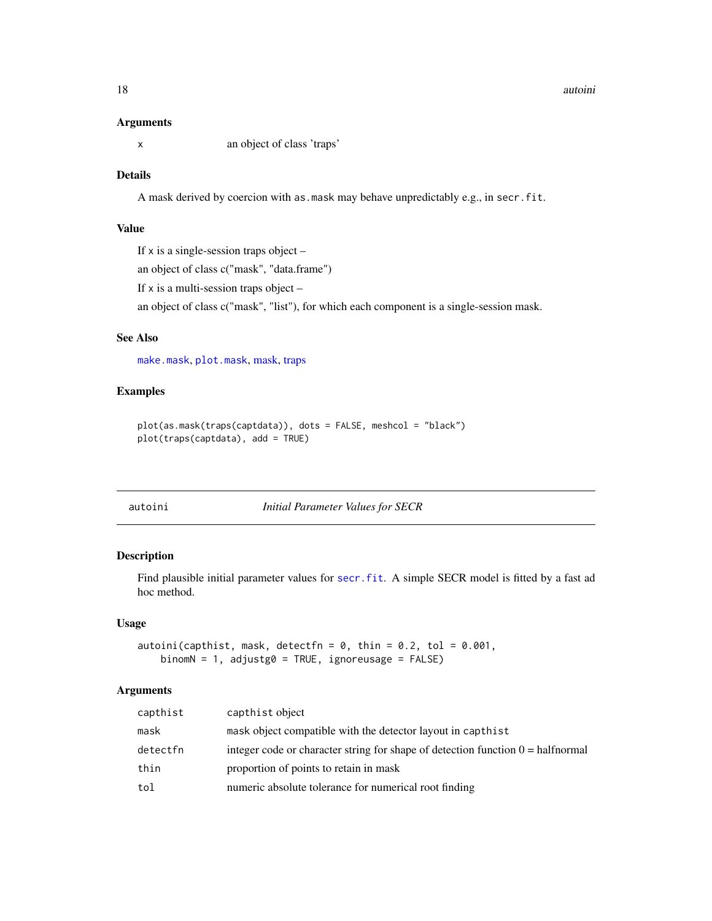### Arguments

| | |
|---|---|
| x | an object of class 'traps' |

### Details

A mask derived by coercion with `as.mask` may behave unpredictably e.g., in `secr.fit`.

### Value

If x is a single-session traps object –

an object of class c("mask", "data.frame")

If x is a multi-session traps object –

an object of class c("mask", "list"), for which each component is a single-session mask.

### See Also

`make.mask`, `plot.mask`, mask, traps

### Examples

```
plot(as.mask(traps(captdata)), dots = FALSE, meshcol = "black")
plot(traps(captdata), add = TRUE)
```

---

## autoini — *Initial Parameter Values for SECR*

### Description

Find plausible initial parameter values for `secr.fit`. A simple SECR model is fitted by a fast ad hoc method.

### Usage

```
autoini(capthist, mask, detectfn = 0, thin = 0.2, tol = 0.001,
    binomN = 1, adjustg0 = TRUE, ignoreusage = FALSE)
```

### Arguments

| | |
|---|---|
| capthist | `capthist` object |
| mask | `mask` object compatible with the detector layout in `capthist` |
| detectfn | integer code or character string for shape of detection function 0 = halfnormal |
| thin | proportion of points to retain in mask |
| tol | numeric absolute tolerance for numerical root finding |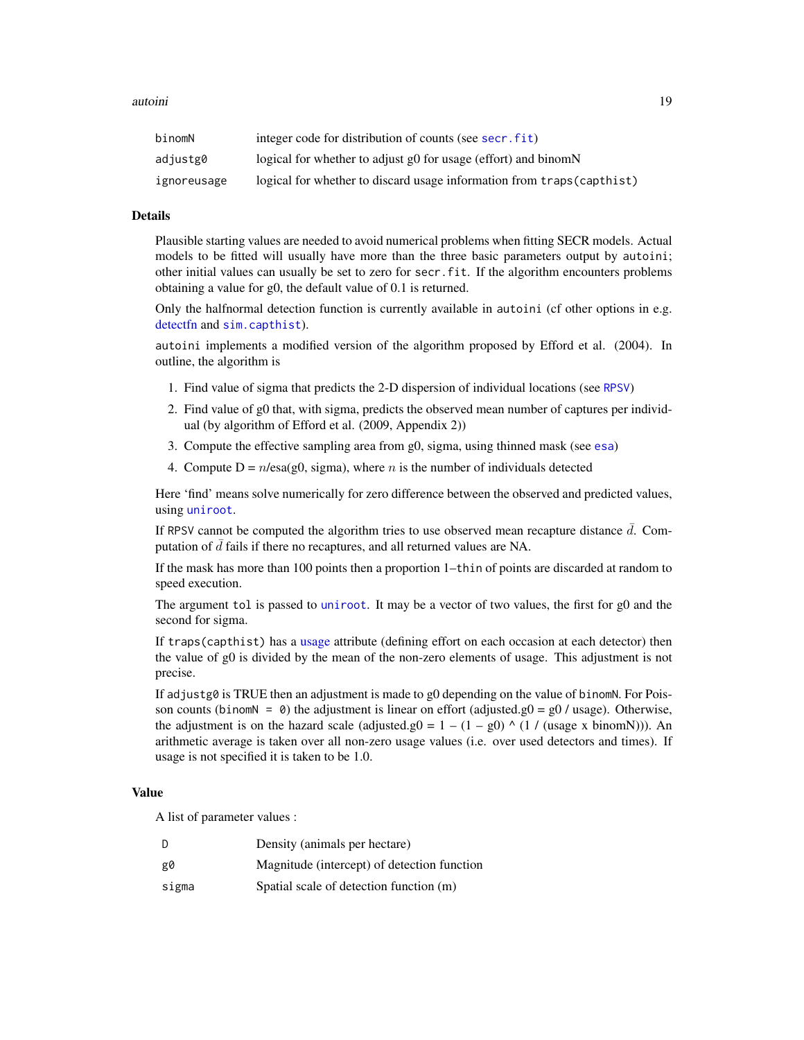| | |
|---|---|
| binomN | integer code for distribution of counts (see secr.fit) |
| adjustg0 | logical for whether to adjust g0 for usage (effort) and binomN |
| ignoreusage | logical for whether to discard usage information from traps(capthist) |

## Details

Plausible starting values are needed to avoid numerical problems when fitting SECR models. Actual models to be fitted will usually have more than the three basic parameters output by autoini; other initial values can usually be set to zero for secr.fit. If the algorithm encounters problems obtaining a value for g0, the default value of 0.1 is returned.

Only the halfnormal detection function is currently available in autoini (cf other options in e.g. detectfn and sim.capthist).

autoini implements a modified version of the algorithm proposed by Efford et al. (2004). In outline, the algorithm is

1. Find value of sigma that predicts the 2-D dispersion of individual locations (see RPSV)
2. Find value of g0 that, with sigma, predicts the observed mean number of captures per individual (by algorithm of Efford et al. (2009, Appendix 2))
3. Compute the effective sampling area from g0, sigma, using thinned mask (see esa)
4. Compute D = $n$/esa(g0, sigma), where $n$ is the number of individuals detected

Here 'find' means solve numerically for zero difference between the observed and predicted values, using uniroot.

If RPSV cannot be computed the algorithm tries to use observed mean recapture distance $\bar{d}$. Computation of $\bar{d}$ fails if there no recaptures, and all returned values are NA.

If the mask has more than 100 points then a proportion 1−thin of points are discarded at random to speed execution.

The argument tol is passed to uniroot. It may be a vector of two values, the first for g0 and the second for sigma.

If traps(capthist) has a usage attribute (defining effort on each occasion at each detector) then the value of g0 is divided by the mean of the non-zero elements of usage. This adjustment is not precise.

If adjustg0 is TRUE then an adjustment is made to g0 depending on the value of binomN. For Poisson counts (binomN = 0) the adjustment is linear on effort (adjusted.g0 = g0 / usage). Otherwise, the adjustment is on the hazard scale (adjusted.g0 = 1 – (1 – g0) ^ (1 / (usage x binomN))). An arithmetic average is taken over all non-zero usage values (i.e. over used detectors and times). If usage is not specified it is taken to be 1.0.

## Value

A list of parameter values :

| | |
|---|---|
| D | Density (animals per hectare) |
| g0 | Magnitude (intercept) of detection function |
| sigma | Spatial scale of detection function (m) |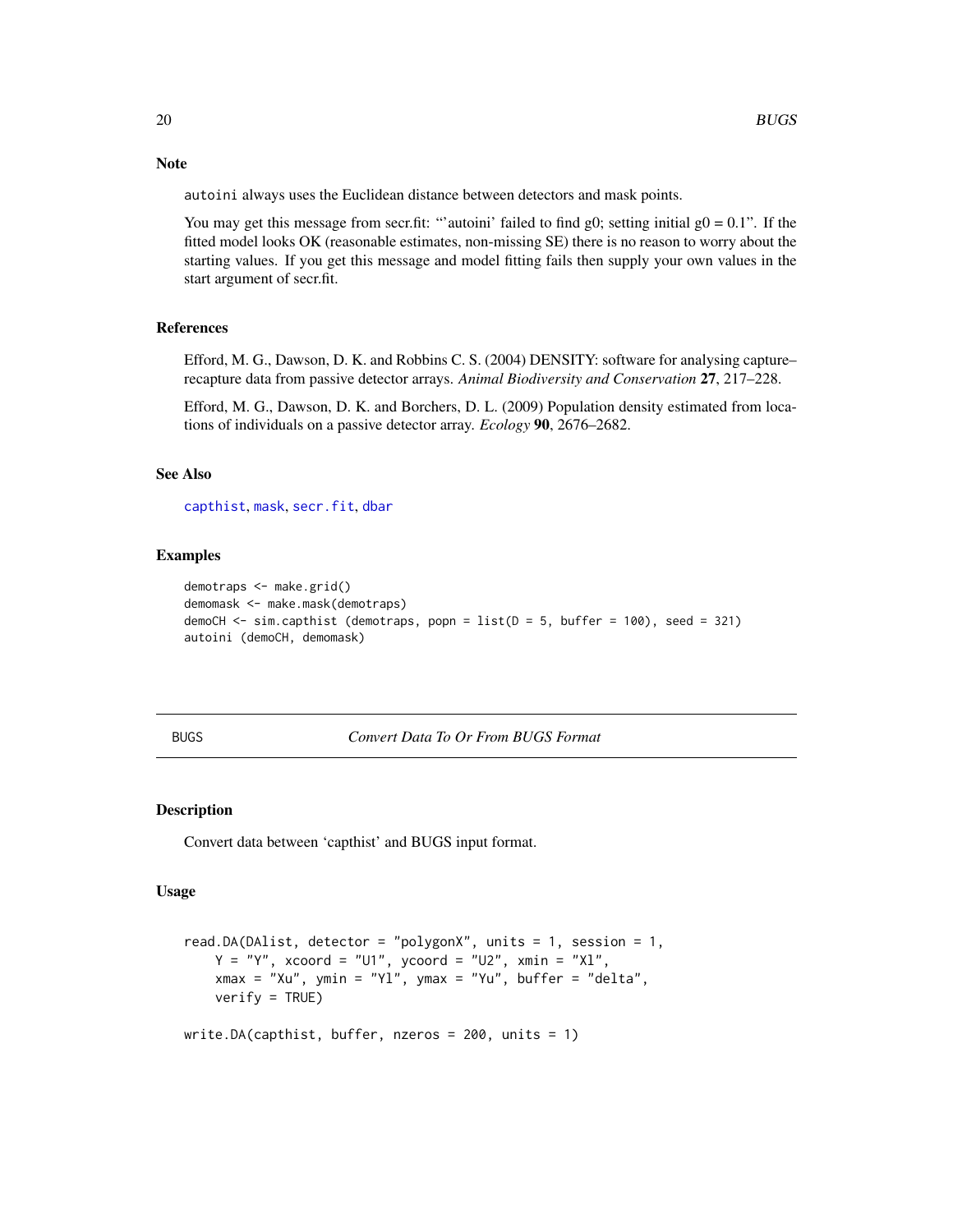### Note

autoini always uses the Euclidean distance between detectors and mask points.

You may get this message from secr.fit: "'autoini' failed to find g0; setting initial g0 = 0.1". If the fitted model looks OK (reasonable estimates, non-missing SE) there is no reason to worry about the starting values. If you get this message and model fitting fails then supply your own values in the start argument of secr.fit.

### References

Efford, M. G., Dawson, D. K. and Robbins C. S. (2004) DENSITY: software for analysing capture–recapture data from passive detector arrays. *Animal Biodiversity and Conservation* **27**, 217–228.

Efford, M. G., Dawson, D. K. and Borchers, D. L. (2009) Population density estimated from locations of individuals on a passive detector array. *Ecology* **90**, 2676–2682.

### See Also

capthist, mask, secr.fit, dbar

### Examples

```
demotraps <- make.grid()
demomask <- make.mask(demotraps)
demoCH <- sim.capthist (demotraps, popn = list(D = 5, buffer = 100), seed = 321)
autoini (demoCH, demomask)
```

---

## BUGS — *Convert Data To Or From BUGS Format*

### Description

Convert data between 'capthist' and BUGS input format.

### Usage

```
read.DA(DAlist, detector = "polygonX", units = 1, session = 1,
    Y = "Y", xcoord = "U1", ycoord = "U2", xmin = "Xl",
    xmax = "Xu", ymin = "Yl", ymax = "Yu", buffer = "delta",
    verify = TRUE)

write.DA(capthist, buffer, nzeros = 200, units = 1)
```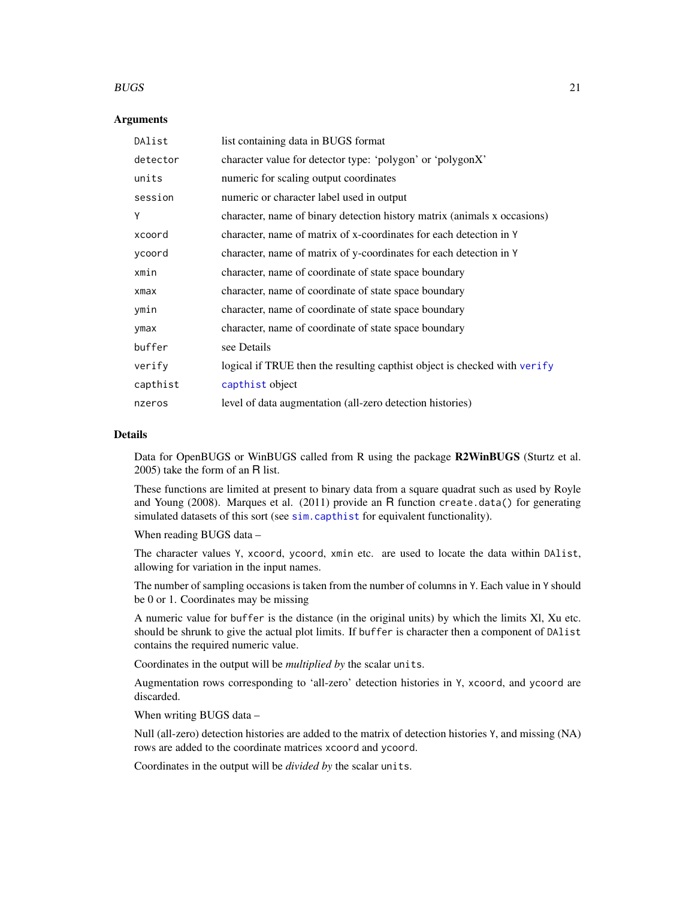### Arguments

| | |
|---|---|
| `DAlist` | list containing data in BUGS format |
| `detector` | character value for detector type: 'polygon' or 'polygonX' |
| `units` | numeric for scaling output coordinates |
| `session` | numeric or character label used in output |
| `Y` | character, name of binary detection history matrix (animals x occasions) |
| `xcoord` | character, name of matrix of x-coordinates for each detection in `Y` |
| `ycoord` | character, name of matrix of y-coordinates for each detection in `Y` |
| `xmin` | character, name of coordinate of state space boundary |
| `xmax` | character, name of coordinate of state space boundary |
| `ymin` | character, name of coordinate of state space boundary |
| `ymax` | character, name of coordinate of state space boundary |
| `buffer` | see Details |
| `verify` | logical if TRUE then the resulting capthist object is checked with `verify` |
| `capthist` | `capthist` object |
| `nzeros` | level of data augmentation (all-zero detection histories) |

### Details

Data for OpenBUGS or WinBUGS called from R using the package **R2WinBUGS** (Sturtz et al. 2005) take the form of an R list.

These functions are limited at present to binary data from a square quadrat such as used by Royle and Young (2008). Marques et al. (2011) provide an R function `create.data()` for generating simulated datasets of this sort (see `sim.capthist` for equivalent functionality).

When reading BUGS data –

The character values `Y`, `xcoord`, `ycoord`, `xmin` etc. are used to locate the data within `DAlist`, allowing for variation in the input names.

The number of sampling occasions is taken from the number of columns in `Y`. Each value in `Y` should be 0 or 1. Coordinates may be missing

A numeric value for `buffer` is the distance (in the original units) by which the limits Xl, Xu etc. should be shrunk to give the actual plot limits. If `buffer` is character then a component of `DAlist` contains the required numeric value.

Coordinates in the output will be *multiplied by* the scalar `units`.

Augmentation rows corresponding to 'all-zero' detection histories in `Y`, `xcoord`, and `ycoord` are discarded.

When writing BUGS data –

Null (all-zero) detection histories are added to the matrix of detection histories `Y`, and missing (NA) rows are added to the coordinate matrices `xcoord` and `ycoord`.

Coordinates in the output will be *divided by* the scalar `units`.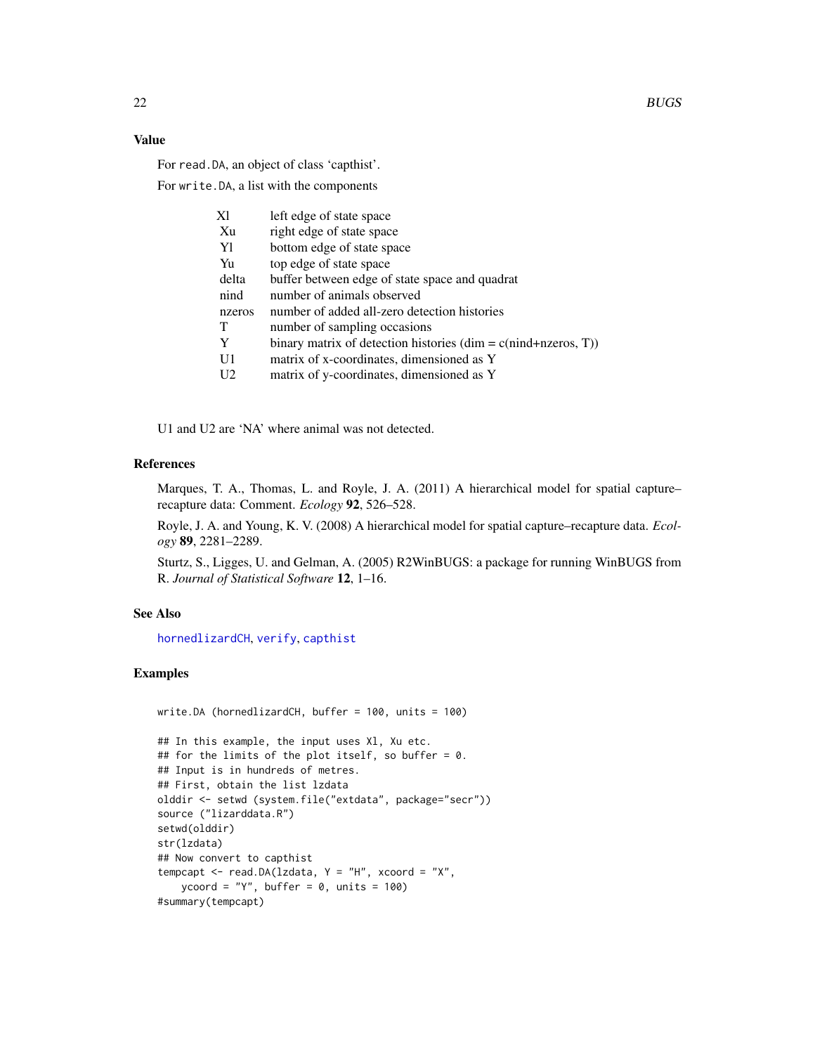### Value

For `read.DA`, an object of class 'capthist'.

For `write.DA`, a list with the components

| | |
|---|---|
| Xl | left edge of state space |
| Xu | right edge of state space |
| Yl | bottom edge of state space |
| Yu | top edge of state space |
| delta | buffer between edge of state space and quadrat |
| nind | number of animals observed |
| nzeros | number of added all-zero detection histories |
| T | number of sampling occasions |
| Y | binary matrix of detection histories (dim = c(nind+nzeros, T)) |
| U1 | matrix of x-coordinates, dimensioned as Y |
| U2 | matrix of y-coordinates, dimensioned as Y |

U1 and U2 are 'NA' where animal was not detected.

### References

Marques, T. A., Thomas, L. and Royle, J. A. (2011) A hierarchical model for spatial capture–recapture data: Comment. *Ecology* **92**, 526–528.

Royle, J. A. and Young, K. V. (2008) A hierarchical model for spatial capture–recapture data. *Ecology* **89**, 2281–2289.

Sturtz, S., Ligges, U. and Gelman, A. (2005) R2WinBUGS: a package for running WinBUGS from R. *Journal of Statistical Software* **12**, 1–16.

### See Also

hornedlizardCH, verify, capthist

### Examples

```
write.DA (hornedlizardCH, buffer = 100, units = 100)

## In this example, the input uses Xl, Xu etc.
## for the limits of the plot itself, so buffer = 0.
## Input is in hundreds of metres.
## First, obtain the list lzdata
olddir <- setwd (system.file("extdata", package="secr"))
source ("lizarddata.R")
setwd(olddir)
str(lzdata)
## Now convert to capthist
tempcapt <- read.DA(lzdata, Y = "H", xcoord = "X",
    ycoord = "Y", buffer = 0, units = 100)
#summary(tempcapt)
```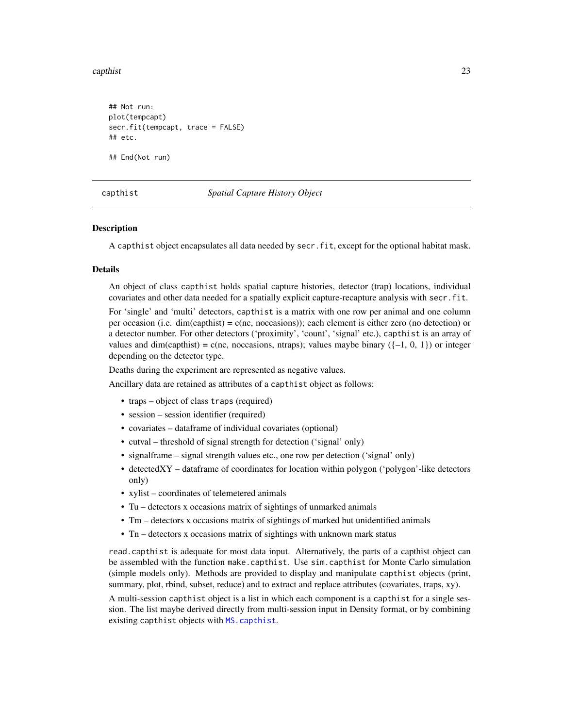```
## Not run:
plot(tempcapt)
secr.fit(tempcapt, trace = FALSE)
## etc.

## End(Not run)
```

## capthist *Spatial Capture History Object*

### Description

A capthist object encapsulates all data needed by secr.fit, except for the optional habitat mask.

### Details

An object of class capthist holds spatial capture histories, detector (trap) locations, individual covariates and other data needed for a spatially explicit capture-recapture analysis with secr.fit.

For 'single' and 'multi' detectors, capthist is a matrix with one row per animal and one column per occasion (i.e. dim(capthist) = c(nc, noccasions)); each element is either zero (no detection) or a detector number. For other detectors ('proximity', 'count', 'signal' etc.), capthist is an array of values and dim(capthist) = c(nc, noccasions, ntraps); values maybe binary ({–1, 0, 1}) or integer depending on the detector type.

Deaths during the experiment are represented as negative values.

Ancillary data are retained as attributes of a capthist object as follows:

- traps – object of class traps (required)
- session – session identifier (required)
- covariates – dataframe of individual covariates (optional)
- cutval – threshold of signal strength for detection ('signal' only)
- signalframe – signal strength values etc., one row per detection ('signal' only)
- detectedXY – dataframe of coordinates for location within polygon ('polygon'-like detectors only)
- xylist – coordinates of telemetered animals
- Tu – detectors x occasions matrix of sightings of unmarked animals
- Tm – detectors x occasions matrix of sightings of marked but unidentified animals
- Tn – detectors x occasions matrix of sightings with unknown mark status

read.capthist is adequate for most data input. Alternatively, the parts of a capthist object can be assembled with the function make.capthist. Use sim.capthist for Monte Carlo simulation (simple models only). Methods are provided to display and manipulate capthist objects (print, summary, plot, rbind, subset, reduce) and to extract and replace attributes (covariates, traps, xy).

A multi-session capthist object is a list in which each component is a capthist for a single session. The list maybe derived directly from multi-session input in Density format, or by combining existing capthist objects with MS.capthist.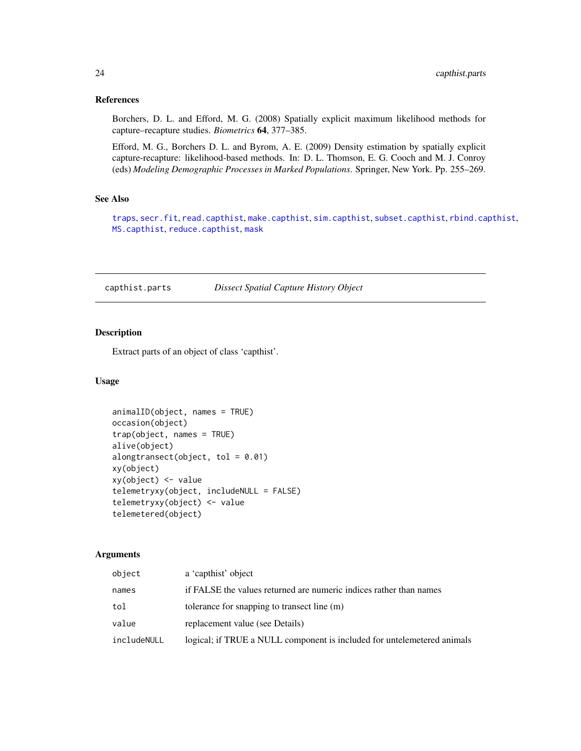## References

Borchers, D. L. and Efford, M. G. (2008) Spatially explicit maximum likelihood methods for capture–recapture studies. *Biometrics* **64**, 377–385.

Efford, M. G., Borchers D. L. and Byrom, A. E. (2009) Density estimation by spatially explicit capture-recapture: likelihood-based methods. In: D. L. Thomson, E. G. Cooch and M. J. Conroy (eds) *Modeling Demographic Processes in Marked Populations*. Springer, New York. Pp. 255–269.

## See Also

traps, secr.fit, read.capthist, make.capthist, sim.capthist, subset.capthist, rbind.capthist, MS.capthist, reduce.capthist, mask

---

# capthist.parts *Dissect Spatial Capture History Object*

## Description

Extract parts of an object of class 'capthist'.

## Usage

```
animalID(object, names = TRUE)
occasion(object)
trap(object, names = TRUE)
alive(object)
alongtransect(object, tol = 0.01)
xy(object)
xy(object) <- value
telemetryxy(object, includeNULL = FALSE)
telemetryxy(object) <- value
telemetered(object)
```

## Arguments

| | |
|---|---|
| object | a 'capthist' object |
| names | if FALSE the values returned are numeric indices rather than names |
| tol | tolerance for snapping to transect line (m) |
| value | replacement value (see Details) |
| includeNULL | logical; if TRUE a NULL component is included for untelemetered animals |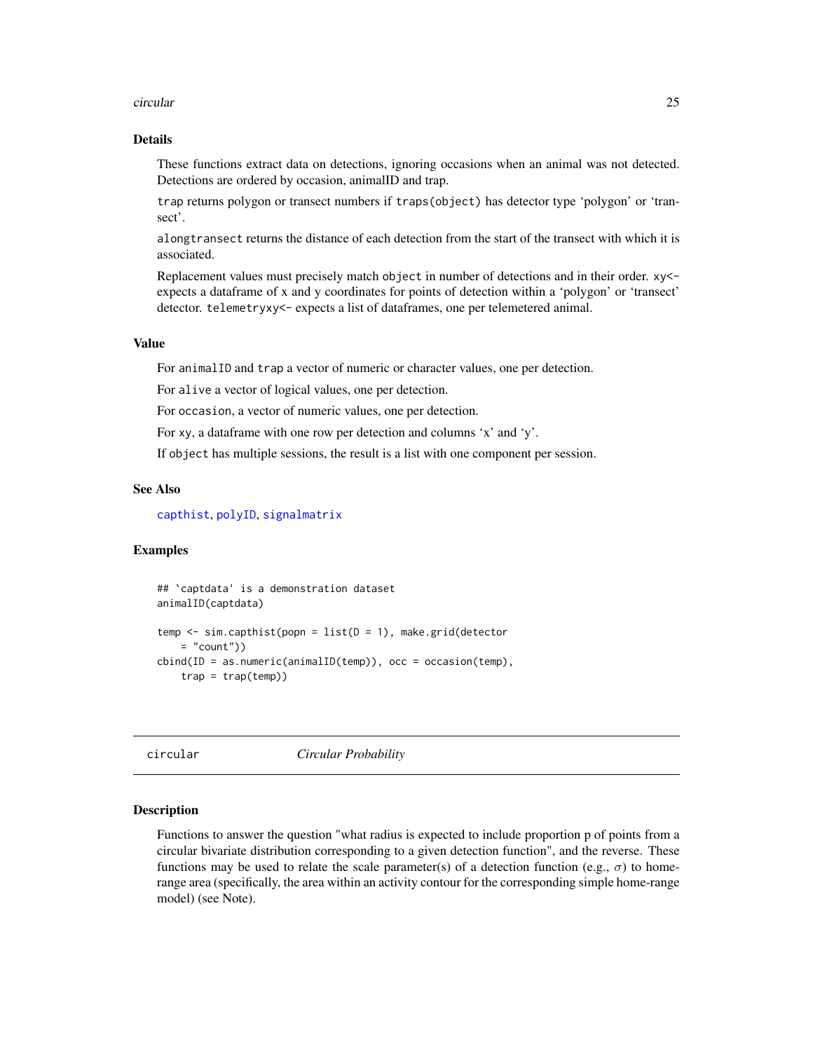### Details

These functions extract data on detections, ignoring occasions when an animal was not detected. Detections are ordered by occasion, animalID and trap.

`trap` returns polygon or transect numbers if `traps(object)` has detector type 'polygon' or 'transect'.

`alongtransect` returns the distance of each detection from the start of the transect with which it is associated.

Replacement values must precisely match `object` in number of detections and in their order. `xy<-` expects a dataframe of x and y coordinates for points of detection within a 'polygon' or 'transect' detector. `telemetryxy<-` expects a list of dataframes, one per telemetered animal.

### Value

For `animalID` and `trap` a vector of numeric or character values, one per detection.

For `alive` a vector of logical values, one per detection.

For `occasion`, a vector of numeric values, one per detection.

For `xy`, a dataframe with one row per detection and columns 'x' and 'y'.

If `object` has multiple sessions, the result is a list with one component per session.

### See Also

capthist, polyID, signalmatrix

### Examples

```
## `captdata' is a demonstration dataset
animalID(captdata)

temp <- sim.capthist(popn = list(D = 1), make.grid(detector
    = "count"))
cbind(ID = as.numeric(animalID(temp)), occ = occasion(temp),
    trap = trap(temp))
```

---

## circular — *Circular Probability*

### Description

Functions to answer the question "what radius is expected to include proportion p of points from a circular bivariate distribution corresponding to a given detection function", and the reverse. These functions may be used to relate the scale parameter(s) of a detection function (e.g., $\sigma$) to home-range area (specifically, the area within an activity contour for the corresponding simple home-range model) (see Note).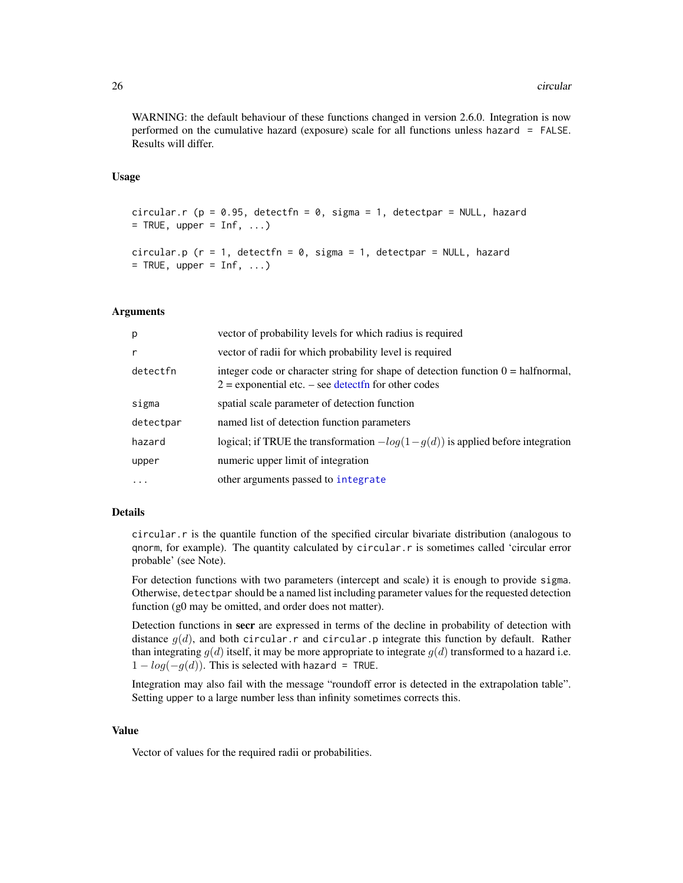WARNING: the default behaviour of these functions changed in version 2.6.0. Integration is now performed on the cumulative hazard (exposure) scale for all functions unless `hazard = FALSE`. Results will differ.

### Usage

```
circular.r (p = 0.95, detectfn = 0, sigma = 1, detectpar = NULL, hazard
= TRUE, upper = Inf, ...)

circular.p (r = 1, detectfn = 0, sigma = 1, detectpar = NULL, hazard
= TRUE, upper = Inf, ...)
```

### Arguments

| | |
|---|---|
| `p` | vector of probability levels for which radius is required |
| `r` | vector of radii for which probability level is required |
| `detectfn` | integer code or character string for shape of detection function 0 = halfnormal, 2 = exponential etc. – see detectfn for other codes |
| `sigma` | spatial scale parameter of detection function |
| `detectpar` | named list of detection function parameters |
| `hazard` | logical; if TRUE the transformation $-log(1-g(d))$ is applied before integration |
| `upper` | numeric upper limit of integration |
| `...` | other arguments passed to `integrate` |

### Details

`circular.r` is the quantile function of the specified circular bivariate distribution (analogous to `qnorm`, for example). The quantity calculated by `circular.r` is sometimes called 'circular error probable' (see Note).

For detection functions with two parameters (intercept and scale) it is enough to provide `sigma`. Otherwise, `detectpar` should be a named list including parameter values for the requested detection function (g0 may be omitted, and order does not matter).

Detection functions in **secr** are expressed in terms of the decline in probability of detection with distance $g(d)$, and both `circular.r` and `circular.p` integrate this function by default. Rather than integrating $g(d)$ itself, it may be more appropriate to integrate $g(d)$ transformed to a hazard i.e. $1 - log(-g(d))$. This is selected with `hazard = TRUE`.

Integration may also fail with the message "roundoff error is detected in the extrapolation table". Setting `upper` to a large number less than infinity sometimes corrects this.

### Value

Vector of values for the required radii or probabilities.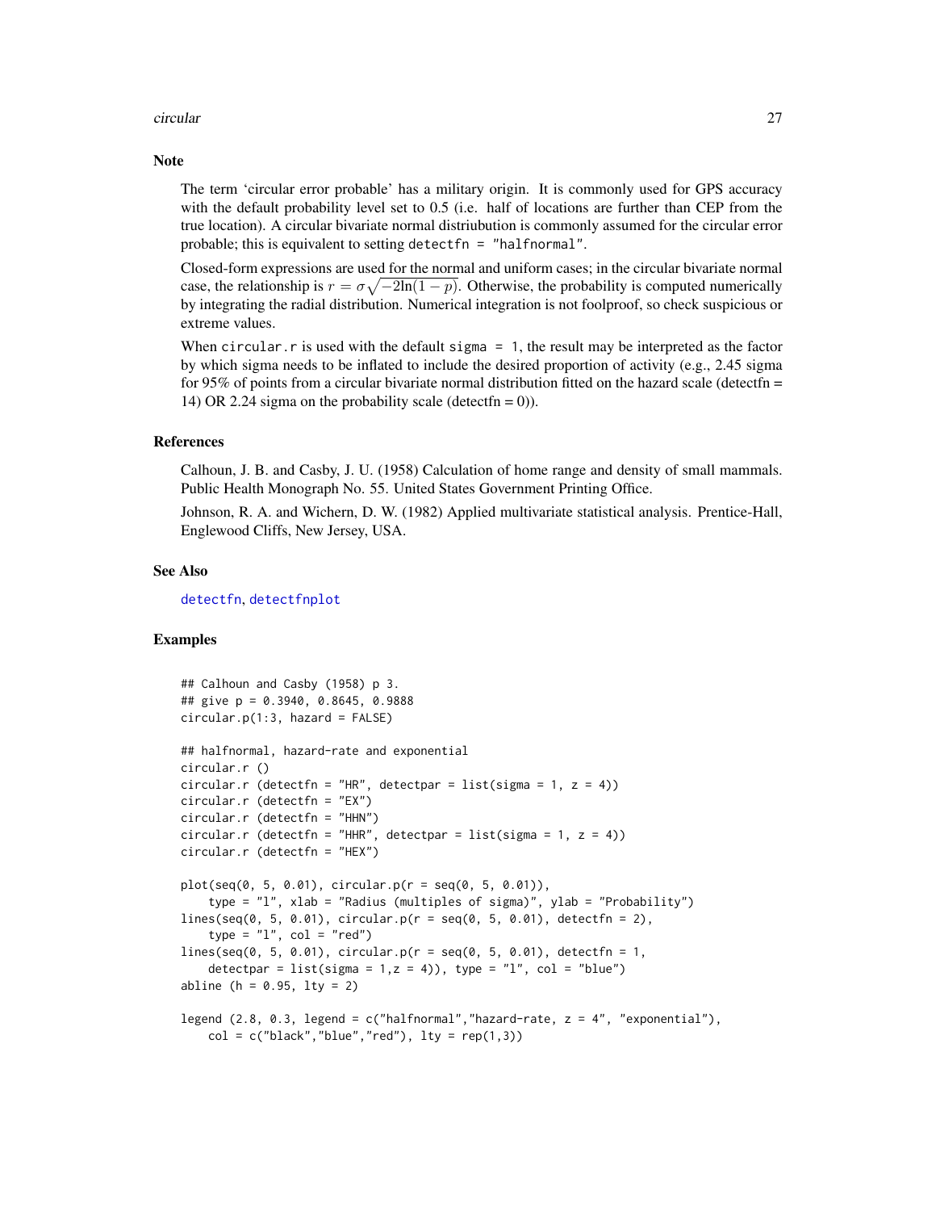## Note

The term 'circular error probable' has a military origin. It is commonly used for GPS accuracy with the default probability level set to 0.5 (i.e. half of locations are further than CEP from the true location). A circular bivariate normal distriubution is commonly assumed for the circular error probable; this is equivalent to setting `detectfn = "halfnormal"`.

Closed-form expressions are used for the normal and uniform cases; in the circular bivariate normal case, the relationship is $r = \sigma\sqrt{-2\ln(1-p)}$. Otherwise, the probability is computed numerically by integrating the radial distribution. Numerical integration is not foolproof, so check suspicious or extreme values.

When `circular.r` is used with the default `sigma = 1`, the result may be interpreted as the factor by which sigma needs to be inflated to include the desired proportion of activity (e.g., 2.45 sigma for 95% of points from a circular bivariate normal distribution fitted on the hazard scale (detectfn = 14) OR 2.24 sigma on the probability scale (detectfn = 0)).

## References

Calhoun, J. B. and Casby, J. U. (1958) Calculation of home range and density of small mammals. Public Health Monograph No. 55. United States Government Printing Office.

Johnson, R. A. and Wichern, D. W. (1982) Applied multivariate statistical analysis. Prentice-Hall, Englewood Cliffs, New Jersey, USA.

## See Also

detectfn, detectfnplot

## Examples

```
## Calhoun and Casby (1958) p 3.
## give p = 0.3940, 0.8645, 0.9888
circular.p(1:3, hazard = FALSE)

## halfnormal, hazard-rate and exponential
circular.r ()
circular.r (detectfn = "HR", detectpar = list(sigma = 1, z = 4))
circular.r (detectfn = "EX")
circular.r (detectfn = "HHN")
circular.r (detectfn = "HHR", detectpar = list(sigma = 1, z = 4))
circular.r (detectfn = "HEX")

plot(seq(0, 5, 0.01), circular.p(r = seq(0, 5, 0.01)),
    type = "l", xlab = "Radius (multiples of sigma)", ylab = "Probability")
lines(seq(0, 5, 0.01), circular.p(r = seq(0, 5, 0.01), detectfn = 2),
    type = "l", col = "red")
lines(seq(0, 5, 0.01), circular.p(r = seq(0, 5, 0.01), detectfn = 1,
    detectpar = list(sigma = 1,z = 4)), type = "l", col = "blue")
abline (h = 0.95, lty = 2)

legend (2.8, 0.3, legend = c("halfnormal","hazard-rate, z = 4", "exponential"),
    col = c("black","blue","red"), lty = rep(1,3))
```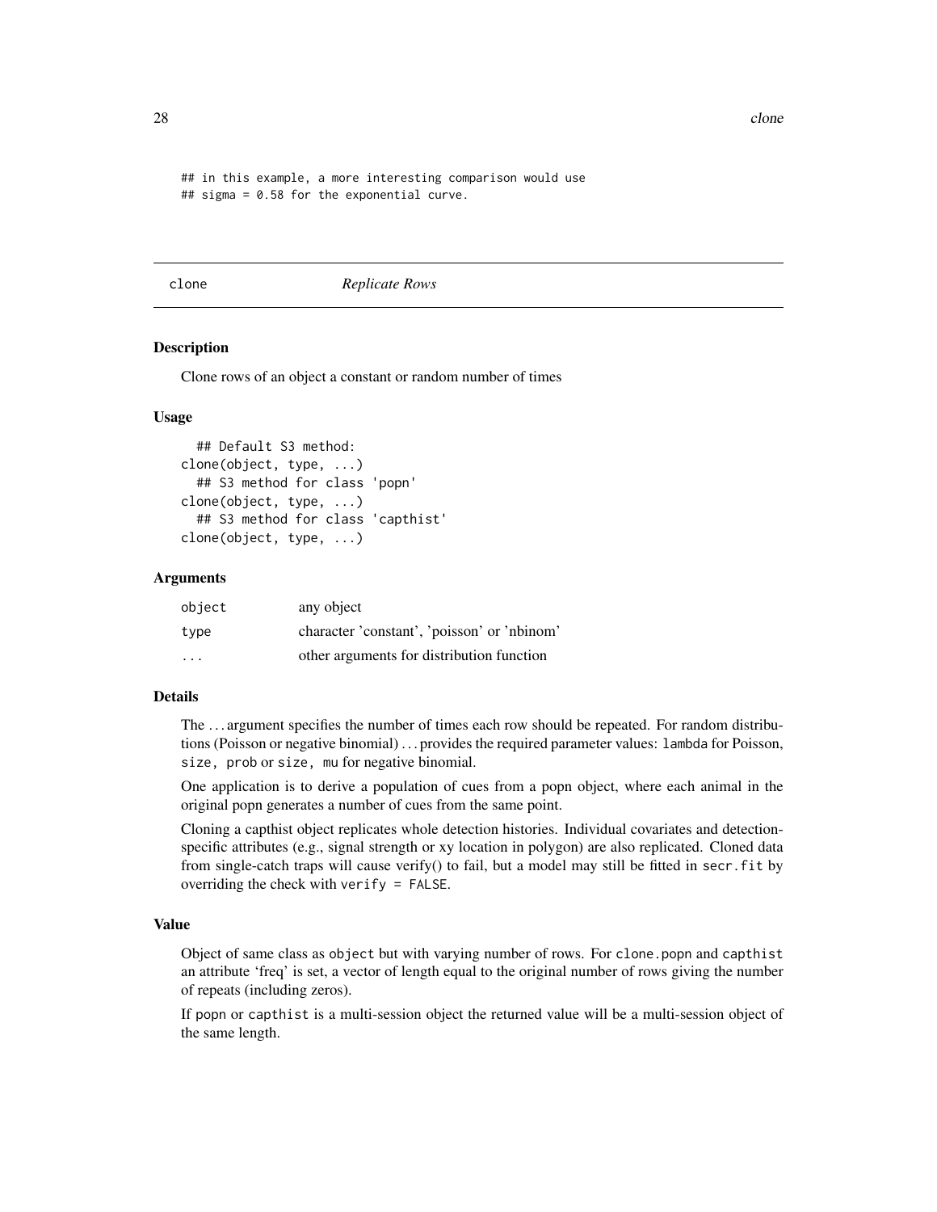```
## in this example, a more interesting comparison would use
## sigma = 0.58 for the exponential curve.
```

## clone *Replicate Rows*

### Description

Clone rows of an object a constant or random number of times

### Usage

```
  ## Default S3 method:
clone(object, type, ...)
  ## S3 method for class 'popn'
clone(object, type, ...)
  ## S3 method for class 'capthist'
clone(object, type, ...)
```

### Arguments

| | |
|---|---|
| object | any object |
| type | character 'constant', 'poisson' or 'nbinom' |
| ... | other arguments for distribution function |

### Details

The ... argument specifies the number of times each row should be repeated. For random distributions (Poisson or negative binomial) ... provides the required parameter values: `lambda` for Poisson, `size, prob` or `size, mu` for negative binomial.

One application is to derive a population of cues from a popn object, where each animal in the original popn generates a number of cues from the same point.

Cloning a capthist object replicates whole detection histories. Individual covariates and detection-specific attributes (e.g., signal strength or xy location in polygon) are also replicated. Cloned data from single-catch traps will cause verify() to fail, but a model may still be fitted in `secr.fit` by overriding the check with `verify = FALSE`.

### Value

Object of same class as `object` but with varying number of rows. For `clone.popn` and `capthist` an attribute 'freq' is set, a vector of length equal to the original number of rows giving the number of repeats (including zeros).

If `popn` or `capthist` is a multi-session object the returned value will be a multi-session object of the same length.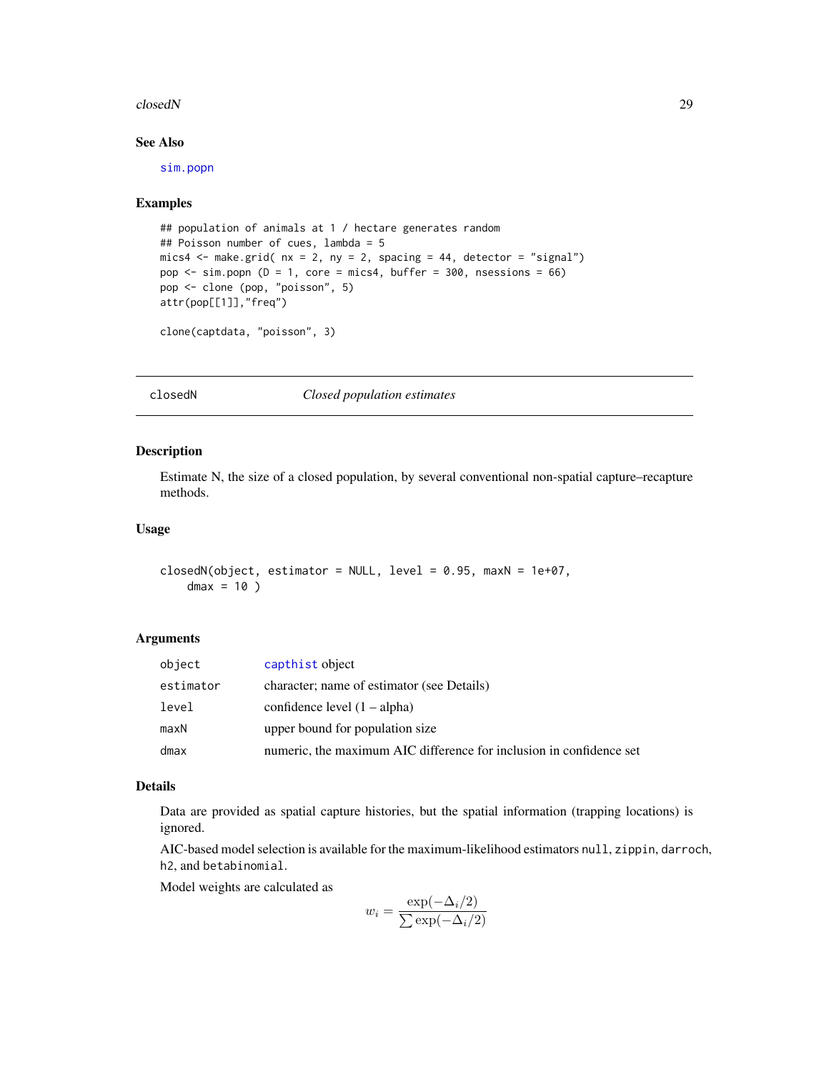## See Also

sim.popn

## Examples

```
## population of animals at 1 / hectare generates random
## Poisson number of cues, lambda = 5
mics4 <- make.grid( nx = 2, ny = 2, spacing = 44, detector = "signal")
pop <- sim.popn (D = 1, core = mics4, buffer = 300, nsessions = 66)
pop <- clone (pop, "poisson", 5)
attr(pop[[1]],"freq")

clone(captdata, "poisson", 3)
```

---

# closedN *Closed population estimates*

## Description

Estimate N, the size of a closed population, by several conventional non-spatial capture–recapture methods.

## Usage

```
closedN(object, estimator = NULL, level = 0.95, maxN = 1e+07,
    dmax = 10 )
```

## Arguments

| | |
|---|---|
| object | capthist object |
| estimator | character; name of estimator (see Details) |
| level | confidence level (1 – alpha) |
| maxN | upper bound for population size |
| dmax | numeric, the maximum AIC difference for inclusion in confidence set |

## Details

Data are provided as spatial capture histories, but the spatial information (trapping locations) is ignored.

AIC-based model selection is available for the maximum-likelihood estimators `null`, `zippin`, `darroch`, `h2`, and `betabinomial`.

Model weights are calculated as

$$w_i = \frac{\exp(-\Delta_i/2)}{\sum \exp(-\Delta_i/2)}$$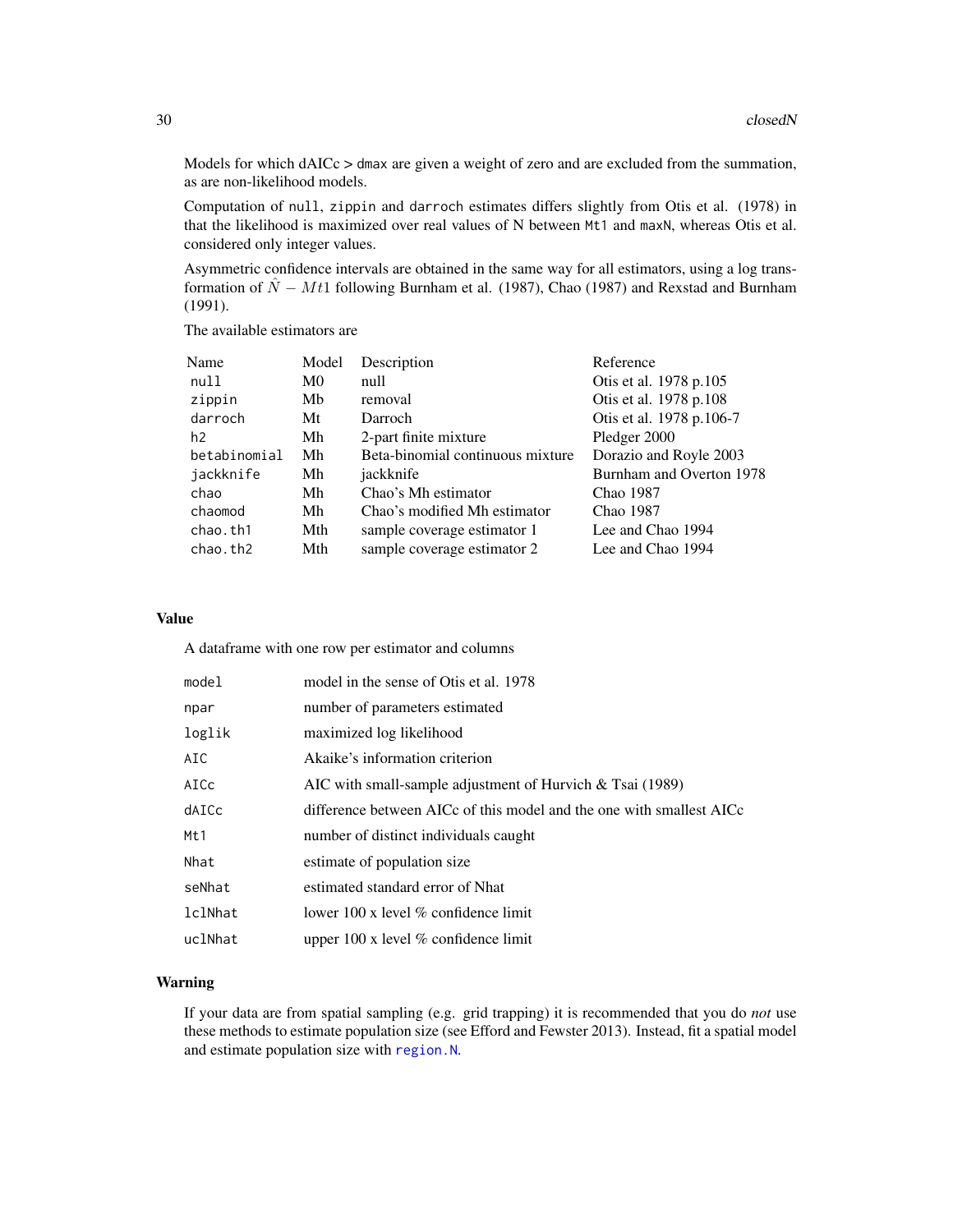Models for which dAICc > dmax are given a weight of zero and are excluded from the summation, as are non-likelihood models.

Computation of `null`, `zippin` and `darroch` estimates differs slightly from Otis et al. (1978) in that the likelihood is maximized over real values of N between `Mt1` and `maxN`, whereas Otis et al. considered only integer values.

Asymmetric confidence intervals are obtained in the same way for all estimators, using a log transformation of $\hat{N} - Mt1$ following Burnham et al. (1987), Chao (1987) and Rexstad and Burnham (1991).

The available estimators are

| Name | Model | Description | Reference |
|---|---|---|---|
| `null` | M0 | null | Otis et al. 1978 p.105 |
| `zippin` | Mb | removal | Otis et al. 1978 p.108 |
| `darroch` | Mt | Darroch | Otis et al. 1978 p.106-7 |
| `h2` | Mh | 2-part finite mixture | Pledger 2000 |
| `betabinomial` | Mh | Beta-binomial continuous mixture | Dorazio and Royle 2003 |
| `jackknife` | Mh | jackknife | Burnham and Overton 1978 |
| `chao` | Mh | Chao's Mh estimator | Chao 1987 |
| `chaomod` | Mh | Chao's modified Mh estimator | Chao 1987 |
| `chao.th1` | Mth | sample coverage estimator 1 | Lee and Chao 1994 |
| `chao.th2` | Mth | sample coverage estimator 2 | Lee and Chao 1994 |

## Value

A dataframe with one row per estimator and columns

| | |
|---|---|
| `model` | model in the sense of Otis et al. 1978 |
| `npar` | number of parameters estimated |
| `loglik` | maximized log likelihood |
| `AIC` | Akaike's information criterion |
| `AICc` | AIC with small-sample adjustment of Hurvich & Tsai (1989) |
| `dAICc` | difference between AICc of this model and the one with smallest AICc |
| `Mt1` | number of distinct individuals caught |
| `Nhat` | estimate of population size |
| `seNhat` | estimated standard error of Nhat |
| `lclNhat` | lower 100 x level % confidence limit |
| `uclNhat` | upper 100 x level % confidence limit |

## Warning

If your data are from spatial sampling (e.g. grid trapping) it is recommended that you do *not* use these methods to estimate population size (see Efford and Fewster 2013). Instead, fit a spatial model and estimate population size with `region.N`.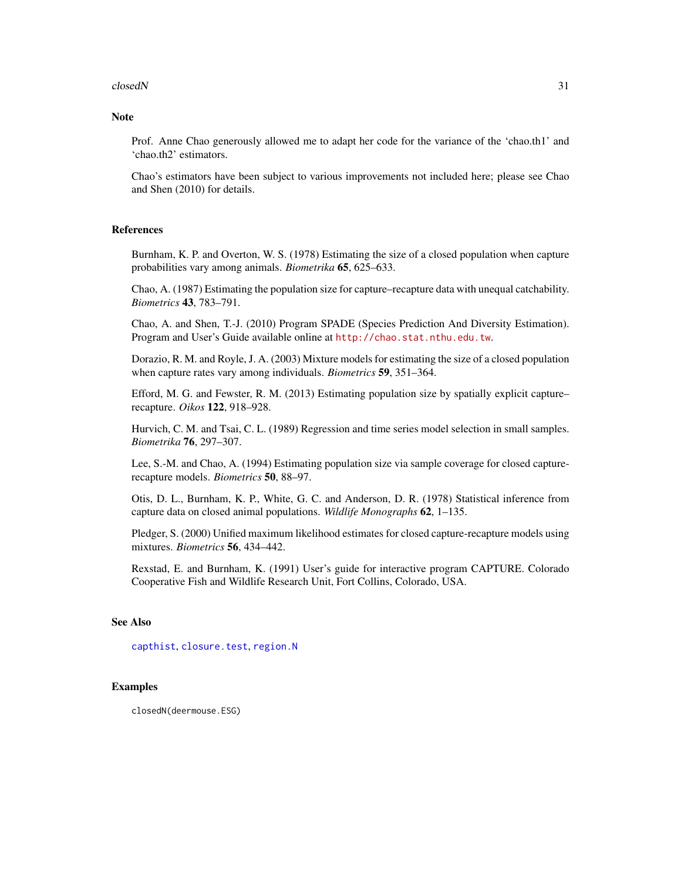## Note

Prof. Anne Chao generously allowed me to adapt her code for the variance of the 'chao.th1' and 'chao.th2' estimators.

Chao's estimators have been subject to various improvements not included here; please see Chao and Shen (2010) for details.

## References

Burnham, K. P. and Overton, W. S. (1978) Estimating the size of a closed population when capture probabilities vary among animals. *Biometrika* **65**, 625–633.

Chao, A. (1987) Estimating the population size for capture–recapture data with unequal catchability. *Biometrics* **43**, 783–791.

Chao, A. and Shen, T.-J. (2010) Program SPADE (Species Prediction And Diversity Estimation). Program and User's Guide available online at http://chao.stat.nthu.edu.tw.

Dorazio, R. M. and Royle, J. A. (2003) Mixture models for estimating the size of a closed population when capture rates vary among individuals. *Biometrics* **59**, 351–364.

Efford, M. G. and Fewster, R. M. (2013) Estimating population size by spatially explicit capture–recapture. *Oikos* **122**, 918–928.

Hurvich, C. M. and Tsai, C. L. (1989) Regression and time series model selection in small samples. *Biometrika* **76**, 297–307.

Lee, S.-M. and Chao, A. (1994) Estimating population size via sample coverage for closed capture-recapture models. *Biometrics* **50**, 88–97.

Otis, D. L., Burnham, K. P., White, G. C. and Anderson, D. R. (1978) Statistical inference from capture data on closed animal populations. *Wildlife Monographs* **62**, 1–135.

Pledger, S. (2000) Unified maximum likelihood estimates for closed capture-recapture models using mixtures. *Biometrics* **56**, 434–442.

Rexstad, E. and Burnham, K. (1991) User's guide for interactive program CAPTURE. Colorado Cooperative Fish and Wildlife Research Unit, Fort Collins, Colorado, USA.

## See Also

capthist, closure.test, region.N

## Examples

```
closedN(deermouse.ESG)
```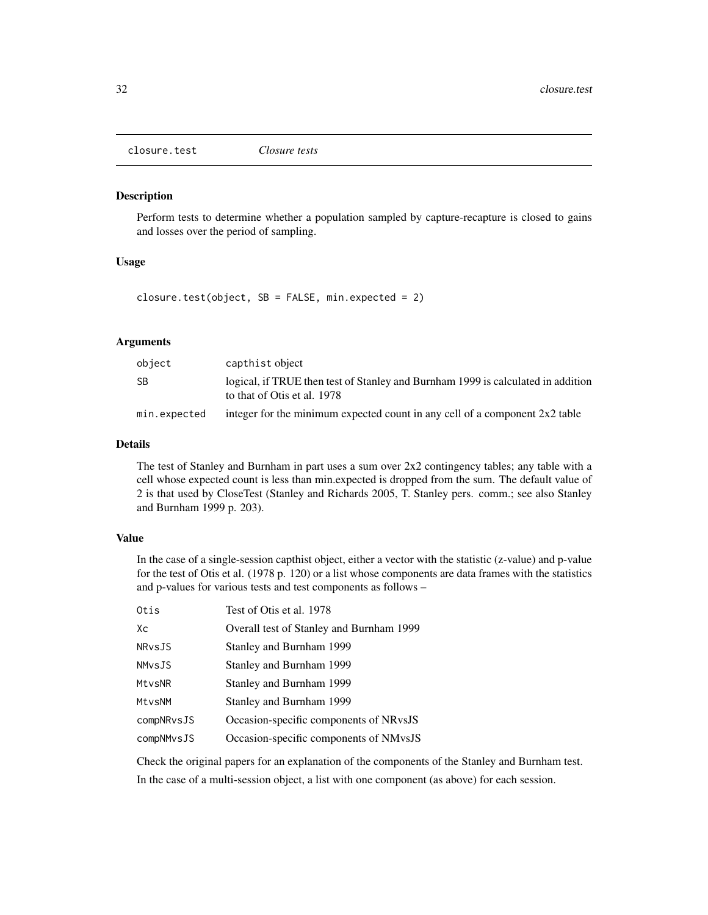closure.test *Closure tests*

## Description

Perform tests to determine whether a population sampled by capture-recapture is closed to gains and losses over the period of sampling.

## Usage

```
closure.test(object, SB = FALSE, min.expected = 2)
```

## Arguments

| | |
|---|---|
| object | capthist object |
| SB | logical, if TRUE then test of Stanley and Burnham 1999 is calculated in addition to that of Otis et al. 1978 |
| min.expected | integer for the minimum expected count in any cell of a component 2x2 table |

## Details

The test of Stanley and Burnham in part uses a sum over 2x2 contingency tables; any table with a cell whose expected count is less than min.expected is dropped from the sum. The default value of 2 is that used by CloseTest (Stanley and Richards 2005, T. Stanley pers. comm.; see also Stanley and Burnham 1999 p. 203).

## Value

In the case of a single-session capthist object, either a vector with the statistic (z-value) and p-value for the test of Otis et al. (1978 p. 120) or a list whose components are data frames with the statistics and p-values for various tests and test components as follows –

| | |
|---|---|
| Otis | Test of Otis et al. 1978 |
| Xc | Overall test of Stanley and Burnham 1999 |
| NRvsJS | Stanley and Burnham 1999 |
| NMvsJS | Stanley and Burnham 1999 |
| MtvsNR | Stanley and Burnham 1999 |
| MtvsNM | Stanley and Burnham 1999 |
| compNRvsJS | Occasion-specific components of NRvsJS |
| compNMvsJS | Occasion-specific components of NMvsJS |

Check the original papers for an explanation of the components of the Stanley and Burnham test.

In the case of a multi-session object, a list with one component (as above) for each session.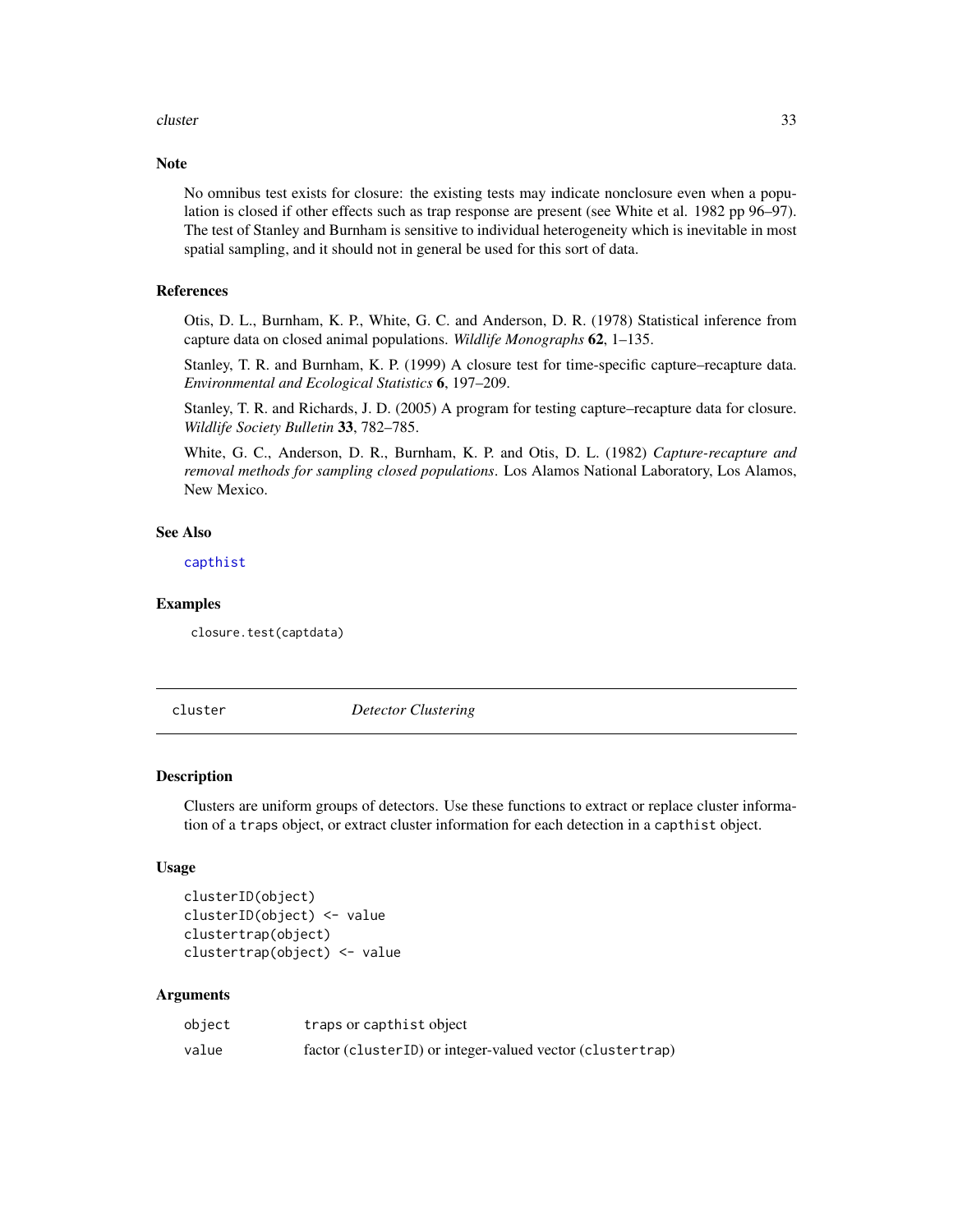### Note

No omnibus test exists for closure: the existing tests may indicate nonclosure even when a population is closed if other effects such as trap response are present (see White et al. 1982 pp 96–97). The test of Stanley and Burnham is sensitive to individual heterogeneity which is inevitable in most spatial sampling, and it should not in general be used for this sort of data.

### References

Otis, D. L., Burnham, K. P., White, G. C. and Anderson, D. R. (1978) Statistical inference from capture data on closed animal populations. *Wildlife Monographs* **62**, 1–135.

Stanley, T. R. and Burnham, K. P. (1999) A closure test for time-specific capture–recapture data. *Environmental and Ecological Statistics* **6**, 197–209.

Stanley, T. R. and Richards, J. D. (2005) A program for testing capture–recapture data for closure. *Wildlife Society Bulletin* **33**, 782–785.

White, G. C., Anderson, D. R., Burnham, K. P. and Otis, D. L. (1982) *Capture-recapture and removal methods for sampling closed populations*. Los Alamos National Laboratory, Los Alamos, New Mexico.

### See Also

capthist

### Examples

```
closure.test(captdata)
```

---

## cluster — *Detector Clustering*

### Description

Clusters are uniform groups of detectors. Use these functions to extract or replace cluster information of a `traps` object, or extract cluster information for each detection in a `capthist` object.

### Usage

```
clusterID(object)
clusterID(object) <- value
clustertrap(object)
clustertrap(object) <- value
```

### Arguments

| | |
|---|---|
| object | `traps` or `capthist` object |
| value | factor (`clusterID`) or integer-valued vector (`clustertrap`) |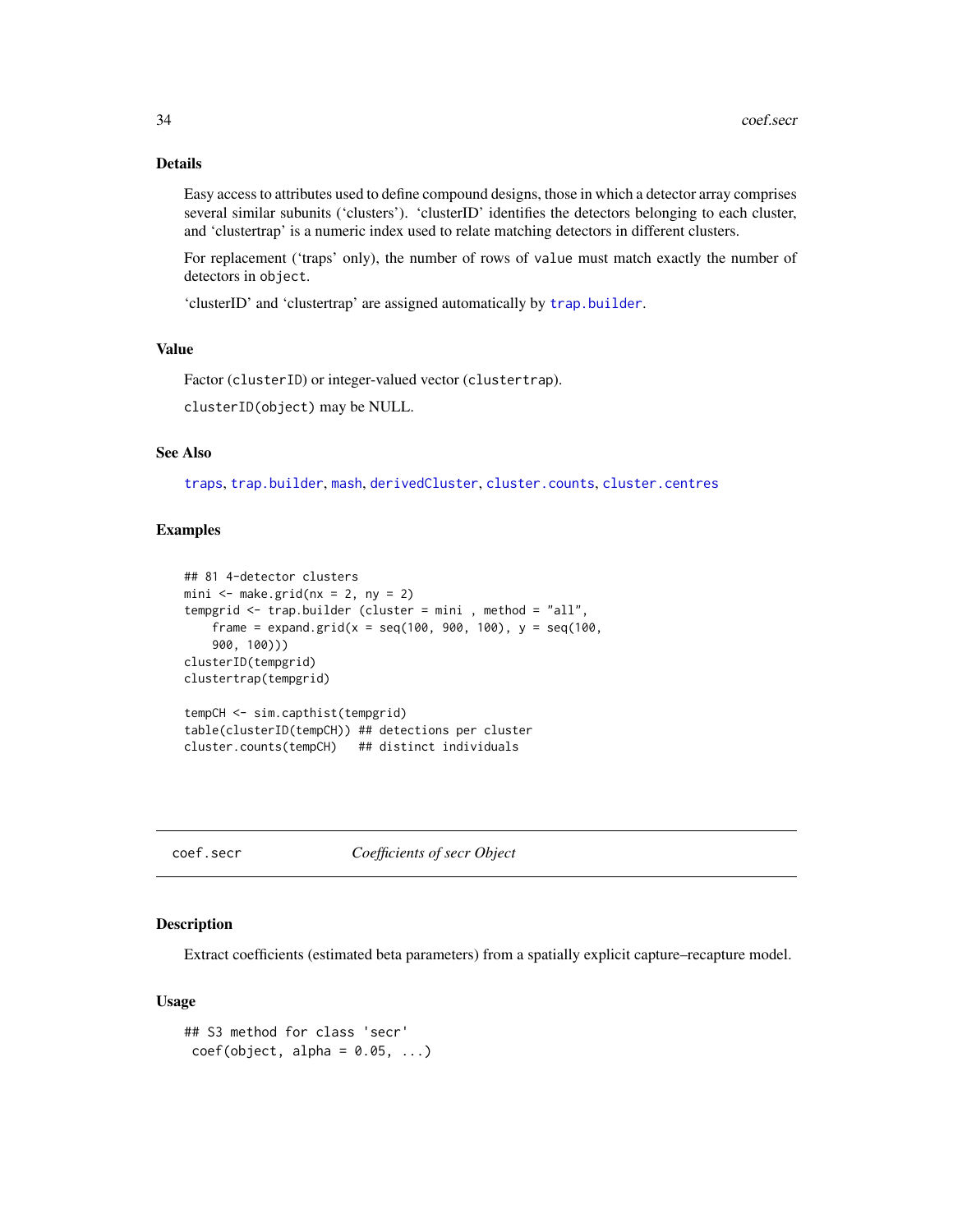## Details

Easy access to attributes used to define compound designs, those in which a detector array comprises several similar subunits (‘clusters’). ‘clusterID’ identifies the detectors belonging to each cluster, and ‘clustertrap’ is a numeric index used to relate matching detectors in different clusters.

For replacement (‘traps’ only), the number of rows of `value` must match exactly the number of detectors in `object`.

‘clusterID’ and ‘clustertrap’ are assigned automatically by `trap.builder`.

## Value

Factor (`clusterID`) or integer-valued vector (`clustertrap`).

`clusterID(object)` may be NULL.

## See Also

`traps`, `trap.builder`, `mash`, `derivedCluster`, `cluster.counts`, `cluster.centres`

## Examples

```
## 81 4-detector clusters
mini <- make.grid(nx = 2, ny = 2)
tempgrid <- trap.builder (cluster = mini , method = "all",
    frame = expand.grid(x = seq(100, 900, 100), y = seq(100,
    900, 100)))
clusterID(tempgrid)
clustertrap(tempgrid)

tempCH <- sim.capthist(tempgrid)
table(clusterID(tempCH)) ## detections per cluster
cluster.counts(tempCH)   ## distinct individuals
```

---

# coef.secr — *Coefficients of secr Object*

## Description

Extract coefficients (estimated beta parameters) from a spatially explicit capture–recapture model.

## Usage

```
## S3 method for class 'secr'
 coef(object, alpha = 0.05, ...)
```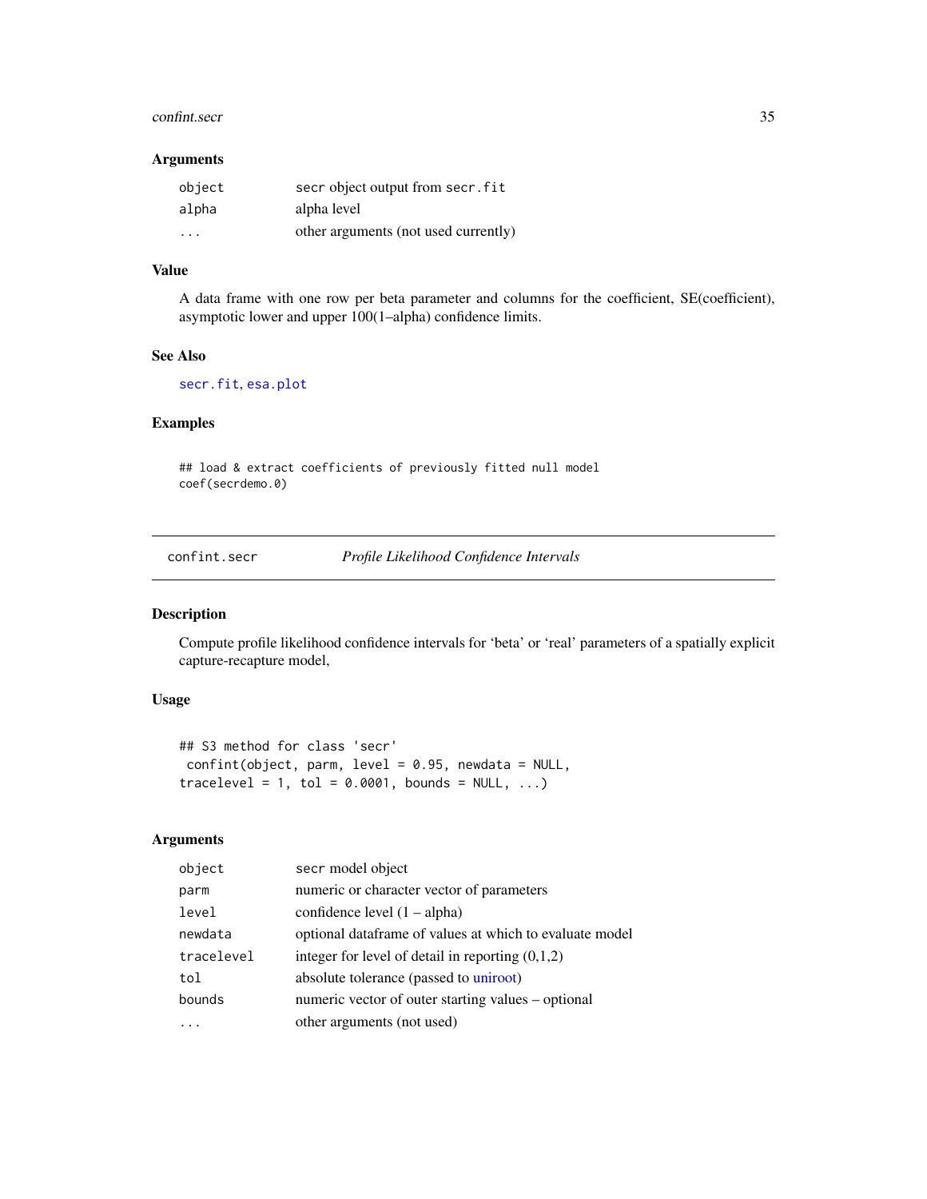### Arguments

| | |
|---|---|
| `object` | secr object output from secr.fit |
| `alpha` | alpha level |
| `...` | other arguments (not used currently) |

### Value

A data frame with one row per beta parameter and columns for the coefficient, SE(coefficient), asymptotic lower and upper 100(1–alpha) confidence limits.

### See Also

`secr.fit`, `esa.plot`

### Examples

```
## load & extract coefficients of previously fitted null model
coef(secrdemo.0)
```

---

## confint.secr *Profile Likelihood Confidence Intervals*

### Description

Compute profile likelihood confidence intervals for 'beta' or 'real' parameters of a spatially explicit capture-recapture model,

### Usage

```
## S3 method for class 'secr'
 confint(object, parm, level = 0.95, newdata = NULL,
tracelevel = 1, tol = 0.0001, bounds = NULL, ...)
```

### Arguments

| | |
|---|---|
| `object` | secr model object |
| `parm` | numeric or character vector of parameters |
| `level` | confidence level (1 – alpha) |
| `newdata` | optional dataframe of values at which to evaluate model |
| `tracelevel` | integer for level of detail in reporting (0,1,2) |
| `tol` | absolute tolerance (passed to uniroot) |
| `bounds` | numeric vector of outer starting values – optional |
| `...` | other arguments (not used) |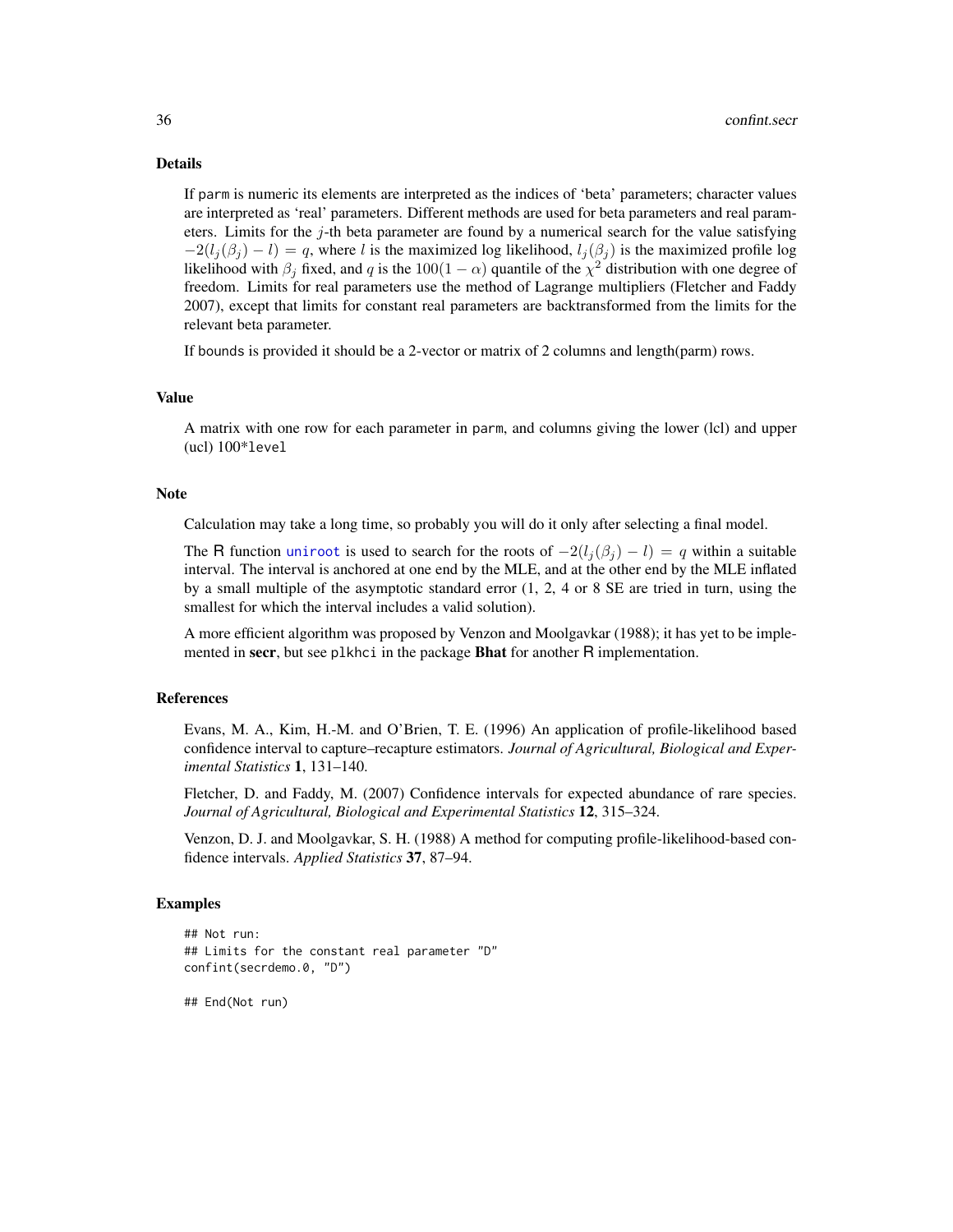## Details

If parm is numeric its elements are interpreted as the indices of 'beta' parameters; character values are interpreted as 'real' parameters. Different methods are used for beta parameters and real parameters. Limits for the $j$-th beta parameter are found by a numerical search for the value satisfying $-2(l_j(\beta_j) - l) = q$, where $l$ is the maximized log likelihood, $l_j(\beta_j)$ is the maximized profile log likelihood with $\beta_j$ fixed, and $q$ is the $100(1-\alpha)$ quantile of the $\chi^2$ distribution with one degree of freedom. Limits for real parameters use the method of Lagrange multipliers (Fletcher and Faddy 2007), except that limits for constant real parameters are backtransformed from the limits for the relevant beta parameter.

If bounds is provided it should be a 2-vector or matrix of 2 columns and length(parm) rows.

## Value

A matrix with one row for each parameter in parm, and columns giving the lower (lcl) and upper (ucl) 100*level

## Note

Calculation may take a long time, so probably you will do it only after selecting a final model.

The R function uniroot is used to search for the roots of $-2(l_j(\beta_j) - l) = q$ within a suitable interval. The interval is anchored at one end by the MLE, and at the other end by the MLE inflated by a small multiple of the asymptotic standard error (1, 2, 4 or 8 SE are tried in turn, using the smallest for which the interval includes a valid solution).

A more efficient algorithm was proposed by Venzon and Moolgavkar (1988); it has yet to be implemented in **secr**, but see plkhci in the package **Bhat** for another R implementation.

## References

Evans, M. A., Kim, H.-M. and O'Brien, T. E. (1996) An application of profile-likelihood based confidence interval to capture–recapture estimators. *Journal of Agricultural, Biological and Experimental Statistics* **1**, 131–140.

Fletcher, D. and Faddy, M. (2007) Confidence intervals for expected abundance of rare species. *Journal of Agricultural, Biological and Experimental Statistics* **12**, 315–324.

Venzon, D. J. and Moolgavkar, S. H. (1988) A method for computing profile-likelihood-based confidence intervals. *Applied Statistics* **37**, 87–94.

## Examples

```
## Not run:
## Limits for the constant real parameter "D"
confint(secrdemo.0, "D")

## End(Not run)
```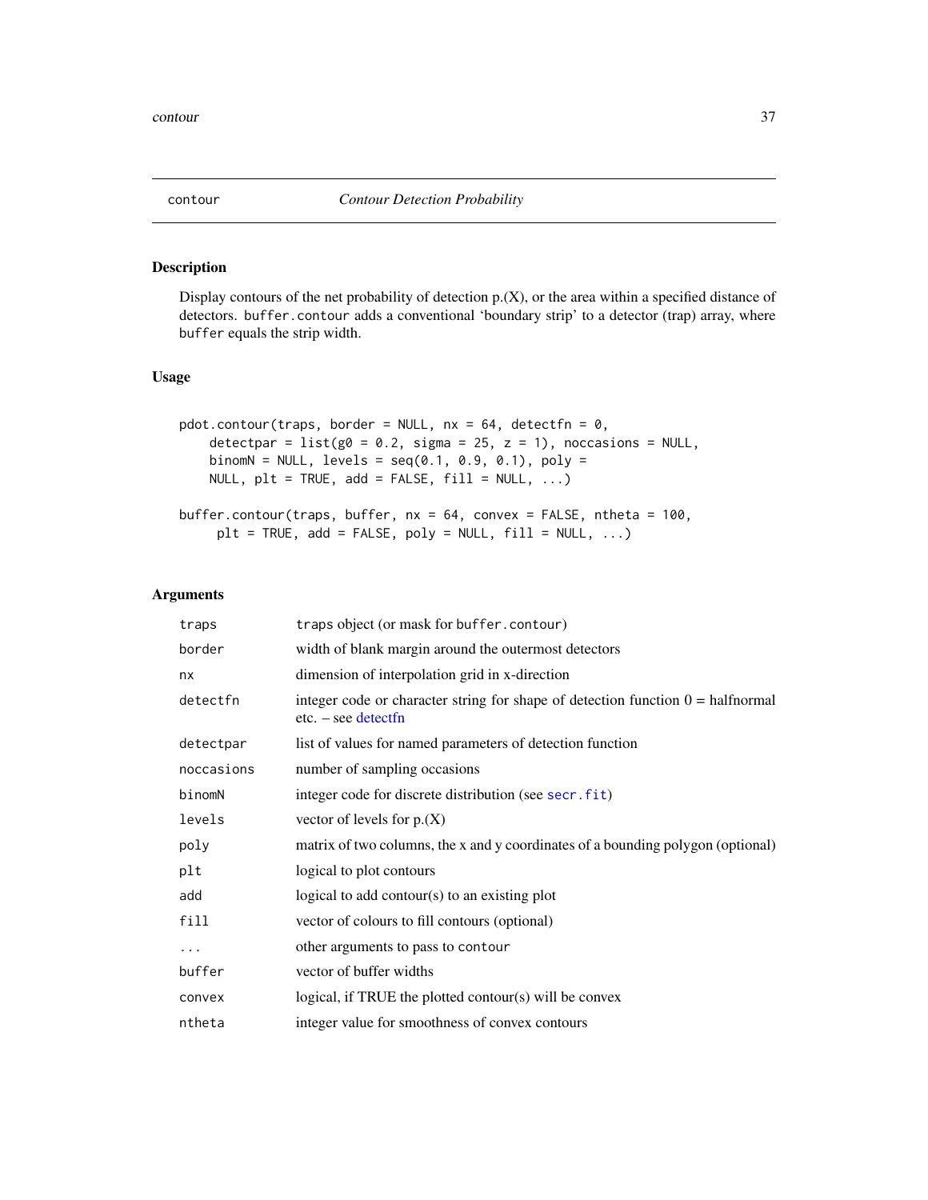## contour — *Contour Detection Probability*

### Description

Display contours of the net probability of detection p.(X), or the area within a specified distance of detectors. `buffer.contour` adds a conventional 'boundary strip' to a detector (trap) array, where `buffer` equals the strip width.

### Usage

```
pdot.contour(traps, border = NULL, nx = 64, detectfn = 0,
    detectpar = list(g0 = 0.2, sigma = 25, z = 1), noccasions = NULL,
    binomN = NULL, levels = seq(0.1, 0.9, 0.1), poly =
    NULL, plt = TRUE, add = FALSE, fill = NULL, ...)

buffer.contour(traps, buffer, nx = 64, convex = FALSE, ntheta = 100,
     plt = TRUE, add = FALSE, poly = NULL, fill = NULL, ...)
```

### Arguments

| | |
|---|---|
| `traps` | `traps` object (or mask for `buffer.contour`) |
| `border` | width of blank margin around the outermost detectors |
| `nx` | dimension of interpolation grid in x-direction |
| `detectfn` | integer code or character string for shape of detection function 0 = halfnormal etc. – see detectfn |
| `detectpar` | list of values for named parameters of detection function |
| `noccasions` | number of sampling occasions |
| `binomN` | integer code for discrete distribution (see `secr.fit`) |
| `levels` | vector of levels for p.(X) |
| `poly` | matrix of two columns, the x and y coordinates of a bounding polygon (optional) |
| `plt` | logical to plot contours |
| `add` | logical to add contour(s) to an existing plot |
| `fill` | vector of colours to fill contours (optional) |
| `...` | other arguments to pass to `contour` |
| `buffer` | vector of buffer widths |
| `convex` | logical, if TRUE the plotted contour(s) will be convex |
| `ntheta` | integer value for smoothness of convex contours |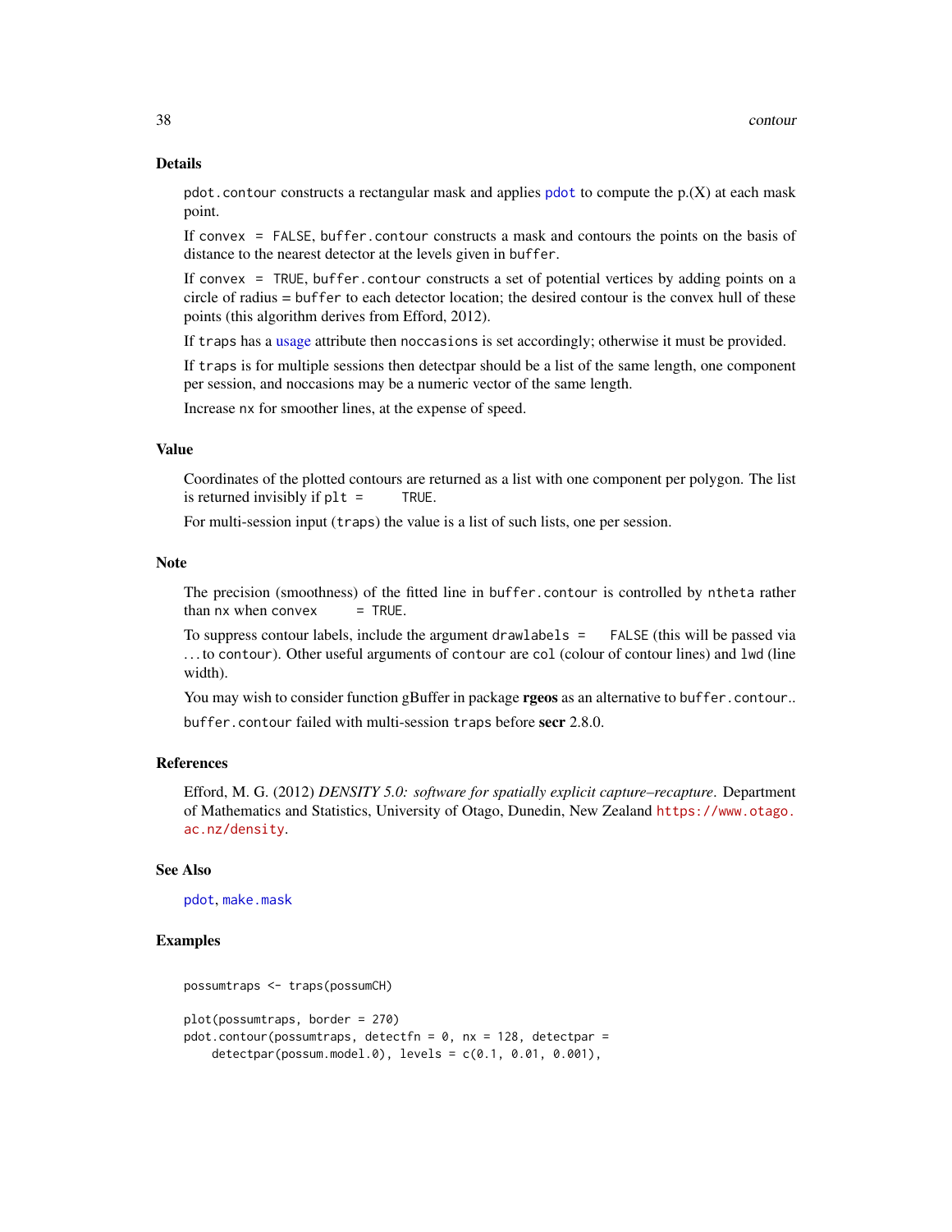### Details

`pdot.contour` constructs a rectangular mask and applies `pdot` to compute the p.(X) at each mask point.

If `convex = FALSE`, `buffer.contour` constructs a mask and contours the points on the basis of distance to the nearest detector at the levels given in `buffer`.

If `convex = TRUE`, `buffer.contour` constructs a set of potential vertices by adding points on a circle of radius = `buffer` to each detector location; the desired contour is the convex hull of these points (this algorithm derives from Efford, 2012).

If `traps` has a usage attribute then `noccasions` is set accordingly; otherwise it must be provided.

If `traps` is for multiple sessions then detectpar should be a list of the same length, one component per session, and noccasions may be a numeric vector of the same length.

Increase `nx` for smoother lines, at the expense of speed.

### Value

Coordinates of the plotted contours are returned as a list with one component per polygon. The list is returned invisibly if `plt = TRUE`.

For multi-session input (`traps`) the value is a list of such lists, one per session.

### Note

The precision (smoothness) of the fitted line in `buffer.contour` is controlled by `ntheta` rather than `nx` when `convex = TRUE`.

To suppress contour labels, include the argument `drawlabels = FALSE` (this will be passed via ... to `contour`). Other useful arguments of `contour` are `col` (colour of contour lines) and `lwd` (line width).

You may wish to consider function gBuffer in package **rgeos** as an alternative to `buffer.contour`..

`buffer.contour` failed with multi-session `traps` before **secr** 2.8.0.

### References

Efford, M. G. (2012) *DENSITY 5.0: software for spatially explicit capture–recapture*. Department of Mathematics and Statistics, University of Otago, Dunedin, New Zealand https://www.otago.ac.nz/density.

### See Also

`pdot`, `make.mask`

### Examples

```
possumtraps <- traps(possumCH)

plot(possumtraps, border = 270)
pdot.contour(possumtraps, detectfn = 0, nx = 128, detectpar =
    detectpar(possum.model.0), levels = c(0.1, 0.01, 0.001),
```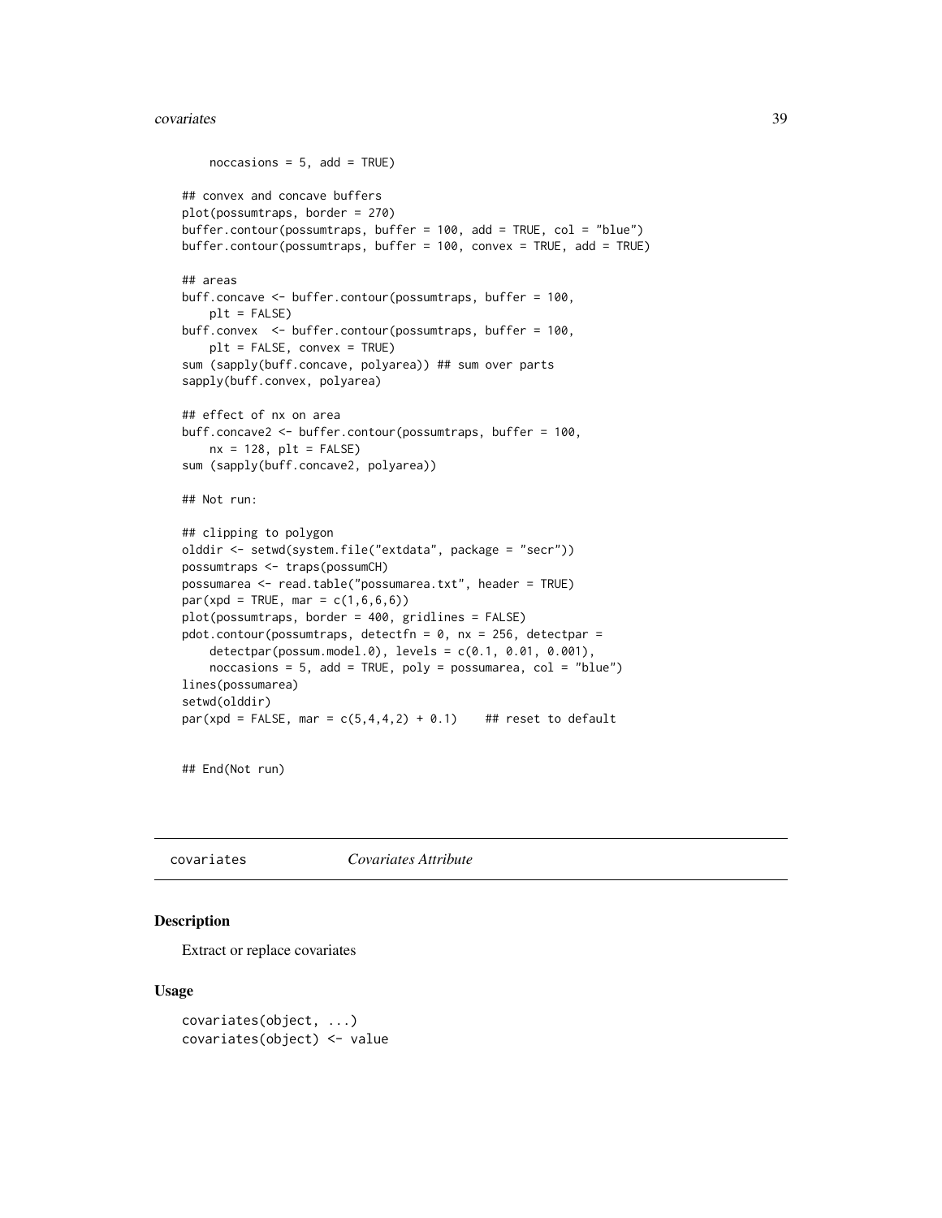```
    noccasions = 5, add = TRUE)

## convex and concave buffers
plot(possumtraps, border = 270)
buffer.contour(possumtraps, buffer = 100, add = TRUE, col = "blue")
buffer.contour(possumtraps, buffer = 100, convex = TRUE, add = TRUE)

## areas
buff.concave <- buffer.contour(possumtraps, buffer = 100,
    plt = FALSE)
buff.convex  <- buffer.contour(possumtraps, buffer = 100,
    plt = FALSE, convex = TRUE)
sum (sapply(buff.concave, polyarea)) ## sum over parts
sapply(buff.convex, polyarea)

## effect of nx on area
buff.concave2 <- buffer.contour(possumtraps, buffer = 100,
    nx = 128, plt = FALSE)
sum (sapply(buff.concave2, polyarea))

## Not run:

## clipping to polygon
olddir <- setwd(system.file("extdata", package = "secr"))
possumtraps <- traps(possumCH)
possumarea <- read.table("possumarea.txt", header = TRUE)
par(xpd = TRUE, mar = c(1,6,6,6))
plot(possumtraps, border = 400, gridlines = FALSE)
pdot.contour(possumtraps, detectfn = 0, nx = 256, detectpar =
    detectpar(possum.model.0), levels = c(0.1, 0.01, 0.001),
    noccasions = 5, add = TRUE, poly = possumarea, col = "blue")
lines(possumarea)
setwd(olddir)
par(xpd = FALSE, mar = c(5,4,4,2) + 0.1)    ## reset to default


## End(Not run)
```

---

covariates *Covariates Attribute*

---

## Description

Extract or replace covariates

## Usage

```
covariates(object, ...)
covariates(object) <- value
```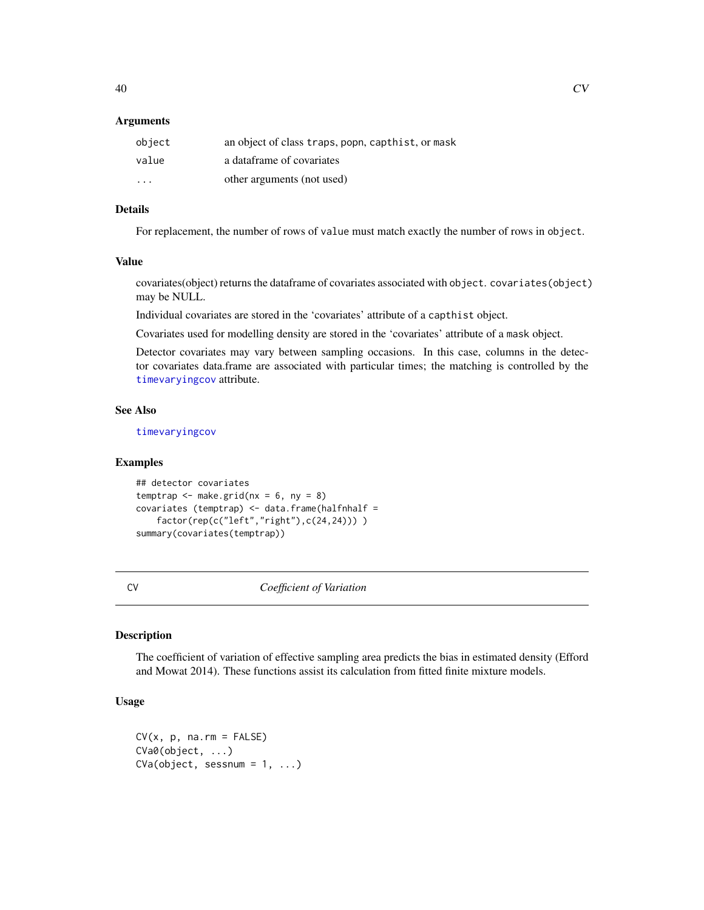### Arguments

| | |
|---|---|
| object | an object of class traps, popn, capthist, or mask |
| value | a dataframe of covariates |
| ... | other arguments (not used) |

### Details

For replacement, the number of rows of value must match exactly the number of rows in object.

### Value

covariates(object) returns the dataframe of covariates associated with object. covariates(object) may be NULL.

Individual covariates are stored in the 'covariates' attribute of a capthist object.

Covariates used for modelling density are stored in the 'covariates' attribute of a mask object.

Detector covariates may vary between sampling occasions. In this case, columns in the detector covariates data.frame are associated with particular times; the matching is controlled by the timevaryingcov attribute.

### See Also

timevaryingcov

### Examples

```
## detector covariates
temptrap <- make.grid(nx = 6, ny = 8)
covariates (temptrap) <- data.frame(halfnhalf =
    factor(rep(c("left","right"),c(24,24))) )
summary(covariates(temptrap))
```

---

## CV — *Coefficient of Variation*

### Description

The coefficient of variation of effective sampling area predicts the bias in estimated density (Efford and Mowat 2014). These functions assist its calculation from fitted finite mixture models.

### Usage

```
CV(x, p, na.rm = FALSE)
CVa0(object, ...)
CVa(object, sessnum = 1, ...)
```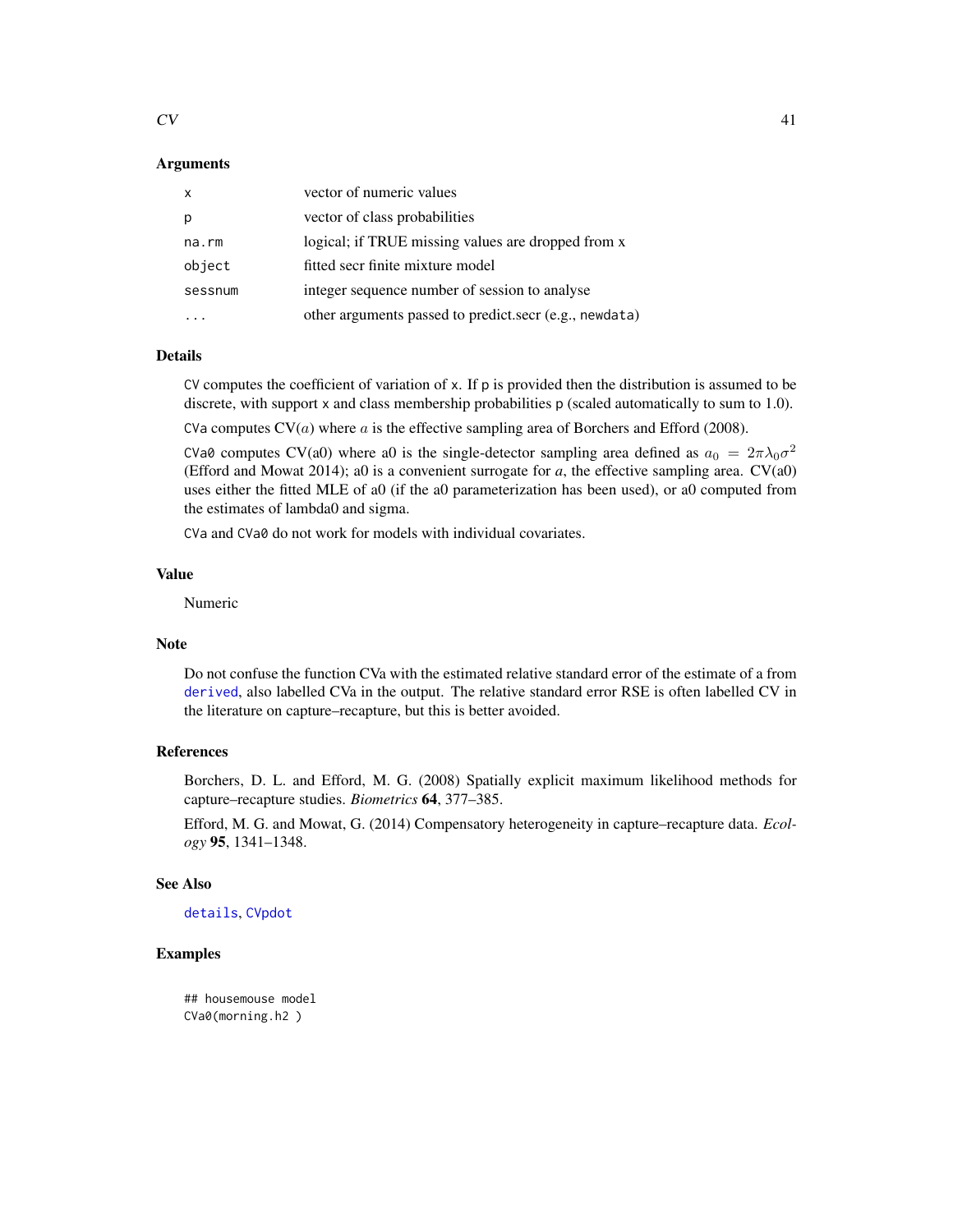### Arguments

| | |
|---|---|
| `x` | vector of numeric values |
| `p` | vector of class probabilities |
| `na.rm` | logical; if TRUE missing values are dropped from x |
| `object` | fitted secr finite mixture model |
| `sessnum` | integer sequence number of session to analyse |
| `...` | other arguments passed to predict.secr (e.g., `newdata`) |

### Details

`CV` computes the coefficient of variation of `x`. If `p` is provided then the distribution is assumed to be discrete, with support `x` and class membership probabilities `p` (scaled automatically to sum to 1.0).

`CVa` computes CV($a$) where $a$ is the effective sampling area of Borchers and Efford (2008).

`CVa0` computes CV(a0) where a0 is the single-detector sampling area defined as $a_0 = 2\pi\lambda_0\sigma^2$ (Efford and Mowat 2014); a0 is a convenient surrogate for *a*, the effective sampling area. CV(a0) uses either the fitted MLE of a0 (if the a0 parameterization has been used), or a0 computed from the estimates of lambda0 and sigma.

`CVa` and `CVa0` do not work for models with individual covariates.

### Value

Numeric

### Note

Do not confuse the function CVa with the estimated relative standard error of the estimate of a from `derived`, also labelled CVa in the output. The relative standard error RSE is often labelled CV in the literature on capture–recapture, but this is better avoided.

### References

Borchers, D. L. and Efford, M. G. (2008) Spatially explicit maximum likelihood methods for capture–recapture studies. *Biometrics* **64**, 377–385.

Efford, M. G. and Mowat, G. (2014) Compensatory heterogeneity in capture–recapture data. *Ecology* **95**, 1341–1348.

### See Also

`details`, `CVpdot`

### Examples

```
## housemouse model
CVa0(morning.h2 )
```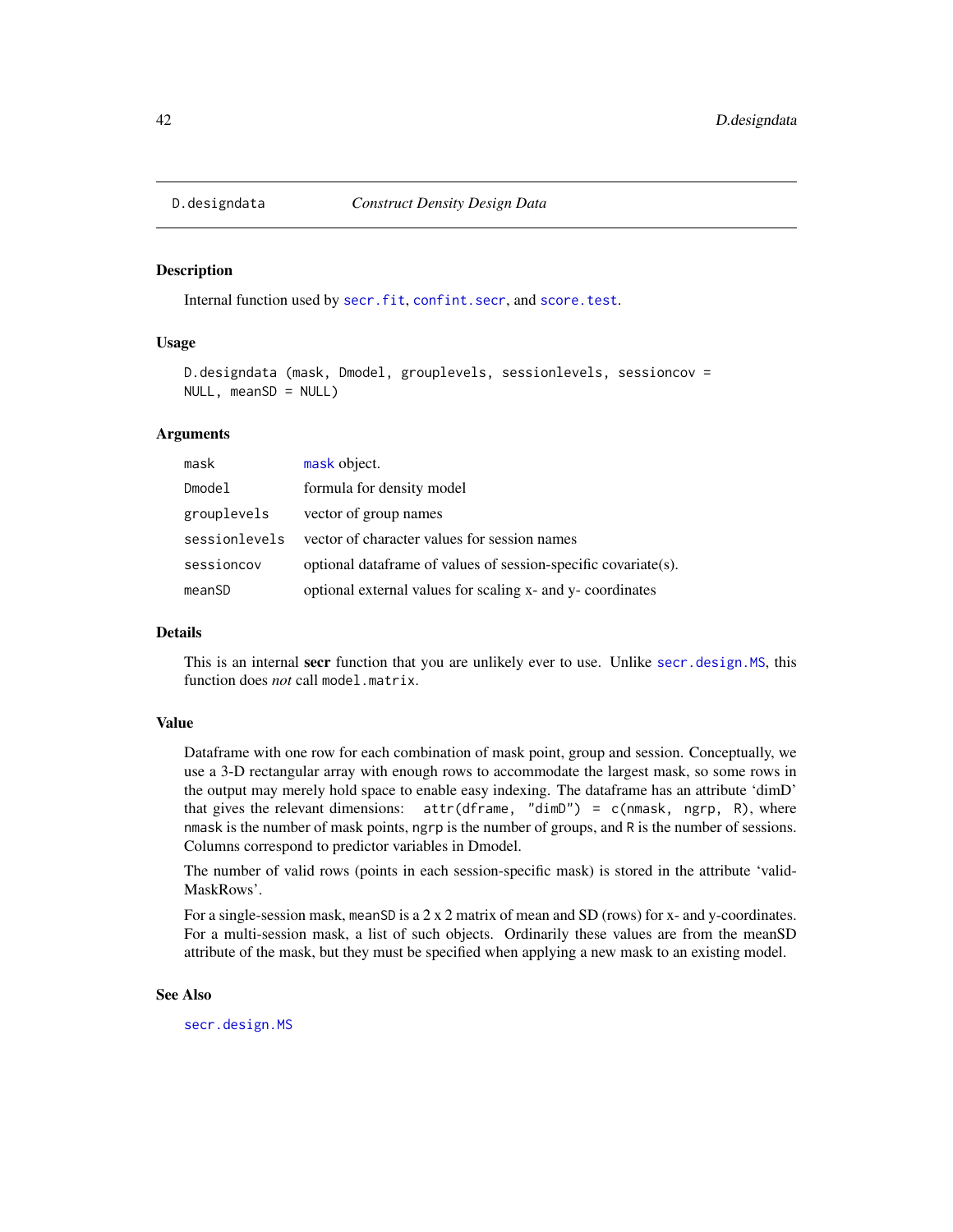# D.designdata — *Construct Density Design Data*

## Description

Internal function used by secr.fit, confint.secr, and score.test.

## Usage

```
D.designdata (mask, Dmodel, grouplevels, sessionlevels, sessioncov =
NULL, meanSD = NULL)
```

## Arguments

| | |
|---|---|
| mask | mask object. |
| Dmodel | formula for density model |
| grouplevels | vector of group names |
| sessionlevels | vector of character values for session names |
| sessioncov | optional dataframe of values of session-specific covariate(s). |
| meanSD | optional external values for scaling x- and y- coordinates |

## Details

This is an internal **secr** function that you are unlikely ever to use. Unlike secr.design.MS, this function does *not* call `model.matrix`.

## Value

Dataframe with one row for each combination of mask point, group and session. Conceptually, we use a 3-D rectangular array with enough rows to accommodate the largest mask, so some rows in the output may merely hold space to enable easy indexing. The dataframe has an attribute 'dimD' that gives the relevant dimensions: `attr(dframe, "dimD") = c(nmask, ngrp, R)`, where `nmask` is the number of mask points, `ngrp` is the number of groups, and `R` is the number of sessions. Columns correspond to predictor variables in Dmodel.

The number of valid rows (points in each session-specific mask) is stored in the attribute 'validMaskRows'.

For a single-session mask, `meanSD` is a 2 x 2 matrix of mean and SD (rows) for x- and y-coordinates. For a multi-session mask, a list of such objects. Ordinarily these values are from the meanSD attribute of the mask, but they must be specified when applying a new mask to an existing model.

## See Also

secr.design.MS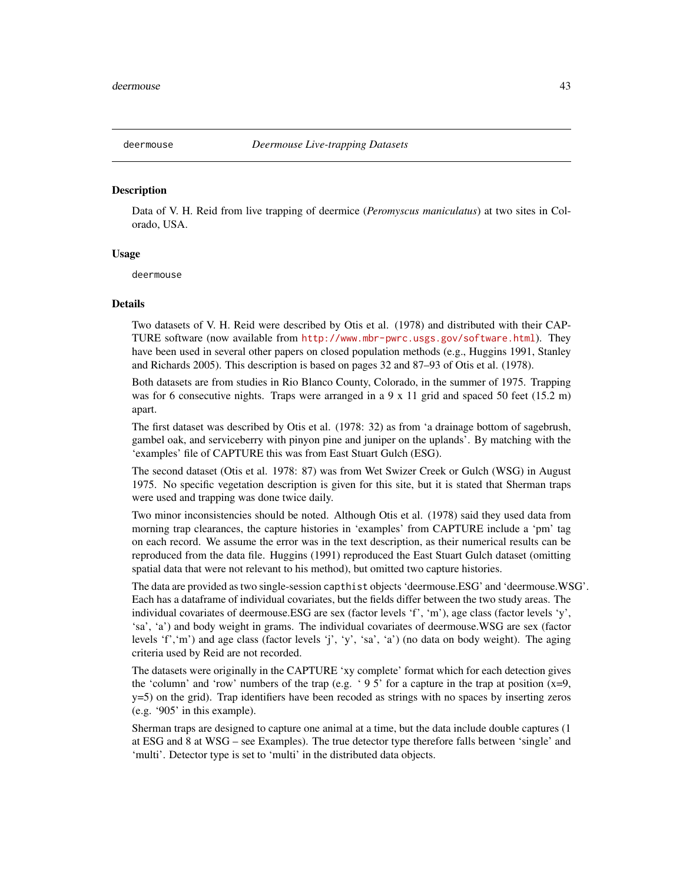deermouse *Deermouse Live-trapping Datasets*

## Description

Data of V. H. Reid from live trapping of deermice (*Peromyscus maniculatus*) at two sites in Colorado, USA.

## Usage

```
deermouse
```

## Details

Two datasets of V. H. Reid were described by Otis et al. (1978) and distributed with their CAPTURE software (now available from http://www.mbr-pwrc.usgs.gov/software.html). They have been used in several other papers on closed population methods (e.g., Huggins 1991, Stanley and Richards 2005). This description is based on pages 32 and 87–93 of Otis et al. (1978).

Both datasets are from studies in Rio Blanco County, Colorado, in the summer of 1975. Trapping was for 6 consecutive nights. Traps were arranged in a 9 x 11 grid and spaced 50 feet (15.2 m) apart.

The first dataset was described by Otis et al. (1978: 32) as from 'a drainage bottom of sagebrush, gambel oak, and serviceberry with pinyon pine and juniper on the uplands'. By matching with the 'examples' file of CAPTURE this was from East Stuart Gulch (ESG).

The second dataset (Otis et al. 1978: 87) was from Wet Swizer Creek or Gulch (WSG) in August 1975. No specific vegetation description is given for this site, but it is stated that Sherman traps were used and trapping was done twice daily.

Two minor inconsistencies should be noted. Although Otis et al. (1978) said they used data from morning trap clearances, the capture histories in 'examples' from CAPTURE include a 'pm' tag on each record. We assume the error was in the text description, as their numerical results can be reproduced from the data file. Huggins (1991) reproduced the East Stuart Gulch dataset (omitting spatial data that were not relevant to his method), but omitted two capture histories.

The data are provided as two single-session `capthist` objects 'deermouse.ESG' and 'deermouse.WSG'. Each has a dataframe of individual covariates, but the fields differ between the two study areas. The individual covariates of deermouse.ESG are sex (factor levels 'f', 'm'), age class (factor levels 'y', 'sa', 'a') and body weight in grams. The individual covariates of deermouse.WSG are sex (factor levels 'f','m') and age class (factor levels 'j', 'y', 'sa', 'a') (no data on body weight). The aging criteria used by Reid are not recorded.

The datasets were originally in the CAPTURE 'xy complete' format which for each detection gives the 'column' and 'row' numbers of the trap (e.g. ' 9 5' for a capture in the trap at position (x=9, y=5) on the grid). Trap identifiers have been recoded as strings with no spaces by inserting zeros (e.g. '905' in this example).

Sherman traps are designed to capture one animal at a time, but the data include double captures (1 at ESG and 8 at WSG – see Examples). The true detector type therefore falls between 'single' and 'multi'. Detector type is set to 'multi' in the distributed data objects.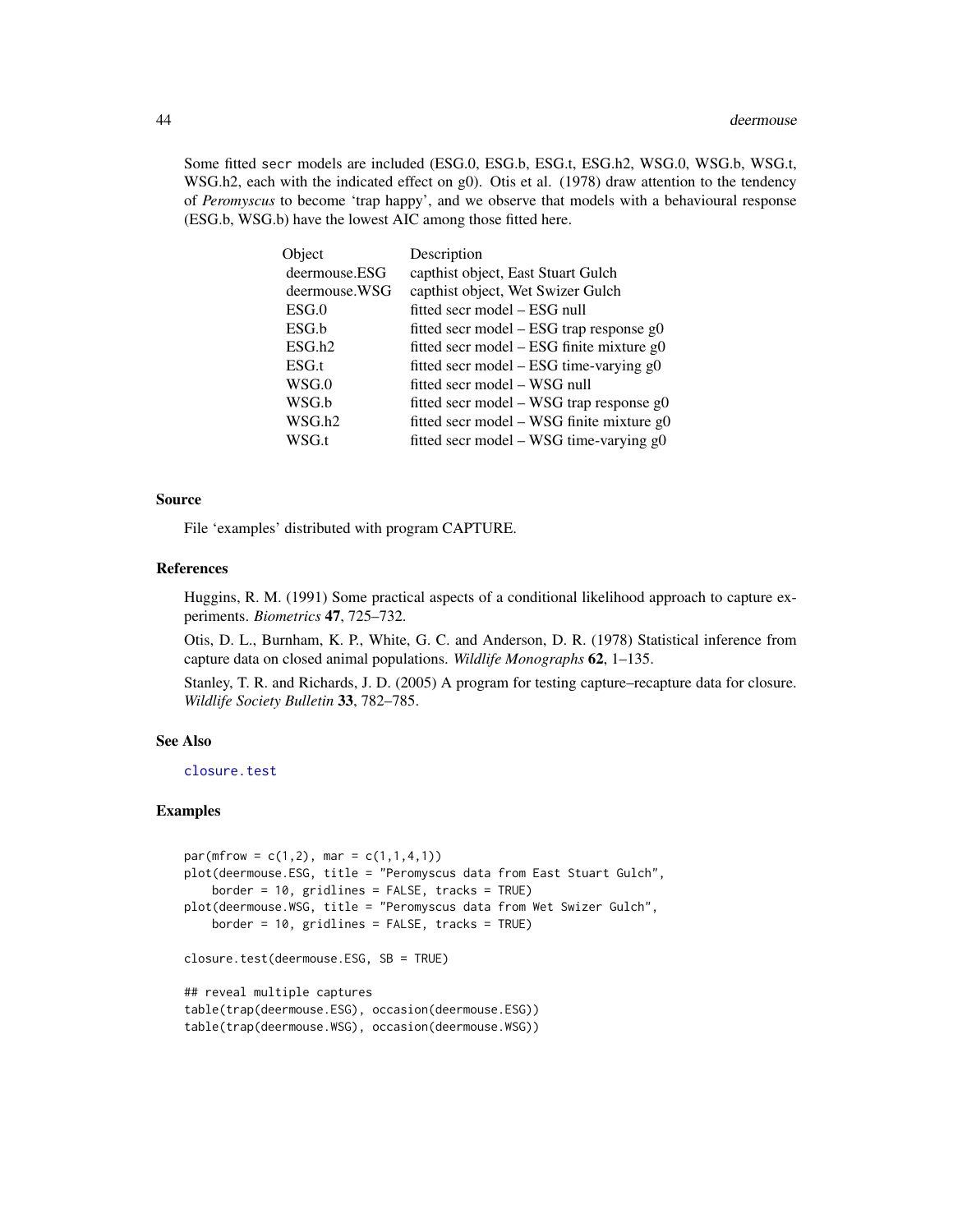Some fitted secr models are included (ESG.0, ESG.b, ESG.t, ESG.h2, WSG.0, WSG.b, WSG.t, WSG.h2, each with the indicated effect on g0). Otis et al. (1978) draw attention to the tendency of *Peromyscus* to become 'trap happy', and we observe that models with a behavioural response (ESG.b, WSG.b) have the lowest AIC among those fitted here.

| Object | Description |
|---|---|
| deermouse.ESG | capthist object, East Stuart Gulch |
| deermouse.WSG | capthist object, Wet Swizer Gulch |
| ESG.0 | fitted secr model – ESG null |
| ESG.b | fitted secr model – ESG trap response g0 |
| ESG.h2 | fitted secr model – ESG finite mixture g0 |
| ESG.t | fitted secr model – ESG time-varying g0 |
| WSG.0 | fitted secr model – WSG null |
| WSG.b | fitted secr model – WSG trap response g0 |
| WSG.h2 | fitted secr model – WSG finite mixture g0 |
| WSG.t | fitted secr model – WSG time-varying g0 |

## Source

File 'examples' distributed with program CAPTURE.

## References

Huggins, R. M. (1991) Some practical aspects of a conditional likelihood approach to capture experiments. *Biometrics* **47**, 725–732.

Otis, D. L., Burnham, K. P., White, G. C. and Anderson, D. R. (1978) Statistical inference from capture data on closed animal populations. *Wildlife Monographs* **62**, 1–135.

Stanley, T. R. and Richards, J. D. (2005) A program for testing capture–recapture data for closure. *Wildlife Society Bulletin* **33**, 782–785.

## See Also

closure.test

## Examples

```
par(mfrow = c(1,2), mar = c(1,1,4,1))
plot(deermouse.ESG, title = "Peromyscus data from East Stuart Gulch",
    border = 10, gridlines = FALSE, tracks = TRUE)
plot(deermouse.WSG, title = "Peromyscus data from Wet Swizer Gulch",
    border = 10, gridlines = FALSE, tracks = TRUE)

closure.test(deermouse.ESG, SB = TRUE)

## reveal multiple captures
table(trap(deermouse.ESG), occasion(deermouse.ESG))
table(trap(deermouse.WSG), occasion(deermouse.WSG))
```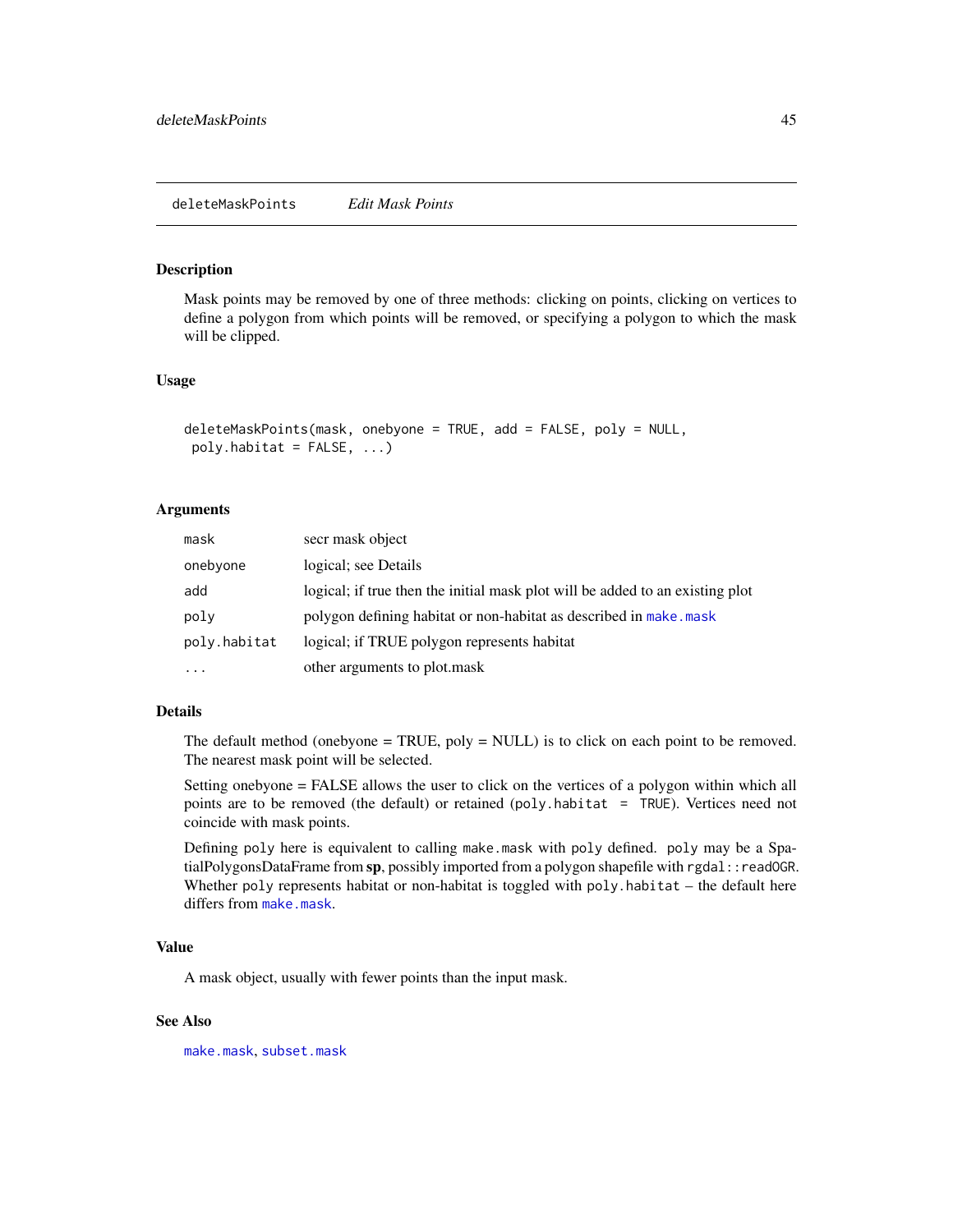## deleteMaskPoints *Edit Mask Points*

### Description

Mask points may be removed by one of three methods: clicking on points, clicking on vertices to define a polygon from which points will be removed, or specifying a polygon to which the mask will be clipped.

### Usage

```
deleteMaskPoints(mask, onebyone = TRUE, add = FALSE, poly = NULL,
 poly.habitat = FALSE, ...)
```

### Arguments

| | |
|---|---|
| `mask` | secr mask object |
| `onebyone` | logical; see Details |
| `add` | logical; if true then the initial mask plot will be added to an existing plot |
| `poly` | polygon defining habitat or non-habitat as described in `make.mask` |
| `poly.habitat` | logical; if TRUE polygon represents habitat |
| `...` | other arguments to plot.mask |

### Details

The default method (onebyone = TRUE, poly = NULL) is to click on each point to be removed. The nearest mask point will be selected.

Setting onebyone = FALSE allows the user to click on the vertices of a polygon within which all points are to be removed (the default) or retained (`poly.habitat = TRUE`). Vertices need not coincide with mask points.

Defining `poly` here is equivalent to calling `make.mask` with `poly` defined. `poly` may be a SpatialPolygonsDataFrame from **sp**, possibly imported from a polygon shapefile with `rgdal::readOGR`. Whether `poly` represents habitat or non-habitat is toggled with `poly.habitat` – the default here differs from `make.mask`.

### Value

A mask object, usually with fewer points than the input mask.

### See Also

`make.mask`, `subset.mask`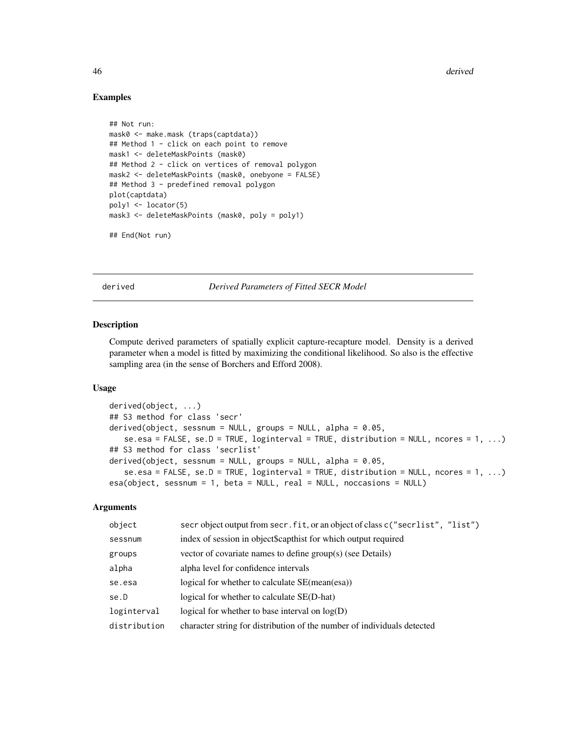## Examples

```
## Not run:
mask0 <- make.mask (traps(captdata))
## Method 1 - click on each point to remove
mask1 <- deleteMaskPoints (mask0)
## Method 2 - click on vertices of removal polygon
mask2 <- deleteMaskPoints (mask0, onebyone = FALSE)
## Method 3 - predefined removal polygon
plot(captdata)
poly1 <- locator(5)
mask3 <- deleteMaskPoints (mask0, poly = poly1)

## End(Not run)
```

---

derived *Derived Parameters of Fitted SECR Model*

---

## Description

Compute derived parameters of spatially explicit capture-recapture model. Density is a derived parameter when a model is fitted by maximizing the conditional likelihood. So also is the effective sampling area (in the sense of Borchers and Efford 2008).

## Usage

```
derived(object, ...)
## S3 method for class 'secr'
derived(object, sessnum = NULL, groups = NULL, alpha = 0.05,
   se.esa = FALSE, se.D = TRUE, loginterval = TRUE, distribution = NULL, ncores = 1, ...)
## S3 method for class 'secrlist'
derived(object, sessnum = NULL, groups = NULL, alpha = 0.05,
   se.esa = FALSE, se.D = TRUE, loginterval = TRUE, distribution = NULL, ncores = 1, ...)
esa(object, sessnum = 1, beta = NULL, real = NULL, noccasions = NULL)
```

## Arguments

| | |
|---|---|
| object | secr object output from secr.fit, or an object of class c("secrlist", "list") |
| sessnum | index of session in object$capthist for which output required |
| groups | vector of covariate names to define group(s) (see Details) |
| alpha | alpha level for confidence intervals |
| se.esa | logical for whether to calculate SE(mean(esa)) |
| se.D | logical for whether to calculate SE(D-hat) |
| loginterval | logical for whether to base interval on log(D) |
| distribution | character string for distribution of the number of individuals detected |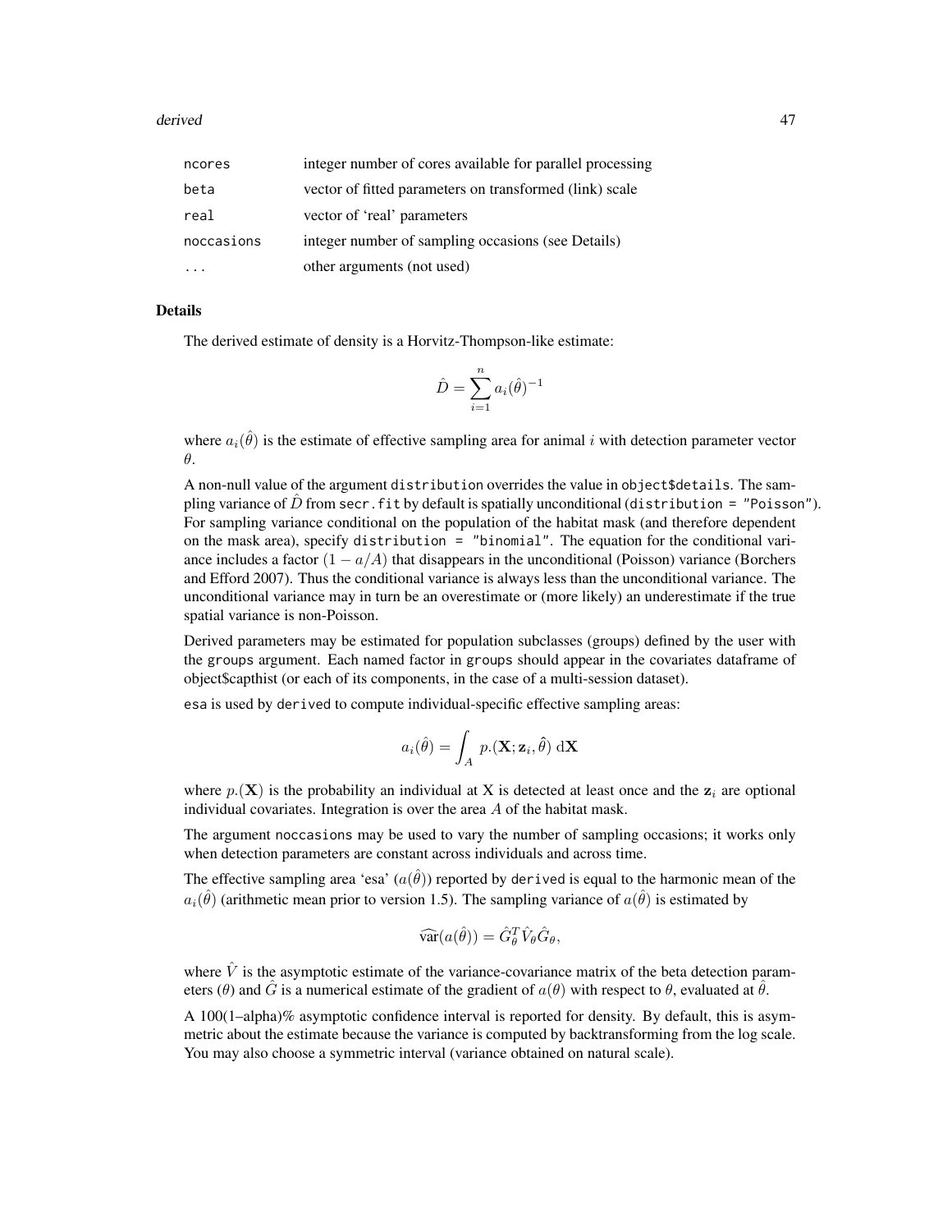| | |
|---|---|
| ncores | integer number of cores available for parallel processing |
| beta | vector of fitted parameters on transformed (link) scale |
| real | vector of 'real' parameters |
| noccasions | integer number of sampling occasions (see Details) |
| ... | other arguments (not used) |

## Details

The derived estimate of density is a Horvitz-Thompson-like estimate:

$$\hat{D} = \sum_{i=1}^{n} a_i(\hat{\theta})^{-1}$$

where $a_i(\hat{\theta})$ is the estimate of effective sampling area for animal $i$ with detection parameter vector $\theta$.

A non-null value of the argument `distribution` overrides the value in `object$details`. The sampling variance of $\hat{D}$ from `secr.fit` by default is spatially unconditional (`distribution = "Poisson"`). For sampling variance conditional on the population of the habitat mask (and therefore dependent on the mask area), specify `distribution = "binomial"`. The equation for the conditional variance includes a factor $(1 - a/A)$ that disappears in the unconditional (Poisson) variance (Borchers and Efford 2007). Thus the conditional variance is always less than the unconditional variance. The unconditional variance may in turn be an overestimate or (more likely) an underestimate if the true spatial variance is non-Poisson.

Derived parameters may be estimated for population subclasses (groups) defined by the user with the `groups` argument. Each named factor in `groups` should appear in the covariates dataframe of object$capthist (or each of its components, in the case of a multi-session dataset).

`esa` is used by `derived` to compute individual-specific effective sampling areas:

$$a_i(\hat{\theta}) = \int_A p.(\mathbf{X}; \mathbf{z}_i, \hat{\theta}) \; \mathrm{d}\mathbf{X}$$

where $p.(\mathbf{X})$ is the probability an individual at X is detected at least once and the $\mathbf{z}_i$ are optional individual covariates. Integration is over the area $A$ of the habitat mask.

The argument `noccasions` may be used to vary the number of sampling occasions; it works only when detection parameters are constant across individuals and across time.

The effective sampling area 'esa' ($a(\hat{\theta})$) reported by `derived` is equal to the harmonic mean of the $a_i(\hat{\theta})$ (arithmetic mean prior to version 1.5). The sampling variance of $a(\hat{\theta})$ is estimated by

$$\widehat{\mathrm{var}}(a(\hat{\theta})) = \hat{G}_\theta^T \hat{V}_\theta \hat{G}_\theta,$$

where $\hat{V}$ is the asymptotic estimate of the variance-covariance matrix of the beta detection parameters ($\theta$) and $\hat{G}$ is a numerical estimate of the gradient of $a(\theta)$ with respect to $\theta$, evaluated at $\hat{\theta}$.

A 100(1–alpha)% asymptotic confidence interval is reported for density. By default, this is asymmetric about the estimate because the variance is computed by backtransforming from the log scale. You may also choose a symmetric interval (variance obtained on natural scale).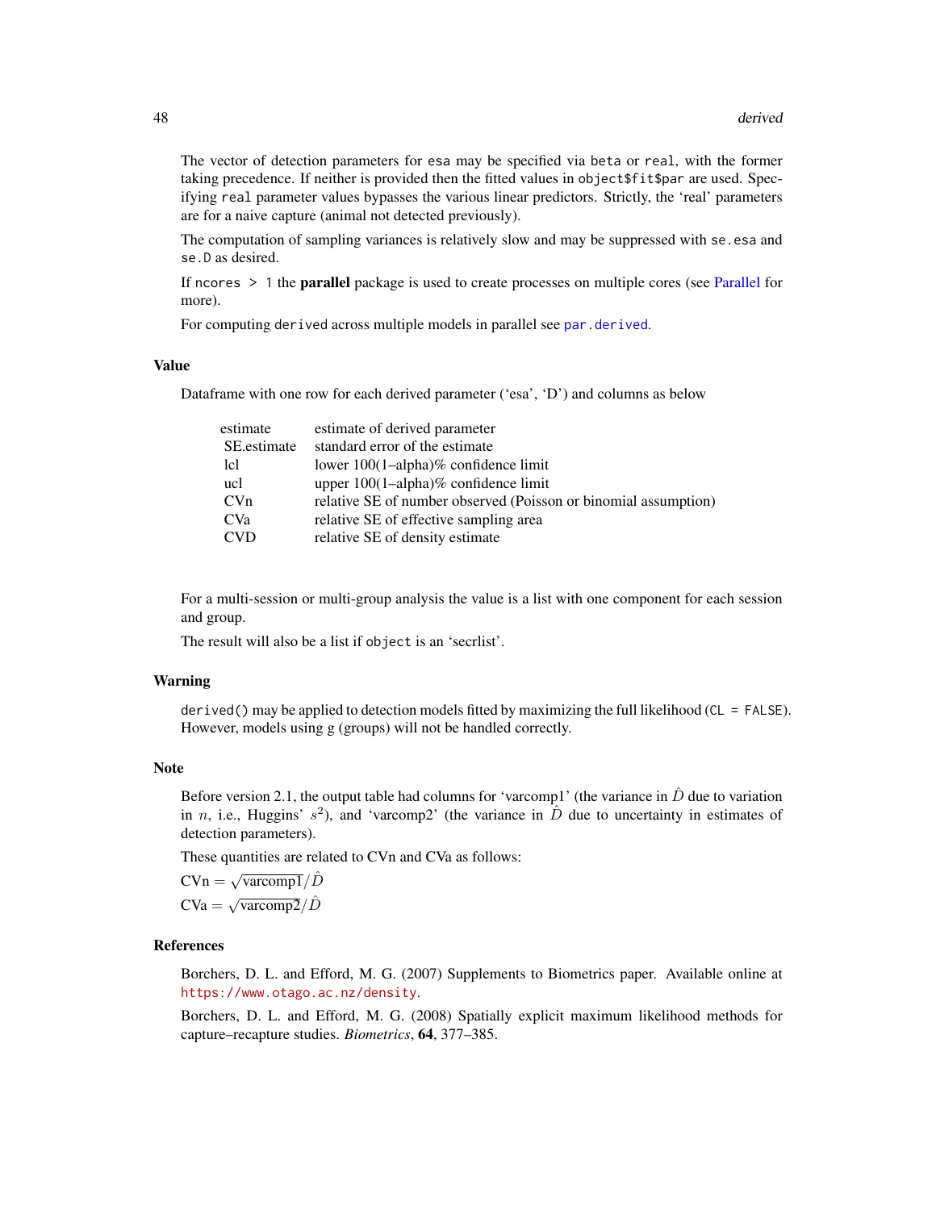The vector of detection parameters for `esa` may be specified via `beta` or `real`, with the former taking precedence. If neither is provided then the fitted values in `object$fit$par` are used. Specifying `real` parameter values bypasses the various linear predictors. Strictly, the 'real' parameters are for a naive capture (animal not detected previously).

The computation of sampling variances is relatively slow and may be suppressed with `se.esa` and `se.D` as desired.

If `ncores > 1` the **parallel** package is used to create processes on multiple cores (see Parallel for more).

For computing `derived` across multiple models in parallel see `par.derived`.

### Value

Dataframe with one row for each derived parameter ('esa', 'D') and columns as below

| | |
|---|---|
| estimate | estimate of derived parameter |
| SE.estimate | standard error of the estimate |
| lcl | lower 100(1–alpha)% confidence limit |
| ucl | upper 100(1–alpha)% confidence limit |
| CVn | relative SE of number observed (Poisson or binomial assumption) |
| CVa | relative SE of effective sampling area |
| CVD | relative SE of density estimate |

For a multi-session or multi-group analysis the value is a list with one component for each session and group.

The result will also be a list if `object` is an 'secrlist'.

### Warning

`derived()` may be applied to detection models fitted by maximizing the full likelihood (`CL = FALSE`). However, models using g (groups) will not be handled correctly.

### Note

Before version 2.1, the output table had columns for 'varcomp1' (the variance in $\hat{D}$ due to variation in $n$, i.e., Huggins' $s^2$), and 'varcomp2' (the variance in $\hat{D}$ due to uncertainty in estimates of detection parameters).

These quantities are related to CVn and CVa as follows:

CVn $= \sqrt{\text{varcomp1}}/\hat{D}$

CVa $= \sqrt{\text{varcomp2}}/\hat{D}$

### References

Borchers, D. L. and Efford, M. G. (2007) Supplements to Biometrics paper. Available online at https://www.otago.ac.nz/density.

Borchers, D. L. and Efford, M. G. (2008) Spatially explicit maximum likelihood methods for capture–recapture studies. *Biometrics*, **64**, 377–385.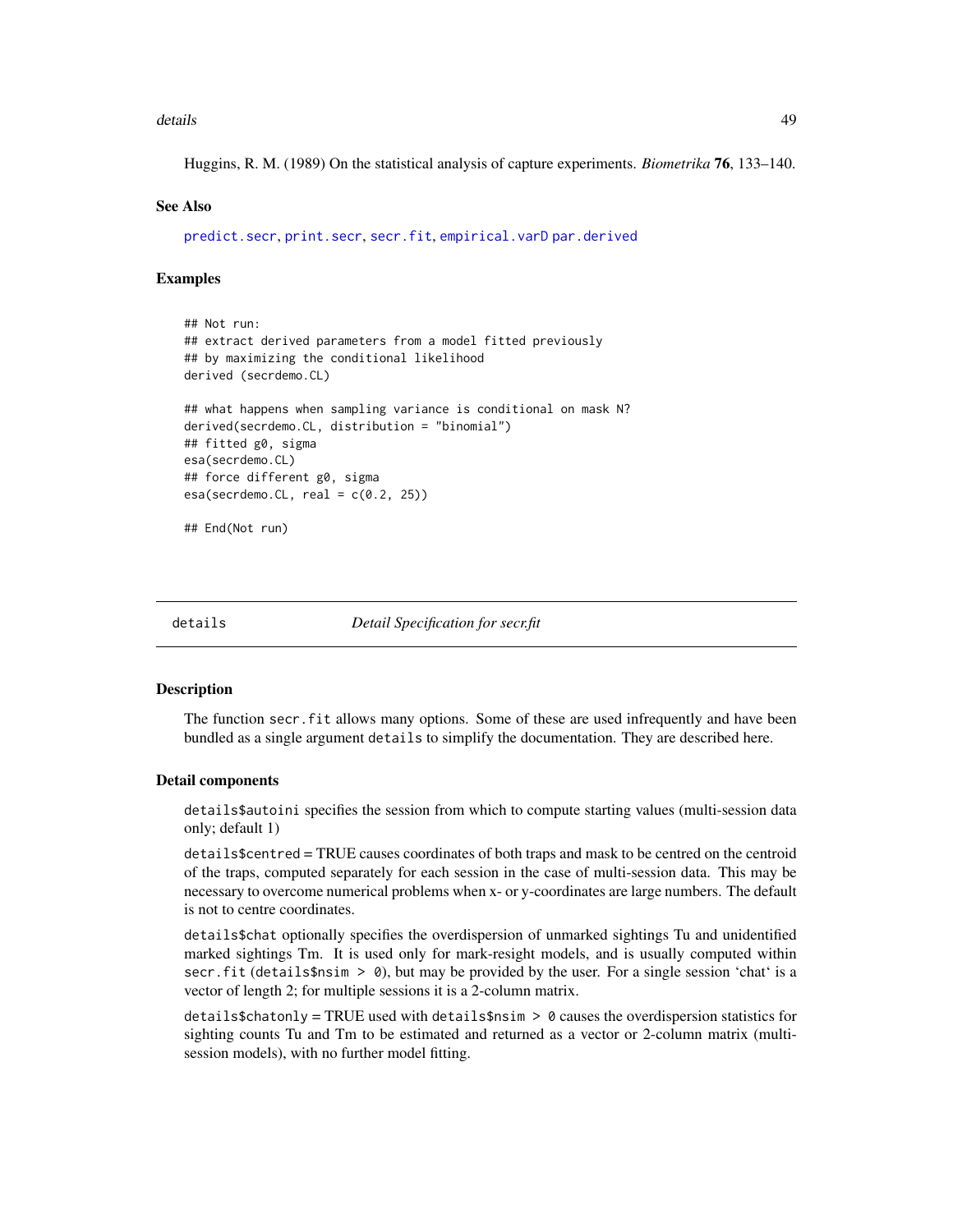Huggins, R. M. (1989) On the statistical analysis of capture experiments. *Biometrika* **76**, 133–140.

### See Also

predict.secr, print.secr, secr.fit, empirical.varD par.derived

### Examples

```
## Not run:
## extract derived parameters from a model fitted previously
## by maximizing the conditional likelihood
derived (secrdemo.CL)

## what happens when sampling variance is conditional on mask N?
derived(secrdemo.CL, distribution = "binomial")
## fitted g0, sigma
esa(secrdemo.CL)
## force different g0, sigma
esa(secrdemo.CL, real = c(0.2, 25))

## End(Not run)
```

---

## details *Detail Specification for secr.fit*

### Description

The function `secr.fit` allows many options. Some of these are used infrequently and have been bundled as a single argument `details` to simplify the documentation. They are described here.

### Detail components

`details$autoini` specifies the session from which to compute starting values (multi-session data only; default 1)

`details$centred` = TRUE causes coordinates of both traps and mask to be centred on the centroid of the traps, computed separately for each session in the case of multi-session data. This may be necessary to overcome numerical problems when x- or y-coordinates are large numbers. The default is not to centre coordinates.

`details$chat` optionally specifies the overdispersion of unmarked sightings Tu and unidentified marked sightings Tm. It is used only for mark-resight models, and is usually computed within `secr.fit` (`details$nsim > 0`), but may be provided by the user. For a single session 'chat' is a vector of length 2; for multiple sessions it is a 2-column matrix.

`details$chatonly` = TRUE used with `details$nsim > 0` causes the overdispersion statistics for sighting counts Tu and Tm to be estimated and returned as a vector or 2-column matrix (multi-session models), with no further model fitting.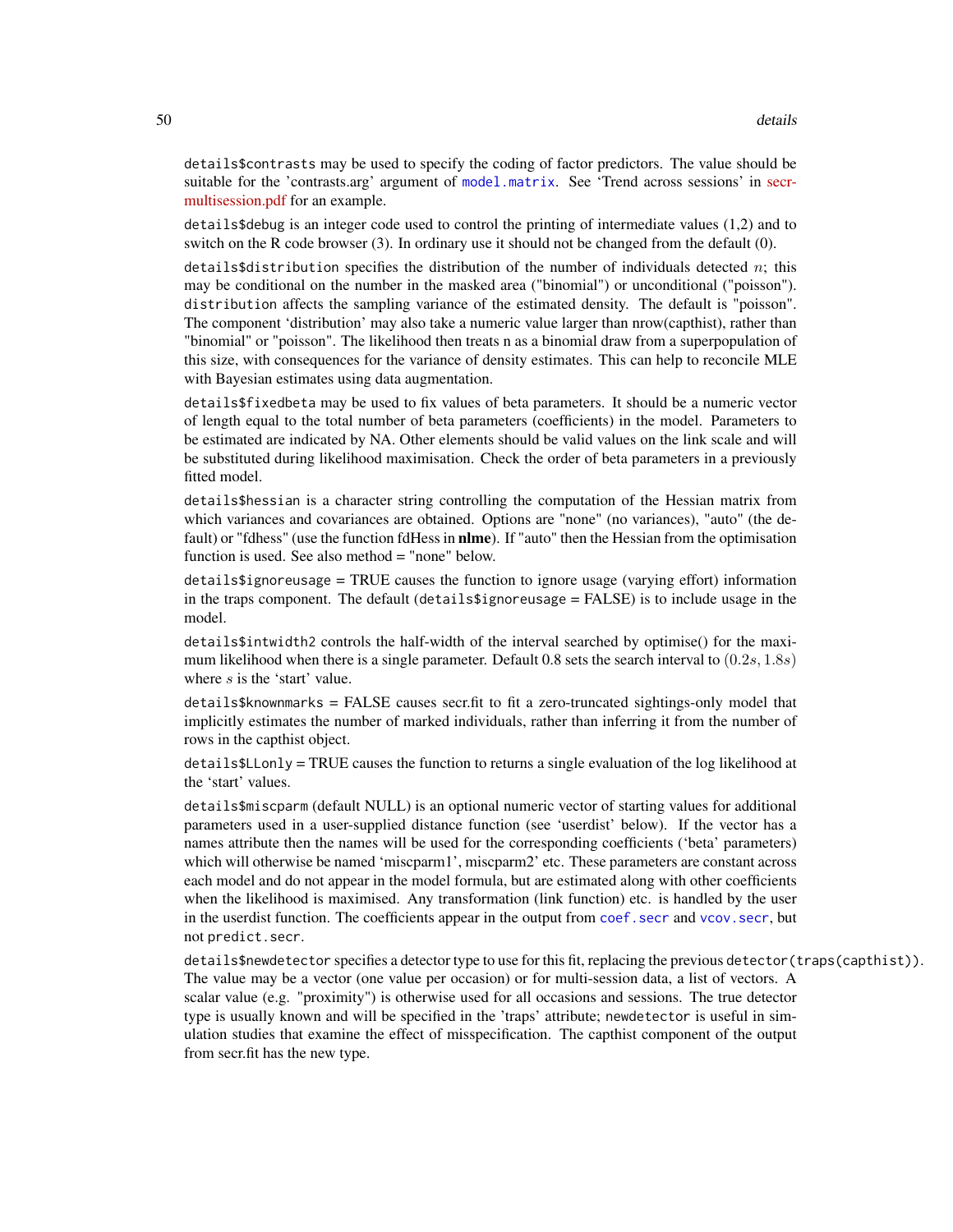`details$contrasts` may be used to specify the coding of factor predictors. The value should be suitable for the 'contrasts.arg' argument of `model.matrix`. See 'Trend across sessions' in secr-multisession.pdf for an example.

`details$debug` is an integer code used to control the printing of intermediate values (1,2) and to switch on the R code browser (3). In ordinary use it should not be changed from the default (0).

`details$distribution` specifies the distribution of the number of individuals detected $n$; this may be conditional on the number in the masked area ("binomial") or unconditional ("poisson"). `distribution` affects the sampling variance of the estimated density. The default is "poisson". The component 'distribution' may also take a numeric value larger than nrow(capthist), rather than "binomial" or "poisson". The likelihood then treats n as a binomial draw from a superpopulation of this size, with consequences for the variance of density estimates. This can help to reconcile MLE with Bayesian estimates using data augmentation.

`details$fixedbeta` may be used to fix values of beta parameters. It should be a numeric vector of length equal to the total number of beta parameters (coefficients) in the model. Parameters to be estimated are indicated by NA. Other elements should be valid values on the link scale and will be substituted during likelihood maximisation. Check the order of beta parameters in a previously fitted model.

`details$hessian` is a character string controlling the computation of the Hessian matrix from which variances and covariances are obtained. Options are "none" (no variances), "auto" (the default) or "fdhess" (use the function fdHess in **nlme**). If "auto" then the Hessian from the optimisation function is used. See also method = "none" below.

`details$ignoreusage` = TRUE causes the function to ignore usage (varying effort) information in the traps component. The default (`details$ignoreusage` = FALSE) is to include usage in the model.

`details$intwidth2` controls the half-width of the interval searched by optimise() for the maximum likelihood when there is a single parameter. Default 0.8 sets the search interval to $(0.2s, 1.8s)$ where $s$ is the 'start' value.

`details$knownmarks` = FALSE causes secr.fit to fit a zero-truncated sightings-only model that implicitly estimates the number of marked individuals, rather than inferring it from the number of rows in the capthist object.

`details$LLonly` = TRUE causes the function to returns a single evaluation of the log likelihood at the 'start' values.

`details$miscparm` (default NULL) is an optional numeric vector of starting values for additional parameters used in a user-supplied distance function (see 'userdist' below). If the vector has a names attribute then the names will be used for the corresponding coefficients ('beta' parameters) which will otherwise be named 'miscparm1', miscparm2' etc. These parameters are constant across each model and do not appear in the model formula, but are estimated along with other coefficients when the likelihood is maximised. Any transformation (link function) etc. is handled by the user in the userdist function. The coefficients appear in the output from `coef.secr` and `vcov.secr`, but not `predict.secr`.

`details$newdetector` specifies a detector type to use for this fit, replacing the previous `detector(traps(capthist))`. The value may be a vector (one value per occasion) or for multi-session data, a list of vectors. A scalar value (e.g. "proximity") is otherwise used for all occasions and sessions. The true detector type is usually known and will be specified in the 'traps' attribute; `newdetector` is useful in simulation studies that examine the effect of misspecification. The capthist component of the output from secr.fit has the new type.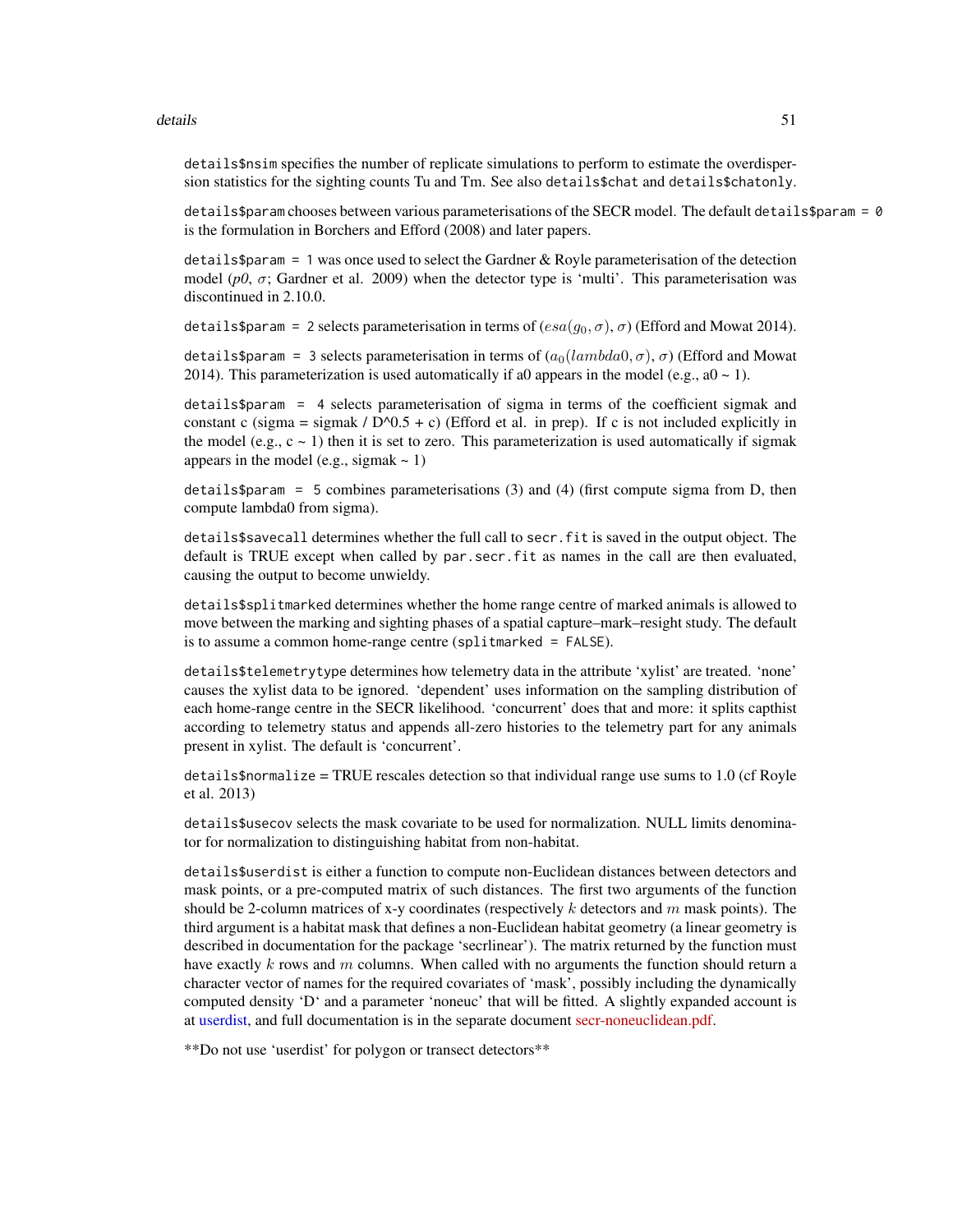details$nsim specifies the number of replicate simulations to perform to estimate the overdispersion statistics for the sighting counts Tu and Tm. See also details$chat and details$chatonly.

details$param chooses between various parameterisations of the SECR model. The default details$param = 0 is the formulation in Borchers and Efford (2008) and later papers.

details$param = 1 was once used to select the Gardner & Royle parameterisation of the detection model (*p0*, $\sigma$; Gardner et al. 2009) when the detector type is 'multi'. This parameterisation was discontinued in 2.10.0.

details$param = 2 selects parameterisation in terms of ($esa(g_0, \sigma)$, $\sigma$) (Efford and Mowat 2014).

details$param = 3 selects parameterisation in terms of ($a_0(lambda0, \sigma)$, $\sigma$) (Efford and Mowat 2014). This parameterization is used automatically if a0 appears in the model (e.g., a0 ~ 1).

details$param = 4 selects parameterisation of sigma in terms of the coefficient sigmak and constant c (sigma = sigmak / D^0.5 + c) (Efford et al. in prep). If c is not included explicitly in the model (e.g., c ~ 1) then it is set to zero. This parameterization is used automatically if sigmak appears in the model (e.g., sigmak ~ 1)

details$param = 5 combines parameterisations (3) and (4) (first compute sigma from D, then compute lambda0 from sigma).

details$savecall determines whether the full call to secr.fit is saved in the output object. The default is TRUE except when called by par.secr.fit as names in the call are then evaluated, causing the output to become unwieldy.

details$splitmarked determines whether the home range centre of marked animals is allowed to move between the marking and sighting phases of a spatial capture–mark–resight study. The default is to assume a common home-range centre (splitmarked = FALSE).

details$telemetrytype determines how telemetry data in the attribute 'xylist' are treated. 'none' causes the xylist data to be ignored. 'dependent' uses information on the sampling distribution of each home-range centre in the SECR likelihood. 'concurrent' does that and more: it splits capthist according to telemetry status and appends all-zero histories to the telemetry part for any animals present in xylist. The default is 'concurrent'.

details$normalize = TRUE rescales detection so that individual range use sums to 1.0 (cf Royle et al. 2013)

details$usecov selects the mask covariate to be used for normalization. NULL limits denominator for normalization to distinguishing habitat from non-habitat.

details$userdist is either a function to compute non-Euclidean distances between detectors and mask points, or a pre-computed matrix of such distances. The first two arguments of the function should be 2-column matrices of x-y coordinates (respectively $k$ detectors and $m$ mask points). The third argument is a habitat mask that defines a non-Euclidean habitat geometry (a linear geometry is described in documentation for the package 'secrlinear'). The matrix returned by the function must have exactly $k$ rows and $m$ columns. When called with no arguments the function should return a character vector of names for the required covariates of 'mask', possibly including the dynamically computed density 'D' and a parameter 'noneuc' that will be fitted. A slightly expanded account is at userdist, and full documentation is in the separate document secr-noneuclidean.pdf.

**Do not use 'userdist' for polygon or transect detectors**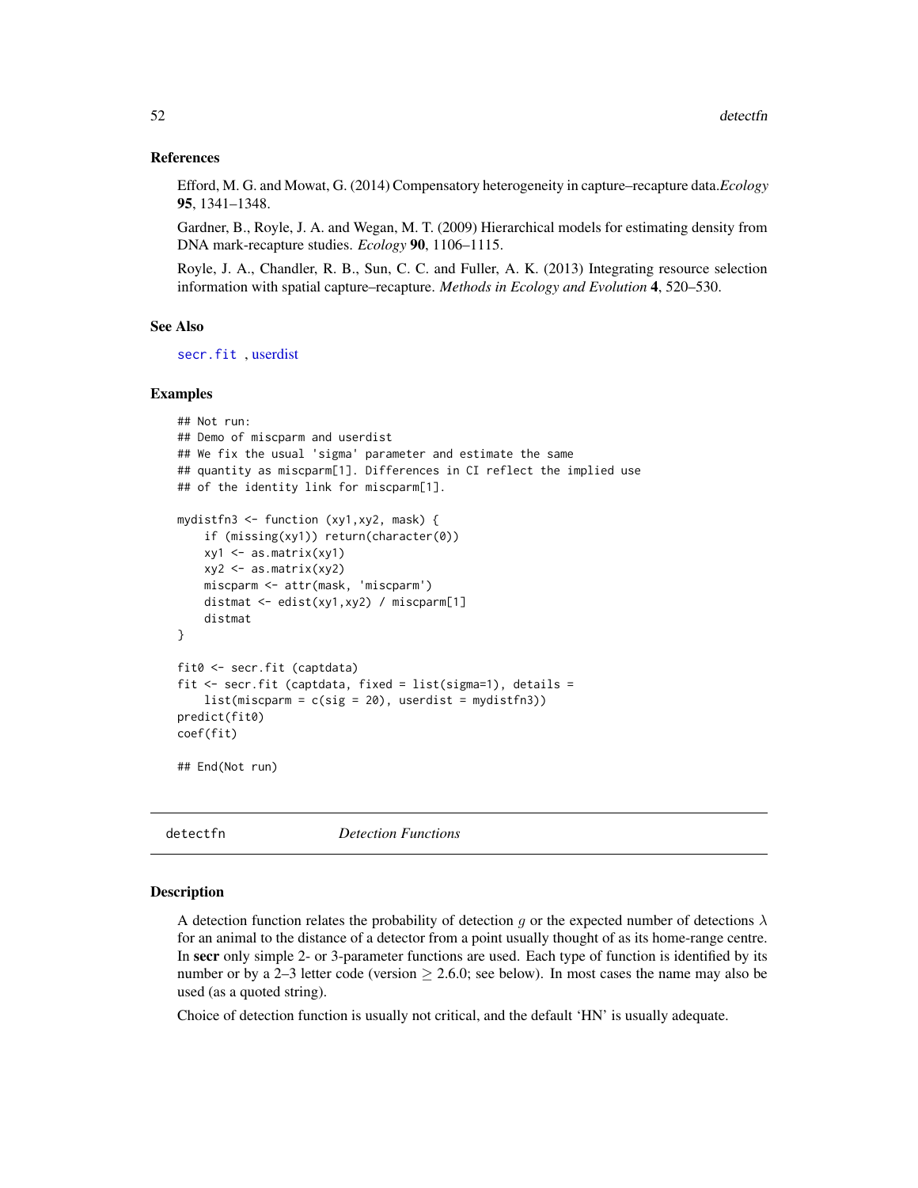### References

Efford, M. G. and Mowat, G. (2014) Compensatory heterogeneity in capture–recapture data. *Ecology* **95**, 1341–1348.

Gardner, B., Royle, J. A. and Wegan, M. T. (2009) Hierarchical models for estimating density from DNA mark-recapture studies. *Ecology* **90**, 1106–1115.

Royle, J. A., Chandler, R. B., Sun, C. C. and Fuller, A. K. (2013) Integrating resource selection information with spatial capture–recapture. *Methods in Ecology and Evolution* **4**, 520–530.

### See Also

`secr.fit` , userdist

### Examples

```
## Not run:
## Demo of miscparm and userdist
## We fix the usual 'sigma' parameter and estimate the same
## quantity as miscparm[1]. Differences in CI reflect the implied use
## of the identity link for miscparm[1].

mydistfn3 <- function (xy1,xy2, mask) {
    if (missing(xy1)) return(character(0))
    xy1 <- as.matrix(xy1)
    xy2 <- as.matrix(xy2)
    miscparm <- attr(mask, 'miscparm')
    distmat <- edist(xy1,xy2) / miscparm[1]
    distmat
}

fit0 <- secr.fit (captdata)
fit <- secr.fit (captdata, fixed = list(sigma=1), details =
    list(miscparm = c(sig = 20), userdist = mydistfn3))
predict(fit0)
coef(fit)

## End(Not run)
```

---

## detectfn — *Detection Functions*

### Description

A detection function relates the probability of detection $g$ or the expected number of detections $\lambda$ for an animal to the distance of a detector from a point usually thought of as its home-range centre. In **secr** only simple 2- or 3-parameter functions are used. Each type of function is identified by its number or by a 2–3 letter code (version $\geq$ 2.6.0; see below). In most cases the name may also be used (as a quoted string).

Choice of detection function is usually not critical, and the default 'HN' is usually adequate.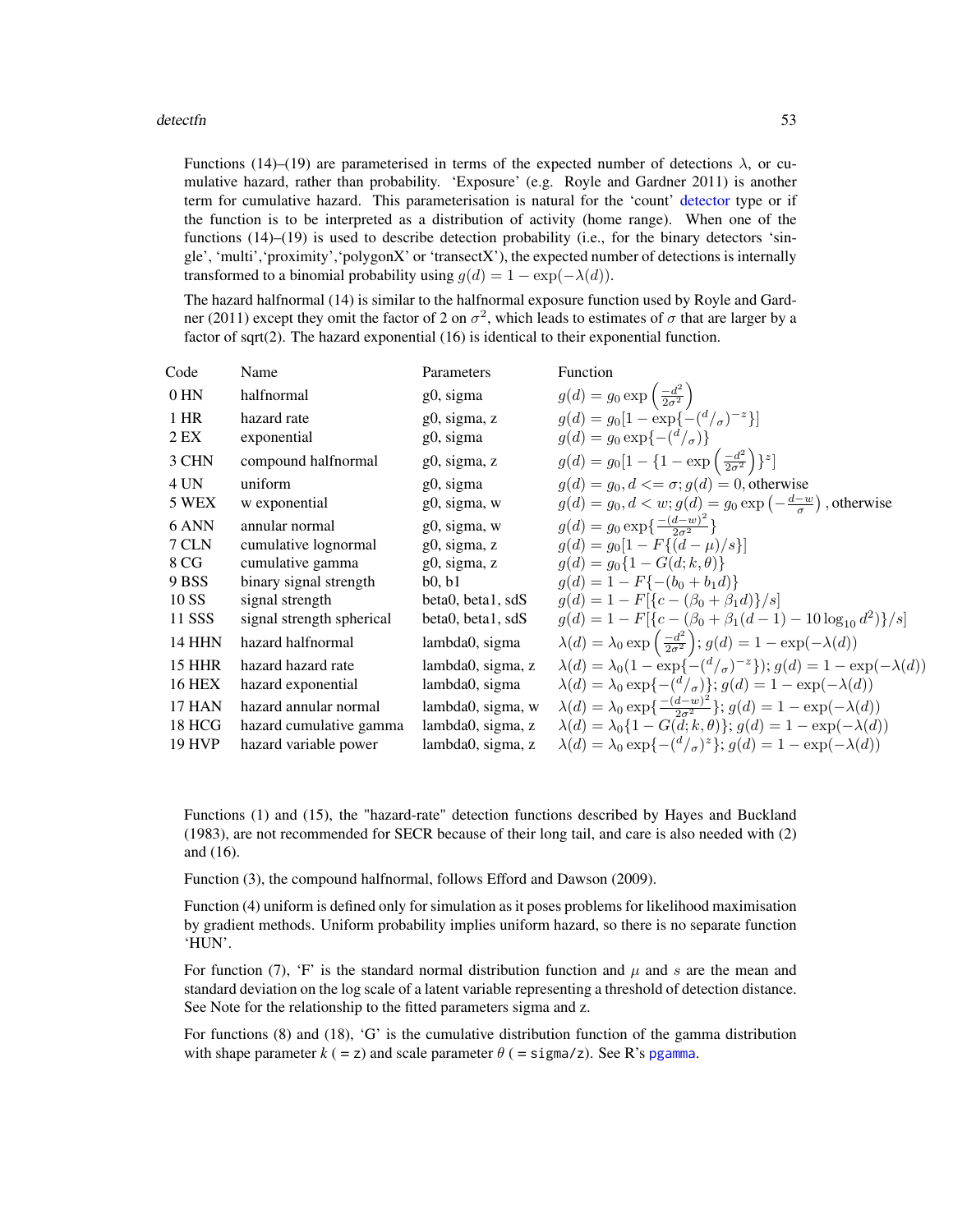Functions (14)–(19) are parameterised in terms of the expected number of detections $\lambda$, or cumulative hazard, rather than probability. 'Exposure' (e.g. Royle and Gardner 2011) is another term for cumulative hazard. This parameterisation is natural for the 'count' detector type or if the function is to be interpreted as a distribution of activity (home range). When one of the functions (14)–(19) is used to describe detection probability (i.e., for the binary detectors 'single', 'multi','proximity','polygonX' or 'transectX'), the expected number of detections is internally transformed to a binomial probability using $g(d) = 1 - \exp(-\lambda(d))$.

The hazard halfnormal (14) is similar to the halfnormal exposure function used by Royle and Gardner (2011) except they omit the factor of 2 on $\sigma^2$, which leads to estimates of $\sigma$ that are larger by a factor of sqrt(2). The hazard exponential (16) is identical to their exponential function.

| Code | Name | Parameters | Function |
|---|---|---|---|
| 0 HN | halfnormal | g0, sigma | $g(d) = g_0 \exp\left(\frac{-d^2}{2\sigma^2}\right)$ |
| 1 HR | hazard rate | g0, sigma, z | $g(d) = g_0[1 - \exp\{-({}^d/_\sigma)^{-z}\}]$ |
| 2 EX | exponential | g0, sigma | $g(d) = g_0 \exp\{-({}^d/_\sigma)\}$ |
| 3 CHN | compound halfnormal | g0, sigma, z | $g(d) = g_0[1 - \{1 - \exp\left(\frac{-d^2}{2\sigma^2}\right)\}^z]$ |
| 4 UN | uniform | g0, sigma | $g(d) = g_0, d <= \sigma; g(d) = 0$, otherwise |
| 5 WEX | w exponential | g0, sigma, w | $g(d) = g_0, d < w; g(d) = g_0 \exp\left(-\frac{d-w}{\sigma}\right)$, otherwise |
| 6 ANN | annular normal | g0, sigma, w | $g(d) = g_0 \exp\{\frac{-(d-w)^2}{2\sigma^2}\}$ |
| 7 CLN | cumulative lognormal | g0, sigma, z | $g(d) = g_0[1 - F\{(d - \mu)/s\}]$ |
| 8 CG | cumulative gamma | g0, sigma, z | $g(d) = g_0\{1 - G(d; k, \theta)\}$ |
| 9 BSS | binary signal strength | b0, b1 | $g(d) = 1 - F\{-(b_0 + b_1 d)\}$ |
| 10 SS | signal strength | beta0, beta1, sdS | $g(d) = 1 - F[\{c - (\beta_0 + \beta_1 d)\}/s]$ |
| 11 SSS | signal strength spherical | beta0, beta1, sdS | $g(d) = 1 - F[\{c - (\beta_0 + \beta_1(d-1) - 10\log_{10} d^2)\}/s]$ |
| 14 HHN | hazard halfnormal | lambda0, sigma | $\lambda(d) = \lambda_0 \exp\left(\frac{-d^2}{2\sigma^2}\right); g(d) = 1 - \exp(-\lambda(d))$ |
| 15 HHR | hazard hazard rate | lambda0, sigma, z | $\lambda(d) = \lambda_0(1 - \exp\{-({}^d/_\sigma)^{-z}\}); g(d) = 1 - \exp(-\lambda(d))$ |
| 16 HEX | hazard exponential | lambda0, sigma | $\lambda(d) = \lambda_0 \exp\{-({}^d/_\sigma)\}; g(d) = 1 - \exp(-\lambda(d))$ |
| 17 HAN | hazard annular normal | lambda0, sigma, w | $\lambda(d) = \lambda_0 \exp\{\frac{-(d-w)^2}{2\sigma^2}\}; g(d) = 1 - \exp(-\lambda(d))$ |
| 18 HCG | hazard cumulative gamma | lambda0, sigma, z | $\lambda(d) = \lambda_0\{1 - G(d; k, \theta)\}; g(d) = 1 - \exp(-\lambda(d))$ |
| 19 HVP | hazard variable power | lambda0, sigma, z | $\lambda(d) = \lambda_0 \exp\{-({}^d/_\sigma)^z\}; g(d) = 1 - \exp(-\lambda(d))$ |

Functions (1) and (15), the "hazard-rate" detection functions described by Hayes and Buckland (1983), are not recommended for SECR because of their long tail, and care is also needed with (2) and (16).

Function (3), the compound halfnormal, follows Efford and Dawson (2009).

Function (4) uniform is defined only for simulation as it poses problems for likelihood maximisation by gradient methods. Uniform probability implies uniform hazard, so there is no separate function 'HUN'.

For function (7), 'F' is the standard normal distribution function and $\mu$ and $s$ are the mean and standard deviation on the log scale of a latent variable representing a threshold of detection distance. See Note for the relationship to the fitted parameters sigma and z.

For functions (8) and (18), 'G' is the cumulative distribution function of the gamma distribution with shape parameter $k$ ( = z) and scale parameter $\theta$ ( = sigma/z). See R's pgamma.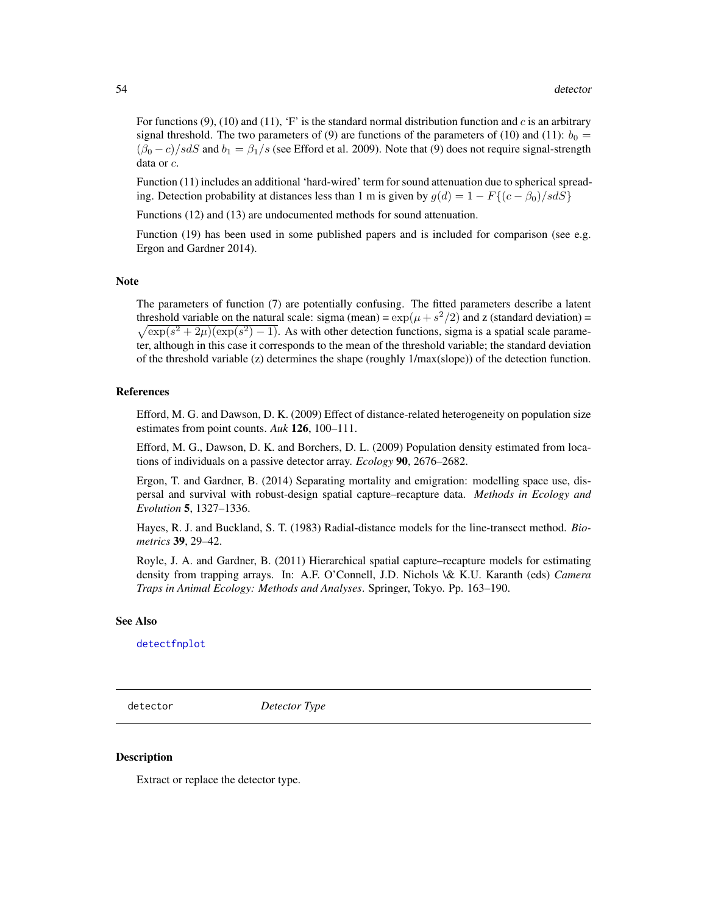For functions (9), (10) and (11), 'F' is the standard normal distribution function and $c$ is an arbitrary signal threshold. The two parameters of (9) are functions of the parameters of (10) and (11): $b_0 = (\beta_0 - c)/sdS$ and $b_1 = \beta_1/s$ (see Efford et al. 2009). Note that (9) does not require signal-strength data or $c$.

Function (11) includes an additional 'hard-wired' term for sound attenuation due to spherical spreading. Detection probability at distances less than 1 m is given by $g(d) = 1 - F\{(c - \beta_0)/sdS\}$

Functions (12) and (13) are undocumented methods for sound attenuation.

Function (19) has been used in some published papers and is included for comparison (see e.g. Ergon and Gardner 2014).

### Note

The parameters of function (7) are potentially confusing. The fitted parameters describe a latent threshold variable on the natural scale: sigma (mean) = $\exp(\mu + s^2/2)$ and z (standard deviation) = $\sqrt{\exp(s^2 + 2\mu)(\exp(s^2) - 1)}$. As with other detection functions, sigma is a spatial scale parameter, although in this case it corresponds to the mean of the threshold variable; the standard deviation of the threshold variable (z) determines the shape (roughly 1/max(slope)) of the detection function.

### References

Efford, M. G. and Dawson, D. K. (2009) Effect of distance-related heterogeneity on population size estimates from point counts. *Auk* **126**, 100–111.

Efford, M. G., Dawson, D. K. and Borchers, D. L. (2009) Population density estimated from locations of individuals on a passive detector array. *Ecology* **90**, 2676–2682.

Ergon, T. and Gardner, B. (2014) Separating mortality and emigration: modelling space use, dispersal and survival with robust-design spatial capture–recapture data. *Methods in Ecology and Evolution* **5**, 1327–1336.

Hayes, R. J. and Buckland, S. T. (1983) Radial-distance models for the line-transect method. *Biometrics* **39**, 29–42.

Royle, J. A. and Gardner, B. (2011) Hierarchical spatial capture–recapture models for estimating density from trapping arrays. In: A.F. O'Connell, J.D. Nichols \& K.U. Karanth (eds) *Camera Traps in Animal Ecology: Methods and Analyses*. Springer, Tokyo. Pp. 163–190.

### See Also

detectfnplot

---

## detector *Detector Type*

### Description

Extract or replace the detector type.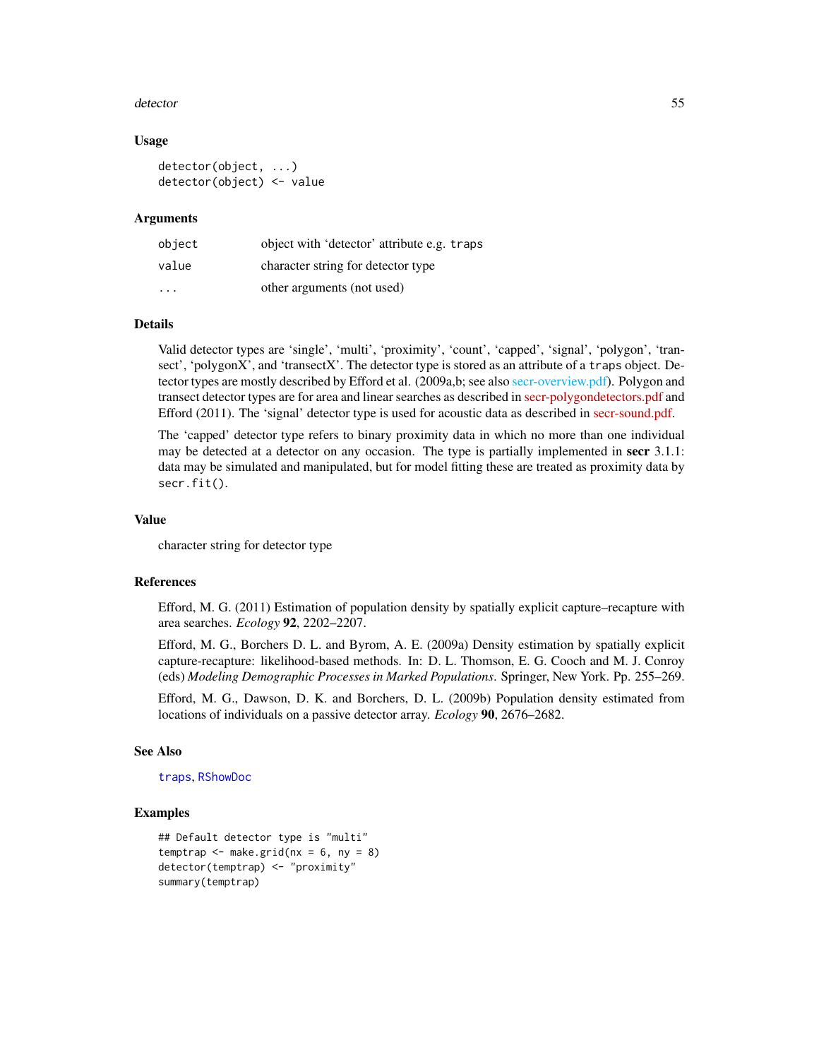### Usage

```
detector(object, ...)
detector(object) <- value
```

### Arguments

| | |
|---|---|
| object | object with 'detector' attribute e.g. traps |
| value | character string for detector type |
| ... | other arguments (not used) |

### Details

Valid detector types are 'single', 'multi', 'proximity', 'count', 'capped', 'signal', 'polygon', 'transect', 'polygonX', and 'transectX'. The detector type is stored as an attribute of a traps object. Detector types are mostly described by Efford et al. (2009a,b; see also secr-overview.pdf). Polygon and transect detector types are for area and linear searches as described in secr-polygondetectors.pdf and Efford (2011). The 'signal' detector type is used for acoustic data as described in secr-sound.pdf.

The 'capped' detector type refers to binary proximity data in which no more than one individual may be detected at a detector on any occasion. The type is partially implemented in **secr** 3.1.1: data may be simulated and manipulated, but for model fitting these are treated as proximity data by secr.fit().

### Value

character string for detector type

### References

Efford, M. G. (2011) Estimation of population density by spatially explicit capture–recapture with area searches. *Ecology* **92**, 2202–2207.

Efford, M. G., Borchers D. L. and Byrom, A. E. (2009a) Density estimation by spatially explicit capture-recapture: likelihood-based methods. In: D. L. Thomson, E. G. Cooch and M. J. Conroy (eds) *Modeling Demographic Processes in Marked Populations*. Springer, New York. Pp. 255–269.

Efford, M. G., Dawson, D. K. and Borchers, D. L. (2009b) Population density estimated from locations of individuals on a passive detector array. *Ecology* **90**, 2676–2682.

### See Also

traps, RShowDoc

### Examples

```
## Default detector type is "multi"
temptrap <- make.grid(nx = 6, ny = 8)
detector(temptrap) <- "proximity"
summary(temptrap)
```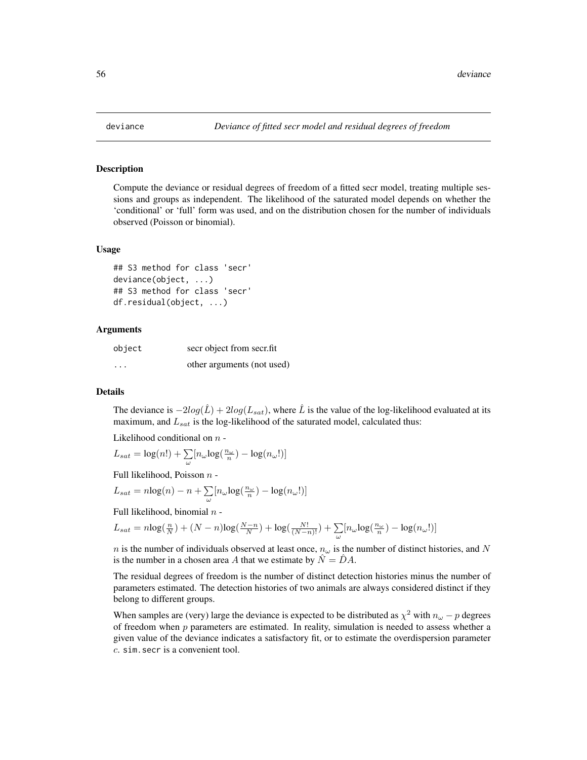deviance *Deviance of fitted secr model and residual degrees of freedom*

## Description

Compute the deviance or residual degrees of freedom of a fitted secr model, treating multiple sessions and groups as independent. The likelihood of the saturated model depends on whether the 'conditional' or 'full' form was used, and on the distribution chosen for the number of individuals observed (Poisson or binomial).

## Usage

```
## S3 method for class 'secr'
deviance(object, ...)
## S3 method for class 'secr'
df.residual(object, ...)
```

## Arguments

| | |
|---|---|
| object | secr object from secr.fit |
| ... | other arguments (not used) |

## Details

The deviance is $-2log(\hat{L}) + 2log(L_{sat})$, where $\hat{L}$ is the value of the log-likelihood evaluated at its maximum, and $L_{sat}$ is the log-likelihood of the saturated model, calculated thus:

Likelihood conditional on $n$ -

$$L_{sat} = \log(n!) + \sum_{\omega}[n_\omega \log(\frac{n_\omega}{n}) - \log(n_\omega!)]$$

Full likelihood, Poisson $n$ -

$$L_{sat} = n\log(n) - n + \sum_{\omega}[n_\omega \log(\frac{n_\omega}{n}) - \log(n_\omega!)]$$

Full likelihood, binomial $n$ -

$$L_{sat} = n\log(\frac{n}{N}) + (N-n)\log(\frac{N-n}{N}) + \log(\frac{N!}{(N-n)!}) + \sum_{\omega}[n_\omega \log(\frac{n_\omega}{n}) - \log(n_\omega!)]$$

$n$ is the number of individuals observed at least once, $n_\omega$ is the number of distinct histories, and $N$ is the number in a chosen area $A$ that we estimate by $\hat{N} = \hat{D}A$.

The residual degrees of freedom is the number of distinct detection histories minus the number of parameters estimated. The detection histories of two animals are always considered distinct if they belong to different groups.

When samples are (very) large the deviance is expected to be distributed as $\chi^2$ with $n_\omega - p$ degrees of freedom when $p$ parameters are estimated. In reality, simulation is needed to assess whether a given value of the deviance indicates a satisfactory fit, or to estimate the overdispersion parameter $c$. `sim.secr` is a convenient tool.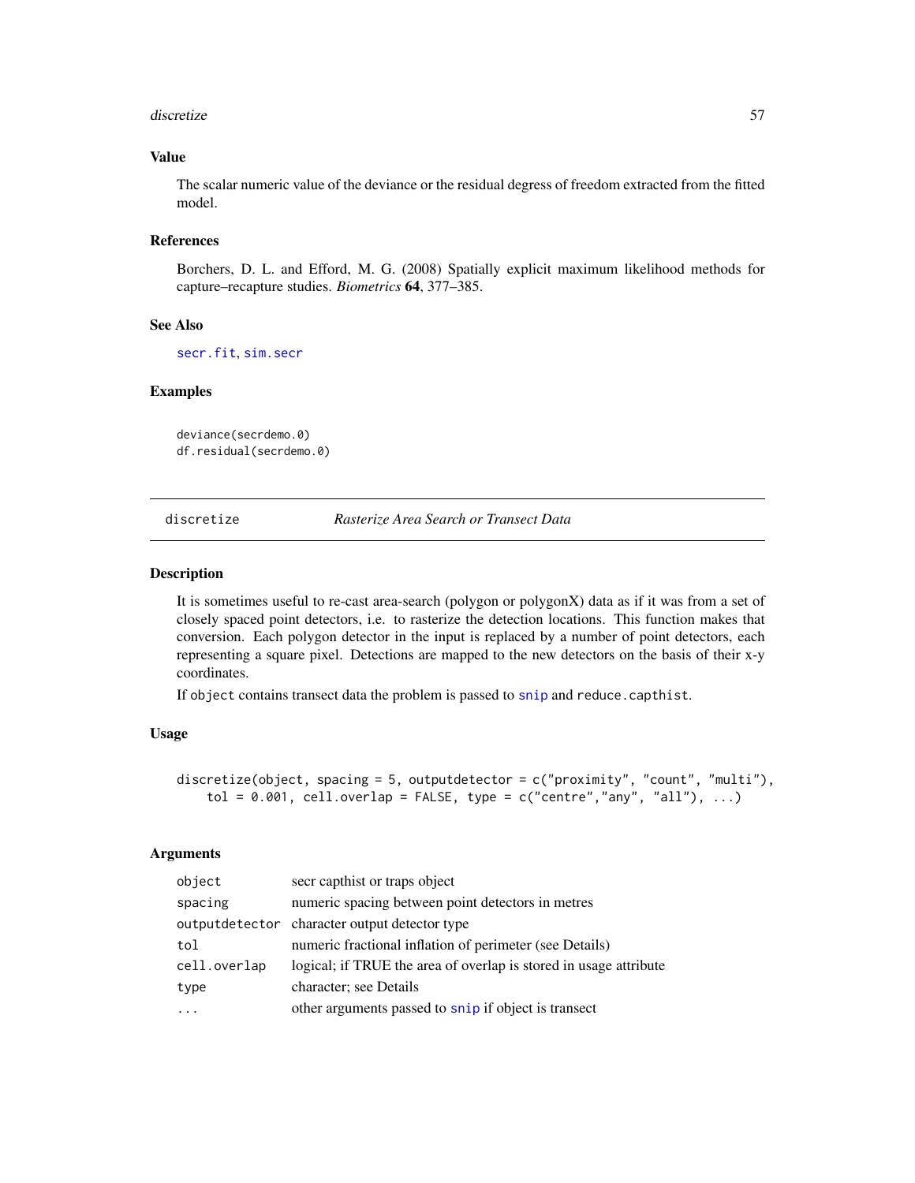## Value

The scalar numeric value of the deviance or the residual degress of freedom extracted from the fitted model.

## References

Borchers, D. L. and Efford, M. G. (2008) Spatially explicit maximum likelihood methods for capture–recapture studies. *Biometrics* **64**, 377–385.

## See Also

secr.fit, sim.secr

## Examples

```
deviance(secrdemo.0)
df.residual(secrdemo.0)
```

---

# discretize — *Rasterize Area Search or Transect Data*

## Description

It is sometimes useful to re-cast area-search (polygon or polygonX) data as if it was from a set of closely spaced point detectors, i.e. to rasterize the detection locations. This function makes that conversion. Each polygon detector in the input is replaced by a number of point detectors, each representing a square pixel. Detections are mapped to the new detectors on the basis of their x-y coordinates.

If `object` contains transect data the problem is passed to snip and `reduce.capthist`.

## Usage

```
discretize(object, spacing = 5, outputdetector = c("proximity", "count", "multi"),
    tol = 0.001, cell.overlap = FALSE, type = c("centre","any", "all"), ...)
```

## Arguments

| | |
|---|---|
| object | secr capthist or traps object |
| spacing | numeric spacing between point detectors in metres |
| outputdetector | character output detector type |
| tol | numeric fractional inflation of perimeter (see Details) |
| cell.overlap | logical; if TRUE the area of overlap is stored in usage attribute |
| type | character; see Details |
| ... | other arguments passed to snip if object is transect |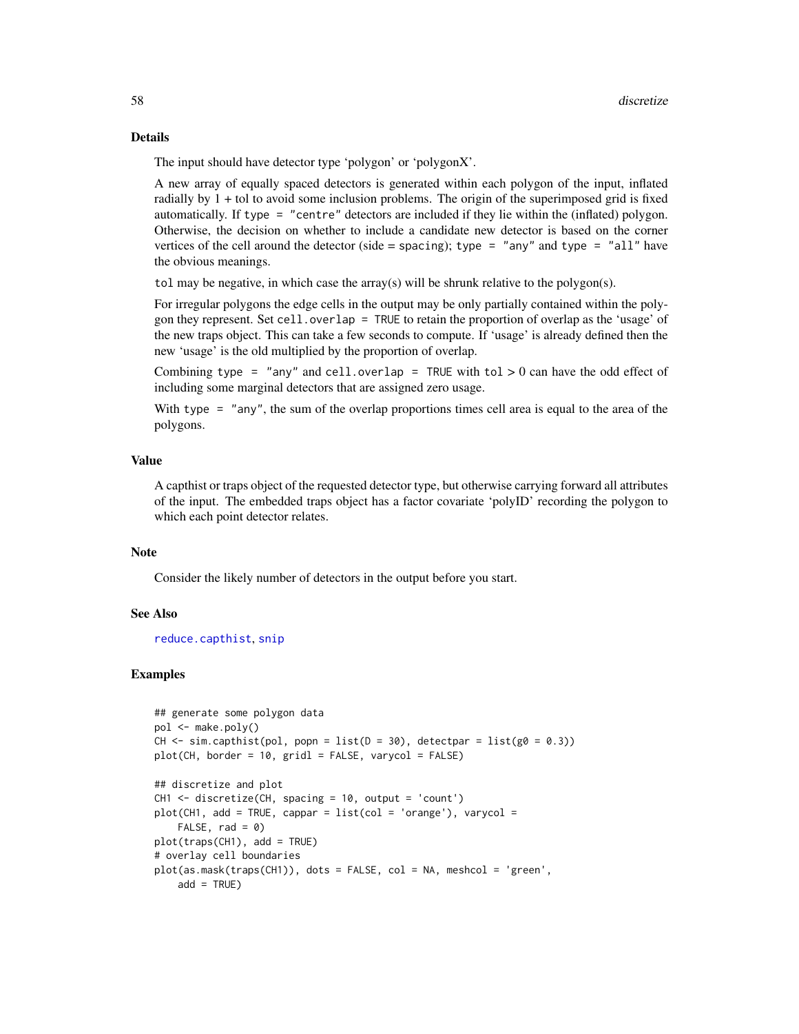## Details

The input should have detector type 'polygon' or 'polygonX'.

A new array of equally spaced detectors is generated within each polygon of the input, inflated radially by 1 + tol to avoid some inclusion problems. The origin of the superimposed grid is fixed automatically. If `type = "centre"` detectors are included if they lie within the (inflated) polygon. Otherwise, the decision on whether to include a candidate new detector is based on the corner vertices of the cell around the detector (side = `spacing`); `type = "any"` and `type = "all"` have the obvious meanings.

`tol` may be negative, in which case the array(s) will be shrunk relative to the polygon(s).

For irregular polygons the edge cells in the output may be only partially contained within the polygon they represent. Set `cell.overlap = TRUE` to retain the proportion of overlap as the 'usage' of the new traps object. This can take a few seconds to compute. If 'usage' is already defined then the new 'usage' is the old multiplied by the proportion of overlap.

Combining `type = "any"` and `cell.overlap = TRUE` with `tol` > 0 can have the odd effect of including some marginal detectors that are assigned zero usage.

With `type = "any"`, the sum of the overlap proportions times cell area is equal to the area of the polygons.

## Value

A capthist or traps object of the requested detector type, but otherwise carrying forward all attributes of the input. The embedded traps object has a factor covariate 'polyID' recording the polygon to which each point detector relates.

## Note

Consider the likely number of detectors in the output before you start.

## See Also

reduce.capthist, snip

## Examples

```
## generate some polygon data
pol <- make.poly()
CH <- sim.capthist(pol, popn = list(D = 30), detectpar = list(g0 = 0.3))
plot(CH, border = 10, gridl = FALSE, varycol = FALSE)

## discretize and plot
CH1 <- discretize(CH, spacing = 10, output = 'count')
plot(CH1, add = TRUE, cappar = list(col = 'orange'), varycol =
    FALSE, rad = 0)
plot(traps(CH1), add = TRUE)
# overlay cell boundaries
plot(as.mask(traps(CH1)), dots = FALSE, col = NA, meshcol = 'green',
    add = TRUE)
```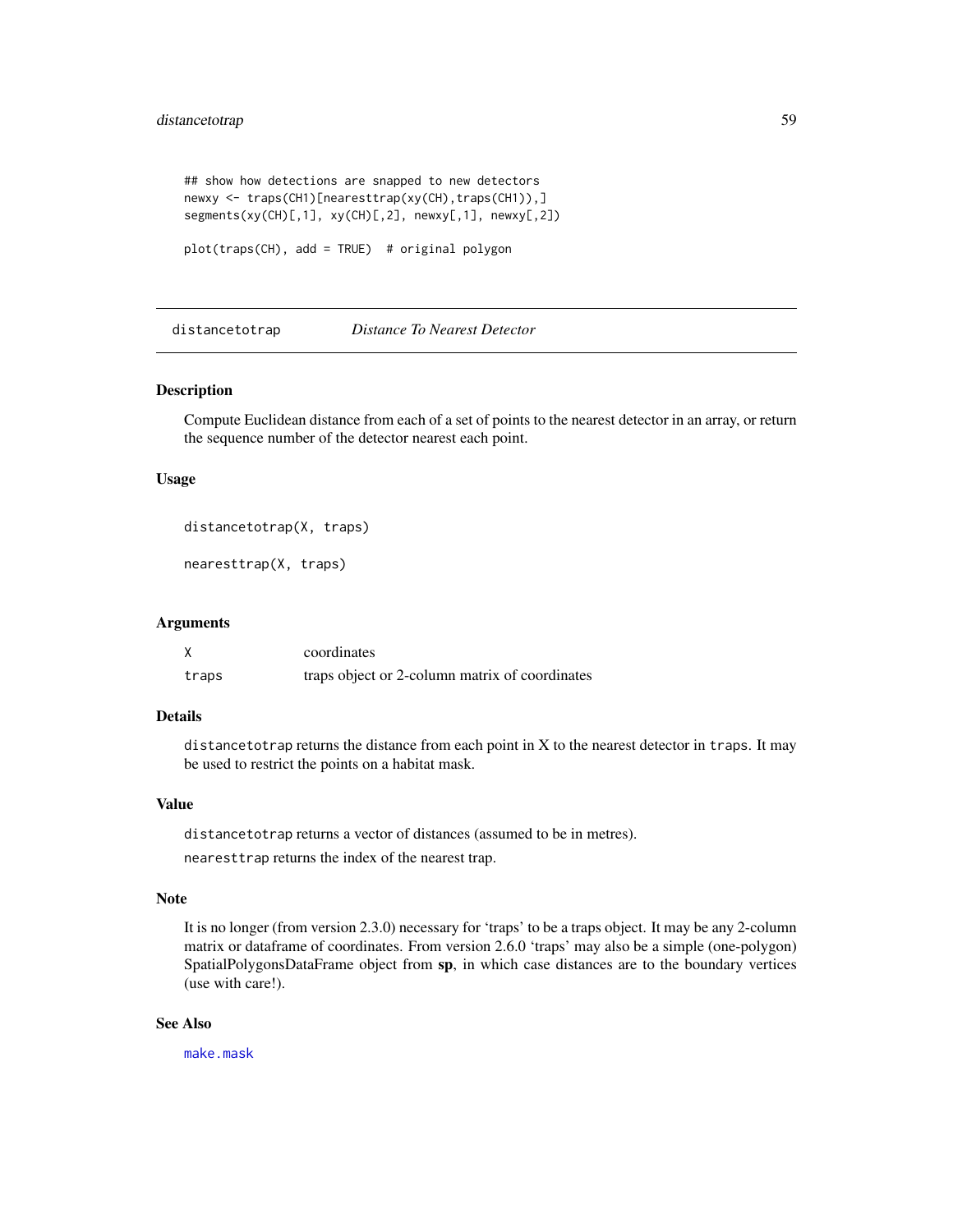```
## show how detections are snapped to new detectors
newxy <- traps(CH1)[nearesttrap(xy(CH),traps(CH1)),]
segments(xy(CH)[,1], xy(CH)[,2], newxy[,1], newxy[,2])

plot(traps(CH), add = TRUE)  # original polygon
```

---

## distancetotrap — *Distance To Nearest Detector*

### Description

Compute Euclidean distance from each of a set of points to the nearest detector in an array, or return the sequence number of the detector nearest each point.

### Usage

```
distancetotrap(X, traps)

nearesttrap(X, traps)
```

### Arguments

| | |
|---|---|
| `X` | coordinates |
| `traps` | traps object or 2-column matrix of coordinates |

### Details

`distancetotrap` returns the distance from each point in X to the nearest detector in `traps`. It may be used to restrict the points on a habitat mask.

### Value

`distancetotrap` returns a vector of distances (assumed to be in metres).

`nearesttrap` returns the index of the nearest trap.

### Note

It is no longer (from version 2.3.0) necessary for 'traps' to be a traps object. It may be any 2-column matrix or dataframe of coordinates. From version 2.6.0 'traps' may also be a simple (one-polygon) SpatialPolygonsDataFrame object from **sp**, in which case distances are to the boundary vertices (use with care!).

### See Also

`make.mask`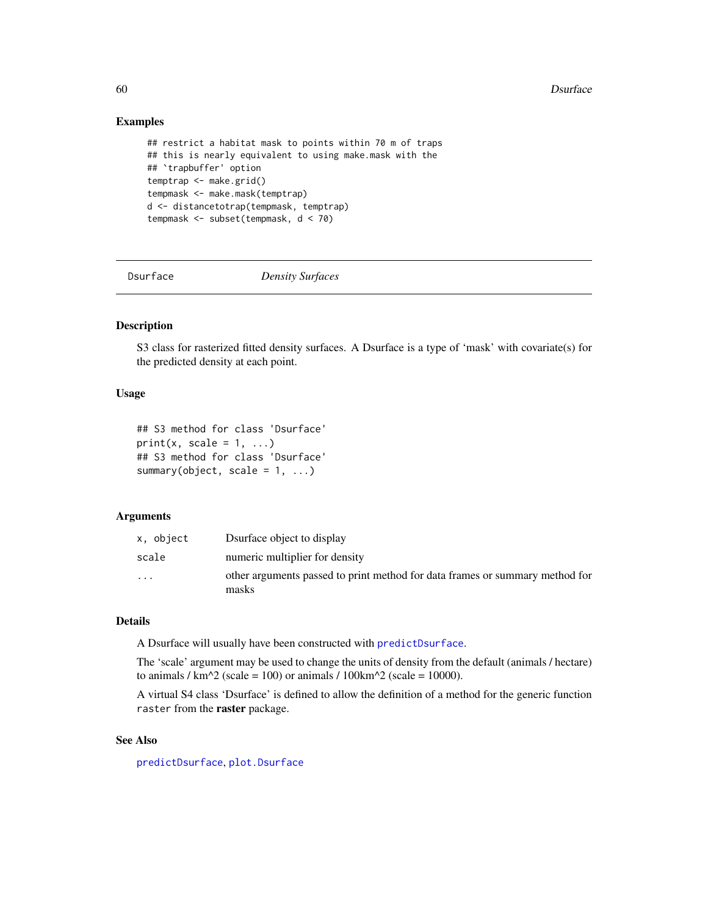### Examples

```
## restrict a habitat mask to points within 70 m of traps
## this is nearly equivalent to using make.mask with the
## `trapbuffer' option
temptrap <- make.grid()
tempmask <- make.mask(temptrap)
d <- distancetotrap(tempmask, temptrap)
tempmask <- subset(tempmask, d < 70)
```

---

## Dsurface — *Density Surfaces*

---

### Description

S3 class for rasterized fitted density surfaces. A Dsurface is a type of 'mask' with covariate(s) for the predicted density at each point.

### Usage

```
## S3 method for class 'Dsurface'
print(x, scale = 1, ...)
## S3 method for class 'Dsurface'
summary(object, scale = 1, ...)
```

### Arguments

| | |
|---|---|
| `x, object` | Dsurface object to display |
| `scale` | numeric multiplier for density |
| `...` | other arguments passed to print method for data frames or summary method for masks |

### Details

A Dsurface will usually have been constructed with `predictDsurface`.

The 'scale' argument may be used to change the units of density from the default (animals / hectare) to animals / km^2 (scale = 100) or animals / 100km^2 (scale = 10000).

A virtual S4 class 'Dsurface' is defined to allow the definition of a method for the generic function `raster` from the **raster** package.

### See Also

`predictDsurface`, `plot.Dsurface`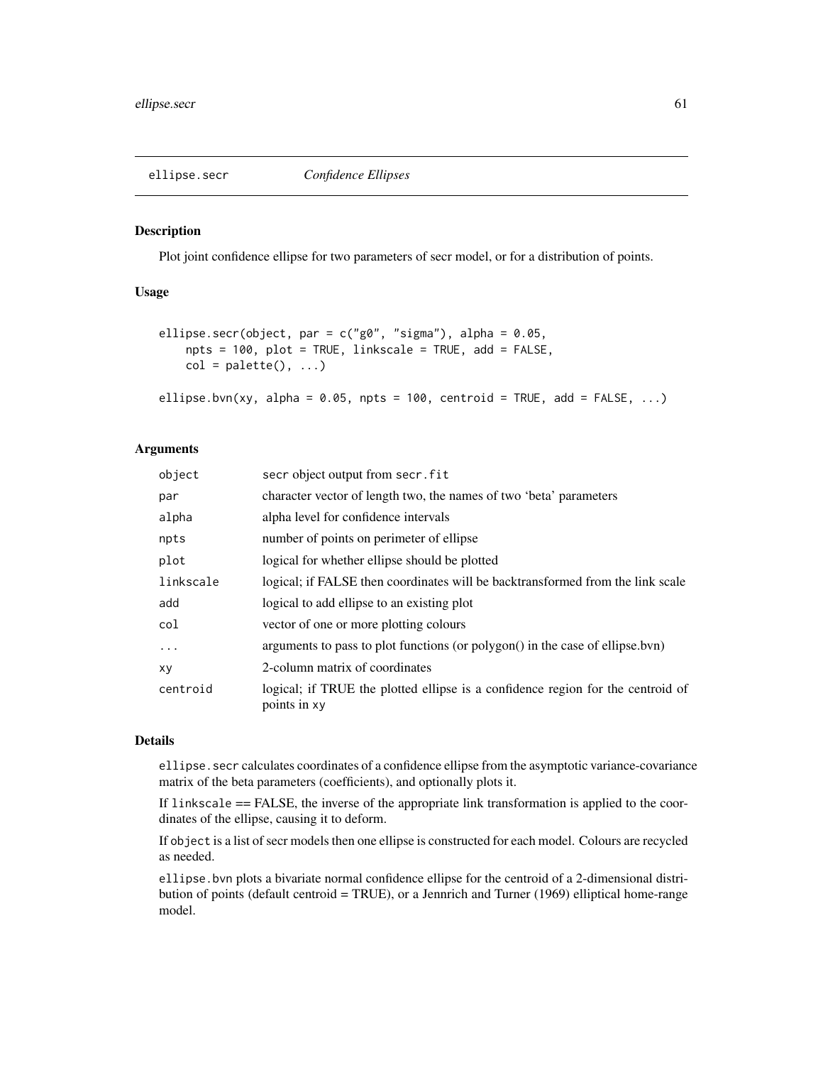# ellipse.secr *Confidence Ellipses*

## Description

Plot joint confidence ellipse for two parameters of secr model, or for a distribution of points.

## Usage

```
ellipse.secr(object, par = c("g0", "sigma"), alpha = 0.05,
    npts = 100, plot = TRUE, linkscale = TRUE, add = FALSE,
    col = palette(), ...)

ellipse.bvn(xy, alpha = 0.05, npts = 100, centroid = TRUE, add = FALSE, ...)
```

## Arguments

| | |
|---|---|
| `object` | secr object output from `secr.fit` |
| `par` | character vector of length two, the names of two 'beta' parameters |
| `alpha` | alpha level for confidence intervals |
| `npts` | number of points on perimeter of ellipse |
| `plot` | logical for whether ellipse should be plotted |
| `linkscale` | logical; if FALSE then coordinates will be backtransformed from the link scale |
| `add` | logical to add ellipse to an existing plot |
| `col` | vector of one or more plotting colours |
| `...` | arguments to pass to plot functions (or polygon() in the case of ellipse.bvn) |
| `xy` | 2-column matrix of coordinates |
| `centroid` | logical; if TRUE the plotted ellipse is a confidence region for the centroid of points in `xy` |

## Details

`ellipse.secr` calculates coordinates of a confidence ellipse from the asymptotic variance-covariance matrix of the beta parameters (coefficients), and optionally plots it.

If `linkscale` == FALSE, the inverse of the appropriate link transformation is applied to the coordinates of the ellipse, causing it to deform.

If `object` is a list of secr models then one ellipse is constructed for each model. Colours are recycled as needed.

`ellipse.bvn` plots a bivariate normal confidence ellipse for the centroid of a 2-dimensional distribution of points (default centroid = TRUE), or a Jennrich and Turner (1969) elliptical home-range model.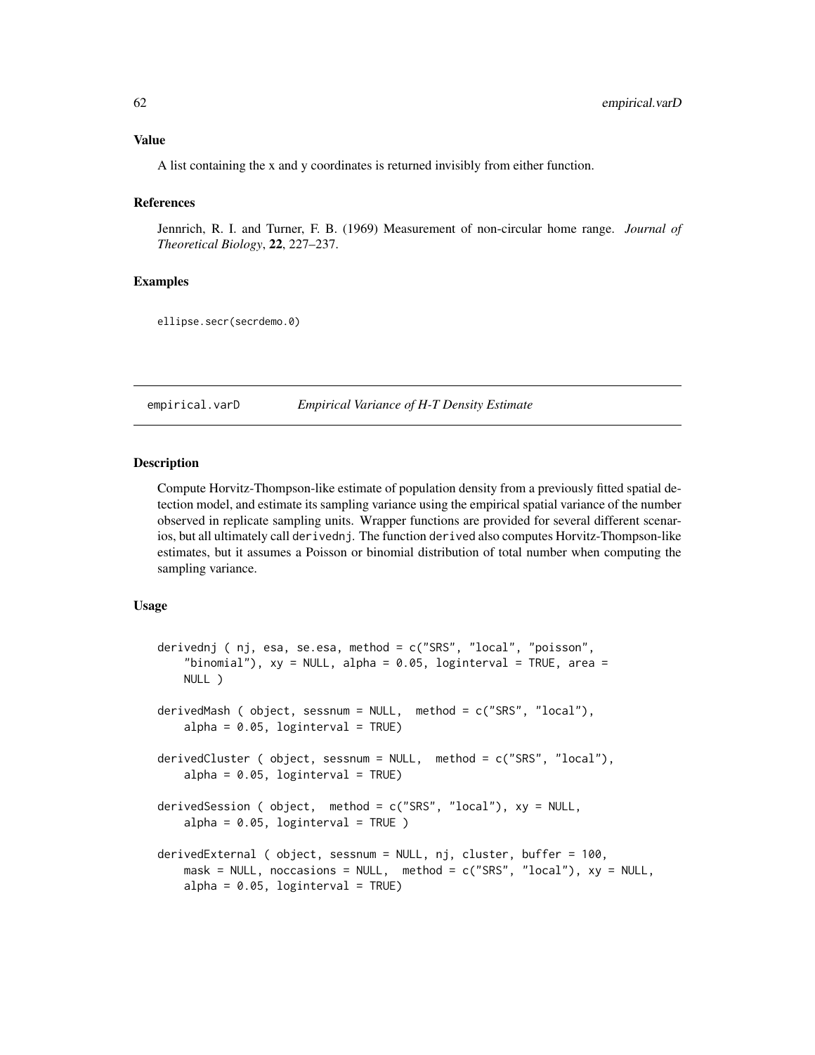## Value

A list containing the x and y coordinates is returned invisibly from either function.

## References

Jennrich, R. I. and Turner, F. B. (1969) Measurement of non-circular home range. *Journal of Theoretical Biology*, **22**, 227–237.

## Examples

```
ellipse.secr(secrdemo.0)
```

---

# empirical.varD — *Empirical Variance of H-T Density Estimate*

## Description

Compute Horvitz-Thompson-like estimate of population density from a previously fitted spatial detection model, and estimate its sampling variance using the empirical spatial variance of the number observed in replicate sampling units. Wrapper functions are provided for several different scenarios, but all ultimately call `derivednj`. The function `derived` also computes Horvitz-Thompson-like estimates, but it assumes a Poisson or binomial distribution of total number when computing the sampling variance.

## Usage

```
derivednj ( nj, esa, se.esa, method = c("SRS", "local", "poisson",
    "binomial"), xy = NULL, alpha = 0.05, loginterval = TRUE, area =
    NULL )

derivedMash ( object, sessnum = NULL,  method = c("SRS", "local"),
    alpha = 0.05, loginterval = TRUE)

derivedCluster ( object, sessnum = NULL,  method = c("SRS", "local"),
    alpha = 0.05, loginterval = TRUE)

derivedSession ( object,  method = c("SRS", "local"), xy = NULL,
    alpha = 0.05, loginterval = TRUE )

derivedExternal ( object, sessnum = NULL, nj, cluster, buffer = 100,
    mask = NULL, noccasions = NULL,  method = c("SRS", "local"), xy = NULL,
    alpha = 0.05, loginterval = TRUE)
```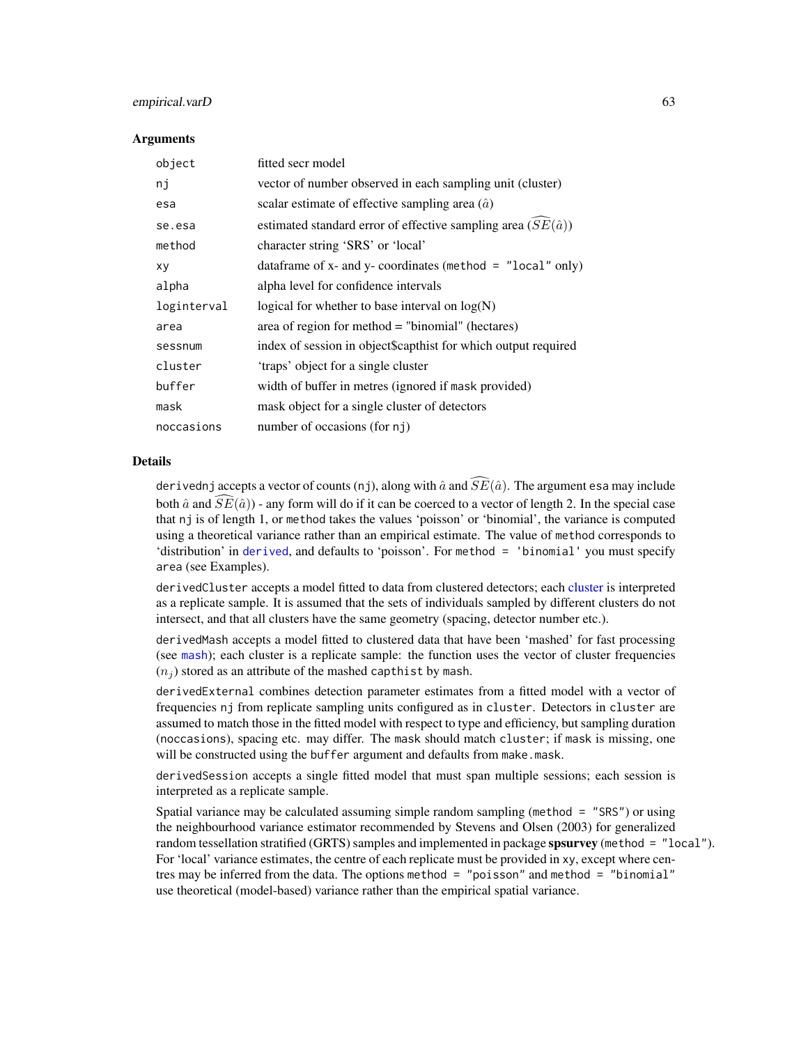### Arguments

| | |
|---|---|
| `object` | fitted secr model |
| `nj` | vector of number observed in each sampling unit (cluster) |
| `esa` | scalar estimate of effective sampling area ($\hat{a}$) |
| `se.esa` | estimated standard error of effective sampling area ($\widehat{SE}(\hat{a})$) |
| `method` | character string 'SRS' or 'local' |
| `xy` | dataframe of x- and y- coordinates (`method = "local"` only) |
| `alpha` | alpha level for confidence intervals |
| `loginterval` | logical for whether to base interval on log(N) |
| `area` | area of region for method = "binomial" (hectares) |
| `sessnum` | index of session in object$capthist for which output required |
| `cluster` | 'traps' object for a single cluster |
| `buffer` | width of buffer in metres (ignored if `mask` provided) |
| `mask` | mask object for a single cluster of detectors |
| `noccasions` | number of occasions (for `nj`) |

### Details

`derivednj` accepts a vector of counts (`nj`), along with $\hat{a}$ and $\widehat{SE}(\hat{a})$. The argument `esa` may include both $\hat{a}$ and $\widehat{SE}(\hat{a})$) - any form will do if it can be coerced to a vector of length 2. In the special case that `nj` is of length 1, or `method` takes the values 'poisson' or 'binomial', the variance is computed using a theoretical variance rather than an empirical estimate. The value of `method` corresponds to 'distribution' in `derived`, and defaults to 'poisson'. For `method = 'binomial'` you must specify `area` (see Examples).

`derivedCluster` accepts a model fitted to data from clustered detectors; each cluster is interpreted as a replicate sample. It is assumed that the sets of individuals sampled by different clusters do not intersect, and that all clusters have the same geometry (spacing, detector number etc.).

`derivedMash` accepts a model fitted to clustered data that have been 'mashed' for fast processing (see `mash`); each cluster is a replicate sample: the function uses the vector of cluster frequencies ($n_j$) stored as an attribute of the mashed `capthist` by `mash`.

`derivedExternal` combines detection parameter estimates from a fitted model with a vector of frequencies `nj` from replicate sampling units configured as in `cluster`. Detectors in `cluster` are assumed to match those in the fitted model with respect to type and efficiency, but sampling duration (`noccasions`), spacing etc. may differ. The `mask` should match `cluster`; if `mask` is missing, one will be constructed using the `buffer` argument and defaults from `make.mask`.

`derivedSession` accepts a single fitted model that must span multiple sessions; each session is interpreted as a replicate sample.

Spatial variance may be calculated assuming simple random sampling (`method = "SRS"`) or using the neighbourhood variance estimator recommended by Stevens and Olsen (2003) for generalized random tessellation stratified (GRTS) samples and implemented in package **spsurvey** (`method = "local"`). For 'local' variance estimates, the centre of each replicate must be provided in `xy`, except where centres may be inferred from the data. The options `method = "poisson"` and `method = "binomial"` use theoretical (model-based) variance rather than the empirical spatial variance.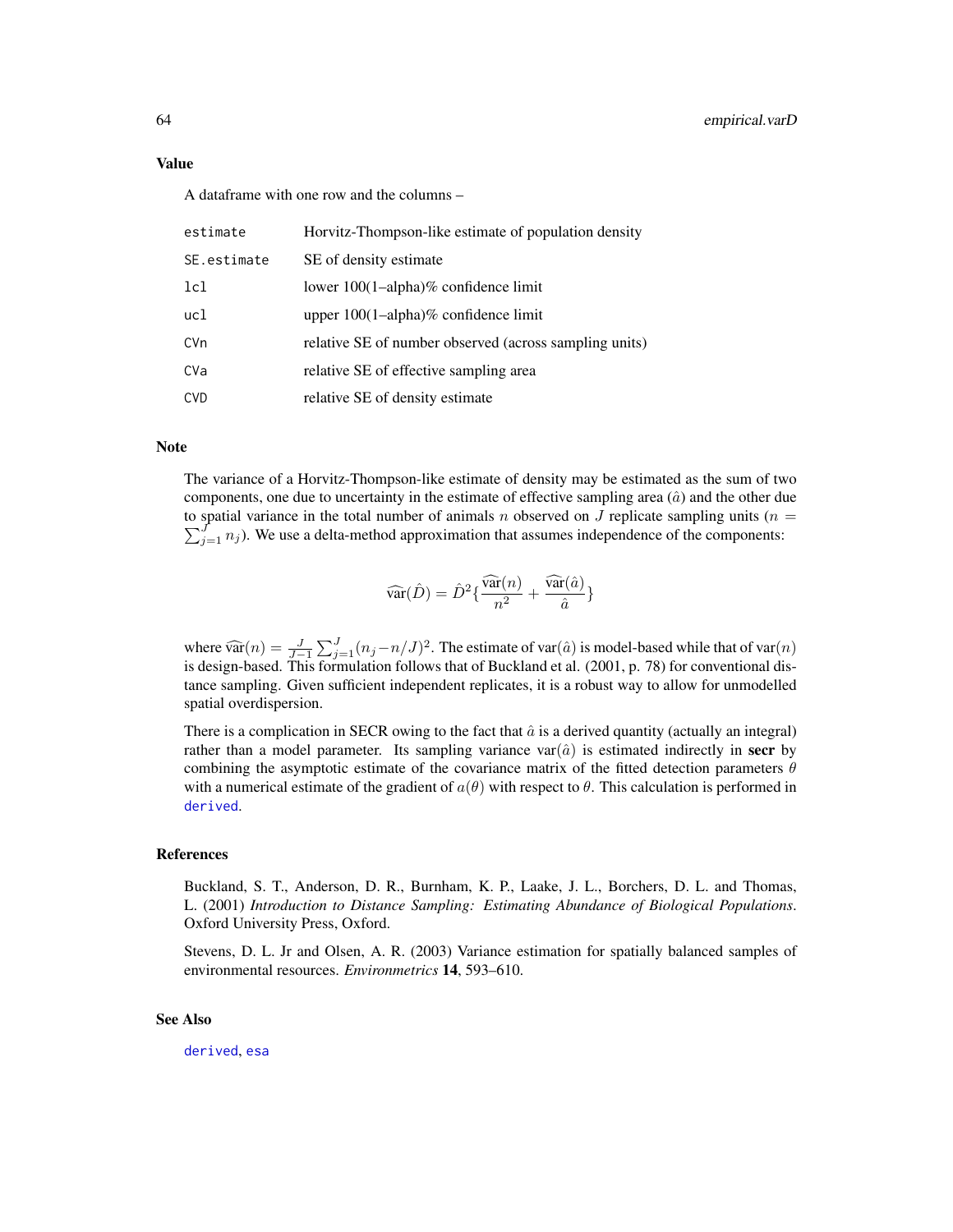### Value

A dataframe with one row and the columns –

| | |
|---|---|
| `estimate` | Horvitz-Thompson-like estimate of population density |
| `SE.estimate` | SE of density estimate |
| `lcl` | lower 100(1–alpha)% confidence limit |
| `ucl` | upper 100(1–alpha)% confidence limit |
| `CVn` | relative SE of number observed (across sampling units) |
| `CVa` | relative SE of effective sampling area |
| `CVD` | relative SE of density estimate |

### Note

The variance of a Horvitz-Thompson-like estimate of density may be estimated as the sum of two components, one due to uncertainty in the estimate of effective sampling area ($\hat{a}$) and the other due to spatial variance in the total number of animals $n$ observed on $J$ replicate sampling units ($n = \sum_{j=1}^{J} n_j$). We use a delta-method approximation that assumes independence of the components:

$$\widehat{\mathrm{var}}(\hat{D}) = \hat{D}^2 \{ \frac{\widehat{\mathrm{var}}(n)}{n^2} + \frac{\widehat{\mathrm{var}}(\hat{a})}{\hat{a}} \}$$

where $\widehat{\mathrm{var}}(n) = \frac{J}{J-1} \sum_{j=1}^{J} (n_j - n/J)^2$. The estimate of $\mathrm{var}(\hat{a})$ is model-based while that of $\mathrm{var}(n)$ is design-based. This formulation follows that of Buckland et al. (2001, p. 78) for conventional distance sampling. Given sufficient independent replicates, it is a robust way to allow for unmodelled spatial overdispersion.

There is a complication in SECR owing to the fact that $\hat{a}$ is a derived quantity (actually an integral) rather than a model parameter. Its sampling variance $\mathrm{var}(\hat{a})$ is estimated indirectly in **secr** by combining the asymptotic estimate of the covariance matrix of the fitted detection parameters $\theta$ with a numerical estimate of the gradient of $a(\theta)$ with respect to $\theta$. This calculation is performed in `derived`.

### References

Buckland, S. T., Anderson, D. R., Burnham, K. P., Laake, J. L., Borchers, D. L. and Thomas, L. (2001) *Introduction to Distance Sampling: Estimating Abundance of Biological Populations*. Oxford University Press, Oxford.

Stevens, D. L. Jr and Olsen, A. R. (2003) Variance estimation for spatially balanced samples of environmental resources. *Environmetrics* **14**, 593–610.

### See Also

`derived`, `esa`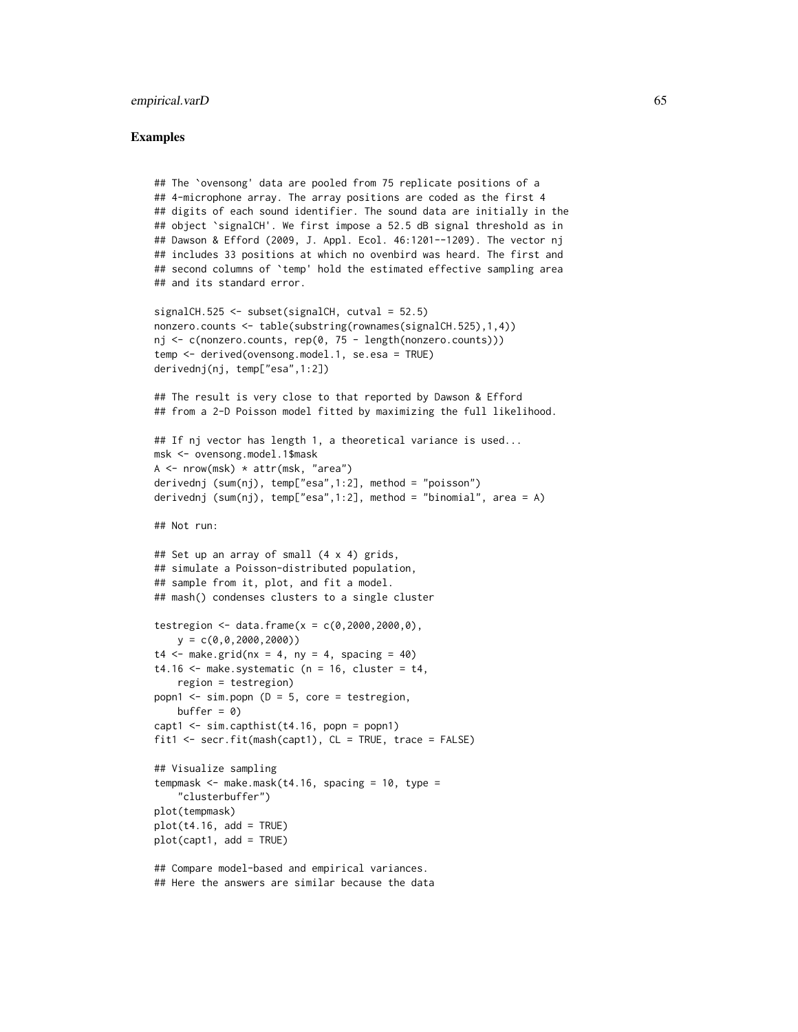### Examples

```
## The `ovensong' data are pooled from 75 replicate positions of a
## 4-microphone array. The array positions are coded as the first 4
## digits of each sound identifier. The sound data are initially in the
## object `signalCH'. We first impose a 52.5 dB signal threshold as in
## Dawson & Efford (2009, J. Appl. Ecol. 46:1201--1209). The vector nj
## includes 33 positions at which no ovenbird was heard. The first and
## second columns of `temp' hold the estimated effective sampling area
## and its standard error.

signalCH.525 <- subset(signalCH, cutval = 52.5)
nonzero.counts <- table(substring(rownames(signalCH.525),1,4))
nj <- c(nonzero.counts, rep(0, 75 - length(nonzero.counts)))
temp <- derived(ovensong.model.1, se.esa = TRUE)
derivednj(nj, temp["esa",1:2])

## The result is very close to that reported by Dawson & Efford
## from a 2-D Poisson model fitted by maximizing the full likelihood.

## If nj vector has length 1, a theoretical variance is used...
msk <- ovensong.model.1$mask
A <- nrow(msk) * attr(msk, "area")
derivednj (sum(nj), temp["esa",1:2], method = "poisson")
derivednj (sum(nj), temp["esa",1:2], method = "binomial", area = A)

## Not run:

## Set up an array of small (4 x 4) grids,
## simulate a Poisson-distributed population,
## sample from it, plot, and fit a model.
## mash() condenses clusters to a single cluster

testregion <- data.frame(x = c(0,2000,2000,0),
    y = c(0,0,2000,2000))
t4 <- make.grid(nx = 4, ny = 4, spacing = 40)
t4.16 <- make.systematic (n = 16, cluster = t4,
    region = testregion)
popn1 <- sim.popn (D = 5, core = testregion,
    buffer = 0)
capt1 <- sim.capthist(t4.16, popn = popn1)
fit1 <- secr.fit(mash(capt1), CL = TRUE, trace = FALSE)

## Visualize sampling
tempmask <- make.mask(t4.16, spacing = 10, type =
    "clusterbuffer")
plot(tempmask)
plot(t4.16, add = TRUE)
plot(capt1, add = TRUE)

## Compare model-based and empirical variances.
## Here the answers are similar because the data
```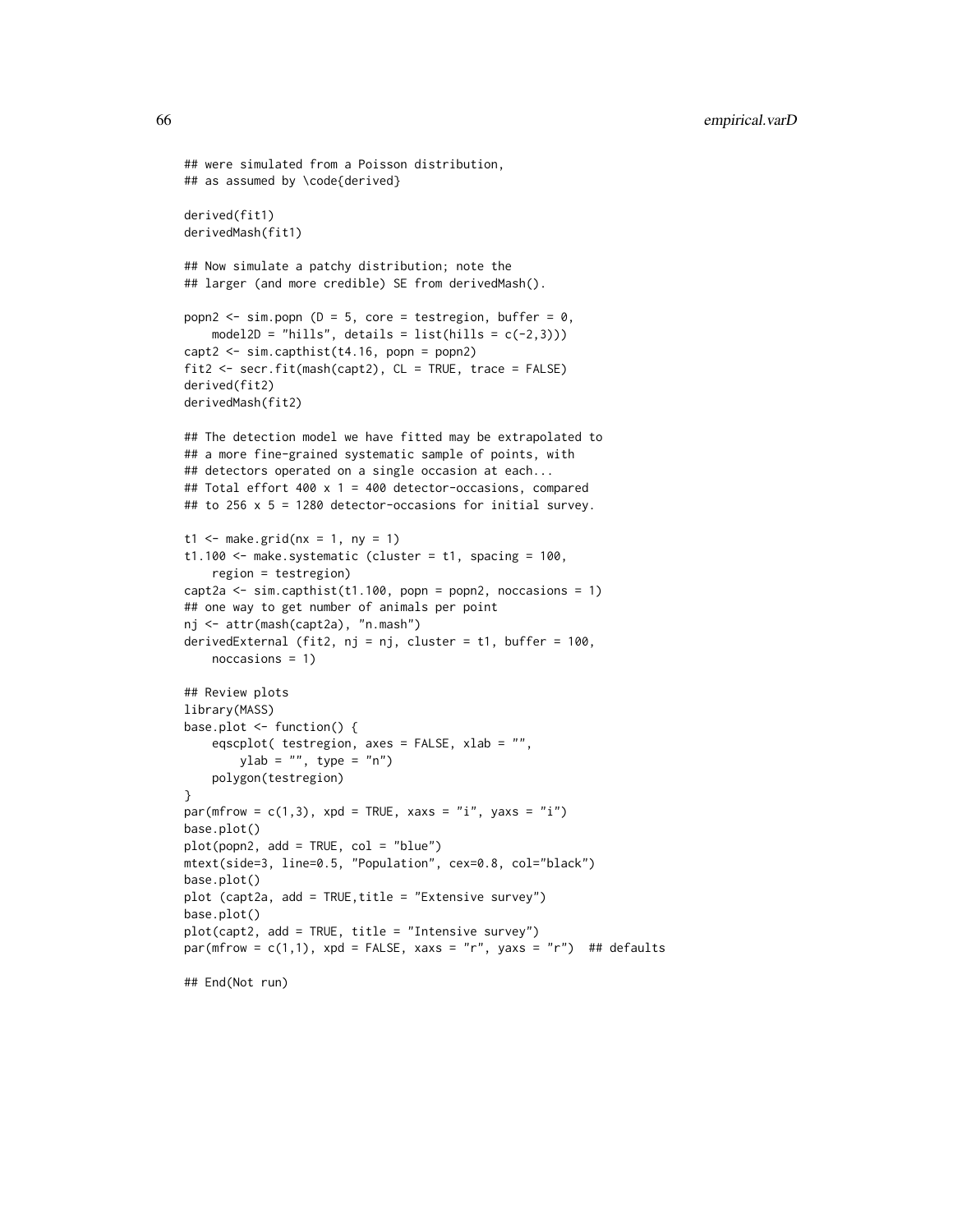```
## were simulated from a Poisson distribution,
## as assumed by \code{derived}

derived(fit1)
derivedMash(fit1)

## Now simulate a patchy distribution; note the
## larger (and more credible) SE from derivedMash().

popn2 <- sim.popn (D = 5, core = testregion, buffer = 0,
    model2D = "hills", details = list(hills = c(-2,3)))
capt2 <- sim.capthist(t4.16, popn = popn2)
fit2 <- secr.fit(mash(capt2), CL = TRUE, trace = FALSE)
derived(fit2)
derivedMash(fit2)

## The detection model we have fitted may be extrapolated to
## a more fine-grained systematic sample of points, with
## detectors operated on a single occasion at each...
## Total effort 400 x 1 = 400 detector-occasions, compared
## to 256 x 5 = 1280 detector-occasions for initial survey.

t1 <- make.grid(nx = 1, ny = 1)
t1.100 <- make.systematic (cluster = t1, spacing = 100,
    region = testregion)
capt2a <- sim.capthist(t1.100, popn = popn2, noccasions = 1)
## one way to get number of animals per point
nj <- attr(mash(capt2a), "n.mash")
derivedExternal (fit2, nj = nj, cluster = t1, buffer = 100,
    noccasions = 1)

## Review plots
library(MASS)
base.plot <- function() {
    eqscplot( testregion, axes = FALSE, xlab = "",
        ylab = "", type = "n")
    polygon(testregion)
}
par(mfrow = c(1,3), xpd = TRUE, xaxs = "i", yaxs = "i")
base.plot()
plot(popn2, add = TRUE, col = "blue")
mtext(side=3, line=0.5, "Population", cex=0.8, col="black")
base.plot()
plot (capt2a, add = TRUE,title = "Extensive survey")
base.plot()
plot(capt2, add = TRUE, title = "Intensive survey")
par(mfrow = c(1,1), xpd = FALSE, xaxs = "r", yaxs = "r")  ## defaults

## End(Not run)
```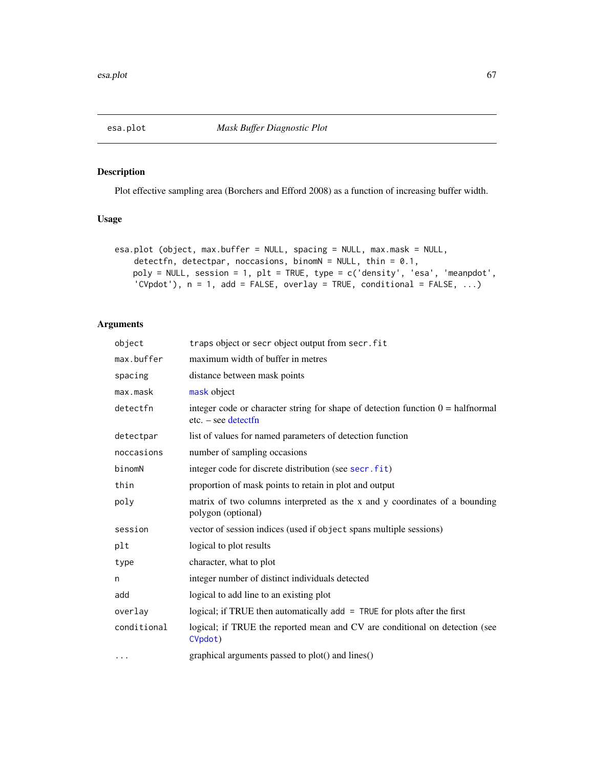esa.plot *Mask Buffer Diagnostic Plot*

## Description

Plot effective sampling area (Borchers and Efford 2008) as a function of increasing buffer width.

## Usage

```
esa.plot (object, max.buffer = NULL, spacing = NULL, max.mask = NULL,
    detectfn, detectpar, noccasions, binomN = NULL, thin = 0.1,
    poly = NULL, session = 1, plt = TRUE, type = c('density', 'esa', 'meanpdot',
    'CVpdot'), n = 1, add = FALSE, overlay = TRUE, conditional = FALSE, ...)
```

## Arguments

| | |
|---|---|
| object | traps object or secr object output from secr.fit |
| max.buffer | maximum width of buffer in metres |
| spacing | distance between mask points |
| max.mask | mask object |
| detectfn | integer code or character string for shape of detection function 0 = halfnormal etc. – see detectfn |
| detectpar | list of values for named parameters of detection function |
| noccasions | number of sampling occasions |
| binomN | integer code for discrete distribution (see secr.fit) |
| thin | proportion of mask points to retain in plot and output |
| poly | matrix of two columns interpreted as the x and y coordinates of a bounding polygon (optional) |
| session | vector of session indices (used if object spans multiple sessions) |
| plt | logical to plot results |
| type | character, what to plot |
| n | integer number of distinct individuals detected |
| add | logical to add line to an existing plot |
| overlay | logical; if TRUE then automatically add = TRUE for plots after the first |
| conditional | logical; if TRUE the reported mean and CV are conditional on detection (see CVpdot) |
| ... | graphical arguments passed to plot() and lines() |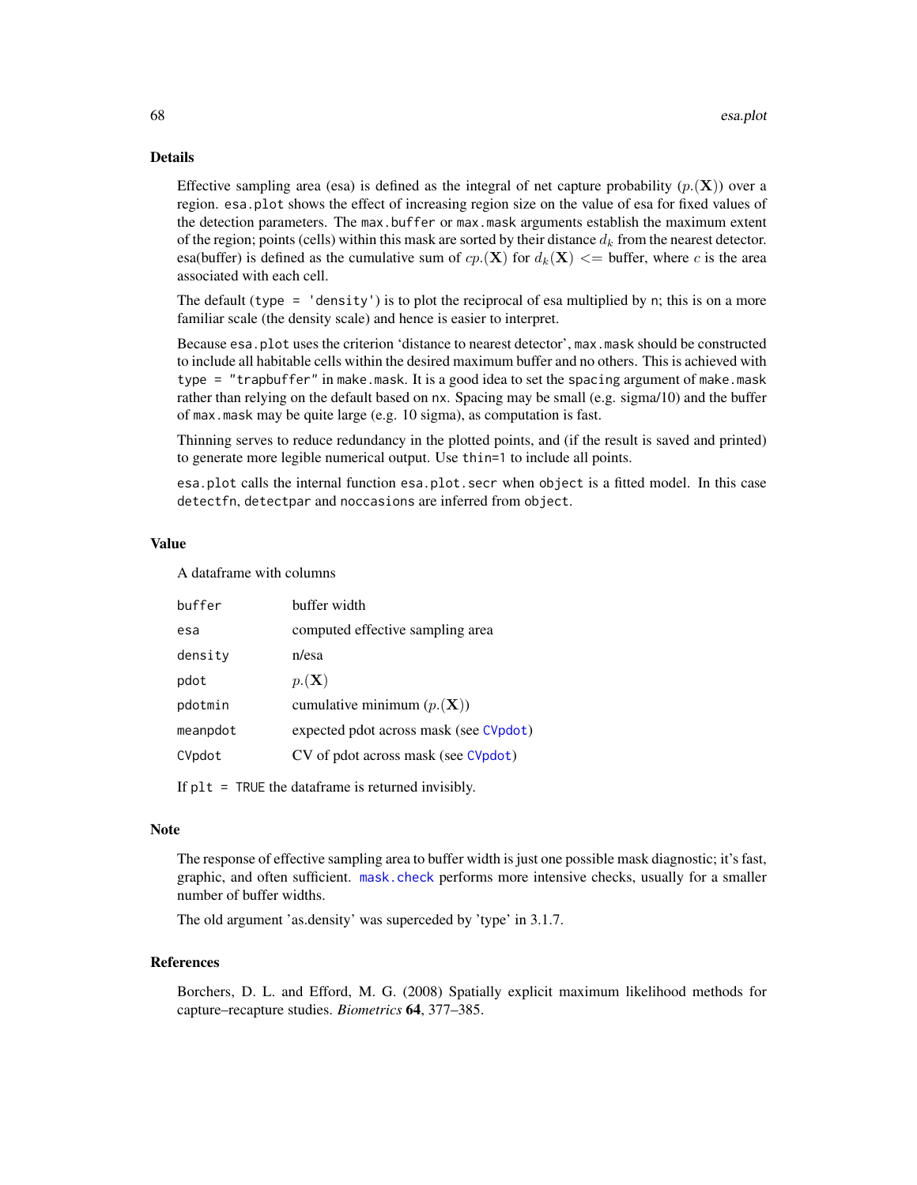## Details

Effective sampling area (esa) is defined as the integral of net capture probability ($p.(\mathbf{X})$) over a region. `esa.plot` shows the effect of increasing region size on the value of esa for fixed values of the detection parameters. The `max.buffer` or `max.mask` arguments establish the maximum extent of the region; points (cells) within this mask are sorted by their distance $d_k$ from the nearest detector. esa(buffer) is defined as the cumulative sum of $cp.(\mathbf{X})$ for $d_k(\mathbf{X}) <=$ buffer, where $c$ is the area associated with each cell.

The default (`type = 'density'`) is to plot the reciprocal of esa multiplied by `n`; this is on a more familiar scale (the density scale) and hence is easier to interpret.

Because `esa.plot` uses the criterion 'distance to nearest detector', `max.mask` should be constructed to include all habitable cells within the desired maximum buffer and no others. This is achieved with `type = "trapbuffer"` in `make.mask`. It is a good idea to set the `spacing` argument of `make.mask` rather than relying on the default based on `nx`. Spacing may be small (e.g. sigma/10) and the buffer of `max.mask` may be quite large (e.g. 10 sigma), as computation is fast.

Thinning serves to reduce redundancy in the plotted points, and (if the result is saved and printed) to generate more legible numerical output. Use `thin=1` to include all points.

`esa.plot` calls the internal function `esa.plot.secr` when `object` is a fitted model. In this case `detectfn`, `detectpar` and `noccasions` are inferred from `object`.

## Value

A dataframe with columns

| | |
|---|---|
| `buffer` | buffer width |
| `esa` | computed effective sampling area |
| `density` | n/esa |
| `pdot` | $p.(\mathbf{X})$ |
| `pdotmin` | cumulative minimum ($p.(\mathbf{X})$) |
| `meanpdot` | expected pdot across mask (see `CVpdot`) |
| `CVpdot` | CV of pdot across mask (see `CVpdot`) |

If `plt = TRUE` the dataframe is returned invisibly.

## Note

The response of effective sampling area to buffer width is just one possible mask diagnostic; it's fast, graphic, and often sufficient. `mask.check` performs more intensive checks, usually for a smaller number of buffer widths.

The old argument 'as.density' was superceded by 'type' in 3.1.7.

## References

Borchers, D. L. and Efford, M. G. (2008) Spatially explicit maximum likelihood methods for capture–recapture studies. *Biometrics* **64**, 377–385.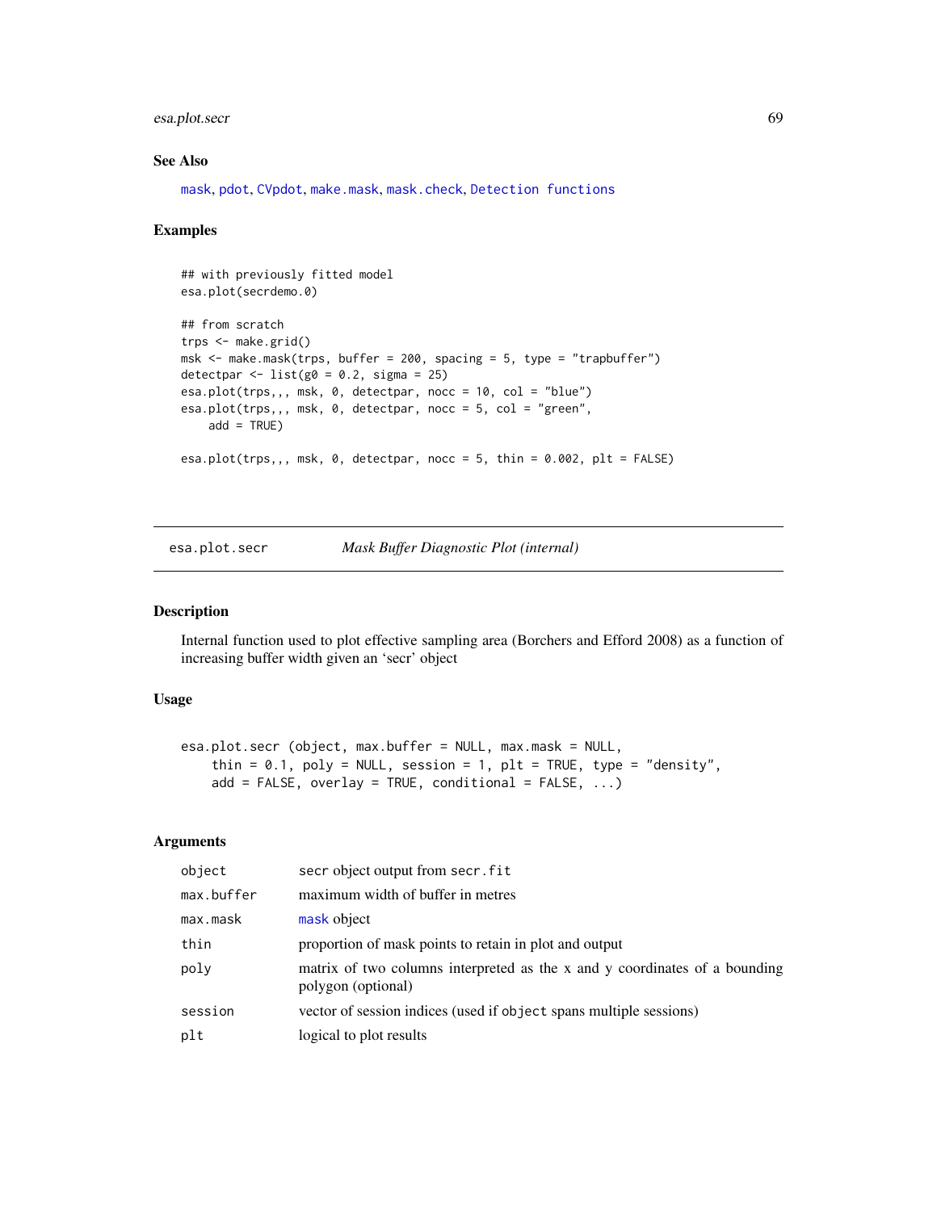## See Also

mask, pdot, CVpdot, make.mask, mask.check, Detection functions

## Examples

```
## with previously fitted model
esa.plot(secrdemo.0)

## from scratch
trps <- make.grid()
msk <- make.mask(trps, buffer = 200, spacing = 5, type = "trapbuffer")
detectpar <- list(g0 = 0.2, sigma = 25)
esa.plot(trps,,, msk, 0, detectpar, nocc = 10, col = "blue")
esa.plot(trps,,, msk, 0, detectpar, nocc = 5, col = "green",
    add = TRUE)

esa.plot(trps,,, msk, 0, detectpar, nocc = 5, thin = 0.002, plt = FALSE)
```

---

# esa.plot.secr — *Mask Buffer Diagnostic Plot (internal)*

## Description

Internal function used to plot effective sampling area (Borchers and Efford 2008) as a function of increasing buffer width given an 'secr' object

## Usage

```
esa.plot.secr (object, max.buffer = NULL, max.mask = NULL,
    thin = 0.1, poly = NULL, session = 1, plt = TRUE, type = "density",
    add = FALSE, overlay = TRUE, conditional = FALSE, ...)
```

## Arguments

| | |
|---|---|
| `object` | secr object output from secr.fit |
| `max.buffer` | maximum width of buffer in metres |
| `max.mask` | mask object |
| `thin` | proportion of mask points to retain in plot and output |
| `poly` | matrix of two columns interpreted as the x and y coordinates of a bounding polygon (optional) |
| `session` | vector of session indices (used if `object` spans multiple sessions) |
| `plt` | logical to plot results |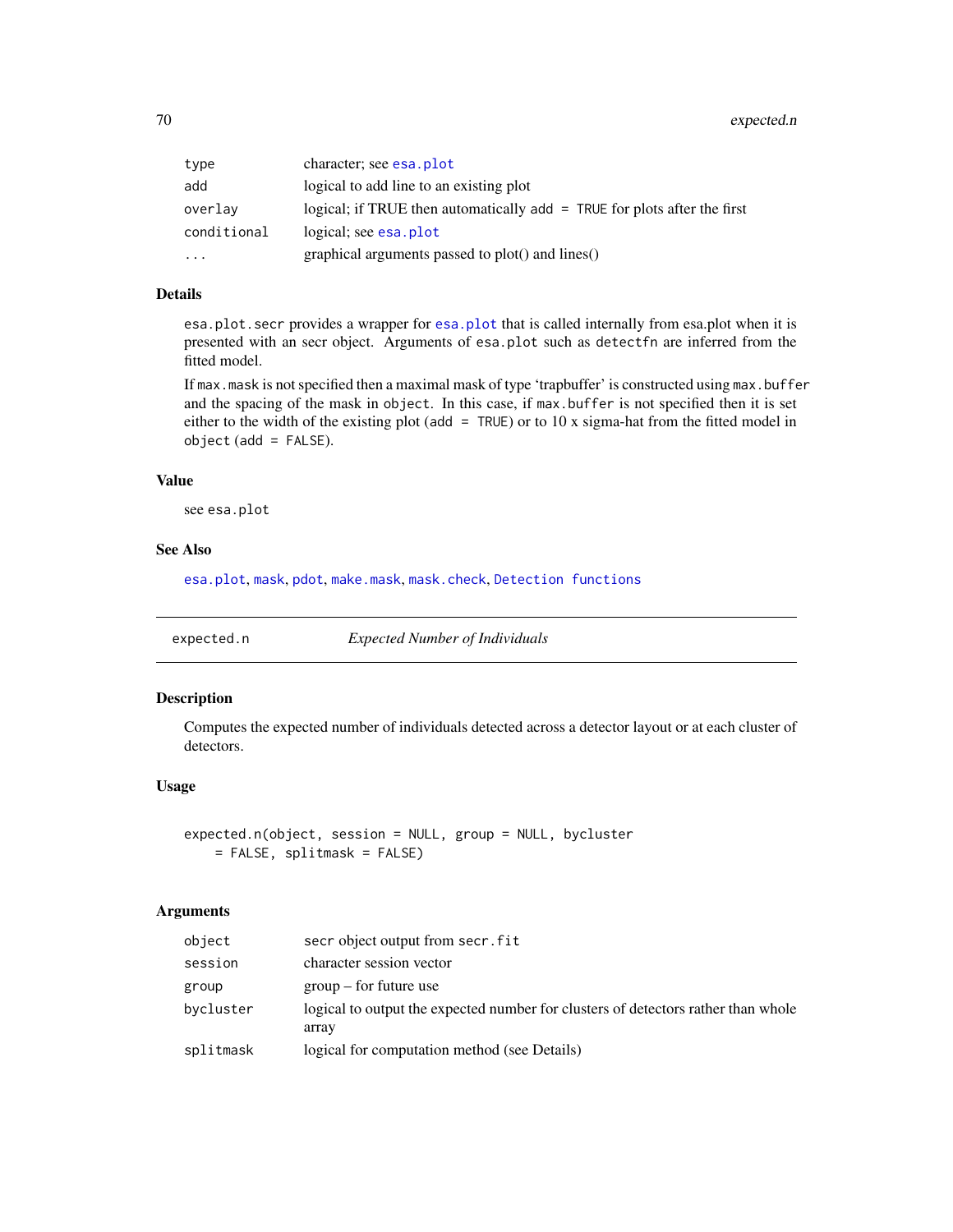| | |
|---|---|
| type | character; see esa.plot |
| add | logical to add line to an existing plot |
| overlay | logical; if TRUE then automatically add = TRUE for plots after the first |
| conditional | logical; see esa.plot |
| ... | graphical arguments passed to plot() and lines() |

### Details

esa.plot.secr provides a wrapper for esa.plot that is called internally from esa.plot when it is presented with an secr object. Arguments of esa.plot such as detectfn are inferred from the fitted model.

If max.mask is not specified then a maximal mask of type 'trapbuffer' is constructed using max.buffer and the spacing of the mask in object. In this case, if max.buffer is not specified then it is set either to the width of the existing plot (add = TRUE) or to 10 x sigma-hat from the fitted model in object (add = FALSE).

### Value

see esa.plot

### See Also

esa.plot, mask, pdot, make.mask, mask.check, Detection functions

---

## expected.n — *Expected Number of Individuals*

### Description

Computes the expected number of individuals detected across a detector layout or at each cluster of detectors.

### Usage

```
expected.n(object, session = NULL, group = NULL, bycluster
    = FALSE, splitmask = FALSE)
```

### Arguments

| | |
|---|---|
| object | secr object output from secr.fit |
| session | character session vector |
| group | group – for future use |
| bycluster | logical to output the expected number for clusters of detectors rather than whole array |
| splitmask | logical for computation method (see Details) |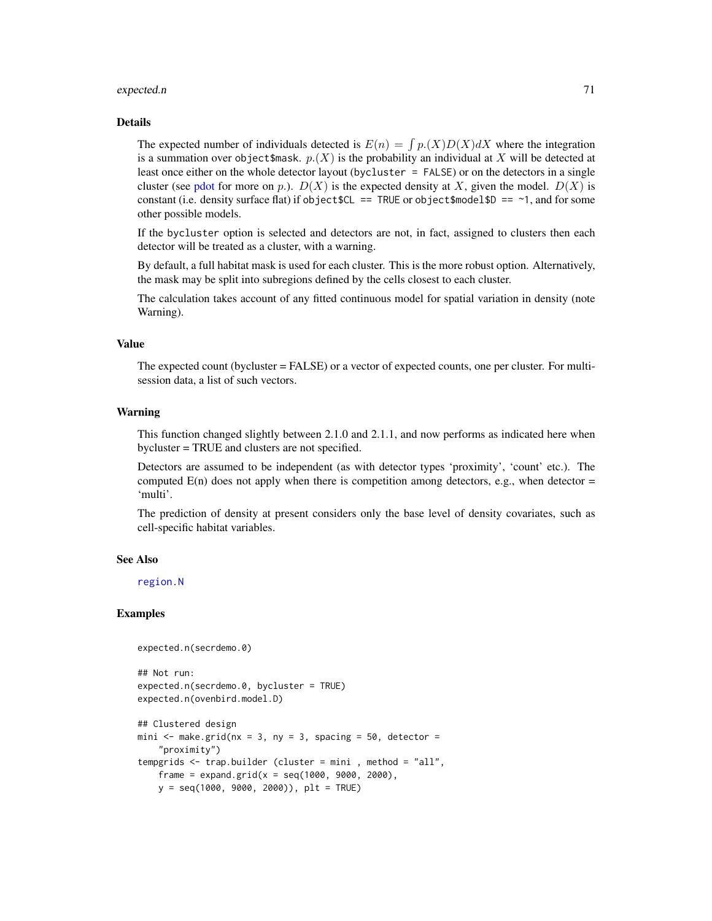## Details

The expected number of individuals detected is $E(n) = \int p.(X) D(X) dX$ where the integration is a summation over `object$mask`. $p.(X)$ is the probability an individual at $X$ will be detected at least once either on the whole detector layout (`bycluster = FALSE`) or on the detectors in a single cluster (see pdot for more on $p.$). $D(X)$ is the expected density at $X$, given the model. $D(X)$ is constant (i.e. density surface flat) if `object$CL == TRUE` or `object$model$D == ~1`, and for some other possible models.

If the `bycluster` option is selected and detectors are not, in fact, assigned to clusters then each detector will be treated as a cluster, with a warning.

By default, a full habitat mask is used for each cluster. This is the more robust option. Alternatively, the mask may be split into subregions defined by the cells closest to each cluster.

The calculation takes account of any fitted continuous model for spatial variation in density (note Warning).

## Value

The expected count (bycluster = FALSE) or a vector of expected counts, one per cluster. For multi-session data, a list of such vectors.

## Warning

This function changed slightly between 2.1.0 and 2.1.1, and now performs as indicated here when bycluster = TRUE and clusters are not specified.

Detectors are assumed to be independent (as with detector types 'proximity', 'count' etc.). The computed E(n) does not apply when there is competition among detectors, e.g., when detector = 'multi'.

The prediction of density at present considers only the base level of density covariates, such as cell-specific habitat variables.

## See Also

region.N

## Examples

```
expected.n(secrdemo.0)

## Not run:
expected.n(secrdemo.0, bycluster = TRUE)
expected.n(ovenbird.model.D)

## Clustered design
mini <- make.grid(nx = 3, ny = 3, spacing = 50, detector =
    "proximity")
tempgrids <- trap.builder (cluster = mini , method = "all",
    frame = expand.grid(x = seq(1000, 9000, 2000),
    y = seq(1000, 9000, 2000)), plt = TRUE)
```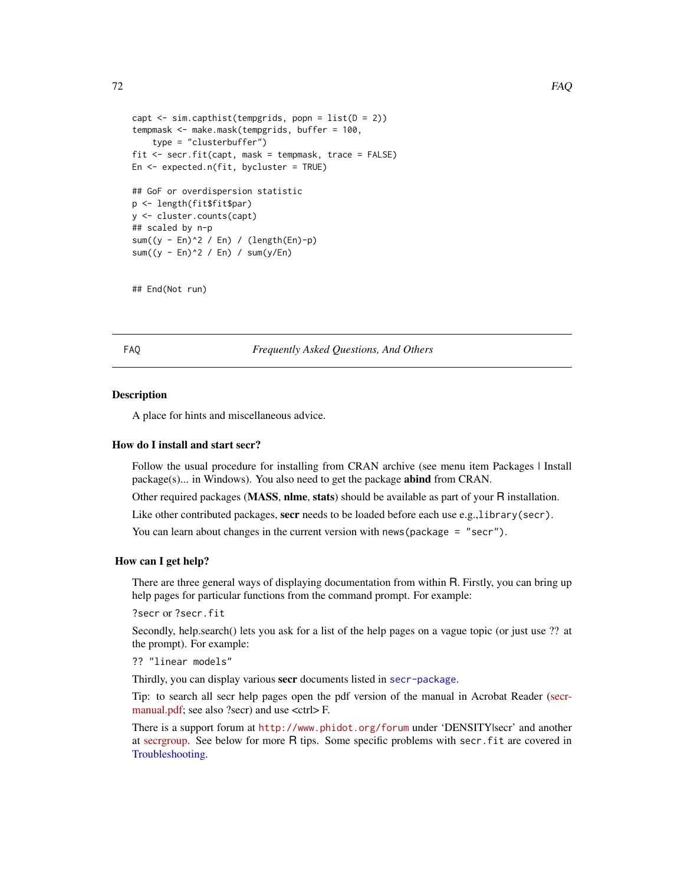```
capt <- sim.capthist(tempgrids, popn = list(D = 2))
tempmask <- make.mask(tempgrids, buffer = 100,
    type = "clusterbuffer")
fit <- secr.fit(capt, mask = tempmask, trace = FALSE)
En <- expected.n(fit, bycluster = TRUE)

## GoF or overdispersion statistic
p <- length(fit$fit$par)
y <- cluster.counts(capt)
## scaled by n-p
sum((y - En)^2 / En) / (length(En)-p)
sum((y - En)^2 / En) / sum(y/En)


## End(Not run)
```

---

FAQ — *Frequently Asked Questions, And Others*

---

## Description

A place for hints and miscellaneous advice.

## How do I install and start secr?

Follow the usual procedure for installing from CRAN archive (see menu item Packages | Install package(s)... in Windows). You also need to get the package **abind** from CRAN.

Other required packages (**MASS**, **nlme**, **stats**) should be available as part of your R installation.

Like other contributed packages, **secr** needs to be loaded before each use e.g.,`library(secr)`.

You can learn about changes in the current version with `news(package = "secr")`.

## How can I get help?

There are three general ways of displaying documentation from within R. Firstly, you can bring up help pages for particular functions from the command prompt. For example:

`?secr` or `?secr.fit`

Secondly, help.search() lets you ask for a list of the help pages on a vague topic (or just use ?? at the prompt). For example:

`?? "linear models"`

Thirdly, you can display various **secr** documents listed in `secr-package`.

Tip: to search all secr help pages open the pdf version of the manual in Acrobat Reader (secr-manual.pdf; see also ?secr) and use <ctrl> F.

There is a support forum at `http://www.phidot.org/forum` under 'DENSITY|secr' and another at secrgroup. See below for more R tips. Some specific problems with `secr.fit` are covered in Troubleshooting.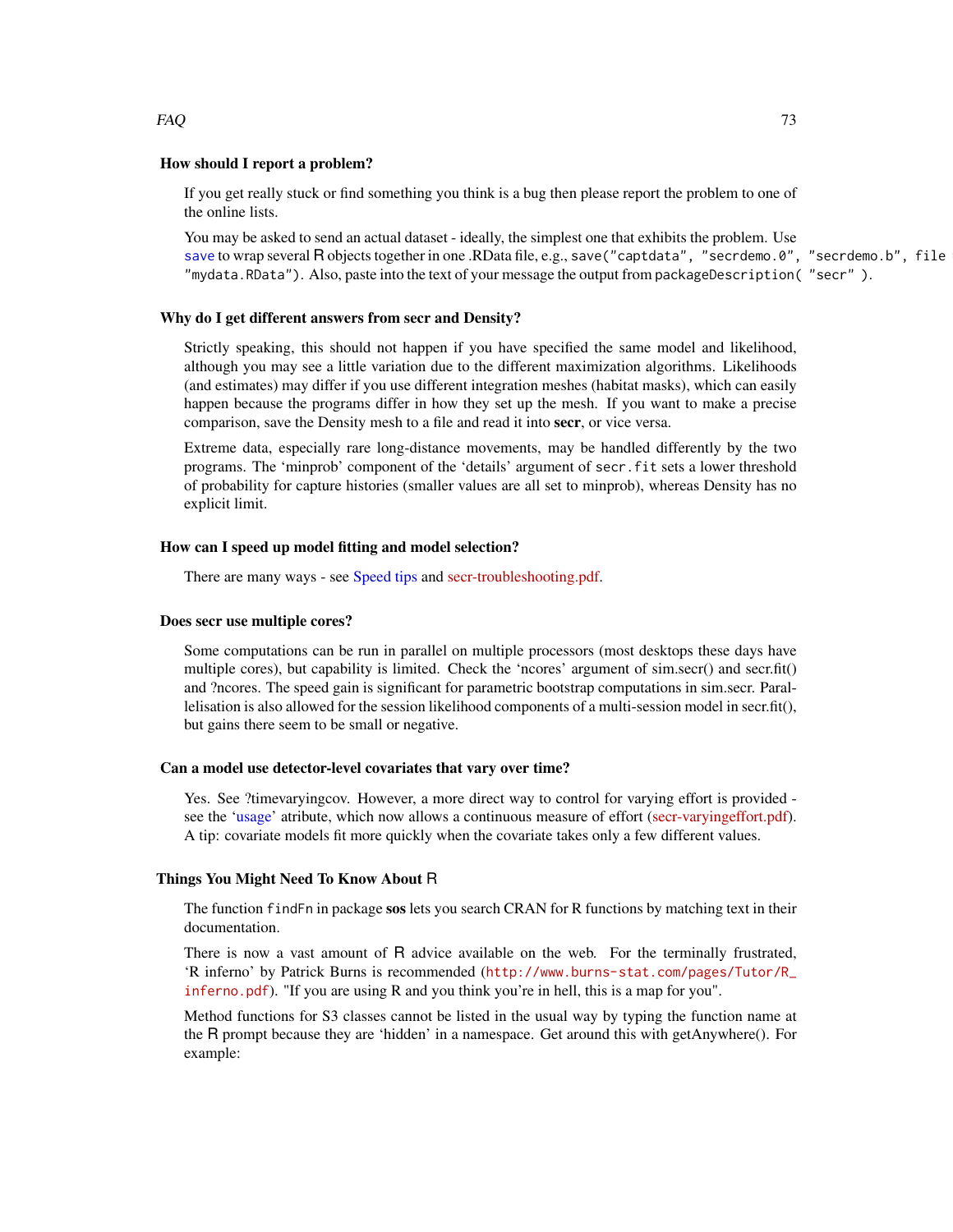### How should I report a problem?

If you get really stuck or find something you think is a bug then please report the problem to one of the online lists.

You may be asked to send an actual dataset - ideally, the simplest one that exhibits the problem. Use `save` to wrap several R objects together in one .RData file, e.g., `save("captdata", "secrdemo.0", "secrdemo.b", file = "mydata.RData")`. Also, paste into the text of your message the output from `packageDescription( "secr" )`.

### Why do I get different answers from secr and Density?

Strictly speaking, this should not happen if you have specified the same model and likelihood, although you may see a little variation due to the different maximization algorithms. Likelihoods (and estimates) may differ if you use different integration meshes (habitat masks), which can easily happen because the programs differ in how they set up the mesh. If you want to make a precise comparison, save the Density mesh to a file and read it into **secr**, or vice versa.

Extreme data, especially rare long-distance movements, may be handled differently by the two programs. The 'minprob' component of the 'details' argument of `secr.fit` sets a lower threshold of probability for capture histories (smaller values are all set to minprob), whereas Density has no explicit limit.

### How can I speed up model fitting and model selection?

There are many ways - see Speed tips and secr-troubleshooting.pdf.

### Does secr use multiple cores?

Some computations can be run in parallel on multiple processors (most desktops these days have multiple cores), but capability is limited. Check the 'ncores' argument of sim.secr() and secr.fit() and ?ncores. The speed gain is significant for parametric bootstrap computations in sim.secr. Parallelisation is also allowed for the session likelihood components of a multi-session model in secr.fit(), but gains there seem to be small or negative.

### Can a model use detector-level covariates that vary over time?

Yes. See ?timevaryingcov. However, a more direct way to control for varying effort is provided - see the 'usage' atribute, which now allows a continuous measure of effort (secr-varyingeffort.pdf). A tip: covariate models fit more quickly when the covariate takes only a few different values.

### Things You Might Need To Know About R

The function `findFn` in package **sos** lets you search CRAN for R functions by matching text in their documentation.

There is now a vast amount of R advice available on the web. For the terminally frustrated, 'R inferno' by Patrick Burns is recommended (http://www.burns-stat.com/pages/Tutor/R_inferno.pdf). "If you are using R and you think you're in hell, this is a map for you".

Method functions for S3 classes cannot be listed in the usual way by typing the function name at the R prompt because they are 'hidden' in a namespace. Get around this with getAnywhere(). For example: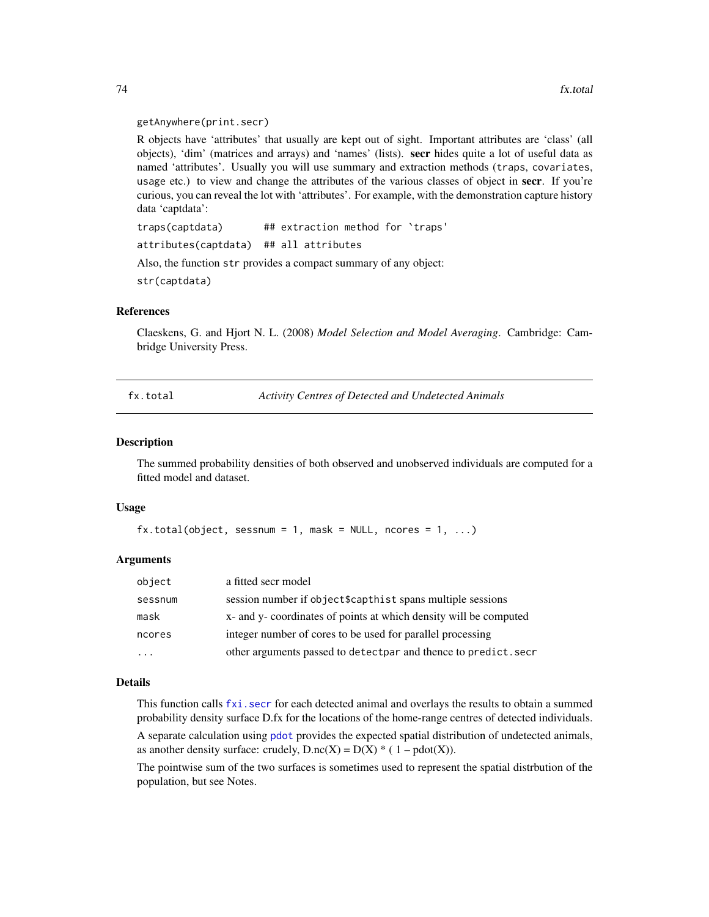```
getAnywhere(print.secr)
```

R objects have 'attributes' that usually are kept out of sight. Important attributes are 'class' (all objects), 'dim' (matrices and arrays) and 'names' (lists). **secr** hides quite a lot of useful data as named 'attributes'. Usually you will use summary and extraction methods (`traps`, `covariates`, `usage` etc.) to view and change the attributes of the various classes of object in **secr**. If you're curious, you can reveal the lot with 'attributes'. For example, with the demonstration capture history data 'captdata':

```
traps(captdata)       ## extraction method for `traps'
attributes(captdata)  ## all attributes
```

Also, the function `str` provides a compact summary of any object:

```
str(captdata)
```

### References

Claeskens, G. and Hjort N. L. (2008) *Model Selection and Model Averaging*. Cambridge: Cambridge University Press.

---

## fx.total — *Activity Centres of Detected and Undetected Animals*

### Description

The summed probability densities of both observed and unobserved individuals are computed for a fitted model and dataset.

### Usage

```
fx.total(object, sessnum = 1, mask = NULL, ncores = 1, ...)
```

### Arguments

| | |
|---|---|
| `object` | a fitted secr model |
| `sessnum` | session number if `object$capthist` spans multiple sessions |
| `mask` | x- and y- coordinates of points at which density will be computed |
| `ncores` | integer number of cores to be used for parallel processing |
| `...` | other arguments passed to `detectpar` and thence to `predict.secr` |

### Details

This function calls `fxi.secr` for each detected animal and overlays the results to obtain a summed probability density surface D.fx for the locations of the home-range centres of detected individuals.

A separate calculation using `pdot` provides the expected spatial distribution of undetected animals, as another density surface: crudely, D.nc(X) = D(X) * ( 1 – pdot(X)).

The pointwise sum of the two surfaces is sometimes used to represent the spatial distrbution of the population, but see Notes.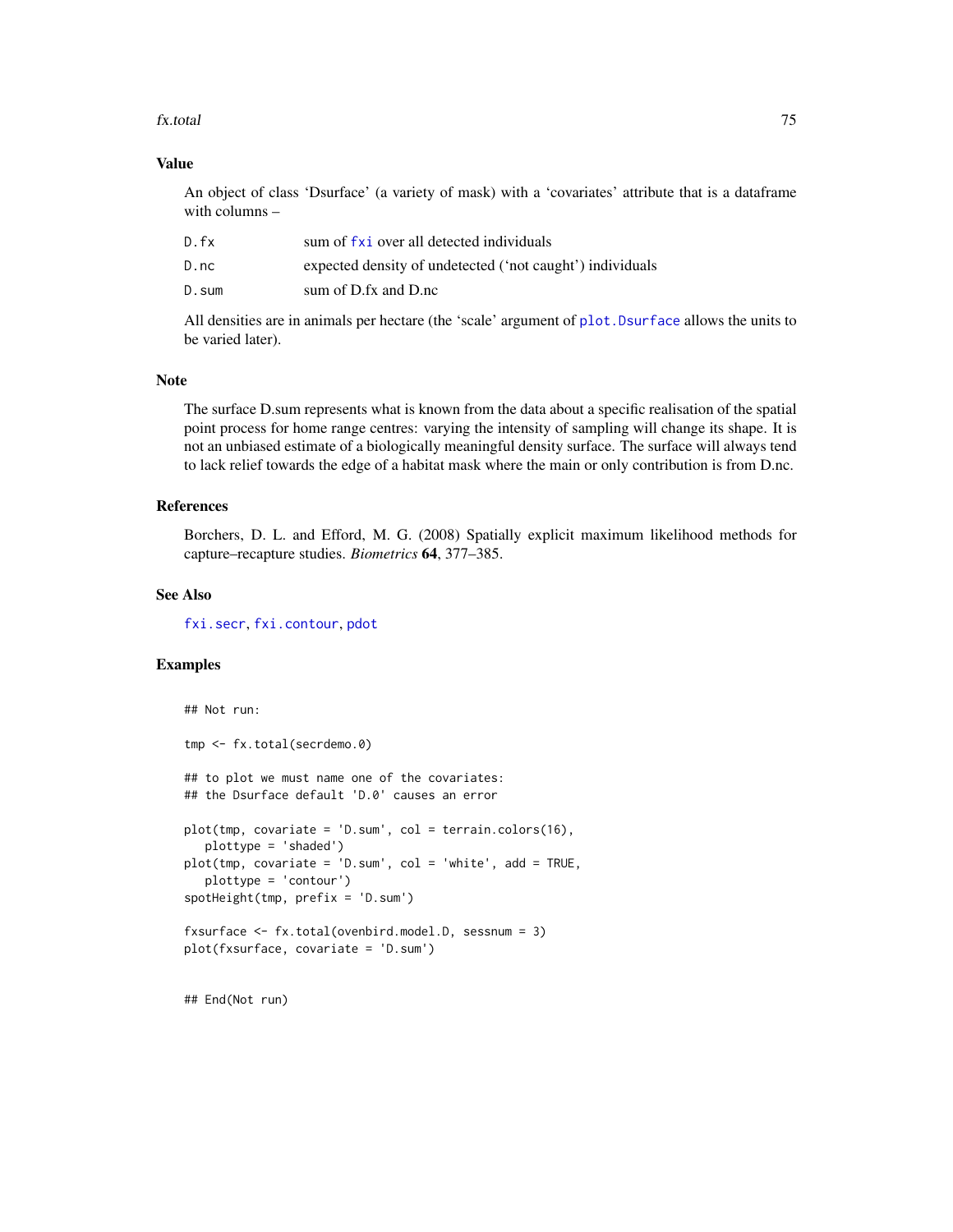### Value

An object of class 'Dsurface' (a variety of mask) with a 'covariates' attribute that is a dataframe with columns –

| | |
|---|---|
| D.fx | sum of fxi over all detected individuals |
| D.nc | expected density of undetected ('not caught') individuals |
| D.sum | sum of D.fx and D.nc |

All densities are in animals per hectare (the 'scale' argument of plot.Dsurface allows the units to be varied later).

### Note

The surface D.sum represents what is known from the data about a specific realisation of the spatial point process for home range centres: varying the intensity of sampling will change its shape. It is not an unbiased estimate of a biologically meaningful density surface. The surface will always tend to lack relief towards the edge of a habitat mask where the main or only contribution is from D.nc.

### References

Borchers, D. L. and Efford, M. G. (2008) Spatially explicit maximum likelihood methods for capture–recapture studies. *Biometrics* **64**, 377–385.

### See Also

fxi.secr, fxi.contour, pdot

### Examples

```
## Not run:

tmp <- fx.total(secrdemo.0)

## to plot we must name one of the covariates:
## the Dsurface default 'D.0' causes an error

plot(tmp, covariate = 'D.sum', col = terrain.colors(16),
   plottype = 'shaded')
plot(tmp, covariate = 'D.sum', col = 'white', add = TRUE,
   plottype = 'contour')
spotHeight(tmp, prefix = 'D.sum')

fxsurface <- fx.total(ovenbird.model.D, sessnum = 3)
plot(fxsurface, covariate = 'D.sum')


## End(Not run)
```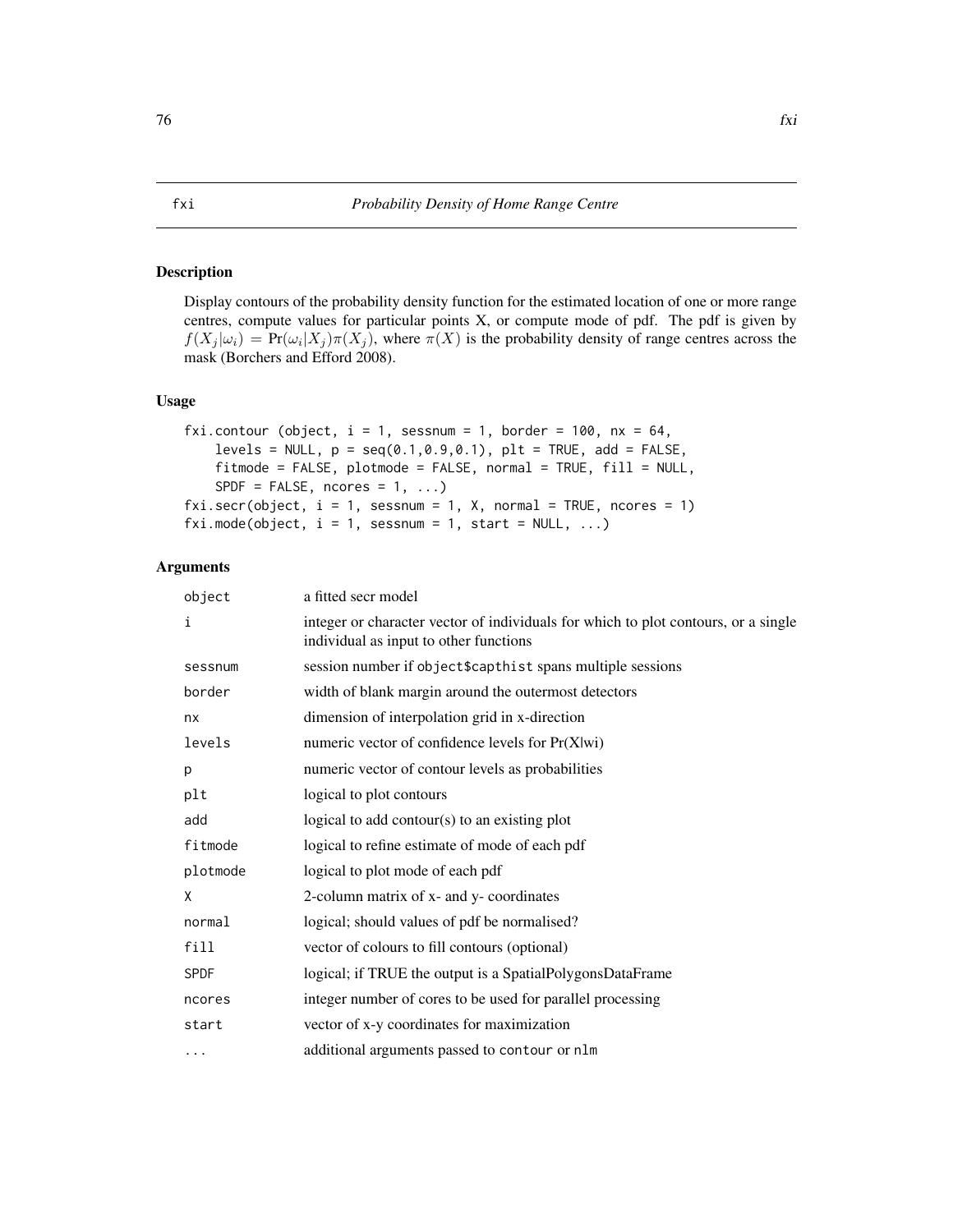# fxi *Probability Density of Home Range Centre*

## Description

Display contours of the probability density function for the estimated location of one or more range centres, compute values for particular points X, or compute mode of pdf. The pdf is given by $f(X_j|\omega_i) = \Pr(\omega_i|X_j)\pi(X_j)$, where $\pi(X)$ is the probability density of range centres across the mask (Borchers and Efford 2008).

## Usage

```
fxi.contour (object, i = 1, sessnum = 1, border = 100, nx = 64,
    levels = NULL, p = seq(0.1,0.9,0.1), plt = TRUE, add = FALSE,
    fitmode = FALSE, plotmode = FALSE, normal = TRUE, fill = NULL,
    SPDF = FALSE, ncores = 1, ...)
fxi.secr(object, i = 1, sessnum = 1, X, normal = TRUE, ncores = 1)
fxi.mode(object, i = 1, sessnum = 1, start = NULL, ...)
```

## Arguments

| | |
|---|---|
| `object` | a fitted secr model |
| `i` | integer or character vector of individuals for which to plot contours, or a single individual as input to other functions |
| `sessnum` | session number if `object$capthist` spans multiple sessions |
| `border` | width of blank margin around the outermost detectors |
| `nx` | dimension of interpolation grid in x-direction |
| `levels` | numeric vector of confidence levels for Pr(X\|wi) |
| `p` | numeric vector of contour levels as probabilities |
| `plt` | logical to plot contours |
| `add` | logical to add contour(s) to an existing plot |
| `fitmode` | logical to refine estimate of mode of each pdf |
| `plotmode` | logical to plot mode of each pdf |
| `X` | 2-column matrix of x- and y- coordinates |
| `normal` | logical; should values of pdf be normalised? |
| `fill` | vector of colours to fill contours (optional) |
| `SPDF` | logical; if TRUE the output is a SpatialPolygonsDataFrame |
| `ncores` | integer number of cores to be used for parallel processing |
| `start` | vector of x-y coordinates for maximization |
| `...` | additional arguments passed to `contour` or `nlm` |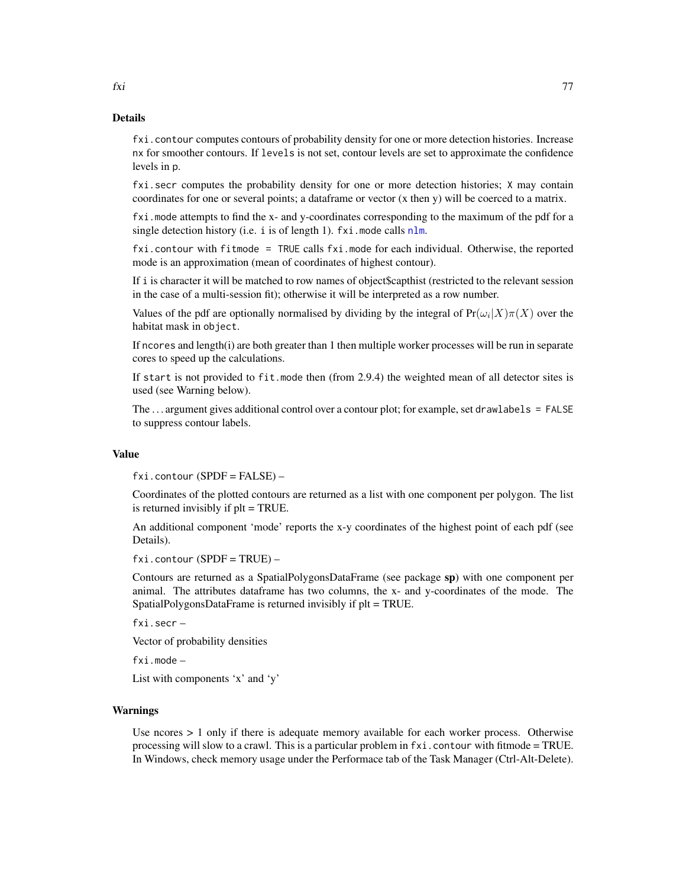## Details

`fxi.contour` computes contours of probability density for one or more detection histories. Increase `nx` for smoother contours. If `levels` is not set, contour levels are set to approximate the confidence levels in `p`.

`fxi.secr` computes the probability density for one or more detection histories; `X` may contain coordinates for one or several points; a dataframe or vector (x then y) will be coerced to a matrix.

`fxi.mode` attempts to find the x- and y-coordinates corresponding to the maximum of the pdf for a single detection history (i.e. `i` is of length 1). `fxi.mode` calls `nlm`.

`fxi.contour` with `fitmode = TRUE` calls `fxi.mode` for each individual. Otherwise, the reported mode is an approximation (mean of coordinates of highest contour).

If `i` is character it will be matched to row names of object$capthist (restricted to the relevant session in the case of a multi-session fit); otherwise it will be interpreted as a row number.

Values of the pdf are optionally normalised by dividing by the integral of $\Pr(\omega_i|X)\pi(X)$ over the habitat mask in `object`.

If `ncores` and length(i) are both greater than 1 then multiple worker processes will be run in separate cores to speed up the calculations.

If `start` is not provided to `fit.mode` then (from 2.9.4) the weighted mean of all detector sites is used (see Warning below).

The ... argument gives additional control over a contour plot; for example, set `drawlabels = FALSE` to suppress contour labels.

## Value

`fxi.contour` (SPDF = FALSE) –

Coordinates of the plotted contours are returned as a list with one component per polygon. The list is returned invisibly if plt = TRUE.

An additional component 'mode' reports the x-y coordinates of the highest point of each pdf (see Details).

`fxi.contour` (SPDF = TRUE) –

Contours are returned as a SpatialPolygonsDataFrame (see package **sp**) with one component per animal. The attributes dataframe has two columns, the x- and y-coordinates of the mode. The SpatialPolygonsDataFrame is returned invisibly if plt = TRUE.

`fxi.secr` –

Vector of probability densities

`fxi.mode` –

List with components 'x' and 'y'

## Warnings

Use ncores > 1 only if there is adequate memory available for each worker process. Otherwise processing will slow to a crawl. This is a particular problem in `fxi.contour` with fitmode = TRUE. In Windows, check memory usage under the Performace tab of the Task Manager (Ctrl-Alt-Delete).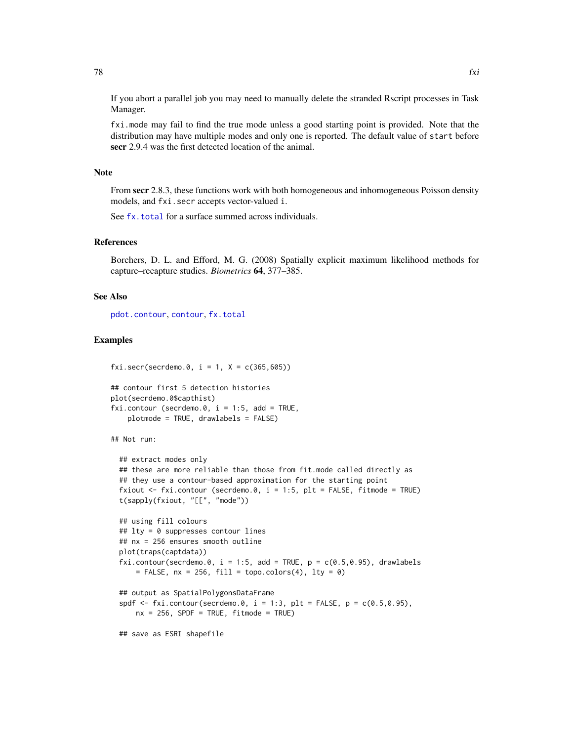If you abort a parallel job you may need to manually delete the stranded Rscript processes in Task Manager.

fxi.mode may fail to find the true mode unless a good starting point is provided. Note that the distribution may have multiple modes and only one is reported. The default value of start before **secr** 2.9.4 was the first detected location of the animal.

## Note

From **secr** 2.8.3, these functions work with both homogeneous and inhomogeneous Poisson density models, and fxi.secr accepts vector-valued i.

See fx.total for a surface summed across individuals.

## References

Borchers, D. L. and Efford, M. G. (2008) Spatially explicit maximum likelihood methods for capture–recapture studies. *Biometrics* **64**, 377–385.

## See Also

pdot.contour, contour, fx.total

## Examples

```
fxi.secr(secrdemo.0, i = 1, X = c(365,605))

## contour first 5 detection histories
plot(secrdemo.0$capthist)
fxi.contour (secrdemo.0, i = 1:5, add = TRUE,
    plotmode = TRUE, drawlabels = FALSE)

## Not run:

  ## extract modes only
  ## these are more reliable than those from fit.mode called directly as
  ## they use a contour-based approximation for the starting point
  fxiout <- fxi.contour (secrdemo.0, i = 1:5, plt = FALSE, fitmode = TRUE)
  t(sapply(fxiout, "[[", "mode"))

  ## using fill colours
  ## lty = 0 suppresses contour lines
  ## nx = 256 ensures smooth outline
  plot(traps(captdata))
  fxi.contour(secrdemo.0, i = 1:5, add = TRUE, p = c(0.5,0.95), drawlabels
      = FALSE, nx = 256, fill = topo.colors(4), lty = 0)

  ## output as SpatialPolygonsDataFrame
  spdf <- fxi.contour(secrdemo.0, i = 1:3, plt = FALSE, p = c(0.5,0.95),
      nx = 256, SPDF = TRUE, fitmode = TRUE)

  ## save as ESRI shapefile
```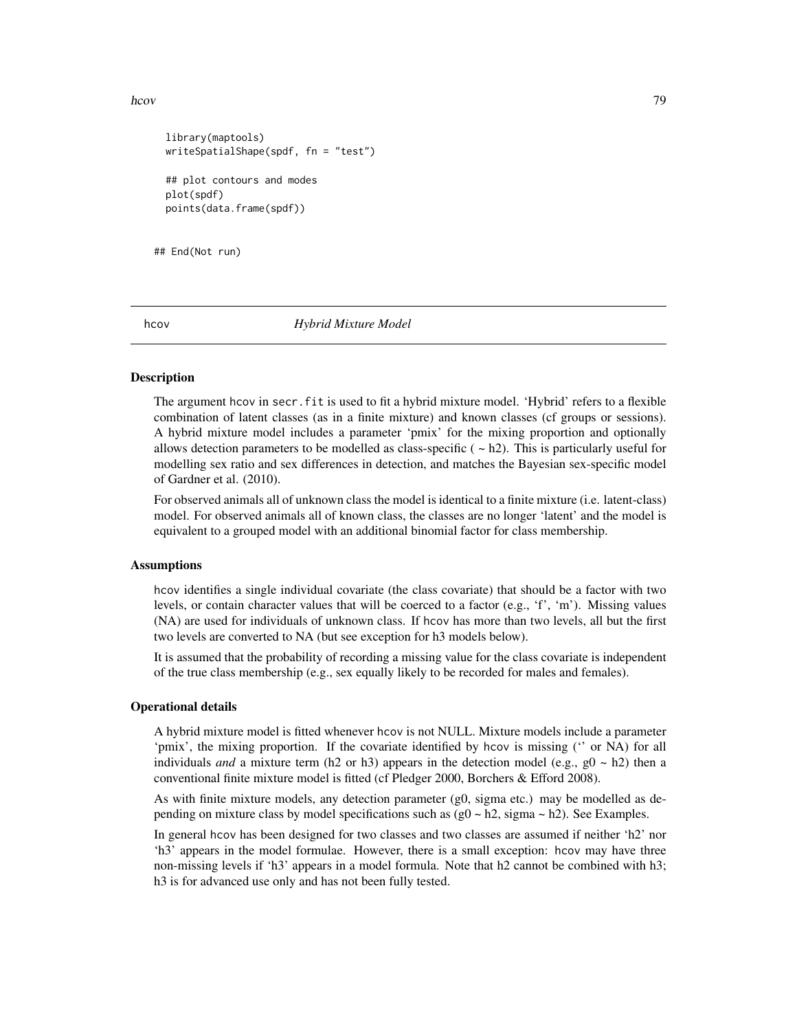```
  library(maptools)
  writeSpatialShape(spdf, fn = "test")

  ## plot contours and modes
  plot(spdf)
  points(data.frame(spdf))

## End(Not run)
```

---

hcov *Hybrid Mixture Model*

---

### Description

The argument hcov in secr.fit is used to fit a hybrid mixture model. 'Hybrid' refers to a flexible combination of latent classes (as in a finite mixture) and known classes (cf groups or sessions). A hybrid mixture model includes a parameter 'pmix' for the mixing proportion and optionally allows detection parameters to be modelled as class-specific ( ~ h2). This is particularly useful for modelling sex ratio and sex differences in detection, and matches the Bayesian sex-specific model of Gardner et al. (2010).

For observed animals all of unknown class the model is identical to a finite mixture (i.e. latent-class) model. For observed animals all of known class, the classes are no longer 'latent' and the model is equivalent to a grouped model with an additional binomial factor for class membership.

### Assumptions

hcov identifies a single individual covariate (the class covariate) that should be a factor with two levels, or contain character values that will be coerced to a factor (e.g., 'f', 'm'). Missing values (NA) are used for individuals of unknown class. If hcov has more than two levels, all but the first two levels are converted to NA (but see exception for h3 models below).

It is assumed that the probability of recording a missing value for the class covariate is independent of the true class membership (e.g., sex equally likely to be recorded for males and females).

### Operational details

A hybrid mixture model is fitted whenever hcov is not NULL. Mixture models include a parameter 'pmix', the mixing proportion. If the covariate identified by hcov is missing ('' or NA) for all individuals *and* a mixture term (h2 or h3) appears in the detection model (e.g., g0 ~ h2) then a conventional finite mixture model is fitted (cf Pledger 2000, Borchers & Efford 2008).

As with finite mixture models, any detection parameter (g0, sigma etc.) may be modelled as depending on mixture class by model specifications such as (g0 ~ h2, sigma ~ h2). See Examples.

In general hcov has been designed for two classes and two classes are assumed if neither 'h2' nor 'h3' appears in the model formulae. However, there is a small exception: hcov may have three non-missing levels if 'h3' appears in a model formula. Note that h2 cannot be combined with h3; h3 is for advanced use only and has not been fully tested.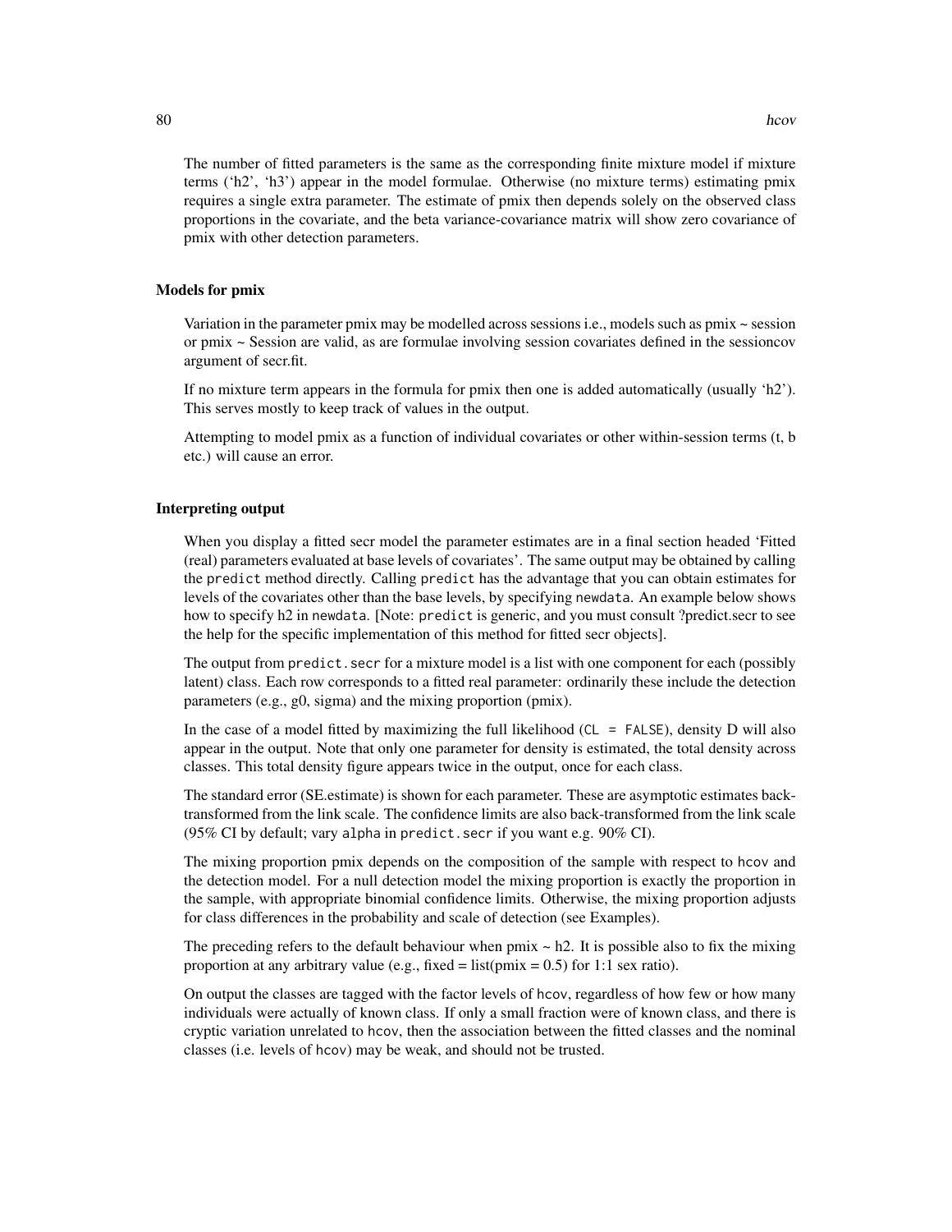The number of fitted parameters is the same as the corresponding finite mixture model if mixture terms ('h2', 'h3') appear in the model formulae. Otherwise (no mixture terms) estimating pmix requires a single extra parameter. The estimate of pmix then depends solely on the observed class proportions in the covariate, and the beta variance-covariance matrix will show zero covariance of pmix with other detection parameters.

### Models for pmix

Variation in the parameter pmix may be modelled across sessions i.e., models such as pmix ~ session or pmix ~ Session are valid, as are formulae involving session covariates defined in the sessioncov argument of secr.fit.

If no mixture term appears in the formula for pmix then one is added automatically (usually 'h2'). This serves mostly to keep track of values in the output.

Attempting to model pmix as a function of individual covariates or other within-session terms (t, b etc.) will cause an error.

### Interpreting output

When you display a fitted secr model the parameter estimates are in a final section headed 'Fitted (real) parameters evaluated at base levels of covariates'. The same output may be obtained by calling the `predict` method directly. Calling `predict` has the advantage that you can obtain estimates for levels of the covariates other than the base levels, by specifying `newdata`. An example below shows how to specify h2 in `newdata`. [Note: `predict` is generic, and you must consult ?predict.secr to see the help for the specific implementation of this method for fitted secr objects].

The output from `predict.secr` for a mixture model is a list with one component for each (possibly latent) class. Each row corresponds to a fitted real parameter: ordinarily these include the detection parameters (e.g., g0, sigma) and the mixing proportion (pmix).

In the case of a model fitted by maximizing the full likelihood (`CL = FALSE`), density D will also appear in the output. Note that only one parameter for density is estimated, the total density across classes. This total density figure appears twice in the output, once for each class.

The standard error (SE.estimate) is shown for each parameter. These are asymptotic estimates back-transformed from the link scale. The confidence limits are also back-transformed from the link scale (95% CI by default; vary `alpha` in `predict.secr` if you want e.g. 90% CI).

The mixing proportion pmix depends on the composition of the sample with respect to `hcov` and the detection model. For a null detection model the mixing proportion is exactly the proportion in the sample, with appropriate binomial confidence limits. Otherwise, the mixing proportion adjusts for class differences in the probability and scale of detection (see Examples).

The preceding refers to the default behaviour when pmix ~ h2. It is possible also to fix the mixing proportion at any arbitrary value (e.g., fixed = list(pmix = 0.5) for 1:1 sex ratio).

On output the classes are tagged with the factor levels of `hcov`, regardless of how few or how many individuals were actually of known class. If only a small fraction were of known class, and there is cryptic variation unrelated to `hcov`, then the association between the fitted classes and the nominal classes (i.e. levels of `hcov`) may be weak, and should not be trusted.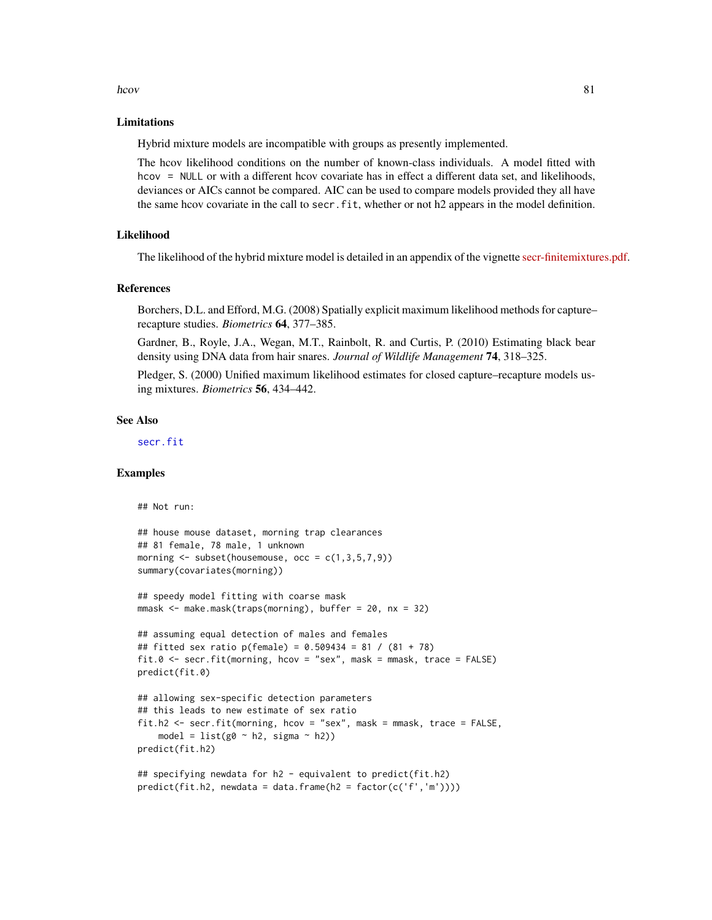### Limitations

Hybrid mixture models are incompatible with groups as presently implemented.

The hcov likelihood conditions on the number of known-class individuals. A model fitted with `hcov = NULL` or with a different hcov covariate has in effect a different data set, and likelihoods, deviances or AICs cannot be compared. AIC can be used to compare models provided they all have the same hcov covariate in the call to `secr.fit`, whether or not h2 appears in the model definition.

### Likelihood

The likelihood of the hybrid mixture model is detailed in an appendix of the vignette secr-finitemixtures.pdf.

### References

Borchers, D.L. and Efford, M.G. (2008) Spatially explicit maximum likelihood methods for capture–recapture studies. *Biometrics* **64**, 377–385.

Gardner, B., Royle, J.A., Wegan, M.T., Rainbolt, R. and Curtis, P. (2010) Estimating black bear density using DNA data from hair snares. *Journal of Wildlife Management* **74**, 318–325.

Pledger, S. (2000) Unified maximum likelihood estimates for closed capture–recapture models using mixtures. *Biometrics* **56**, 434–442.

### See Also

`secr.fit`

### Examples

```
## Not run:

## house mouse dataset, morning trap clearances
## 81 female, 78 male, 1 unknown
morning <- subset(housemouse, occ = c(1,3,5,7,9))
summary(covariates(morning))

## speedy model fitting with coarse mask
mmask <- make.mask(traps(morning), buffer = 20, nx = 32)

## assuming equal detection of males and females
## fitted sex ratio p(female) = 0.509434 = 81 / (81 + 78)
fit.0 <- secr.fit(morning, hcov = "sex", mask = mmask, trace = FALSE)
predict(fit.0)

## allowing sex-specific detection parameters
## this leads to new estimate of sex ratio
fit.h2 <- secr.fit(morning, hcov = "sex", mask = mmask, trace = FALSE,
    model = list(g0 ~ h2, sigma ~ h2))
predict(fit.h2)

## specifying newdata for h2 - equivalent to predict(fit.h2)
predict(fit.h2, newdata = data.frame(h2 = factor(c('f','m'))))
```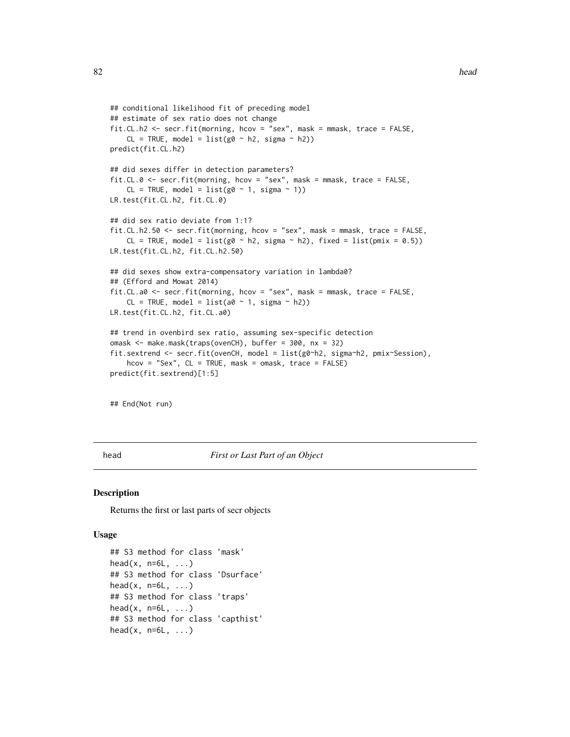```
## conditional likelihood fit of preceding model
## estimate of sex ratio does not change
fit.CL.h2 <- secr.fit(morning, hcov = "sex", mask = mmask, trace = FALSE,
    CL = TRUE, model = list(g0 ~ h2, sigma ~ h2))
predict(fit.CL.h2)

## did sexes differ in detection parameters?
fit.CL.0 <- secr.fit(morning, hcov = "sex", mask = mmask, trace = FALSE,
    CL = TRUE, model = list(g0 ~ 1, sigma ~ 1))
LR.test(fit.CL.h2, fit.CL.0)

## did sex ratio deviate from 1:1?
fit.CL.h2.50 <- secr.fit(morning, hcov = "sex", mask = mmask, trace = FALSE,
    CL = TRUE, model = list(g0 ~ h2, sigma ~ h2), fixed = list(pmix = 0.5))
LR.test(fit.CL.h2, fit.CL.h2.50)

## did sexes show extra-compensatory variation in lambda0?
## (Efford and Mowat 2014)
fit.CL.a0 <- secr.fit(morning, hcov = "sex", mask = mmask, trace = FALSE,
    CL = TRUE, model = list(a0 ~ 1, sigma ~ h2))
LR.test(fit.CL.h2, fit.CL.a0)

## trend in ovenbird sex ratio, assuming sex-specific detection
omask <- make.mask(traps(ovenCH), buffer = 300, nx = 32)
fit.sextrend <- secr.fit(ovenCH, model = list(g0~h2, sigma~h2, pmix~Session),
    hcov = "Sex", CL = TRUE, mask = omask, trace = FALSE)
predict(fit.sextrend)[1:5]


## End(Not run)
```

---

head *First or Last Part of an Object*

---

## Description

Returns the first or last parts of secr objects

## Usage

```
## S3 method for class 'mask'
head(x, n=6L, ...)
## S3 method for class 'Dsurface'
head(x, n=6L, ...)
## S3 method for class 'traps'
head(x, n=6L, ...)
## S3 method for class 'capthist'
head(x, n=6L, ...)
```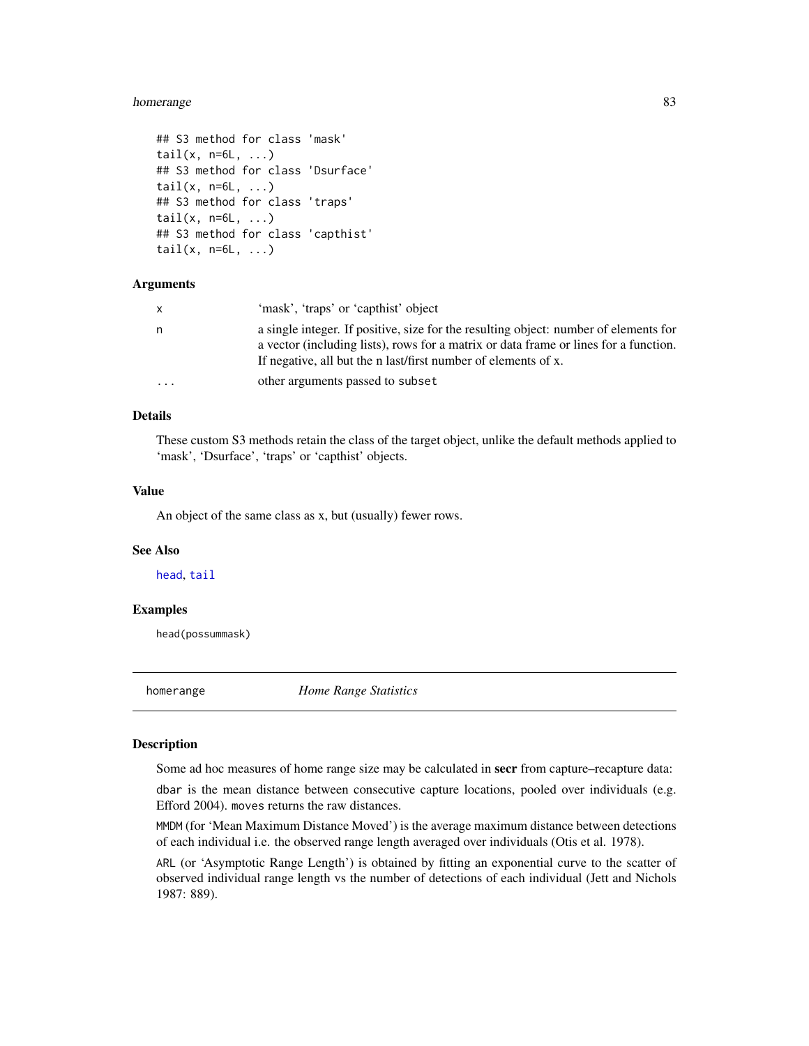```
## S3 method for class 'mask'
tail(x, n=6L, ...)
## S3 method for class 'Dsurface'
tail(x, n=6L, ...)
## S3 method for class 'traps'
tail(x, n=6L, ...)
## S3 method for class 'capthist'
tail(x, n=6L, ...)
```

### Arguments

| | |
|---|---|
| x | 'mask', 'traps' or 'capthist' object |
| n | a single integer. If positive, size for the resulting object: number of elements for a vector (including lists), rows for a matrix or data frame or lines for a function. If negative, all but the n last/first number of elements of x. |
| ... | other arguments passed to `subset` |

### Details

These custom S3 methods retain the class of the target object, unlike the default methods applied to 'mask', 'Dsurface', 'traps' or 'capthist' objects.

### Value

An object of the same class as x, but (usually) fewer rows.

### See Also

`head`, `tail`

### Examples

```
head(possummask)
```

---

## homerange — *Home Range Statistics*

---

### Description

Some ad hoc measures of home range size may be calculated in **secr** from capture–recapture data:

`dbar` is the mean distance between consecutive capture locations, pooled over individuals (e.g. Efford 2004). `moves` returns the raw distances.

`MMDM` (for 'Mean Maximum Distance Moved') is the average maximum distance between detections of each individual i.e. the observed range length averaged over individuals (Otis et al. 1978).

`ARL` (or 'Asymptotic Range Length') is obtained by fitting an exponential curve to the scatter of observed individual range length vs the number of detections of each individual (Jett and Nichols 1987: 889).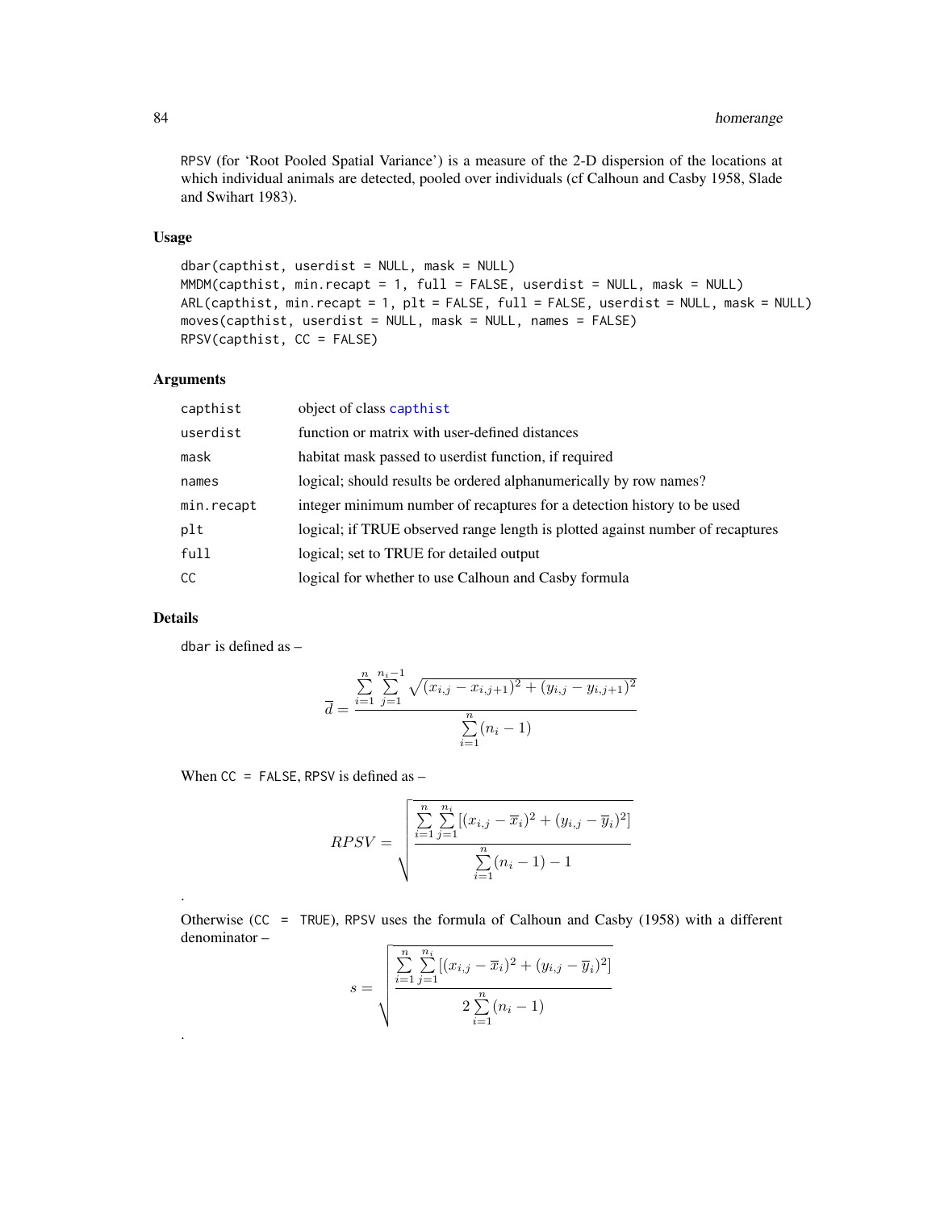RPSV (for 'Root Pooled Spatial Variance') is a measure of the 2-D dispersion of the locations at which individual animals are detected, pooled over individuals (cf Calhoun and Casby 1958, Slade and Swihart 1983).

## Usage

```
dbar(capthist, userdist = NULL, mask = NULL)
MMDM(capthist, min.recapt = 1, full = FALSE, userdist = NULL, mask = NULL)
ARL(capthist, min.recapt = 1, plt = FALSE, full = FALSE, userdist = NULL, mask = NULL)
moves(capthist, userdist = NULL, mask = NULL, names = FALSE)
RPSV(capthist, CC = FALSE)
```

## Arguments

| | |
|---|---|
| capthist | object of class capthist |
| userdist | function or matrix with user-defined distances |
| mask | habitat mask passed to userdist function, if required |
| names | logical; should results be ordered alphanumerically by row names? |
| min.recapt | integer minimum number of recaptures for a detection history to be used |
| plt | logical; if TRUE observed range length is plotted against number of recaptures |
| full | logical; set to TRUE for detailed output |
| CC | logical for whether to use Calhoun and Casby formula |

## Details

dbar is defined as –

$$\overline{d} = \frac{\sum_{i=1}^{n} \sum_{j=1}^{n_i - 1} \sqrt{(x_{i,j} - x_{i,j+1})^2 + (y_{i,j} - y_{i,j+1})^2}}{\sum_{i=1}^{n} (n_i - 1)}$$

When CC = FALSE, RPSV is defined as –

$$RPSV = \sqrt{\frac{\sum_{i=1}^{n} \sum_{j=1}^{n_i} [(x_{i,j} - \overline{x}_i)^2 + (y_{i,j} - \overline{y}_i)^2]}{\sum_{i=1}^{n} (n_i - 1) - 1}}$$

.

Otherwise (CC = TRUE), RPSV uses the formula of Calhoun and Casby (1958) with a different denominator –

$$s = \sqrt{\frac{\sum_{i=1}^{n} \sum_{j=1}^{n_i} [(x_{i,j} - \overline{x}_i)^2 + (y_{i,j} - \overline{y}_i)^2]}{2 \sum_{i=1}^{n} (n_i - 1)}}$$

.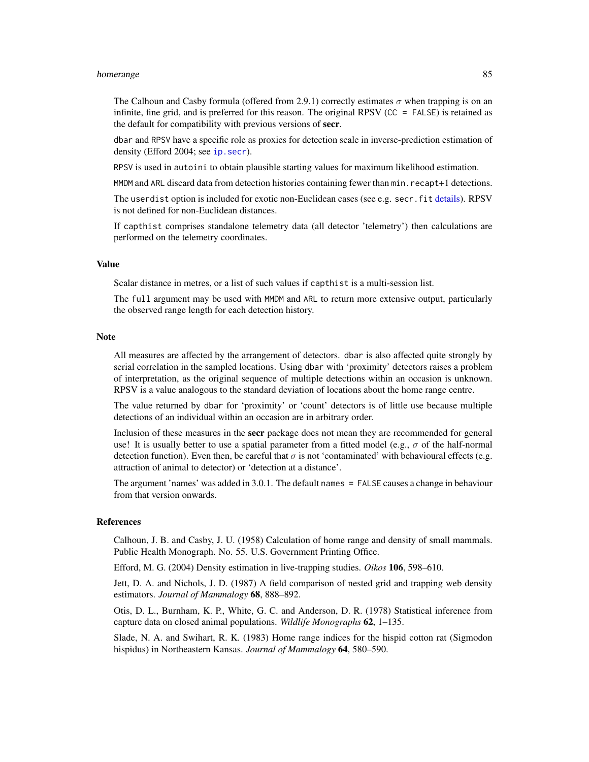The Calhoun and Casby formula (offered from 2.9.1) correctly estimates $\sigma$ when trapping is on an infinite, fine grid, and is preferred for this reason. The original RPSV (`CC = FALSE`) is retained as the default for compatibility with previous versions of **secr**.

`dbar` and `RPSV` have a specific role as proxies for detection scale in inverse-prediction estimation of density (Efford 2004; see `ip.secr`).

`RPSV` is used in `autoini` to obtain plausible starting values for maximum likelihood estimation.

`MMDM` and `ARL` discard data from detection histories containing fewer than `min.recapt`+1 detections.

The `userdist` option is included for exotic non-Euclidean cases (see e.g. `secr.fit` details). RPSV is not defined for non-Euclidean distances.

If `capthist` comprises standalone telemetry data (all detector 'telemetry') then calculations are performed on the telemetry coordinates.

## Value

Scalar distance in metres, or a list of such values if `capthist` is a multi-session list.

The `full` argument may be used with `MMDM` and `ARL` to return more extensive output, particularly the observed range length for each detection history.

## Note

All measures are affected by the arrangement of detectors. `dbar` is also affected quite strongly by serial correlation in the sampled locations. Using `dbar` with 'proximity' detectors raises a problem of interpretation, as the original sequence of multiple detections within an occasion is unknown. RPSV is a value analogous to the standard deviation of locations about the home range centre.

The value returned by `dbar` for 'proximity' or 'count' detectors is of little use because multiple detections of an individual within an occasion are in arbitrary order.

Inclusion of these measures in the **secr** package does not mean they are recommended for general use! It is usually better to use a spatial parameter from a fitted model (e.g., $\sigma$ of the half-normal detection function). Even then, be careful that $\sigma$ is not 'contaminated' with behavioural effects (e.g. attraction of animal to detector) or 'detection at a distance'.

The argument 'names' was added in 3.0.1. The default `names = FALSE` causes a change in behaviour from that version onwards.

## References

Calhoun, J. B. and Casby, J. U. (1958) Calculation of home range and density of small mammals. Public Health Monograph. No. 55. U.S. Government Printing Office.

Efford, M. G. (2004) Density estimation in live-trapping studies. *Oikos* **106**, 598–610.

Jett, D. A. and Nichols, J. D. (1987) A field comparison of nested grid and trapping web density estimators. *Journal of Mammalogy* **68**, 888–892.

Otis, D. L., Burnham, K. P., White, G. C. and Anderson, D. R. (1978) Statistical inference from capture data on closed animal populations. *Wildlife Monographs* **62**, 1–135.

Slade, N. A. and Swihart, R. K. (1983) Home range indices for the hispid cotton rat (Sigmodon hispidus) in Northeastern Kansas. *Journal of Mammalogy* **64**, 580–590.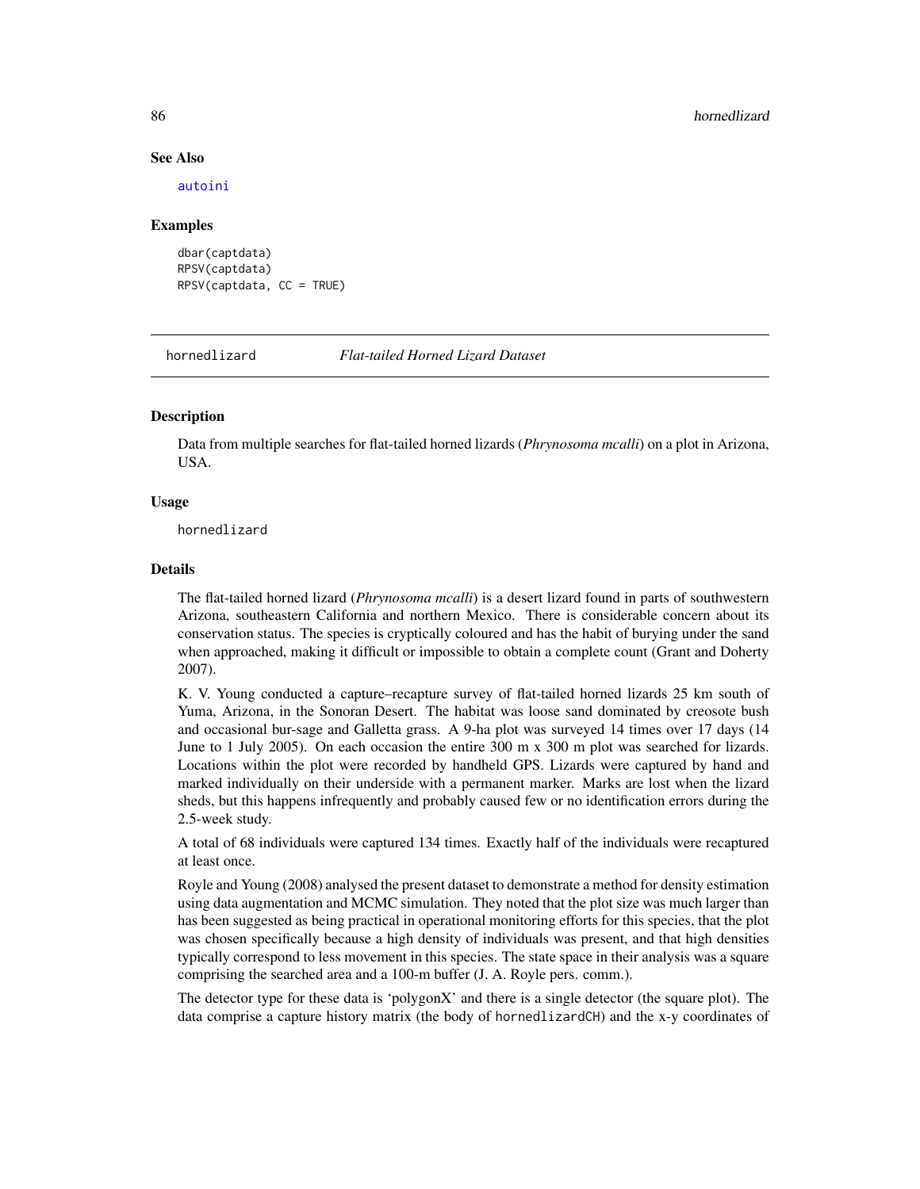## See Also

autoini

## Examples

```
dbar(captdata)
RPSV(captdata)
RPSV(captdata, CC = TRUE)
```

---

# hornedlizard *Flat-tailed Horned Lizard Dataset*

---

## Description

Data from multiple searches for flat-tailed horned lizards (*Phrynosoma mcalli*) on a plot in Arizona, USA.

## Usage

```
hornedlizard
```

## Details

The flat-tailed horned lizard (*Phrynosoma mcalli*) is a desert lizard found in parts of southwestern Arizona, southeastern California and northern Mexico. There is considerable concern about its conservation status. The species is cryptically coloured and has the habit of burying under the sand when approached, making it difficult or impossible to obtain a complete count (Grant and Doherty 2007).

K. V. Young conducted a capture–recapture survey of flat-tailed horned lizards 25 km south of Yuma, Arizona, in the Sonoran Desert. The habitat was loose sand dominated by creosote bush and occasional bur-sage and Galletta grass. A 9-ha plot was surveyed 14 times over 17 days (14 June to 1 July 2005). On each occasion the entire 300 m x 300 m plot was searched for lizards. Locations within the plot were recorded by handheld GPS. Lizards were captured by hand and marked individually on their underside with a permanent marker. Marks are lost when the lizard sheds, but this happens infrequently and probably caused few or no identification errors during the 2.5-week study.

A total of 68 individuals were captured 134 times. Exactly half of the individuals were recaptured at least once.

Royle and Young (2008) analysed the present dataset to demonstrate a method for density estimation using data augmentation and MCMC simulation. They noted that the plot size was much larger than has been suggested as being practical in operational monitoring efforts for this species, that the plot was chosen specifically because a high density of individuals was present, and that high densities typically correspond to less movement in this species. The state space in their analysis was a square comprising the searched area and a 100-m buffer (J. A. Royle pers. comm.).

The detector type for these data is 'polygonX' and there is a single detector (the square plot). The data comprise a capture history matrix (the body of hornedlizardCH) and the x-y coordinates of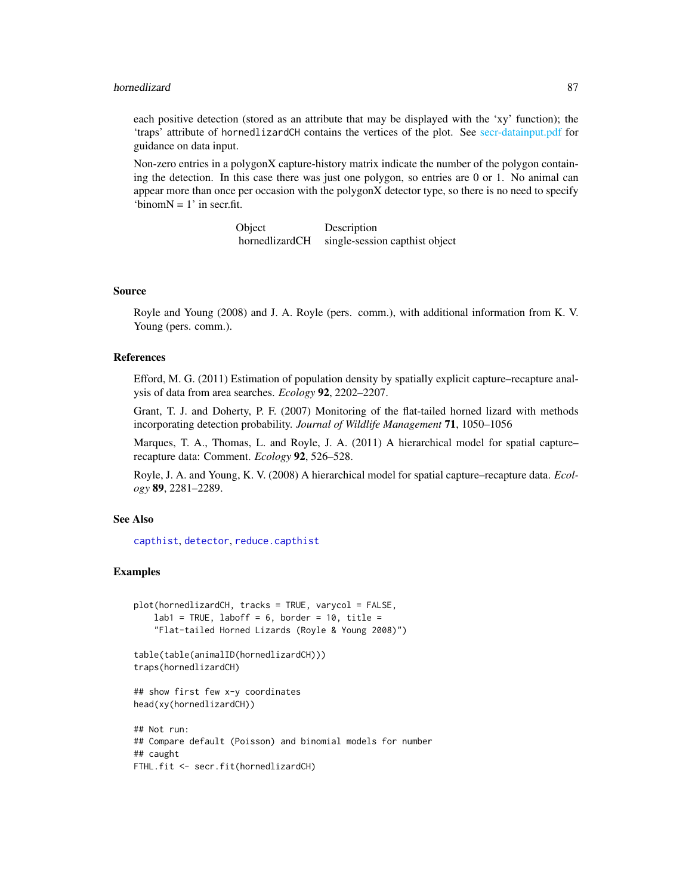each positive detection (stored as an attribute that may be displayed with the 'xy' function); the 'traps' attribute of hornedlizardCH contains the vertices of the plot. See secr-datainput.pdf for guidance on data input.

Non-zero entries in a polygonX capture-history matrix indicate the number of the polygon containing the detection. In this case there was just one polygon, so entries are 0 or 1. No animal can appear more than once per occasion with the polygonX detector type, so there is no need to specify 'binomN = 1' in secr.fit.

| Object | Description |
|---|---|
| hornedlizardCH | single-session capthist object |

## Source

Royle and Young (2008) and J. A. Royle (pers. comm.), with additional information from K. V. Young (pers. comm.).

## References

Efford, M. G. (2011) Estimation of population density by spatially explicit capture–recapture analysis of data from area searches. *Ecology* **92**, 2202–2207.

Grant, T. J. and Doherty, P. F. (2007) Monitoring of the flat-tailed horned lizard with methods incorporating detection probability. *Journal of Wildlife Management* **71**, 1050–1056

Marques, T. A., Thomas, L. and Royle, J. A. (2011) A hierarchical model for spatial capture–recapture data: Comment. *Ecology* **92**, 526–528.

Royle, J. A. and Young, K. V. (2008) A hierarchical model for spatial capture–recapture data. *Ecology* **89**, 2281–2289.

## See Also

capthist, detector, reduce.capthist

## Examples

```
plot(hornedlizardCH, tracks = TRUE, varycol = FALSE,
    lab1 = TRUE, laboff = 6, border = 10, title =
    "Flat-tailed Horned Lizards (Royle & Young 2008)")

table(table(animalID(hornedlizardCH)))
traps(hornedlizardCH)

## show first few x-y coordinates
head(xy(hornedlizardCH))

## Not run:
## Compare default (Poisson) and binomial models for number
## caught
FTHL.fit <- secr.fit(hornedlizardCH)
```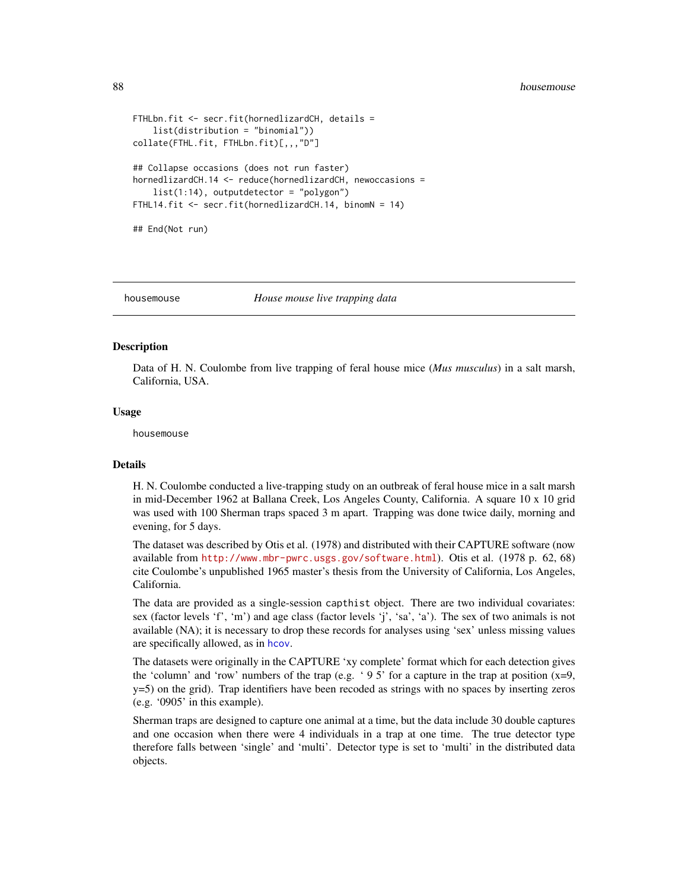```
FTHLbn.fit <- secr.fit(hornedlizardCH, details =
    list(distribution = "binomial"))
collate(FTHL.fit, FTHLbn.fit)[,,,"D"]

## Collapse occasions (does not run faster)
hornedlizardCH.14 <- reduce(hornedlizardCH, newoccasions =
    list(1:14), outputdetector = "polygon")
FTHL14.fit <- secr.fit(hornedlizardCH.14, binomN = 14)

## End(Not run)
```

---

## housemouse — *House mouse live trapping data*

---

### Description

Data of H. N. Coulombe from live trapping of feral house mice (*Mus musculus*) in a salt marsh, California, USA.

### Usage

```
housemouse
```

### Details

H. N. Coulombe conducted a live-trapping study on an outbreak of feral house mice in a salt marsh in mid-December 1962 at Ballana Creek, Los Angeles County, California. A square 10 x 10 grid was used with 100 Sherman traps spaced 3 m apart. Trapping was done twice daily, morning and evening, for 5 days.

The dataset was described by Otis et al. (1978) and distributed with their CAPTURE software (now available from http://www.mbr-pwrc.usgs.gov/software.html). Otis et al. (1978 p. 62, 68) cite Coulombe's unpublished 1965 master's thesis from the University of California, Los Angeles, California.

The data are provided as a single-session `capthist` object. There are two individual covariates: sex (factor levels 'f', 'm') and age class (factor levels 'j', 'sa', 'a'). The sex of two animals is not available (NA); it is necessary to drop these records for analyses using 'sex' unless missing values are specifically allowed, as in hcov.

The datasets were originally in the CAPTURE 'xy complete' format which for each detection gives the 'column' and 'row' numbers of the trap (e.g. ' 9 5' for a capture in the trap at position (x=9, y=5) on the grid). Trap identifiers have been recoded as strings with no spaces by inserting zeros (e.g. '0905' in this example).

Sherman traps are designed to capture one animal at a time, but the data include 30 double captures and one occasion when there were 4 individuals in a trap at one time. The true detector type therefore falls between 'single' and 'multi'. Detector type is set to 'multi' in the distributed data objects.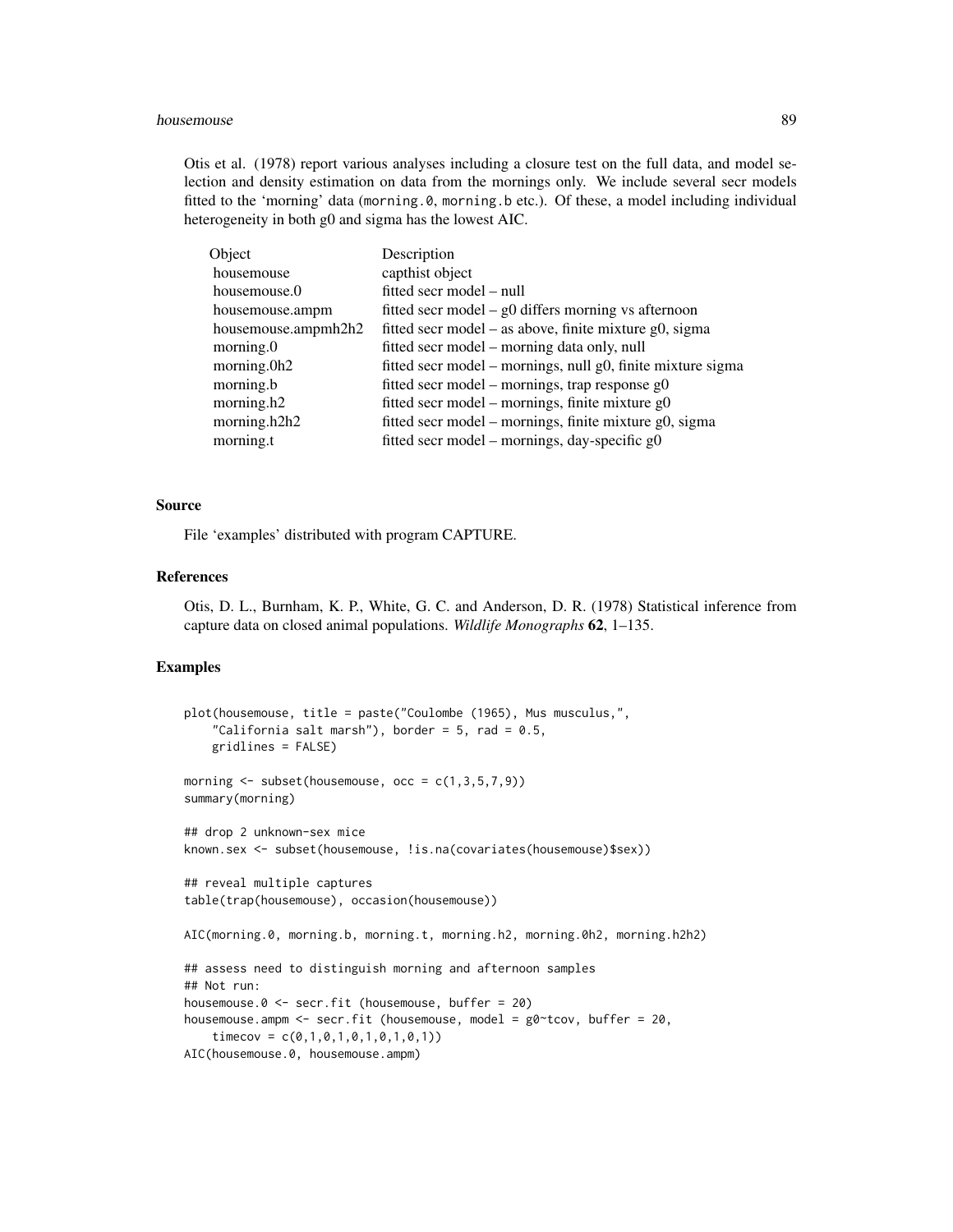Otis et al. (1978) report various analyses including a closure test on the full data, and model selection and density estimation on data from the mornings only. We include several secr models fitted to the 'morning' data (`morning.0`, `morning.b` etc.). Of these, a model including individual heterogeneity in both g0 and sigma has the lowest AIC.

| Object | Description |
|---|---|
| housemouse | capthist object |
| housemouse.0 | fitted secr model – null |
| housemouse.ampm | fitted secr model – g0 differs morning vs afternoon |
| housemouse.ampmh2h2 | fitted secr model – as above, finite mixture g0, sigma |
| morning.0 | fitted secr model – morning data only, null |
| morning.0h2 | fitted secr model – mornings, null g0, finite mixture sigma |
| morning.b | fitted secr model – mornings, trap response g0 |
| morning.h2 | fitted secr model – mornings, finite mixture g0 |
| morning.h2h2 | fitted secr model – mornings, finite mixture g0, sigma |
| morning.t | fitted secr model – mornings, day-specific g0 |

## Source

File 'examples' distributed with program CAPTURE.

## References

Otis, D. L., Burnham, K. P., White, G. C. and Anderson, D. R. (1978) Statistical inference from capture data on closed animal populations. *Wildlife Monographs* **62**, 1–135.

## Examples

```
plot(housemouse, title = paste("Coulombe (1965), Mus musculus,",
    "California salt marsh"), border = 5, rad = 0.5,
    gridlines = FALSE)

morning <- subset(housemouse, occ = c(1,3,5,7,9))
summary(morning)

## drop 2 unknown-sex mice
known.sex <- subset(housemouse, !is.na(covariates(housemouse)$sex))

## reveal multiple captures
table(trap(housemouse), occasion(housemouse))

AIC(morning.0, morning.b, morning.t, morning.h2, morning.0h2, morning.h2h2)

## assess need to distinguish morning and afternoon samples
## Not run:
housemouse.0 <- secr.fit (housemouse, buffer = 20)
housemouse.ampm <- secr.fit (housemouse, model = g0~tcov, buffer = 20,
    timecov = c(0,1,0,1,0,1,0,1,0,1))
AIC(housemouse.0, housemouse.ampm)
```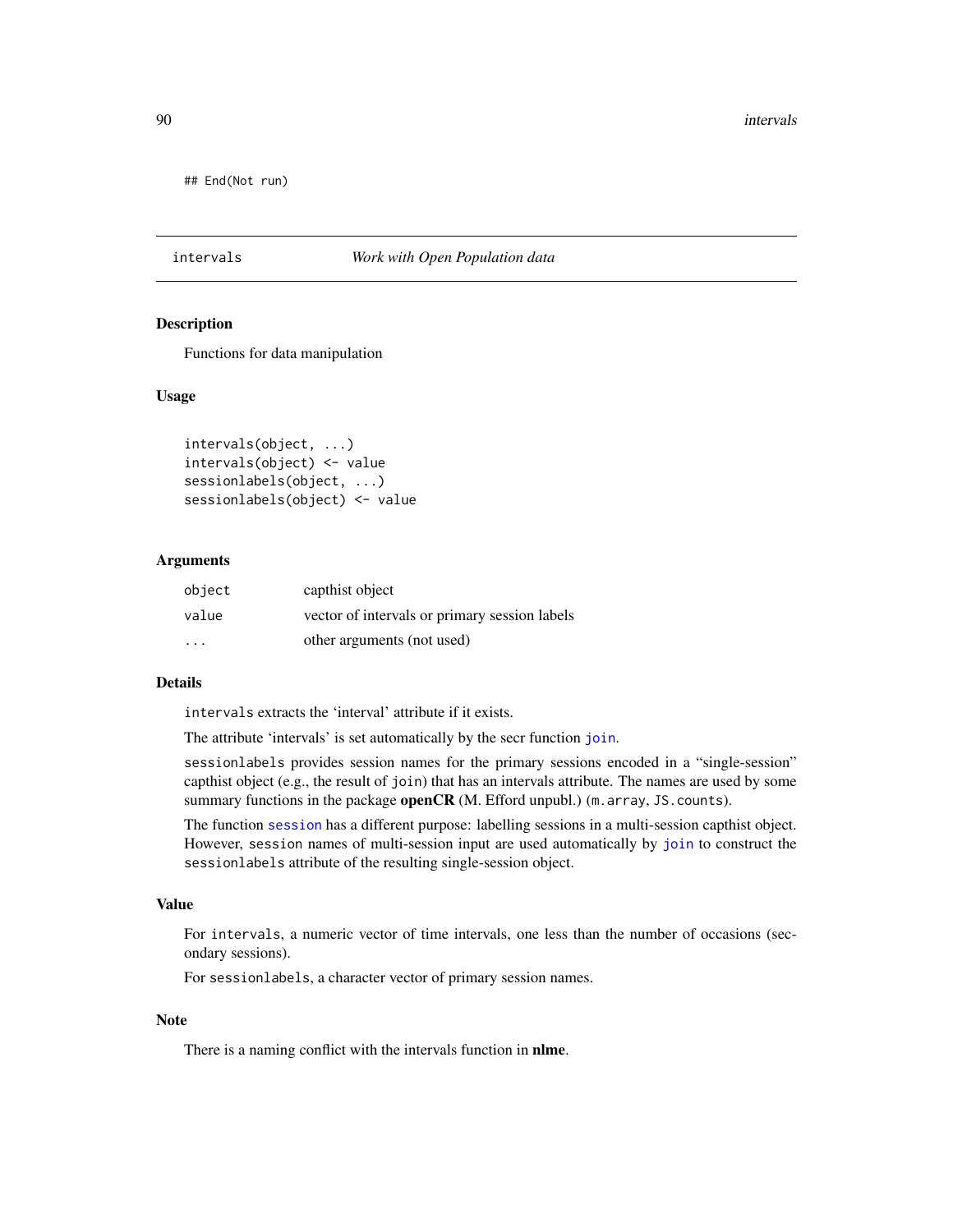```
## End(Not run)
```

## intervals *Work with Open Population data*

### Description

Functions for data manipulation

### Usage

```
intervals(object, ...)
intervals(object) <- value
sessionlabels(object, ...)
sessionlabels(object) <- value
```

### Arguments

| | |
|---|---|
| object | capthist object |
| value | vector of intervals or primary session labels |
| ... | other arguments (not used) |

### Details

`intervals` extracts the 'interval' attribute if it exists.

The attribute 'intervals' is set automatically by the secr function `join`.

`sessionlabels` provides session names for the primary sessions encoded in a "single-session" capthist object (e.g., the result of `join`) that has an intervals attribute. The names are used by some summary functions in the package **openCR** (M. Efford unpubl.) (`m.array`, `JS.counts`).

The function `session` has a different purpose: labelling sessions in a multi-session capthist object. However, `session` names of multi-session input are used automatically by `join` to construct the `sessionlabels` attribute of the resulting single-session object.

### Value

For `intervals`, a numeric vector of time intervals, one less than the number of occasions (secondary sessions).

For `sessionlabels`, a character vector of primary session names.

### Note

There is a naming conflict with the intervals function in **nlme**.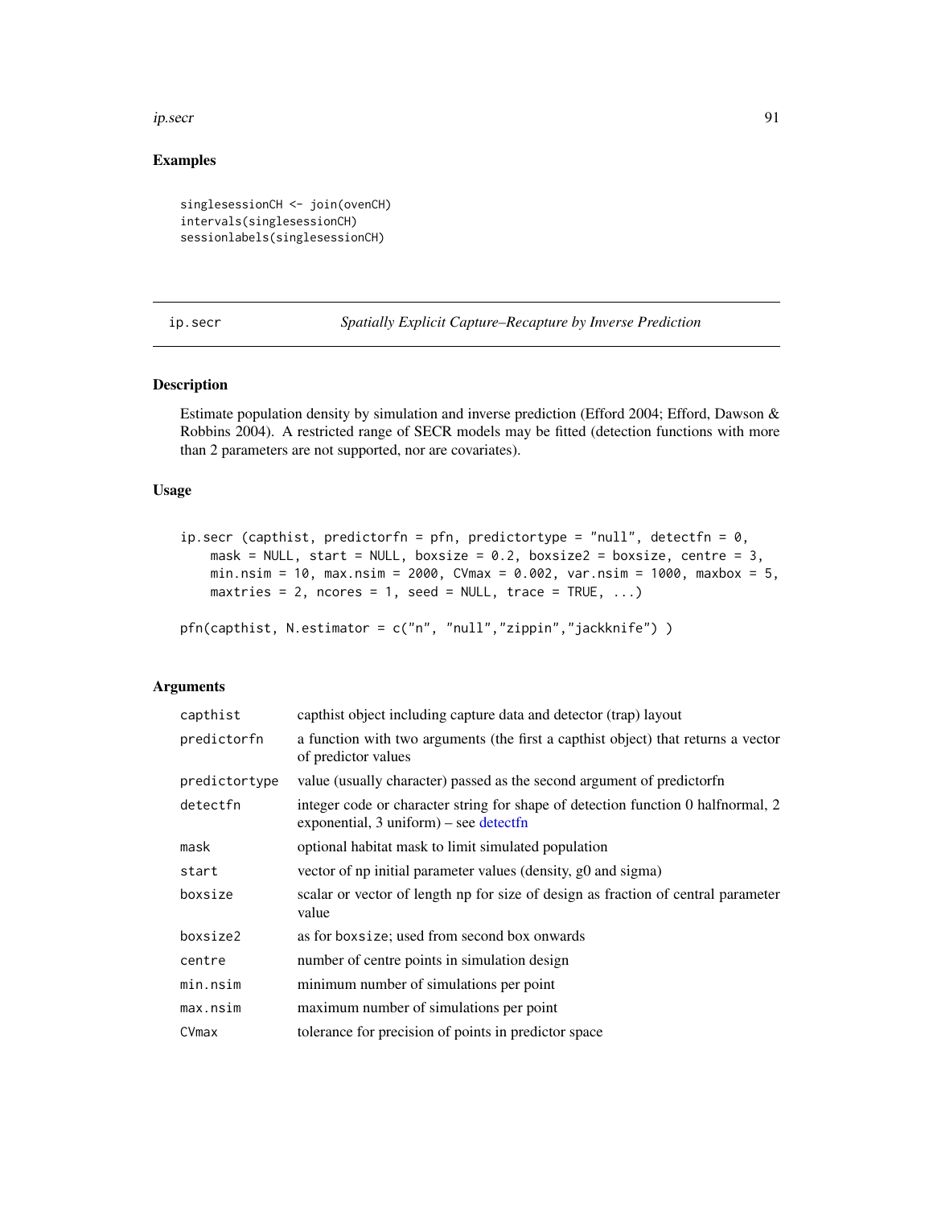## Examples

```
singlesessionCH <- join(ovenCH)
intervals(singlesessionCH)
sessionlabels(singlesessionCH)
```

---

ip.secr *Spatially Explicit Capture–Recapture by Inverse Prediction*

---

## Description

Estimate population density by simulation and inverse prediction (Efford 2004; Efford, Dawson & Robbins 2004). A restricted range of SECR models may be fitted (detection functions with more than 2 parameters are not supported, nor are covariates).

## Usage

```
ip.secr (capthist, predictorfn = pfn, predictortype = "null", detectfn = 0,
    mask = NULL, start = NULL, boxsize = 0.2, boxsize2 = boxsize, centre = 3,
    min.nsim = 10, max.nsim = 2000, CVmax = 0.002, var.nsim = 1000, maxbox = 5,
    maxtries = 2, ncores = 1, seed = NULL, trace = TRUE, ...)

pfn(capthist, N.estimator = c("n", "null","zippin","jackknife") )
```

## Arguments

| | |
|---|---|
| capthist | capthist object including capture data and detector (trap) layout |
| predictorfn | a function with two arguments (the first a capthist object) that returns a vector of predictor values |
| predictortype | value (usually character) passed as the second argument of predictorfn |
| detectfn | integer code or character string for shape of detection function 0 halfnormal, 2 exponential, 3 uniform) – see detectfn |
| mask | optional habitat mask to limit simulated population |
| start | vector of np initial parameter values (density, g0 and sigma) |
| boxsize | scalar or vector of length np for size of design as fraction of central parameter value |
| boxsize2 | as for boxsize; used from second box onwards |
| centre | number of centre points in simulation design |
| min.nsim | minimum number of simulations per point |
| max.nsim | maximum number of simulations per point |
| CVmax | tolerance for precision of points in predictor space |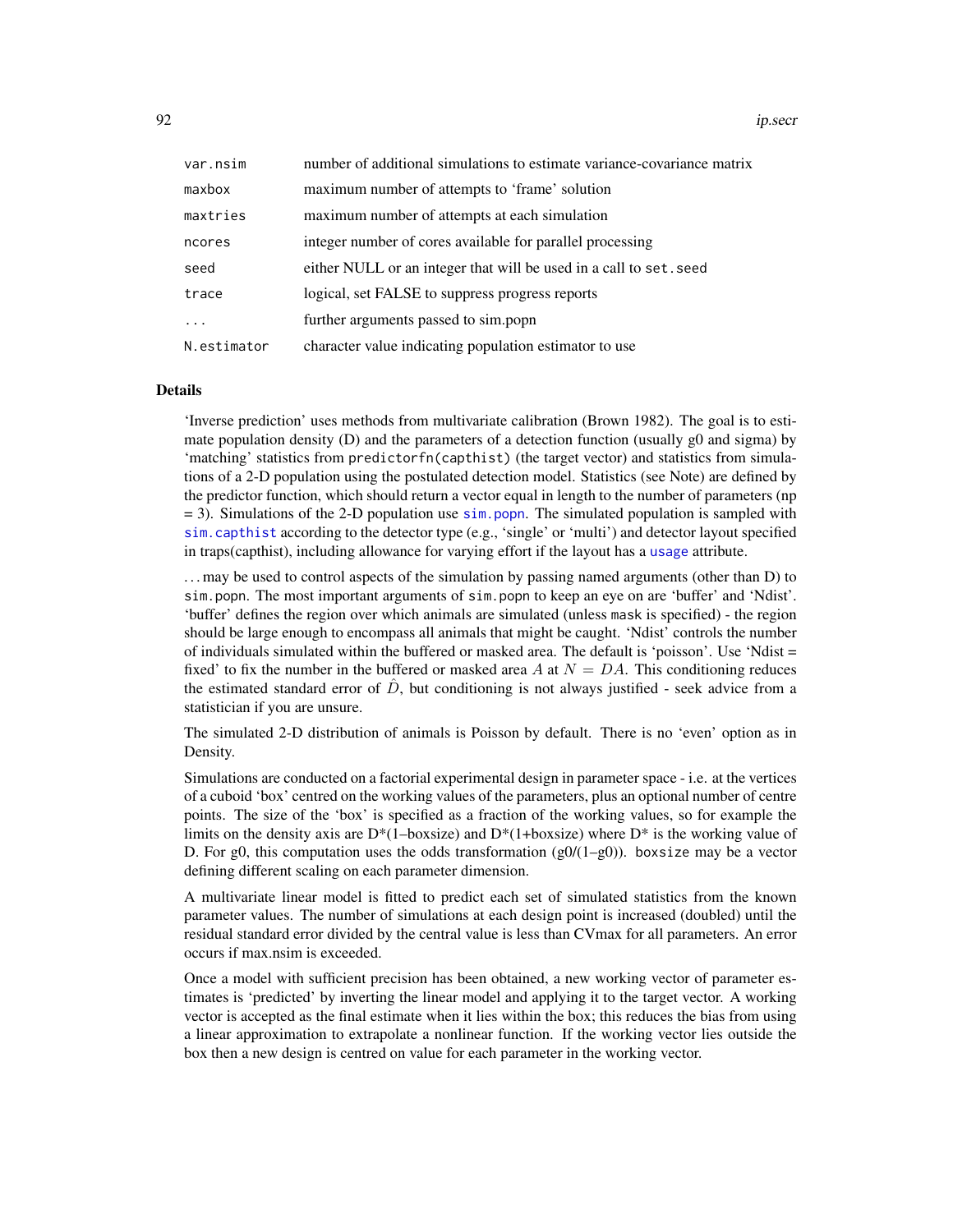| | |
|---|---|
| var.nsim | number of additional simulations to estimate variance-covariance matrix |
| maxbox | maximum number of attempts to 'frame' solution |
| maxtries | maximum number of attempts at each simulation |
| ncores | integer number of cores available for parallel processing |
| seed | either NULL or an integer that will be used in a call to set.seed |
| trace | logical, set FALSE to suppress progress reports |
| ... | further arguments passed to sim.popn |
| N.estimator | character value indicating population estimator to use |

## Details

'Inverse prediction' uses methods from multivariate calibration (Brown 1982). The goal is to estimate population density (D) and the parameters of a detection function (usually g0 and sigma) by 'matching' statistics from predictorfn(capthist) (the target vector) and statistics from simulations of a 2-D population using the postulated detection model. Statistics (see Note) are defined by the predictor function, which should return a vector equal in length to the number of parameters (np = 3). Simulations of the 2-D population use sim.popn. The simulated population is sampled with sim.capthist according to the detector type (e.g., 'single' or 'multi') and detector layout specified in traps(capthist), including allowance for varying effort if the layout has a usage attribute.

... may be used to control aspects of the simulation by passing named arguments (other than D) to sim.popn. The most important arguments of sim.popn to keep an eye on are 'buffer' and 'Ndist'. 'buffer' defines the region over which animals are simulated (unless mask is specified) - the region should be large enough to encompass all animals that might be caught. 'Ndist' controls the number of individuals simulated within the buffered or masked area. The default is 'poisson'. Use 'Ndist = fixed' to fix the number in the buffered or masked area $A$ at $N = DA$. This conditioning reduces the estimated standard error of $\hat{D}$, but conditioning is not always justified - seek advice from a statistician if you are unsure.

The simulated 2-D distribution of animals is Poisson by default. There is no 'even' option as in Density.

Simulations are conducted on a factorial experimental design in parameter space - i.e. at the vertices of a cuboid 'box' centred on the working values of the parameters, plus an optional number of centre points. The size of the 'box' is specified as a fraction of the working values, so for example the limits on the density axis are D*(1–boxsize) and D*(1+boxsize) where D* is the working value of D. For g0, this computation uses the odds transformation (g0/(1–g0)). boxsize may be a vector defining different scaling on each parameter dimension.

A multivariate linear model is fitted to predict each set of simulated statistics from the known parameter values. The number of simulations at each design point is increased (doubled) until the residual standard error divided by the central value is less than CVmax for all parameters. An error occurs if max.nsim is exceeded.

Once a model with sufficient precision has been obtained, a new working vector of parameter estimates is 'predicted' by inverting the linear model and applying it to the target vector. A working vector is accepted as the final estimate when it lies within the box; this reduces the bias from using a linear approximation to extrapolate a nonlinear function. If the working vector lies outside the box then a new design is centred on value for each parameter in the working vector.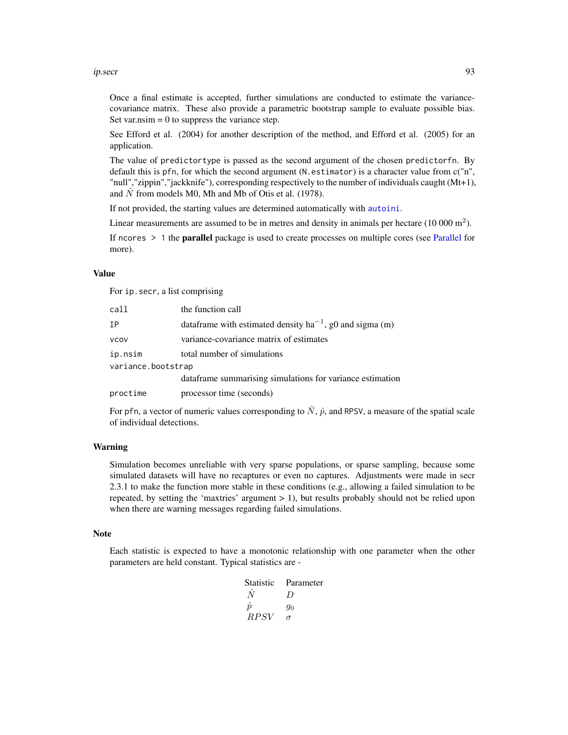Once a final estimate is accepted, further simulations are conducted to estimate the variance-covariance matrix. These also provide a parametric bootstrap sample to evaluate possible bias. Set var.nsim = 0 to suppress the variance step.

See Efford et al. (2004) for another description of the method, and Efford et al. (2005) for an application.

The value of `predictortype` is passed as the second argument of the chosen `predictorfn`. By default this is `pfn`, for which the second argument (`N.estimator`) is a character value from c("n", "null","zippin","jackknife"), corresponding respectively to the number of individuals caught (Mt+1), and $\hat{N}$ from models M0, Mh and Mb of Otis et al. (1978).

If not provided, the starting values are determined automatically with `autoini`.

Linear measurements are assumed to be in metres and density in animals per hectare (10 000 $m^2$).

If `ncores > 1` the **parallel** package is used to create processes on multiple cores (see Parallel for more).

## Value

For `ip.secr`, a list comprising

| | |
|---|---|
| `call` | the function call |
| `IP` | dataframe with estimated density $ha^{-1}$, g0 and sigma (m) |
| `vcov` | variance-covariance matrix of estimates |
| `ip.nsim` | total number of simulations |
| `variance.bootstrap` | dataframe summarising simulations for variance estimation |
| `proctime` | processor time (seconds) |

For `pfn`, a vector of numeric values corresponding to $\hat{N}$, $\hat{p}$, and `RPSV`, a measure of the spatial scale of individual detections.

## Warning

Simulation becomes unreliable with very sparse populations, or sparse sampling, because some simulated datasets will have no recaptures or even no captures. Adjustments were made in secr 2.3.1 to make the function more stable in these conditions (e.g., allowing a failed simulation to be repeated, by setting the 'maxtries' argument > 1), but results probably should not be relied upon when there are warning messages regarding failed simulations.

## Note

Each statistic is expected to have a monotonic relationship with one parameter when the other parameters are held constant. Typical statistics are -

| Statistic | Parameter |
|---|---|
| $\hat{N}$ | $D$ |
| $\hat{p}$ | $g_0$ |
| $RPSV$ | $\sigma$ |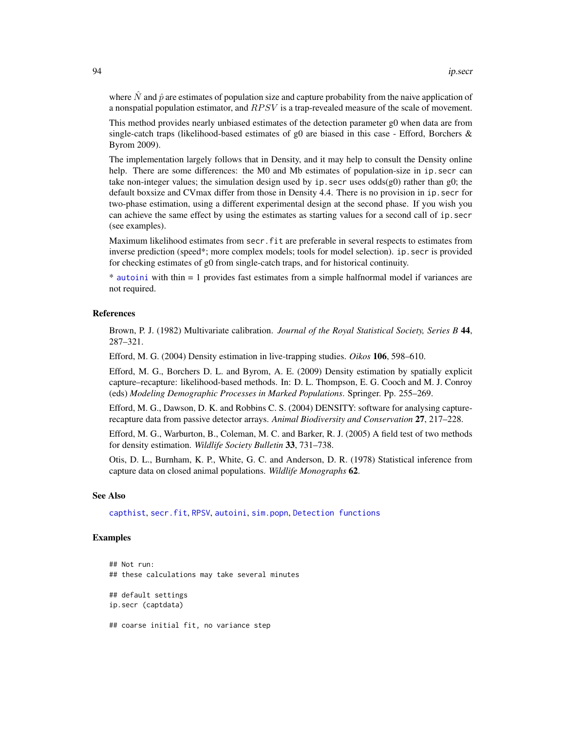where $\hat{N}$ and $\hat{p}$ are estimates of population size and capture probability from the naive application of a nonspatial population estimator, and $RPSV$ is a trap-revealed measure of the scale of movement.

This method provides nearly unbiased estimates of the detection parameter g0 when data are from single-catch traps (likelihood-based estimates of g0 are biased in this case - Efford, Borchers & Byrom 2009).

The implementation largely follows that in Density, and it may help to consult the Density online help. There are some differences: the M0 and Mb estimates of population-size in `ip.secr` can take non-integer values; the simulation design used by `ip.secr` uses odds(g0) rather than g0; the default boxsize and CVmax differ from those in Density 4.4. There is no provision in `ip.secr` for two-phase estimation, using a different experimental design at the second phase. If you wish you can achieve the same effect by using the estimates as starting values for a second call of `ip.secr` (see examples).

Maximum likelihood estimates from `secr.fit` are preferable in several respects to estimates from inverse prediction (speed*; more complex models; tools for model selection). `ip.secr` is provided for checking estimates of g0 from single-catch traps, and for historical continuity.

* `autoini` with thin = 1 provides fast estimates from a simple halfnormal model if variances are not required.

## References

Brown, P. J. (1982) Multivariate calibration. *Journal of the Royal Statistical Society, Series B* **44**, 287–321.

Efford, M. G. (2004) Density estimation in live-trapping studies. *Oikos* **106**, 598–610.

Efford, M. G., Borchers D. L. and Byrom, A. E. (2009) Density estimation by spatially explicit capture–recapture: likelihood-based methods. In: D. L. Thompson, E. G. Cooch and M. J. Conroy (eds) *Modeling Demographic Processes in Marked Populations*. Springer. Pp. 255–269.

Efford, M. G., Dawson, D. K. and Robbins C. S. (2004) DENSITY: software for analysing capture-recapture data from passive detector arrays. *Animal Biodiversity and Conservation* **27**, 217–228.

Efford, M. G., Warburton, B., Coleman, M. C. and Barker, R. J. (2005) A field test of two methods for density estimation. *Wildlife Society Bulletin* **33**, 731–738.

Otis, D. L., Burnham, K. P., White, G. C. and Anderson, D. R. (1978) Statistical inference from capture data on closed animal populations. *Wildlife Monographs* **62**.

## See Also

`capthist`, `secr.fit`, `RPSV`, `autoini`, `sim.popn`, `Detection functions`

## Examples

```
## Not run:
## these calculations may take several minutes

## default settings
ip.secr (captdata)

## coarse initial fit, no variance step
```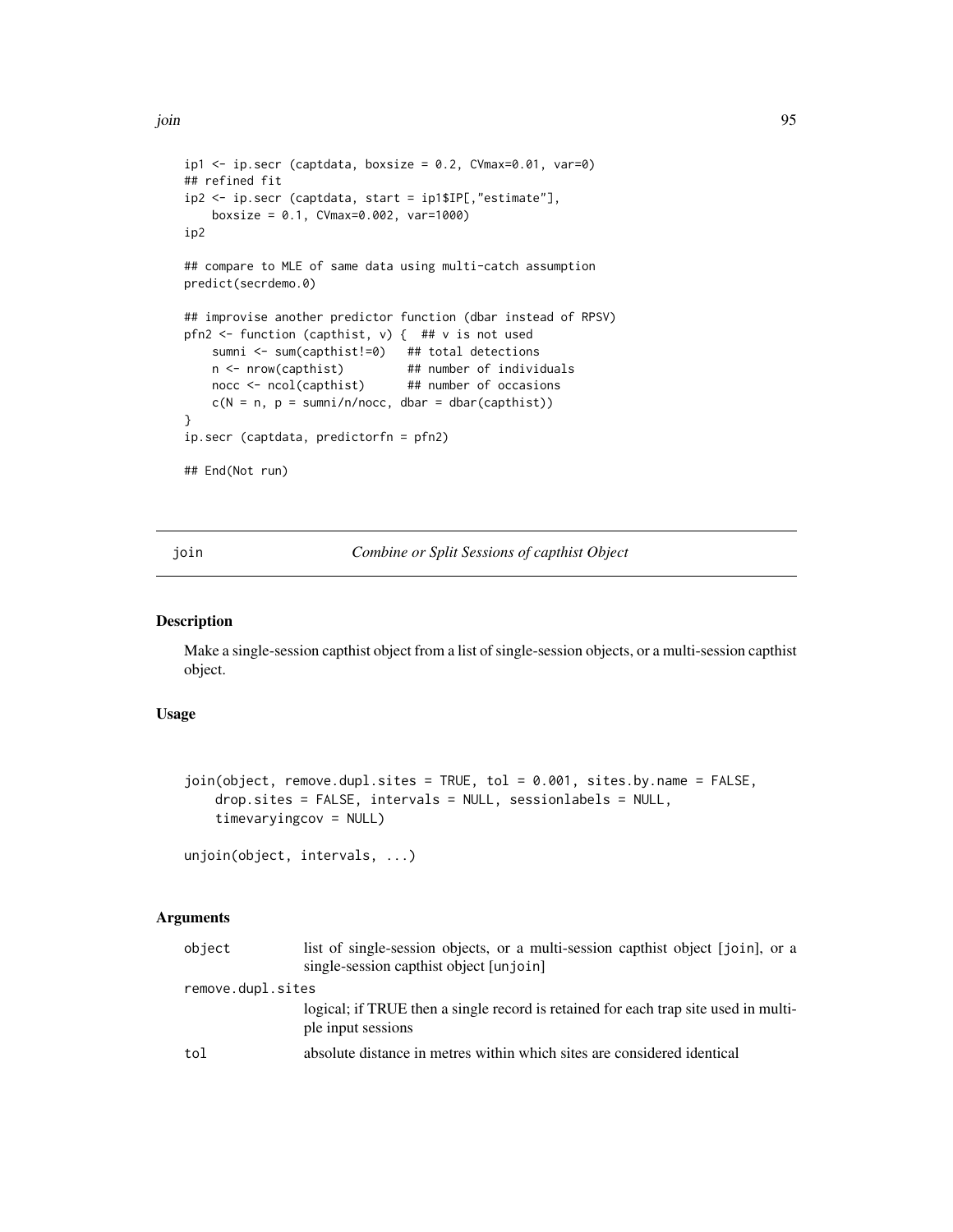```
ip1 <- ip.secr (captdata, boxsize = 0.2, CVmax=0.01, var=0)
## refined fit
ip2 <- ip.secr (captdata, start = ip1$IP[,"estimate"],
    boxsize = 0.1, CVmax=0.002, var=1000)
ip2

## compare to MLE of same data using multi-catch assumption
predict(secrdemo.0)

## improvise another predictor function (dbar instead of RPSV)
pfn2 <- function (capthist, v) {  ## v is not used
    sumni <- sum(capthist!=0)   ## total detections
    n <- nrow(capthist)         ## number of individuals
    nocc <- ncol(capthist)      ## number of occasions
    c(N = n, p = sumni/n/nocc, dbar = dbar(capthist))
}
ip.secr (captdata, predictorfn = pfn2)

## End(Not run)
```

## join — *Combine or Split Sessions of capthist Object*

### Description

Make a single-session capthist object from a list of single-session objects, or a multi-session capthist object.

### Usage

```
join(object, remove.dupl.sites = TRUE, tol = 0.001, sites.by.name = FALSE,
    drop.sites = FALSE, intervals = NULL, sessionlabels = NULL,
    timevaryingcov = NULL)

unjoin(object, intervals, ...)
```

### Arguments

| | |
|---|---|
| object | list of single-session objects, or a multi-session capthist object [join], or a single-session capthist object [unjoin] |
| remove.dupl.sites | logical; if TRUE then a single record is retained for each trap site used in multiple input sessions |
| tol | absolute distance in metres within which sites are considered identical |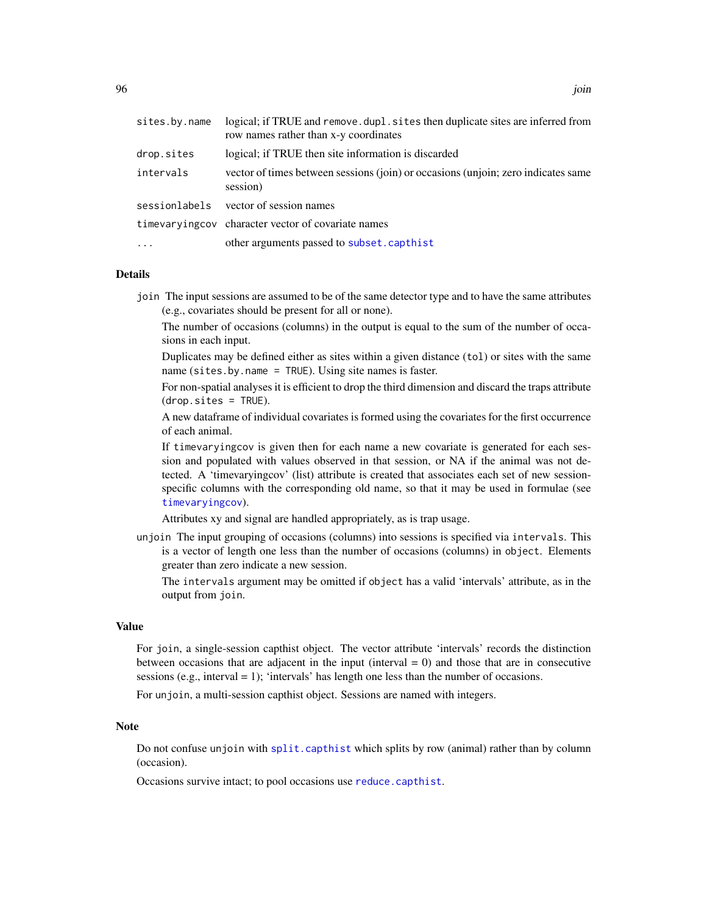| | |
|---|---|
| `sites.by.name` | logical; if TRUE and `remove.dupl.sites` then duplicate sites are inferred from row names rather than x-y coordinates |
| `drop.sites` | logical; if TRUE then site information is discarded |
| `intervals` | vector of times between sessions (join) or occasions (unjoin; zero indicates same session) |
| `sessionlabels` | vector of session names |
| `timevaryingcov` | character vector of covariate names |
| `...` | other arguments passed to `subset.capthist` |

### Details

`join` The input sessions are assumed to be of the same detector type and to have the same attributes (e.g., covariates should be present for all or none).

The number of occasions (columns) in the output is equal to the sum of the number of occasions in each input.

Duplicates may be defined either as sites within a given distance (`tol`) or sites with the same name (`sites.by.name = TRUE`). Using site names is faster.

For non-spatial analyses it is efficient to drop the third dimension and discard the traps attribute (`drop.sites = TRUE`).

A new dataframe of individual covariates is formed using the covariates for the first occurrence of each animal.

If `timevaryingcov` is given then for each name a new covariate is generated for each session and populated with values observed in that session, or NA if the animal was not detected. A 'timevaryingcov' (list) attribute is created that associates each set of new session-specific columns with the corresponding old name, so that it may be used in formulae (see `timevaryingcov`).

Attributes xy and signal are handled appropriately, as is trap usage.

`unjoin` The input grouping of occasions (columns) into sessions is specified via `intervals`. This is a vector of length one less than the number of occasions (columns) in `object`. Elements greater than zero indicate a new session.

The `intervals` argument may be omitted if `object` has a valid 'intervals' attribute, as in the output from `join`.

### Value

For `join`, a single-session capthist object. The vector attribute 'intervals' records the distinction between occasions that are adjacent in the input (interval = 0) and those that are in consecutive sessions (e.g., interval = 1); 'intervals' has length one less than the number of occasions.

For `unjoin`, a multi-session capthist object. Sessions are named with integers.

### Note

Do not confuse `unjoin` with `split.capthist` which splits by row (animal) rather than by column (occasion).

Occasions survive intact; to pool occasions use `reduce.capthist`.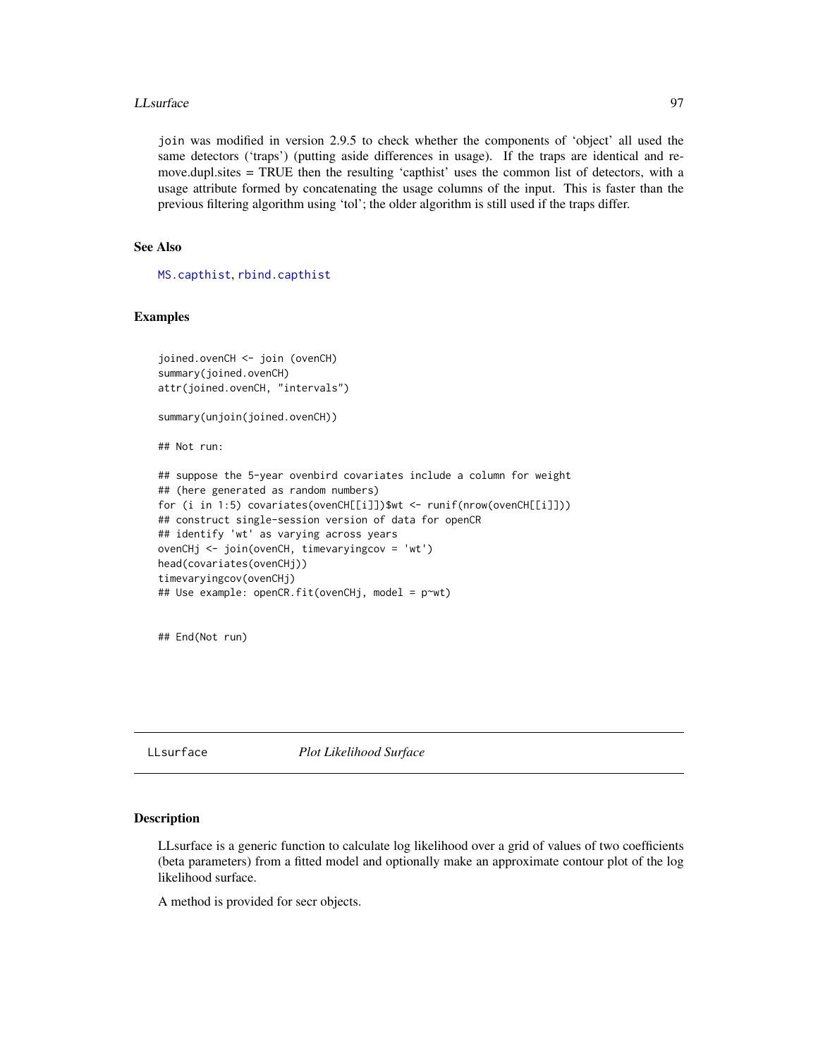join was modified in version 2.9.5 to check whether the components of 'object' all used the same detectors ('traps') (putting aside differences in usage). If the traps are identical and remove.dupl.sites = TRUE then the resulting 'capthist' uses the common list of detectors, with a usage attribute formed by concatenating the usage columns of the input. This is faster than the previous filtering algorithm using 'tol'; the older algorithm is still used if the traps differ.

### See Also

MS.capthist, rbind.capthist

### Examples

```
joined.ovenCH <- join (ovenCH)
summary(joined.ovenCH)
attr(joined.ovenCH, "intervals")

summary(unjoin(joined.ovenCH))

## Not run:

## suppose the 5-year ovenbird covariates include a column for weight
## (here generated as random numbers)
for (i in 1:5) covariates(ovenCH[[i]])$wt <- runif(nrow(ovenCH[[i]]))
## construct single-session version of data for openCR
## identify 'wt' as varying across years
ovenCHj <- join(ovenCH, timevaryingcov = 'wt')
head(covariates(ovenCHj))
timevaryingcov(ovenCHj)
## Use example: openCR.fit(ovenCHj, model = p~wt)


## End(Not run)
```

---

## LLsurface *Plot Likelihood Surface*

### Description

LLsurface is a generic function to calculate log likelihood over a grid of values of two coefficients (beta parameters) from a fitted model and optionally make an approximate contour plot of the log likelihood surface.

A method is provided for secr objects.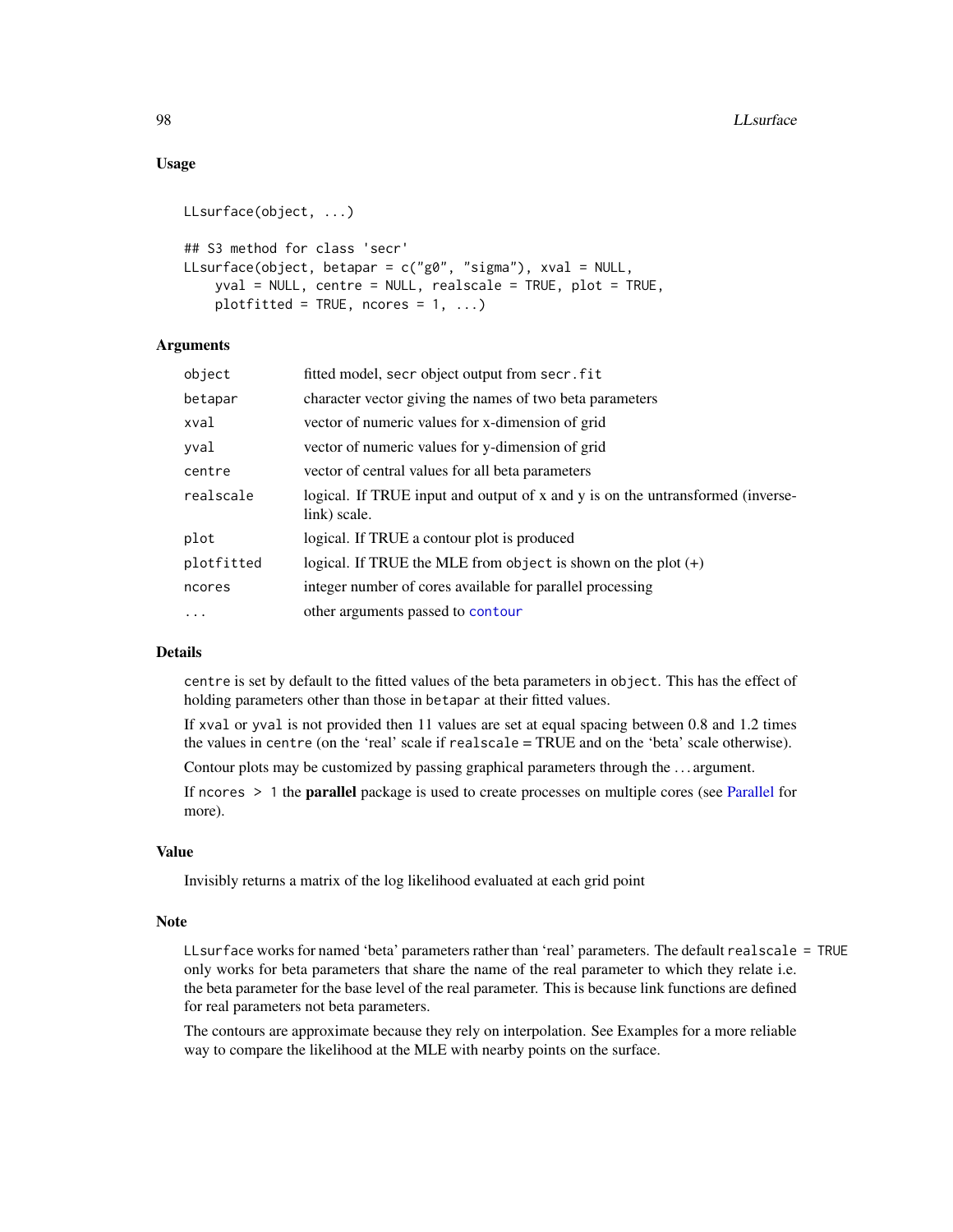## Usage

```
LLsurface(object, ...)

## S3 method for class 'secr'
LLsurface(object, betapar = c("g0", "sigma"), xval = NULL,
    yval = NULL, centre = NULL, realscale = TRUE, plot = TRUE,
    plotfitted = TRUE, ncores = 1, ...)
```

## Arguments

| | |
|---|---|
| `object` | fitted model, secr object output from `secr.fit` |
| `betapar` | character vector giving the names of two beta parameters |
| `xval` | vector of numeric values for x-dimension of grid |
| `yval` | vector of numeric values for y-dimension of grid |
| `centre` | vector of central values for all beta parameters |
| `realscale` | logical. If TRUE input and output of x and y is on the untransformed (inverse-link) scale. |
| `plot` | logical. If TRUE a contour plot is produced |
| `plotfitted` | logical. If TRUE the MLE from `object` is shown on the plot (+) |
| `ncores` | integer number of cores available for parallel processing |
| `...` | other arguments passed to `contour` |

## Details

`centre` is set by default to the fitted values of the beta parameters in `object`. This has the effect of holding parameters other than those in `betapar` at their fitted values.

If `xval` or `yval` is not provided then 11 values are set at equal spacing between 0.8 and 1.2 times the values in `centre` (on the 'real' scale if `realscale` = TRUE and on the 'beta' scale otherwise).

Contour plots may be customized by passing graphical parameters through the ... argument.

If `ncores > 1` the **parallel** package is used to create processes on multiple cores (see Parallel for more).

## Value

Invisibly returns a matrix of the log likelihood evaluated at each grid point

## Note

`LLsurface` works for named 'beta' parameters rather than 'real' parameters. The default `realscale = TRUE` only works for beta parameters that share the name of the real parameter to which they relate i.e. the beta parameter for the base level of the real parameter. This is because link functions are defined for real parameters not beta parameters.

The contours are approximate because they rely on interpolation. See Examples for a more reliable way to compare the likelihood at the MLE with nearby points on the surface.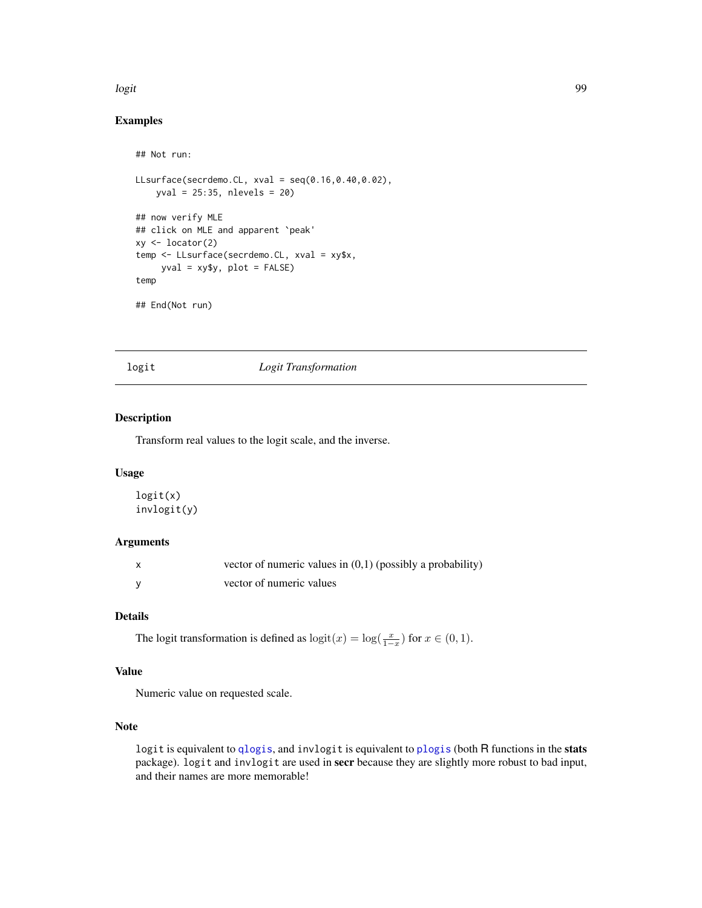### Examples

```
## Not run:

LLsurface(secrdemo.CL, xval = seq(0.16,0.40,0.02),
    yval = 25:35, nlevels = 20)

## now verify MLE
## click on MLE and apparent `peak'
xy <- locator(2)
temp <- LLsurface(secrdemo.CL, xval = xy$x,
     yval = xy$y, plot = FALSE)
temp

## End(Not run)
```

---

## logit *Logit Transformation*

### Description

Transform real values to the logit scale, and the inverse.

### Usage

```
logit(x)
invlogit(y)
```

### Arguments

| | |
|---|---|
| x | vector of numeric values in (0,1) (possibly a probability) |
| y | vector of numeric values |

### Details

The logit transformation is defined as $\mathrm{logit}(x) = \log(\frac{x}{1-x})$ for $x \in (0, 1)$.

### Value

Numeric value on requested scale.

### Note

`logit` is equivalent to `qlogis`, and `invlogit` is equivalent to `plogis` (both R functions in the **stats** package). `logit` and `invlogit` are used in **secr** because they are slightly more robust to bad input, and their names are more memorable!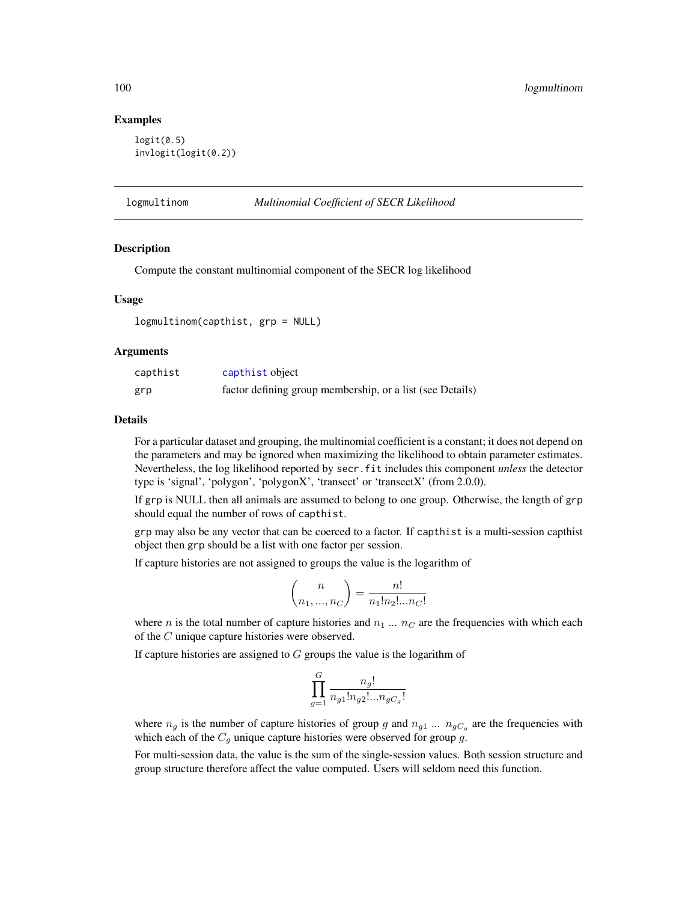### Examples

```
logit(0.5)
invlogit(logit(0.2))
```

---

## logmultinom — *Multinomial Coefficient of SECR Likelihood*

### Description

Compute the constant multinomial component of the SECR log likelihood

### Usage

```
logmultinom(capthist, grp = NULL)
```

### Arguments

| | |
|---|---|
| capthist | capthist object |
| grp | factor defining group membership, or a list (see Details) |

### Details

For a particular dataset and grouping, the multinomial coefficient is a constant; it does not depend on the parameters and may be ignored when maximizing the likelihood to obtain parameter estimates. Nevertheless, the log likelihood reported by `secr.fit` includes this component *unless* the detector type is 'signal', 'polygon', 'polygonX', 'transect' or 'transectX' (from 2.0.0).

If `grp` is NULL then all animals are assumed to belong to one group. Otherwise, the length of `grp` should equal the number of rows of `capthist`.

`grp` may also be any vector that can be coerced to a factor. If `capthist` is a multi-session capthist object then `grp` should be a list with one factor per session.

If capture histories are not assigned to groups the value is the logarithm of

$$\binom{n}{n_1, ..., n_C} = \frac{n!}{n_1!n_2!...n_C!}$$

where $n$ is the total number of capture histories and $n_1$ ... $n_C$ are the frequencies with which each of the $C$ unique capture histories were observed.

If capture histories are assigned to $G$ groups the value is the logarithm of

$$\prod_{g=1}^{G} \frac{n_g!}{n_{g1}!n_{g2}!...n_{gC_g}!}$$

where $n_g$ is the number of capture histories of group $g$ and $n_{g1}$ ... $n_{gC_g}$ are the frequencies with which each of the $C_g$ unique capture histories were observed for group $g$.

For multi-session data, the value is the sum of the single-session values. Both session structure and group structure therefore affect the value computed. Users will seldom need this function.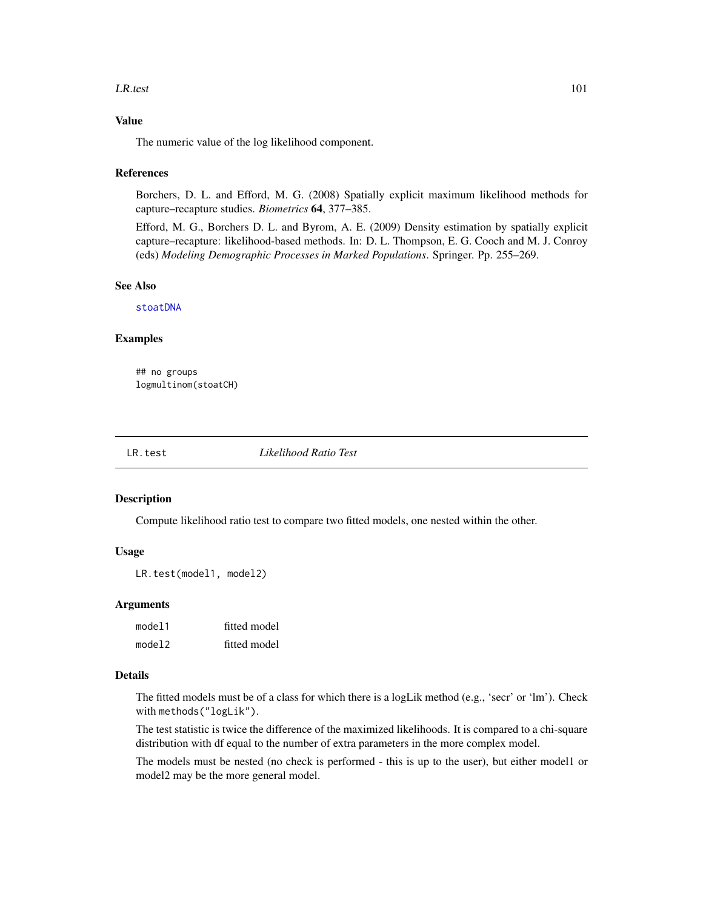### Value

The numeric value of the log likelihood component.

### References

Borchers, D. L. and Efford, M. G. (2008) Spatially explicit maximum likelihood methods for capture–recapture studies. *Biometrics* **64**, 377–385.

Efford, M. G., Borchers D. L. and Byrom, A. E. (2009) Density estimation by spatially explicit capture–recapture: likelihood-based methods. In: D. L. Thompson, E. G. Cooch and M. J. Conroy (eds) *Modeling Demographic Processes in Marked Populations*. Springer. Pp. 255–269.

### See Also

`stoatDNA`

### Examples

```
## no groups
logmultinom(stoatCH)
```

---

## LR.test — *Likelihood Ratio Test*

### Description

Compute likelihood ratio test to compare two fitted models, one nested within the other.

### Usage

```
LR.test(model1, model2)
```

### Arguments

| | |
|---|---|
| `model1` | fitted model |
| `model2` | fitted model |

### Details

The fitted models must be of a class for which there is a logLik method (e.g., 'secr' or 'lm'). Check with `methods("logLik")`.

The test statistic is twice the difference of the maximized likelihoods. It is compared to a chi-square distribution with df equal to the number of extra parameters in the more complex model.

The models must be nested (no check is performed - this is up to the user), but either model1 or model2 may be the more general model.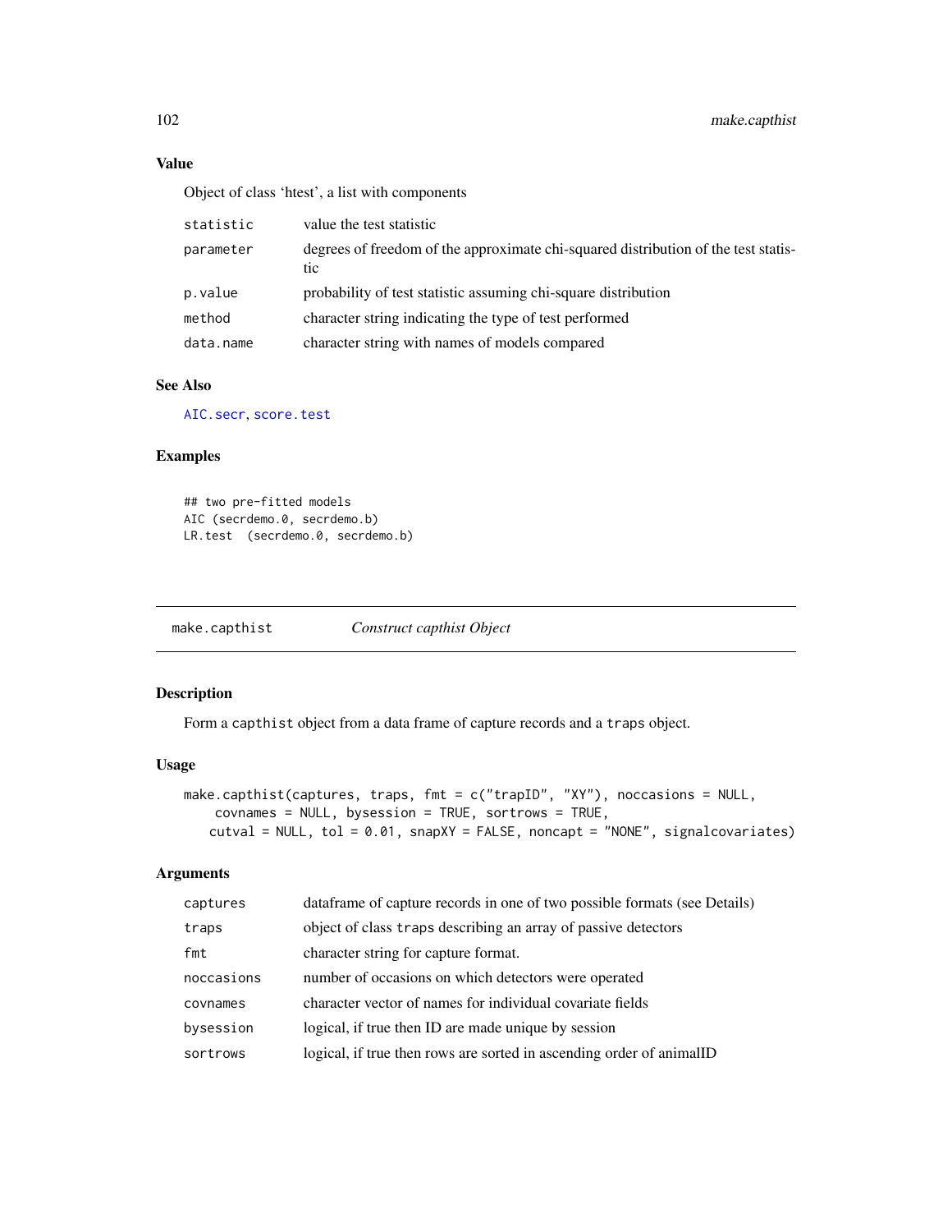## Value

Object of class 'htest', a list with components

| | |
|---|---|
| statistic | value the test statistic |
| parameter | degrees of freedom of the approximate chi-squared distribution of the test statistic |
| p.value | probability of test statistic assuming chi-square distribution |
| method | character string indicating the type of test performed |
| data.name | character string with names of models compared |

## See Also

AIC.secr, score.test

## Examples

```
## two pre-fitted models
AIC (secrdemo.0, secrdemo.b)
LR.test  (secrdemo.0, secrdemo.b)
```

---

# make.capthist — *Construct capthist Object*

## Description

Form a capthist object from a data frame of capture records and a traps object.

## Usage

```
make.capthist(captures, traps, fmt = c("trapID", "XY"), noccasions = NULL,
    covnames = NULL, bysession = TRUE, sortrows = TRUE,
   cutval = NULL, tol = 0.01, snapXY = FALSE, noncapt = "NONE", signalcovariates)
```

## Arguments

| | |
|---|---|
| captures | dataframe of capture records in one of two possible formats (see Details) |
| traps | object of class traps describing an array of passive detectors |
| fmt | character string for capture format. |
| noccasions | number of occasions on which detectors were operated |
| covnames | character vector of names for individual covariate fields |
| bysession | logical, if true then ID are made unique by session |
| sortrows | logical, if true then rows are sorted in ascending order of animalID |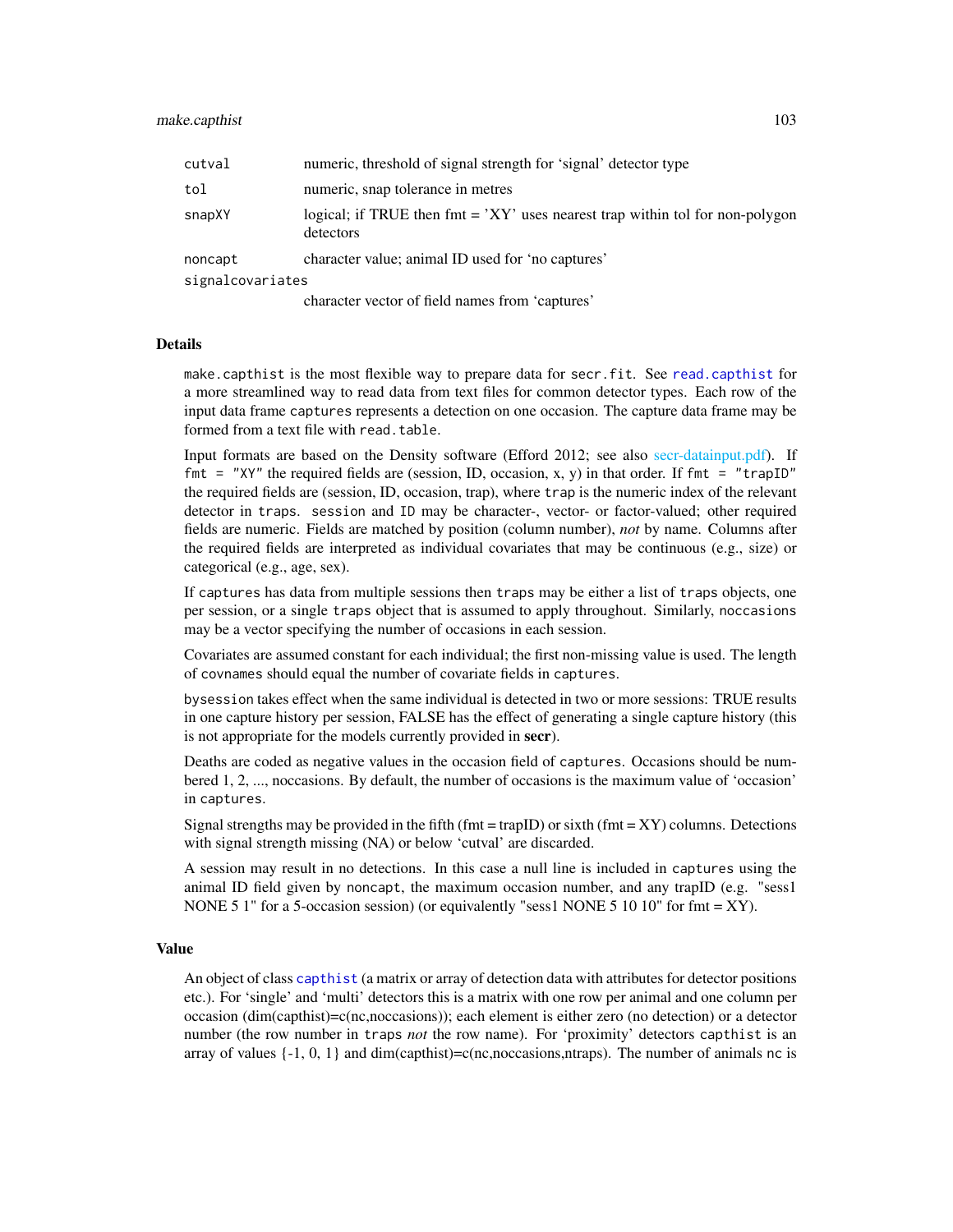| | |
|---|---|
| cutval | numeric, threshold of signal strength for 'signal' detector type |
| tol | numeric, snap tolerance in metres |
| snapXY | logical; if TRUE then fmt = 'XY' uses nearest trap within tol for non-polygon detectors |
| noncapt | character value; animal ID used for 'no captures' |
| signalcovariates | character vector of field names from 'captures' |

## Details

make.capthist is the most flexible way to prepare data for secr.fit. See read.capthist for a more streamlined way to read data from text files for common detector types. Each row of the input data frame captures represents a detection on one occasion. The capture data frame may be formed from a text file with read.table.

Input formats are based on the Density software (Efford 2012; see also secr-datainput.pdf). If fmt = "XY" the required fields are (session, ID, occasion, x, y) in that order. If fmt = "trapID" the required fields are (session, ID, occasion, trap), where trap is the numeric index of the relevant detector in traps. session and ID may be character-, vector- or factor-valued; other required fields are numeric. Fields are matched by position (column number), *not* by name. Columns after the required fields are interpreted as individual covariates that may be continuous (e.g., size) or categorical (e.g., age, sex).

If captures has data from multiple sessions then traps may be either a list of traps objects, one per session, or a single traps object that is assumed to apply throughout. Similarly, noccasions may be a vector specifying the number of occasions in each session.

Covariates are assumed constant for each individual; the first non-missing value is used. The length of covnames should equal the number of covariate fields in captures.

bysession takes effect when the same individual is detected in two or more sessions: TRUE results in one capture history per session, FALSE has the effect of generating a single capture history (this is not appropriate for the models currently provided in **secr**).

Deaths are coded as negative values in the occasion field of captures. Occasions should be numbered 1, 2, ..., noccasions. By default, the number of occasions is the maximum value of 'occasion' in captures.

Signal strengths may be provided in the fifth (fmt = trapID) or sixth (fmt = XY) columns. Detections with signal strength missing (NA) or below 'cutval' are discarded.

A session may result in no detections. In this case a null line is included in captures using the animal ID field given by noncapt, the maximum occasion number, and any trapID (e.g. "sess1 NONE 5 1" for a 5-occasion session) (or equivalently "sess1 NONE 5 10 10" for fmt = XY).

## Value

An object of class capthist (a matrix or array of detection data with attributes for detector positions etc.). For 'single' and 'multi' detectors this is a matrix with one row per animal and one column per occasion (dim(capthist)=c(nc,noccasions)); each element is either zero (no detection) or a detector number (the row number in traps *not* the row name). For 'proximity' detectors capthist is an array of values {-1, 0, 1} and dim(capthist)=c(nc,noccasions,ntraps). The number of animals nc is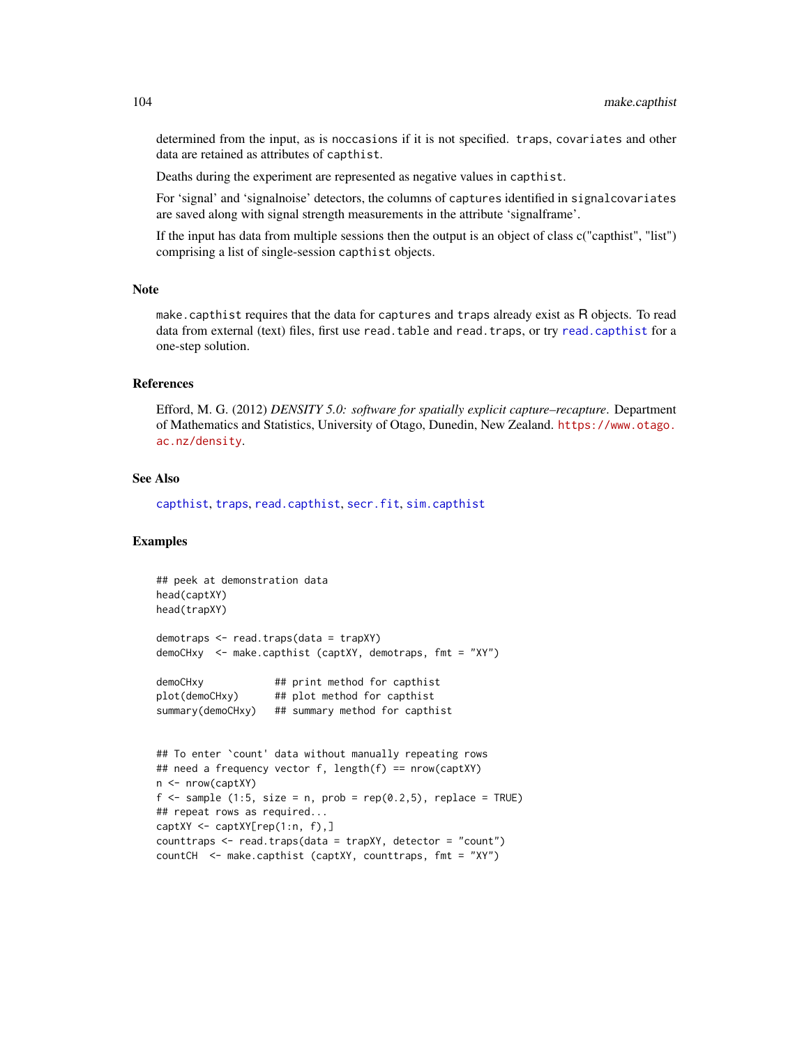determined from the input, as is noccasions if it is not specified. traps, covariates and other data are retained as attributes of capthist.

Deaths during the experiment are represented as negative values in capthist.

For 'signal' and 'signalnoise' detectors, the columns of captures identified in signalcovariates are saved along with signal strength measurements in the attribute 'signalframe'.

If the input has data from multiple sessions then the output is an object of class c("capthist", "list") comprising a list of single-session capthist objects.

## Note

make.capthist requires that the data for captures and traps already exist as R objects. To read data from external (text) files, first use read.table and read.traps, or try read.capthist for a one-step solution.

## References

Efford, M. G. (2012) *DENSITY 5.0: software for spatially explicit capture–recapture*. Department of Mathematics and Statistics, University of Otago, Dunedin, New Zealand. https://www.otago.ac.nz/density.

## See Also

capthist, traps, read.capthist, secr.fit, sim.capthist

## Examples

```
## peek at demonstration data
head(captXY)
head(trapXY)

demotraps <- read.traps(data = trapXY)
demoCHxy  <- make.capthist (captXY, demotraps, fmt = "XY")

demoCHxy            ## print method for capthist
plot(demoCHxy)      ## plot method for capthist
summary(demoCHxy)   ## summary method for capthist


## To enter `count' data without manually repeating rows
## need a frequency vector f, length(f) == nrow(captXY)
n <- nrow(captXY)
f <- sample (1:5, size = n, prob = rep(0.2,5), replace = TRUE)
## repeat rows as required...
captXY <- captXY[rep(1:n, f),]
counttraps <- read.traps(data = trapXY, detector = "count")
countCH  <- make.capthist (captXY, counttraps, fmt = "XY")
```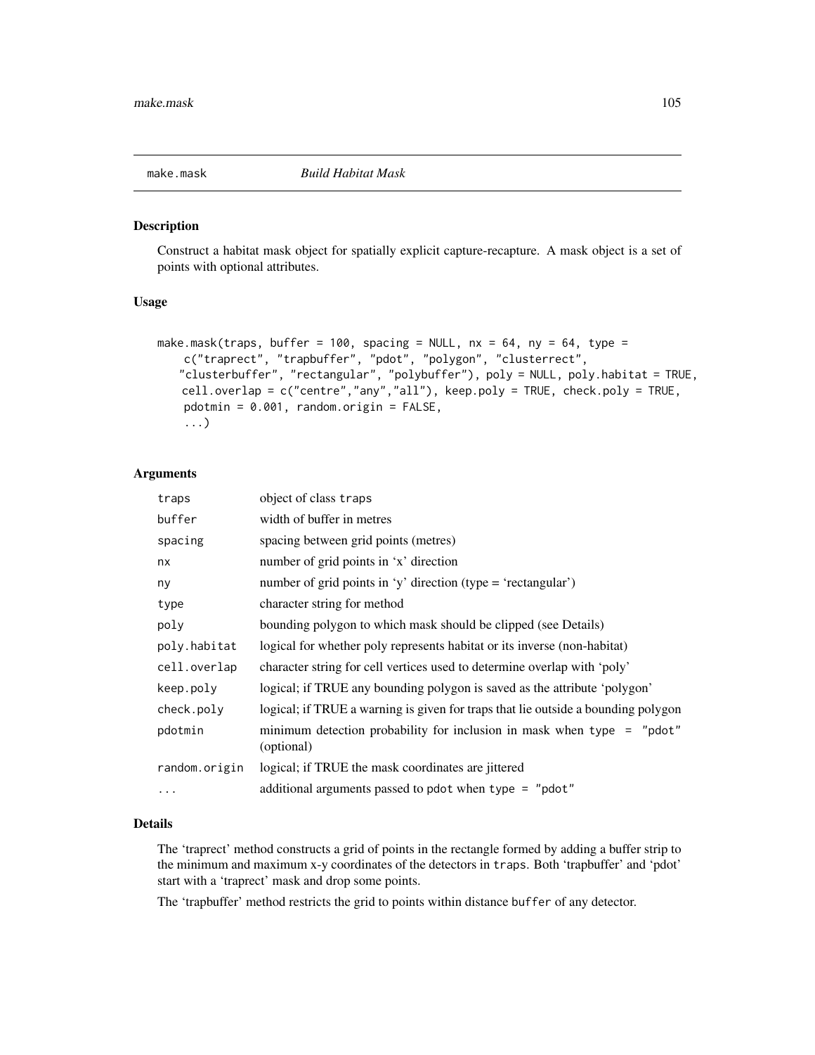## make.mask *Build Habitat Mask*

### Description

Construct a habitat mask object for spatially explicit capture-recapture. A mask object is a set of points with optional attributes.

### Usage

```
make.mask(traps, buffer = 100, spacing = NULL, nx = 64, ny = 64, type =
    c("traprect", "trapbuffer", "pdot", "polygon", "clusterrect",
   "clusterbuffer", "rectangular", "polybuffer"), poly = NULL, poly.habitat = TRUE,
    cell.overlap = c("centre","any","all"), keep.poly = TRUE, check.poly = TRUE,
    pdotmin = 0.001, random.origin = FALSE,
    ...)
```

### Arguments

| | |
|---|---|
| traps | object of class traps |
| buffer | width of buffer in metres |
| spacing | spacing between grid points (metres) |
| nx | number of grid points in 'x' direction |
| ny | number of grid points in 'y' direction (type = 'rectangular') |
| type | character string for method |
| poly | bounding polygon to which mask should be clipped (see Details) |
| poly.habitat | logical for whether poly represents habitat or its inverse (non-habitat) |
| cell.overlap | character string for cell vertices used to determine overlap with 'poly' |
| keep.poly | logical; if TRUE any bounding polygon is saved as the attribute 'polygon' |
| check.poly | logical; if TRUE a warning is given for traps that lie outside a bounding polygon |
| pdotmin | minimum detection probability for inclusion in mask when type = "pdot" (optional) |
| random.origin | logical; if TRUE the mask coordinates are jittered |
| ... | additional arguments passed to pdot when type = "pdot" |

### Details

The 'traprect' method constructs a grid of points in the rectangle formed by adding a buffer strip to the minimum and maximum x-y coordinates of the detectors in traps. Both 'trapbuffer' and 'pdot' start with a 'traprect' mask and drop some points.

The 'trapbuffer' method restricts the grid to points within distance buffer of any detector.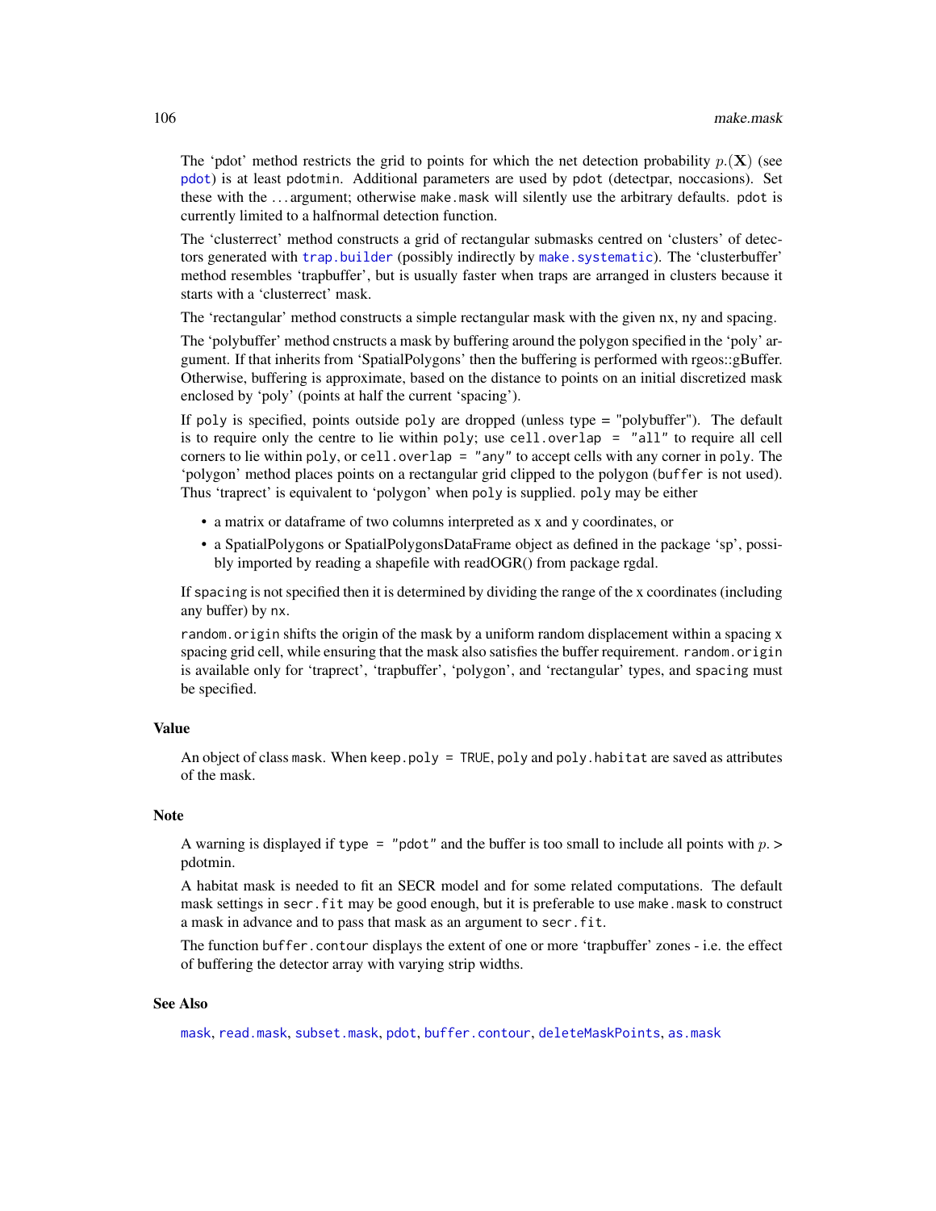The 'pdot' method restricts the grid to points for which the net detection probability $p.(\mathbf{X})$ (see `pdot`) is at least `pdotmin`. Additional parameters are used by pdot (detectpar, noccasions). Set these with the ... argument; otherwise `make.mask` will silently use the arbitrary defaults. `pdot` is currently limited to a halfnormal detection function.

The 'clusterrect' method constructs a grid of rectangular submasks centred on 'clusters' of detectors generated with `trap.builder` (possibly indirectly by `make.systematic`). The 'clusterbuffer' method resembles 'trapbuffer', but is usually faster when traps are arranged in clusters because it starts with a 'clusterrect' mask.

The 'rectangular' method constructs a simple rectangular mask with the given nx, ny and spacing.

The 'polybuffer' method cnstructs a mask by buffering around the polygon specified in the 'poly' argument. If that inherits from 'SpatialPolygons' then the buffering is performed with rgeos::gBuffer. Otherwise, buffering is approximate, based on the distance to points on an initial discretized mask enclosed by 'poly' (points at half the current 'spacing').

If `poly` is specified, points outside `poly` are dropped (unless type = "polybuffer"). The default is to require only the centre to lie within `poly`; use `cell.overlap = "all"` to require all cell corners to lie within `poly`, or `cell.overlap = "any"` to accept cells with any corner in `poly`. The 'polygon' method places points on a rectangular grid clipped to the polygon (`buffer` is not used). Thus 'traprect' is equivalent to 'polygon' when `poly` is supplied. `poly` may be either

- a matrix or dataframe of two columns interpreted as x and y coordinates, or
- a SpatialPolygons or SpatialPolygonsDataFrame object as defined in the package 'sp', possibly imported by reading a shapefile with readOGR() from package rgdal.

If `spacing` is not specified then it is determined by dividing the range of the x coordinates (including any buffer) by `nx`.

`random.origin` shifts the origin of the mask by a uniform random displacement within a spacing x spacing grid cell, while ensuring that the mask also satisfies the buffer requirement. `random.origin` is available only for 'traprect', 'trapbuffer', 'polygon', and 'rectangular' types, and `spacing` must be specified.

## Value

An object of class `mask`. When `keep.poly = TRUE`, `poly` and `poly.habitat` are saved as attributes of the mask.

## Note

A warning is displayed if `type = "pdot"` and the buffer is too small to include all points with $p. >$ pdotmin.

A habitat mask is needed to fit an SECR model and for some related computations. The default mask settings in `secr.fit` may be good enough, but it is preferable to use `make.mask` to construct a mask in advance and to pass that mask as an argument to `secr.fit`.

The function `buffer.contour` displays the extent of one or more 'trapbuffer' zones - i.e. the effect of buffering the detector array with varying strip widths.

## See Also

`mask`, `read.mask`, `subset.mask`, `pdot`, `buffer.contour`, `deleteMaskPoints`, `as.mask`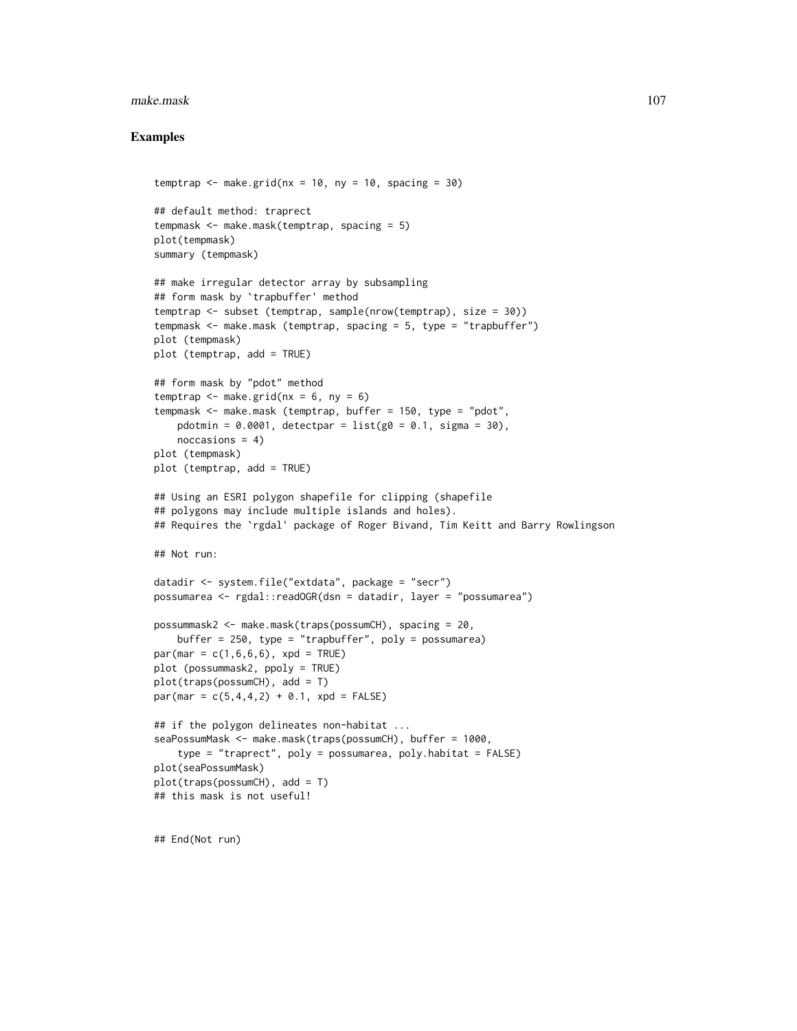## Examples

```
temptrap <- make.grid(nx = 10, ny = 10, spacing = 30)

## default method: traprect
tempmask <- make.mask(temptrap, spacing = 5)
plot(tempmask)
summary (tempmask)

## make irregular detector array by subsampling
## form mask by `trapbuffer' method
temptrap <- subset (temptrap, sample(nrow(temptrap), size = 30))
tempmask <- make.mask (temptrap, spacing = 5, type = "trapbuffer")
plot (tempmask)
plot (temptrap, add = TRUE)

## form mask by "pdot" method
temptrap <- make.grid(nx = 6, ny = 6)
tempmask <- make.mask (temptrap, buffer = 150, type = "pdot",
    pdotmin = 0.0001, detectpar = list(g0 = 0.1, sigma = 30),
    noccasions = 4)
plot (tempmask)
plot (temptrap, add = TRUE)

## Using an ESRI polygon shapefile for clipping (shapefile
## polygons may include multiple islands and holes).
## Requires the `rgdal' package of Roger Bivand, Tim Keitt and Barry Rowlingson

## Not run:

datadir <- system.file("extdata", package = "secr")
possumarea <- rgdal::readOGR(dsn = datadir, layer = "possumarea")

possummask2 <- make.mask(traps(possumCH), spacing = 20,
    buffer = 250, type = "trapbuffer", poly = possumarea)
par(mar = c(1,6,6,6), xpd = TRUE)
plot (possummask2, ppoly = TRUE)
plot(traps(possumCH), add = T)
par(mar = c(5,4,4,2) + 0.1, xpd = FALSE)

## if the polygon delineates non-habitat ...
seaPossumMask <- make.mask(traps(possumCH), buffer = 1000,
    type = "traprect", poly = possumarea, poly.habitat = FALSE)
plot(seaPossumMask)
plot(traps(possumCH), add = T)
## this mask is not useful!


## End(Not run)
```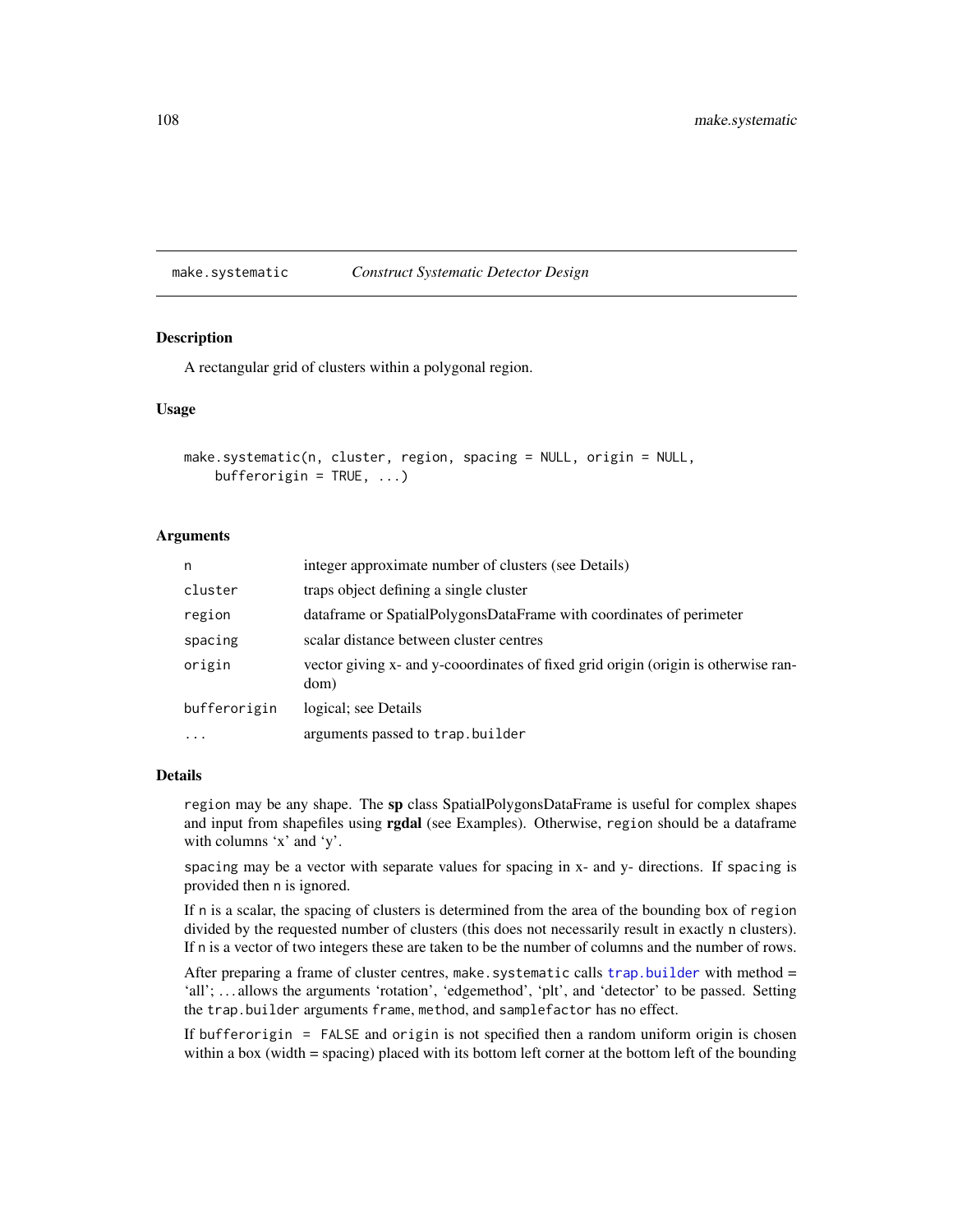## make.systematic — *Construct Systematic Detector Design*

### Description

A rectangular grid of clusters within a polygonal region.

### Usage

```
make.systematic(n, cluster, region, spacing = NULL, origin = NULL,
    bufferorigin = TRUE, ...)
```

### Arguments

| | |
|---|---|
| `n` | integer approximate number of clusters (see Details) |
| `cluster` | traps object defining a single cluster |
| `region` | dataframe or SpatialPolygonsDataFrame with coordinates of perimeter |
| `spacing` | scalar distance between cluster centres |
| `origin` | vector giving x- and y-cooordinates of fixed grid origin (origin is otherwise random) |
| `bufferorigin` | logical; see Details |
| `...` | arguments passed to `trap.builder` |

### Details

`region` may be any shape. The **sp** class SpatialPolygonsDataFrame is useful for complex shapes and input from shapefiles using **rgdal** (see Examples). Otherwise, `region` should be a dataframe with columns 'x' and 'y'.

`spacing` may be a vector with separate values for spacing in x- and y- directions. If `spacing` is provided then `n` is ignored.

If `n` is a scalar, the spacing of clusters is determined from the area of the bounding box of `region` divided by the requested number of clusters (this does not necessarily result in exactly n clusters). If `n` is a vector of two integers these are taken to be the number of columns and the number of rows.

After preparing a frame of cluster centres, `make.systematic` calls `trap.builder` with method = 'all'; ... allows the arguments 'rotation', 'edgemethod', 'plt', and 'detector' to be passed. Setting the `trap.builder` arguments `frame`, `method`, and `samplefactor` has no effect.

If `bufferorigin = FALSE` and `origin` is not specified then a random uniform origin is chosen within a box (width = spacing) placed with its bottom left corner at the bottom left of the bounding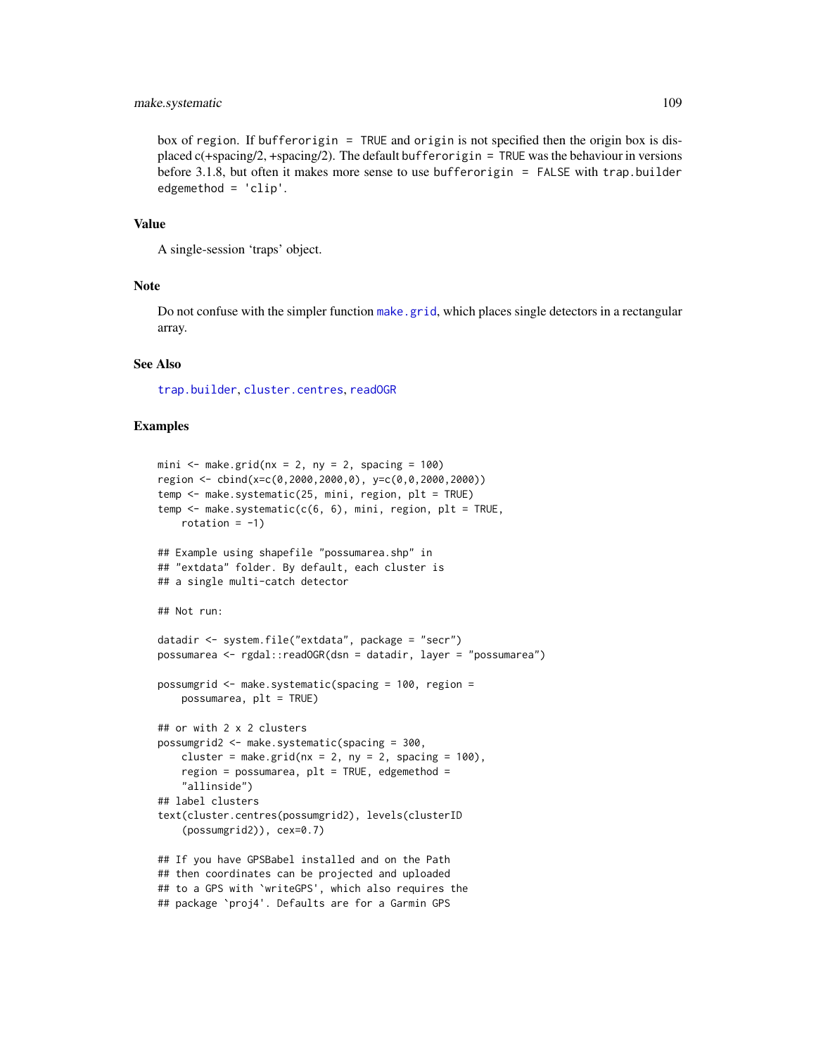box of `region`. If `bufferorigin = TRUE` and `origin` is not specified then the origin box is displaced c(+spacing/2, +spacing/2). The default `bufferorigin = TRUE` was the behaviour in versions before 3.1.8, but often it makes more sense to use `bufferorigin = FALSE` with `trap.builder edgemethod = 'clip'`.

## Value

A single-session 'traps' object.

## Note

Do not confuse with the simpler function `make.grid`, which places single detectors in a rectangular array.

## See Also

`trap.builder`, `cluster.centres`, `readOGR`

## Examples

```
mini <- make.grid(nx = 2, ny = 2, spacing = 100)
region <- cbind(x=c(0,2000,2000,0), y=c(0,0,2000,2000))
temp <- make.systematic(25, mini, region, plt = TRUE)
temp <- make.systematic(c(6, 6), mini, region, plt = TRUE,
    rotation = -1)

## Example using shapefile "possumarea.shp" in
## "extdata" folder. By default, each cluster is
## a single multi-catch detector

## Not run:

datadir <- system.file("extdata", package = "secr")
possumarea <- rgdal::readOGR(dsn = datadir, layer = "possumarea")

possumgrid <- make.systematic(spacing = 100, region =
    possumarea, plt = TRUE)

## or with 2 x 2 clusters
possumgrid2 <- make.systematic(spacing = 300,
    cluster = make.grid(nx = 2, ny = 2, spacing = 100),
    region = possumarea, plt = TRUE, edgemethod =
    "allinside")
## label clusters
text(cluster.centres(possumgrid2), levels(clusterID
    (possumgrid2)), cex=0.7)

## If you have GPSBabel installed and on the Path
## then coordinates can be projected and uploaded
## to a GPS with `writeGPS', which also requires the
## package `proj4'. Defaults are for a Garmin GPS
```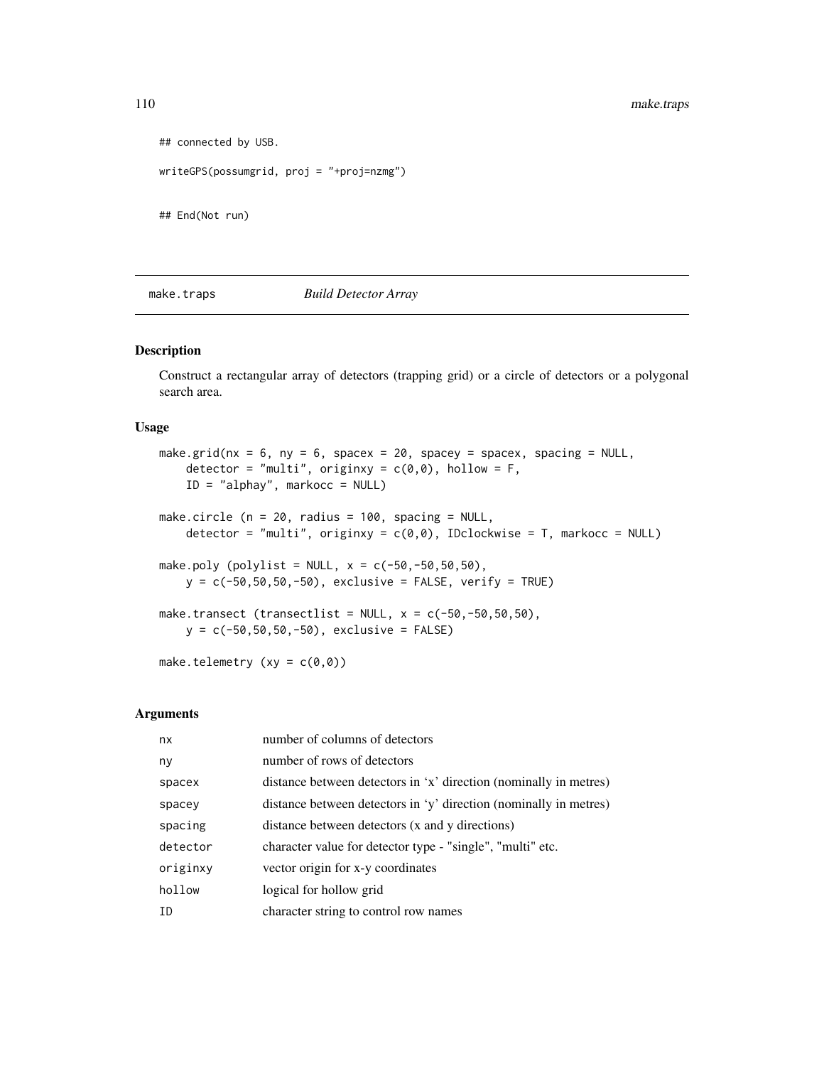```
## connected by USB.

writeGPS(possumgrid, proj = "+proj=nzmg")

## End(Not run)
```

---

## make.traps — *Build Detector Array*

### Description

Construct a rectangular array of detectors (trapping grid) or a circle of detectors or a polygonal search area.

### Usage

```
make.grid(nx = 6, ny = 6, spacex = 20, spacey = spacex, spacing = NULL,
    detector = "multi", originxy = c(0,0), hollow = F,
    ID = "alphay", markocc = NULL)

make.circle (n = 20, radius = 100, spacing = NULL,
    detector = "multi", originxy = c(0,0), IDclockwise = T, markocc = NULL)

make.poly (polylist = NULL, x = c(-50,-50,50,50),
    y = c(-50,50,50,-50), exclusive = FALSE, verify = TRUE)

make.transect (transectlist = NULL, x = c(-50,-50,50,50),
    y = c(-50,50,50,-50), exclusive = FALSE)

make.telemetry (xy = c(0,0))
```

### Arguments

| | |
|---|---|
| nx | number of columns of detectors |
| ny | number of rows of detectors |
| spacex | distance between detectors in 'x' direction (nominally in metres) |
| spacey | distance between detectors in 'y' direction (nominally in metres) |
| spacing | distance between detectors (x and y directions) |
| detector | character value for detector type - "single", "multi" etc. |
| originxy | vector origin for x-y coordinates |
| hollow | logical for hollow grid |
| ID | character string to control row names |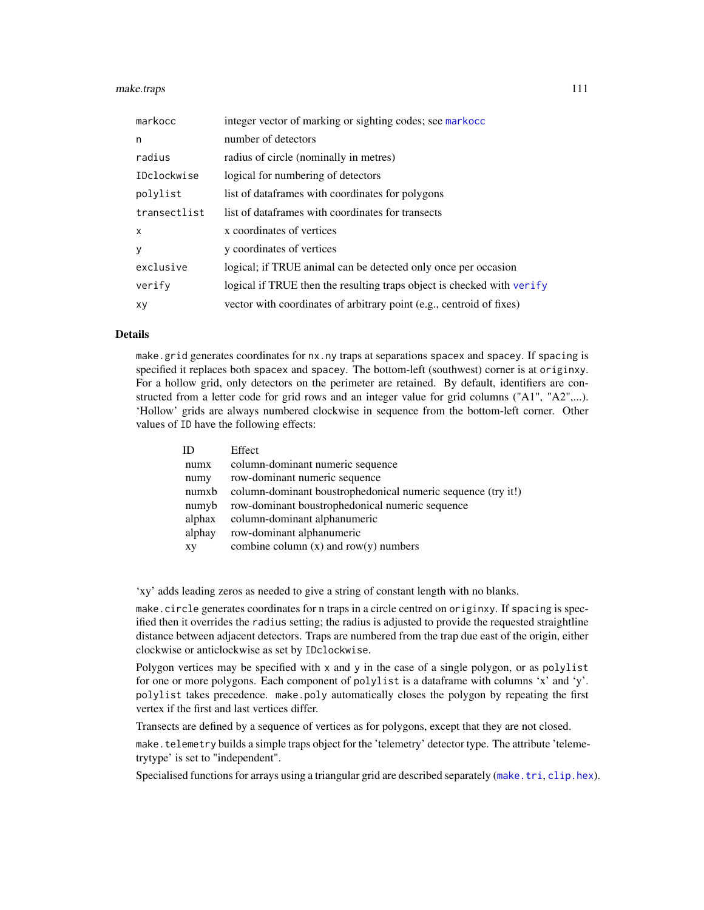| | |
|---|---|
| markocc | integer vector of marking or sighting codes; see markocc |
| n | number of detectors |
| radius | radius of circle (nominally in metres) |
| IDclockwise | logical for numbering of detectors |
| polylist | list of dataframes with coordinates for polygons |
| transectlist | list of dataframes with coordinates for transects |
| x | x coordinates of vertices |
| y | y coordinates of vertices |
| exclusive | logical; if TRUE animal can be detected only once per occasion |
| verify | logical if TRUE then the resulting traps object is checked with verify |
| xy | vector with coordinates of arbitrary point (e.g., centroid of fixes) |

### Details

make.grid generates coordinates for nx.ny traps at separations spacex and spacey. If spacing is specified it replaces both spacex and spacey. The bottom-left (southwest) corner is at originxy. For a hollow grid, only detectors on the perimeter are retained. By default, identifiers are constructed from a letter code for grid rows and an integer value for grid columns ("A1", "A2",...). 'Hollow' grids are always numbered clockwise in sequence from the bottom-left corner. Other values of ID have the following effects:

| ID | Effect |
|---|---|
| numx | column-dominant numeric sequence |
| numy | row-dominant numeric sequence |
| numxb | column-dominant boustrophedonical numeric sequence (try it!) |
| numyb | row-dominant boustrophedonical numeric sequence |
| alphax | column-dominant alphanumeric |
| alphay | row-dominant alphanumeric |
| xy | combine column (x) and row(y) numbers |

'xy' adds leading zeros as needed to give a string of constant length with no blanks.

make.circle generates coordinates for n traps in a circle centred on originxy. If spacing is specified then it overrides the radius setting; the radius is adjusted to provide the requested straightline distance between adjacent detectors. Traps are numbered from the trap due east of the origin, either clockwise or anticlockwise as set by IDclockwise.

Polygon vertices may be specified with x and y in the case of a single polygon, or as polylist for one or more polygons. Each component of polylist is a dataframe with columns 'x' and 'y'. polylist takes precedence. make.poly automatically closes the polygon by repeating the first vertex if the first and last vertices differ.

Transects are defined by a sequence of vertices as for polygons, except that they are not closed.

make.telemetry builds a simple traps object for the 'telemetry' detector type. The attribute 'telemetrytype' is set to "independent".

Specialised functions for arrays using a triangular grid are described separately (make.tri, clip.hex).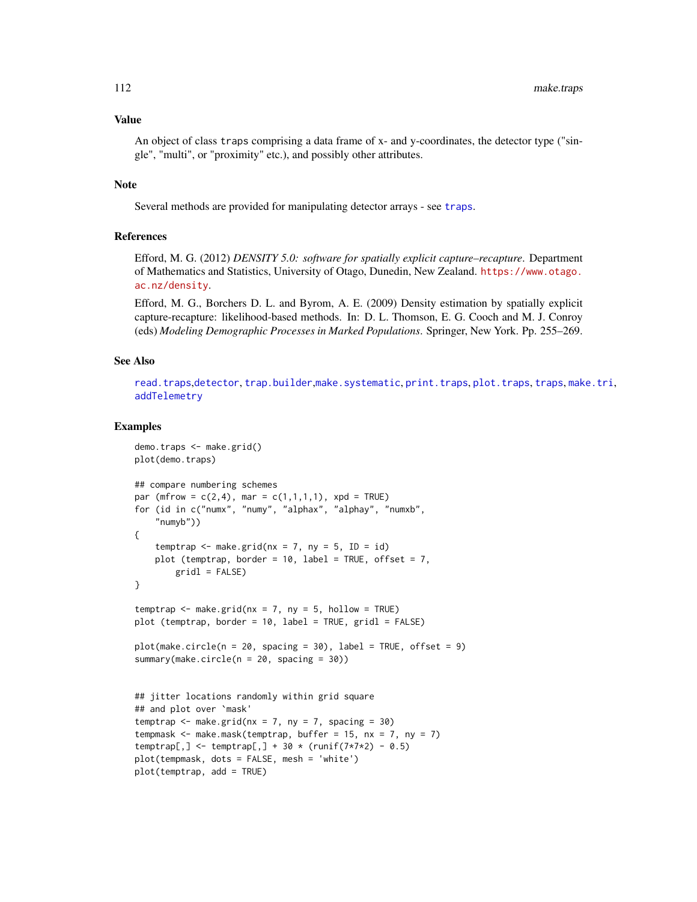## Value

An object of class traps comprising a data frame of x- and y-coordinates, the detector type ("single", "multi", or "proximity" etc.), and possibly other attributes.

## Note

Several methods are provided for manipulating detector arrays - see traps.

## References

Efford, M. G. (2012) *DENSITY 5.0: software for spatially explicit capture–recapture*. Department of Mathematics and Statistics, University of Otago, Dunedin, New Zealand. https://www.otago.ac.nz/density.

Efford, M. G., Borchers D. L. and Byrom, A. E. (2009) Density estimation by spatially explicit capture-recapture: likelihood-based methods. In: D. L. Thomson, E. G. Cooch and M. J. Conroy (eds) *Modeling Demographic Processes in Marked Populations*. Springer, New York. Pp. 255–269.

## See Also

read.traps,detector, trap.builder,make.systematic, print.traps, plot.traps, traps, make.tri, addTelemetry

## Examples

```
demo.traps <- make.grid()
plot(demo.traps)

## compare numbering schemes
par (mfrow = c(2,4), mar = c(1,1,1,1), xpd = TRUE)
for (id in c("numx", "numy", "alphax", "alphay", "numxb",
    "numyb"))
{
    temptrap <- make.grid(nx = 7, ny = 5, ID = id)
    plot (temptrap, border = 10, label = TRUE, offset = 7,
        gridl = FALSE)
}

temptrap <- make.grid(nx = 7, ny = 5, hollow = TRUE)
plot (temptrap, border = 10, label = TRUE, gridl = FALSE)

plot(make.circle(n = 20, spacing = 30), label = TRUE, offset = 9)
summary(make.circle(n = 20, spacing = 30))


## jitter locations randomly within grid square
## and plot over `mask'
temptrap <- make.grid(nx = 7, ny = 7, spacing = 30)
tempmask <- make.mask(temptrap, buffer = 15, nx = 7, ny = 7)
temptrap[,] <- temptrap[,] + 30 * (runif(7*7*2) - 0.5)
plot(tempmask, dots = FALSE, mesh = 'white')
plot(temptrap, add = TRUE)
```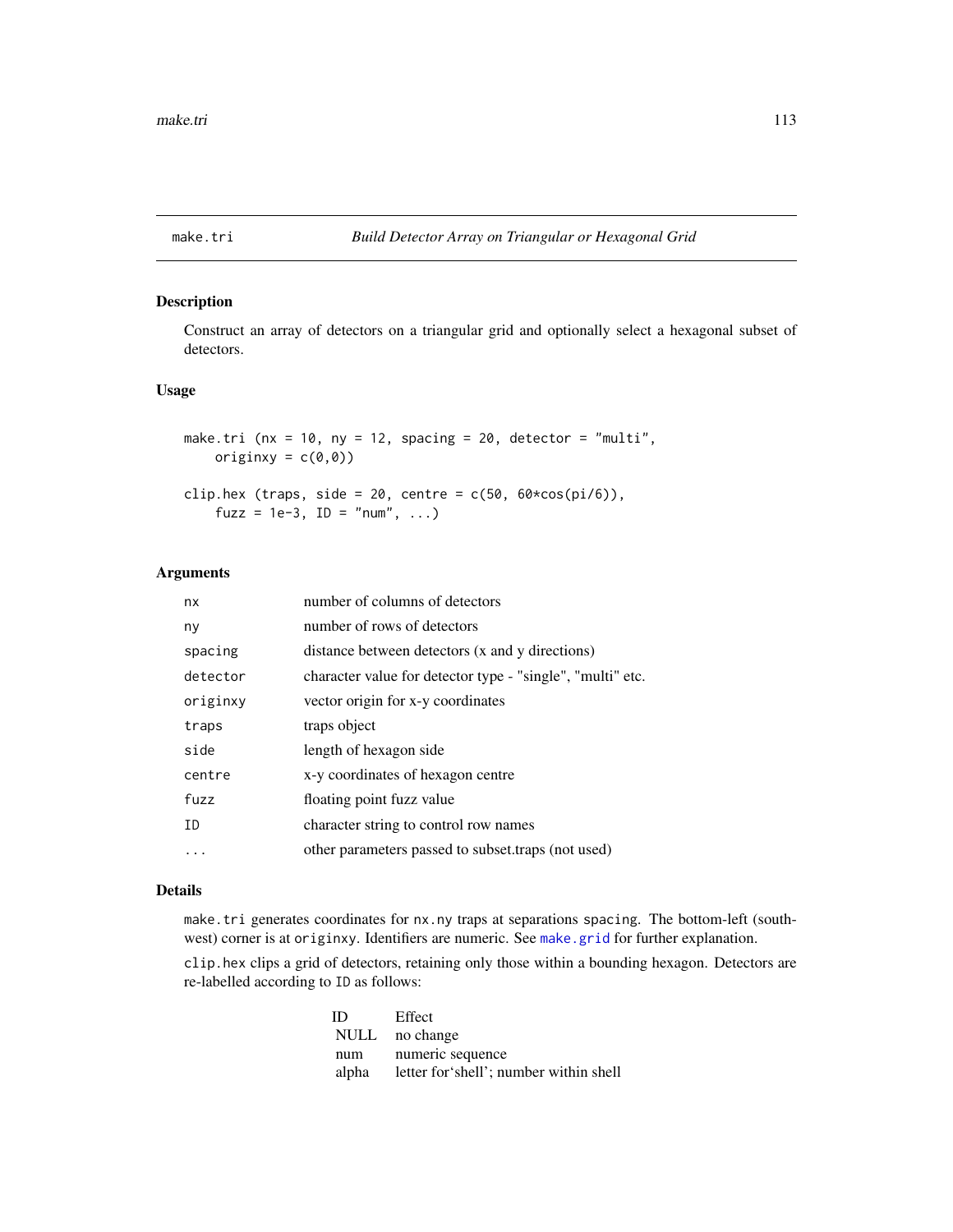make.tri *Build Detector Array on Triangular or Hexagonal Grid*

## Description

Construct an array of detectors on a triangular grid and optionally select a hexagonal subset of detectors.

## Usage

```
make.tri (nx = 10, ny = 12, spacing = 20, detector = "multi",
    originxy = c(0,0))

clip.hex (traps, side = 20, centre = c(50, 60*cos(pi/6)),
    fuzz = 1e-3, ID = "num", ...)
```

## Arguments

| | |
|---|---|
| nx | number of columns of detectors |
| ny | number of rows of detectors |
| spacing | distance between detectors (x and y directions) |
| detector | character value for detector type - "single", "multi" etc. |
| originxy | vector origin for x-y coordinates |
| traps | traps object |
| side | length of hexagon side |
| centre | x-y coordinates of hexagon centre |
| fuzz | floating point fuzz value |
| ID | character string to control row names |
| ... | other parameters passed to subset.traps (not used) |

## Details

make.tri generates coordinates for nx.ny traps at separations spacing. The bottom-left (south-west) corner is at originxy. Identifiers are numeric. See make.grid for further explanation.

clip.hex clips a grid of detectors, retaining only those within a bounding hexagon. Detectors are re-labelled according to ID as follows:

| ID | Effect |
|---|---|
| NULL | no change |
| num | numeric sequence |
| alpha | letter for'shell'; number within shell |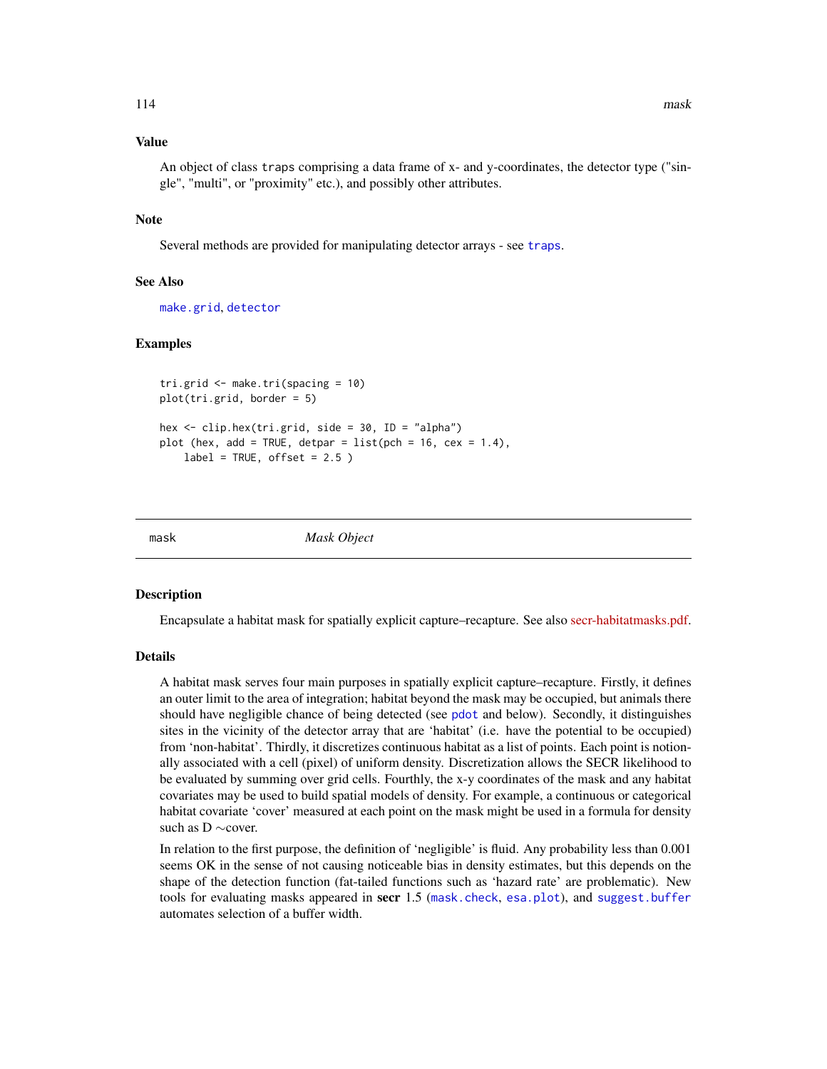### Value

An object of class `traps` comprising a data frame of x- and y-coordinates, the detector type ("single", "multi", or "proximity" etc.), and possibly other attributes.

### Note

Several methods are provided for manipulating detector arrays - see `traps`.

### See Also

`make.grid`, `detector`

### Examples

```
tri.grid <- make.tri(spacing = 10)
plot(tri.grid, border = 5)

hex <- clip.hex(tri.grid, side = 30, ID = "alpha")
plot (hex, add = TRUE, detpar = list(pch = 16, cex = 1.4),
    label = TRUE, offset = 2.5 )
```

---

## mask — *Mask Object*

### Description

Encapsulate a habitat mask for spatially explicit capture–recapture. See also secr-habitatmasks.pdf.

### Details

A habitat mask serves four main purposes in spatially explicit capture–recapture. Firstly, it defines an outer limit to the area of integration; habitat beyond the mask may be occupied, but animals there should have negligible chance of being detected (see `pdot` and below). Secondly, it distinguishes sites in the vicinity of the detector array that are 'habitat' (i.e. have the potential to be occupied) from 'non-habitat'. Thirdly, it discretizes continuous habitat as a list of points. Each point is notionally associated with a cell (pixel) of uniform density. Discretization allows the SECR likelihood to be evaluated by summing over grid cells. Fourthly, the x-y coordinates of the mask and any habitat covariates may be used to build spatial models of density. For example, a continuous or categorical habitat covariate 'cover' measured at each point on the mask might be used in a formula for density such as D ~cover.

In relation to the first purpose, the definition of 'negligible' is fluid. Any probability less than 0.001 seems OK in the sense of not causing noticeable bias in density estimates, but this depends on the shape of the detection function (fat-tailed functions such as 'hazard rate' are problematic). New tools for evaluating masks appeared in **secr** 1.5 (`mask.check`, `esa.plot`), and `suggest.buffer` automates selection of a buffer width.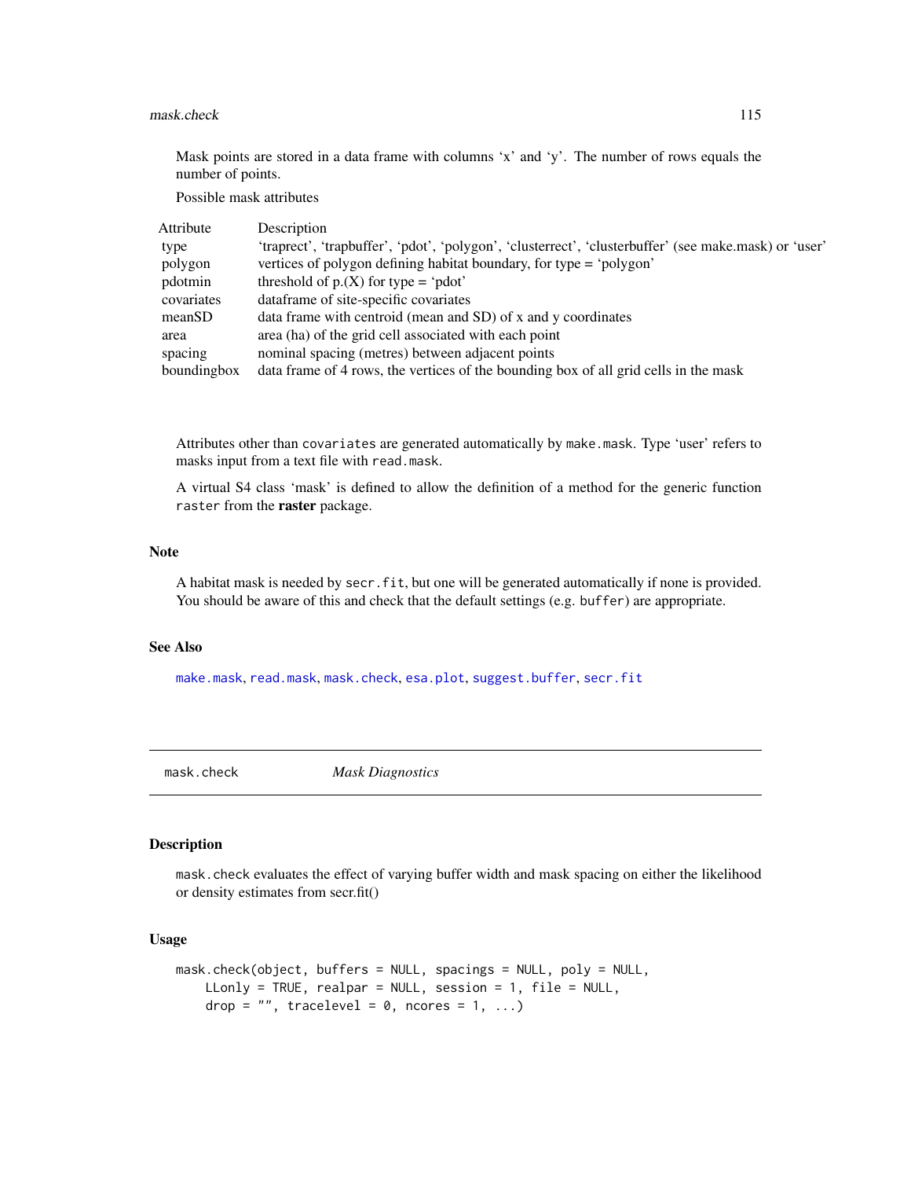Mask points are stored in a data frame with columns 'x' and 'y'. The number of rows equals the number of points.

Possible mask attributes

| Attribute | Description |
| --- | --- |
| type | 'traprect', 'trapbuffer', 'pdot', 'polygon', 'clusterrect', 'clusterbuffer' (see make.mask) or 'user' |
| polygon | vertices of polygon defining habitat boundary, for type = 'polygon' |
| pdotmin | threshold of p.(X) for type = 'pdot' |
| covariates | dataframe of site-specific covariates |
| meanSD | data frame with centroid (mean and SD) of x and y coordinates |
| area | area (ha) of the grid cell associated with each point |
| spacing | nominal spacing (metres) between adjacent points |
| boundingbox | data frame of 4 rows, the vertices of the bounding box of all grid cells in the mask |

Attributes other than `covariates` are generated automatically by `make.mask`. Type 'user' refers to masks input from a text file with `read.mask`.

A virtual S4 class 'mask' is defined to allow the definition of a method for the generic function `raster` from the **raster** package.

## Note

A habitat mask is needed by `secr.fit`, but one will be generated automatically if none is provided. You should be aware of this and check that the default settings (e.g. `buffer`) are appropriate.

## See Also

`make.mask`, `read.mask`, `mask.check`, `esa.plot`, `suggest.buffer`, `secr.fit`

---

# mask.check *Mask Diagnostics*

## Description

`mask.check` evaluates the effect of varying buffer width and mask spacing on either the likelihood or density estimates from secr.fit()

## Usage

```
mask.check(object, buffers = NULL, spacings = NULL, poly = NULL,
    LLonly = TRUE, realpar = NULL, session = 1, file = NULL,
    drop = "", tracelevel = 0, ncores = 1, ...)
```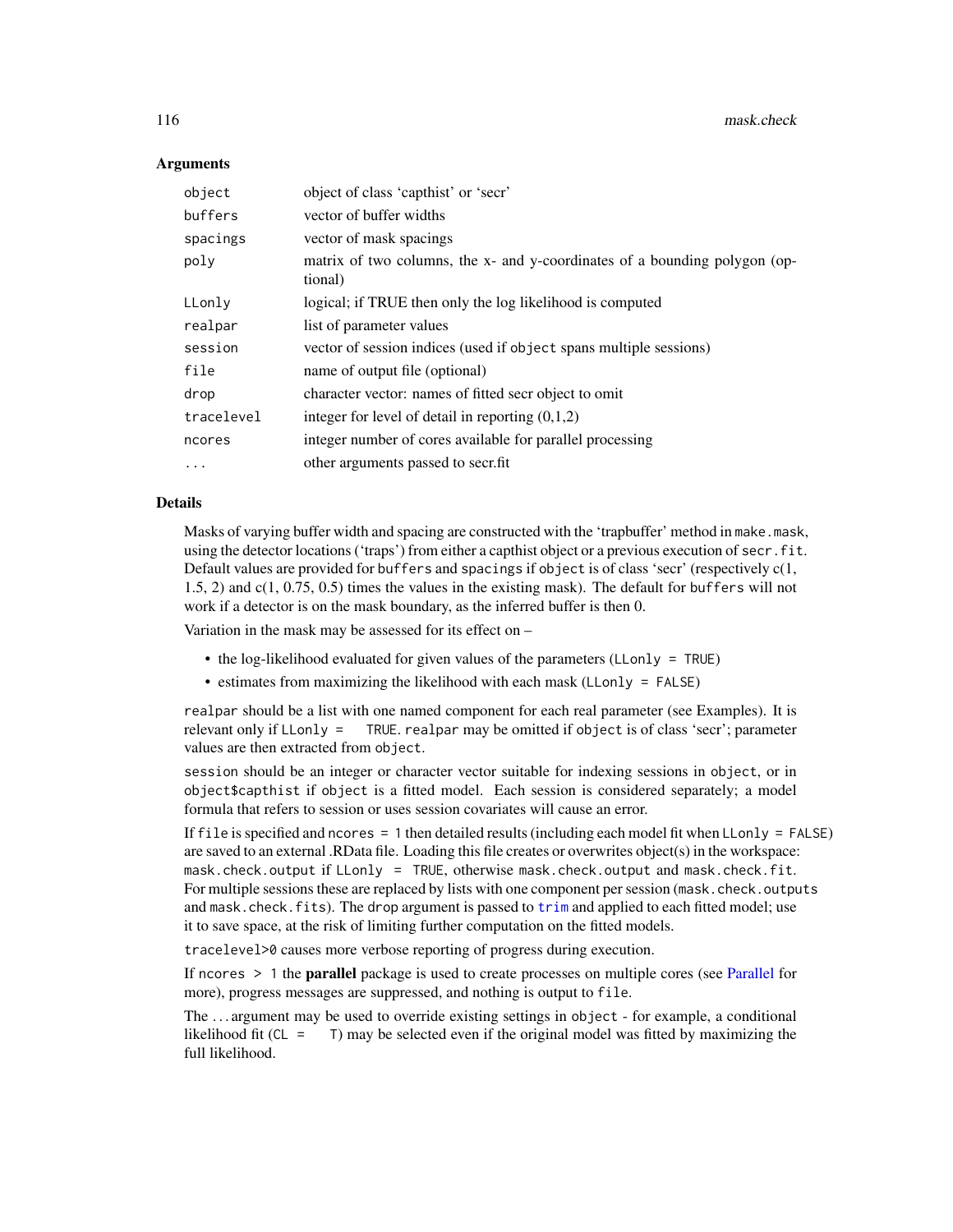## Arguments

| | |
|---|---|
| object | object of class 'capthist' or 'secr' |
| buffers | vector of buffer widths |
| spacings | vector of mask spacings |
| poly | matrix of two columns, the x- and y-coordinates of a bounding polygon (optional) |
| LLonly | logical; if TRUE then only the log likelihood is computed |
| realpar | list of parameter values |
| session | vector of session indices (used if `object` spans multiple sessions) |
| file | name of output file (optional) |
| drop | character vector: names of fitted secr object to omit |
| tracelevel | integer for level of detail in reporting (0,1,2) |
| ncores | integer number of cores available for parallel processing |
| ... | other arguments passed to secr.fit |

## Details

Masks of varying buffer width and spacing are constructed with the 'trapbuffer' method in `make.mask`, using the detector locations ('traps') from either a capthist object or a previous execution of `secr.fit`. Default values are provided for `buffers` and `spacings` if `object` is of class 'secr' (respectively c(1, 1.5, 2) and c(1, 0.75, 0.5) times the values in the existing mask). The default for `buffers` will not work if a detector is on the mask boundary, as the inferred buffer is then 0.

Variation in the mask may be assessed for its effect on –

- the log-likelihood evaluated for given values of the parameters (`LLonly = TRUE`)
- estimates from maximizing the likelihood with each mask (`LLonly = FALSE`)

`realpar` should be a list with one named component for each real parameter (see Examples). It is relevant only if `LLonly = TRUE`. `realpar` may be omitted if `object` is of class 'secr'; parameter values are then extracted from `object`.

`session` should be an integer or character vector suitable for indexing sessions in `object`, or in `object$capthist` if `object` is a fitted model. Each session is considered separately; a model formula that refers to session or uses session covariates will cause an error.

If `file` is specified and `ncores = 1` then detailed results (including each model fit when `LLonly = FALSE`) are saved to an external .RData file. Loading this file creates or overwrites object(s) in the workspace: `mask.check.output` if `LLonly = TRUE`, otherwise `mask.check.output` and `mask.check.fit`. For multiple sessions these are replaced by lists with one component per session (`mask.check.outputs` and `mask.check.fits`). The `drop` argument is passed to `trim` and applied to each fitted model; use it to save space, at the risk of limiting further computation on the fitted models.

`tracelevel>0` causes more verbose reporting of progress during execution.

If `ncores > 1` the **parallel** package is used to create processes on multiple cores (see Parallel for more), progress messages are suppressed, and nothing is output to `file`.

The ... argument may be used to override existing settings in `object` - for example, a conditional likelihood fit (`CL = T`) may be selected even if the original model was fitted by maximizing the full likelihood.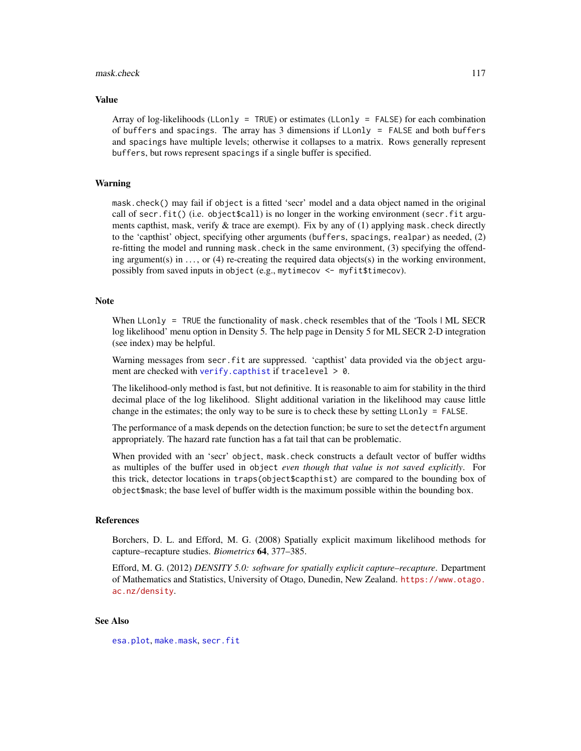### Value

Array of log-likelihoods (`LLonly = TRUE`) or estimates (`LLonly = FALSE`) for each combination of `buffers` and `spacings`. The array has 3 dimensions if `LLonly = FALSE` and both `buffers` and `spacings` have multiple levels; otherwise it collapses to a matrix. Rows generally represent `buffers`, but rows represent `spacings` if a single buffer is specified.

### Warning

`mask.check()` may fail if `object` is a fitted 'secr' model and a data object named in the original call of `secr.fit()` (i.e. `object$call`) is no longer in the working environment (`secr.fit` arguments capthist, mask, verify & trace are exempt). Fix by any of (1) applying `mask.check` directly to the 'capthist' object, specifying other arguments (`buffers`, `spacings`, `realpar`) as needed, (2) re-fitting the model and running `mask.check` in the same environment, (3) specifying the offending argument(s) in ..., or (4) re-creating the required data objects(s) in the working environment, possibly from saved inputs in `object` (e.g., `mytimecov <- myfit$timecov`).

### Note

When `LLonly = TRUE` the functionality of `mask.check` resembles that of the 'Tools | ML SECR log likelihood' menu option in Density 5. The help page in Density 5 for ML SECR 2-D integration (see index) may be helpful.

Warning messages from `secr.fit` are suppressed. 'capthist' data provided via the `object` argument are checked with `verify.capthist` if `tracelevel > 0`.

The likelihood-only method is fast, but not definitive. It is reasonable to aim for stability in the third decimal place of the log likelihood. Slight additional variation in the likelihood may cause little change in the estimates; the only way to be sure is to check these by setting `LLonly = FALSE`.

The performance of a mask depends on the detection function; be sure to set the `detectfn` argument appropriately. The hazard rate function has a fat tail that can be problematic.

When provided with an 'secr' `object`, `mask.check` constructs a default vector of buffer widths as multiples of the buffer used in `object` *even though that value is not saved explicitly*. For this trick, detector locations in `traps(object$capthist)` are compared to the bounding box of `object$mask`; the base level of buffer width is the maximum possible within the bounding box.

### References

Borchers, D. L. and Efford, M. G. (2008) Spatially explicit maximum likelihood methods for capture–recapture studies. *Biometrics* **64**, 377–385.

Efford, M. G. (2012) *DENSITY 5.0: software for spatially explicit capture–recapture*. Department of Mathematics and Statistics, University of Otago, Dunedin, New Zealand. https://www.otago.ac.nz/density.

### See Also

`esa.plot`, `make.mask`, `secr.fit`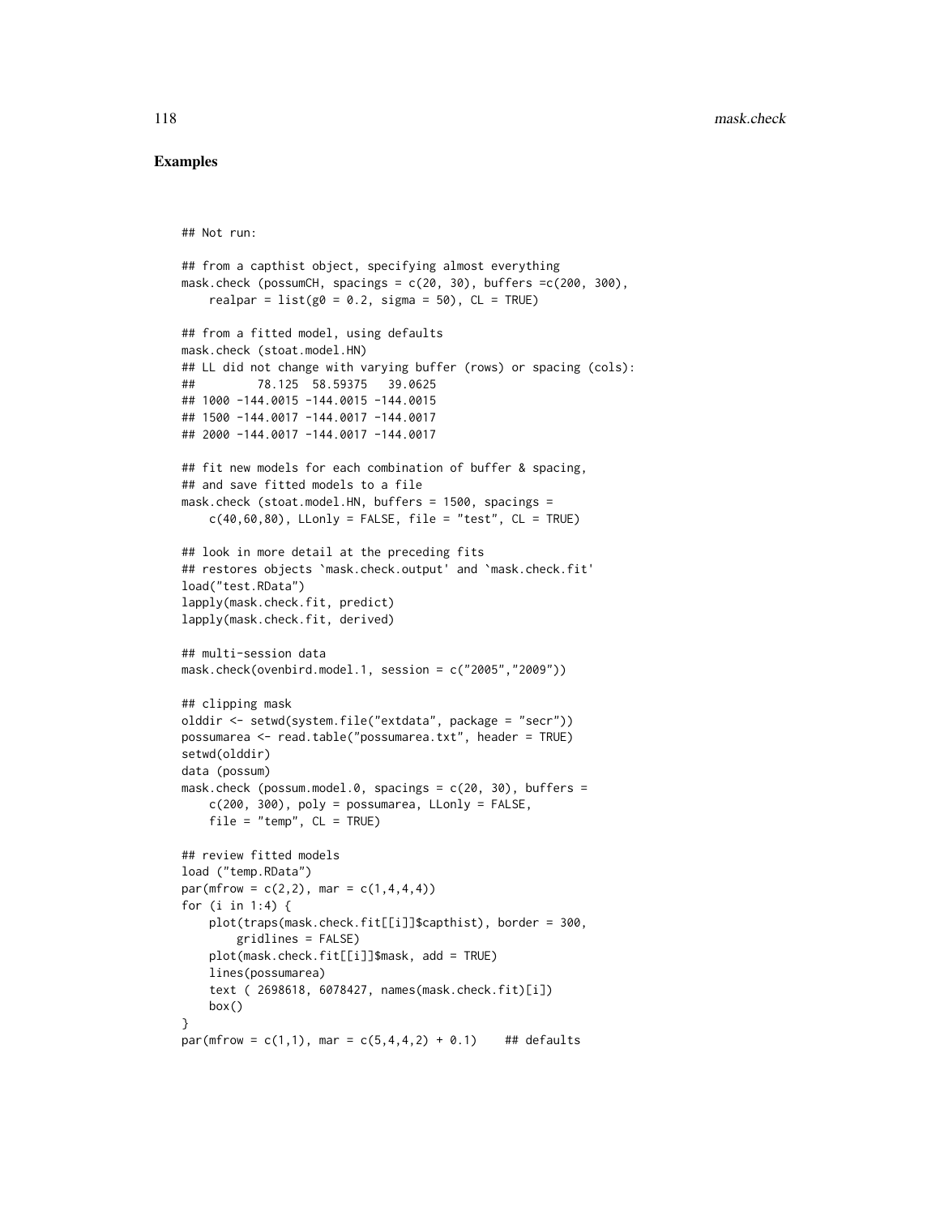## Examples

```
## Not run:

## from a capthist object, specifying almost everything
mask.check (possumCH, spacings = c(20, 30), buffers =c(200, 300),
    realpar = list(g0 = 0.2, sigma = 50), CL = TRUE)

## from a fitted model, using defaults
mask.check (stoat.model.HN)
## LL did not change with varying buffer (rows) or spacing (cols):
##         78.125  58.59375   39.0625
## 1000 -144.0015 -144.0015 -144.0015
## 1500 -144.0017 -144.0017 -144.0017
## 2000 -144.0017 -144.0017 -144.0017

## fit new models for each combination of buffer & spacing,
## and save fitted models to a file
mask.check (stoat.model.HN, buffers = 1500, spacings =
    c(40,60,80), LLonly = FALSE, file = "test", CL = TRUE)

## look in more detail at the preceding fits
## restores objects `mask.check.output' and `mask.check.fit'
load("test.RData")
lapply(mask.check.fit, predict)
lapply(mask.check.fit, derived)

## multi-session data
mask.check(ovenbird.model.1, session = c("2005","2009"))

## clipping mask
olddir <- setwd(system.file("extdata", package = "secr"))
possumarea <- read.table("possumarea.txt", header = TRUE)
setwd(olddir)
data (possum)
mask.check (possum.model.0, spacings = c(20, 30), buffers =
    c(200, 300), poly = possumarea, LLonly = FALSE,
    file = "temp", CL = TRUE)

## review fitted models
load ("temp.RData")
par(mfrow = c(2,2), mar = c(1,4,4,4))
for (i in 1:4) {
    plot(traps(mask.check.fit[[i]]$capthist), border = 300,
        gridlines = FALSE)
    plot(mask.check.fit[[i]]$mask, add = TRUE)
    lines(possumarea)
    text ( 2698618, 6078427, names(mask.check.fit)[i])
    box()
}
par(mfrow = c(1,1), mar = c(5,4,4,2) + 0.1)    ## defaults
```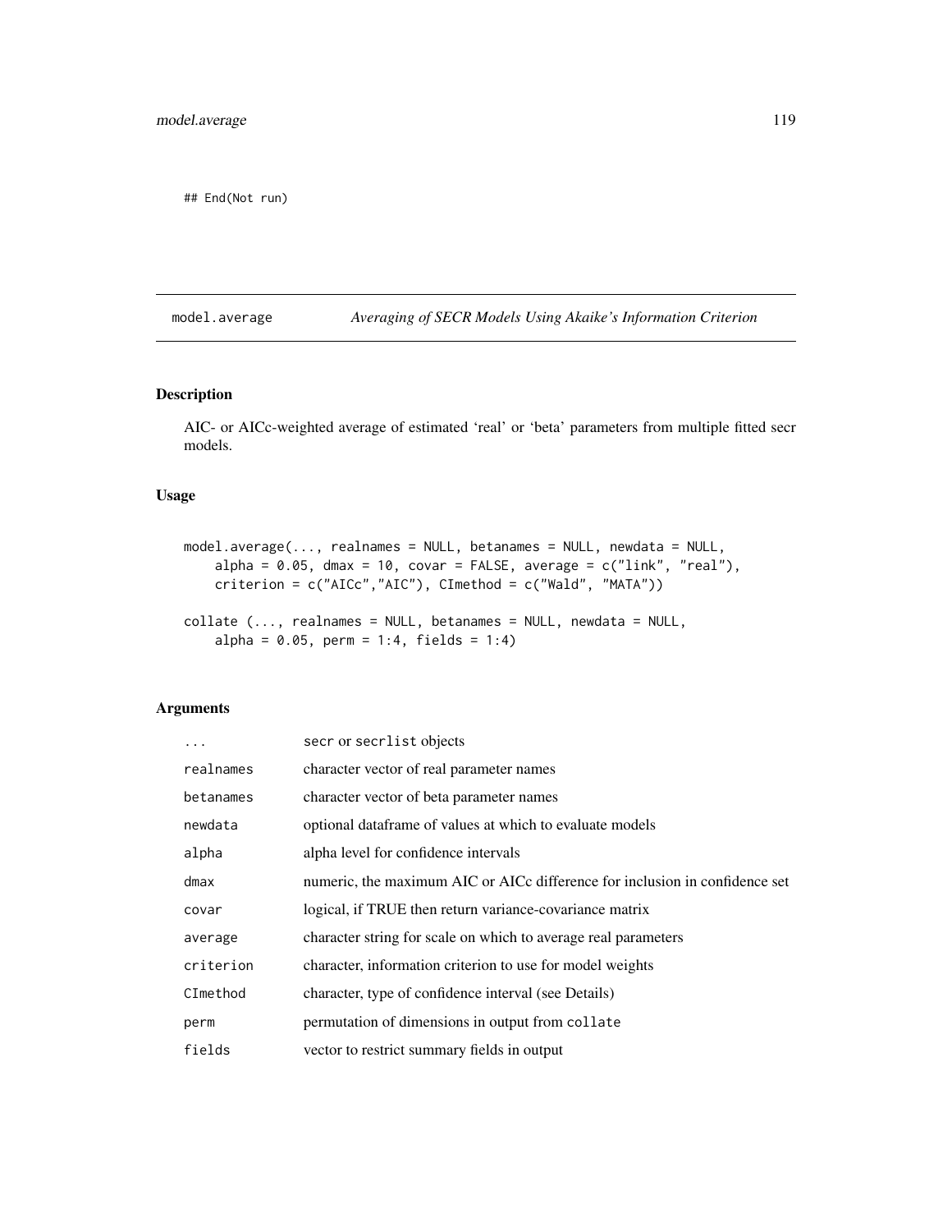```
## End(Not run)
```

## model.average — *Averaging of SECR Models Using Akaike's Information Criterion*

### Description

AIC- or AICc-weighted average of estimated 'real' or 'beta' parameters from multiple fitted secr models.

### Usage

```
model.average(..., realnames = NULL, betanames = NULL, newdata = NULL,
    alpha = 0.05, dmax = 10, covar = FALSE, average = c("link", "real"),
    criterion = c("AICc","AIC"), CImethod = c("Wald", "MATA"))

collate (..., realnames = NULL, betanames = NULL, newdata = NULL,
    alpha = 0.05, perm = 1:4, fields = 1:4)
```

### Arguments

| | |
|---|---|
| `...` | secr or secrlist objects |
| `realnames` | character vector of real parameter names |
| `betanames` | character vector of beta parameter names |
| `newdata` | optional dataframe of values at which to evaluate models |
| `alpha` | alpha level for confidence intervals |
| `dmax` | numeric, the maximum AIC or AICc difference for inclusion in confidence set |
| `covar` | logical, if TRUE then return variance-covariance matrix |
| `average` | character string for scale on which to average real parameters |
| `criterion` | character, information criterion to use for model weights |
| `CImethod` | character, type of confidence interval (see Details) |
| `perm` | permutation of dimensions in output from `collate` |
| `fields` | vector to restrict summary fields in output |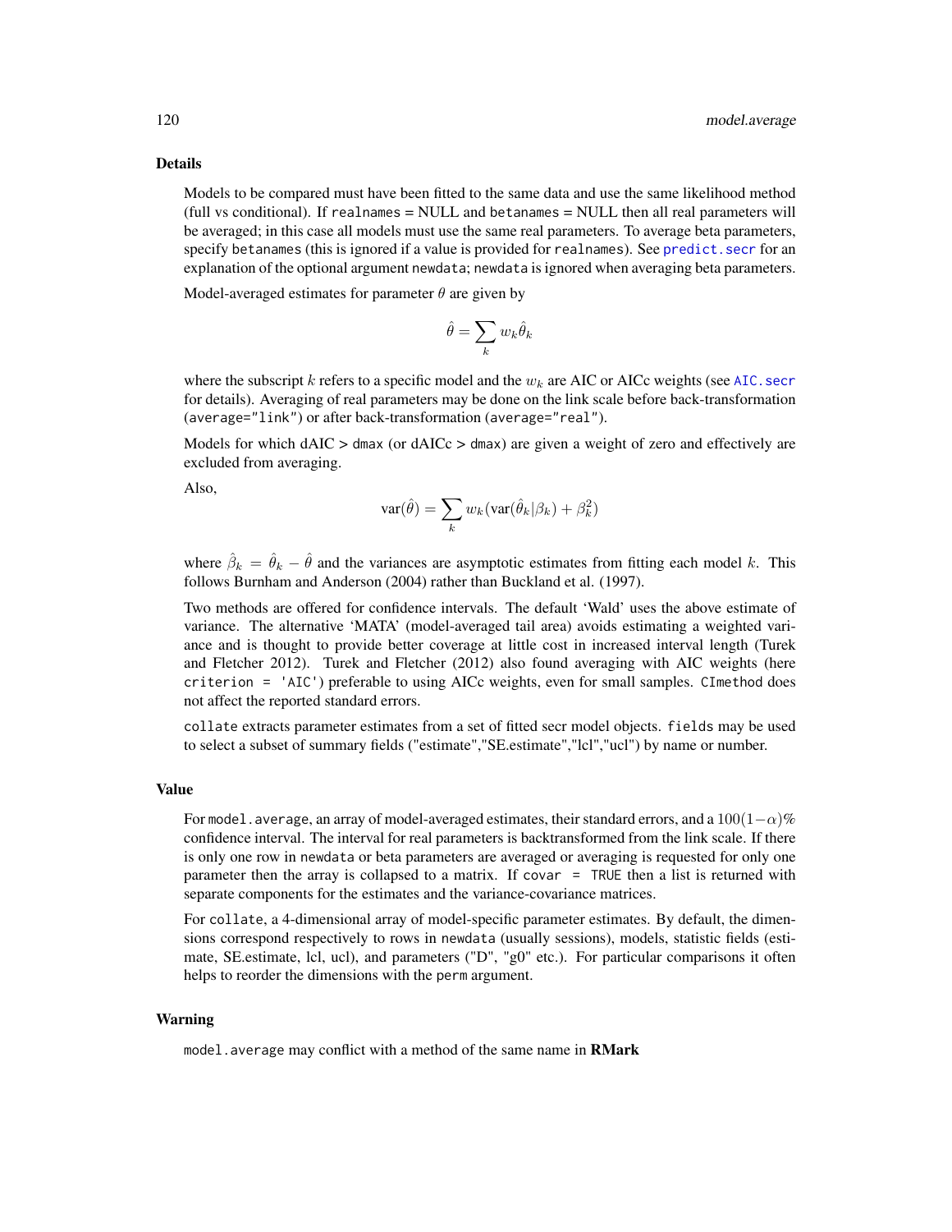## Details

Models to be compared must have been fitted to the same data and use the same likelihood method (full vs conditional). If `realnames` = NULL and `betanames` = NULL then all real parameters will be averaged; in this case all models must use the same real parameters. To average beta parameters, specify `betanames` (this is ignored if a value is provided for `realnames`). See `predict.secr` for an explanation of the optional argument `newdata`; `newdata` is ignored when averaging beta parameters.

Model-averaged estimates for parameter $\theta$ are given by

$$\hat{\theta} = \sum_k w_k \hat{\theta}_k$$

where the subscript $k$ refers to a specific model and the $w_k$ are AIC or AICc weights (see `AIC.secr` for details). Averaging of real parameters may be done on the link scale before back-transformation (`average="link"`) or after back-transformation (`average="real"`).

Models for which dAIC > `dmax` (or dAICc > `dmax`) are given a weight of zero and effectively are excluded from averaging.

Also,

$$\text{var}(\hat{\theta}) = \sum_k w_k (\text{var}(\hat{\theta}_k | \beta_k) + \beta_k^2)$$

where $\hat{\beta}_k = \hat{\theta}_k - \hat{\theta}$ and the variances are asymptotic estimates from fitting each model $k$. This follows Burnham and Anderson (2004) rather than Buckland et al. (1997).

Two methods are offered for confidence intervals. The default 'Wald' uses the above estimate of variance. The alternative 'MATA' (model-averaged tail area) avoids estimating a weighted variance and is thought to provide better coverage at little cost in increased interval length (Turek and Fletcher 2012). Turek and Fletcher (2012) also found averaging with AIC weights (here `criterion = 'AIC'`) preferable to using AICc weights, even for small samples. `CImethod` does not affect the reported standard errors.

`collate` extracts parameter estimates from a set of fitted secr model objects. `fields` may be used to select a subset of summary fields ("estimate","SE.estimate","lcl","ucl") by name or number.

## Value

For `model.average`, an array of model-averaged estimates, their standard errors, and a $100(1-\alpha)\%$ confidence interval. The interval for real parameters is backtransformed from the link scale. If there is only one row in `newdata` or beta parameters are averaged or averaging is requested for only one parameter then the array is collapsed to a matrix. If `covar = TRUE` then a list is returned with separate components for the estimates and the variance-covariance matrices.

For `collate`, a 4-dimensional array of model-specific parameter estimates. By default, the dimensions correspond respectively to rows in `newdata` (usually sessions), models, statistic fields (estimate, SE.estimate, lcl, ucl), and parameters ("D", "g0" etc.). For particular comparisons it often helps to reorder the dimensions with the `perm` argument.

## Warning

`model.average` may conflict with a method of the same name in **RMark**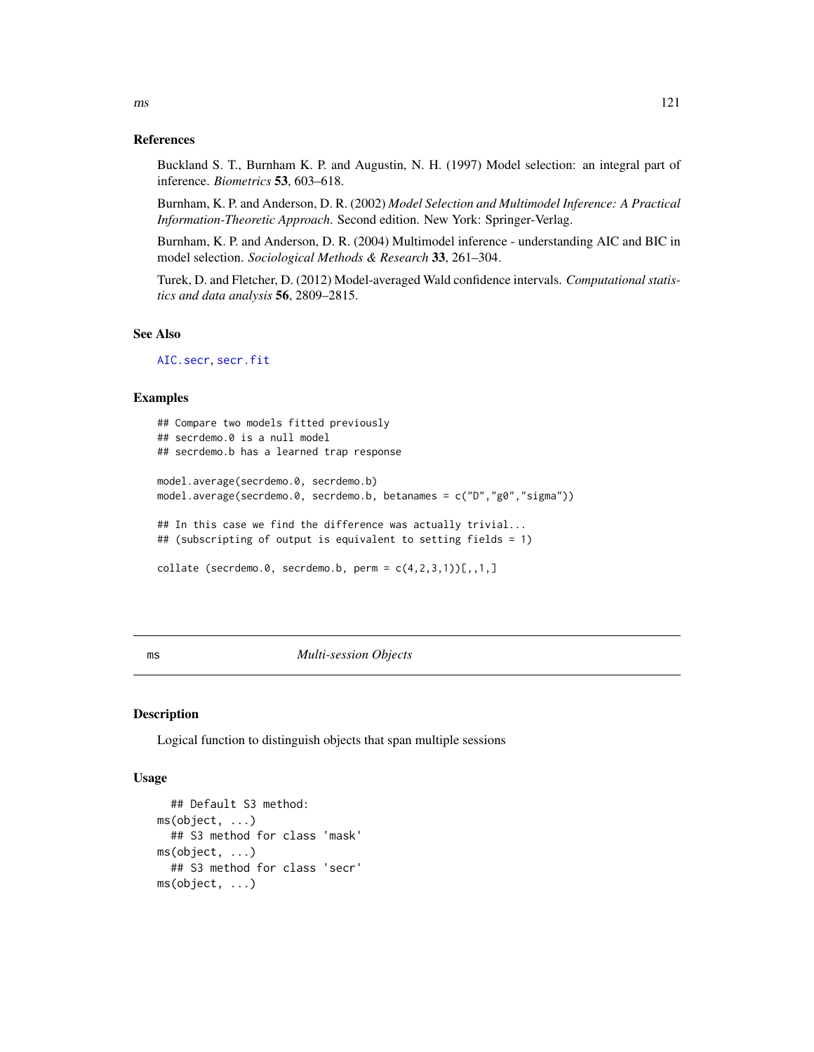### References

Buckland S. T., Burnham K. P. and Augustin, N. H. (1997) Model selection: an integral part of inference. *Biometrics* **53**, 603–618.

Burnham, K. P. and Anderson, D. R. (2002) *Model Selection and Multimodel Inference: A Practical Information-Theoretic Approach*. Second edition. New York: Springer-Verlag.

Burnham, K. P. and Anderson, D. R. (2004) Multimodel inference - understanding AIC and BIC in model selection. *Sociological Methods & Research* **33**, 261–304.

Turek, D. and Fletcher, D. (2012) Model-averaged Wald confidence intervals. *Computational statistics and data analysis* **56**, 2809–2815.

### See Also

AIC.secr, secr.fit

### Examples

```
## Compare two models fitted previously
## secrdemo.0 is a null model
## secrdemo.b has a learned trap response

model.average(secrdemo.0, secrdemo.b)
model.average(secrdemo.0, secrdemo.b, betanames = c("D","g0","sigma"))

## In this case we find the difference was actually trivial...
## (subscripting of output is equivalent to setting fields = 1)

collate (secrdemo.0, secrdemo.b, perm = c(4,2,3,1))[,,1,]
```

---

## ms *Multi-session Objects*

### Description

Logical function to distinguish objects that span multiple sessions

### Usage

```
  ## Default S3 method:
ms(object, ...)
  ## S3 method for class 'mask'
ms(object, ...)
  ## S3 method for class 'secr'
ms(object, ...)
```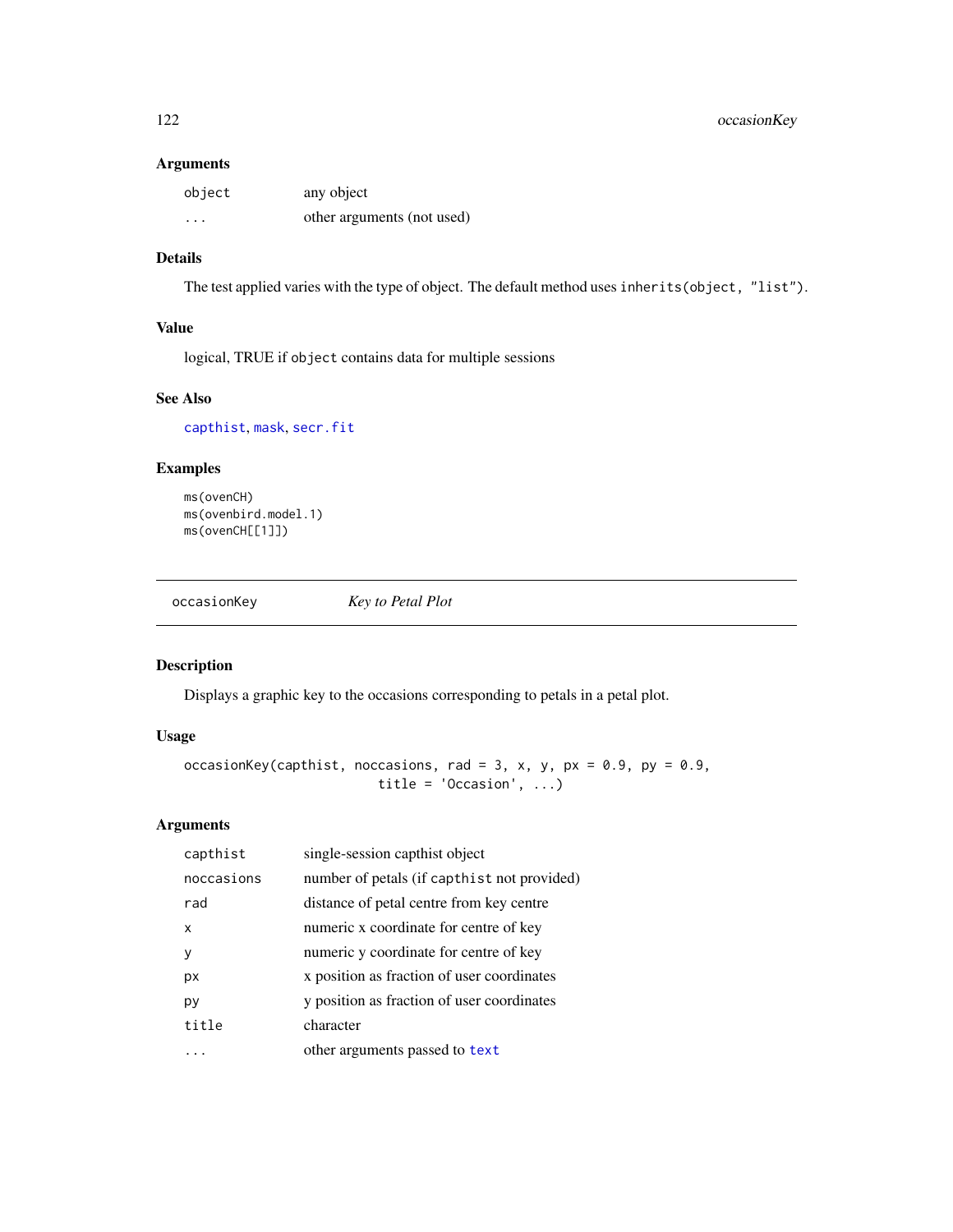### Arguments

| | |
|---|---|
| object | any object |
| ... | other arguments (not used) |

### Details

The test applied varies with the type of object. The default method uses `inherits(object, "list")`.

### Value

logical, TRUE if `object` contains data for multiple sessions

### See Also

capthist, mask, secr.fit

### Examples

```
ms(ovenCH)
ms(ovenbird.model.1)
ms(ovenCH[[1]])
```

---

## occasionKey *Key to Petal Plot*

---

### Description

Displays a graphic key to the occasions corresponding to petals in a petal plot.

### Usage

```
occasionKey(capthist, noccasions, rad = 3, x, y, px = 0.9, py = 0.9,
                          title = 'Occasion', ...)
```

### Arguments

| | |
|---|---|
| capthist | single-session capthist object |
| noccasions | number of petals (if `capthist` not provided) |
| rad | distance of petal centre from key centre |
| x | numeric x coordinate for centre of key |
| y | numeric y coordinate for centre of key |
| px | x position as fraction of user coordinates |
| py | y position as fraction of user coordinates |
| title | character |
| ... | other arguments passed to text |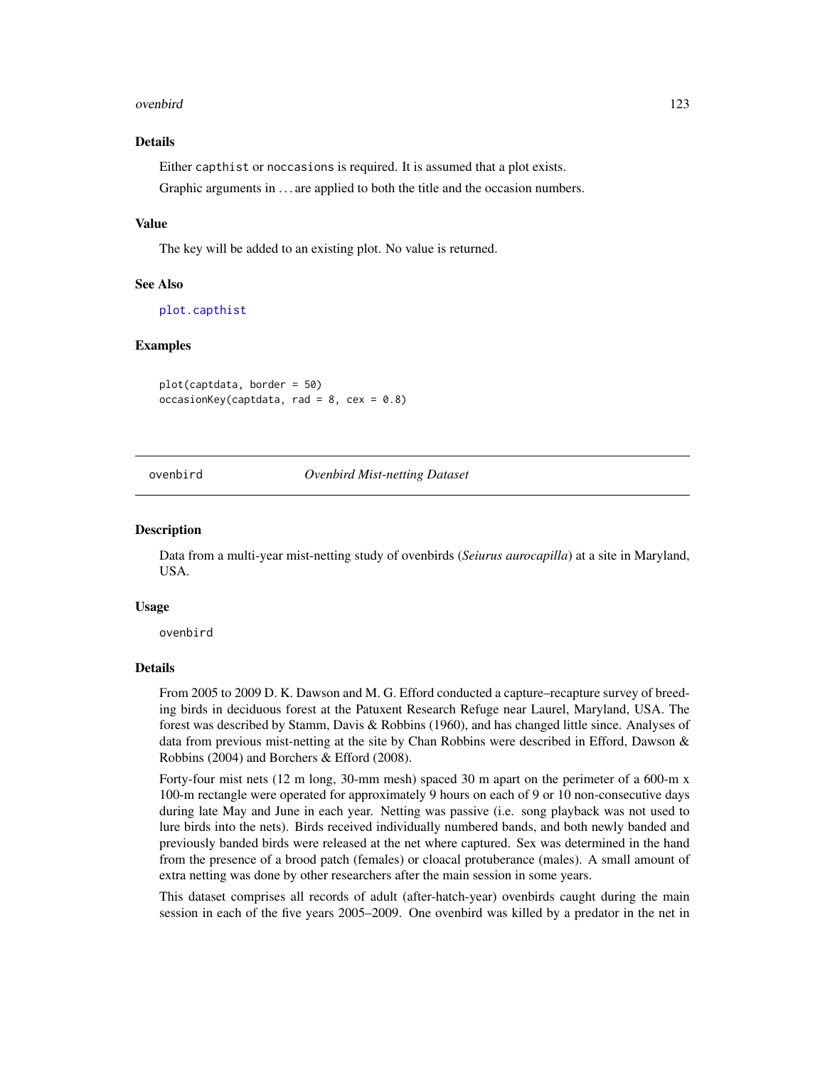### Details

Either `capthist` or `noccasions` is required. It is assumed that a plot exists.

Graphic arguments in ... are applied to both the title and the occasion numbers.

### Value

The key will be added to an existing plot. No value is returned.

### See Also

plot.capthist

### Examples

```
plot(captdata, border = 50)
occasionKey(captdata, rad = 8, cex = 0.8)
```

---

## ovenbird — *Ovenbird Mist-netting Dataset*

### Description

Data from a multi-year mist-netting study of ovenbirds (*Seiurus aurocapilla*) at a site in Maryland, USA.

### Usage

```
ovenbird
```

### Details

From 2005 to 2009 D. K. Dawson and M. G. Efford conducted a capture–recapture survey of breeding birds in deciduous forest at the Patuxent Research Refuge near Laurel, Maryland, USA. The forest was described by Stamm, Davis & Robbins (1960), and has changed little since. Analyses of data from previous mist-netting at the site by Chan Robbins were described in Efford, Dawson & Robbins (2004) and Borchers & Efford (2008).

Forty-four mist nets (12 m long, 30-mm mesh) spaced 30 m apart on the perimeter of a 600-m x 100-m rectangle were operated for approximately 9 hours on each of 9 or 10 non-consecutive days during late May and June in each year. Netting was passive (i.e. song playback was not used to lure birds into the nets). Birds received individually numbered bands, and both newly banded and previously banded birds were released at the net where captured. Sex was determined in the hand from the presence of a brood patch (females) or cloacal protuberance (males). A small amount of extra netting was done by other researchers after the main session in some years.

This dataset comprises all records of adult (after-hatch-year) ovenbirds caught during the main session in each of the five years 2005–2009. One ovenbird was killed by a predator in the net in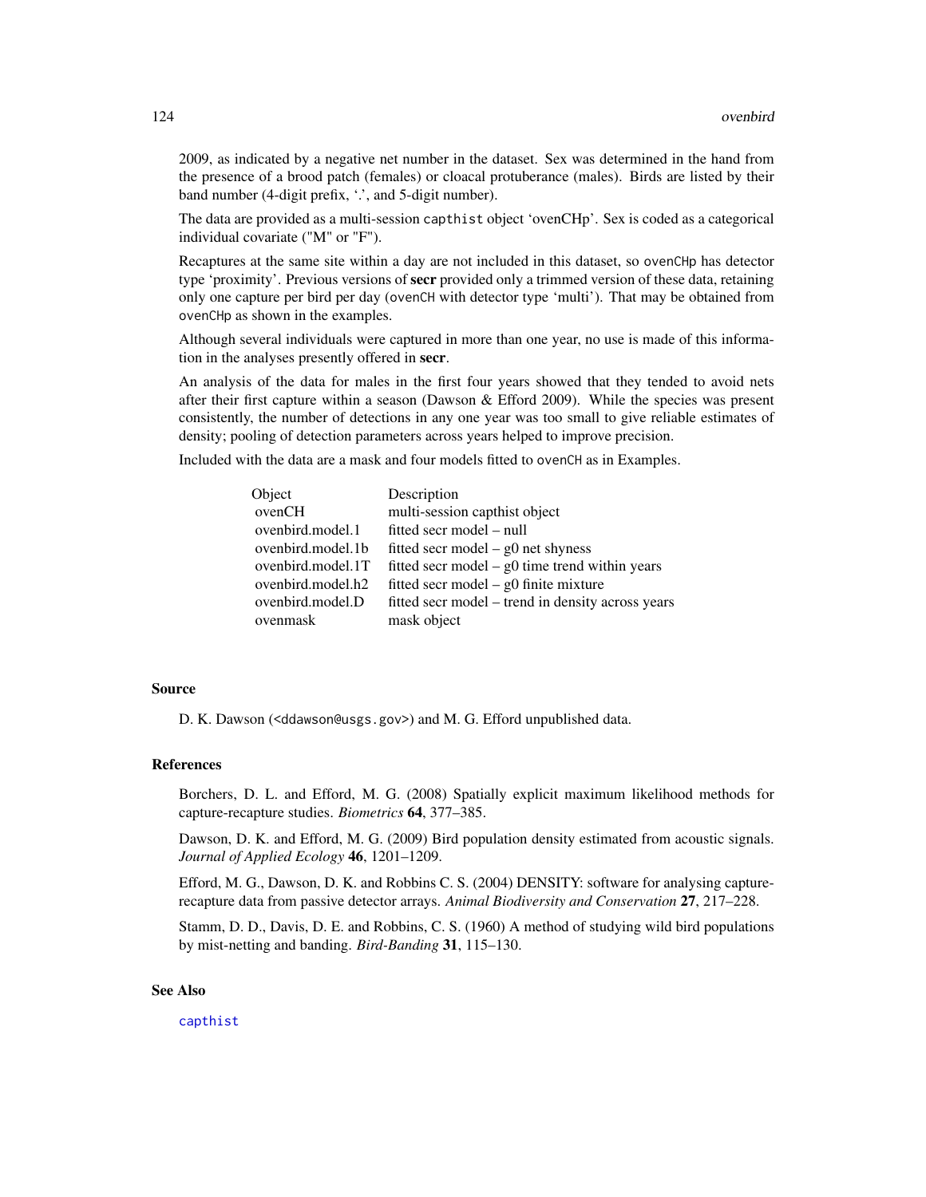2009, as indicated by a negative net number in the dataset. Sex was determined in the hand from the presence of a brood patch (females) or cloacal protuberance (males). Birds are listed by their band number (4-digit prefix, '.', and 5-digit number).

The data are provided as a multi-session `capthist` object 'ovenCHp'. Sex is coded as a categorical individual covariate ("M" or "F").

Recaptures at the same site within a day are not included in this dataset, so `ovenCHp` has detector type 'proximity'. Previous versions of **secr** provided only a trimmed version of these data, retaining only one capture per bird per day (`ovenCH` with detector type 'multi'). That may be obtained from `ovenCHp` as shown in the examples.

Although several individuals were captured in more than one year, no use is made of this information in the analyses presently offered in **secr**.

An analysis of the data for males in the first four years showed that they tended to avoid nets after their first capture within a season (Dawson & Efford 2009). While the species was present consistently, the number of detections in any one year was too small to give reliable estimates of density; pooling of detection parameters across years helped to improve precision.

Included with the data are a mask and four models fitted to `ovenCH` as in Examples.

| Object | Description |
|---|---|
| ovenCH | multi-session capthist object |
| ovenbird.model.1 | fitted secr model – null |
| ovenbird.model.1b | fitted secr model – g0 net shyness |
| ovenbird.model.1T | fitted secr model – g0 time trend within years |
| ovenbird.model.h2 | fitted secr model – g0 finite mixture |
| ovenbird.model.D | fitted secr model – trend in density across years |
| ovenmask | mask object |

## Source

D. K. Dawson (<ddawson@usgs.gov>) and M. G. Efford unpublished data.

## References

Borchers, D. L. and Efford, M. G. (2008) Spatially explicit maximum likelihood methods for capture-recapture studies. *Biometrics* **64**, 377–385.

Dawson, D. K. and Efford, M. G. (2009) Bird population density estimated from acoustic signals. *Journal of Applied Ecology* **46**, 1201–1209.

Efford, M. G., Dawson, D. K. and Robbins C. S. (2004) DENSITY: software for analysing capture-recapture data from passive detector arrays. *Animal Biodiversity and Conservation* **27**, 217–228.

Stamm, D. D., Davis, D. E. and Robbins, C. S. (1960) A method of studying wild bird populations by mist-netting and banding. *Bird-Banding* **31**, 115–130.

## See Also

`capthist`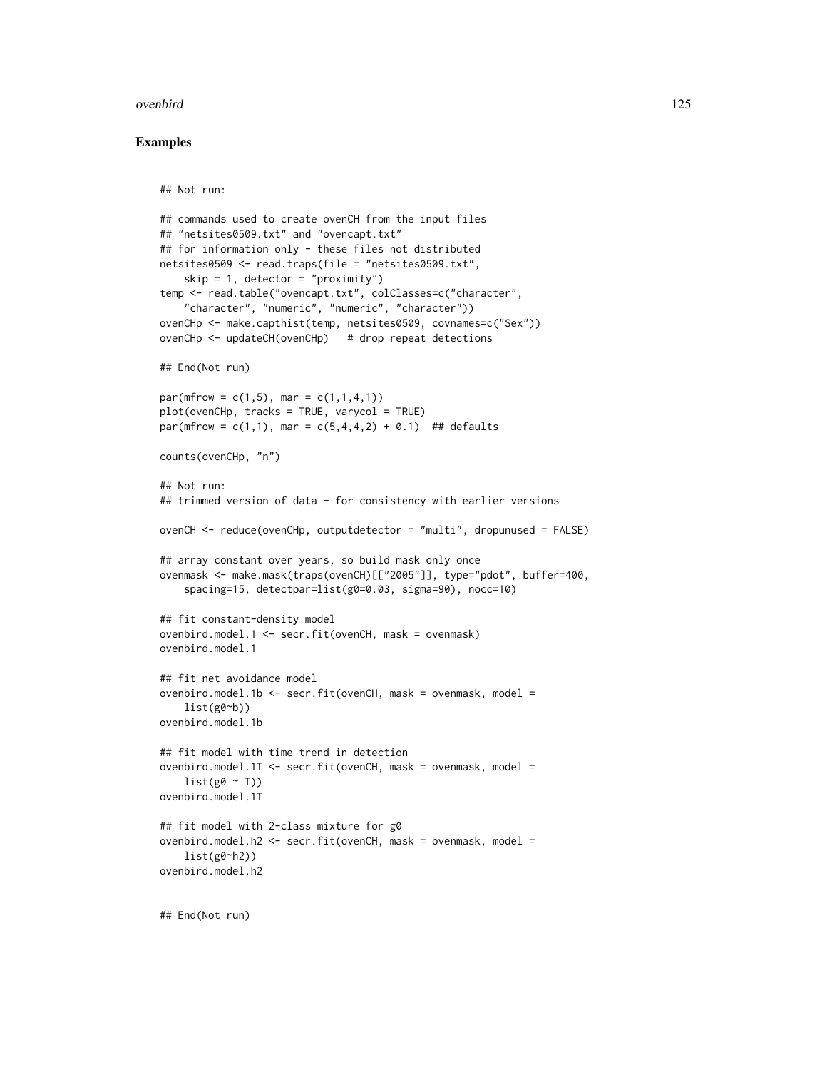## Examples

```
## Not run:

## commands used to create ovenCH from the input files
## "netsites0509.txt" and "ovencapt.txt"
## for information only - these files not distributed
netsites0509 <- read.traps(file = "netsites0509.txt",
    skip = 1, detector = "proximity")
temp <- read.table("ovencapt.txt", colClasses=c("character",
    "character", "numeric", "numeric", "character"))
ovenCHp <- make.capthist(temp, netsites0509, covnames=c("Sex"))
ovenCHp <- updateCH(ovenCHp)   # drop repeat detections

## End(Not run)

par(mfrow = c(1,5), mar = c(1,1,4,1))
plot(ovenCHp, tracks = TRUE, varycol = TRUE)
par(mfrow = c(1,1), mar = c(5,4,4,2) + 0.1)  ## defaults

counts(ovenCHp, "n")

## Not run:
## trimmed version of data - for consistency with earlier versions

ovenCH <- reduce(ovenCHp, outputdetector = "multi", dropunused = FALSE)

## array constant over years, so build mask only once
ovenmask <- make.mask(traps(ovenCH)[["2005"]], type="pdot", buffer=400,
    spacing=15, detectpar=list(g0=0.03, sigma=90), nocc=10)

## fit constant-density model
ovenbird.model.1 <- secr.fit(ovenCH, mask = ovenmask)
ovenbird.model.1

## fit net avoidance model
ovenbird.model.1b <- secr.fit(ovenCH, mask = ovenmask, model =
    list(g0~b))
ovenbird.model.1b

## fit model with time trend in detection
ovenbird.model.1T <- secr.fit(ovenCH, mask = ovenmask, model =
    list(g0 ~ T))
ovenbird.model.1T

## fit model with 2-class mixture for g0
ovenbird.model.h2 <- secr.fit(ovenCH, mask = ovenmask, model =
    list(g0~h2))
ovenbird.model.h2


## End(Not run)
```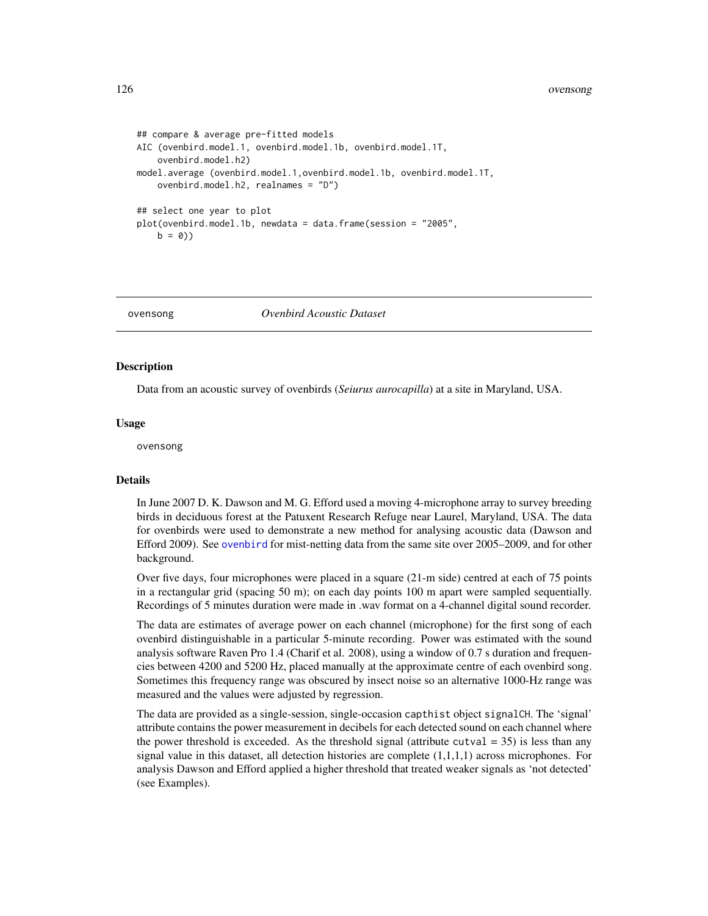```
## compare & average pre-fitted models
AIC (ovenbird.model.1, ovenbird.model.1b, ovenbird.model.1T,
    ovenbird.model.h2)
model.average (ovenbird.model.1,ovenbird.model.1b, ovenbird.model.1T,
    ovenbird.model.h2, realnames = "D")

## select one year to plot
plot(ovenbird.model.1b, newdata = data.frame(session = "2005",
    b = 0))
```

---

## ovensong — *Ovenbird Acoustic Dataset*

### Description

Data from an acoustic survey of ovenbirds (*Seiurus aurocapilla*) at a site in Maryland, USA.

### Usage

```
ovensong
```

### Details

In June 2007 D. K. Dawson and M. G. Efford used a moving 4-microphone array to survey breeding birds in deciduous forest at the Patuxent Research Refuge near Laurel, Maryland, USA. The data for ovenbirds were used to demonstrate a new method for analysing acoustic data (Dawson and Efford 2009). See ovenbird for mist-netting data from the same site over 2005–2009, and for other background.

Over five days, four microphones were placed in a square (21-m side) centred at each of 75 points in a rectangular grid (spacing 50 m); on each day points 100 m apart were sampled sequentially. Recordings of 5 minutes duration were made in .wav format on a 4-channel digital sound recorder.

The data are estimates of average power on each channel (microphone) for the first song of each ovenbird distinguishable in a particular 5-minute recording. Power was estimated with the sound analysis software Raven Pro 1.4 (Charif et al. 2008), using a window of 0.7 s duration and frequencies between 4200 and 5200 Hz, placed manually at the approximate centre of each ovenbird song. Sometimes this frequency range was obscured by insect noise so an alternative 1000-Hz range was measured and the values were adjusted by regression.

The data are provided as a single-session, single-occasion `capthist` object `signalCH`. The 'signal' attribute contains the power measurement in decibels for each detected sound on each channel where the power threshold is exceeded. As the threshold signal (attribute `cutval` = 35) is less than any signal value in this dataset, all detection histories are complete (1,1,1,1) across microphones. For analysis Dawson and Efford applied a higher threshold that treated weaker signals as 'not detected' (see Examples).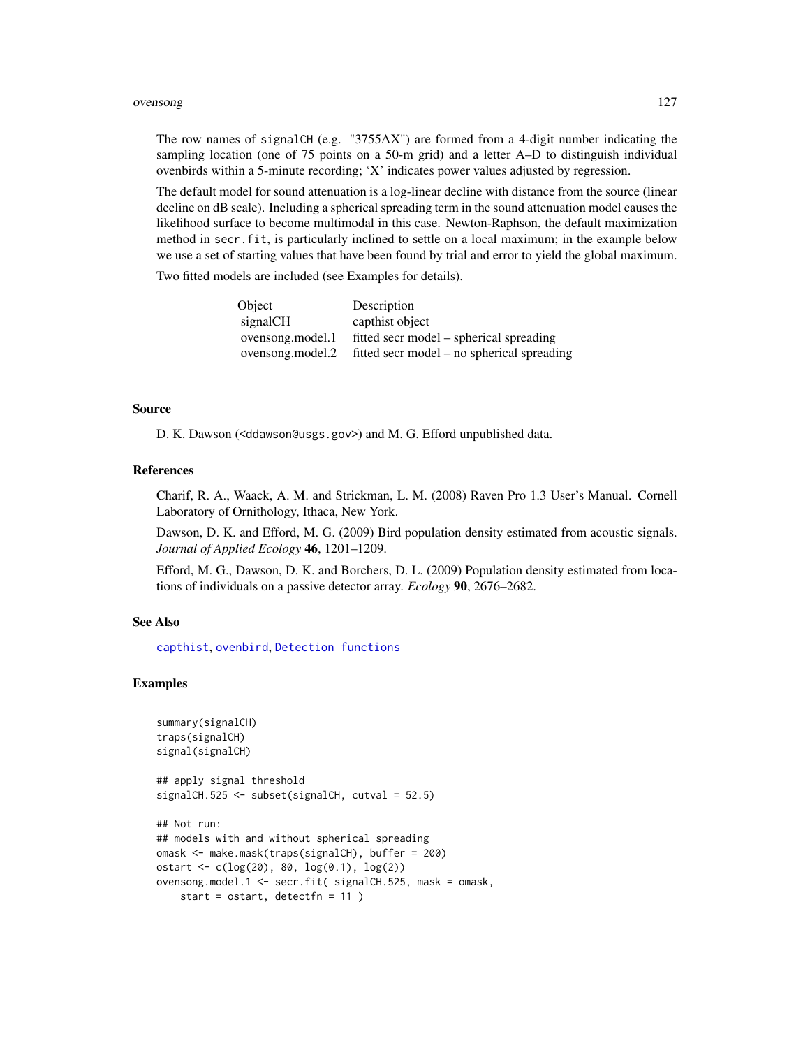The row names of signalCH (e.g. "3755AX") are formed from a 4-digit number indicating the sampling location (one of 75 points on a 50-m grid) and a letter A–D to distinguish individual ovenbirds within a 5-minute recording; 'X' indicates power values adjusted by regression.

The default model for sound attenuation is a log-linear decline with distance from the source (linear decline on dB scale). Including a spherical spreading term in the sound attenuation model causes the likelihood surface to become multimodal in this case. Newton-Raphson, the default maximization method in secr.fit, is particularly inclined to settle on a local maximum; in the example below we use a set of starting values that have been found by trial and error to yield the global maximum.

Two fitted models are included (see Examples for details).

| Object | Description |
|---|---|
| signalCH | capthist object |
| ovensong.model.1 | fitted secr model – spherical spreading |
| ovensong.model.2 | fitted secr model – no spherical spreading |

## Source

D. K. Dawson (<ddawson@usgs.gov>) and M. G. Efford unpublished data.

## References

Charif, R. A., Waack, A. M. and Strickman, L. M. (2008) Raven Pro 1.3 User's Manual. Cornell Laboratory of Ornithology, Ithaca, New York.

Dawson, D. K. and Efford, M. G. (2009) Bird population density estimated from acoustic signals. *Journal of Applied Ecology* **46**, 1201–1209.

Efford, M. G., Dawson, D. K. and Borchers, D. L. (2009) Population density estimated from locations of individuals on a passive detector array. *Ecology* **90**, 2676–2682.

## See Also

capthist, ovenbird, Detection functions

## Examples

```
summary(signalCH)
traps(signalCH)
signal(signalCH)

## apply signal threshold
signalCH.525 <- subset(signalCH, cutval = 52.5)

## Not run:
## models with and without spherical spreading
omask <- make.mask(traps(signalCH), buffer = 200)
ostart <- c(log(20), 80, log(0.1), log(2))
ovensong.model.1 <- secr.fit( signalCH.525, mask = omask,
    start = ostart, detectfn = 11 )
```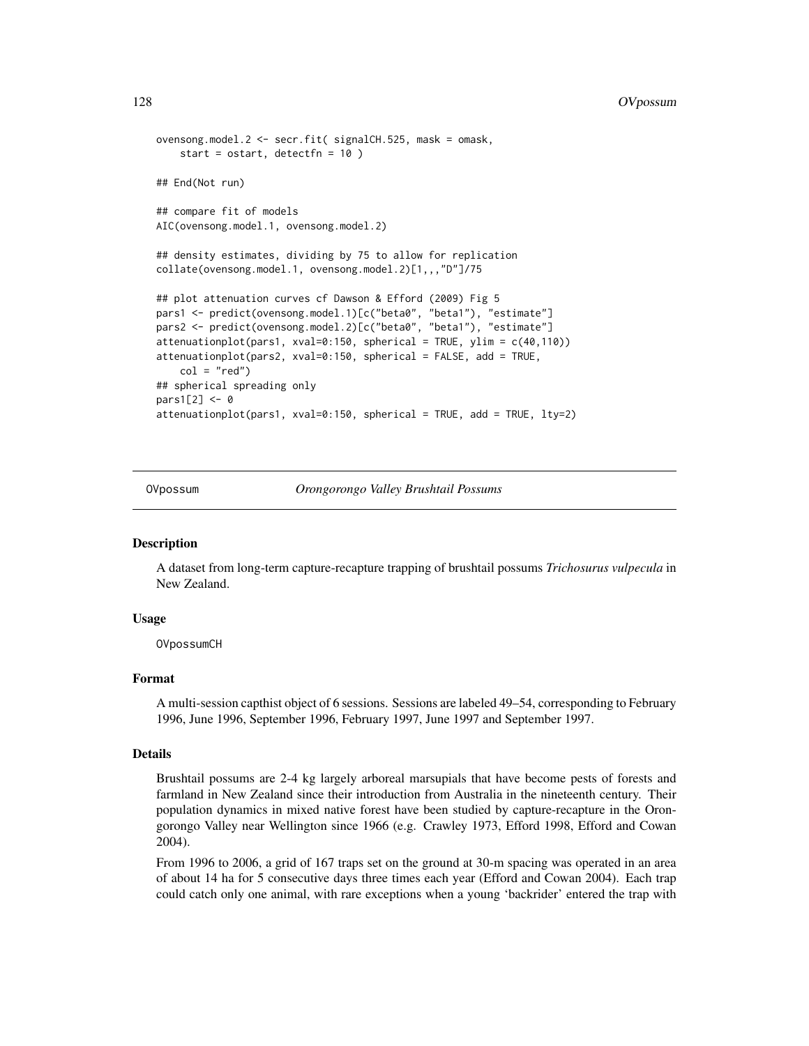```
ovensong.model.2 <- secr.fit( signalCH.525, mask = omask,
    start = ostart, detectfn = 10 )

## End(Not run)

## compare fit of models
AIC(ovensong.model.1, ovensong.model.2)

## density estimates, dividing by 75 to allow for replication
collate(ovensong.model.1, ovensong.model.2)[1,,,"D"]/75

## plot attenuation curves cf Dawson & Efford (2009) Fig 5
pars1 <- predict(ovensong.model.1)[c("beta0", "beta1"), "estimate"]
pars2 <- predict(ovensong.model.2)[c("beta0", "beta1"), "estimate"]
attenuationplot(pars1, xval=0:150, spherical = TRUE, ylim = c(40,110))
attenuationplot(pars2, xval=0:150, spherical = FALSE, add = TRUE,
    col = "red")
## spherical spreading only
pars1[2] <- 0
attenuationplot(pars1, xval=0:150, spherical = TRUE, add = TRUE, lty=2)
```

---

OVpossum    *Orongorongo Valley Brushtail Possums*

---

## Description

A dataset from long-term capture-recapture trapping of brushtail possums *Trichosurus vulpecula* in New Zealand.

## Usage

```
OVpossumCH
```

## Format

A multi-session capthist object of 6 sessions. Sessions are labeled 49–54, corresponding to February 1996, June 1996, September 1996, February 1997, June 1997 and September 1997.

## Details

Brushtail possums are 2-4 kg largely arboreal marsupials that have become pests of forests and farmland in New Zealand since their introduction from Australia in the nineteenth century. Their population dynamics in mixed native forest have been studied by capture-recapture in the Orongorongo Valley near Wellington since 1966 (e.g. Crawley 1973, Efford 1998, Efford and Cowan 2004).

From 1996 to 2006, a grid of 167 traps set on the ground at 30-m spacing was operated in an area of about 14 ha for 5 consecutive days three times each year (Efford and Cowan 2004). Each trap could catch only one animal, with rare exceptions when a young 'backrider' entered the trap with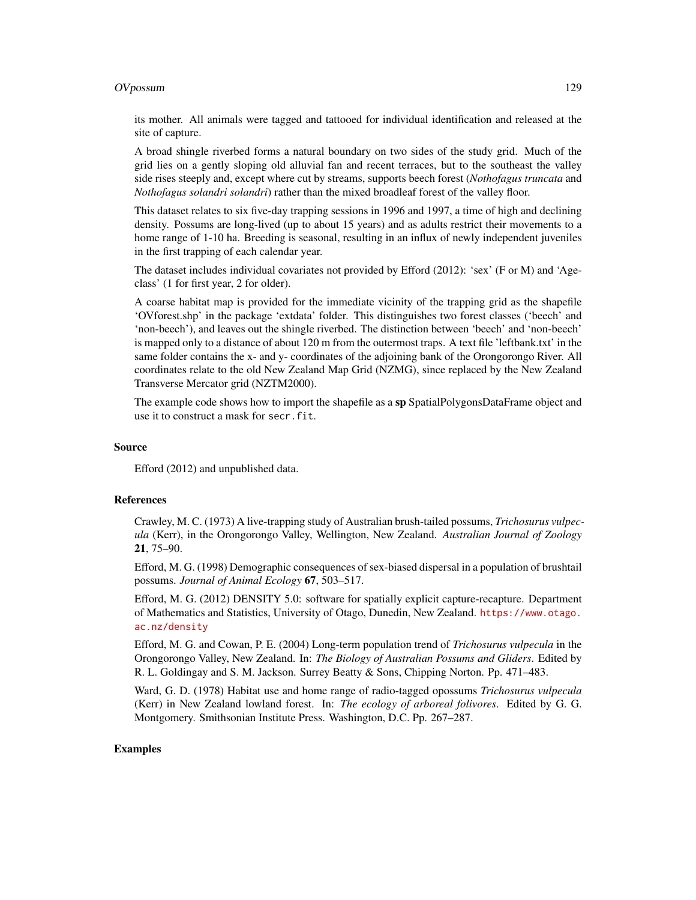its mother. All animals were tagged and tattooed for individual identification and released at the site of capture.

A broad shingle riverbed forms a natural boundary on two sides of the study grid. Much of the grid lies on a gently sloping old alluvial fan and recent terraces, but to the southeast the valley side rises steeply and, except where cut by streams, supports beech forest (*Nothofagus truncata* and *Nothofagus solandri solandri*) rather than the mixed broadleaf forest of the valley floor.

This dataset relates to six five-day trapping sessions in 1996 and 1997, a time of high and declining density. Possums are long-lived (up to about 15 years) and as adults restrict their movements to a home range of 1-10 ha. Breeding is seasonal, resulting in an influx of newly independent juveniles in the first trapping of each calendar year.

The dataset includes individual covariates not provided by Efford (2012): 'sex' (F or M) and 'Ageclass' (1 for first year, 2 for older).

A coarse habitat map is provided for the immediate vicinity of the trapping grid as the shapefile 'OVforest.shp' in the package 'extdata' folder. This distinguishes two forest classes ('beech' and 'non-beech'), and leaves out the shingle riverbed. The distinction between 'beech' and 'non-beech' is mapped only to a distance of about 120 m from the outermost traps. A text file 'leftbank.txt' in the same folder contains the x- and y- coordinates of the adjoining bank of the Orongorongo River. All coordinates relate to the old New Zealand Map Grid (NZMG), since replaced by the New Zealand Transverse Mercator grid (NZTM2000).

The example code shows how to import the shapefile as a **sp** SpatialPolygonsDataFrame object and use it to construct a mask for `secr.fit`.

### Source

Efford (2012) and unpublished data.

### References

Crawley, M. C. (1973) A live-trapping study of Australian brush-tailed possums, *Trichosurus vulpecula* (Kerr), in the Orongorongo Valley, Wellington, New Zealand. *Australian Journal of Zoology* **21**, 75–90.

Efford, M. G. (1998) Demographic consequences of sex-biased dispersal in a population of brushtail possums. *Journal of Animal Ecology* **67**, 503–517.

Efford, M. G. (2012) DENSITY 5.0: software for spatially explicit capture-recapture. Department of Mathematics and Statistics, University of Otago, Dunedin, New Zealand. https://www.otago.ac.nz/density

Efford, M. G. and Cowan, P. E. (2004) Long-term population trend of *Trichosurus vulpecula* in the Orongorongo Valley, New Zealand. In: *The Biology of Australian Possums and Gliders*. Edited by R. L. Goldingay and S. M. Jackson. Surrey Beatty & Sons, Chipping Norton. Pp. 471–483.

Ward, G. D. (1978) Habitat use and home range of radio-tagged opossums *Trichosurus vulpecula* (Kerr) in New Zealand lowland forest. In: *The ecology of arboreal folivores*. Edited by G. G. Montgomery. Smithsonian Institute Press. Washington, D.C. Pp. 267–287.

### Examples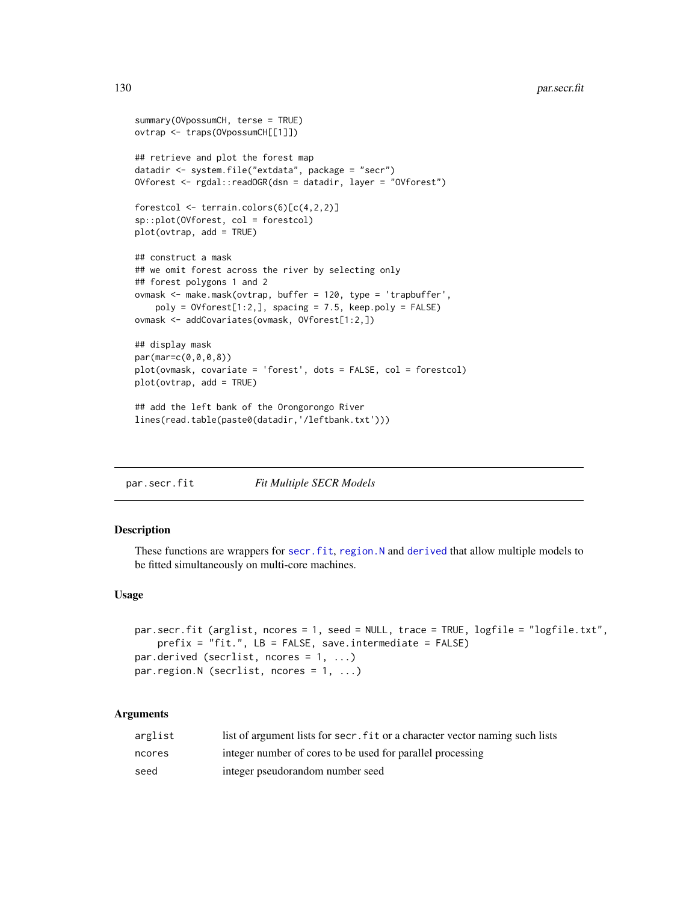```
summary(OVpossumCH, terse = TRUE)
ovtrap <- traps(OVpossumCH[[1]])

## retrieve and plot the forest map
datadir <- system.file("extdata", package = "secr")
OVforest <- rgdal::readOGR(dsn = datadir, layer = "OVforest")

forestcol <- terrain.colors(6)[c(4,2,2)]
sp::plot(OVforest, col = forestcol)
plot(ovtrap, add = TRUE)

## construct a mask
## we omit forest across the river by selecting only
## forest polygons 1 and 2
ovmask <- make.mask(ovtrap, buffer = 120, type = 'trapbuffer',
    poly = OVforest[1:2,], spacing = 7.5, keep.poly = FALSE)
ovmask <- addCovariates(ovmask, OVforest[1:2,])

## display mask
par(mar=c(0,0,0,8))
plot(ovmask, covariate = 'forest', dots = FALSE, col = forestcol)
plot(ovtrap, add = TRUE)

## add the left bank of the Orongorongo River
lines(read.table(paste0(datadir,'/leftbank.txt')))
```

---

## par.secr.fit &nbsp;&nbsp;&nbsp;&nbsp; *Fit Multiple SECR Models*

### Description

These functions are wrappers for `secr.fit`, `region.N` and `derived` that allow multiple models to be fitted simultaneously on multi-core machines.

### Usage

```
par.secr.fit (arglist, ncores = 1, seed = NULL, trace = TRUE, logfile = "logfile.txt",
    prefix = "fit.", LB = FALSE, save.intermediate = FALSE)
par.derived (secrlist, ncores = 1, ...)
par.region.N (secrlist, ncores = 1, ...)
```

### Arguments

| | |
|---|---|
| `arglist` | list of argument lists for `secr.fit` or a character vector naming such lists |
| `ncores` | integer number of cores to be used for parallel processing |
| `seed` | integer pseudorandom number seed |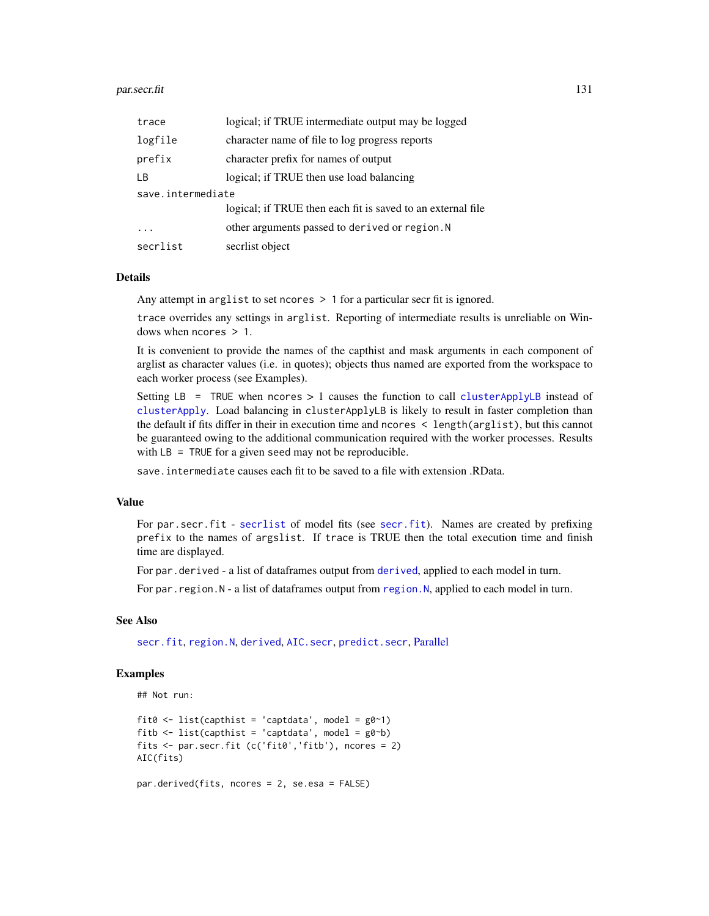| | |
|---|---|
| `trace` | logical; if TRUE intermediate output may be logged |
| `logfile` | character name of file to log progress reports |
| `prefix` | character prefix for names of output |
| `LB` | logical; if TRUE then use load balancing |
| `save.intermediate` | logical; if TRUE then each fit is saved to an external file |
| `...` | other arguments passed to `derived` or `region.N` |
| `secrlist` | secrlist object |

## Details

Any attempt in `arglist` to set `ncores > 1` for a particular secr fit is ignored.

`trace` overrides any settings in `arglist`. Reporting of intermediate results is unreliable on Windows when `ncores > 1`.

It is convenient to provide the names of the capthist and mask arguments in each component of arglist as character values (i.e. in quotes); objects thus named are exported from the workspace to each worker process (see Examples).

Setting `LB = TRUE` when `ncores` > 1 causes the function to call `clusterApplyLB` instead of `clusterApply`. Load balancing in `clusterApplyLB` is likely to result in faster completion than the default if fits differ in their in execution time and `ncores < length(arglist)`, but this cannot be guaranteed owing to the additional communication required with the worker processes. Results with `LB = TRUE` for a given `seed` may not be reproducible.

`save.intermediate` causes each fit to be saved to a file with extension .RData.

## Value

For `par.secr.fit` - `secrlist` of model fits (see `secr.fit`). Names are created by prefixing `prefix` to the names of `argslist`. If `trace` is TRUE then the total execution time and finish time are displayed.

For `par.derived` - a list of dataframes output from `derived`, applied to each model in turn.

For `par.region.N` - a list of dataframes output from `region.N`, applied to each model in turn.

## See Also

`secr.fit`, `region.N`, `derived`, `AIC.secr`, `predict.secr`, Parallel

## Examples

```
## Not run:

fit0 <- list(capthist = 'captdata', model = g0~1)
fitb <- list(capthist = 'captdata', model = g0~b)
fits <- par.secr.fit (c('fit0','fitb'), ncores = 2)
AIC(fits)

par.derived(fits, ncores = 2, se.esa = FALSE)
```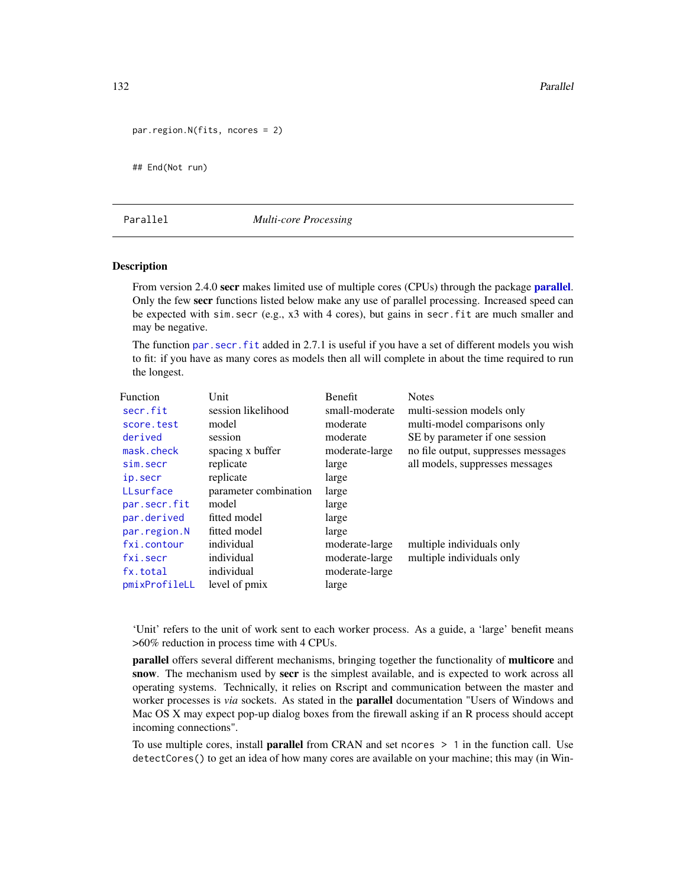```
par.region.N(fits, ncores = 2)

## End(Not run)
```

## Parallel *Multi-core Processing*

### Description

From version 2.4.0 **secr** makes limited use of multiple cores (CPUs) through the package **parallel**. Only the few **secr** functions listed below make any use of parallel processing. Increased speed can be expected with `sim.secr` (e.g., x3 with 4 cores), but gains in `secr.fit` are much smaller and may be negative.

The function `par.secr.fit` added in 2.7.1 is useful if you have a set of different models you wish to fit: if you have as many cores as models then all will complete in about the time required to run the longest.

| Function | Unit | Benefit | Notes |
|---|---|---|---|
| `secr.fit` | session likelihood | small-moderate | multi-session models only |
| `score.test` | model | moderate | multi-model comparisons only |
| `derived` | session | moderate | SE by parameter if one session |
| `mask.check` | spacing x buffer | moderate-large | no file output, suppresses messages |
| `sim.secr` | replicate | large | all models, suppresses messages |
| `ip.secr` | replicate | large | |
| `LLsurface` | parameter combination | large | |
| `par.secr.fit` | model | large | |
| `par.derived` | fitted model | large | |
| `par.region.N` | fitted model | large | |
| `fxi.contour` | individual | moderate-large | multiple individuals only |
| `fxi.secr` | individual | moderate-large | multiple individuals only |
| `fx.total` | individual | moderate-large | |
| `pmixProfileLL` | level of pmix | large | |

'Unit' refers to the unit of work sent to each worker process. As a guide, a 'large' benefit means >60% reduction in process time with 4 CPUs.

**parallel** offers several different mechanisms, bringing together the functionality of **multicore** and **snow**. The mechanism used by **secr** is the simplest available, and is expected to work across all operating systems. Technically, it relies on Rscript and communication between the master and worker processes is *via* sockets. As stated in the **parallel** documentation "Users of Windows and Mac OS X may expect pop-up dialog boxes from the firewall asking if an R process should accept incoming connections".

To use multiple cores, install **parallel** from CRAN and set `ncores > 1` in the function call. Use `detectCores()` to get an idea of how many cores are available on your machine; this may (in Win-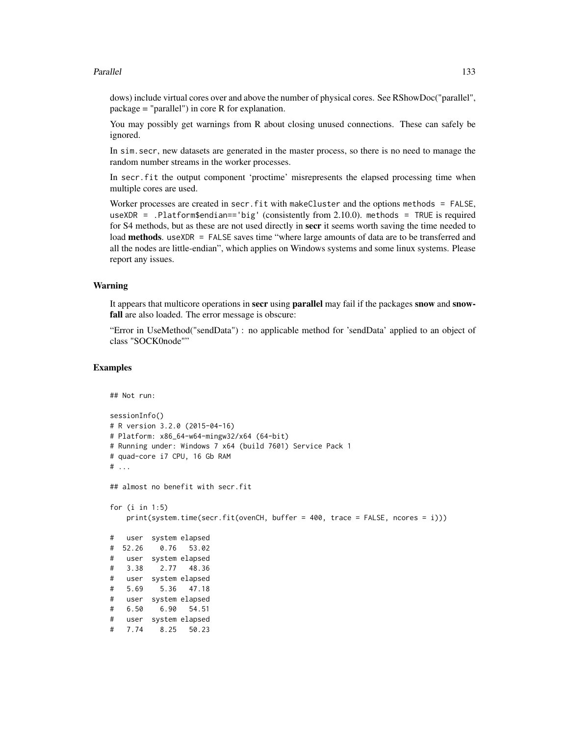dows) include virtual cores over and above the number of physical cores. See RShowDoc("parallel", package = "parallel") in core R for explanation.

You may possibly get warnings from R about closing unused connections. These can safely be ignored.

In `sim.secr`, new datasets are generated in the master process, so there is no need to manage the random number streams in the worker processes.

In `secr.fit` the output component 'proctime' misrepresents the elapsed processing time when multiple cores are used.

Worker processes are created in `secr.fit` with `makeCluster` and the options `methods = FALSE`, `useXDR = .Platform$endian=='big'` (consistently from 2.10.0). `methods = TRUE` is required for S4 methods, but as these are not used directly in **secr** it seems worth saving the time needed to load **methods**. `useXDR = FALSE` saves time "where large amounts of data are to be transferred and all the nodes are little-endian", which applies on Windows systems and some linux systems. Please report any issues.

## Warning

It appears that multicore operations in **secr** using **parallel** may fail if the packages **snow** and **snowfall** are also loaded. The error message is obscure:

"Error in UseMethod("sendData") : no applicable method for 'sendData' applied to an object of class "SOCK0node""

## Examples

```
## Not run:

sessionInfo()
# R version 3.2.0 (2015-04-16)
# Platform: x86_64-w64-mingw32/x64 (64-bit)
# Running under: Windows 7 x64 (build 7601) Service Pack 1
# quad-core i7 CPU, 16 Gb RAM
# ...

## almost no benefit with secr.fit

for (i in 1:5)
    print(system.time(secr.fit(ovenCH, buffer = 400, trace = FALSE, ncores = i)))

#   user  system elapsed
#  52.26    0.76   53.02
#   user  system elapsed
#   3.38    2.77   48.36
#   user  system elapsed
#   5.69    5.36   47.18
#   user  system elapsed
#   6.50    6.90   54.51
#   user  system elapsed
#   7.74    8.25   50.23
```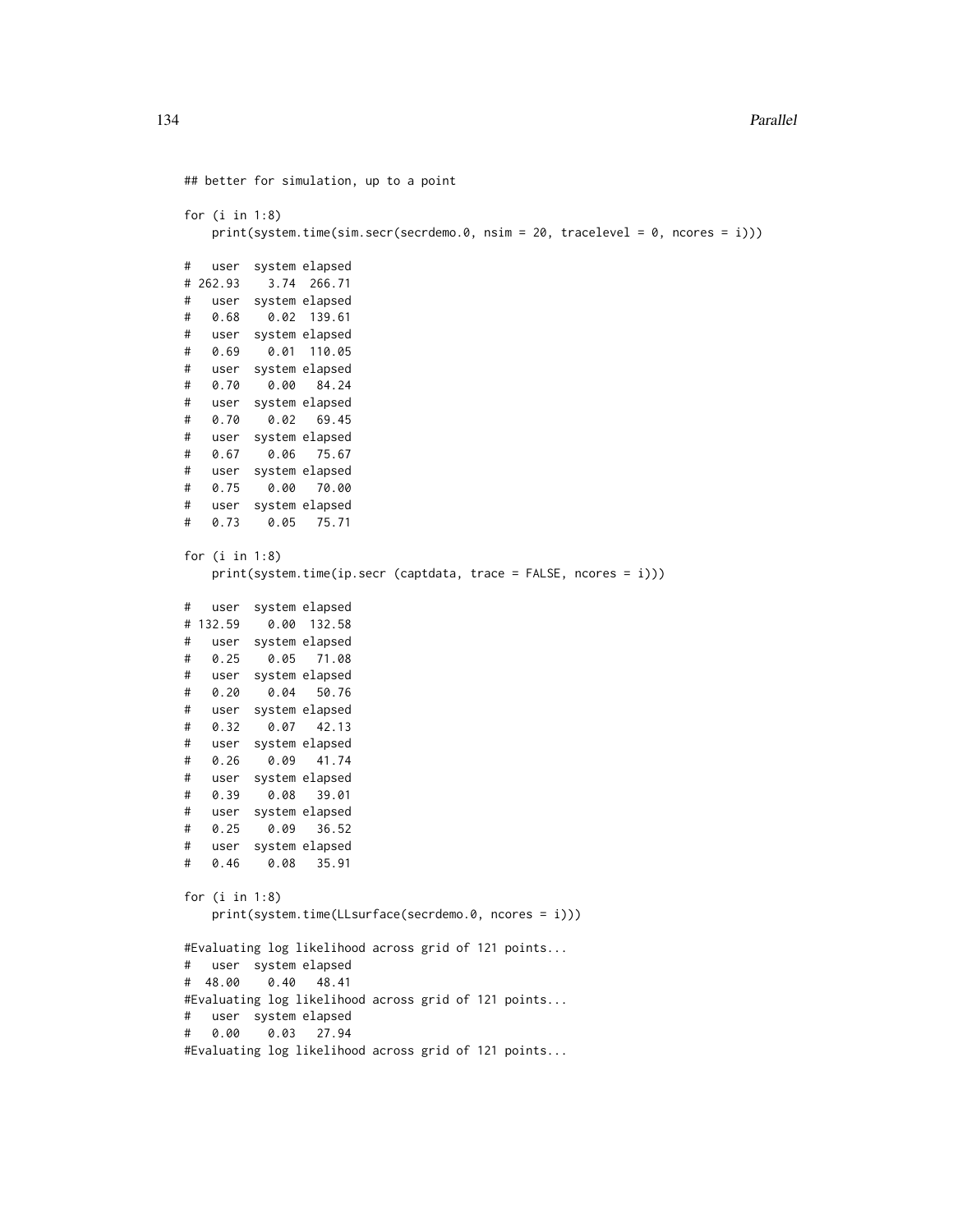```
## better for simulation, up to a point

for (i in 1:8)
    print(system.time(sim.secr(secrdemo.0, nsim = 20, tracelevel = 0, ncores = i)))

#   user  system elapsed
# 262.93    3.74  266.71
#   user  system elapsed
#   0.68    0.02  139.61
#   user  system elapsed
#   0.69    0.01  110.05
#   user  system elapsed
#   0.70    0.00   84.24
#   user  system elapsed
#   0.70    0.02   69.45
#   user  system elapsed
#   0.67    0.06   75.67
#   user  system elapsed
#   0.75    0.00   70.00
#   user  system elapsed
#   0.73    0.05   75.71

for (i in 1:8)
    print(system.time(ip.secr (captdata, trace = FALSE, ncores = i)))

#   user  system elapsed
# 132.59    0.00  132.58
#   user  system elapsed
#   0.25    0.05   71.08
#   user  system elapsed
#   0.20    0.04   50.76
#   user  system elapsed
#   0.32    0.07   42.13
#   user  system elapsed
#   0.26    0.09   41.74
#   user  system elapsed
#   0.39    0.08   39.01
#   user  system elapsed
#   0.25    0.09   36.52
#   user  system elapsed
#   0.46    0.08   35.91

for (i in 1:8)
    print(system.time(LLsurface(secrdemo.0, ncores = i)))

#Evaluating log likelihood across grid of 121 points...
#   user  system elapsed
#  48.00    0.40   48.41
#Evaluating log likelihood across grid of 121 points...
#   user  system elapsed
#   0.00    0.03   27.94
#Evaluating log likelihood across grid of 121 points...
```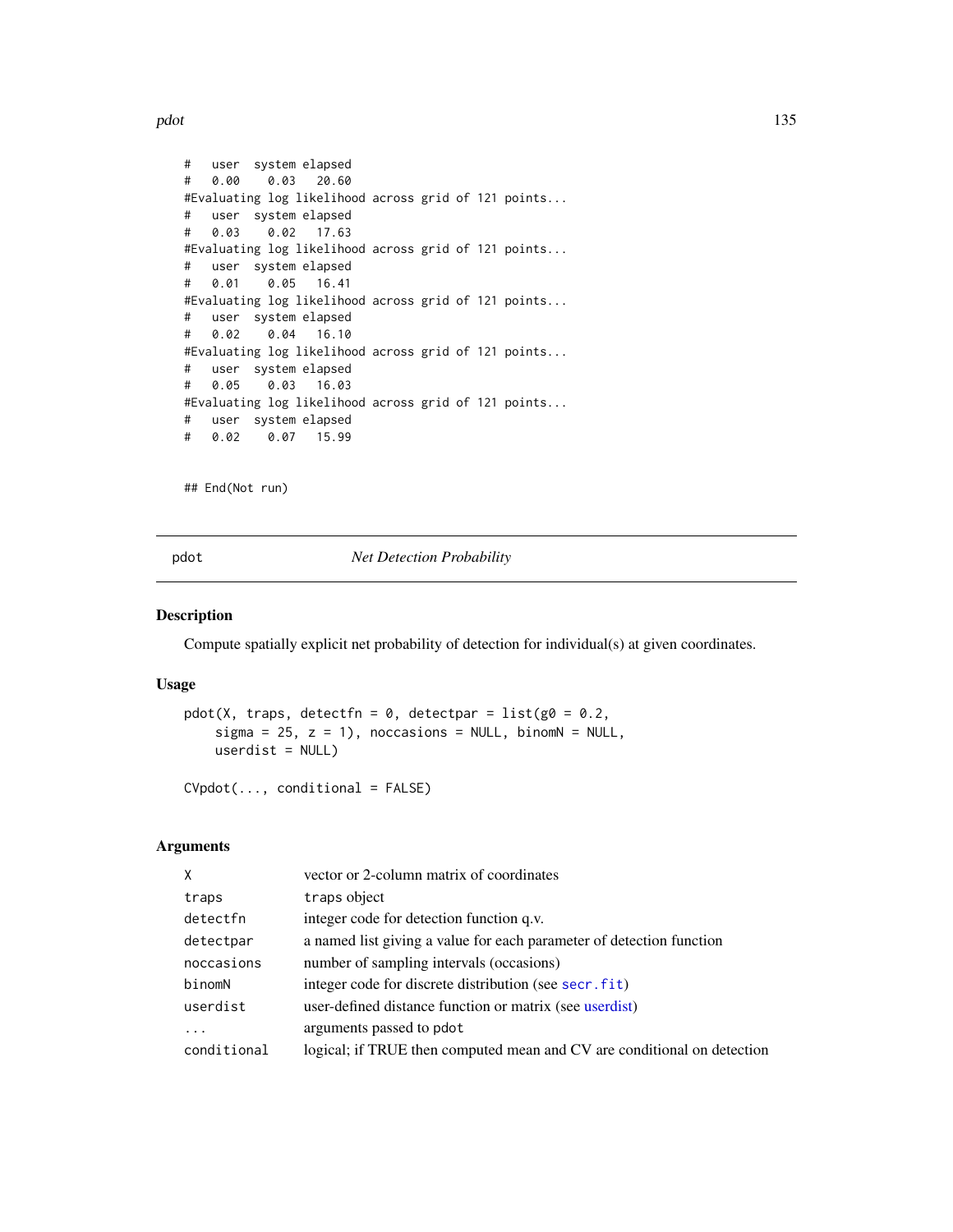```
#   user  system elapsed
#   0.00    0.03   20.60
#Evaluating log likelihood across grid of 121 points...
#   user  system elapsed
#   0.03    0.02   17.63
#Evaluating log likelihood across grid of 121 points...
#   user  system elapsed
#   0.01    0.05   16.41
#Evaluating log likelihood across grid of 121 points...
#   user  system elapsed
#   0.02    0.04   16.10
#Evaluating log likelihood across grid of 121 points...
#   user  system elapsed
#   0.05    0.03   16.03
#Evaluating log likelihood across grid of 121 points...
#   user  system elapsed
#   0.02    0.07   15.99


## End(Not run)
```

---

pdot *Net Detection Probability*

---

## Description

Compute spatially explicit net probability of detection for individual(s) at given coordinates.

## Usage

```
pdot(X, traps, detectfn = 0, detectpar = list(g0 = 0.2,
    sigma = 25, z = 1), noccasions = NULL, binomN = NULL,
    userdist = NULL)

CVpdot(..., conditional = FALSE)
```

## Arguments

| | |
|---|---|
| `X` | vector or 2-column matrix of coordinates |
| `traps` | `traps` object |
| `detectfn` | integer code for detection function q.v. |
| `detectpar` | a named list giving a value for each parameter of detection function |
| `noccasions` | number of sampling intervals (occasions) |
| `binomN` | integer code for discrete distribution (see `secr.fit`) |
| `userdist` | user-defined distance function or matrix (see userdist) |
| `...` | arguments passed to `pdot` |
| `conditional` | logical; if TRUE then computed mean and CV are conditional on detection |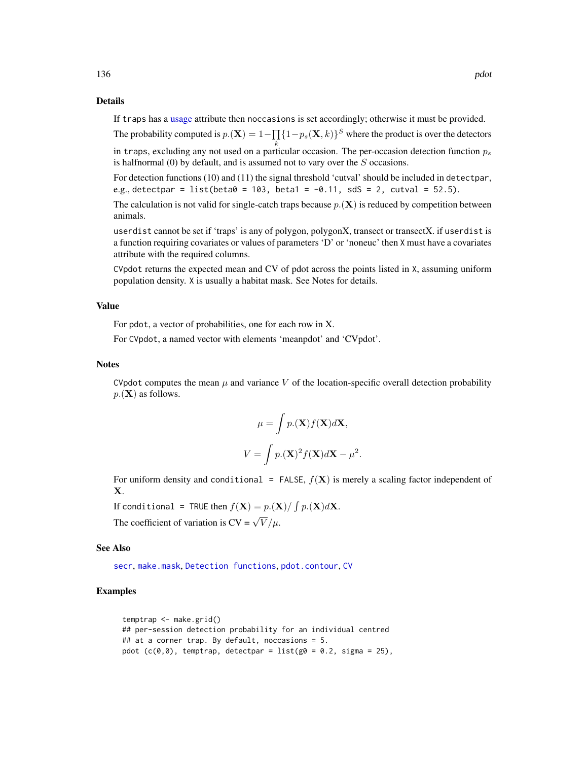## Details

If `traps` has a usage attribute then `noccasions` is set accordingly; otherwise it must be provided.

The probability computed is $p.(\mathbf{X}) = 1 - \prod_k \{1 - p_s(\mathbf{X}, k)\}^S$ where the product is over the detectors in `traps`, excluding any not used on a particular occasion. The per-occasion detection function $p_s$ is halfnormal (0) by default, and is assumed not to vary over the $S$ occasions.

For detection functions (10) and (11) the signal threshold 'cutval' should be included in `detectpar`, e.g., `detectpar = list(beta0 = 103, beta1 = -0.11, sdS = 2, cutval = 52.5)`.

The calculation is not valid for single-catch traps because $p.(\mathbf{X})$ is reduced by competition between animals.

`userdist` cannot be set if 'traps' is any of polygon, polygonX, transect or transectX. if `userdist` is a function requiring covariates or values of parameters 'D' or 'noneuc' then `X` must have a covariates attribute with the required columns.

`CVpdot` returns the expected mean and CV of pdot across the points listed in `X`, assuming uniform population density. `X` is usually a habitat mask. See Notes for details.

## Value

For `pdot`, a vector of probabilities, one for each row in X.

For `CVpdot`, a named vector with elements 'meanpdot' and 'CVpdot'.

## Notes

`CVpdot` computes the mean $\mu$ and variance $V$ of the location-specific overall detection probability $p.(\mathbf{X})$ as follows.

$$\mu = \int p.(\mathbf{X}) f(\mathbf{X}) d\mathbf{X},$$

$$V = \int p.(\mathbf{X})^2 f(\mathbf{X}) d\mathbf{X} - \mu^2.$$

For uniform density and `conditional = FALSE`, $f(\mathbf{X})$ is merely a scaling factor independent of $\mathbf{X}$.

If `conditional = TRUE` then $f(\mathbf{X}) = p.(\mathbf{X}) / \int p.(\mathbf{X}) d\mathbf{X}$.

The coefficient of variation is CV = $\sqrt{V}/\mu$.

## See Also

`secr`, `make.mask`, `Detection functions`, `pdot.contour`, `CV`

## Examples

```
temptrap <- make.grid()
## per-session detection probability for an individual centred
## at a corner trap. By default, noccasions = 5.
pdot (c(0,0), temptrap, detectpar = list(g0 = 0.2, sigma = 25),
```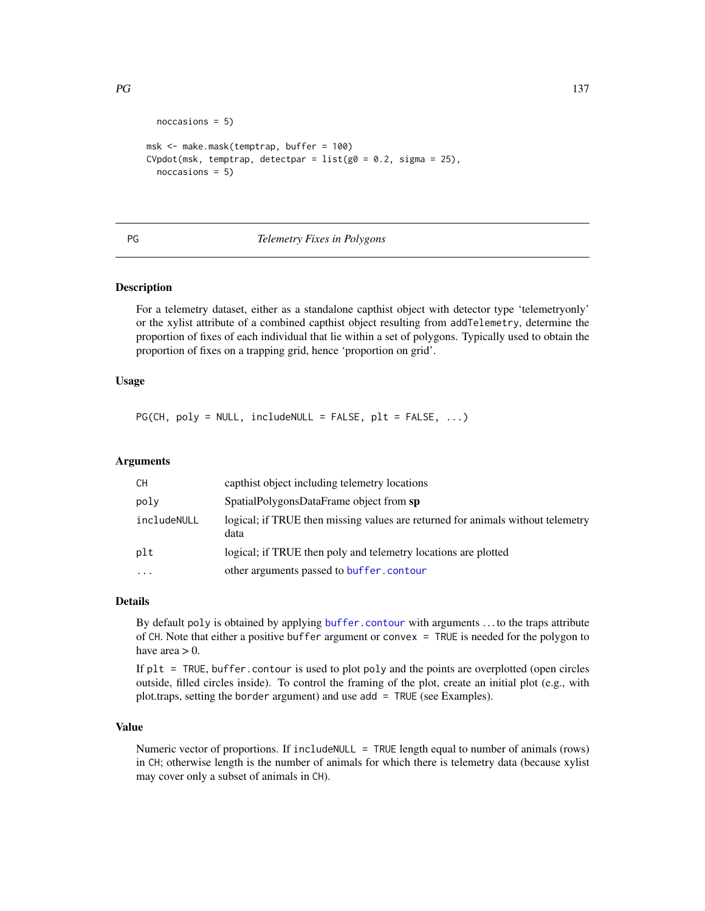```
    noccasions = 5)

msk <- make.mask(temptrap, buffer = 100)
CVpdot(msk, temptrap, detectpar = list(g0 = 0.2, sigma = 25),
    noccasions = 5)
```

---

PG *Telemetry Fixes in Polygons*

---

## Description

For a telemetry dataset, either as a standalone capthist object with detector type 'telemetryonly' or the xylist attribute of a combined capthist object resulting from `addTelemetry`, determine the proportion of fixes of each individual that lie within a set of polygons. Typically used to obtain the proportion of fixes on a trapping grid, hence 'proportion on grid'.

## Usage

```
PG(CH, poly = NULL, includeNULL = FALSE, plt = FALSE, ...)
```

## Arguments

| | |
|---|---|
| `CH` | capthist object including telemetry locations |
| `poly` | SpatialPolygonsDataFrame object from **sp** |
| `includeNULL` | logical; if TRUE then missing values are returned for animals without telemetry data |
| `plt` | logical; if TRUE then poly and telemetry locations are plotted |
| `...` | other arguments passed to `buffer.contour` |

## Details

By default `poly` is obtained by applying `buffer.contour` with arguments ... to the traps attribute of `CH`. Note that either a positive `buffer` argument or `convex = TRUE` is needed for the polygon to have area > 0.

If `plt = TRUE`, `buffer.contour` is used to plot `poly` and the points are overplotted (open circles outside, filled circles inside). To control the framing of the plot, create an initial plot (e.g., with plot.traps, setting the `border` argument) and use `add = TRUE` (see Examples).

## Value

Numeric vector of proportions. If `includeNULL = TRUE` length equal to number of animals (rows) in `CH`; otherwise length is the number of animals for which there is telemetry data (because xylist may cover only a subset of animals in `CH`).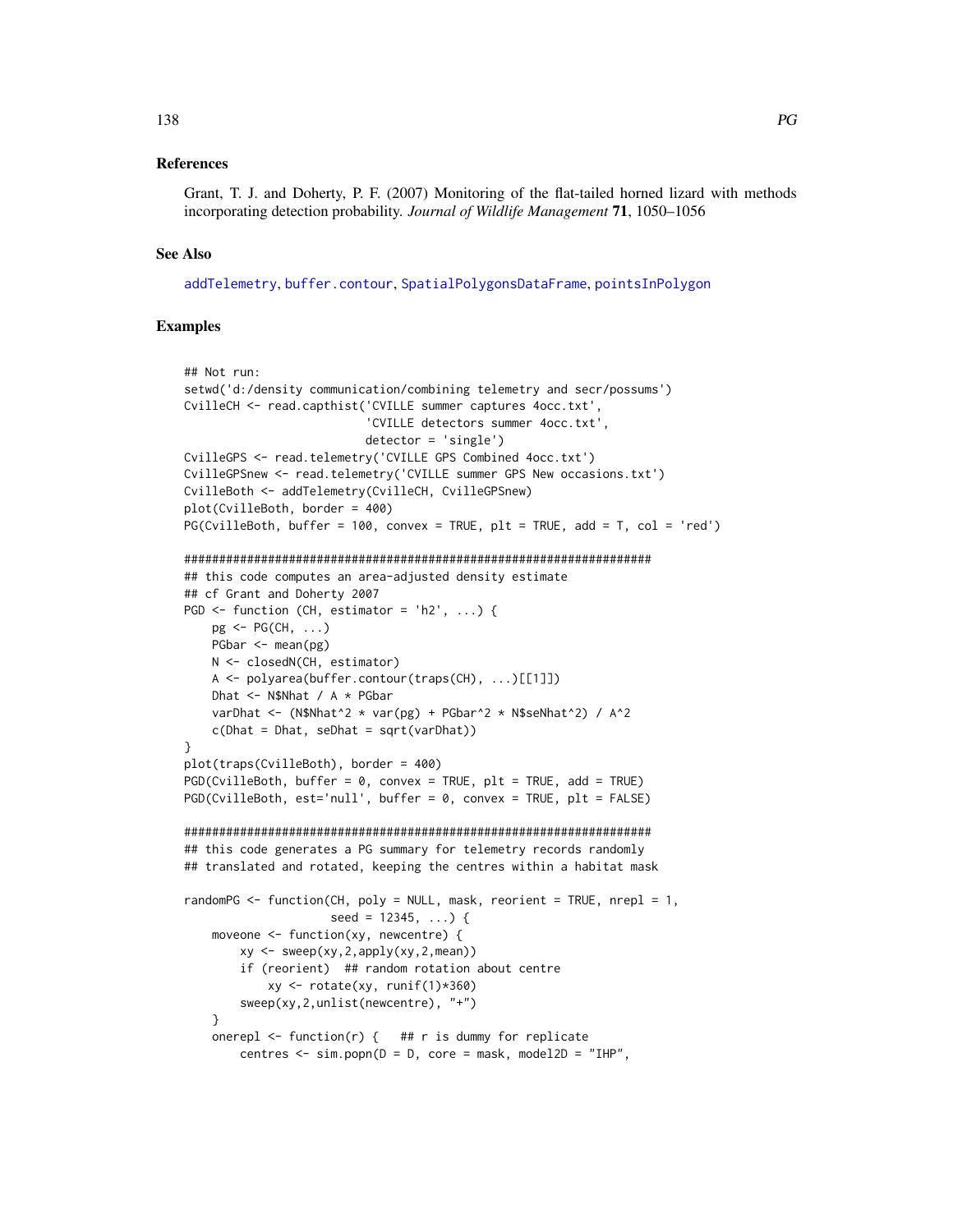## References

Grant, T. J. and Doherty, P. F. (2007) Monitoring of the flat-tailed horned lizard with methods incorporating detection probability. *Journal of Wildlife Management* **71**, 1050–1056

## See Also

addTelemetry, buffer.contour, SpatialPolygonsDataFrame, pointsInPolygon

## Examples

```
## Not run:
setwd('d:/density communication/combining telemetry and secr/possums')
CvilleCH <- read.capthist('CVILLE summer captures 4occ.txt',
                          'CVILLE detectors summer 4occ.txt',
                          detector = 'single')
CvilleGPS <- read.telemetry('CVILLE GPS Combined 4occ.txt')
CvilleGPSnew <- read.telemetry('CVILLE summer GPS New occasions.txt')
CvilleBoth <- addTelemetry(CvilleCH, CvilleGPSnew)
plot(CvilleBoth, border = 400)
PG(CvilleBoth, buffer = 100, convex = TRUE, plt = TRUE, add = T, col = 'red')

###################################################################
## this code computes an area-adjusted density estimate
## cf Grant and Doherty 2007
PGD <- function (CH, estimator = 'h2', ...) {
    pg <- PG(CH, ...)
    PGbar <- mean(pg)
    N <- closedN(CH, estimator)
    A <- polyarea(buffer.contour(traps(CH), ...)[[1]])
    Dhat <- N$Nhat / A * PGbar
    varDhat <- (N$Nhat^2 * var(pg) + PGbar^2 * N$seNhat^2) / A^2
    c(Dhat = Dhat, seDhat = sqrt(varDhat))
}
plot(traps(CvilleBoth), border = 400)
PGD(CvilleBoth, buffer = 0, convex = TRUE, plt = TRUE, add = TRUE)
PGD(CvilleBoth, est='null', buffer = 0, convex = TRUE, plt = FALSE)

###################################################################
## this code generates a PG summary for telemetry records randomly
## translated and rotated, keeping the centres within a habitat mask

randomPG <- function(CH, poly = NULL, mask, reorient = TRUE, nrepl = 1,
                     seed = 12345, ...) {
    moveone <- function(xy, newcentre) {
        xy <- sweep(xy,2,apply(xy,2,mean))
        if (reorient)  ## random rotation about centre
            xy <- rotate(xy, runif(1)*360)
        sweep(xy,2,unlist(newcentre), "+")
    }
    onerepl <- function(r) {   ## r is dummy for replicate
        centres <- sim.popn(D = D, core = mask, model2D = "IHP",
```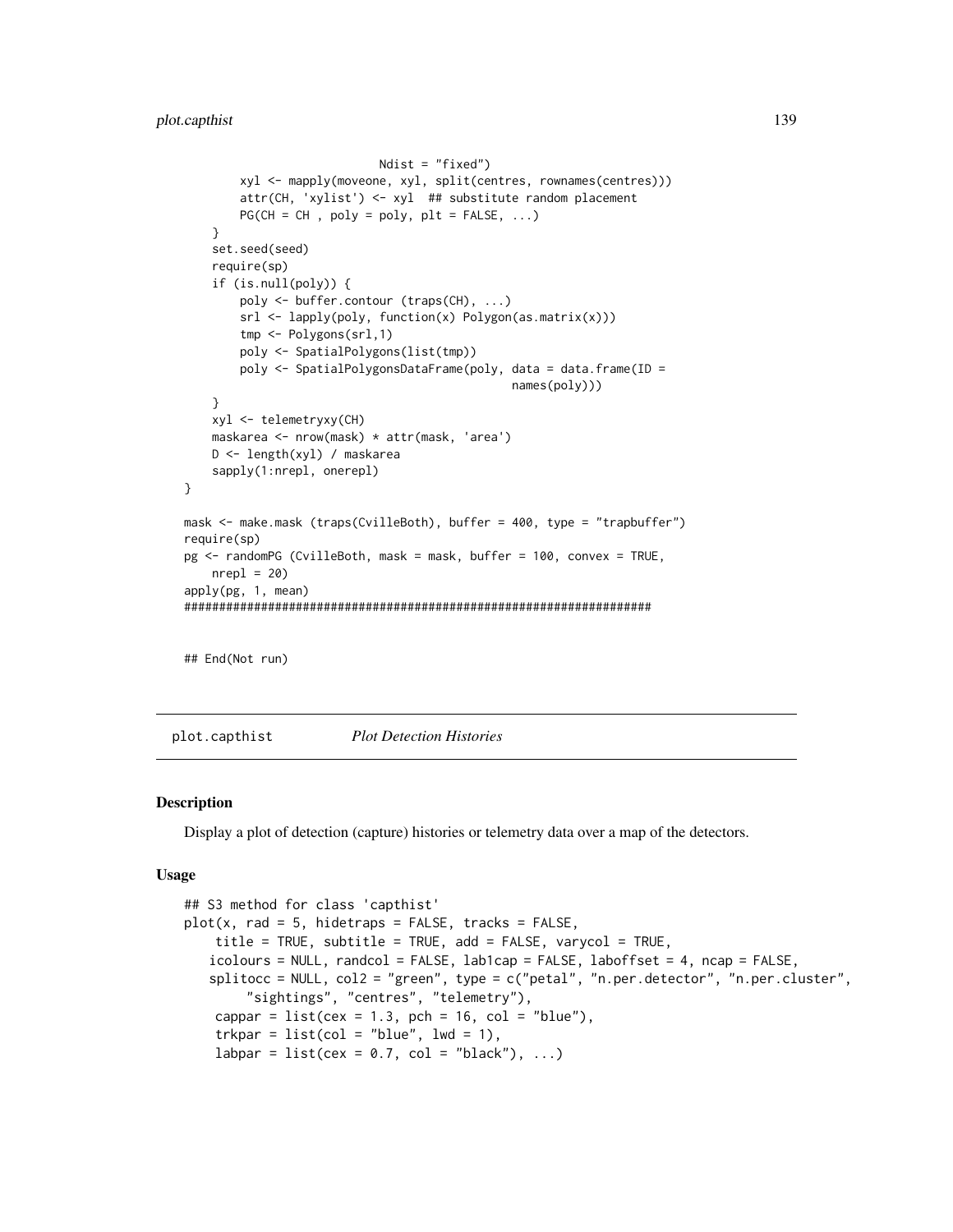```
                            Ndist = "fixed")
        xyl <- mapply(moveone, xyl, split(centres, rownames(centres)))
        attr(CH, 'xylist') <- xyl  ## substitute random placement
        PG(CH = CH , poly = poly, plt = FALSE, ...)
    }
    set.seed(seed)
    require(sp)
    if (is.null(poly)) {
        poly <- buffer.contour (traps(CH), ...)
        srl <- lapply(poly, function(x) Polygon(as.matrix(x)))
        tmp <- Polygons(srl,1)
        poly <- SpatialPolygons(list(tmp))
        poly <- SpatialPolygonsDataFrame(poly, data = data.frame(ID =
                                           names(poly)))
    }
    xyl <- telemetryxy(CH)
    maskarea <- nrow(mask) * attr(mask, 'area')
    D <- length(xyl) / maskarea
    sapply(1:nrepl, onerepl)
}

mask <- make.mask (traps(CvilleBoth), buffer = 400, type = "trapbuffer")
require(sp)
pg <- randomPG (CvilleBoth, mask = mask, buffer = 100, convex = TRUE,
    nrepl = 20)
apply(pg, 1, mean)
####################################################################


## End(Not run)
```

---

plot.capthist &nbsp;&nbsp;&nbsp;&nbsp; *Plot Detection Histories*

---

### Description

Display a plot of detection (capture) histories or telemetry data over a map of the detectors.

### Usage

```
## S3 method for class 'capthist'
plot(x, rad = 5, hidetraps = FALSE, tracks = FALSE,
    title = TRUE, subtitle = TRUE, add = FALSE, varycol = TRUE,
   icolours = NULL, randcol = FALSE, lab1cap = FALSE, laboffset = 4, ncap = FALSE,
   splitocc = NULL, col2 = "green", type = c("petal", "n.per.detector", "n.per.cluster",
        "sightings", "centres", "telemetry"),
    cappar = list(cex = 1.3, pch = 16, col = "blue"),
    trkpar = list(col = "blue", lwd = 1),
    labpar = list(cex = 0.7, col = "black"), ...)
```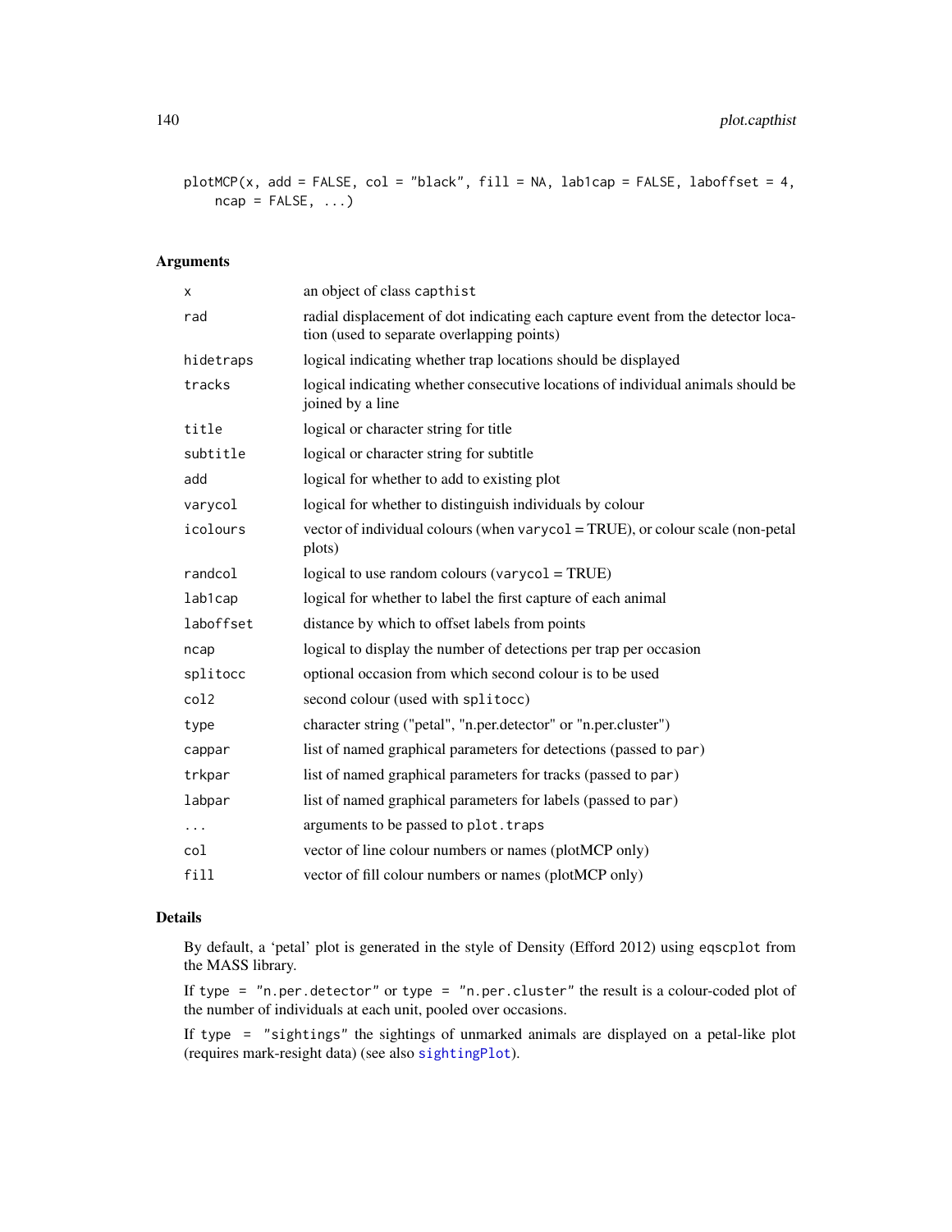```
plotMCP(x, add = FALSE, col = "black", fill = NA, lab1cap = FALSE, laboffset = 4,
    ncap = FALSE, ...)
```

## Arguments

| | |
|---|---|
| `x` | an object of class `capthist` |
| `rad` | radial displacement of dot indicating each capture event from the detector location (used to separate overlapping points) |
| `hidetraps` | logical indicating whether trap locations should be displayed |
| `tracks` | logical indicating whether consecutive locations of individual animals should be joined by a line |
| `title` | logical or character string for title |
| `subtitle` | logical or character string for subtitle |
| `add` | logical for whether to add to existing plot |
| `varycol` | logical for whether to distinguish individuals by colour |
| `icolours` | vector of individual colours (when `varycol` = TRUE), or colour scale (non-petal plots) |
| `randcol` | logical to use random colours (`varycol` = TRUE) |
| `lab1cap` | logical for whether to label the first capture of each animal |
| `laboffset` | distance by which to offset labels from points |
| `ncap` | logical to display the number of detections per trap per occasion |
| `splitocc` | optional occasion from which second colour is to be used |
| `col2` | second colour (used with `splitocc`) |
| `type` | character string ("petal", "n.per.detector" or "n.per.cluster") |
| `cappar` | list of named graphical parameters for detections (passed to `par`) |
| `trkpar` | list of named graphical parameters for tracks (passed to `par`) |
| `labpar` | list of named graphical parameters for labels (passed to `par`) |
| `...` | arguments to be passed to `plot.traps` |
| `col` | vector of line colour numbers or names (plotMCP only) |
| `fill` | vector of fill colour numbers or names (plotMCP only) |

## Details

By default, a 'petal' plot is generated in the style of Density (Efford 2012) using `eqscplot` from the MASS library.

If `type = "n.per.detector"` or `type = "n.per.cluster"` the result is a colour-coded plot of the number of individuals at each unit, pooled over occasions.

If `type = "sightings"` the sightings of unmarked animals are displayed on a petal-like plot (requires mark-resight data) (see also `sightingPlot`).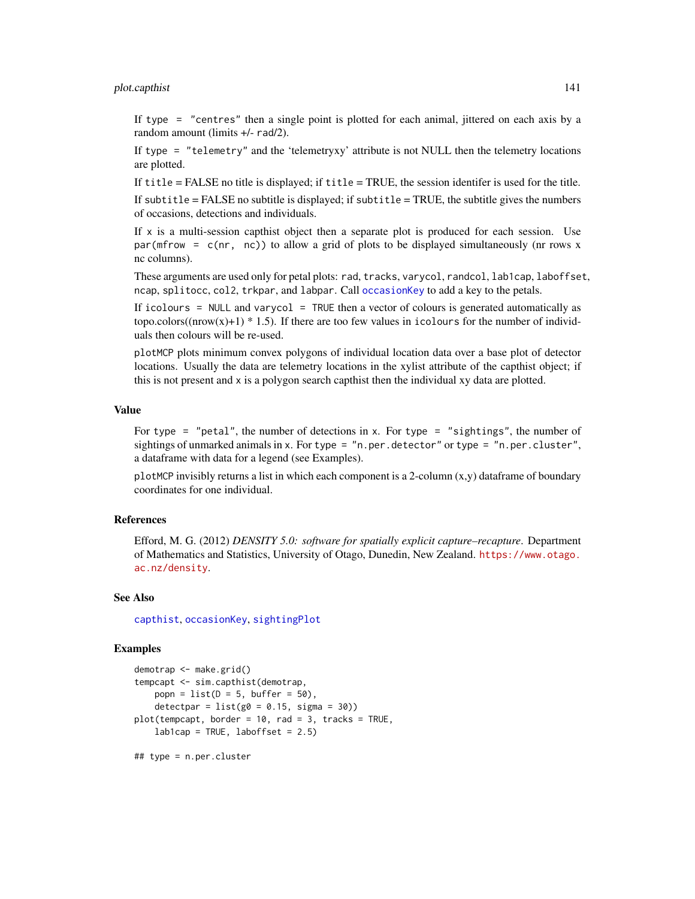If `type = "centres"` then a single point is plotted for each animal, jittered on each axis by a random amount (limits +/- `rad`/2).

If `type = "telemetry"` and the 'telemetryxy' attribute is not NULL then the telemetry locations are plotted.

If `title` = FALSE no title is displayed; if `title` = TRUE, the session identifer is used for the title.

If `subtitle` = FALSE no subtitle is displayed; if `subtitle` = TRUE, the subtitle gives the numbers of occasions, detections and individuals.

If `x` is a multi-session capthist object then a separate plot is produced for each session. Use `par(mfrow = c(nr, nc))` to allow a grid of plots to be displayed simultaneously (nr rows x nc columns).

These arguments are used only for petal plots: `rad`, `tracks`, `varycol`, `randcol`, `lab1cap`, `laboffset`, `ncap`, `splitocc`, `col2`, `trkpar`, and `labpar`. Call `occasionKey` to add a key to the petals.

If `icolours = NULL` and `varycol = TRUE` then a vector of colours is generated automatically as topo.colors((nrow(x)+1) * 1.5). If there are too few values in `icolours` for the number of individuals then colours will be re-used.

`plotMCP` plots minimum convex polygons of individual location data over a base plot of detector locations. Usually the data are telemetry locations in the xylist attribute of the capthist object; if this is not present and `x` is a polygon search capthist then the individual xy data are plotted.

## Value

For `type = "petal"`, the number of detections in `x`. For `type = "sightings"`, the number of sightings of unmarked animals in `x`. For `type = "n.per.detector"` or `type = "n.per.cluster"`, a dataframe with data for a legend (see Examples).

`plotMCP` invisibly returns a list in which each component is a 2-column (x,y) dataframe of boundary coordinates for one individual.

## References

Efford, M. G. (2012) *DENSITY 5.0: software for spatially explicit capture–recapture*. Department of Mathematics and Statistics, University of Otago, Dunedin, New Zealand. https://www.otago.ac.nz/density.

## See Also

`capthist`, `occasionKey`, `sightingPlot`

## Examples

```
demotrap <- make.grid()
tempcapt <- sim.capthist(demotrap,
    popn = list(D = 5, buffer = 50),
    detectpar = list(g0 = 0.15, sigma = 30))
plot(tempcapt, border = 10, rad = 3, tracks = TRUE,
    lab1cap = TRUE, laboffset = 2.5)

## type = n.per.cluster
```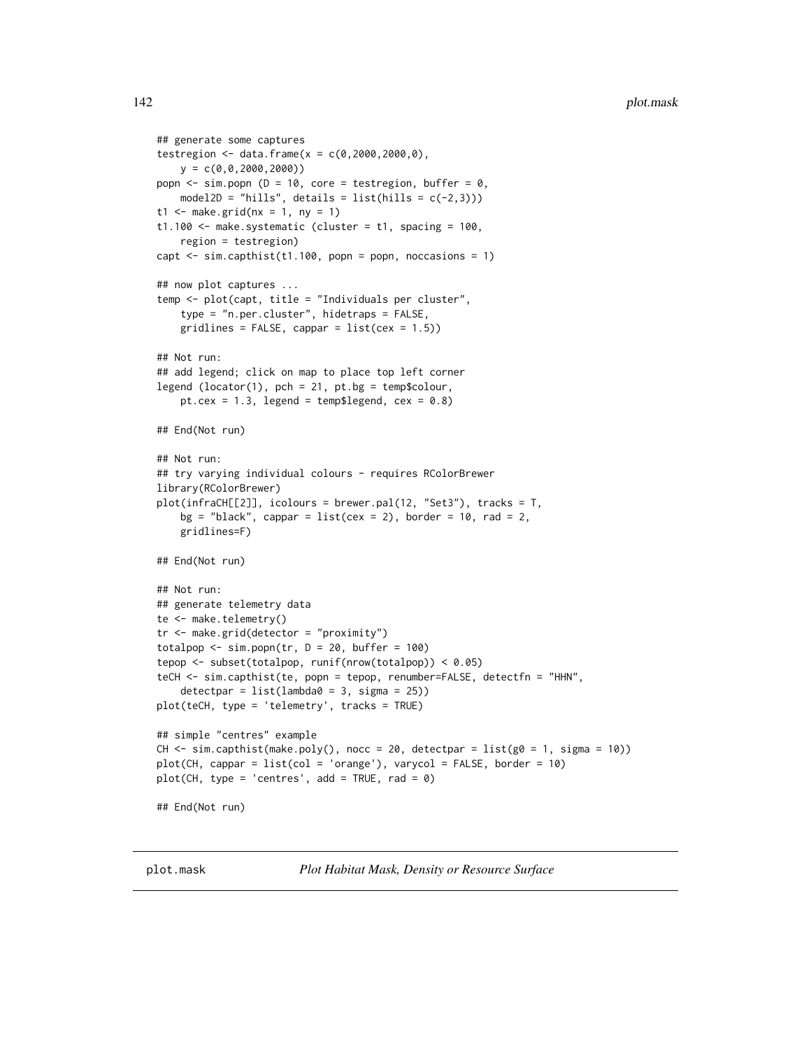```
## generate some captures
testregion <- data.frame(x = c(0,2000,2000,0),
    y = c(0,0,2000,2000))
popn <- sim.popn (D = 10, core = testregion, buffer = 0,
    model2D = "hills", details = list(hills = c(-2,3)))
t1 <- make.grid(nx = 1, ny = 1)
t1.100 <- make.systematic (cluster = t1, spacing = 100,
    region = testregion)
capt <- sim.capthist(t1.100, popn = popn, noccasions = 1)

## now plot captures ...
temp <- plot(capt, title = "Individuals per cluster",
    type = "n.per.cluster", hidetraps = FALSE,
    gridlines = FALSE, cappar = list(cex = 1.5))

## Not run:
## add legend; click on map to place top left corner
legend (locator(1), pch = 21, pt.bg = temp$colour,
    pt.cex = 1.3, legend = temp$legend, cex = 0.8)

## End(Not run)

## Not run:
## try varying individual colours - requires RColorBrewer
library(RColorBrewer)
plot(infraCH[[2]], icolours = brewer.pal(12, "Set3"), tracks = T,
    bg = "black", cappar = list(cex = 2), border = 10, rad = 2,
    gridlines=F)

## End(Not run)

## Not run:
## generate telemetry data
te <- make.telemetry()
tr <- make.grid(detector = "proximity")
totalpop <- sim.popn(tr, D = 20, buffer = 100)
tepop <- subset(totalpop, runif(nrow(totalpop)) < 0.05)
teCH <- sim.capthist(te, popn = tepop, renumber=FALSE, detectfn = "HHN",
    detectpar = list(lambda0 = 3, sigma = 25))
plot(teCH, type = 'telemetry', tracks = TRUE)

## simple "centres" example
CH <- sim.capthist(make.poly(), nocc = 20, detectpar = list(g0 = 1, sigma = 10))
plot(CH, cappar = list(col = 'orange'), varycol = FALSE, border = 10)
plot(CH, type = 'centres', add = TRUE, rad = 0)

## End(Not run)
```

---

plot.mask &nbsp;&nbsp;&nbsp;&nbsp;&nbsp;&nbsp;&nbsp;&nbsp; *Plot Habitat Mask, Density or Resource Surface*

---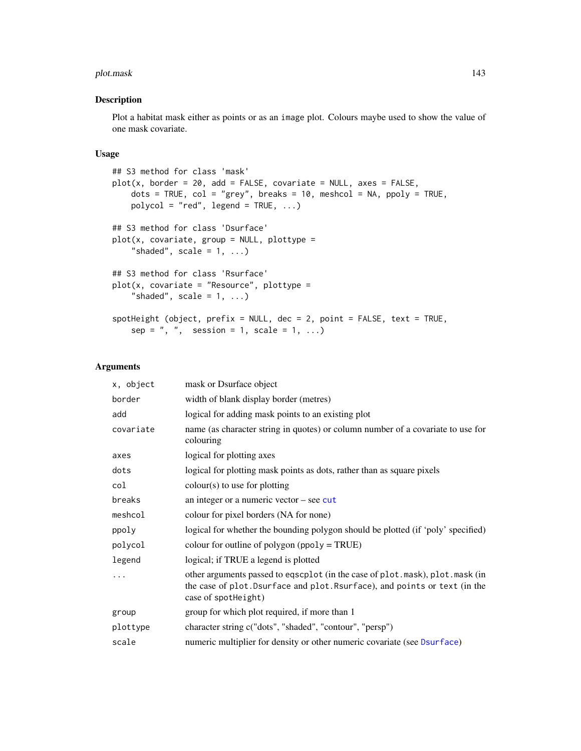## Description

Plot a habitat mask either as points or as an image plot. Colours maybe used to show the value of one mask covariate.

## Usage

```
## S3 method for class 'mask'
plot(x, border = 20, add = FALSE, covariate = NULL, axes = FALSE,
    dots = TRUE, col = "grey", breaks = 10, meshcol = NA, ppoly = TRUE,
    polycol = "red", legend = TRUE, ...)

## S3 method for class 'Dsurface'
plot(x, covariate, group = NULL, plottype =
    "shaded", scale = 1, ...)

## S3 method for class 'Rsurface'
plot(x, covariate = "Resource", plottype =
    "shaded", scale = 1, ...)

spotHeight (object, prefix = NULL, dec = 2, point = FALSE, text = TRUE,
    sep = ", ",  session = 1, scale = 1, ...)
```

## Arguments

| Argument | Description |
|---|---|
| `x, object` | mask or Dsurface object |
| `border` | width of blank display border (metres) |
| `add` | logical for adding mask points to an existing plot |
| `covariate` | name (as character string in quotes) or column number of a covariate to use for colouring |
| `axes` | logical for plotting axes |
| `dots` | logical for plotting mask points as dots, rather than as square pixels |
| `col` | colour(s) to use for plotting |
| `breaks` | an integer or a numeric vector – see `cut` |
| `meshcol` | colour for pixel borders (NA for none) |
| `ppoly` | logical for whether the bounding polygon should be plotted (if 'poly' specified) |
| `polycol` | colour for outline of polygon (ppoly = TRUE) |
| `legend` | logical; if TRUE a legend is plotted |
| `...` | other arguments passed to `eqscplot` (in the case of `plot.mask`), `plot.mask` (in the case of `plot.Dsurface` and `plot.Rsurface`), and `points` or `text` (in the case of `spotHeight`) |
| `group` | group for which plot required, if more than 1 |
| `plottype` | character string c("dots", "shaded", "contour", "persp") |
| `scale` | numeric multiplier for density or other numeric covariate (see `Dsurface`) |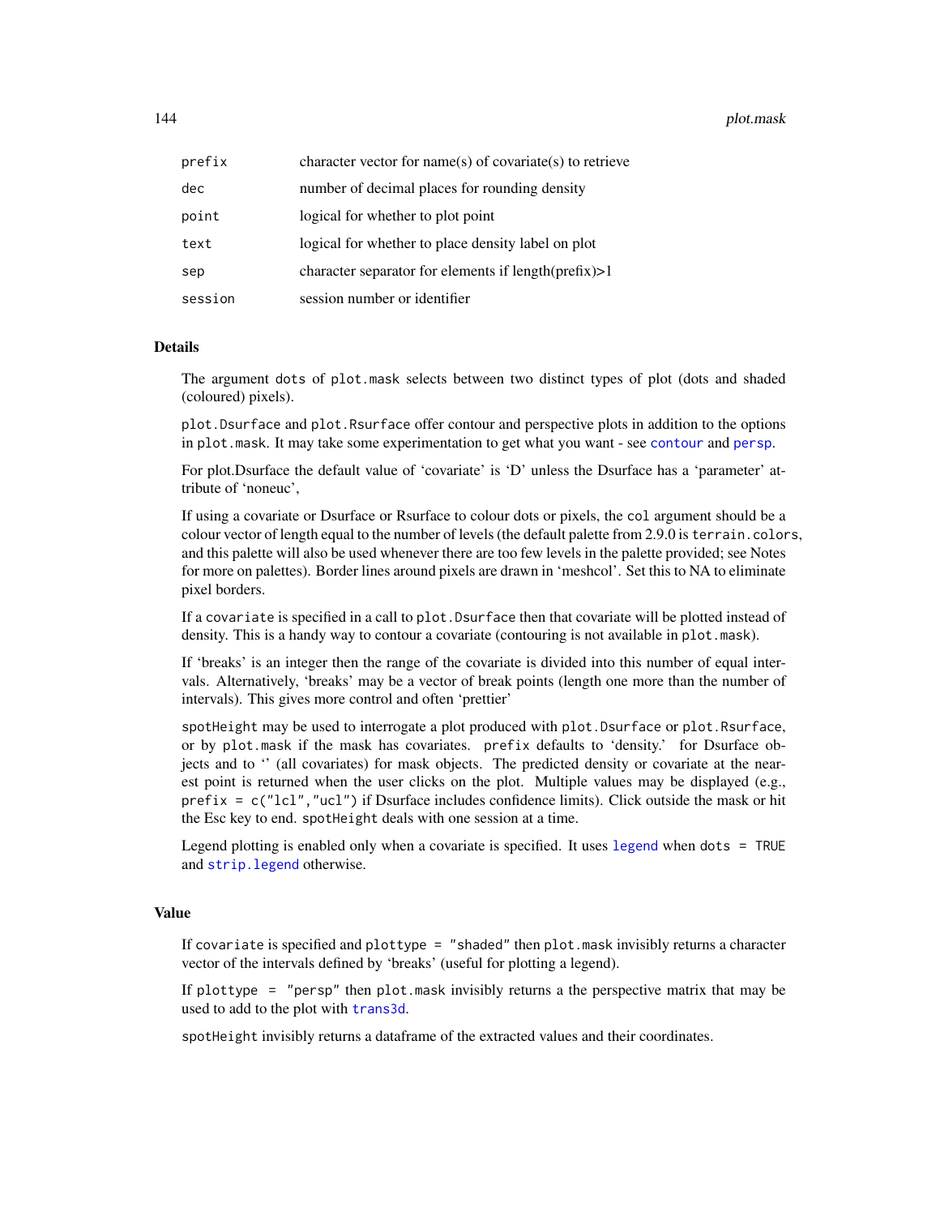| | |
|---|---|
| `prefix` | character vector for name(s) of covariate(s) to retrieve |
| `dec` | number of decimal places for rounding density |
| `point` | logical for whether to plot point |
| `text` | logical for whether to place density label on plot |
| `sep` | character separator for elements if length(prefix)>1 |
| `session` | session number or identifier |

## Details

The argument `dots` of `plot.mask` selects between two distinct types of plot (dots and shaded (coloured) pixels).

`plot.Dsurface` and `plot.Rsurface` offer contour and perspective plots in addition to the options in `plot.mask`. It may take some experimentation to get what you want - see `contour` and `persp`.

For plot.Dsurface the default value of 'covariate' is 'D' unless the Dsurface has a 'parameter' attribute of 'noneuc',

If using a covariate or Dsurface or Rsurface to colour dots or pixels, the `col` argument should be a colour vector of length equal to the number of levels (the default palette from 2.9.0 is `terrain.colors`, and this palette will also be used whenever there are too few levels in the palette provided; see Notes for more on palettes). Border lines around pixels are drawn in 'meshcol'. Set this to NA to eliminate pixel borders.

If a `covariate` is specified in a call to `plot.Dsurface` then that covariate will be plotted instead of density. This is a handy way to contour a covariate (contouring is not available in `plot.mask`).

If 'breaks' is an integer then the range of the covariate is divided into this number of equal intervals. Alternatively, 'breaks' may be a vector of break points (length one more than the number of intervals). This gives more control and often 'prettier'

`spotHeight` may be used to interrogate a plot produced with `plot.Dsurface` or `plot.Rsurface`, or by `plot.mask` if the mask has covariates. `prefix` defaults to 'density.' for Dsurface objects and to '' (all covariates) for mask objects. The predicted density or covariate at the nearest point is returned when the user clicks on the plot. Multiple values may be displayed (e.g., `prefix = c("lcl","ucl")` if Dsurface includes confidence limits). Click outside the mask or hit the Esc key to end. `spotHeight` deals with one session at a time.

Legend plotting is enabled only when a covariate is specified. It uses `legend` when `dots = TRUE` and `strip.legend` otherwise.

## Value

If `covariate` is specified and `plottype = "shaded"` then `plot.mask` invisibly returns a character vector of the intervals defined by 'breaks' (useful for plotting a legend).

If `plottype = "persp"` then `plot.mask` invisibly returns a the perspective matrix that may be used to add to the plot with `trans3d`.

`spotHeight` invisibly returns a dataframe of the extracted values and their coordinates.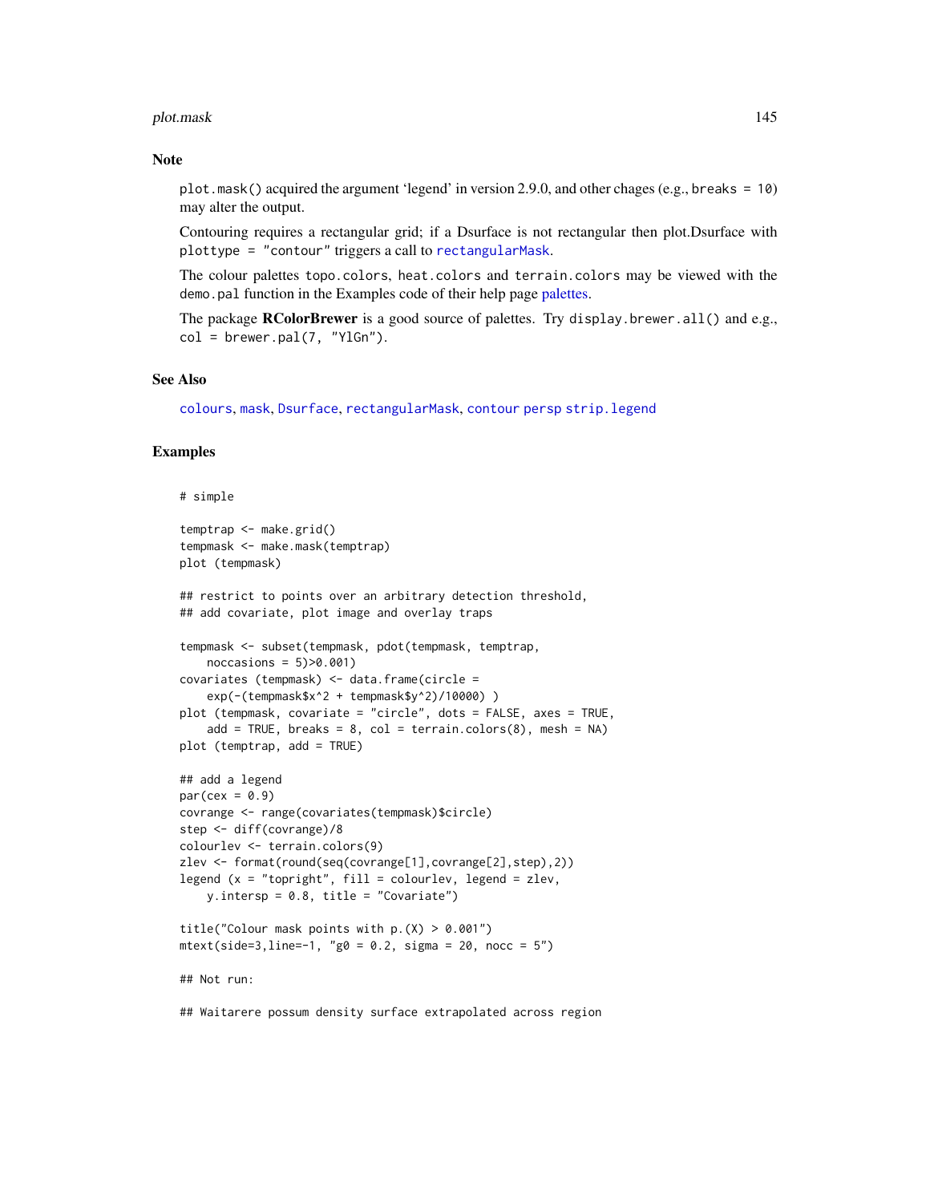## Note

plot.mask() acquired the argument 'legend' in version 2.9.0, and other chages (e.g., breaks = 10) may alter the output.

Contouring requires a rectangular grid; if a Dsurface is not rectangular then plot.Dsurface with plottype = "contour" triggers a call to rectangularMask.

The colour palettes topo.colors, heat.colors and terrain.colors may be viewed with the demo.pal function in the Examples code of their help page palettes.

The package **RColorBrewer** is a good source of palettes. Try display.brewer.all() and e.g., col = brewer.pal(7, "YlGn").

## See Also

colours, mask, Dsurface, rectangularMask, contour persp strip.legend

## Examples

```
# simple

temptrap <- make.grid()
tempmask <- make.mask(temptrap)
plot (tempmask)

## restrict to points over an arbitrary detection threshold,
## add covariate, plot image and overlay traps

tempmask <- subset(tempmask, pdot(tempmask, temptrap,
    noccasions = 5)>0.001)
covariates (tempmask) <- data.frame(circle =
    exp(-(tempmask$x^2 + tempmask$y^2)/10000) )
plot (tempmask, covariate = "circle", dots = FALSE, axes = TRUE,
    add = TRUE, breaks = 8, col = terrain.colors(8), mesh = NA)
plot (temptrap, add = TRUE)

## add a legend
par(cex = 0.9)
covrange <- range(covariates(tempmask)$circle)
step <- diff(covrange)/8
colourlev <- terrain.colors(9)
zlev <- format(round(seq(covrange[1],covrange[2],step),2))
legend (x = "topright", fill = colourlev, legend = zlev,
    y.intersp = 0.8, title = "Covariate")

title("Colour mask points with p.(X) > 0.001")
mtext(side=3,line=-1, "g0 = 0.2, sigma = 20, nocc = 5")

## Not run:

## Waitarere possum density surface extrapolated across region
```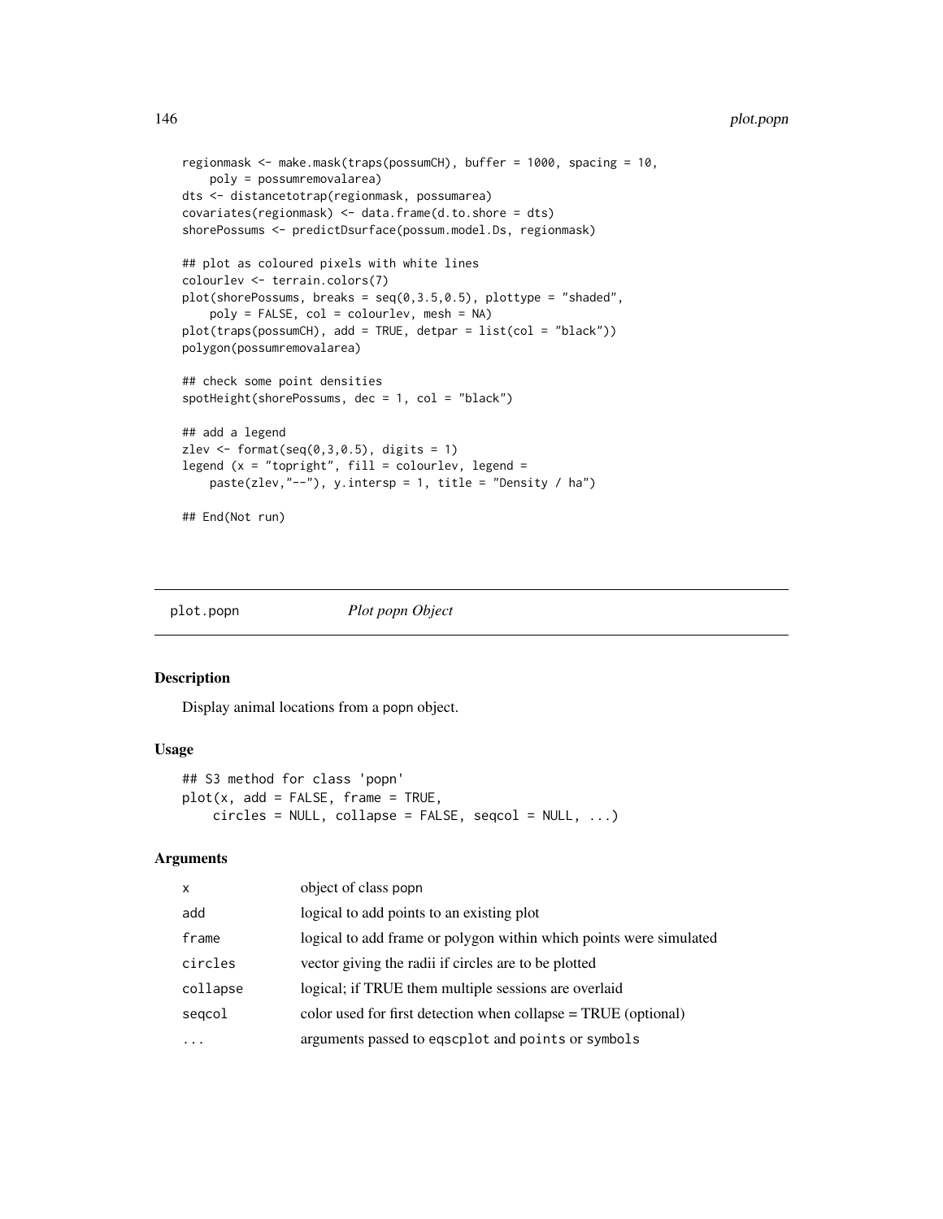```
regionmask <- make.mask(traps(possumCH), buffer = 1000, spacing = 10,
    poly = possumremovalarea)
dts <- distancetotrap(regionmask, possumarea)
covariates(regionmask) <- data.frame(d.to.shore = dts)
shorePossums <- predictDsurface(possum.model.Ds, regionmask)

## plot as coloured pixels with white lines
colourlev <- terrain.colors(7)
plot(shorePossums, breaks = seq(0,3.5,0.5), plottype = "shaded",
    poly = FALSE, col = colourlev, mesh = NA)
plot(traps(possumCH), add = TRUE, detpar = list(col = "black"))
polygon(possumremovalarea)

## check some point densities
spotHeight(shorePossums, dec = 1, col = "black")

## add a legend
zlev <- format(seq(0,3,0.5), digits = 1)
legend (x = "topright", fill = colourlev, legend =
    paste(zlev,"--"), y.intersp = 1, title = "Density / ha")

## End(Not run)
```

## plot.popn *Plot popn Object*

### Description

Display animal locations from a popn object.

### Usage

```
## S3 method for class 'popn'
plot(x, add = FALSE, frame = TRUE,
     circles = NULL, collapse = FALSE, seqcol = NULL, ...)
```

### Arguments

| | |
|---|---|
| x | object of class popn |
| add | logical to add points to an existing plot |
| frame | logical to add frame or polygon within which points were simulated |
| circles | vector giving the radii if circles are to be plotted |
| collapse | logical; if TRUE them multiple sessions are overlaid |
| seqcol | color used for first detection when collapse = TRUE (optional) |
| ... | arguments passed to eqscplot and points or symbols |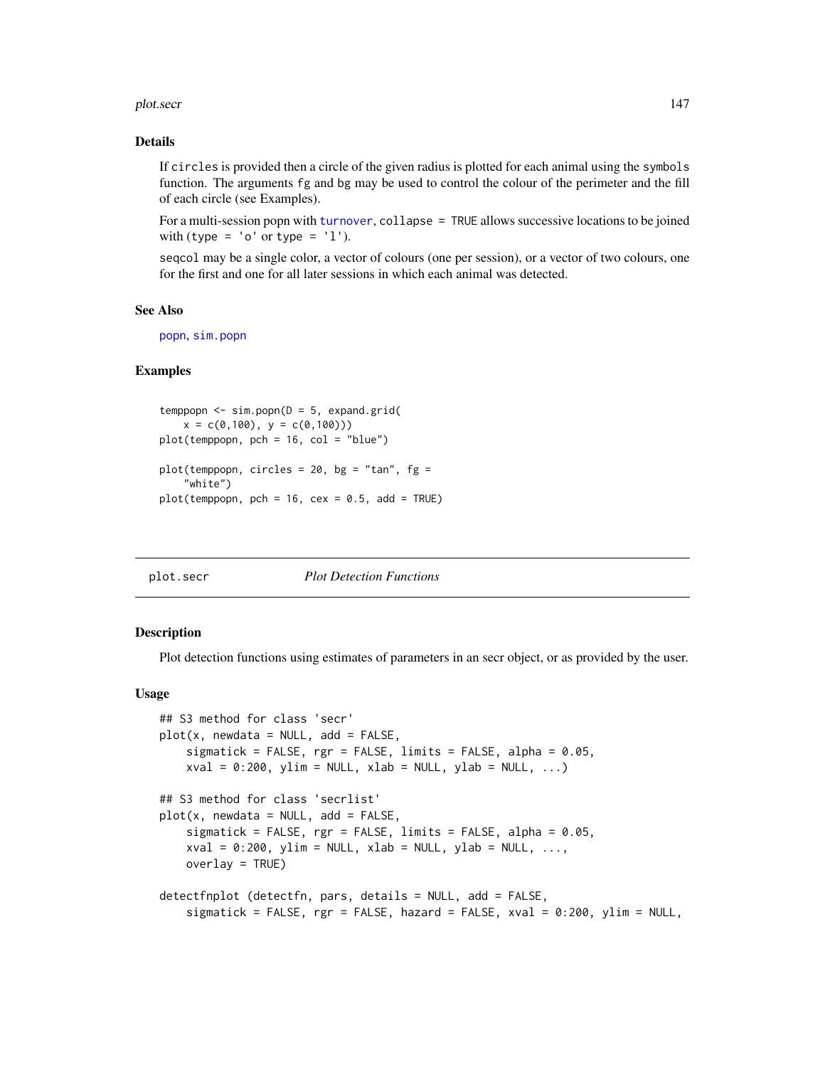### Details

If `circles` is provided then a circle of the given radius is plotted for each animal using the `symbols` function. The arguments `fg` and `bg` may be used to control the colour of the perimeter and the fill of each circle (see Examples).

For a multi-session popn with `turnover`, `collapse = TRUE` allows successive locations to be joined with (`type = 'o'` or `type = 'l'`).

`seqcol` may be a single color, a vector of colours (one per session), or a vector of two colours, one for the first and one for all later sessions in which each animal was detected.

### See Also

`popn`, `sim.popn`

### Examples

```
temppopn <- sim.popn(D = 5, expand.grid(
    x = c(0,100), y = c(0,100)))
plot(temppopn, pch = 16, col = "blue")

plot(temppopn, circles = 20, bg = "tan", fg =
    "white")
plot(temppopn, pch = 16, cex = 0.5, add = TRUE)
```

---

## plot.secr — *Plot Detection Functions*

### Description

Plot detection functions using estimates of parameters in an secr object, or as provided by the user.

### Usage

```
## S3 method for class 'secr'
plot(x, newdata = NULL, add = FALSE,
    sigmatick = FALSE, rgr = FALSE, limits = FALSE, alpha = 0.05,
    xval = 0:200, ylim = NULL, xlab = NULL, ylab = NULL, ...)

## S3 method for class 'secrlist'
plot(x, newdata = NULL, add = FALSE,
    sigmatick = FALSE, rgr = FALSE, limits = FALSE, alpha = 0.05,
    xval = 0:200, ylim = NULL, xlab = NULL, ylab = NULL, ...,
    overlay = TRUE)

detectfnplot (detectfn, pars, details = NULL, add = FALSE,
    sigmatick = FALSE, rgr = FALSE, hazard = FALSE, xval = 0:200, ylim = NULL,
```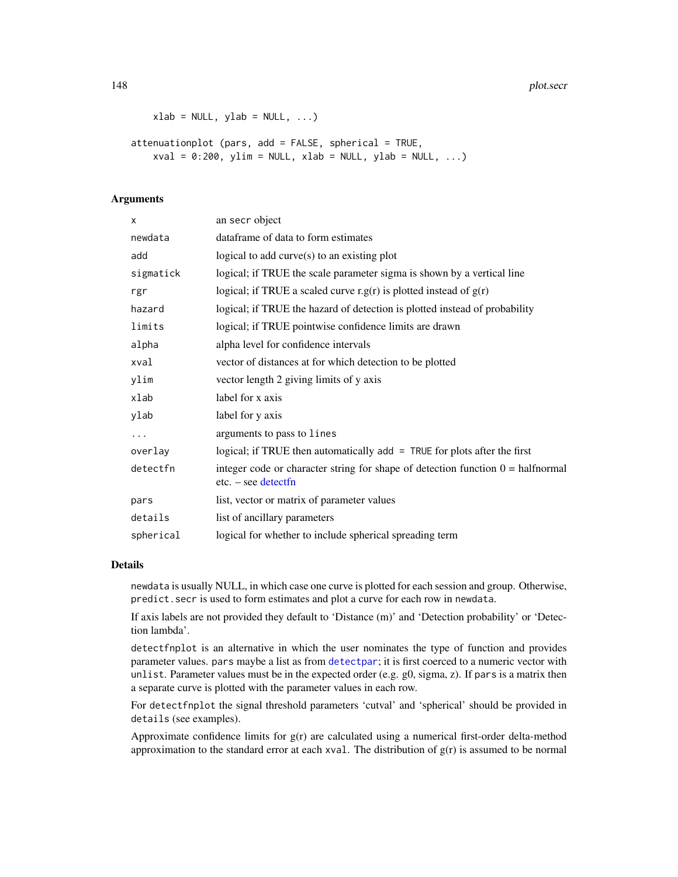```
    xlab = NULL, ylab = NULL, ...)

attenuationplot (pars, add = FALSE, spherical = TRUE,
    xval = 0:200, ylim = NULL, xlab = NULL, ylab = NULL, ...)
```

## Arguments

| | |
|---|---|
| `x` | an `secr` object |
| `newdata` | dataframe of data to form estimates |
| `add` | logical to add curve(s) to an existing plot |
| `sigmatick` | logical; if TRUE the scale parameter sigma is shown by a vertical line |
| `rgr` | logical; if TRUE a scaled curve r.g(r) is plotted instead of g(r) |
| `hazard` | logical; if TRUE the hazard of detection is plotted instead of probability |
| `limits` | logical; if TRUE pointwise confidence limits are drawn |
| `alpha` | alpha level for confidence intervals |
| `xval` | vector of distances at for which detection to be plotted |
| `ylim` | vector length 2 giving limits of y axis |
| `xlab` | label for x axis |
| `ylab` | label for y axis |
| `...` | arguments to pass to `lines` |
| `overlay` | logical; if TRUE then automatically `add = TRUE` for plots after the first |
| `detectfn` | integer code or character string for shape of detection function 0 = halfnormal etc. – see detectfn |
| `pars` | list, vector or matrix of parameter values |
| `details` | list of ancillary parameters |
| `spherical` | logical for whether to include spherical spreading term |

## Details

`newdata` is usually NULL, in which case one curve is plotted for each session and group. Otherwise, `predict.secr` is used to form estimates and plot a curve for each row in `newdata`.

If axis labels are not provided they default to 'Distance (m)' and 'Detection probability' or 'Detection lambda'.

`detectfnplot` is an alternative in which the user nominates the type of function and provides parameter values. `pars` maybe a list as from `detectpar`; it is first coerced to a numeric vector with `unlist`. Parameter values must be in the expected order (e.g. g0, sigma, z). If `pars` is a matrix then a separate curve is plotted with the parameter values in each row.

For `detectfnplot` the signal threshold parameters 'cutval' and 'spherical' should be provided in `details` (see examples).

Approximate confidence limits for g(r) are calculated using a numerical first-order delta-method approximation to the standard error at each `xval`. The distribution of g(r) is assumed to be normal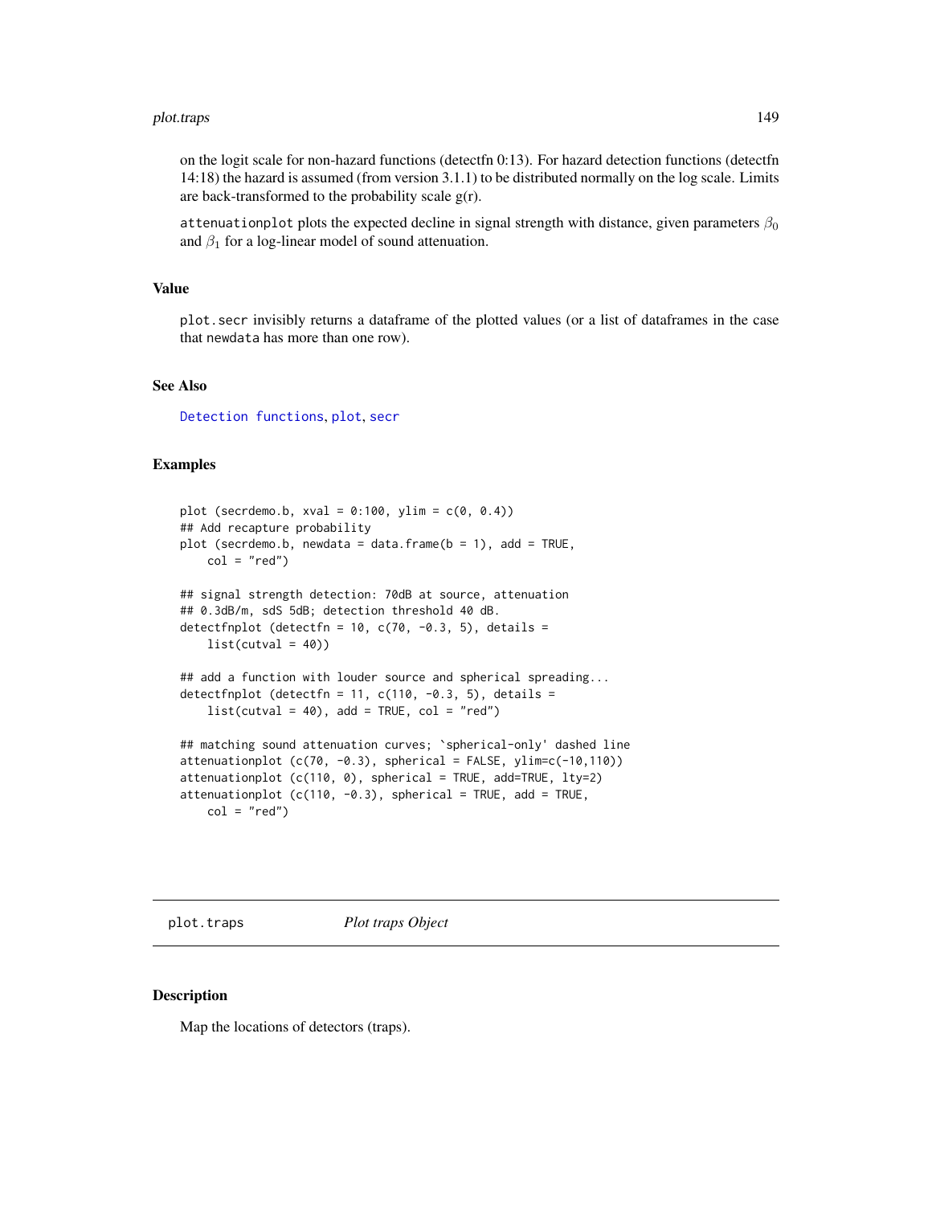on the logit scale for non-hazard functions (detectfn 0:13). For hazard detection functions (detectfn 14:18) the hazard is assumed (from version 3.1.1) to be distributed normally on the log scale. Limits are back-transformed to the probability scale g(r).

attenuationplot plots the expected decline in signal strength with distance, given parameters $\beta_0$ and $\beta_1$ for a log-linear model of sound attenuation.

### Value

plot.secr invisibly returns a dataframe of the plotted values (or a list of dataframes in the case that newdata has more than one row).

### See Also

Detection functions, plot, secr

### Examples

```
plot (secrdemo.b, xval = 0:100, ylim = c(0, 0.4))
## Add recapture probability
plot (secrdemo.b, newdata = data.frame(b = 1), add = TRUE,
    col = "red")

## signal strength detection: 70dB at source, attenuation
## 0.3dB/m, sdS 5dB; detection threshold 40 dB.
detectfnplot (detectfn = 10, c(70, -0.3, 5), details =
    list(cutval = 40))

## add a function with louder source and spherical spreading...
detectfnplot (detectfn = 11, c(110, -0.3, 5), details =
    list(cutval = 40), add = TRUE, col = "red")

## matching sound attenuation curves; `spherical-only' dashed line
attenuationplot (c(70, -0.3), spherical = FALSE, ylim=c(-10,110))
attenuationplot (c(110, 0), spherical = TRUE, add=TRUE, lty=2)
attenuationplot (c(110, -0.3), spherical = TRUE, add = TRUE,
    col = "red")
```

## plot.traps *Plot traps Object*

### Description

Map the locations of detectors (traps).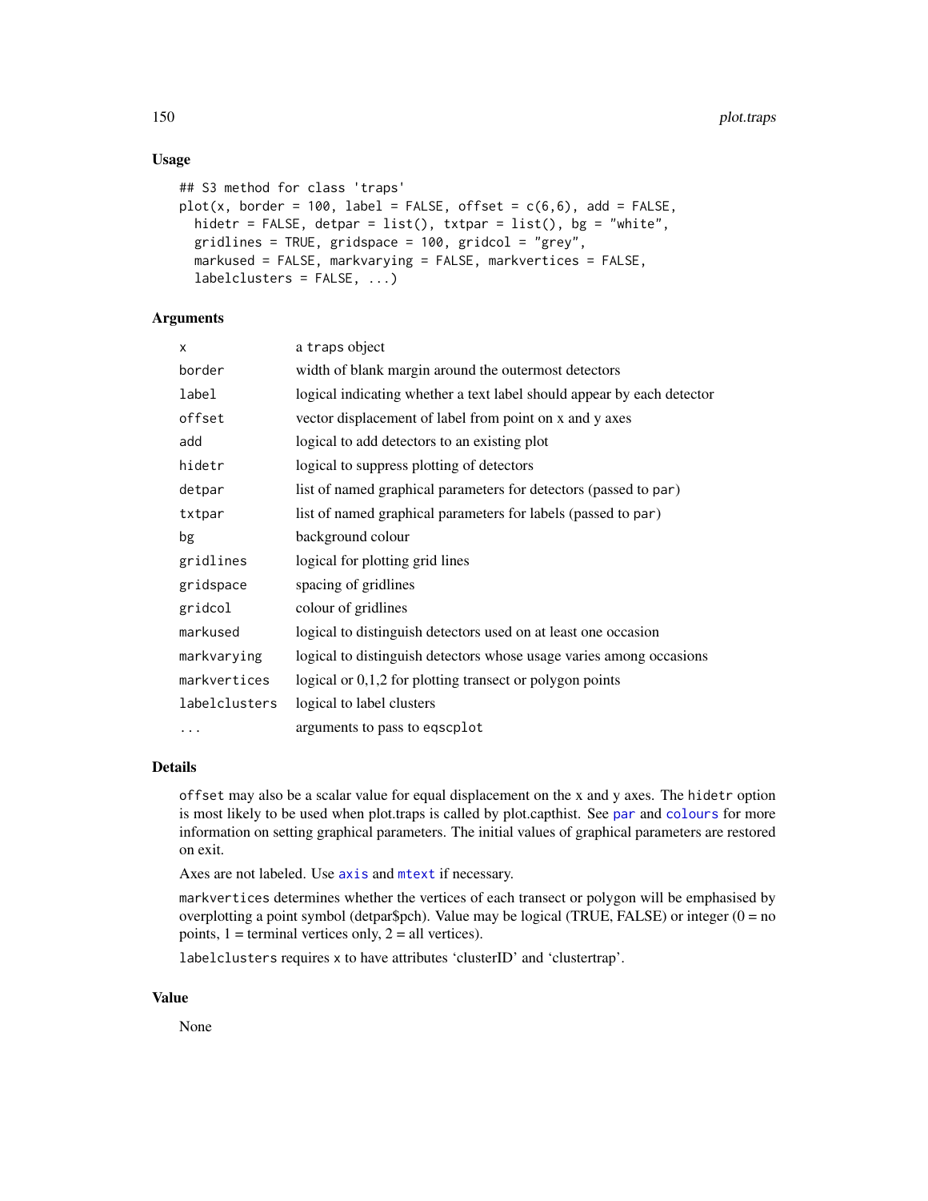## Usage

```
## S3 method for class 'traps'
plot(x, border = 100, label = FALSE, offset = c(6,6), add = FALSE,
  hidetr = FALSE, detpar = list(), txtpar = list(), bg = "white",
  gridlines = TRUE, gridspace = 100, gridcol = "grey",
  markused = FALSE, markvarying = FALSE, markvertices = FALSE,
  labelclusters = FALSE, ...)
```

## Arguments

| | |
|---|---|
| `x` | a `traps` object |
| `border` | width of blank margin around the outermost detectors |
| `label` | logical indicating whether a text label should appear by each detector |
| `offset` | vector displacement of label from point on x and y axes |
| `add` | logical to add detectors to an existing plot |
| `hidetr` | logical to suppress plotting of detectors |
| `detpar` | list of named graphical parameters for detectors (passed to `par`) |
| `txtpar` | list of named graphical parameters for labels (passed to `par`) |
| `bg` | background colour |
| `gridlines` | logical for plotting grid lines |
| `gridspace` | spacing of gridlines |
| `gridcol` | colour of gridlines |
| `markused` | logical to distinguish detectors used on at least one occasion |
| `markvarying` | logical to distinguish detectors whose usage varies among occasions |
| `markvertices` | logical or 0,1,2 for plotting transect or polygon points |
| `labelclusters` | logical to label clusters |
| `...` | arguments to pass to `eqscplot` |

## Details

`offset` may also be a scalar value for equal displacement on the x and y axes. The `hidetr` option is most likely to be used when plot.traps is called by plot.capthist. See `par` and `colours` for more information on setting graphical parameters. The initial values of graphical parameters are restored on exit.

Axes are not labeled. Use `axis` and `mtext` if necessary.

`markvertices` determines whether the vertices of each transect or polygon will be emphasised by overplotting a point symbol (detpar$pch). Value may be logical (TRUE, FALSE) or integer (0 = no points, 1 = terminal vertices only, 2 = all vertices).

`labelclusters` requires x to have attributes 'clusterID' and 'clustertrap'.

## Value

None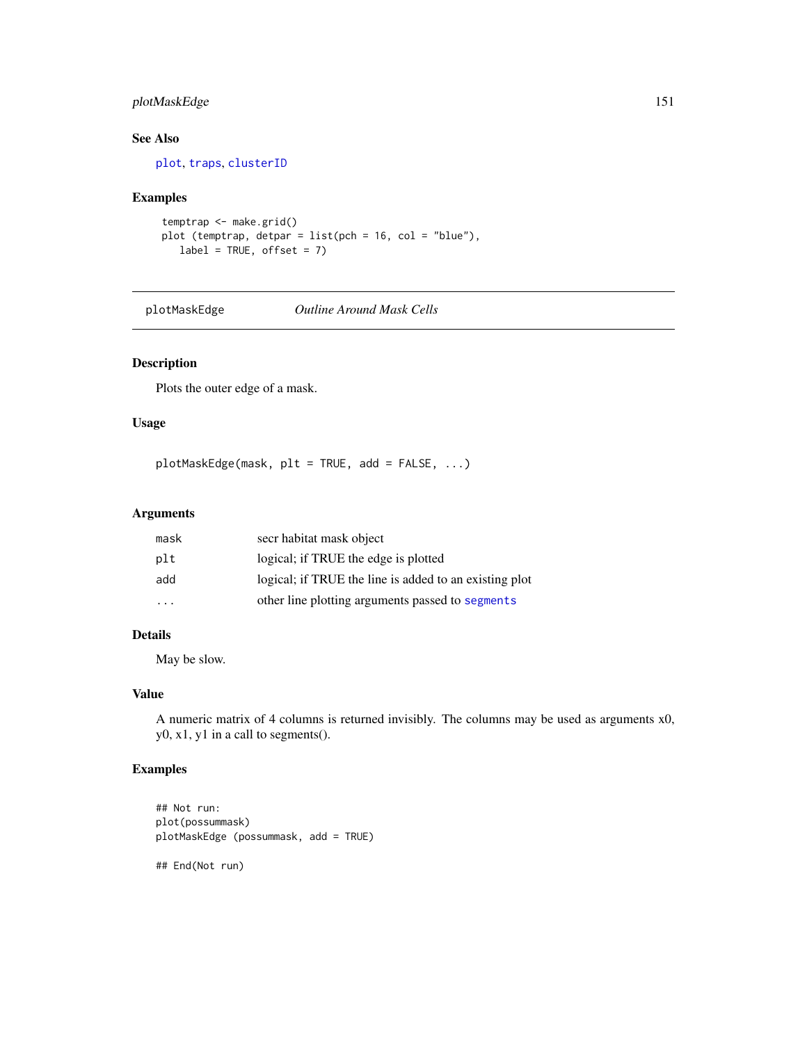### See Also

plot, traps, clusterID

### Examples

```
temptrap <- make.grid()
plot (temptrap, detpar = list(pch = 16, col = "blue"),
   label = TRUE, offset = 7)
```

---

## plotMaskEdge — *Outline Around Mask Cells*

---

### Description

Plots the outer edge of a mask.

### Usage

```
plotMaskEdge(mask, plt = TRUE, add = FALSE, ...)
```

### Arguments

| | |
|---|---|
| `mask` | secr habitat mask object |
| `plt` | logical; if TRUE the edge is plotted |
| `add` | logical; if TRUE the line is added to an existing plot |
| `...` | other line plotting arguments passed to `segments` |

### Details

May be slow.

### Value

A numeric matrix of 4 columns is returned invisibly. The columns may be used as arguments x0, y0, x1, y1 in a call to segments().

### Examples

```
## Not run:
plot(possummask)
plotMaskEdge (possummask, add = TRUE)

## End(Not run)
```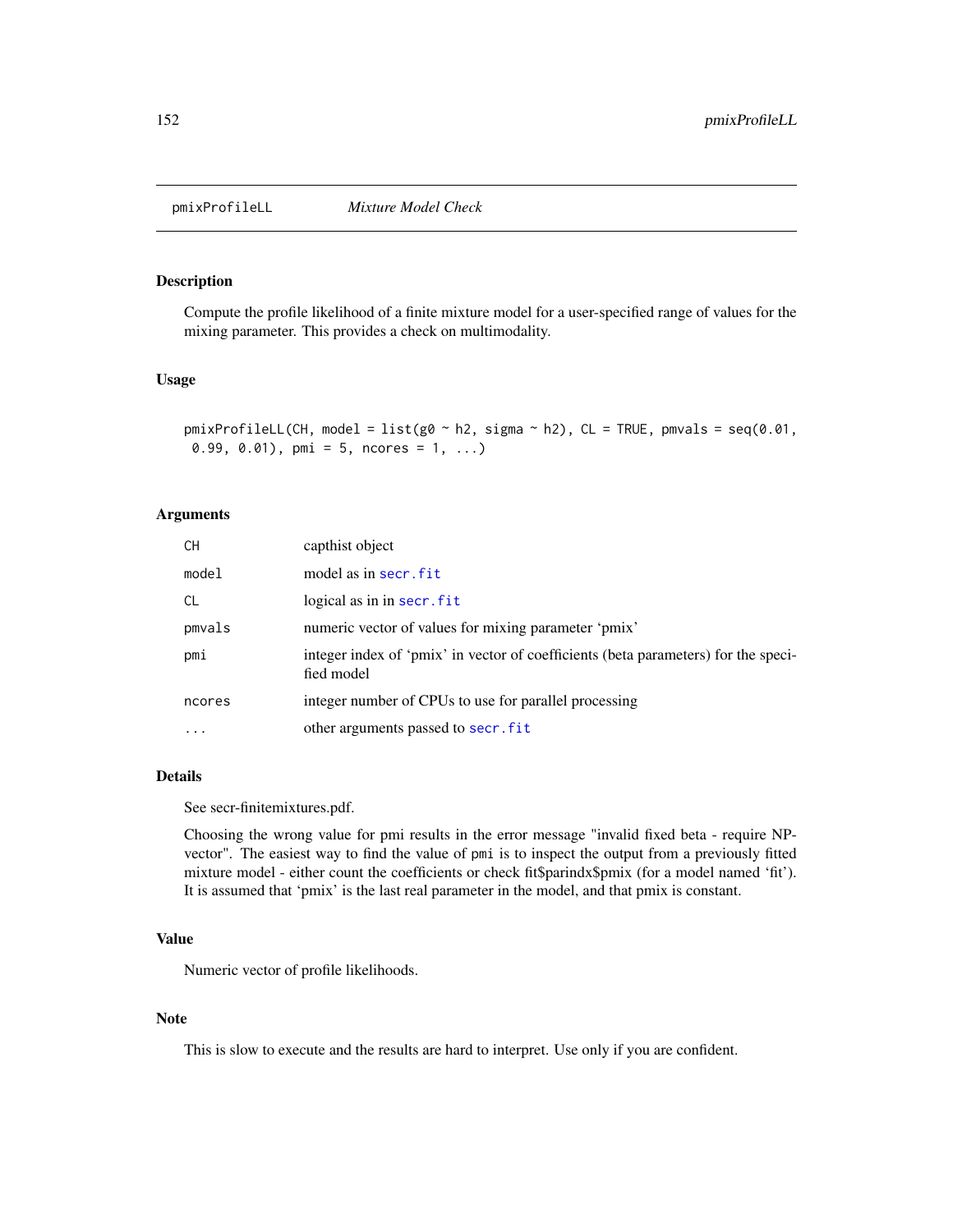pmixProfileLL *Mixture Model Check*

## Description

Compute the profile likelihood of a finite mixture model for a user-specified range of values for the mixing parameter. This provides a check on multimodality.

## Usage

```
pmixProfileLL(CH, model = list(g0 ~ h2, sigma ~ h2), CL = TRUE, pmvals = seq(0.01,
 0.99, 0.01), pmi = 5, ncores = 1, ...)
```

## Arguments

| | |
|---|---|
| CH | capthist object |
| model | model as in secr.fit |
| CL | logical as in in secr.fit |
| pmvals | numeric vector of values for mixing parameter 'pmix' |
| pmi | integer index of 'pmix' in vector of coefficients (beta parameters) for the specified model |
| ncores | integer number of CPUs to use for parallel processing |
| ... | other arguments passed to secr.fit |

## Details

See secr-finitemixtures.pdf.

Choosing the wrong value for pmi results in the error message "invalid fixed beta - require NP-vector". The easiest way to find the value of pmi is to inspect the output from a previously fitted mixture model - either count the coefficients or check fit$parindx$pmix (for a model named 'fit'). It is assumed that 'pmix' is the last real parameter in the model, and that pmix is constant.

## Value

Numeric vector of profile likelihoods.

## Note

This is slow to execute and the results are hard to interpret. Use only if you are confident.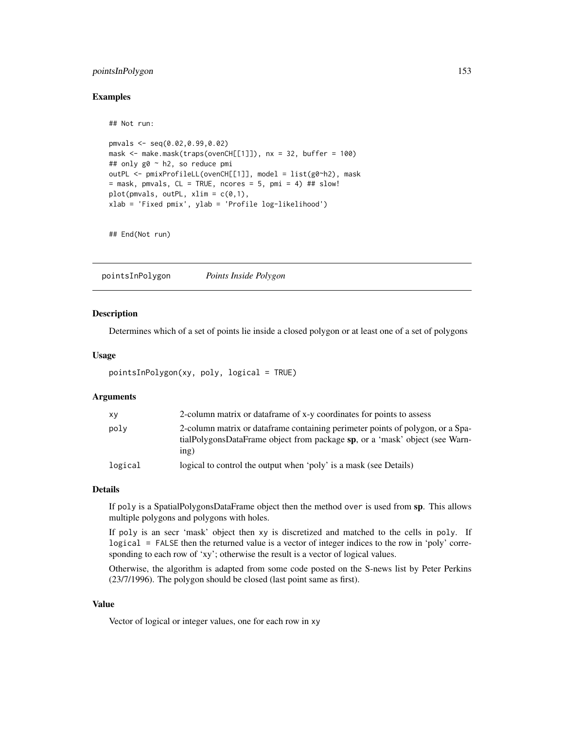### Examples

```
## Not run:

pmvals <- seq(0.02,0.99,0.02)
mask <- make.mask(traps(ovenCH[[1]]), nx = 32, buffer = 100)
## only g0 ~ h2, so reduce pmi
outPL <- pmixProfileLL(ovenCH[[1]], model = list(g0~h2), mask
= mask, pmvals, CL = TRUE, ncores = 5, pmi = 4) ## slow!
plot(pmvals, outPL, xlim = c(0,1),
xlab = 'Fixed pmix', ylab = 'Profile log-likelihood')


## End(Not run)
```

---

## pointsInPolygon *Points Inside Polygon*

---

### Description

Determines which of a set of points lie inside a closed polygon or at least one of a set of polygons

### Usage

```
pointsInPolygon(xy, poly, logical = TRUE)
```

### Arguments

| | |
|---|---|
| xy | 2-column matrix or dataframe of x-y coordinates for points to assess |
| poly | 2-column matrix or dataframe containing perimeter points of polygon, or a SpatialPolygonsDataFrame object from package **sp**, or a 'mask' object (see Warning) |
| logical | logical to control the output when 'poly' is a mask (see Details) |

### Details

If `poly` is a SpatialPolygonsDataFrame object then the method `over` is used from **sp**. This allows multiple polygons and polygons with holes.

If `poly` is an secr 'mask' object then `xy` is discretized and matched to the cells in `poly`. If `logical = FALSE` then the returned value is a vector of integer indices to the row in 'poly' corresponding to each row of 'xy'; otherwise the result is a vector of logical values.

Otherwise, the algorithm is adapted from some code posted on the S-news list by Peter Perkins (23/7/1996). The polygon should be closed (last point same as first).

### Value

Vector of logical or integer values, one for each row in `xy`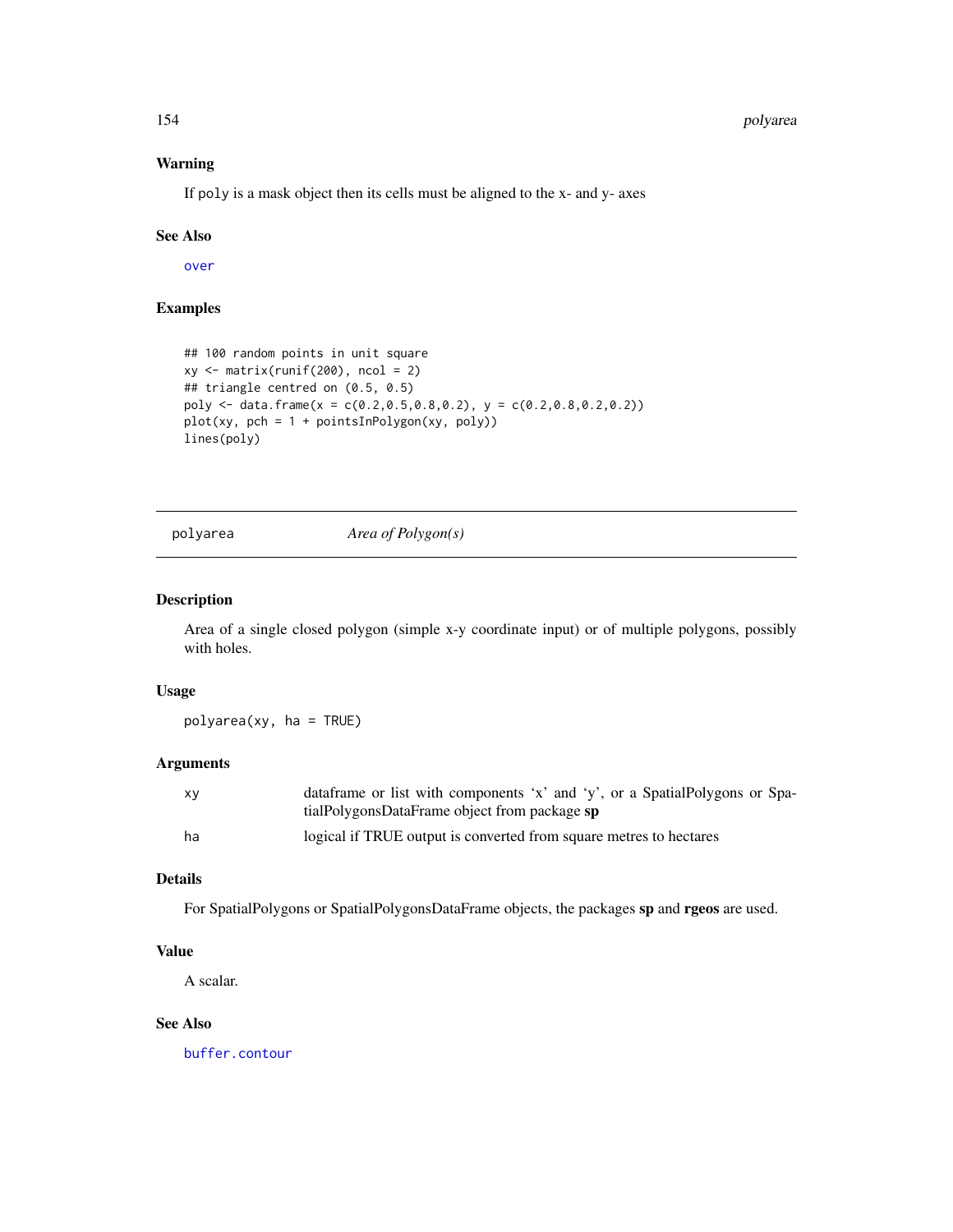### Warning

If `poly` is a mask object then its cells must be aligned to the x- and y- axes

### See Also

`over`

### Examples

```
## 100 random points in unit square
xy <- matrix(runif(200), ncol = 2)
## triangle centred on (0.5, 0.5)
poly <- data.frame(x = c(0.2,0.5,0.8,0.2), y = c(0.2,0.8,0.2,0.2))
plot(xy, pch = 1 + pointsInPolygon(xy, poly))
lines(poly)
```

---

## polyarea — *Area of Polygon(s)*

---

### Description

Area of a single closed polygon (simple x-y coordinate input) or of multiple polygons, possibly with holes.

### Usage

```
polyarea(xy, ha = TRUE)
```

### Arguments

| | |
|---|---|
| `xy` | dataframe or list with components 'x' and 'y', or a SpatialPolygons or SpatialPolygonsDataFrame object from package **sp** |
| `ha` | logical if TRUE output is converted from square metres to hectares |

### Details

For SpatialPolygons or SpatialPolygonsDataFrame objects, the packages **sp** and **rgeos** are used.

### Value

A scalar.

### See Also

`buffer.contour`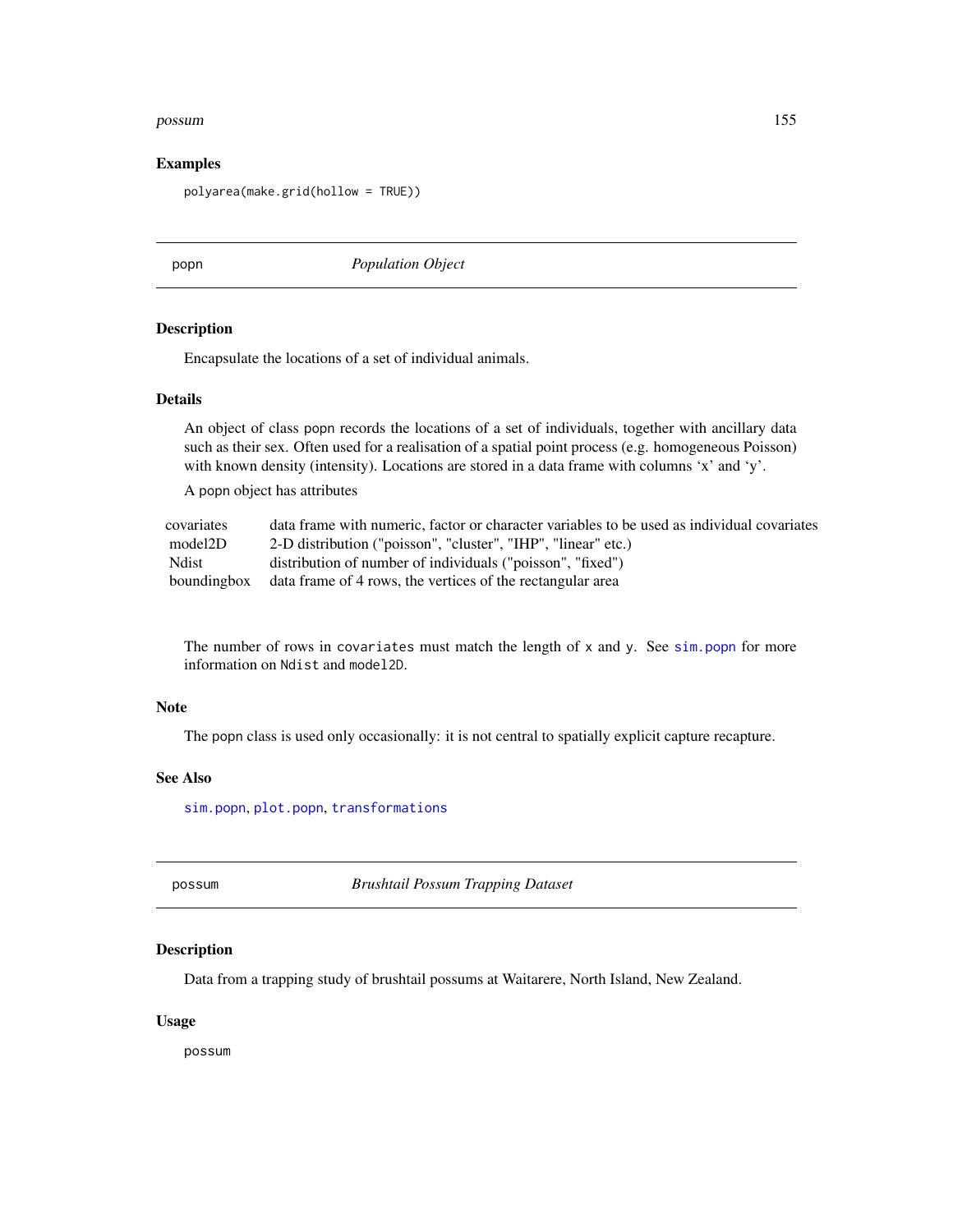### Examples

```
polyarea(make.grid(hollow = TRUE))
```

---

## popn — *Population Object*

### Description

Encapsulate the locations of a set of individual animals.

### Details

An object of class popn records the locations of a set of individuals, together with ancillary data such as their sex. Often used for a realisation of a spatial point process (e.g. homogeneous Poisson) with known density (intensity). Locations are stored in a data frame with columns 'x' and 'y'.

A popn object has attributes

| | |
|---|---|
| covariates | data frame with numeric, factor or character variables to be used as individual covariates |
| model2D | 2-D distribution ("poisson", "cluster", "IHP", "linear" etc.) |
| Ndist | distribution of number of individuals ("poisson", "fixed") |
| boundingbox | data frame of 4 rows, the vertices of the rectangular area |

The number of rows in `covariates` must match the length of `x` and `y`. See `sim.popn` for more information on `Ndist` and `model2D`.

### Note

The popn class is used only occasionally: it is not central to spatially explicit capture recapture.

### See Also

`sim.popn`, `plot.popn`, `transformations`

---

## possum — *Brushtail Possum Trapping Dataset*

### Description

Data from a trapping study of brushtail possums at Waitarere, North Island, New Zealand.

### Usage

```
possum
```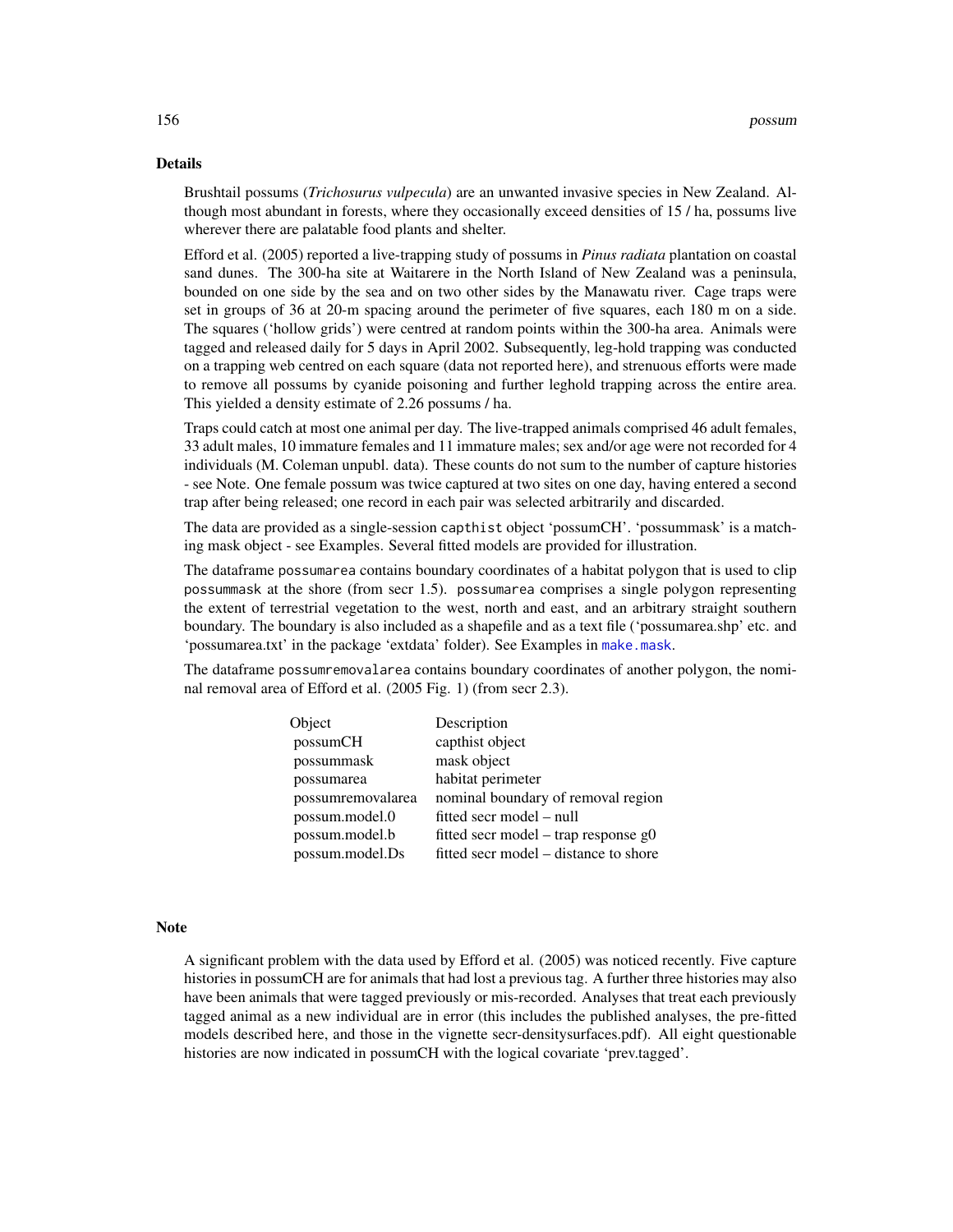## Details

Brushtail possums (*Trichosurus vulpecula*) are an unwanted invasive species in New Zealand. Although most abundant in forests, where they occasionally exceed densities of 15 / ha, possums live wherever there are palatable food plants and shelter.

Efford et al. (2005) reported a live-trapping study of possums in *Pinus radiata* plantation on coastal sand dunes. The 300-ha site at Waitarere in the North Island of New Zealand was a peninsula, bounded on one side by the sea and on two other sides by the Manawatu river. Cage traps were set in groups of 36 at 20-m spacing around the perimeter of five squares, each 180 m on a side. The squares ('hollow grids') were centred at random points within the 300-ha area. Animals were tagged and released daily for 5 days in April 2002. Subsequently, leg-hold trapping was conducted on a trapping web centred on each square (data not reported here), and strenuous efforts were made to remove all possums by cyanide poisoning and further leghold trapping across the entire area. This yielded a density estimate of 2.26 possums / ha.

Traps could catch at most one animal per day. The live-trapped animals comprised 46 adult females, 33 adult males, 10 immature females and 11 immature males; sex and/or age were not recorded for 4 individuals (M. Coleman unpubl. data). These counts do not sum to the number of capture histories - see Note. One female possum was twice captured at two sites on one day, having entered a second trap after being released; one record in each pair was selected arbitrarily and discarded.

The data are provided as a single-session `capthist` object 'possumCH'. 'possummask' is a matching mask object - see Examples. Several fitted models are provided for illustration.

The dataframe `possumarea` contains boundary coordinates of a habitat polygon that is used to clip `possummask` at the shore (from secr 1.5). `possumarea` comprises a single polygon representing the extent of terrestrial vegetation to the west, north and east, and an arbitrary straight southern boundary. The boundary is also included as a shapefile and as a text file ('possumarea.shp' etc. and 'possumarea.txt' in the package 'extdata' folder). See Examples in `make.mask`.

The dataframe `possumremovalarea` contains boundary coordinates of another polygon, the nominal removal area of Efford et al. (2005 Fig. 1) (from secr 2.3).

| Object | Description |
|---|---|
| possumCH | capthist object |
| possummask | mask object |
| possumarea | habitat perimeter |
| possumremovalarea | nominal boundary of removal region |
| possum.model.0 | fitted secr model – null |
| possum.model.b | fitted secr model – trap response g0 |
| possum.model.Ds | fitted secr model – distance to shore |

## Note

A significant problem with the data used by Efford et al. (2005) was noticed recently. Five capture histories in possumCH are for animals that had lost a previous tag. A further three histories may also have been animals that were tagged previously or mis-recorded. Analyses that treat each previously tagged animal as a new individual are in error (this includes the published analyses, the pre-fitted models described here, and those in the vignette secr-densitysurfaces.pdf). All eight questionable histories are now indicated in possumCH with the logical covariate 'prev.tagged'.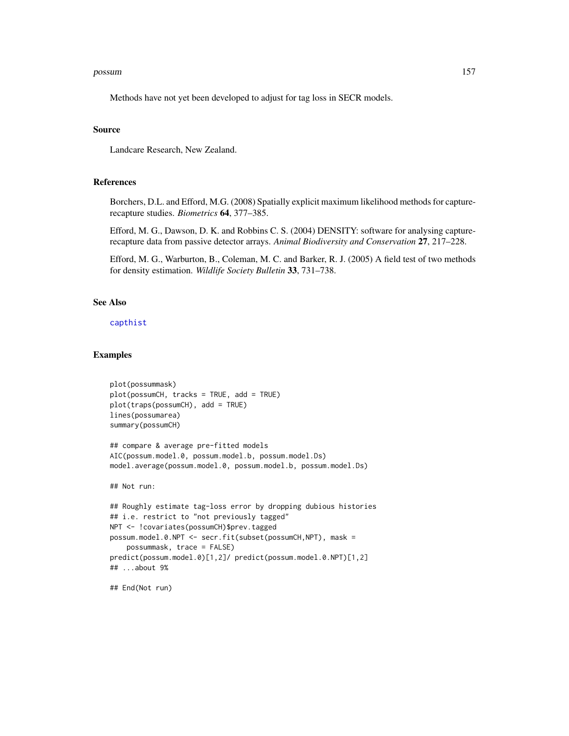Methods have not yet been developed to adjust for tag loss in SECR models.

## Source

Landcare Research, New Zealand.

## References

Borchers, D.L. and Efford, M.G. (2008) Spatially explicit maximum likelihood methods for capture-recapture studies. *Biometrics* **64**, 377–385.

Efford, M. G., Dawson, D. K. and Robbins C. S. (2004) DENSITY: software for analysing capture-recapture data from passive detector arrays. *Animal Biodiversity and Conservation* **27**, 217–228.

Efford, M. G., Warburton, B., Coleman, M. C. and Barker, R. J. (2005) A field test of two methods for density estimation. *Wildlife Society Bulletin* **33**, 731–738.

## See Also

capthist

## Examples

```
plot(possummask)
plot(possumCH, tracks = TRUE, add = TRUE)
plot(traps(possumCH), add = TRUE)
lines(possumarea)
summary(possumCH)

## compare & average pre-fitted models
AIC(possum.model.0, possum.model.b, possum.model.Ds)
model.average(possum.model.0, possum.model.b, possum.model.Ds)

## Not run:

## Roughly estimate tag-loss error by dropping dubious histories
## i.e. restrict to "not previously tagged"
NPT <- !covariates(possumCH)$prev.tagged
possum.model.0.NPT <- secr.fit(subset(possumCH,NPT), mask =
    possummask, trace = FALSE)
predict(possum.model.0)[1,2]/ predict(possum.model.0.NPT)[1,2]
## ...about 9%

## End(Not run)
```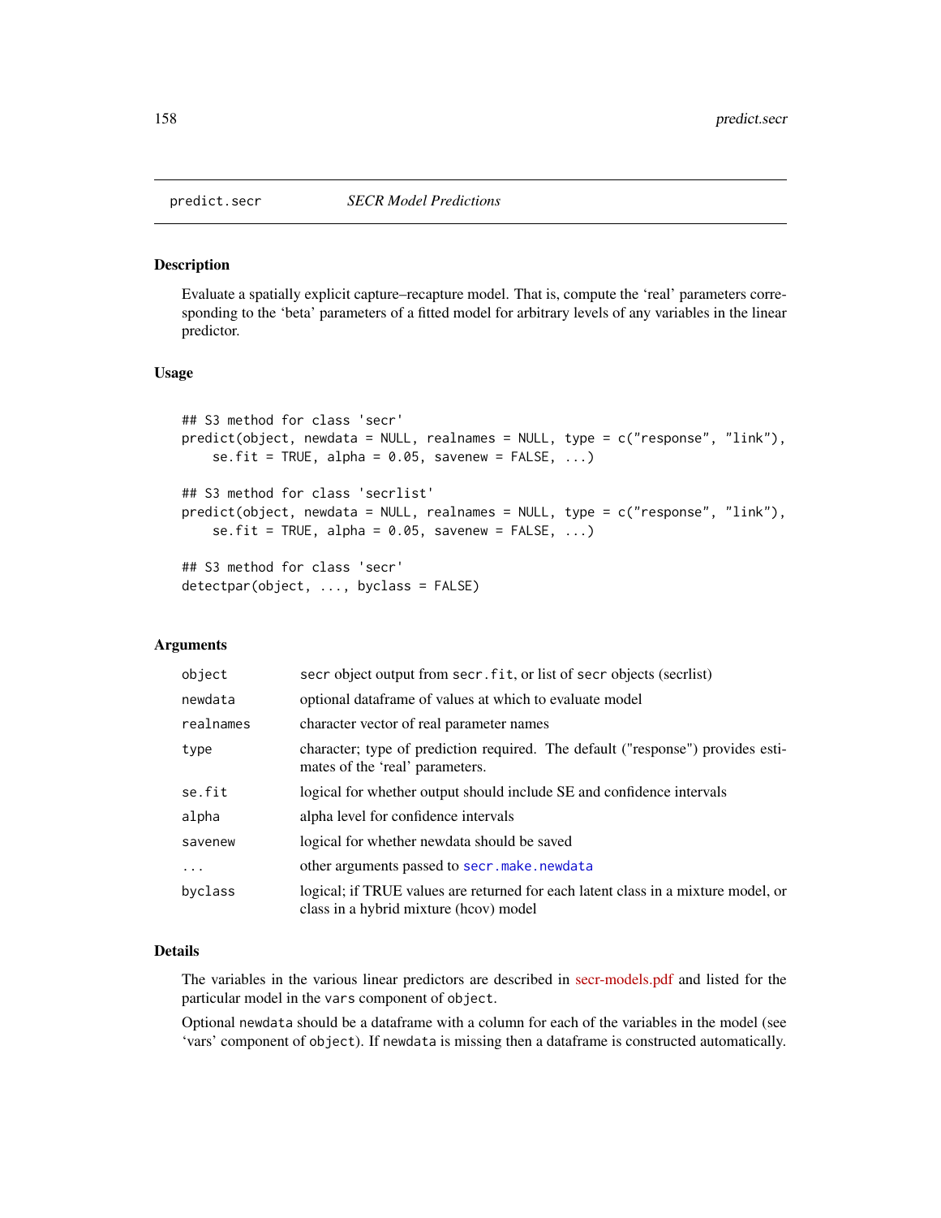predict.secr *SECR Model Predictions*

## Description

Evaluate a spatially explicit capture–recapture model. That is, compute the 'real' parameters corresponding to the 'beta' parameters of a fitted model for arbitrary levels of any variables in the linear predictor.

## Usage

```
## S3 method for class 'secr'
predict(object, newdata = NULL, realnames = NULL, type = c("response", "link"),
    se.fit = TRUE, alpha = 0.05, savenew = FALSE, ...)

## S3 method for class 'secrlist'
predict(object, newdata = NULL, realnames = NULL, type = c("response", "link"),
    se.fit = TRUE, alpha = 0.05, savenew = FALSE, ...)

## S3 method for class 'secr'
detectpar(object, ..., byclass = FALSE)
```

## Arguments

| | |
|---|---|
| `object` | secr object output from `secr.fit`, or list of `secr` objects (secrlist) |
| `newdata` | optional dataframe of values at which to evaluate model |
| `realnames` | character vector of real parameter names |
| `type` | character; type of prediction required. The default ("response") provides estimates of the 'real' parameters. |
| `se.fit` | logical for whether output should include SE and confidence intervals |
| `alpha` | alpha level for confidence intervals |
| `savenew` | logical for whether newdata should be saved |
| `...` | other arguments passed to `secr.make.newdata` |
| `byclass` | logical; if TRUE values are returned for each latent class in a mixture model, or class in a hybrid mixture (hcov) model |

## Details

The variables in the various linear predictors are described in secr-models.pdf and listed for the particular model in the `vars` component of `object`.

Optional `newdata` should be a dataframe with a column for each of the variables in the model (see 'vars' component of `object`). If `newdata` is missing then a dataframe is constructed automatically.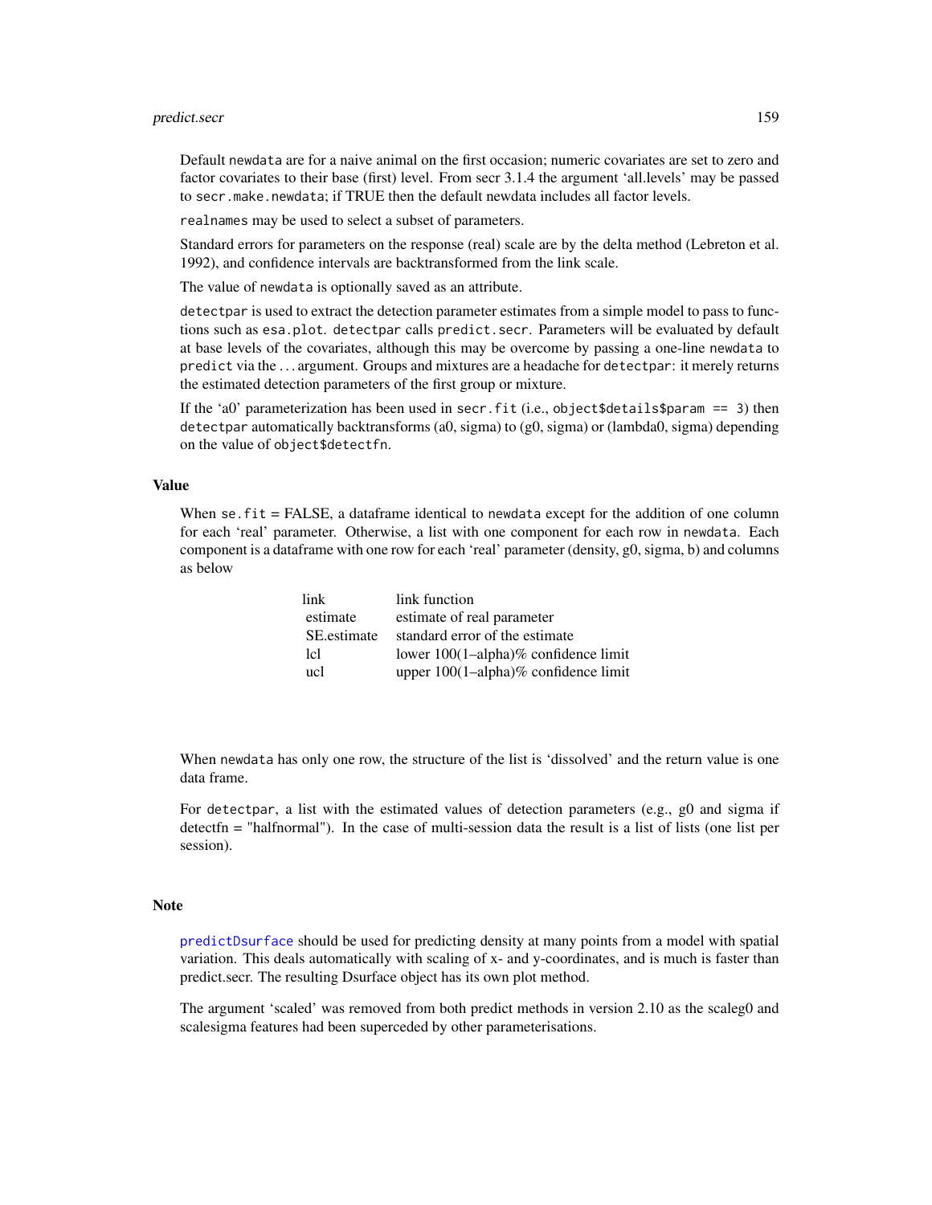Default `newdata` are for a naive animal on the first occasion; numeric covariates are set to zero and factor covariates to their base (first) level. From secr 3.1.4 the argument 'all.levels' may be passed to `secr.make.newdata`; if TRUE then the default newdata includes all factor levels.

`realnames` may be used to select a subset of parameters.

Standard errors for parameters on the response (real) scale are by the delta method (Lebreton et al. 1992), and confidence intervals are backtransformed from the link scale.

The value of `newdata` is optionally saved as an attribute.

`detectpar` is used to extract the detection parameter estimates from a simple model to pass to functions such as `esa.plot`. `detectpar` calls `predict.secr`. Parameters will be evaluated by default at base levels of the covariates, although this may be overcome by passing a one-line `newdata` to `predict` via the ... argument. Groups and mixtures are a headache for `detectpar`: it merely returns the estimated detection parameters of the first group or mixture.

If the 'a0' parameterization has been used in `secr.fit` (i.e., `object$details$param == 3`) then `detectpar` automatically backtransforms (a0, sigma) to (g0, sigma) or (lambda0, sigma) depending on the value of `object$detectfn`.

## Value

When `se.fit` = FALSE, a dataframe identical to `newdata` except for the addition of one column for each 'real' parameter. Otherwise, a list with one component for each row in `newdata`. Each component is a dataframe with one row for each 'real' parameter (density, g0, sigma, b) and columns as below

| | |
|---|---|
| link | link function |
| estimate | estimate of real parameter |
| SE.estimate | standard error of the estimate |
| lcl | lower 100(1–alpha)% confidence limit |
| ucl | upper 100(1–alpha)% confidence limit |

When `newdata` has only one row, the structure of the list is 'dissolved' and the return value is one data frame.

For `detectpar`, a list with the estimated values of detection parameters (e.g., g0 and sigma if detectfn = "halfnormal"). In the case of multi-session data the result is a list of lists (one list per session).

## Note

`predictDsurface` should be used for predicting density at many points from a model with spatial variation. This deals automatically with scaling of x- and y-coordinates, and is much is faster than predict.secr. The resulting Dsurface object has its own plot method.

The argument 'scaled' was removed from both predict methods in version 2.10 as the scaleg0 and scalesigma features had been superceded by other parameterisations.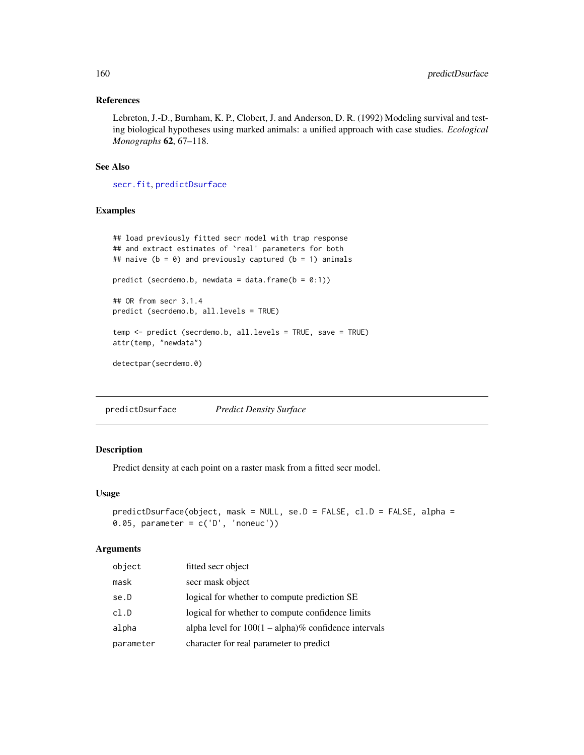### References

Lebreton, J.-D., Burnham, K. P., Clobert, J. and Anderson, D. R. (1992) Modeling survival and testing biological hypotheses using marked animals: a unified approach with case studies. *Ecological Monographs* **62**, 67–118.

### See Also

secr.fit, predictDsurface

### Examples

```
## load previously fitted secr model with trap response
## and extract estimates of `real' parameters for both
## naive (b = 0) and previously captured (b = 1) animals

predict (secrdemo.b, newdata = data.frame(b = 0:1))

## OR from secr 3.1.4
predict (secrdemo.b, all.levels = TRUE)

temp <- predict (secrdemo.b, all.levels = TRUE, save = TRUE)
attr(temp, "newdata")

detectpar(secrdemo.0)
```

## predictDsurface *Predict Density Surface*

### Description

Predict density at each point on a raster mask from a fitted secr model.

### Usage

```
predictDsurface(object, mask = NULL, se.D = FALSE, cl.D = FALSE, alpha =
0.05, parameter = c('D', 'noneuc'))
```

### Arguments

| | |
|---|---|
| object | fitted secr object |
| mask | secr mask object |
| se.D | logical for whether to compute prediction SE |
| cl.D | logical for whether to compute confidence limits |
| alpha | alpha level for 100(1 – alpha)% confidence intervals |
| parameter | character for real parameter to predict |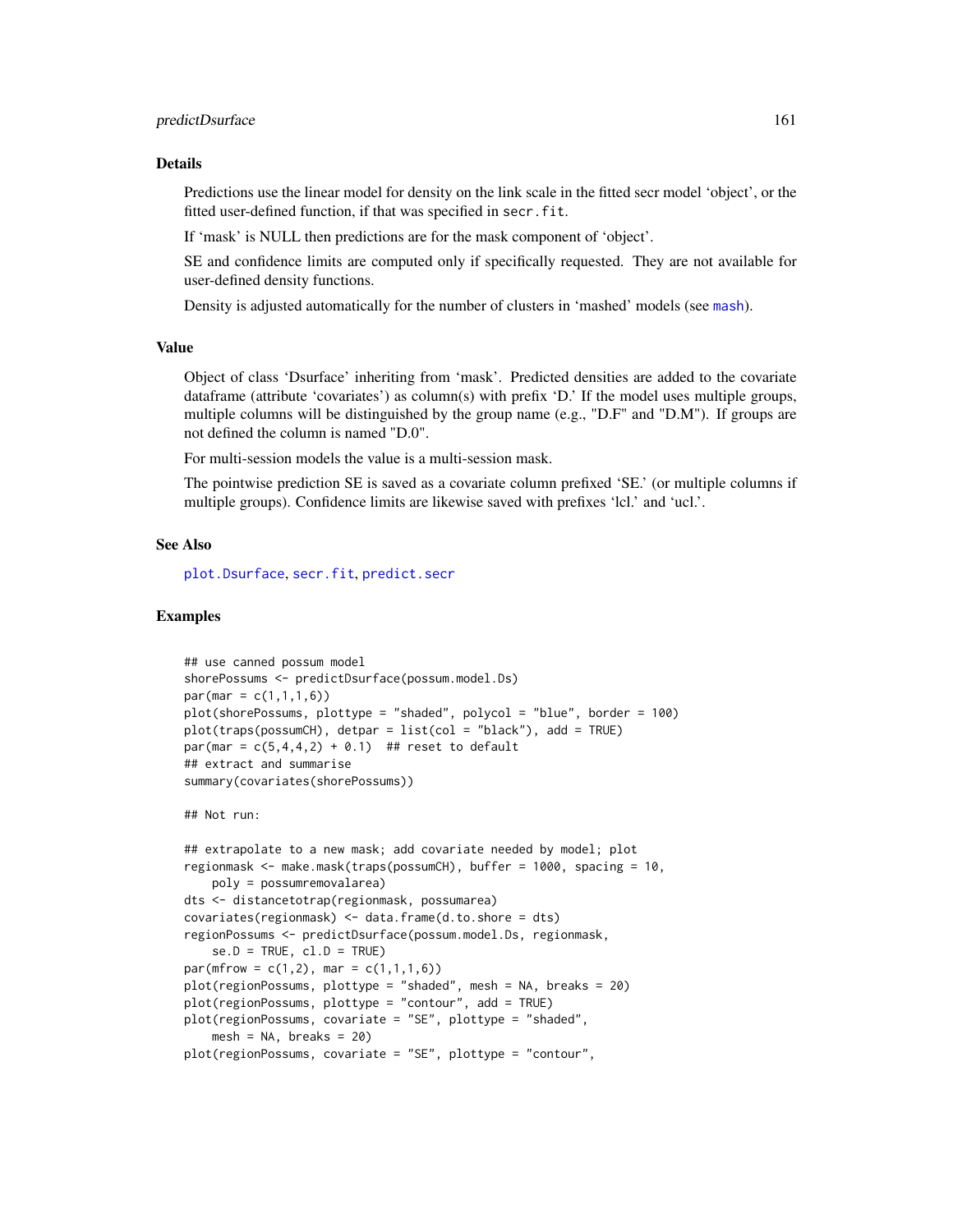## Details

Predictions use the linear model for density on the link scale in the fitted secr model 'object', or the fitted user-defined function, if that was specified in `secr.fit`.

If 'mask' is NULL then predictions are for the mask component of 'object'.

SE and confidence limits are computed only if specifically requested. They are not available for user-defined density functions.

Density is adjusted automatically for the number of clusters in 'mashed' models (see `mash`).

## Value

Object of class 'Dsurface' inheriting from 'mask'. Predicted densities are added to the covariate dataframe (attribute 'covariates') as column(s) with prefix 'D.' If the model uses multiple groups, multiple columns will be distinguished by the group name (e.g., "D.F" and "D.M"). If groups are not defined the column is named "D.0".

For multi-session models the value is a multi-session mask.

The pointwise prediction SE is saved as a covariate column prefixed 'SE.' (or multiple columns if multiple groups). Confidence limits are likewise saved with prefixes 'lcl.' and 'ucl.'.

## See Also

`plot.Dsurface`, `secr.fit`, `predict.secr`

## Examples

```
## use canned possum model
shorePossums <- predictDsurface(possum.model.Ds)
par(mar = c(1,1,1,6))
plot(shorePossums, plottype = "shaded", polycol = "blue", border = 100)
plot(traps(possumCH), detpar = list(col = "black"), add = TRUE)
par(mar = c(5,4,4,2) + 0.1)  ## reset to default
## extract and summarise
summary(covariates(shorePossums))

## Not run:

## extrapolate to a new mask; add covariate needed by model; plot
regionmask <- make.mask(traps(possumCH), buffer = 1000, spacing = 10,
    poly = possumremovalarea)
dts <- distancetotrap(regionmask, possumarea)
covariates(regionmask) <- data.frame(d.to.shore = dts)
regionPossums <- predictDsurface(possum.model.Ds, regionmask,
    se.D = TRUE, cl.D = TRUE)
par(mfrow = c(1,2), mar = c(1,1,1,6))
plot(regionPossums, plottype = "shaded", mesh = NA, breaks = 20)
plot(regionPossums, plottype = "contour", add = TRUE)
plot(regionPossums, covariate = "SE", plottype = "shaded",
    mesh = NA, breaks = 20)
plot(regionPossums, covariate = "SE", plottype = "contour",
```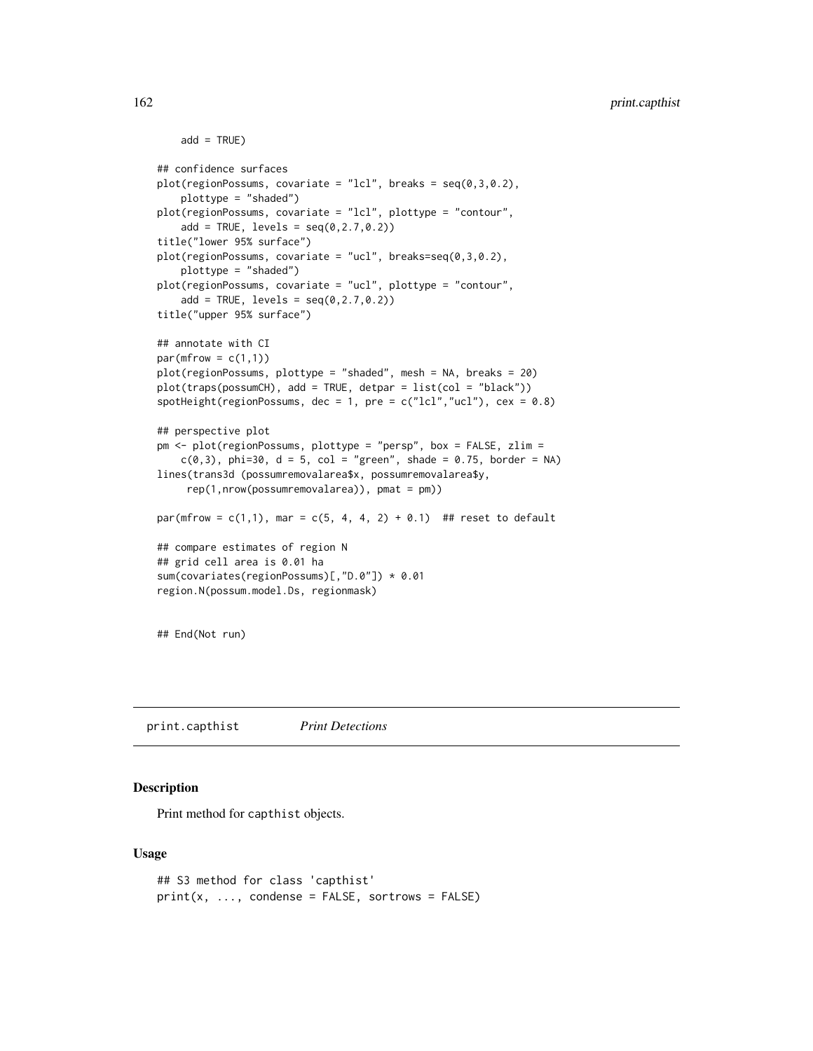```
    add = TRUE)

## confidence surfaces
plot(regionPossums, covariate = "lcl", breaks = seq(0,3,0.2),
    plottype = "shaded")
plot(regionPossums, covariate = "lcl", plottype = "contour",
    add = TRUE, levels = seq(0,2.7,0.2))
title("lower 95% surface")
plot(regionPossums, covariate = "ucl", breaks=seq(0,3,0.2),
    plottype = "shaded")
plot(regionPossums, covariate = "ucl", plottype = "contour",
    add = TRUE, levels = seq(0,2.7,0.2))
title("upper 95% surface")

## annotate with CI
par(mfrow = c(1,1))
plot(regionPossums, plottype = "shaded", mesh = NA, breaks = 20)
plot(traps(possumCH), add = TRUE, detpar = list(col = "black"))
spotHeight(regionPossums, dec = 1, pre = c("lcl","ucl"), cex = 0.8)

## perspective plot
pm <- plot(regionPossums, plottype = "persp", box = FALSE, zlim =
    c(0,3), phi=30, d = 5, col = "green", shade = 0.75, border = NA)
lines(trans3d (possumremovalarea$x, possumremovalarea$y,
     rep(1,nrow(possumremovalarea)), pmat = pm))

par(mfrow = c(1,1), mar = c(5, 4, 4, 2) + 0.1)  ## reset to default

## compare estimates of region N
## grid cell area is 0.01 ha
sum(covariates(regionPossums)[,"D.0"]) * 0.01
region.N(possum.model.Ds, regionmask)


## End(Not run)
```

---

print.capthist    *Print Detections*

---

## Description

Print method for `capthist` objects.

## Usage

```
## S3 method for class 'capthist'
print(x, ..., condense = FALSE, sortrows = FALSE)
```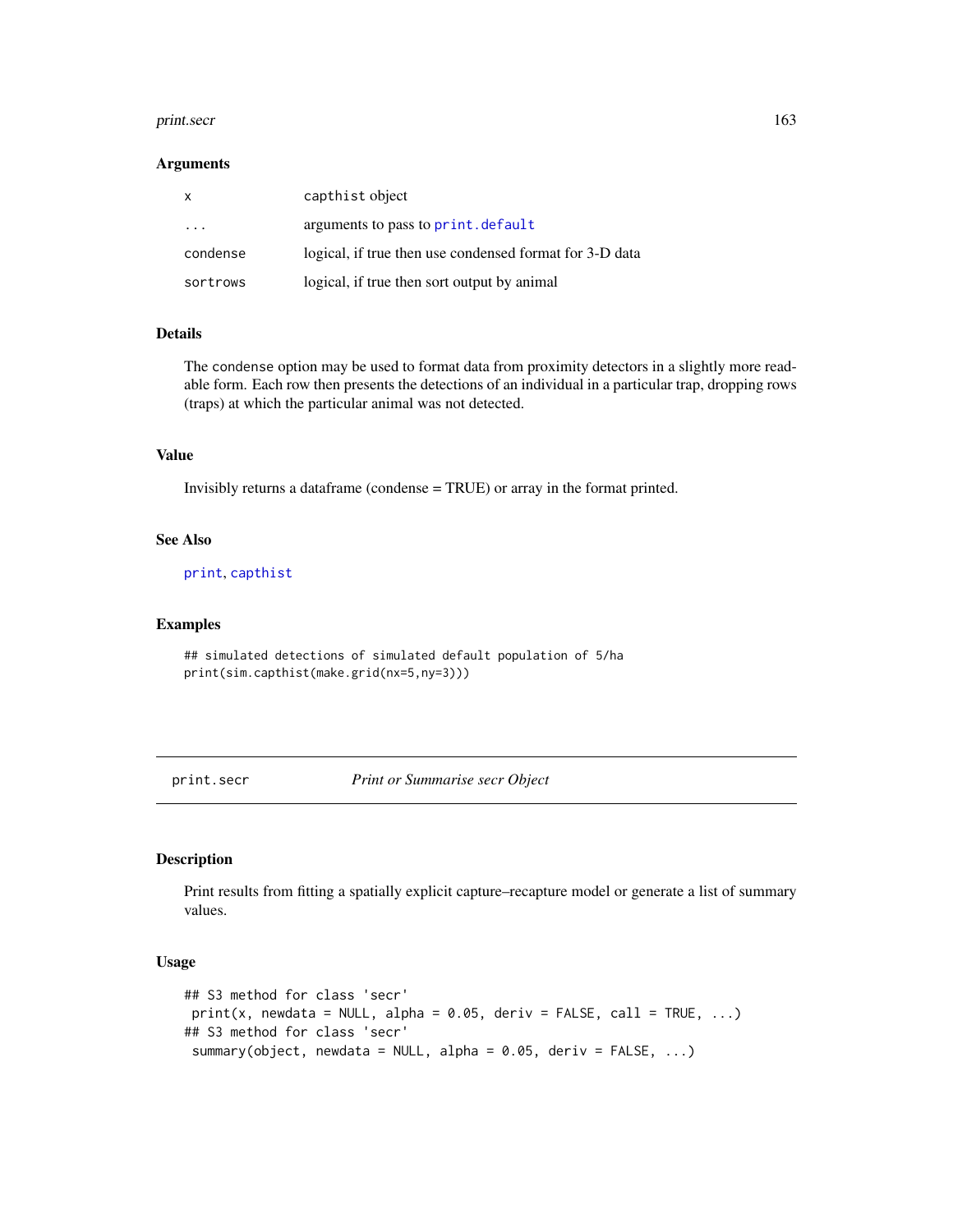### Arguments

| | |
|---|---|
| x | capthist object |
| ... | arguments to pass to print.default |
| condense | logical, if true then use condensed format for 3-D data |
| sortrows | logical, if true then sort output by animal |

### Details

The condense option may be used to format data from proximity detectors in a slightly more readable form. Each row then presents the detections of an individual in a particular trap, dropping rows (traps) at which the particular animal was not detected.

### Value

Invisibly returns a dataframe (condense = TRUE) or array in the format printed.

### See Also

print, capthist

### Examples

```
## simulated detections of simulated default population of 5/ha
print(sim.capthist(make.grid(nx=5,ny=3)))
```

---

## print.secr *Print or Summarise secr Object*

### Description

Print results from fitting a spatially explicit capture–recapture model or generate a list of summary values.

### Usage

```
## S3 method for class 'secr'
 print(x, newdata = NULL, alpha = 0.05, deriv = FALSE, call = TRUE, ...)
## S3 method for class 'secr'
 summary(object, newdata = NULL, alpha = 0.05, deriv = FALSE, ...)
```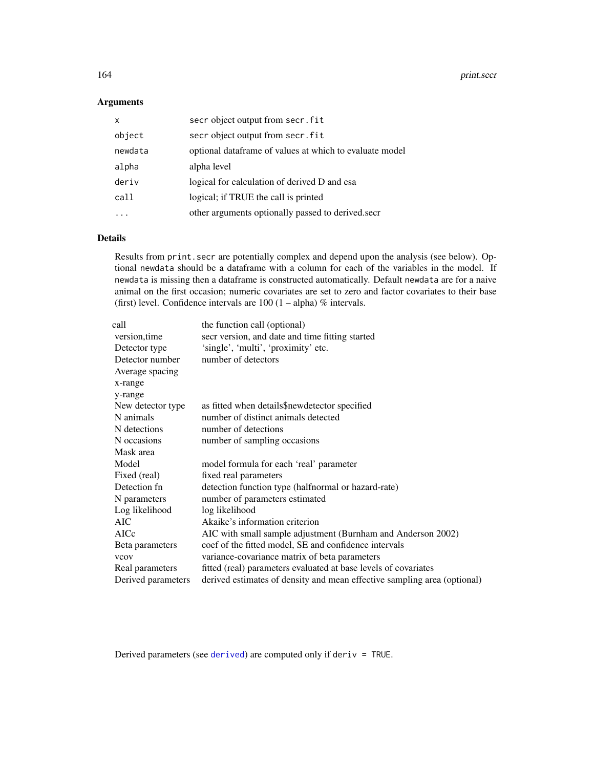## Arguments

| | |
|---|---|
| `x` | secr object output from `secr.fit` |
| `object` | secr object output from `secr.fit` |
| `newdata` | optional dataframe of values at which to evaluate model |
| `alpha` | alpha level |
| `deriv` | logical for calculation of derived D and esa |
| `call` | logical; if TRUE the call is printed |
| `...` | other arguments optionally passed to derived.secr |

## Details

Results from `print.secr` are potentially complex and depend upon the analysis (see below). Optional `newdata` should be a dataframe with a column for each of the variables in the model. If `newdata` is missing then a dataframe is constructed automatically. Default `newdata` are for a naive animal on the first occasion; numeric covariates are set to zero and factor covariates to their base (first) level. Confidence intervals are 100 (1 – alpha) % intervals.

| | |
|---|---|
| call | the function call (optional) |
| version,time | secr version, and date and time fitting started |
| Detector type | 'single', 'multi', 'proximity' etc. |
| Detector number | number of detectors |
| Average spacing | |
| x-range | |
| y-range | |
| New detector type | as fitted when details$newdetector specified |
| N animals | number of distinct animals detected |
| N detections | number of detections |
| N occasions | number of sampling occasions |
| Mask area | |
| Model | model formula for each 'real' parameter |
| Fixed (real) | fixed real parameters |
| Detection fn | detection function type (halfnormal or hazard-rate) |
| N parameters | number of parameters estimated |
| Log likelihood | log likelihood |
| AIC | Akaike's information criterion |
| AICc | AIC with small sample adjustment (Burnham and Anderson 2002) |
| Beta parameters | coef of the fitted model, SE and confidence intervals |
| vcov | variance-covariance matrix of beta parameters |
| Real parameters | fitted (real) parameters evaluated at base levels of covariates |
| Derived parameters | derived estimates of density and mean effective sampling area (optional) |

Derived parameters (see `derived`) are computed only if `deriv = TRUE`.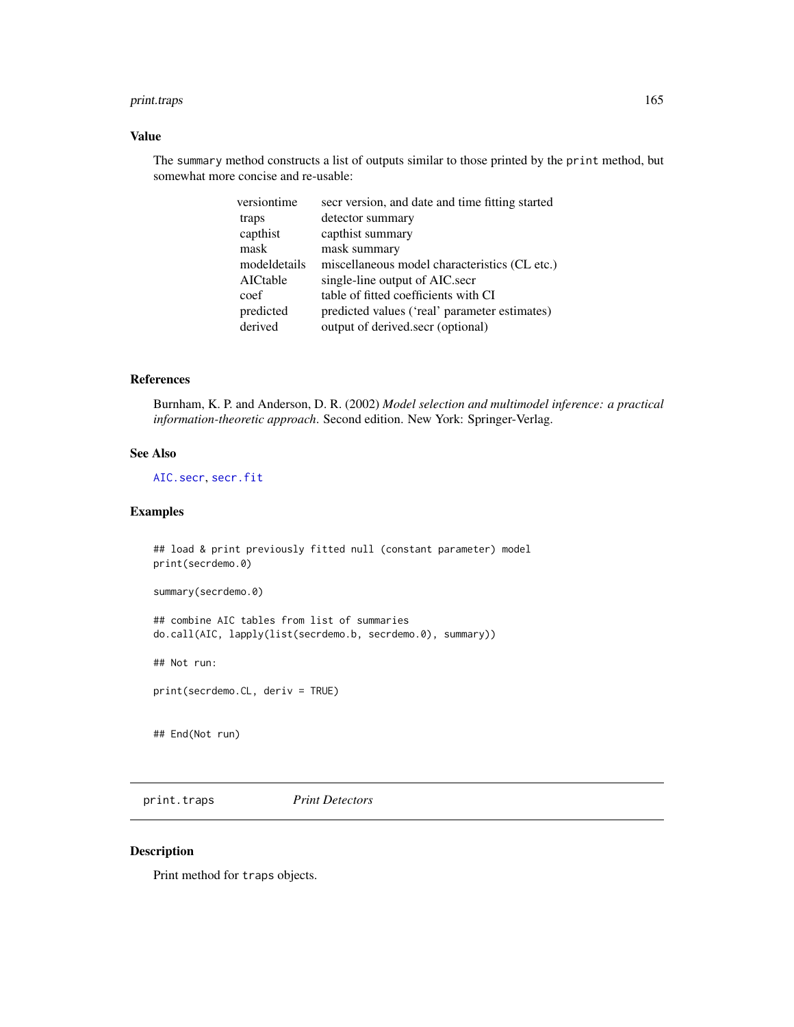### Value

The `summary` method constructs a list of outputs similar to those printed by the `print` method, but somewhat more concise and re-usable:

| | |
|---|---|
| versiontime | secr version, and date and time fitting started |
| traps | detector summary |
| capthist | capthist summary |
| mask | mask summary |
| modeldetails | miscellaneous model characteristics (CL etc.) |
| AICtable | single-line output of AIC.secr |
| coef | table of fitted coefficients with CI |
| predicted | predicted values ('real' parameter estimates) |
| derived | output of derived.secr (optional) |

### References

Burnham, K. P. and Anderson, D. R. (2002) *Model selection and multimodel inference: a practical information-theoretic approach*. Second edition. New York: Springer-Verlag.

### See Also

`AIC.secr`, `secr.fit`

### Examples

```
## load & print previously fitted null (constant parameter) model
print(secrdemo.0)

summary(secrdemo.0)

## combine AIC tables from list of summaries
do.call(AIC, lapply(list(secrdemo.b, secrdemo.0), summary))

## Not run:

print(secrdemo.CL, deriv = TRUE)


## End(Not run)
```

---

## print.traps *Print Detectors*

### Description

Print method for `traps` objects.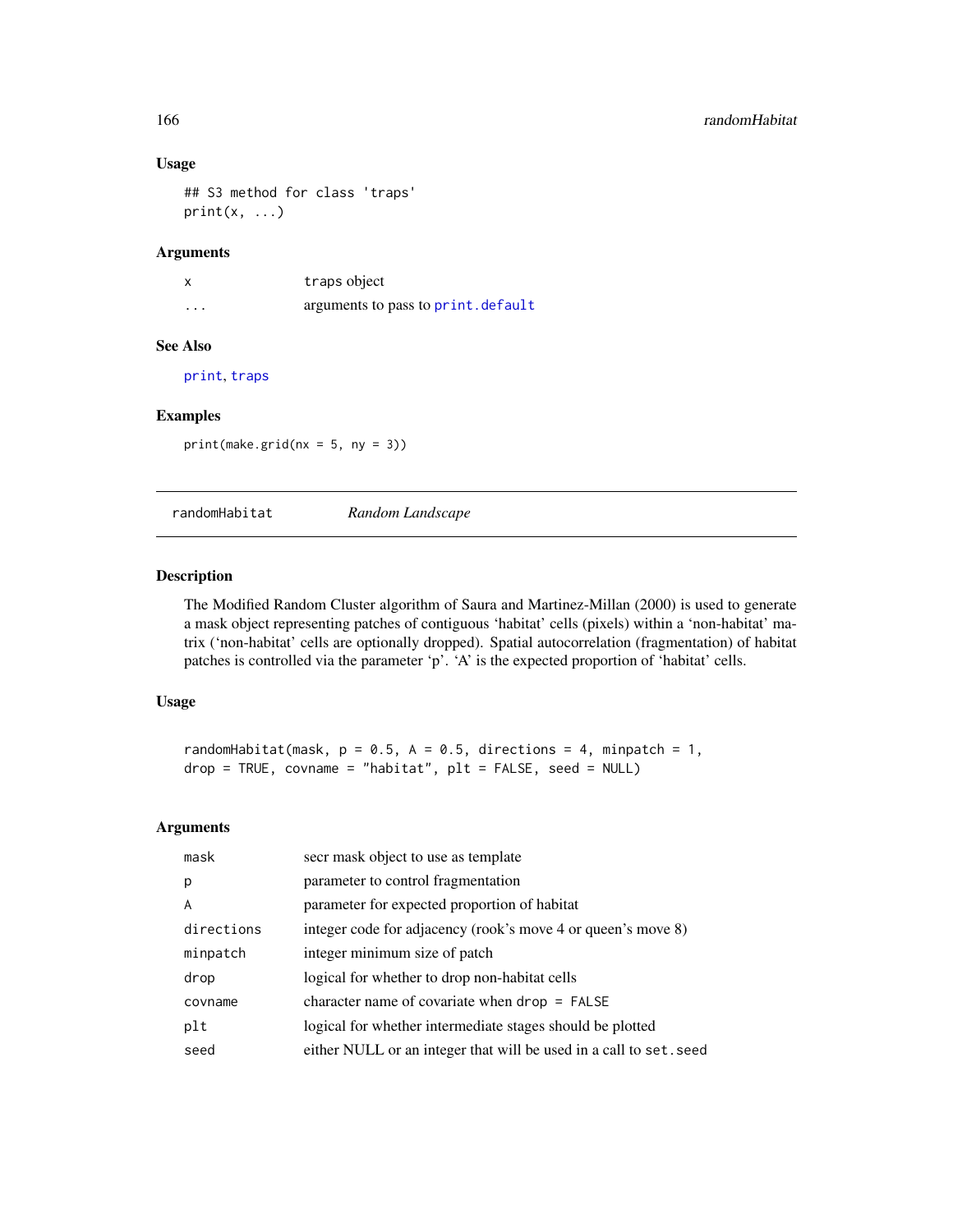## Usage

```
## S3 method for class 'traps'
print(x, ...)
```

## Arguments

| | |
|---|---|
| x | traps object |
| ... | arguments to pass to print.default |

## See Also

print, traps

## Examples

```
print(make.grid(nx = 5, ny = 3))
```

---

# randomHabitat *Random Landscape*

## Description

The Modified Random Cluster algorithm of Saura and Martinez-Millan (2000) is used to generate a mask object representing patches of contiguous 'habitat' cells (pixels) within a 'non-habitat' matrix ('non-habitat' cells are optionally dropped). Spatial autocorrelation (fragmentation) of habitat patches is controlled via the parameter 'p'. 'A' is the expected proportion of 'habitat' cells.

## Usage

```
randomHabitat(mask, p = 0.5, A = 0.5, directions = 4, minpatch = 1,
drop = TRUE, covname = "habitat", plt = FALSE, seed = NULL)
```

## Arguments

| | |
|---|---|
| mask | secr mask object to use as template |
| p | parameter to control fragmentation |
| A | parameter for expected proportion of habitat |
| directions | integer code for adjacency (rook's move 4 or queen's move 8) |
| minpatch | integer minimum size of patch |
| drop | logical for whether to drop non-habitat cells |
| covname | character name of covariate when drop = FALSE |
| plt | logical for whether intermediate stages should be plotted |
| seed | either NULL or an integer that will be used in a call to set.seed |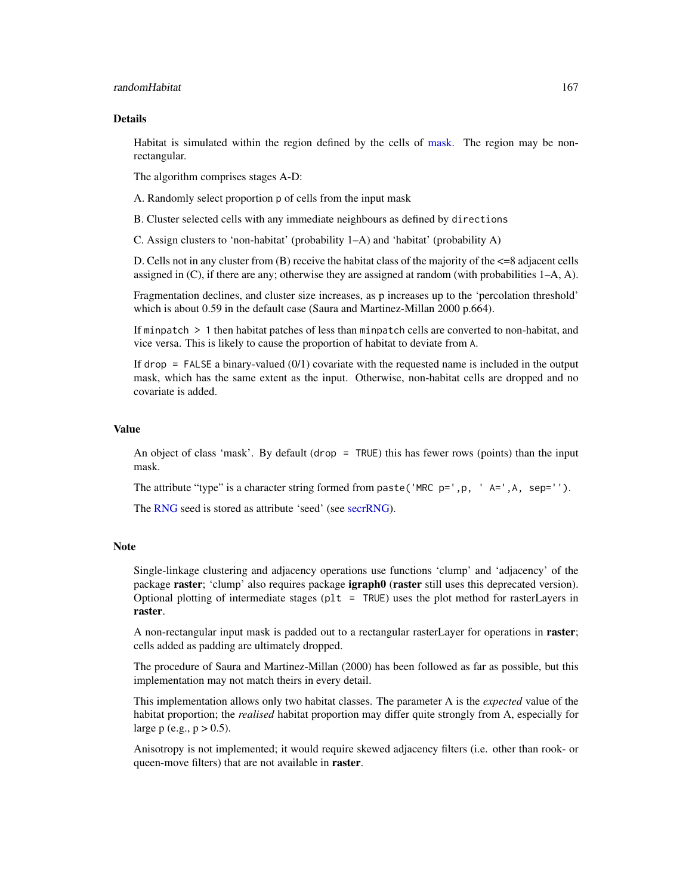## Details

Habitat is simulated within the region defined by the cells of mask. The region may be non-rectangular.

The algorithm comprises stages A-D:

A. Randomly select proportion `p` of cells from the input mask

B. Cluster selected cells with any immediate neighbours as defined by `directions`

C. Assign clusters to 'non-habitat' (probability 1–A) and 'habitat' (probability A)

D. Cells not in any cluster from (B) receive the habitat class of the majority of the <=8 adjacent cells assigned in (C), if there are any; otherwise they are assigned at random (with probabilities 1–A, A).

Fragmentation declines, and cluster size increases, as p increases up to the 'percolation threshold' which is about 0.59 in the default case (Saura and Martinez-Millan 2000 p.664).

If `minpatch > 1` then habitat patches of less than `minpatch` cells are converted to non-habitat, and vice versa. This is likely to cause the proportion of habitat to deviate from `A`.

If `drop = FALSE` a binary-valued (0/1) covariate with the requested name is included in the output mask, which has the same extent as the input. Otherwise, non-habitat cells are dropped and no covariate is added.

## Value

An object of class 'mask'. By default (`drop = TRUE`) this has fewer rows (points) than the input mask.

The attribute "type" is a character string formed from `paste('MRC p=',p, ' A=',A, sep='')`.

The RNG seed is stored as attribute 'seed' (see secrRNG).

## Note

Single-linkage clustering and adjacency operations use functions 'clump' and 'adjacency' of the package **raster**; 'clump' also requires package **igraph0** (**raster** still uses this deprecated version). Optional plotting of intermediate stages (`plt = TRUE`) uses the plot method for rasterLayers in **raster**.

A non-rectangular input mask is padded out to a rectangular rasterLayer for operations in **raster**; cells added as padding are ultimately dropped.

The procedure of Saura and Martinez-Millan (2000) has been followed as far as possible, but this implementation may not match theirs in every detail.

This implementation allows only two habitat classes. The parameter A is the *expected* value of the habitat proportion; the *realised* habitat proportion may differ quite strongly from A, especially for large p (e.g., p > 0.5).

Anisotropy is not implemented; it would require skewed adjacency filters (i.e. other than rook- or queen-move filters) that are not available in **raster**.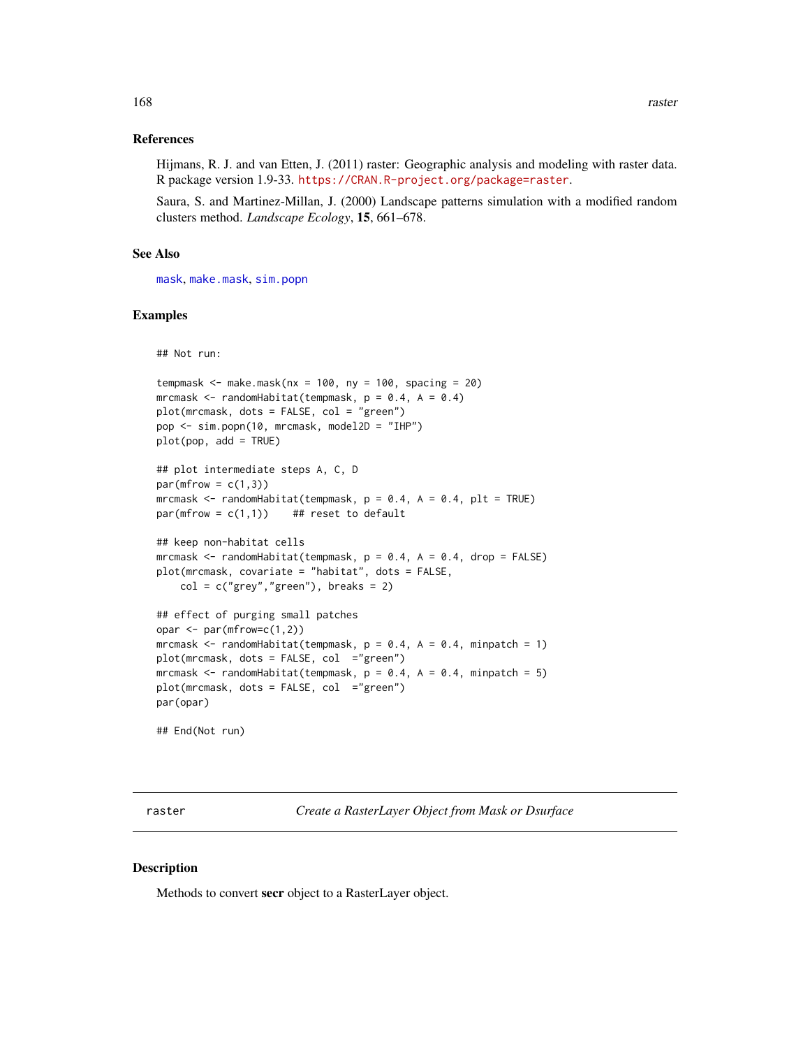### References

Hijmans, R. J. and van Etten, J. (2011) raster: Geographic analysis and modeling with raster data. R package version 1.9-33. https://CRAN.R-project.org/package=raster.

Saura, S. and Martinez-Millan, J. (2000) Landscape patterns simulation with a modified random clusters method. *Landscape Ecology*, **15**, 661–678.

### See Also

mask, make.mask, sim.popn

### Examples

```
## Not run:

tempmask <- make.mask(nx = 100, ny = 100, spacing = 20)
mrcmask <- randomHabitat(tempmask, p = 0.4, A = 0.4)
plot(mrcmask, dots = FALSE, col = "green")
pop <- sim.popn(10, mrcmask, model2D = "IHP")
plot(pop, add = TRUE)

## plot intermediate steps A, C, D
par(mfrow = c(1,3))
mrcmask <- randomHabitat(tempmask, p = 0.4, A = 0.4, plt = TRUE)
par(mfrow = c(1,1))    ## reset to default

## keep non-habitat cells
mrcmask <- randomHabitat(tempmask, p = 0.4, A = 0.4, drop = FALSE)
plot(mrcmask, covariate = "habitat", dots = FALSE,
    col = c("grey","green"), breaks = 2)

## effect of purging small patches
opar <- par(mfrow=c(1,2))
mrcmask <- randomHabitat(tempmask, p = 0.4, A = 0.4, minpatch = 1)
plot(mrcmask, dots = FALSE, col  ="green")
mrcmask <- randomHabitat(tempmask, p = 0.4, A = 0.4, minpatch = 5)
plot(mrcmask, dots = FALSE, col  ="green")
par(opar)

## End(Not run)
```

---

## raster — *Create a RasterLayer Object from Mask or Dsurface*

### Description

Methods to convert **secr** object to a RasterLayer object.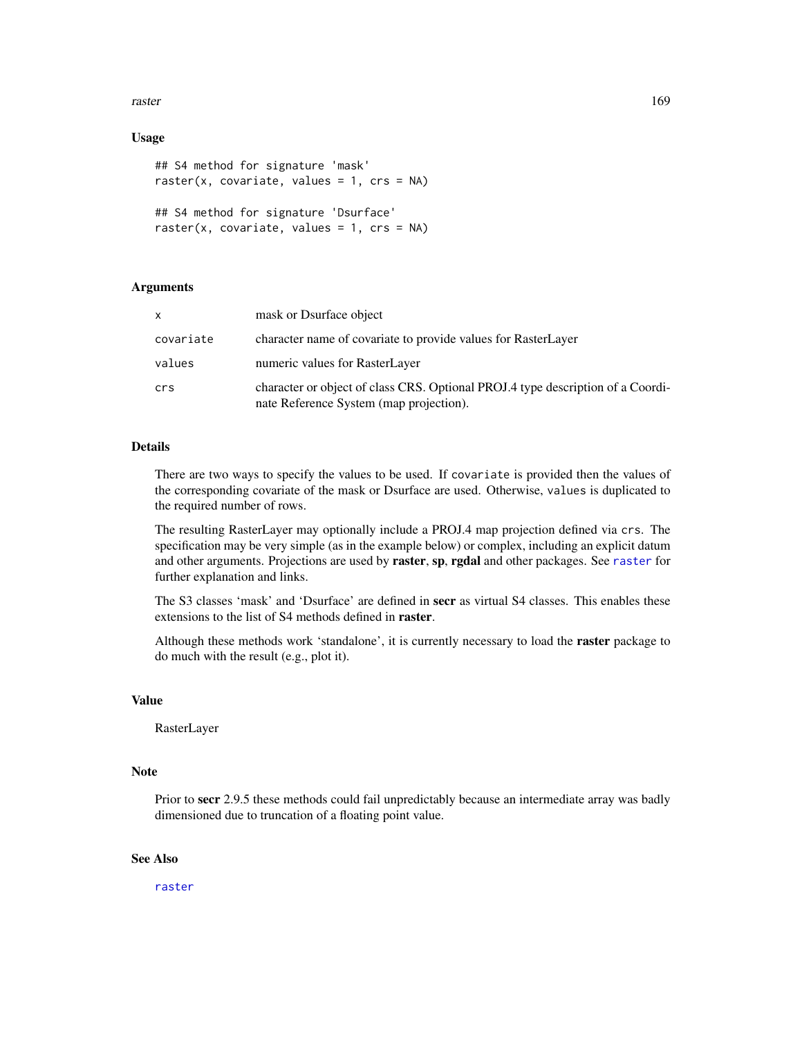### Usage

```
## S4 method for signature 'mask'
raster(x, covariate, values = 1, crs = NA)

## S4 method for signature 'Dsurface'
raster(x, covariate, values = 1, crs = NA)
```

### Arguments

| | |
|---|---|
| x | mask or Dsurface object |
| covariate | character name of covariate to provide values for RasterLayer |
| values | numeric values for RasterLayer |
| crs | character or object of class CRS. Optional PROJ.4 type description of a Coordinate Reference System (map projection). |

### Details

There are two ways to specify the values to be used. If `covariate` is provided then the values of the corresponding covariate of the mask or Dsurface are used. Otherwise, `values` is duplicated to the required number of rows.

The resulting RasterLayer may optionally include a PROJ.4 map projection defined via `crs`. The specification may be very simple (as in the example below) or complex, including an explicit datum and other arguments. Projections are used by **raster**, **sp**, **rgdal** and other packages. See `raster` for further explanation and links.

The S3 classes 'mask' and 'Dsurface' are defined in **secr** as virtual S4 classes. This enables these extensions to the list of S4 methods defined in **raster**.

Although these methods work 'standalone', it is currently necessary to load the **raster** package to do much with the result (e.g., plot it).

### Value

RasterLayer

### Note

Prior to **secr** 2.9.5 these methods could fail unpredictably because an intermediate array was badly dimensioned due to truncation of a floating point value.

### See Also

`raster`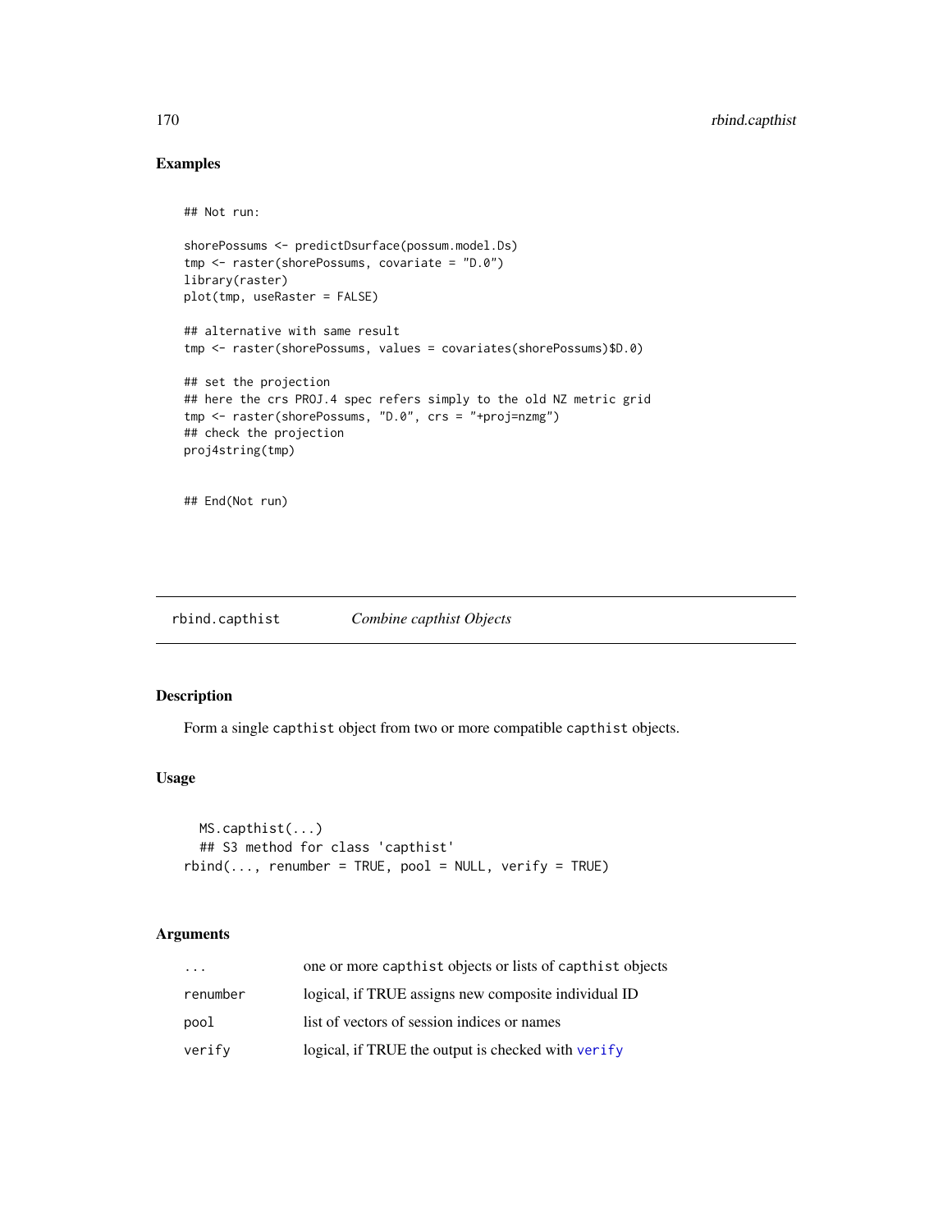## Examples

```
## Not run:

shorePossums <- predictDsurface(possum.model.Ds)
tmp <- raster(shorePossums, covariate = "D.0")
library(raster)
plot(tmp, useRaster = FALSE)

## alternative with same result
tmp <- raster(shorePossums, values = covariates(shorePossums)$D.0)

## set the projection
## here the crs PROJ.4 spec refers simply to the old NZ metric grid
tmp <- raster(shorePossums, "D.0", crs = "+proj=nzmg")
## check the projection
proj4string(tmp)


## End(Not run)
```

---

# rbind.capthist *Combine capthist Objects*

## Description

Form a single capthist object from two or more compatible capthist objects.

## Usage

```
  MS.capthist(...)
  ## S3 method for class 'capthist'
rbind(..., renumber = TRUE, pool = NULL, verify = TRUE)
```

## Arguments

| | |
|---|---|
| ... | one or more capthist objects or lists of capthist objects |
| renumber | logical, if TRUE assigns new composite individual ID |
| pool | list of vectors of session indices or names |
| verify | logical, if TRUE the output is checked with verify |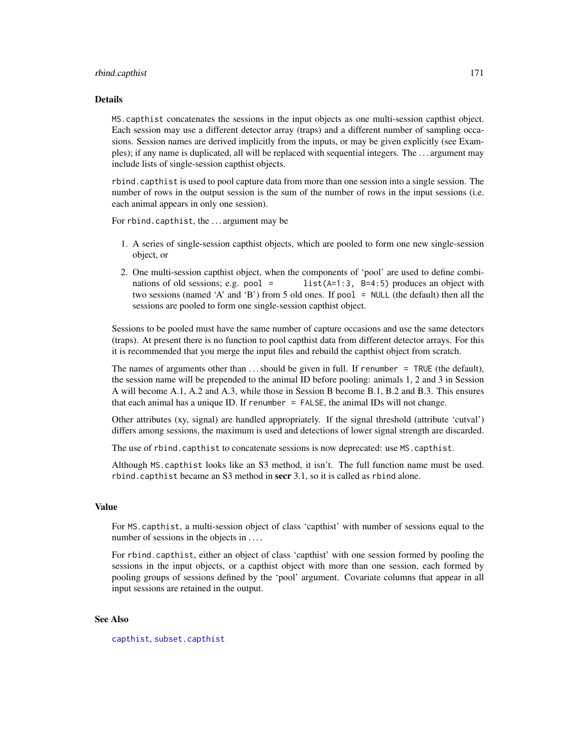## Details

`MS.capthist` concatenates the sessions in the input objects as one multi-session capthist object. Each session may use a different detector array (traps) and a different number of sampling occasions. Session names are derived implicitly from the inputs, or may be given explicitly (see Examples); if any name is duplicated, all will be replaced with sequential integers. The ... argument may include lists of single-session capthist objects.

`rbind.capthist` is used to pool capture data from more than one session into a single session. The number of rows in the output session is the sum of the number of rows in the input sessions (i.e. each animal appears in only one session).

For `rbind.capthist`, the ... argument may be

1. A series of single-session capthist objects, which are pooled to form one new single-session object, or
2. One multi-session capthist object, when the components of 'pool' are used to define combinations of old sessions; e.g. `pool = list(A=1:3, B=4:5)` produces an object with two sessions (named 'A' and 'B') from 5 old ones. If `pool = NULL` (the default) then all the sessions are pooled to form one single-session capthist object.

Sessions to be pooled must have the same number of capture occasions and use the same detectors (traps). At present there is no function to pool capthist data from different detector arrays. For this it is recommended that you merge the input files and rebuild the capthist object from scratch.

The names of arguments other than ... should be given in full. If `renumber = TRUE` (the default), the session name will be prepended to the animal ID before pooling: animals 1, 2 and 3 in Session A will become A.1, A.2 and A.3, while those in Session B become B.1, B.2 and B.3. This ensures that each animal has a unique ID. If `renumber = FALSE`, the animal IDs will not change.

Other attributes (xy, signal) are handled appropriately. If the signal threshold (attribute 'cutval') differs among sessions, the maximum is used and detections of lower signal strength are discarded.

The use of `rbind.capthist` to concatenate sessions is now deprecated: use `MS.capthist`.

Although `MS.capthist` looks like an S3 method, it isn't. The full function name must be used. `rbind.capthist` became an S3 method in **secr** 3.1, so it is called as `rbind` alone.

## Value

For `MS.capthist`, a multi-session object of class 'capthist' with number of sessions equal to the number of sessions in the objects in ....

For `rbind.capthist`, either an object of class 'capthist' with one session formed by pooling the sessions in the input objects, or a capthist object with more than one session, each formed by pooling groups of sessions defined by the 'pool' argument. Covariate columns that appear in all input sessions are retained in the output.

## See Also

`capthist`, `subset.capthist`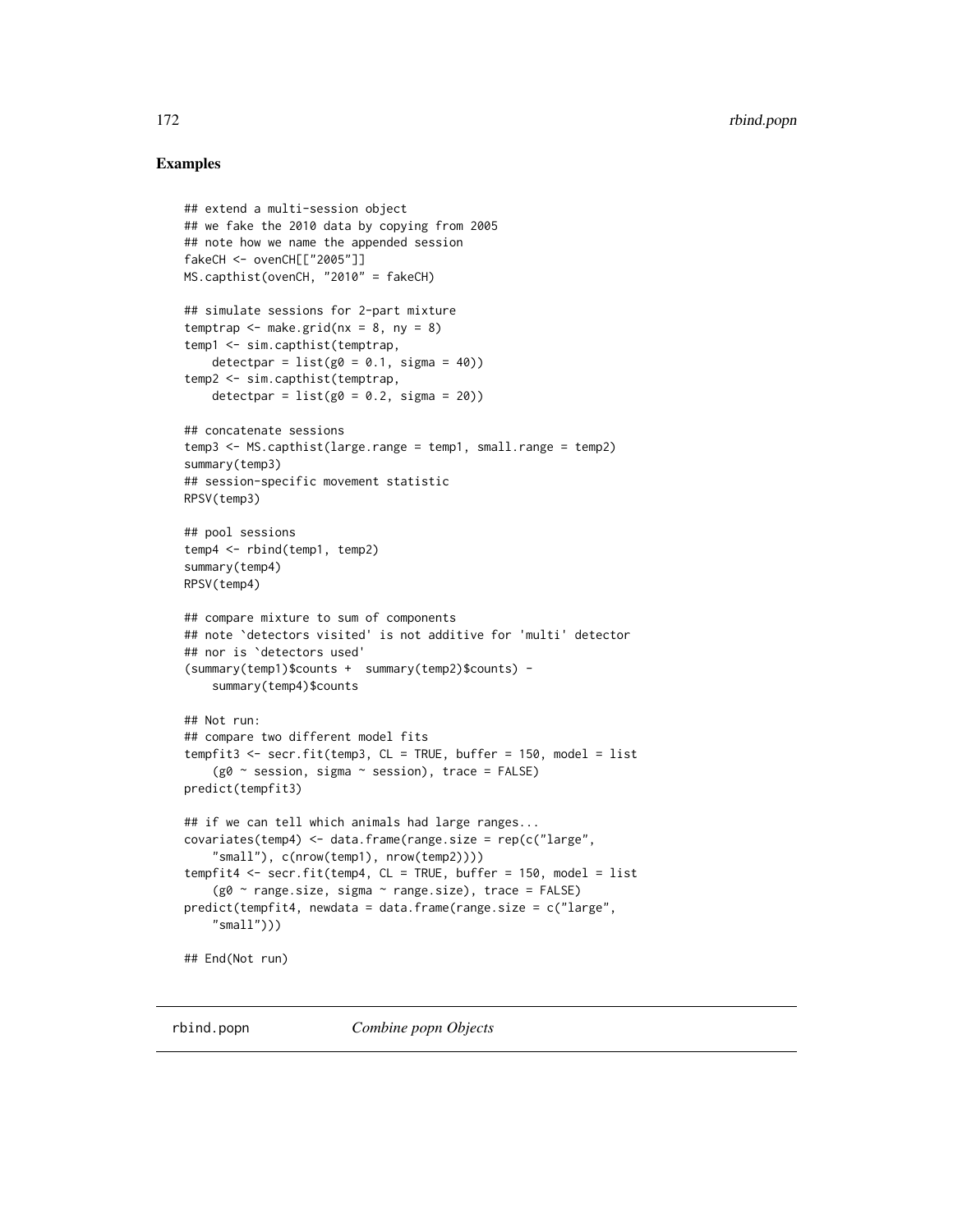### Examples

```
## extend a multi-session object
## we fake the 2010 data by copying from 2005
## note how we name the appended session
fakeCH <- ovenCH[["2005"]]
MS.capthist(ovenCH, "2010" = fakeCH)

## simulate sessions for 2-part mixture
temptrap <- make.grid(nx = 8, ny = 8)
temp1 <- sim.capthist(temptrap,
    detectpar = list(g0 = 0.1, sigma = 40))
temp2 <- sim.capthist(temptrap,
    detectpar = list(g0 = 0.2, sigma = 20))

## concatenate sessions
temp3 <- MS.capthist(large.range = temp1, small.range = temp2)
summary(temp3)
## session-specific movement statistic
RPSV(temp3)

## pool sessions
temp4 <- rbind(temp1, temp2)
summary(temp4)
RPSV(temp4)

## compare mixture to sum of components
## note `detectors visited' is not additive for 'multi' detector
## nor is `detectors used'
(summary(temp1)$counts +  summary(temp2)$counts) -
    summary(temp4)$counts

## Not run:
## compare two different model fits
tempfit3 <- secr.fit(temp3, CL = TRUE, buffer = 150, model = list
    (g0 ~ session, sigma ~ session), trace = FALSE)
predict(tempfit3)

## if we can tell which animals had large ranges...
covariates(temp4) <- data.frame(range.size = rep(c("large",
    "small"), c(nrow(temp1), nrow(temp2))))
tempfit4 <- secr.fit(temp4, CL = TRUE, buffer = 150, model = list
    (g0 ~ range.size, sigma ~ range.size), trace = FALSE)
predict(tempfit4, newdata = data.frame(range.size = c("large",
    "small")))

## End(Not run)
```

---

rbind.popn *Combine popn Objects*

---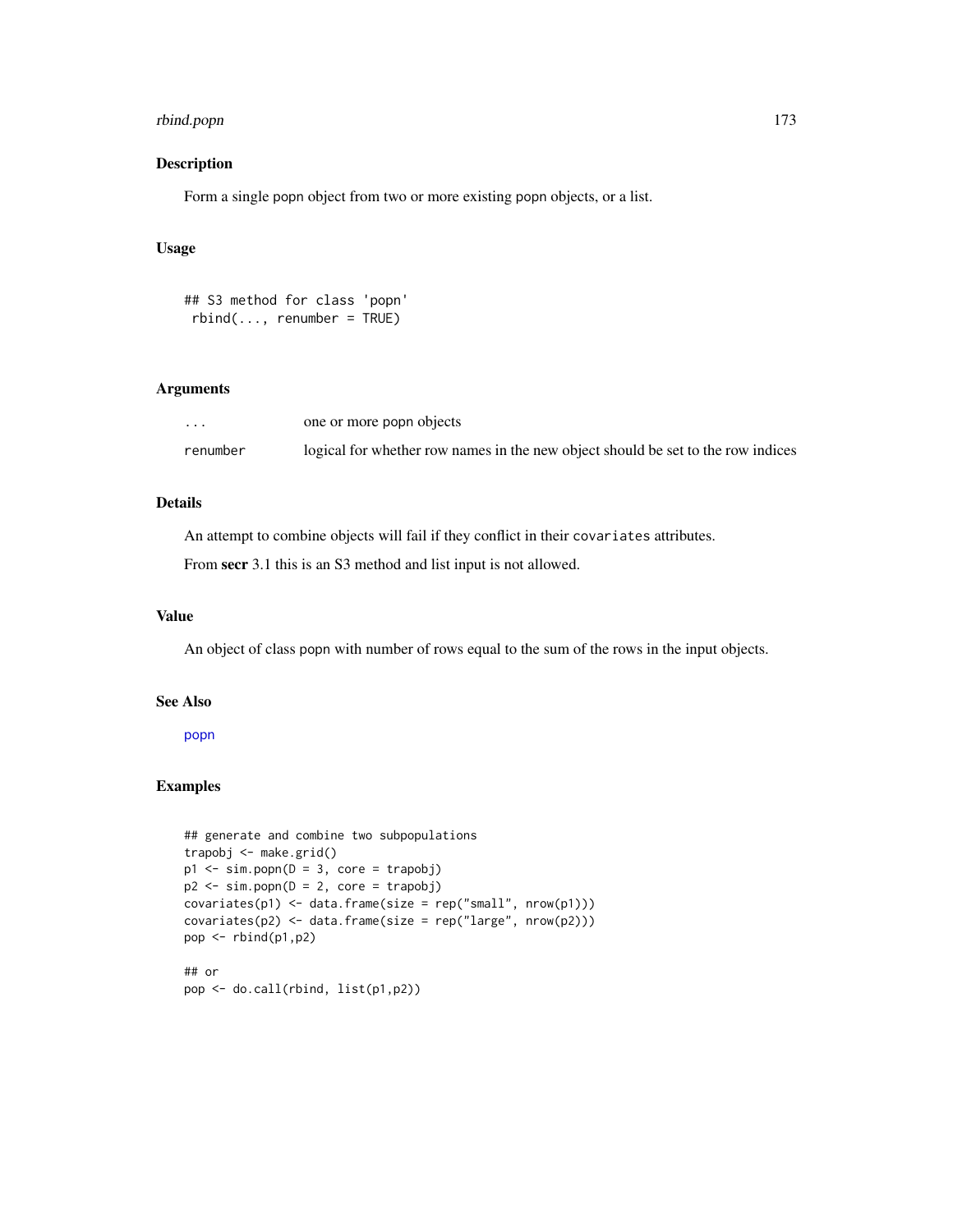## Description

Form a single popn object from two or more existing popn objects, or a list.

## Usage

```
## S3 method for class 'popn'
rbind(..., renumber = TRUE)
```

## Arguments

| | |
|---|---|
| ... | one or more popn objects |
| renumber | logical for whether row names in the new object should be set to the row indices |

## Details

An attempt to combine objects will fail if they conflict in their `covariates` attributes.

From **secr** 3.1 this is an S3 method and list input is not allowed.

## Value

An object of class popn with number of rows equal to the sum of the rows in the input objects.

## See Also

popn

## Examples

```
## generate and combine two subpopulations
trapobj <- make.grid()
p1 <- sim.popn(D = 3, core = trapobj)
p2 <- sim.popn(D = 2, core = trapobj)
covariates(p1) <- data.frame(size = rep("small", nrow(p1)))
covariates(p2) <- data.frame(size = rep("large", nrow(p2)))
pop <- rbind(p1,p2)

## or
pop <- do.call(rbind, list(p1,p2))
```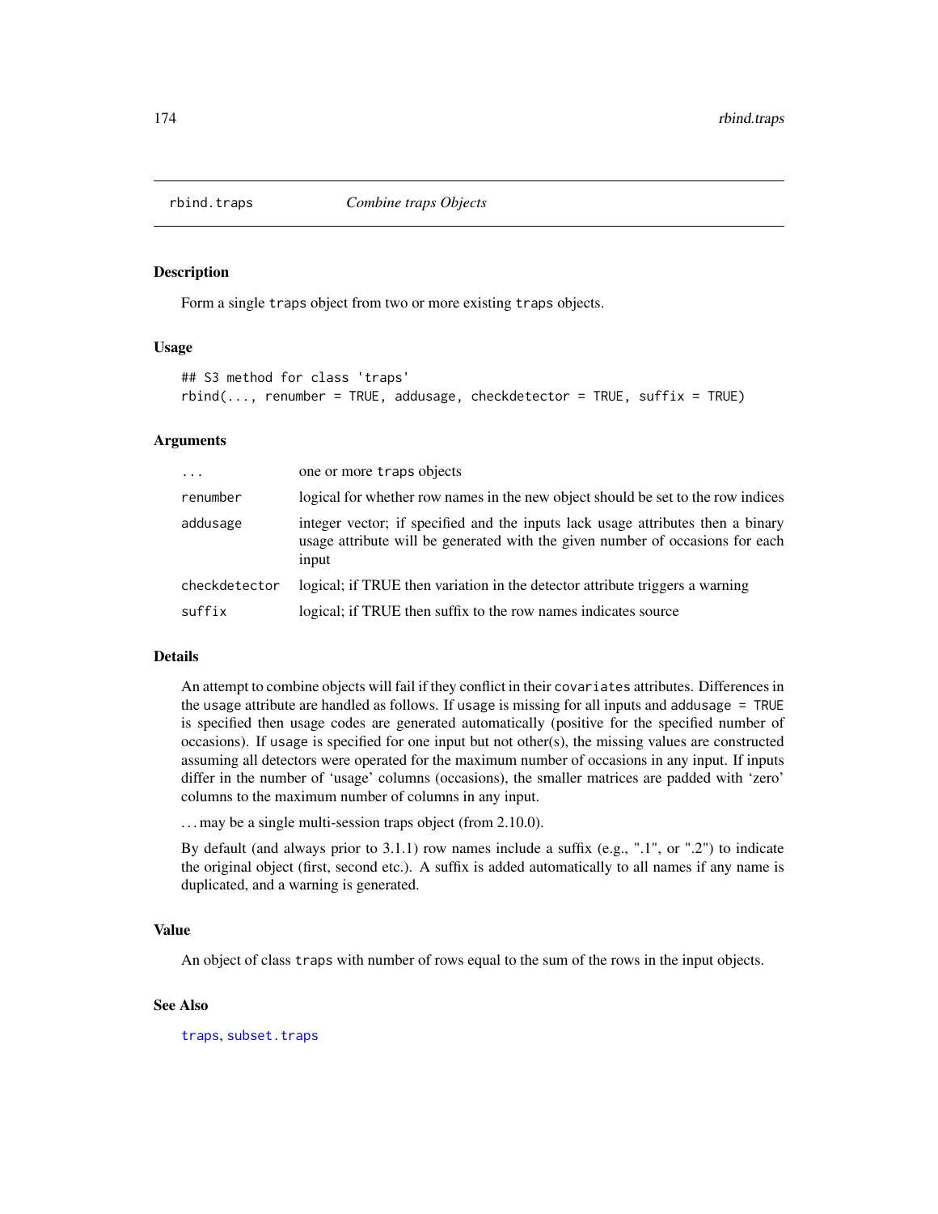# rbind.traps *Combine traps Objects*

## Description

Form a single `traps` object from two or more existing `traps` objects.

## Usage

```
## S3 method for class 'traps'
rbind(..., renumber = TRUE, addusage, checkdetector = TRUE, suffix = TRUE)
```

## Arguments

| | |
|---|---|
| `...` | one or more `traps` objects |
| `renumber` | logical for whether row names in the new object should be set to the row indices |
| `addusage` | integer vector; if specified and the inputs lack usage attributes then a binary usage attribute will be generated with the given number of occasions for each input |
| `checkdetector` | logical; if TRUE then variation in the detector attribute triggers a warning |
| `suffix` | logical; if TRUE then suffix to the row names indicates source |

## Details

An attempt to combine objects will fail if they conflict in their `covariates` attributes. Differences in the `usage` attribute are handled as follows. If `usage` is missing for all inputs and `addusage = TRUE` is specified then usage codes are generated automatically (positive for the specified number of occasions). If `usage` is specified for one input but not other(s), the missing values are constructed assuming all detectors were operated for the maximum number of occasions in any input. If inputs differ in the number of 'usage' columns (occasions), the smaller matrices are padded with 'zero' columns to the maximum number of columns in any input.

... may be a single multi-session traps object (from 2.10.0).

By default (and always prior to 3.1.1) row names include a suffix (e.g., ".1", or ".2") to indicate the original object (first, second etc.). A suffix is added automatically to all names if any name is duplicated, and a warning is generated.

## Value

An object of class `traps` with number of rows equal to the sum of the rows in the input objects.

## See Also

`traps`, `subset.traps`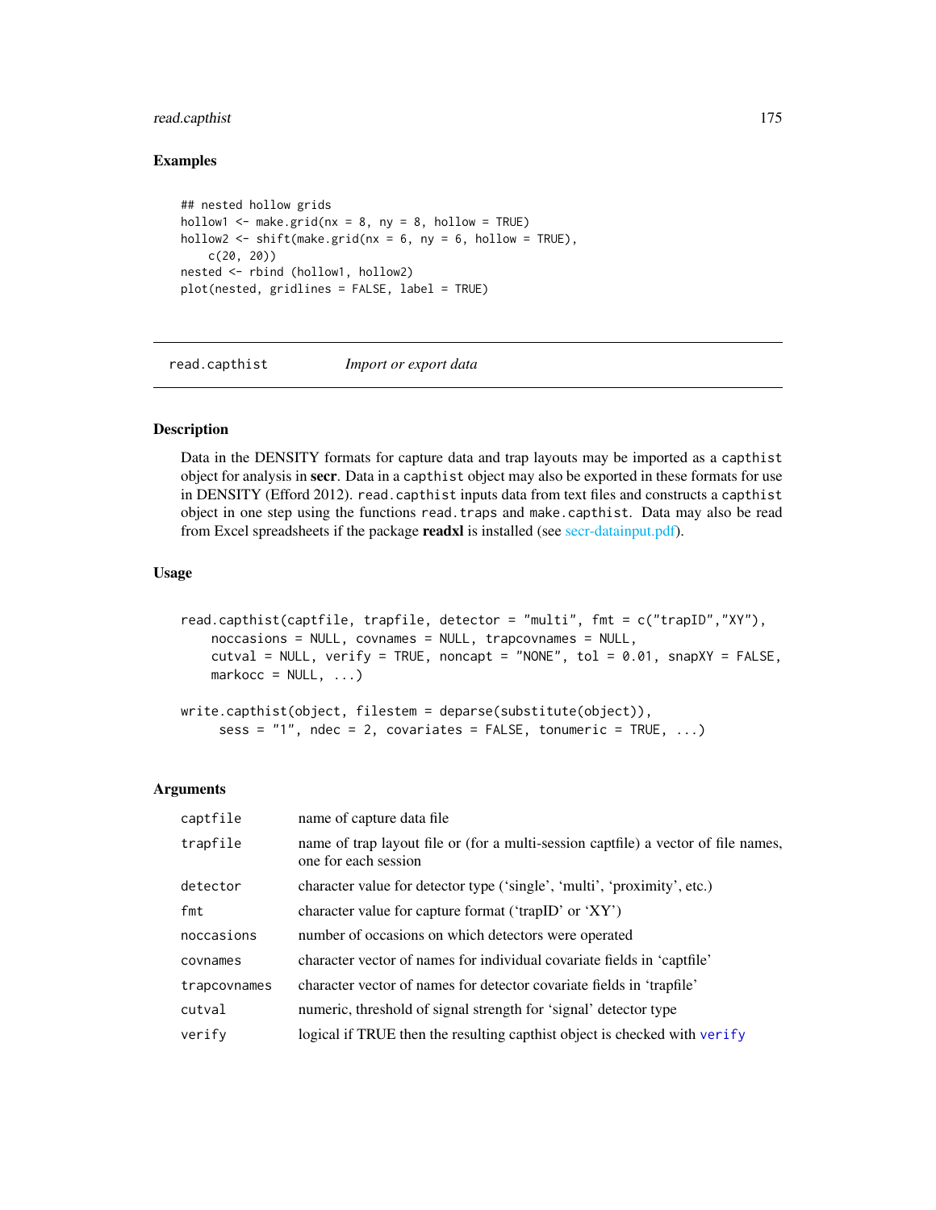## Examples

```
## nested hollow grids
hollow1 <- make.grid(nx = 8, ny = 8, hollow = TRUE)
hollow2 <- shift(make.grid(nx = 6, ny = 6, hollow = TRUE),
    c(20, 20))
nested <- rbind (hollow1, hollow2)
plot(nested, gridlines = FALSE, label = TRUE)
```

---

# read.capthist *Import or export data*

---

## Description

Data in the DENSITY formats for capture data and trap layouts may be imported as a `capthist` object for analysis in **secr**. Data in a `capthist` object may also be exported in these formats for use in DENSITY (Efford 2012). `read.capthist` inputs data from text files and constructs a `capthist` object in one step using the functions `read.traps` and `make.capthist`. Data may also be read from Excel spreadsheets if the package **readxl** is installed (see secr-datainput.pdf).

## Usage

```
read.capthist(captfile, trapfile, detector = "multi", fmt = c("trapID","XY"),
    noccasions = NULL, covnames = NULL, trapcovnames = NULL,
    cutval = NULL, verify = TRUE, noncapt = "NONE", tol = 0.01, snapXY = FALSE,
    markocc = NULL, ...)

write.capthist(object, filestem = deparse(substitute(object)),
     sess = "1", ndec = 2, covariates = FALSE, tonumeric = TRUE, ...)
```

## Arguments

| | |
|---|---|
| `captfile` | name of capture data file |
| `trapfile` | name of trap layout file or (for a multi-session captfile) a vector of file names, one for each session |
| `detector` | character value for detector type ('single', 'multi', 'proximity', etc.) |
| `fmt` | character value for capture format ('trapID' or 'XY') |
| `noccasions` | number of occasions on which detectors were operated |
| `covnames` | character vector of names for individual covariate fields in 'captfile' |
| `trapcovnames` | character vector of names for detector covariate fields in 'trapfile' |
| `cutval` | numeric, threshold of signal strength for 'signal' detector type |
| `verify` | logical if TRUE then the resulting capthist object is checked with `verify` |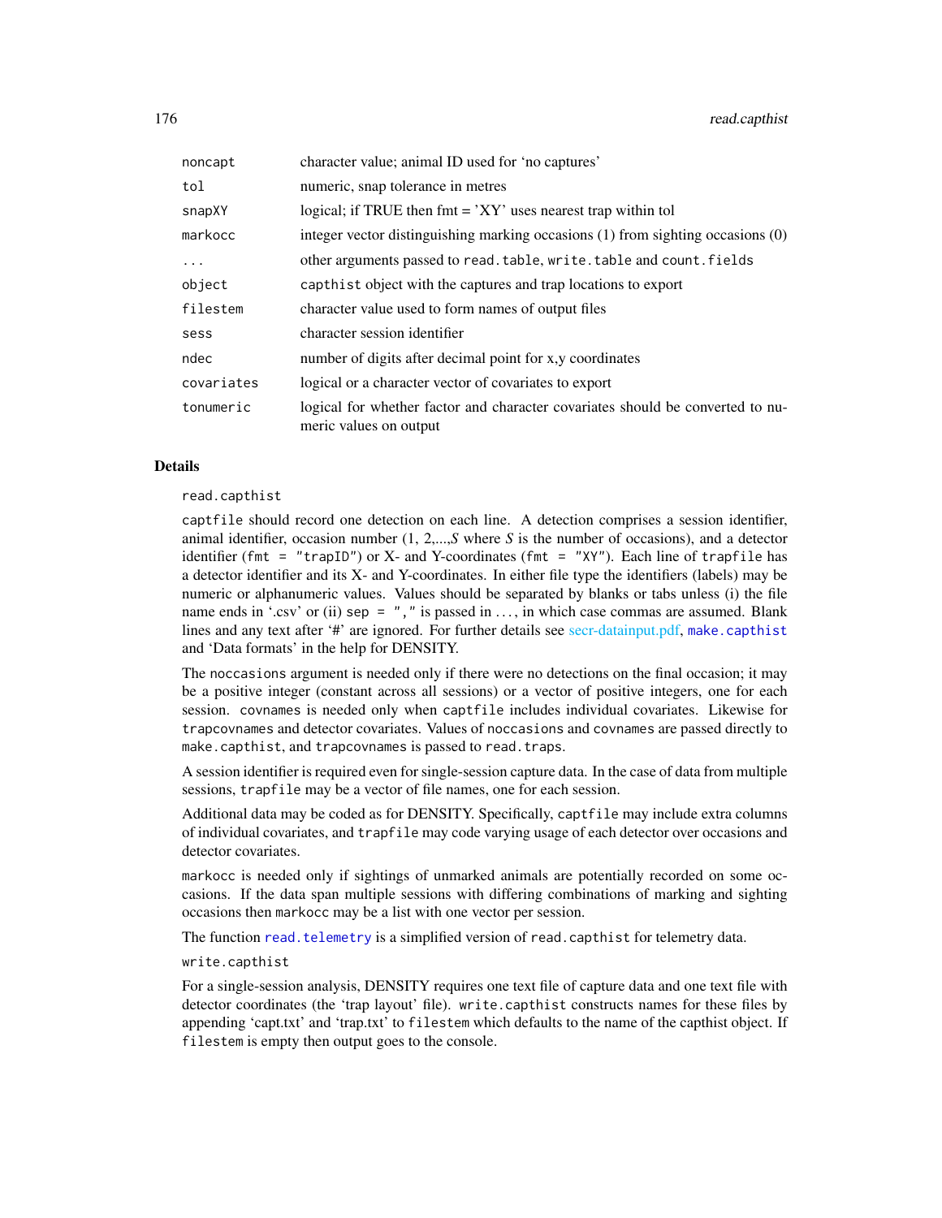| | |
|---|---|
| `noncapt` | character value; animal ID used for 'no captures' |
| `tol` | numeric, snap tolerance in metres |
| `snapXY` | logical; if TRUE then fmt = 'XY' uses nearest trap within tol |
| `markocc` | integer vector distinguishing marking occasions (1) from sighting occasions (0) |
| `...` | other arguments passed to `read.table`, `write.table` and `count.fields` |
| `object` | `capthist` object with the captures and trap locations to export |
| `filestem` | character value used to form names of output files |
| `sess` | character session identifier |
| `ndec` | number of digits after decimal point for x,y coordinates |
| `covariates` | logical or a character vector of covariates to export |
| `tonumeric` | logical for whether factor and character covariates should be converted to numeric values on output |

## Details

`read.capthist`

`captfile` should record one detection on each line. A detection comprises a session identifier, animal identifier, occasion number (1, 2,...,$S$ where $S$ is the number of occasions), and a detector identifier (`fmt = "trapID"`) or X- and Y-coordinates (`fmt = "XY"`). Each line of `trapfile` has a detector identifier and its X- and Y-coordinates. In either file type the identifiers (labels) may be numeric or alphanumeric values. Values should be separated by blanks or tabs unless (i) the file name ends in '.csv' or (ii) `sep = ","` is passed in ..., in which case commas are assumed. Blank lines and any text after '#' are ignored. For further details see secr-datainput.pdf, `make.capthist` and 'Data formats' in the help for DENSITY.

The `noccasions` argument is needed only if there were no detections on the final occasion; it may be a positive integer (constant across all sessions) or a vector of positive integers, one for each session. `covnames` is needed only when `captfile` includes individual covariates. Likewise for `trapcovnames` and detector covariates. Values of `noccasions` and `covnames` are passed directly to `make.capthist`, and `trapcovnames` is passed to `read.traps`.

A session identifier is required even for single-session capture data. In the case of data from multiple sessions, `trapfile` may be a vector of file names, one for each session.

Additional data may be coded as for DENSITY. Specifically, `captfile` may include extra columns of individual covariates, and `trapfile` may code varying usage of each detector over occasions and detector covariates.

`markocc` is needed only if sightings of unmarked animals are potentially recorded on some occasions. If the data span multiple sessions with differing combinations of marking and sighting occasions then `markocc` may be a list with one vector per session.

The function `read.telemetry` is a simplified version of `read.capthist` for telemetry data.

`write.capthist`

For a single-session analysis, DENSITY requires one text file of capture data and one text file with detector coordinates (the 'trap layout' file). `write.capthist` constructs names for these files by appending 'capt.txt' and 'trap.txt' to `filestem` which defaults to the name of the capthist object. If `filestem` is empty then output goes to the console.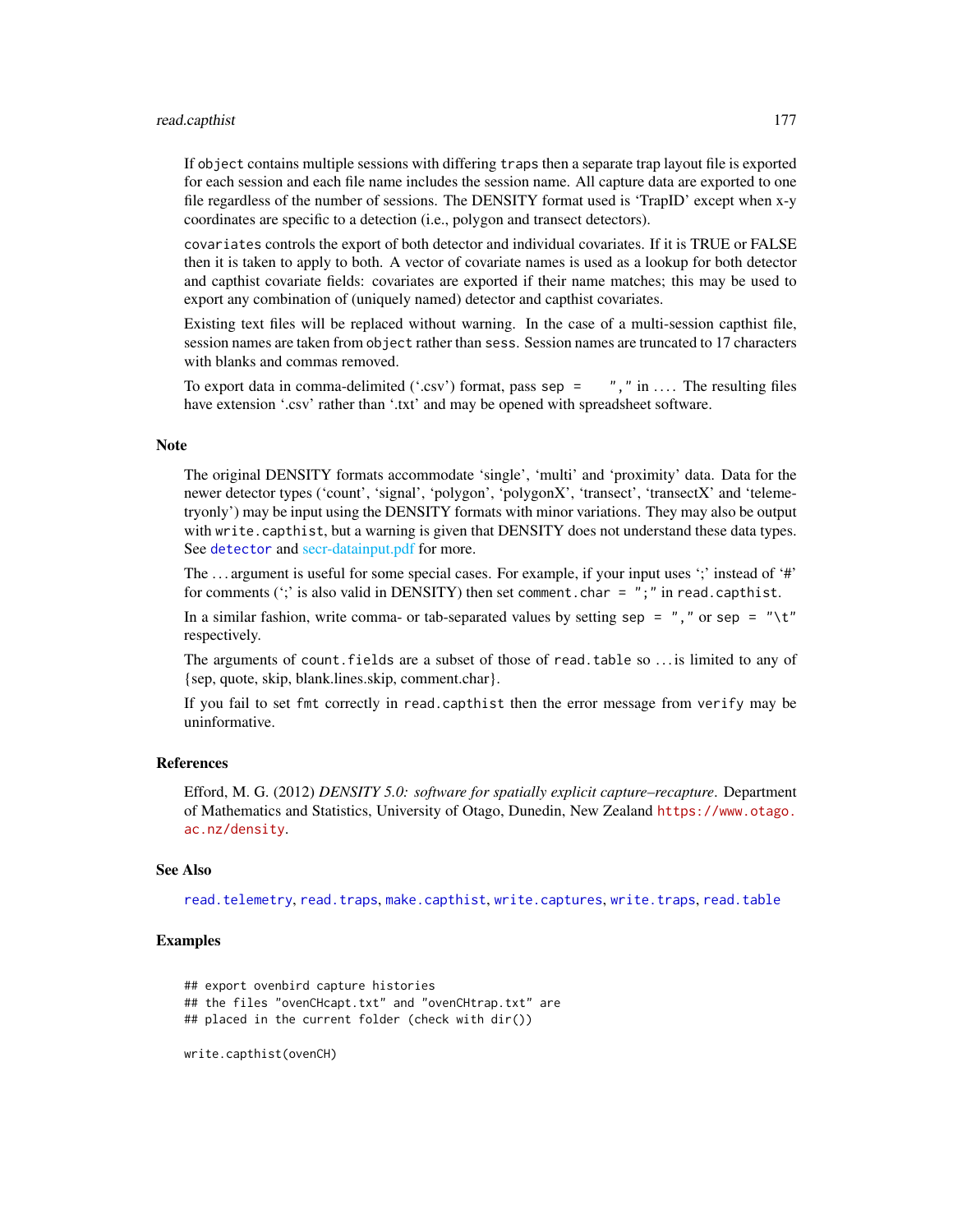If `object` contains multiple sessions with differing `traps` then a separate trap layout file is exported for each session and each file name includes the session name. All capture data are exported to one file regardless of the number of sessions. The DENSITY format used is 'TrapID' except when x-y coordinates are specific to a detection (i.e., polygon and transect detectors).

`covariates` controls the export of both detector and individual covariates. If it is TRUE or FALSE then it is taken to apply to both. A vector of covariate names is used as a lookup for both detector and capthist covariate fields: covariates are exported if their name matches; this may be used to export any combination of (uniquely named) detector and capthist covariates.

Existing text files will be replaced without warning. In the case of a multi-session capthist file, session names are taken from `object` rather than `sess`. Session names are truncated to 17 characters with blanks and commas removed.

To export data in comma-delimited ('.csv') format, pass `sep = ","` in .... The resulting files have extension '.csv' rather than '.txt' and may be opened with spreadsheet software.

## Note

The original DENSITY formats accommodate 'single', 'multi' and 'proximity' data. Data for the newer detector types ('count', 'signal', 'polygon', 'polygonX', 'transect', 'transectX' and 'telemetryonly') may be input using the DENSITY formats with minor variations. They may also be output with `write.capthist`, but a warning is given that DENSITY does not understand these data types. See `detector` and secr-datainput.pdf for more.

The ... argument is useful for some special cases. For example, if your input uses ';' instead of '#' for comments (';' is also valid in DENSITY) then set `comment.char = ";"` in `read.capthist`.

In a similar fashion, write comma- or tab-separated values by setting `sep = ","` or `sep = "\t"` respectively.

The arguments of `count.fields` are a subset of those of `read.table` so ... is limited to any of {sep, quote, skip, blank.lines.skip, comment.char}.

If you fail to set `fmt` correctly in `read.capthist` then the error message from `verify` may be uninformative.

## References

Efford, M. G. (2012) *DENSITY 5.0: software for spatially explicit capture–recapture*. Department of Mathematics and Statistics, University of Otago, Dunedin, New Zealand https://www.otago.ac.nz/density.

## See Also

`read.telemetry`, `read.traps`, `make.capthist`, `write.captures`, `write.traps`, `read.table`

## Examples

```
## export ovenbird capture histories
## the files "ovenCHcapt.txt" and "ovenCHtrap.txt" are
## placed in the current folder (check with dir())

write.capthist(ovenCH)
```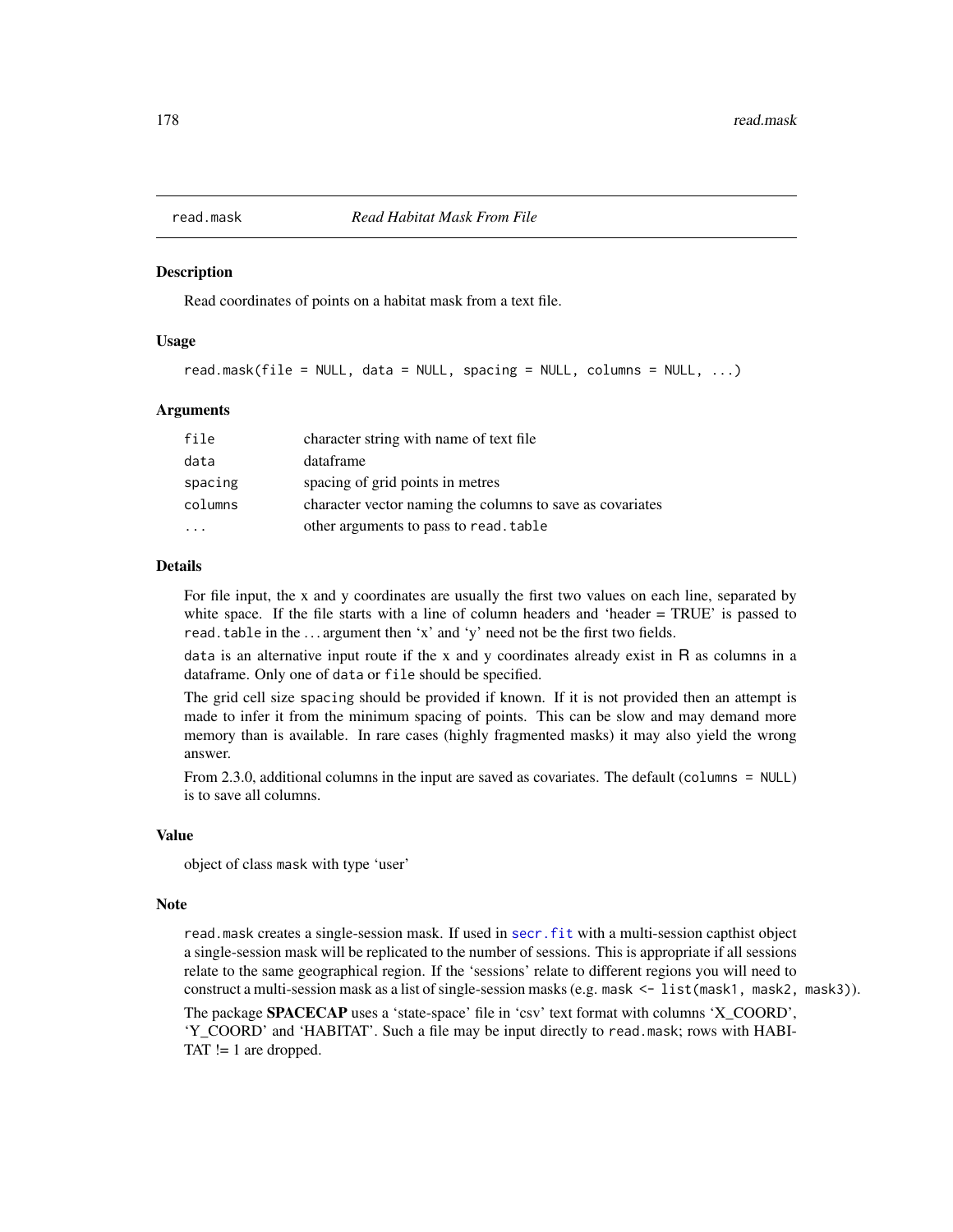# read.mask *Read Habitat Mask From File*

## Description

Read coordinates of points on a habitat mask from a text file.

## Usage

```
read.mask(file = NULL, data = NULL, spacing = NULL, columns = NULL, ...)
```

## Arguments

| | |
|---|---|
| file | character string with name of text file |
| data | dataframe |
| spacing | spacing of grid points in metres |
| columns | character vector naming the columns to save as covariates |
| ... | other arguments to pass to read.table |

## Details

For file input, the x and y coordinates are usually the first two values on each line, separated by white space. If the file starts with a line of column headers and 'header = TRUE' is passed to read.table in the ... argument then 'x' and 'y' need not be the first two fields.

data is an alternative input route if the x and y coordinates already exist in R as columns in a dataframe. Only one of data or file should be specified.

The grid cell size spacing should be provided if known. If it is not provided then an attempt is made to infer it from the minimum spacing of points. This can be slow and may demand more memory than is available. In rare cases (highly fragmented masks) it may also yield the wrong answer.

From 2.3.0, additional columns in the input are saved as covariates. The default (columns = NULL) is to save all columns.

## Value

object of class mask with type 'user'

## Note

read.mask creates a single-session mask. If used in secr.fit with a multi-session capthist object a single-session mask will be replicated to the number of sessions. This is appropriate if all sessions relate to the same geographical region. If the 'sessions' relate to different regions you will need to construct a multi-session mask as a list of single-session masks (e.g. mask <- list(mask1, mask2, mask3)).

The package **SPACECAP** uses a 'state-space' file in 'csv' text format with columns 'X_COORD', 'Y_COORD' and 'HABITAT'. Such a file may be input directly to read.mask; rows with HABITAT != 1 are dropped.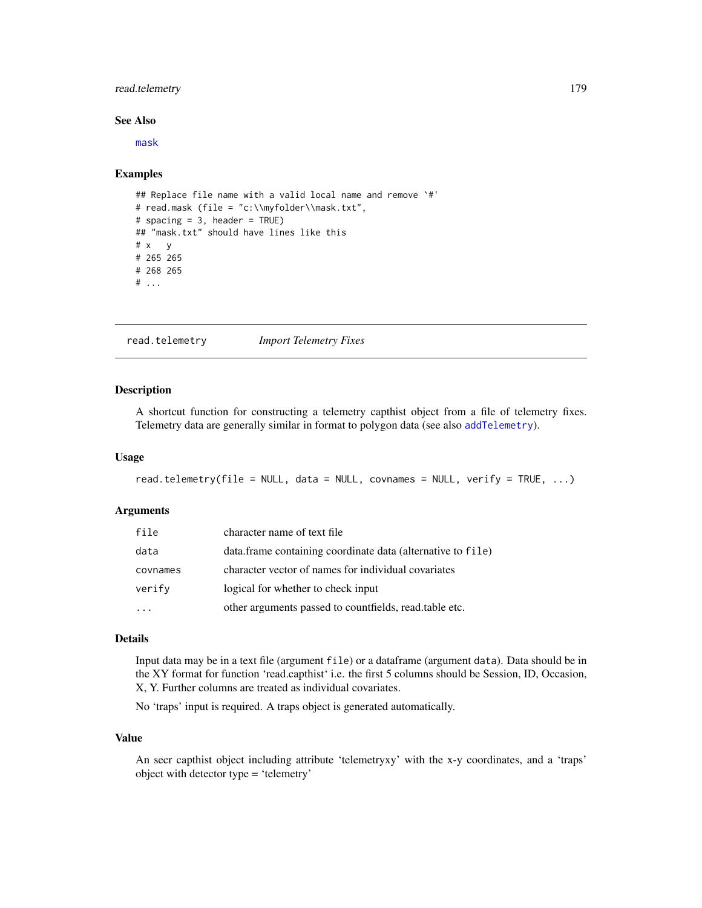### See Also

mask

### Examples

```
## Replace file name with a valid local name and remove `#'
# read.mask (file = "c:\\myfolder\\mask.txt",
# spacing = 3, header = TRUE)
## "mask.txt" should have lines like this
# x   y
# 265 265
# 268 265
# ...
```

---

## read.telemetry — *Import Telemetry Fixes*

---

### Description

A shortcut function for constructing a telemetry capthist object from a file of telemetry fixes. Telemetry data are generally similar in format to polygon data (see also addTelemetry).

### Usage

```
read.telemetry(file = NULL, data = NULL, covnames = NULL, verify = TRUE, ...)
```

### Arguments

| | |
|---|---|
| file | character name of text file |
| data | data.frame containing coordinate data (alternative to file) |
| covnames | character vector of names for individual covariates |
| verify | logical for whether to check input |
| ... | other arguments passed to countfields, read.table etc. |

### Details

Input data may be in a text file (argument file) or a dataframe (argument data). Data should be in the XY format for function 'read.capthist' i.e. the first 5 columns should be Session, ID, Occasion, X, Y. Further columns are treated as individual covariates.

No 'traps' input is required. A traps object is generated automatically.

### Value

An secr capthist object including attribute 'telemetryxy' with the x-y coordinates, and a 'traps' object with detector type = 'telemetry'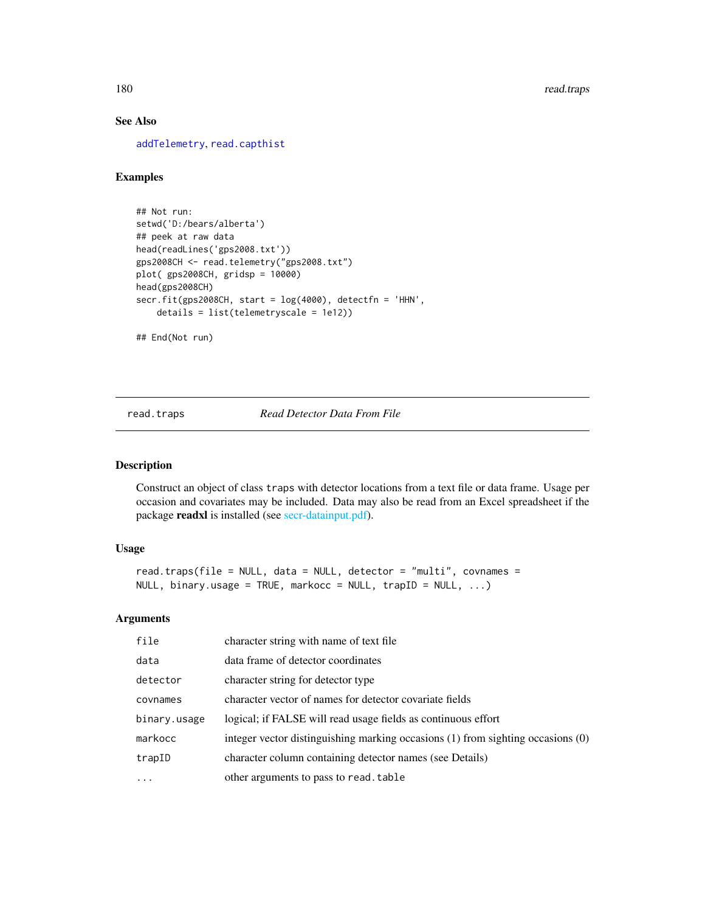### See Also

addTelemetry, read.capthist

### Examples

```
## Not run:
setwd('D:/bears/alberta')
## peek at raw data
head(readLines('gps2008.txt'))
gps2008CH <- read.telemetry("gps2008.txt")
plot( gps2008CH, gridsp = 10000)
head(gps2008CH)
secr.fit(gps2008CH, start = log(4000), detectfn = 'HHN',
    details = list(telemetryscale = 1e12))

## End(Not run)
```

---

## read.traps — *Read Detector Data From File*

### Description

Construct an object of class `traps` with detector locations from a text file or data frame. Usage per occasion and covariates may be included. Data may also be read from an Excel spreadsheet if the package **readxl** is installed (see secr-datainput.pdf).

### Usage

```
read.traps(file = NULL, data = NULL, detector = "multi", covnames =
NULL, binary.usage = TRUE, markocc = NULL, trapID = NULL, ...)
```

### Arguments

| | |
|---|---|
| `file` | character string with name of text file |
| `data` | data frame of detector coordinates |
| `detector` | character string for detector type |
| `covnames` | character vector of names for detector covariate fields |
| `binary.usage` | logical; if FALSE will read usage fields as continuous effort |
| `markocc` | integer vector distinguishing marking occasions (1) from sighting occasions (0) |
| `trapID` | character column containing detector names (see Details) |
| `...` | other arguments to pass to `read.table` |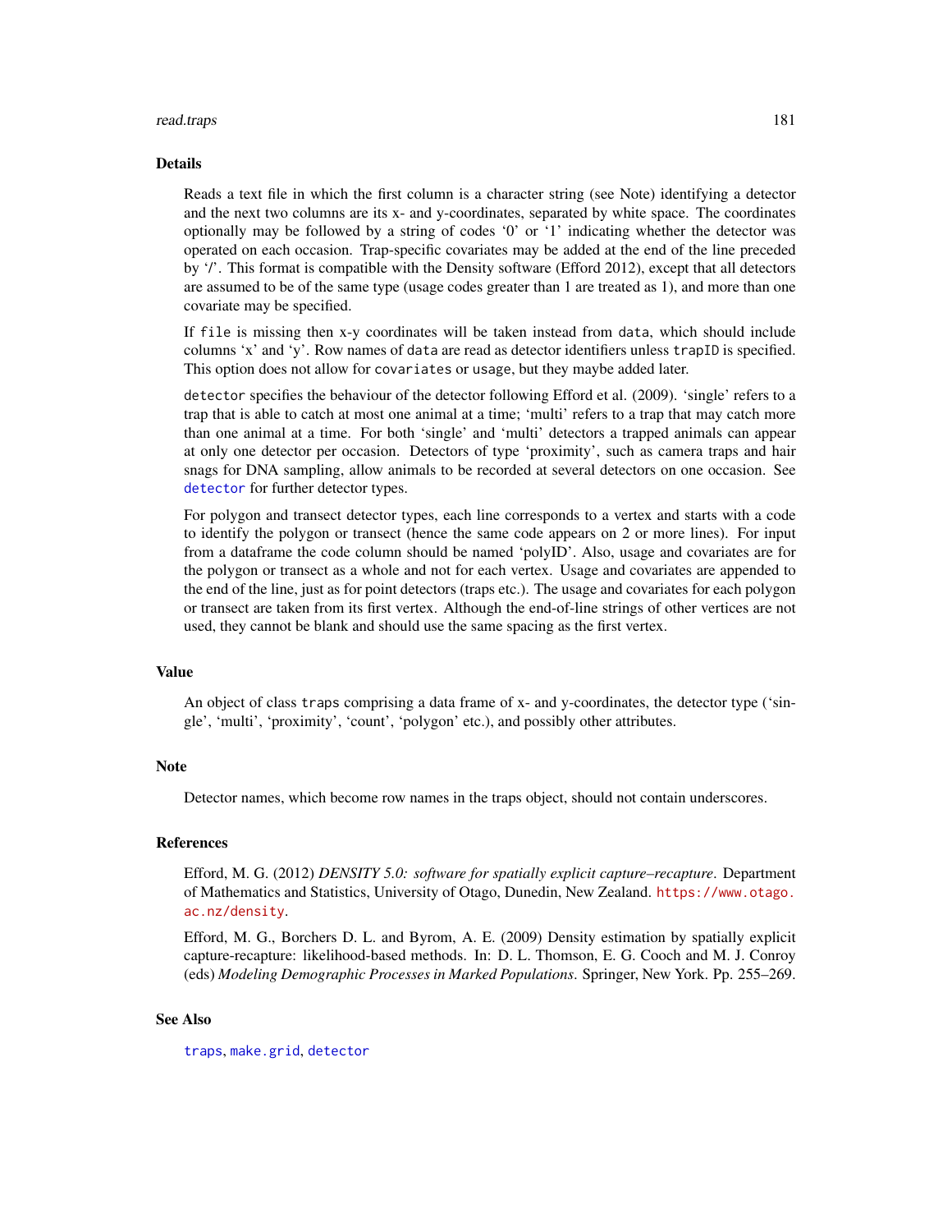## Details

Reads a text file in which the first column is a character string (see Note) identifying a detector and the next two columns are its x- and y-coordinates, separated by white space. The coordinates optionally may be followed by a string of codes '0' or '1' indicating whether the detector was operated on each occasion. Trap-specific covariates may be added at the end of the line preceded by '/'. This format is compatible with the Density software (Efford 2012), except that all detectors are assumed to be of the same type (usage codes greater than 1 are treated as 1), and more than one covariate may be specified.

If `file` is missing then x-y coordinates will be taken instead from `data`, which should include columns 'x' and 'y'. Row names of `data` are read as detector identifiers unless `trapID` is specified. This option does not allow for `covariates` or `usage`, but they maybe added later.

`detector` specifies the behaviour of the detector following Efford et al. (2009). 'single' refers to a trap that is able to catch at most one animal at a time; 'multi' refers to a trap that may catch more than one animal at a time. For both 'single' and 'multi' detectors a trapped animals can appear at only one detector per occasion. Detectors of type 'proximity', such as camera traps and hair snags for DNA sampling, allow animals to be recorded at several detectors on one occasion. See `detector` for further detector types.

For polygon and transect detector types, each line corresponds to a vertex and starts with a code to identify the polygon or transect (hence the same code appears on 2 or more lines). For input from a dataframe the code column should be named 'polyID'. Also, usage and covariates are for the polygon or transect as a whole and not for each vertex. Usage and covariates are appended to the end of the line, just as for point detectors (traps etc.). The usage and covariates for each polygon or transect are taken from its first vertex. Although the end-of-line strings of other vertices are not used, they cannot be blank and should use the same spacing as the first vertex.

## Value

An object of class `traps` comprising a data frame of x- and y-coordinates, the detector type ('single', 'multi', 'proximity', 'count', 'polygon' etc.), and possibly other attributes.

## Note

Detector names, which become row names in the traps object, should not contain underscores.

## References

Efford, M. G. (2012) *DENSITY 5.0: software for spatially explicit capture–recapture*. Department of Mathematics and Statistics, University of Otago, Dunedin, New Zealand. https://www.otago.ac.nz/density.

Efford, M. G., Borchers D. L. and Byrom, A. E. (2009) Density estimation by spatially explicit capture-recapture: likelihood-based methods. In: D. L. Thomson, E. G. Cooch and M. J. Conroy (eds) *Modeling Demographic Processes in Marked Populations*. Springer, New York. Pp. 255–269.

## See Also

`traps`, `make.grid`, `detector`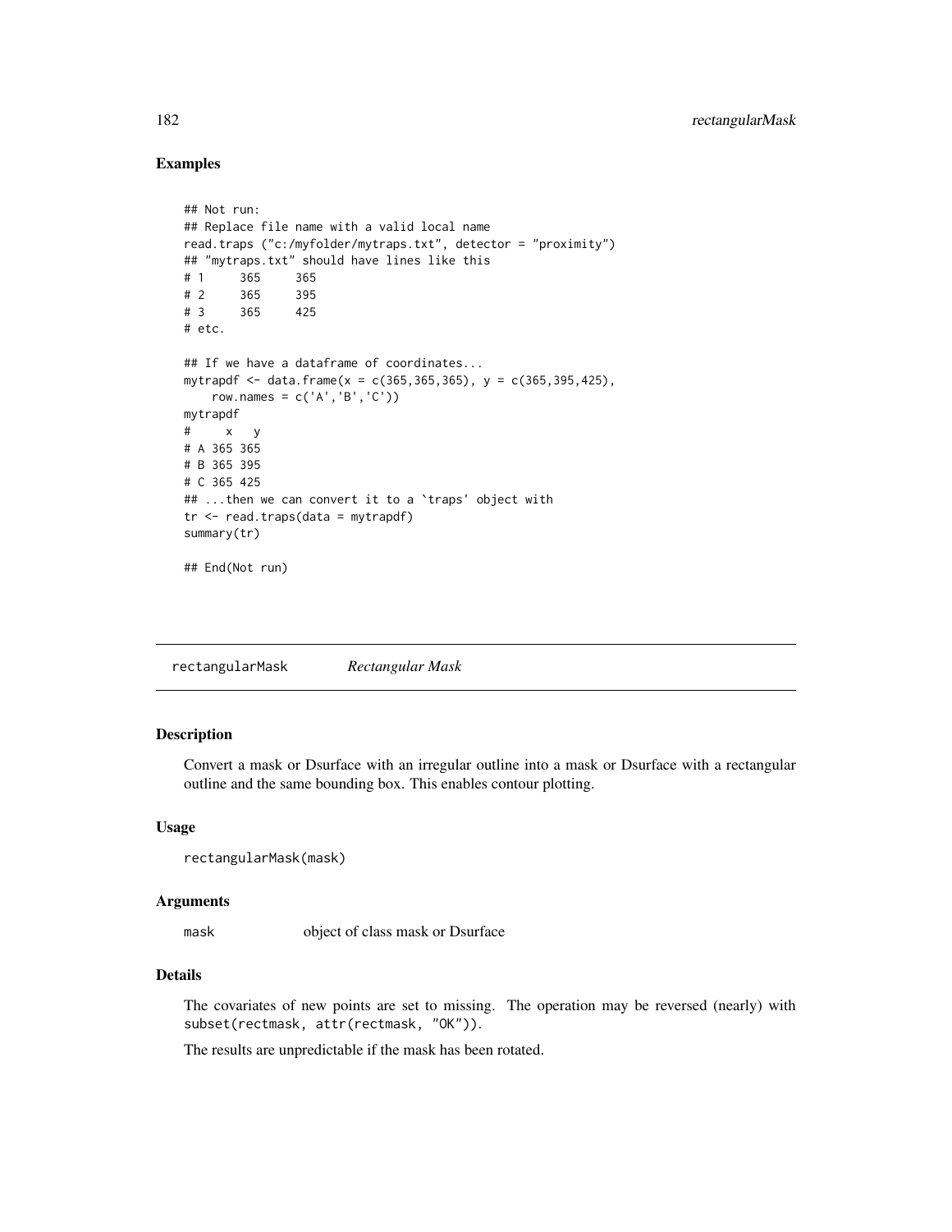## Examples

```
## Not run:
## Replace file name with a valid local name
read.traps ("c:/myfolder/mytraps.txt", detector = "proximity")
## "mytraps.txt" should have lines like this
# 1     365     365
# 2     365     395
# 3     365     425
# etc.

## If we have a dataframe of coordinates...
mytrapdf <- data.frame(x = c(365,365,365), y = c(365,395,425),
    row.names = c('A','B','C'))
mytrapdf
#     x   y
# A 365 365
# B 365 395
# C 365 425
## ...then we can convert it to a `traps' object with
tr <- read.traps(data = mytrapdf)
summary(tr)

## End(Not run)
```

---

rectangularMask *Rectangular Mask*

---

## Description

Convert a mask or Dsurface with an irregular outline into a mask or Dsurface with a rectangular outline and the same bounding box. This enables contour plotting.

## Usage

```
rectangularMask(mask)
```

## Arguments

| | |
|---|---|
| mask | object of class mask or Dsurface |

## Details

The covariates of new points are set to missing. The operation may be reversed (nearly) with `subset(rectmask, attr(rectmask, "OK"))`.

The results are unpredictable if the mask has been rotated.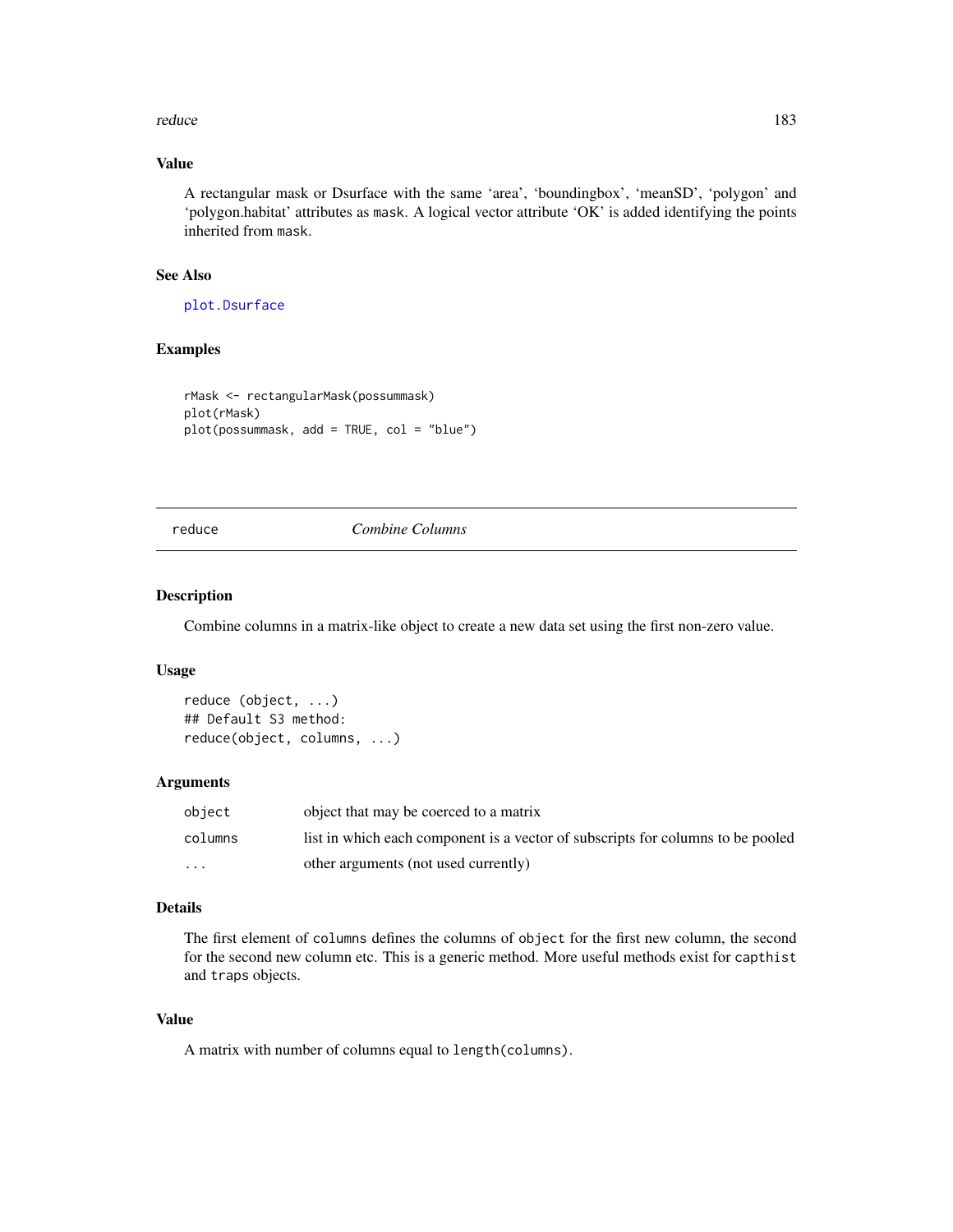### Value

A rectangular mask or Dsurface with the same 'area', 'boundingbox', 'meanSD', 'polygon' and 'polygon.habitat' attributes as mask. A logical vector attribute 'OK' is added identifying the points inherited from mask.

### See Also

plot.Dsurface

### Examples

```
rMask <- rectangularMask(possummask)
plot(rMask)
plot(possummask, add = TRUE, col = "blue")
```

---

## reduce *Combine Columns*

---

### Description

Combine columns in a matrix-like object to create a new data set using the first non-zero value.

### Usage

```
reduce (object, ...)
## Default S3 method:
reduce(object, columns, ...)
```

### Arguments

| | |
|---|---|
| object | object that may be coerced to a matrix |
| columns | list in which each component is a vector of subscripts for columns to be pooled |
| ... | other arguments (not used currently) |

### Details

The first element of columns defines the columns of object for the first new column, the second for the second new column etc. This is a generic method. More useful methods exist for capthist and traps objects.

### Value

A matrix with number of columns equal to length(columns).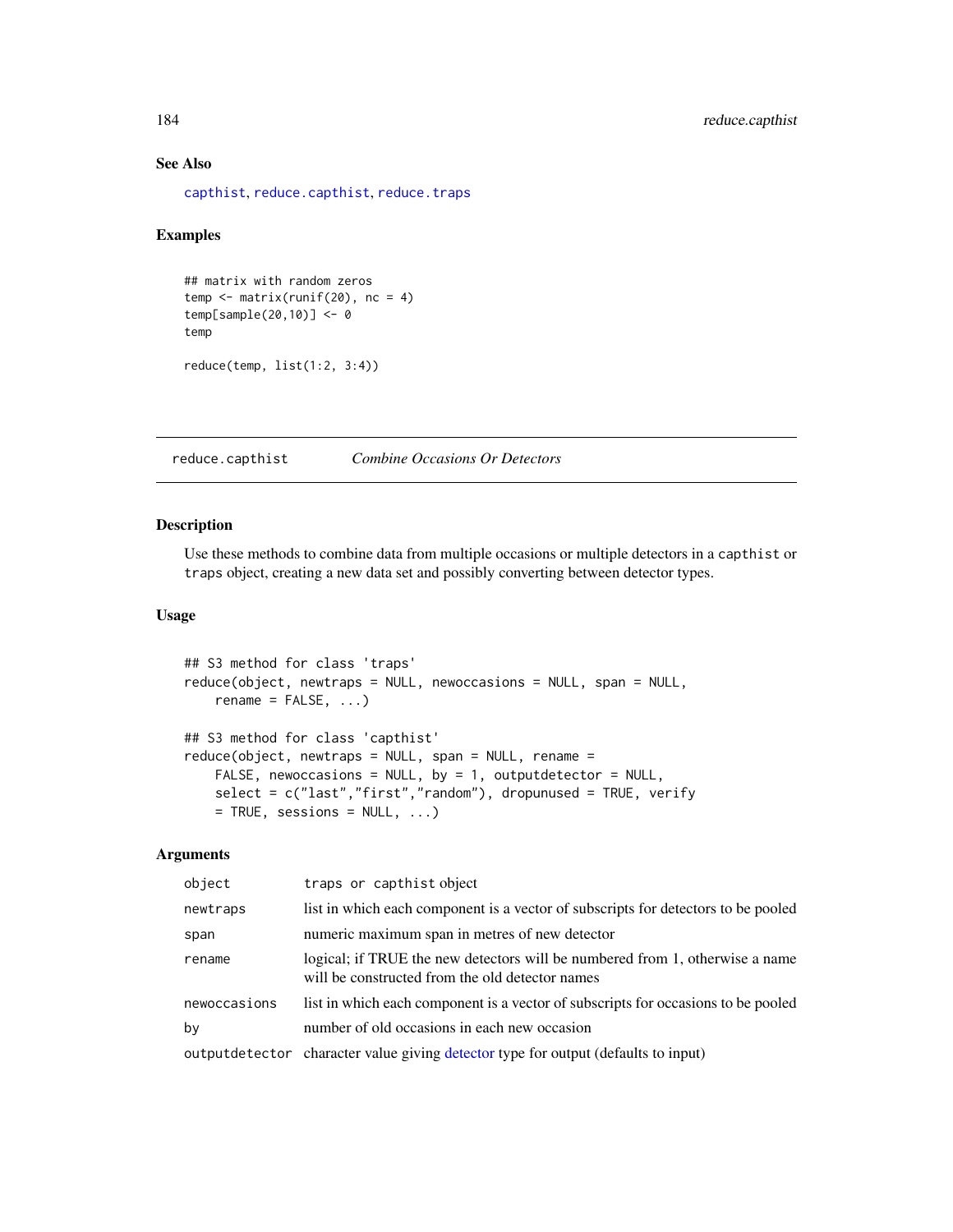### See Also

capthist, reduce.capthist, reduce.traps

### Examples

```
## matrix with random zeros
temp <- matrix(runif(20), nc = 4)
temp[sample(20,10)] <- 0
temp

reduce(temp, list(1:2, 3:4))
```

---

## reduce.capthist *Combine Occasions Or Detectors*

### Description

Use these methods to combine data from multiple occasions or multiple detectors in a `capthist` or `traps` object, creating a new data set and possibly converting between detector types.

### Usage

```
## S3 method for class 'traps'
reduce(object, newtraps = NULL, newoccasions = NULL, span = NULL,
    rename = FALSE, ...)

## S3 method for class 'capthist'
reduce(object, newtraps = NULL, span = NULL, rename =
    FALSE, newoccasions = NULL, by = 1, outputdetector = NULL,
    select = c("last","first","random"), dropunused = TRUE, verify
    = TRUE, sessions = NULL, ...)
```

### Arguments

| | |
|---|---|
| `object` | `traps` or `capthist` object |
| `newtraps` | list in which each component is a vector of subscripts for detectors to be pooled |
| `span` | numeric maximum span in metres of new detector |
| `rename` | logical; if TRUE the new detectors will be numbered from 1, otherwise a name will be constructed from the old detector names |
| `newoccasions` | list in which each component is a vector of subscripts for occasions to be pooled |
| `by` | number of old occasions in each new occasion |
| `outputdetector` | character value giving detector type for output (defaults to input) |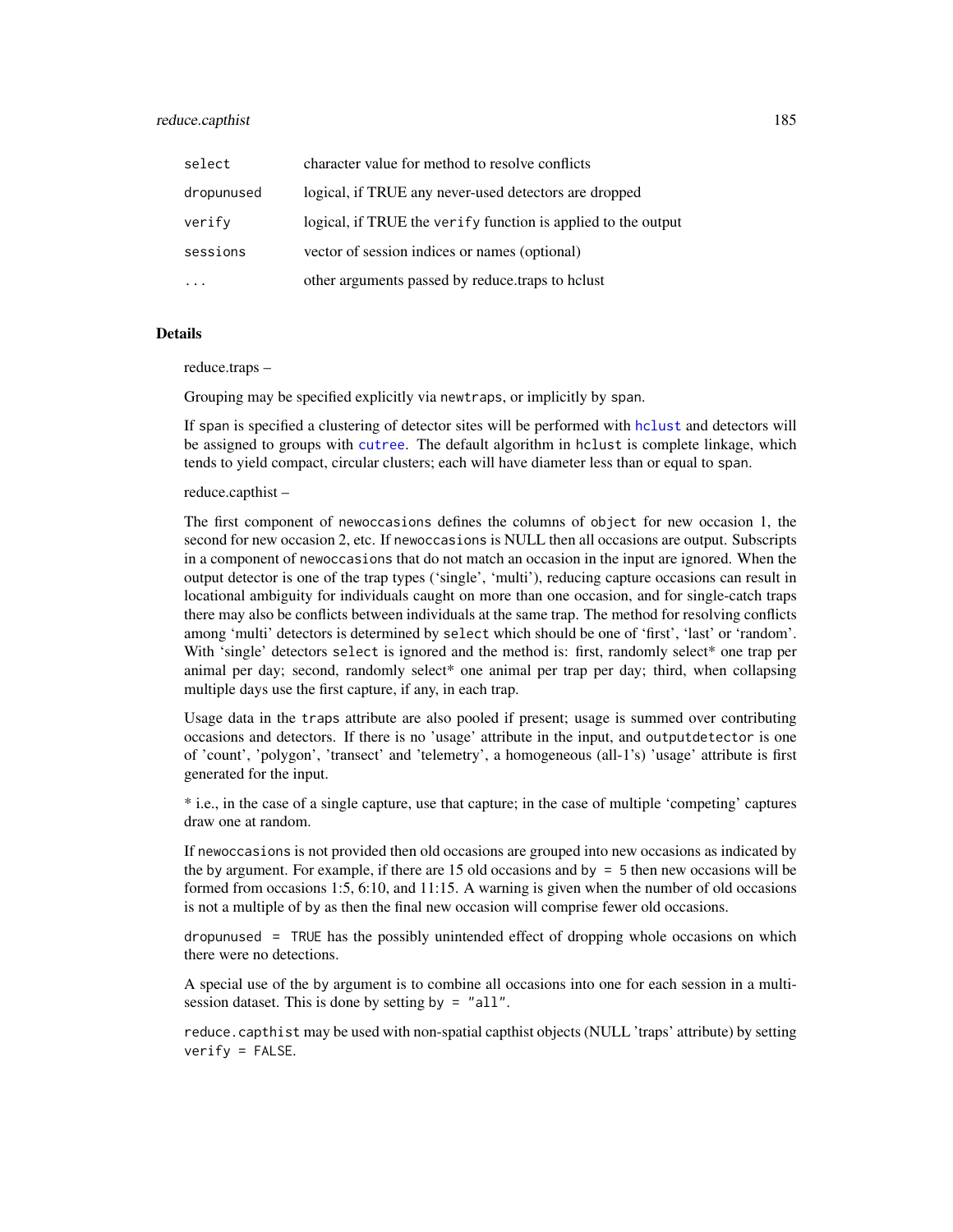| | |
|---|---|
| `select` | character value for method to resolve conflicts |
| `dropunused` | logical, if TRUE any never-used detectors are dropped |
| `verify` | logical, if TRUE the `verify` function is applied to the output |
| `sessions` | vector of session indices or names (optional) |
| `...` | other arguments passed by reduce.traps to hclust |

## Details

reduce.traps –

Grouping may be specified explicitly via `newtraps`, or implicitly by `span`.

If `span` is specified a clustering of detector sites will be performed with `hclust` and detectors will be assigned to groups with `cutree`. The default algorithm in `hclust` is complete linkage, which tends to yield compact, circular clusters; each will have diameter less than or equal to `span`.

reduce.capthist –

The first component of `newoccasions` defines the columns of `object` for new occasion 1, the second for new occasion 2, etc. If `newoccasions` is NULL then all occasions are output. Subscripts in a component of `newoccasions` that do not match an occasion in the input are ignored. When the output detector is one of the trap types ('single', 'multi'), reducing capture occasions can result in locational ambiguity for individuals caught on more than one occasion, and for single-catch traps there may also be conflicts between individuals at the same trap. The method for resolving conflicts among 'multi' detectors is determined by `select` which should be one of 'first', 'last' or 'random'. With 'single' detectors `select` is ignored and the method is: first, randomly select* one trap per animal per day; second, randomly select* one animal per trap per day; third, when collapsing multiple days use the first capture, if any, in each trap.

Usage data in the `traps` attribute are also pooled if present; usage is summed over contributing occasions and detectors. If there is no 'usage' attribute in the input, and `outputdetector` is one of 'count', 'polygon', 'transect' and 'telemetry', a homogeneous (all-1's) 'usage' attribute is first generated for the input.

* i.e., in the case of a single capture, use that capture; in the case of multiple 'competing' captures draw one at random.

If `newoccasions` is not provided then old occasions are grouped into new occasions as indicated by the `by` argument. For example, if there are 15 old occasions and `by = 5` then new occasions will be formed from occasions 1:5, 6:10, and 11:15. A warning is given when the number of old occasions is not a multiple of `by` as then the final new occasion will comprise fewer old occasions.

`dropunused = TRUE` has the possibly unintended effect of dropping whole occasions on which there were no detections.

A special use of the `by` argument is to combine all occasions into one for each session in a multi-session dataset. This is done by setting `by = "all"`.

`reduce.capthist` may be used with non-spatial capthist objects (NULL 'traps' attribute) by setting `verify = FALSE`.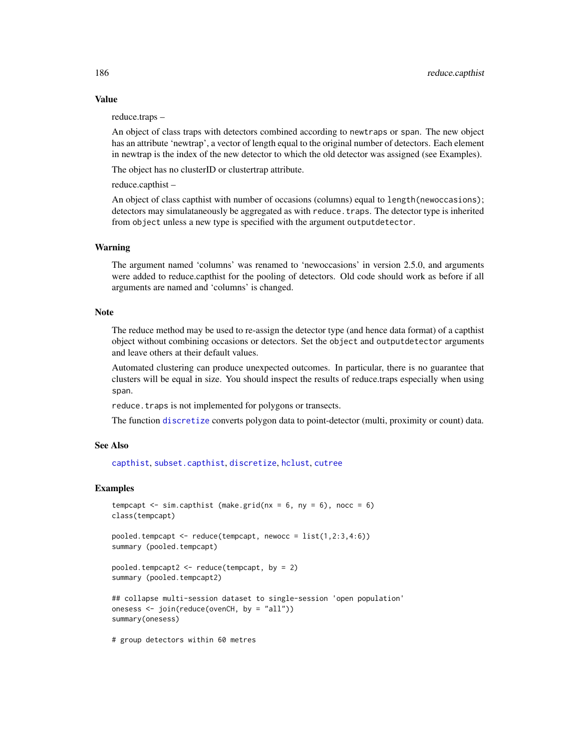## Value

reduce.traps –

An object of class traps with detectors combined according to `newtraps` or `span`. The new object has an attribute 'newtrap', a vector of length equal to the original number of detectors. Each element in newtrap is the index of the new detector to which the old detector was assigned (see Examples).

The object has no clusterID or clustertrap attribute.

reduce.capthist –

An object of class capthist with number of occasions (columns) equal to `length(newoccasions)`; detectors may simulataneously be aggregated as with `reduce.traps`. The detector type is inherited from `object` unless a new type is specified with the argument `outputdetector`.

## Warning

The argument named 'columns' was renamed to 'newoccasions' in version 2.5.0, and arguments were added to reduce.capthist for the pooling of detectors. Old code should work as before if all arguments are named and 'columns' is changed.

## Note

The reduce method may be used to re-assign the detector type (and hence data format) of a capthist object without combining occasions or detectors. Set the `object` and `outputdetector` arguments and leave others at their default values.

Automated clustering can produce unexpected outcomes. In particular, there is no guarantee that clusters will be equal in size. You should inspect the results of reduce.traps especially when using `span`.

`reduce.traps` is not implemented for polygons or transects.

The function `discretize` converts polygon data to point-detector (multi, proximity or count) data.

## See Also

`capthist`, `subset.capthist`, `discretize`, `hclust`, `cutree`

## Examples

```
tempcapt <- sim.capthist (make.grid(nx = 6, ny = 6), nocc = 6)
class(tempcapt)

pooled.tempcapt <- reduce(tempcapt, newocc = list(1,2:3,4:6))
summary (pooled.tempcapt)

pooled.tempcapt2 <- reduce(tempcapt, by = 2)
summary (pooled.tempcapt2)

## collapse multi-session dataset to single-session 'open population'
onesess <- join(reduce(ovenCH, by = "all"))
summary(onesess)

# group detectors within 60 metres
```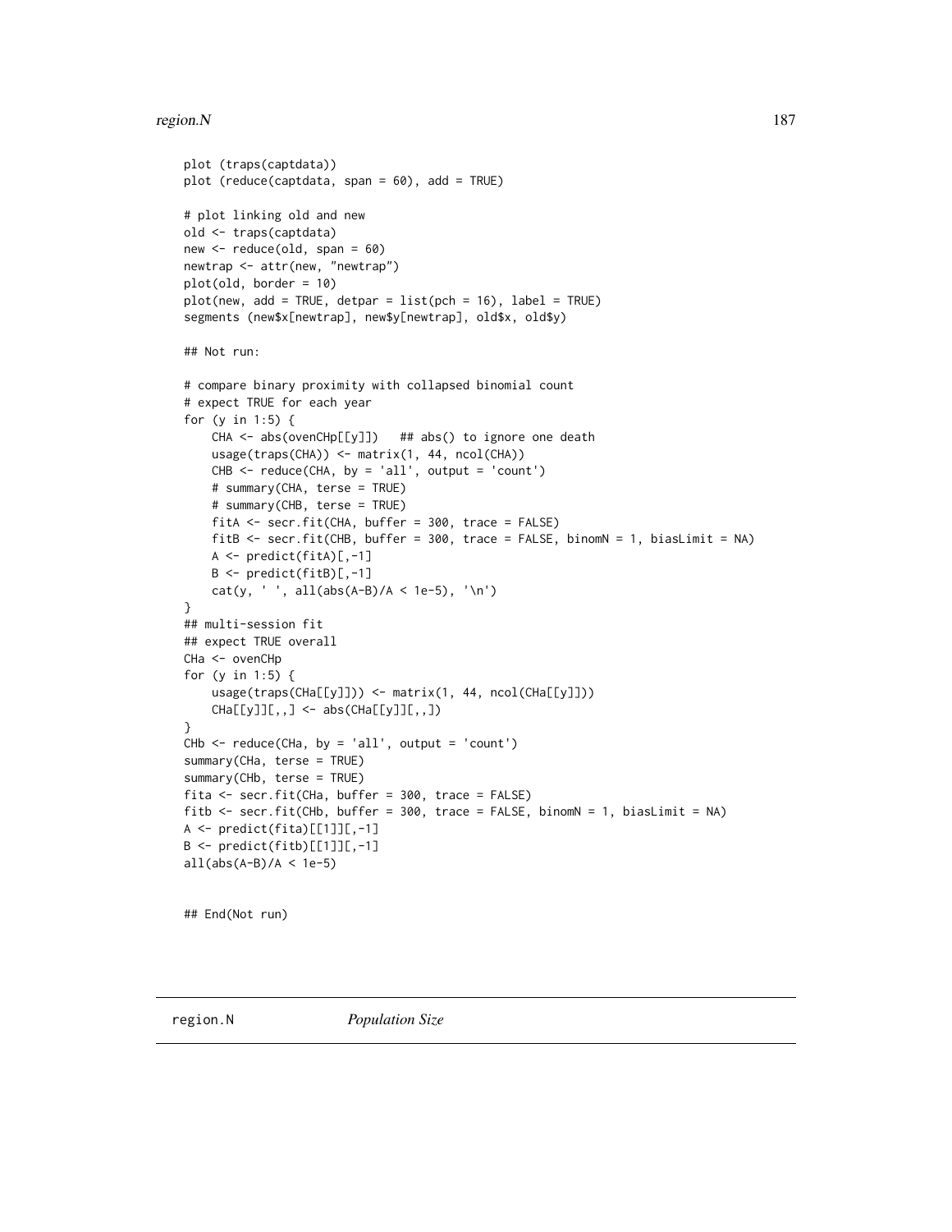```
plot (traps(captdata))
plot (reduce(captdata, span = 60), add = TRUE)

# plot linking old and new
old <- traps(captdata)
new <- reduce(old, span = 60)
newtrap <- attr(new, "newtrap")
plot(old, border = 10)
plot(new, add = TRUE, detpar = list(pch = 16), label = TRUE)
segments (new$x[newtrap], new$y[newtrap], old$x, old$y)

## Not run:

# compare binary proximity with collapsed binomial count
# expect TRUE for each year
for (y in 1:5) {
    CHA <- abs(ovenCHp[[y]])   ## abs() to ignore one death
    usage(traps(CHA)) <- matrix(1, 44, ncol(CHA))
    CHB <- reduce(CHA, by = 'all', output = 'count')
    # summary(CHA, terse = TRUE)
    # summary(CHB, terse = TRUE)
    fitA <- secr.fit(CHA, buffer = 300, trace = FALSE)
    fitB <- secr.fit(CHB, buffer = 300, trace = FALSE, binomN = 1, biasLimit = NA)
    A <- predict(fitA)[,-1]
    B <- predict(fitB)[,-1]
    cat(y, ' ', all(abs(A-B)/A < 1e-5), '\n')
}
## multi-session fit
## expect TRUE overall
CHa <- ovenCHp
for (y in 1:5) {
    usage(traps(CHa[[y]])) <- matrix(1, 44, ncol(CHa[[y]]))
    CHa[[y]][,,] <- abs(CHa[[y]][,,])
}
CHb <- reduce(CHa, by = 'all', output = 'count')
summary(CHa, terse = TRUE)
summary(CHb, terse = TRUE)
fita <- secr.fit(CHa, buffer = 300, trace = FALSE)
fitb <- secr.fit(CHb, buffer = 300, trace = FALSE, binomN = 1, biasLimit = NA)
A <- predict(fita)[[1]][,-1]
B <- predict(fitb)[[1]][,-1]
all(abs(A-B)/A < 1e-5)


## End(Not run)
```

---

region.N &nbsp;&nbsp;&nbsp;&nbsp;&nbsp;&nbsp; *Population Size*

---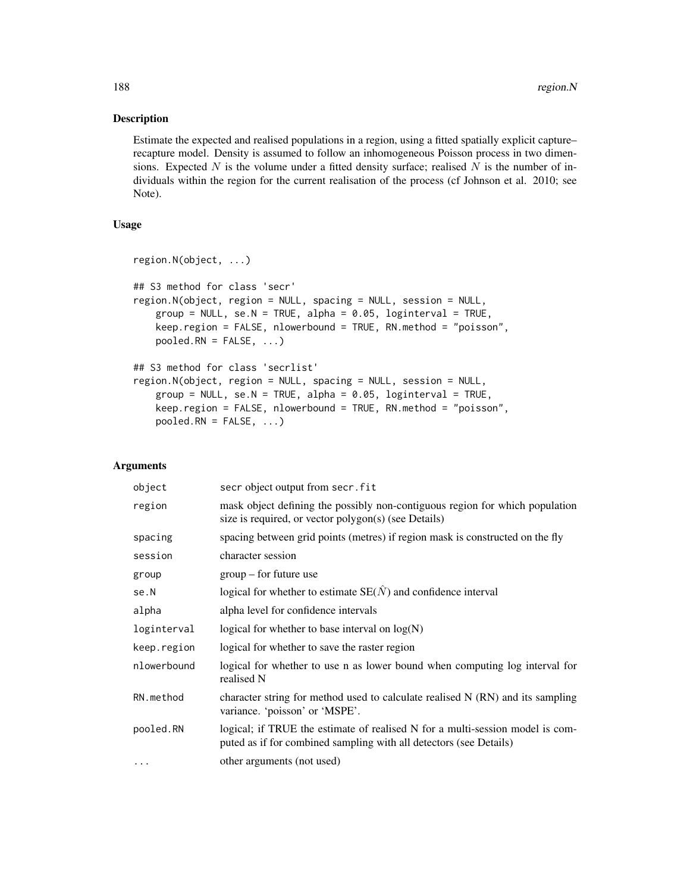## Description

Estimate the expected and realised populations in a region, using a fitted spatially explicit capture–recapture model. Density is assumed to follow an inhomogeneous Poisson process in two dimensions. Expected $N$ is the volume under a fitted density surface; realised $N$ is the number of individuals within the region for the current realisation of the process (cf Johnson et al. 2010; see Note).

## Usage

```
region.N(object, ...)

## S3 method for class 'secr'
region.N(object, region = NULL, spacing = NULL, session = NULL,
    group = NULL, se.N = TRUE, alpha = 0.05, loginterval = TRUE,
    keep.region = FALSE, nlowerbound = TRUE, RN.method = "poisson",
    pooled.RN = FALSE, ...)

## S3 method for class 'secrlist'
region.N(object, region = NULL, spacing = NULL, session = NULL,
    group = NULL, se.N = TRUE, alpha = 0.05, loginterval = TRUE,
    keep.region = FALSE, nlowerbound = TRUE, RN.method = "poisson",
    pooled.RN = FALSE, ...)
```

## Arguments

| | |
|---|---|
| `object` | secr object output from `secr.fit` |
| `region` | mask object defining the possibly non-contiguous region for which population size is required, or vector polygon(s) (see Details) |
| `spacing` | spacing between grid points (metres) if region mask is constructed on the fly |
| `session` | character session |
| `group` | group – for future use |
| `se.N` | logical for whether to estimate SE($\hat{N}$) and confidence interval |
| `alpha` | alpha level for confidence intervals |
| `loginterval` | logical for whether to base interval on log(N) |
| `keep.region` | logical for whether to save the raster region |
| `nlowerbound` | logical for whether to use n as lower bound when computing log interval for realised N |
| `RN.method` | character string for method used to calculate realised N (RN) and its sampling variance. 'poisson' or 'MSPE'. |
| `pooled.RN` | logical; if TRUE the estimate of realised N for a multi-session model is computed as if for combined sampling with all detectors (see Details) |
| `...` | other arguments (not used) |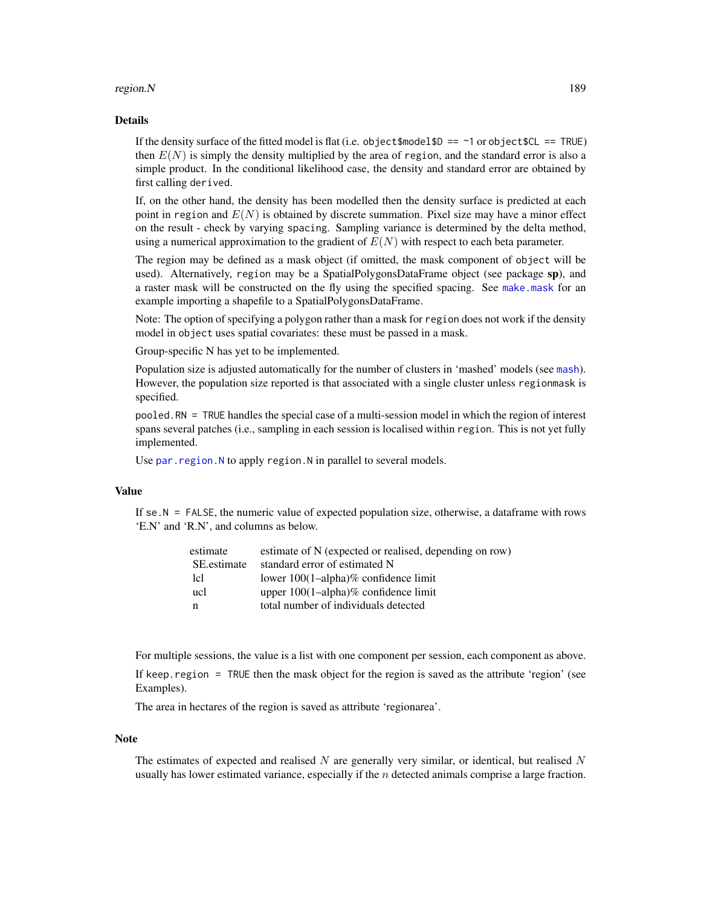## Details

If the density surface of the fitted model is flat (i.e. `object$model$D == ~1` or `object$CL == TRUE`) then $E(N)$ is simply the density multiplied by the area of `region`, and the standard error is also a simple product. In the conditional likelihood case, the density and standard error are obtained by first calling `derived`.

If, on the other hand, the density has been modelled then the density surface is predicted at each point in `region` and $E(N)$ is obtained by discrete summation. Pixel size may have a minor effect on the result - check by varying `spacing`. Sampling variance is determined by the delta method, using a numerical approximation to the gradient of $E(N)$ with respect to each beta parameter.

The region may be defined as a mask object (if omitted, the mask component of `object` will be used). Alternatively, `region` may be a SpatialPolygonsDataFrame object (see package **sp**), and a raster mask will be constructed on the fly using the specified spacing. See `make.mask` for an example importing a shapefile to a SpatialPolygonsDataFrame.

Note: The option of specifying a polygon rather than a mask for `region` does not work if the density model in `object` uses spatial covariates: these must be passed in a mask.

Group-specific N has yet to be implemented.

Population size is adjusted automatically for the number of clusters in 'mashed' models (see `mash`). However, the population size reported is that associated with a single cluster unless `regionmask` is specified.

`pooled.RN = TRUE` handles the special case of a multi-session model in which the region of interest spans several patches (i.e., sampling in each session is localised within `region`. This is not yet fully implemented.

Use `par.region.N` to apply `region.N` in parallel to several models.

## Value

If `se.N = FALSE`, the numeric value of expected population size, otherwise, a dataframe with rows 'E.N' and 'R.N', and columns as below.

| | |
|---|---|
| estimate | estimate of N (expected or realised, depending on row) |
| SE.estimate | standard error of estimated N |
| lcl | lower 100(1–alpha)% confidence limit |
| ucl | upper 100(1–alpha)% confidence limit |
| n | total number of individuals detected |

For multiple sessions, the value is a list with one component per session, each component as above.

If `keep.region = TRUE` then the mask object for the region is saved as the attribute 'region' (see Examples).

The area in hectares of the region is saved as attribute 'regionarea'.

## Note

The estimates of expected and realised $N$ are generally very similar, or identical, but realised $N$ usually has lower estimated variance, especially if the $n$ detected animals comprise a large fraction.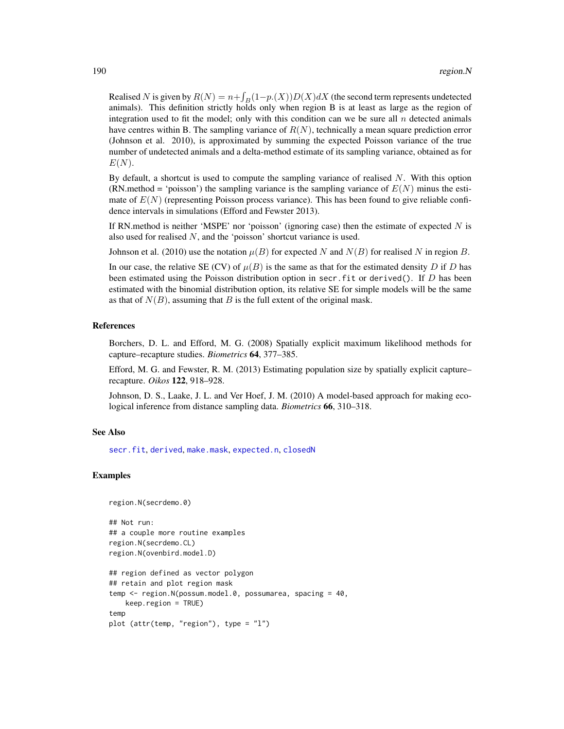Realised $N$ is given by $R(N) = n + \int_B (1 - p.(X)) D(X) dX$ (the second term represents undetected animals). This definition strictly holds only when region B is at least as large as the region of integration used to fit the model; only with this condition can we be sure all $n$ detected animals have centres within B. The sampling variance of $R(N)$, technically a mean square prediction error (Johnson et al. 2010), is approximated by summing the expected Poisson variance of the true number of undetected animals and a delta-method estimate of its sampling variance, obtained as for $E(N)$.

By default, a shortcut is used to compute the sampling variance of realised $N$. With this option (RN.method = 'poisson') the sampling variance is the sampling variance of $E(N)$ minus the estimate of $E(N)$ (representing Poisson process variance). This has been found to give reliable confidence intervals in simulations (Efford and Fewster 2013).

If RN.method is neither 'MSPE' nor 'poisson' (ignoring case) then the estimate of expected $N$ is also used for realised $N$, and the 'poisson' shortcut variance is used.

Johnson et al. (2010) use the notation $\mu(B)$ for expected $N$ and $N(B)$ for realised $N$ in region $B$.

In our case, the relative SE (CV) of $\mu(B)$ is the same as that for the estimated density $D$ if $D$ has been estimated using the Poisson distribution option in `secr.fit` or `derived()`. If $D$ has been estimated with the binomial distribution option, its relative SE for simple models will be the same as that of $N(B)$, assuming that $B$ is the full extent of the original mask.

### References

Borchers, D. L. and Efford, M. G. (2008) Spatially explicit maximum likelihood methods for capture–recapture studies. *Biometrics* **64**, 377–385.

Efford, M. G. and Fewster, R. M. (2013) Estimating population size by spatially explicit capture–recapture. *Oikos* **122**, 918–928.

Johnson, D. S., Laake, J. L. and Ver Hoef, J. M. (2010) A model-based approach for making ecological inference from distance sampling data. *Biometrics* **66**, 310–318.

### See Also

secr.fit, derived, make.mask, expected.n, closedN

### Examples

```
region.N(secrdemo.0)

## Not run:
## a couple more routine examples
region.N(secrdemo.CL)
region.N(ovenbird.model.D)

## region defined as vector polygon
## retain and plot region mask
temp <- region.N(possum.model.0, possumarea, spacing = 40,
    keep.region = TRUE)
temp
plot (attr(temp, "region"), type = "l")
```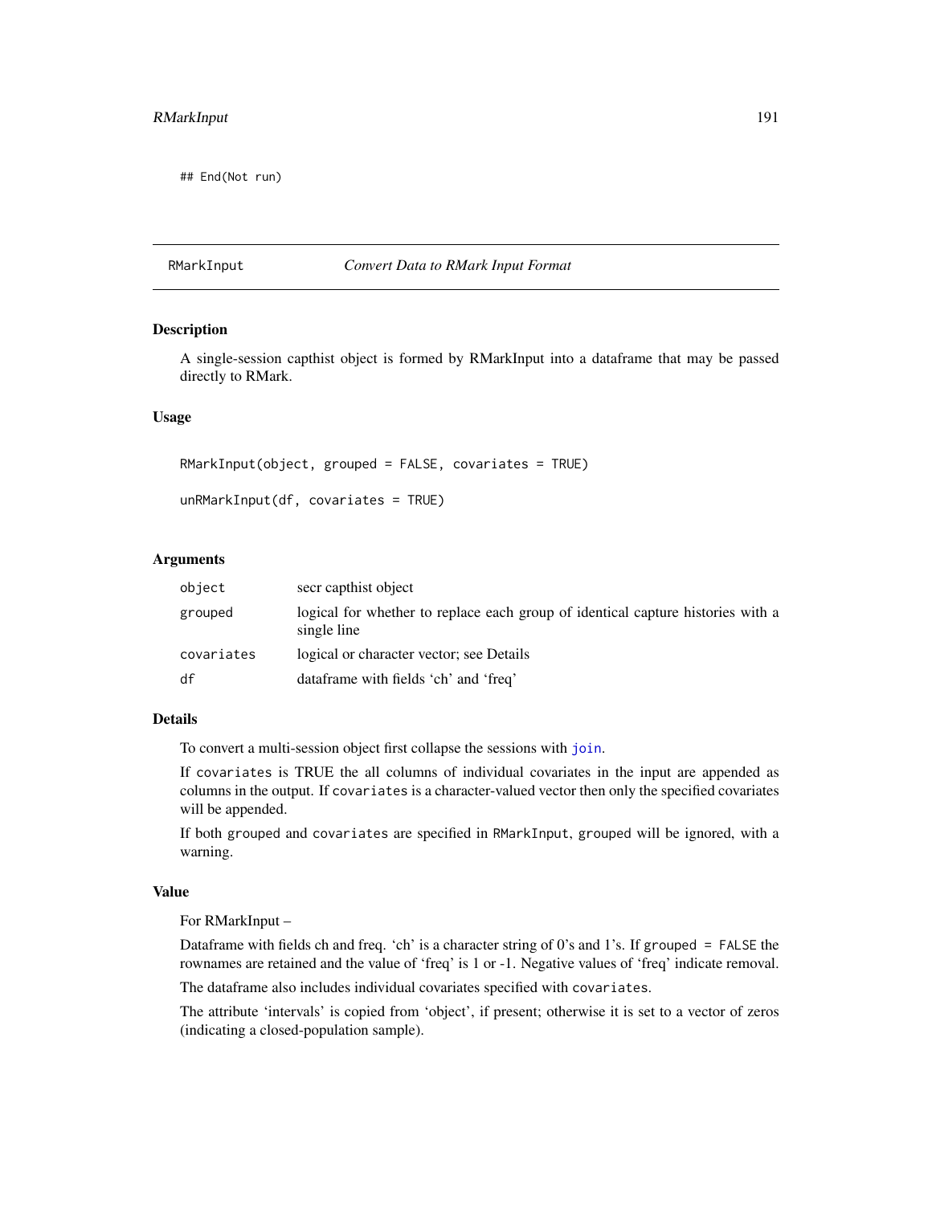```
## End(Not run)
```

---

RMarkInput *Convert Data to RMark Input Format*

---

### Description

A single-session capthist object is formed by RMarkInput into a dataframe that may be passed directly to RMark.

### Usage

```
RMarkInput(object, grouped = FALSE, covariates = TRUE)

unRMarkInput(df, covariates = TRUE)
```

### Arguments

| | |
|---|---|
| object | secr capthist object |
| grouped | logical for whether to replace each group of identical capture histories with a single line |
| covariates | logical or character vector; see Details |
| df | dataframe with fields 'ch' and 'freq' |

### Details

To convert a multi-session object first collapse the sessions with `join`.

If `covariates` is TRUE the all columns of individual covariates in the input are appended as columns in the output. If `covariates` is a character-valued vector then only the specified covariates will be appended.

If both `grouped` and `covariates` are specified in `RMarkInput`, `grouped` will be ignored, with a warning.

### Value

For RMarkInput –

Dataframe with fields ch and freq. 'ch' is a character string of 0's and 1's. If `grouped = FALSE` the rownames are retained and the value of 'freq' is 1 or -1. Negative values of 'freq' indicate removal.

The dataframe also includes individual covariates specified with `covariates`.

The attribute 'intervals' is copied from 'object', if present; otherwise it is set to a vector of zeros (indicating a closed-population sample).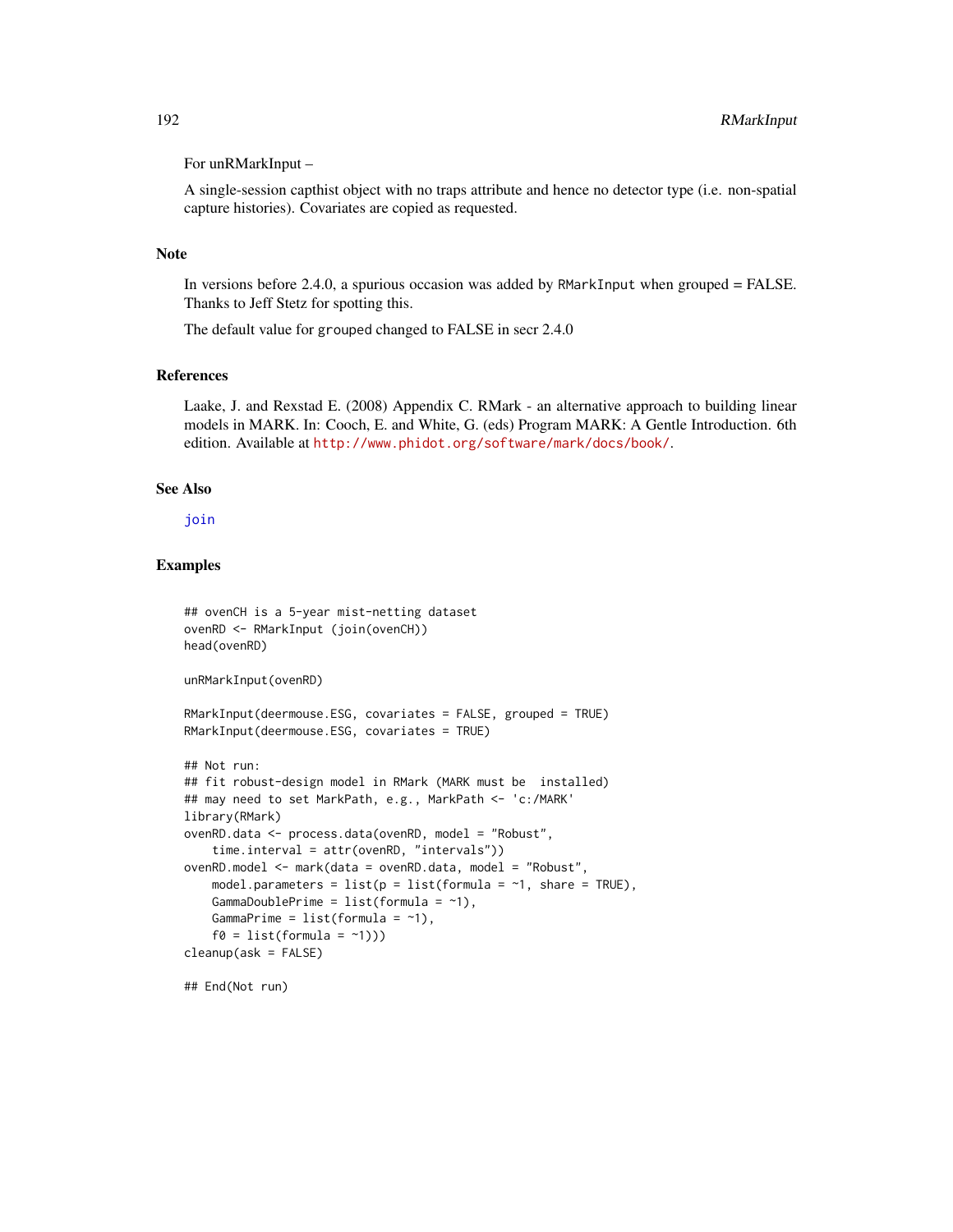For unRMarkInput –

A single-session capthist object with no traps attribute and hence no detector type (i.e. non-spatial capture histories). Covariates are copied as requested.

## Note

In versions before 2.4.0, a spurious occasion was added by `RMarkInput` when grouped = FALSE. Thanks to Jeff Stetz for spotting this.

The default value for `grouped` changed to FALSE in secr 2.4.0

## References

Laake, J. and Rexstad E. (2008) Appendix C. RMark - an alternative approach to building linear models in MARK. In: Cooch, E. and White, G. (eds) Program MARK: A Gentle Introduction. 6th edition. Available at http://www.phidot.org/software/mark/docs/book/.

## See Also

join

## Examples

```
## ovenCH is a 5-year mist-netting dataset
ovenRD <- RMarkInput (join(ovenCH))
head(ovenRD)

unRMarkInput(ovenRD)

RMarkInput(deermouse.ESG, covariates = FALSE, grouped = TRUE)
RMarkInput(deermouse.ESG, covariates = TRUE)

## Not run:
## fit robust-design model in RMark (MARK must be  installed)
## may need to set MarkPath, e.g., MarkPath <- 'c:/MARK'
library(RMark)
ovenRD.data <- process.data(ovenRD, model = "Robust",
    time.interval = attr(ovenRD, "intervals"))
ovenRD.model <- mark(data = ovenRD.data, model = "Robust",
    model.parameters = list(p = list(formula = ~1, share = TRUE),
    GammaDoublePrime = list(formula = ~1),
    GammaPrime = list(formula = ~1),
    f0 = list(formula = ~1)))
cleanup(ask = FALSE)

## End(Not run)
```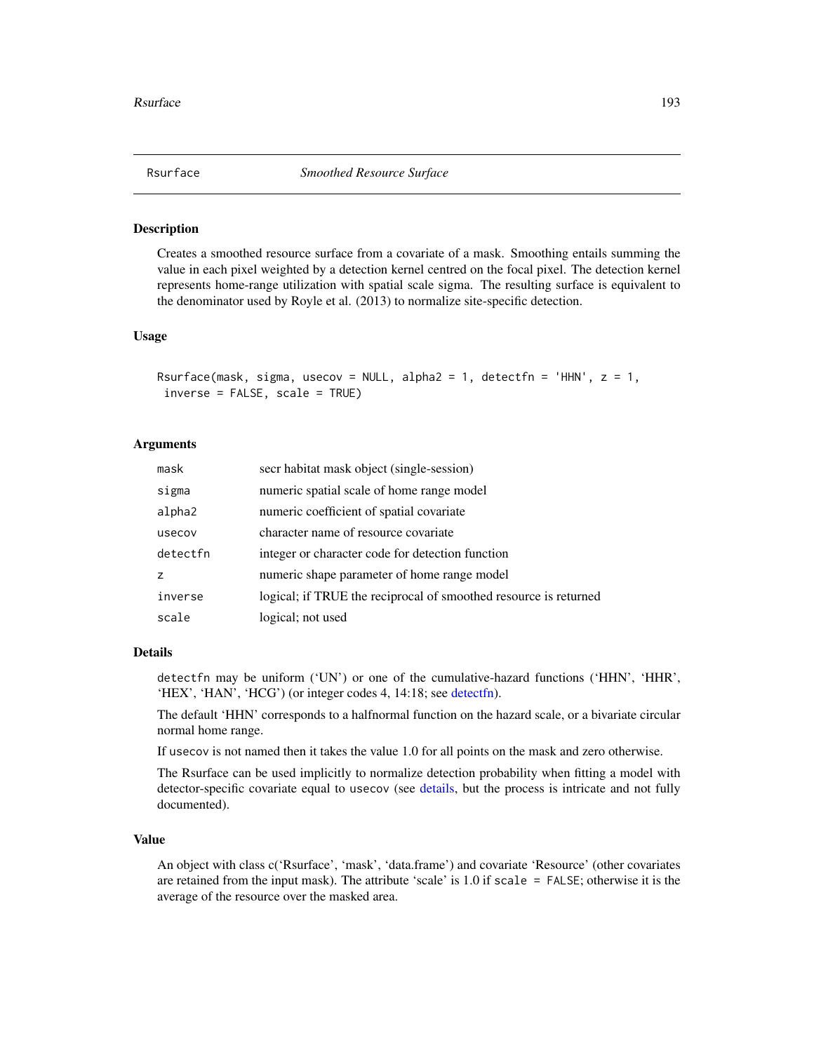# Rsurface — *Smoothed Resource Surface*

## Description

Creates a smoothed resource surface from a covariate of a mask. Smoothing entails summing the value in each pixel weighted by a detection kernel centred on the focal pixel. The detection kernel represents home-range utilization with spatial scale sigma. The resulting surface is equivalent to the denominator used by Royle et al. (2013) to normalize site-specific detection.

## Usage

```
Rsurface(mask, sigma, usecov = NULL, alpha2 = 1, detectfn = 'HHN', z = 1,
 inverse = FALSE, scale = TRUE)
```

## Arguments

| | |
|---|---|
| `mask` | secr habitat mask object (single-session) |
| `sigma` | numeric spatial scale of home range model |
| `alpha2` | numeric coefficient of spatial covariate |
| `usecov` | character name of resource covariate |
| `detectfn` | integer or character code for detection function |
| `z` | numeric shape parameter of home range model |
| `inverse` | logical; if TRUE the reciprocal of smoothed resource is returned |
| `scale` | logical; not used |

## Details

`detectfn` may be uniform ('UN') or one of the cumulative-hazard functions ('HHN', 'HHR', 'HEX', 'HAN', 'HCG') (or integer codes 4, 14:18; see detectfn).

The default 'HHN' corresponds to a halfnormal function on the hazard scale, or a bivariate circular normal home range.

If `usecov` is not named then it takes the value 1.0 for all points on the mask and zero otherwise.

The Rsurface can be used implicitly to normalize detection probability when fitting a model with detector-specific covariate equal to `usecov` (see details, but the process is intricate and not fully documented).

## Value

An object with class c('Rsurface', 'mask', 'data.frame') and covariate 'Resource' (other covariates are retained from the input mask). The attribute 'scale' is 1.0 if `scale = FALSE`; otherwise it is the average of the resource over the masked area.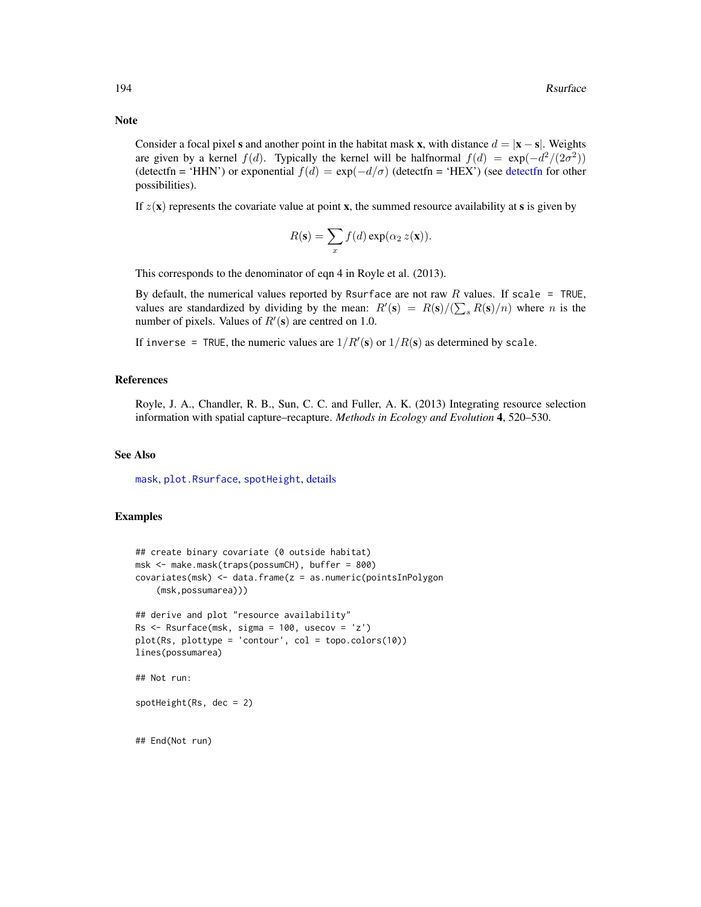## Note

Consider a focal pixel **s** and another point in the habitat mask **x**, with distance $d = |\mathbf{x} - \mathbf{s}|$. Weights are given by a kernel $f(d)$. Typically the kernel will be halfnormal $f(d) = \exp(-d^2/(2\sigma^2))$ (detectfn = 'HHN') or exponential $f(d) = \exp(-d/\sigma)$ (detectfn = 'HEX') (see detectfn for other possibilities).

If $z(\mathbf{x})$ represents the covariate value at point **x**, the summed resource availability at **s** is given by

$$R(\mathbf{s}) = \sum_x f(d) \exp(\alpha_2 \, z(\mathbf{x})).$$

This corresponds to the denominator of eqn 4 in Royle et al. (2013).

By default, the numerical values reported by `Rsurface` are not raw $R$ values. If `scale = TRUE`, values are standardized by dividing by the mean: $R'(\mathbf{s}) = R(\mathbf{s}) / (\sum_s R(\mathbf{s})/n)$ where $n$ is the number of pixels. Values of $R'(\mathbf{s})$ are centred on 1.0.

If `inverse = TRUE`, the numeric values are $1/R'(\mathbf{s})$ or $1/R(\mathbf{s})$ as determined by `scale`.

## References

Royle, J. A., Chandler, R. B., Sun, C. C. and Fuller, A. K. (2013) Integrating resource selection information with spatial capture–recapture. *Methods in Ecology and Evolution* **4**, 520–530.

## See Also

`mask`, `plot.Rsurface`, `spotHeight`, details

## Examples

```
## create binary covariate (0 outside habitat)
msk <- make.mask(traps(possumCH), buffer = 800)
covariates(msk) <- data.frame(z = as.numeric(pointsInPolygon
    (msk,possumarea)))

## derive and plot "resource availability"
Rs <- Rsurface(msk, sigma = 100, usecov = 'z')
plot(Rs, plottype = 'contour', col = topo.colors(10))
lines(possumarea)

## Not run:

spotHeight(Rs, dec = 2)


## End(Not run)
```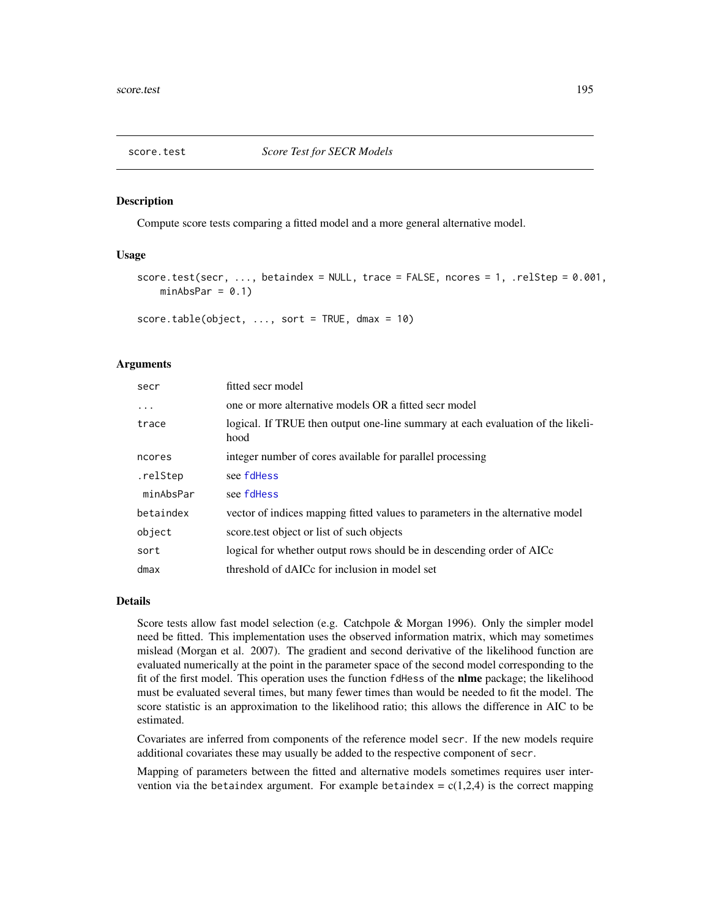## score.test — *Score Test for SECR Models*

### Description

Compute score tests comparing a fitted model and a more general alternative model.

### Usage

```
score.test(secr, ..., betaindex = NULL, trace = FALSE, ncores = 1, .relStep = 0.001,
    minAbsPar = 0.1)

score.table(object, ..., sort = TRUE, dmax = 10)
```

### Arguments

| | |
|---|---|
| `secr` | fitted secr model |
| `...` | one or more alternative models OR a fitted secr model |
| `trace` | logical. If TRUE then output one-line summary at each evaluation of the likelihood |
| `ncores` | integer number of cores available for parallel processing |
| `.relStep` | see `fdHess` |
| `minAbsPar` | see `fdHess` |
| `betaindex` | vector of indices mapping fitted values to parameters in the alternative model |
| `object` | score.test object or list of such objects |
| `sort` | logical for whether output rows should be in descending order of AICc |
| `dmax` | threshold of dAICc for inclusion in model set |

### Details

Score tests allow fast model selection (e.g. Catchpole & Morgan 1996). Only the simpler model need be fitted. This implementation uses the observed information matrix, which may sometimes mislead (Morgan et al. 2007). The gradient and second derivative of the likelihood function are evaluated numerically at the point in the parameter space of the second model corresponding to the fit of the first model. This operation uses the function `fdHess` of the **nlme** package; the likelihood must be evaluated several times, but many fewer times than would be needed to fit the model. The score statistic is an approximation to the likelihood ratio; this allows the difference in AIC to be estimated.

Covariates are inferred from components of the reference model `secr`. If the new models require additional covariates these may usually be added to the respective component of `secr`.

Mapping of parameters between the fitted and alternative models sometimes requires user intervention via the `betaindex` argument. For example `betaindex = c(1,2,4)` is the correct mapping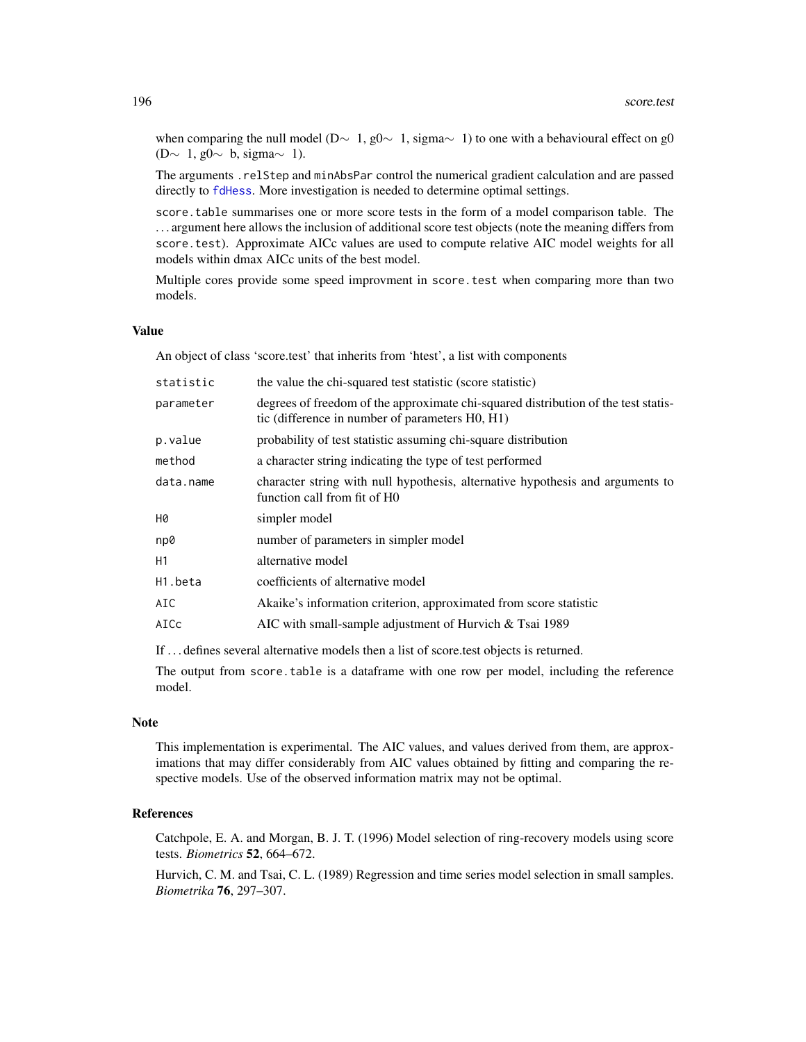when comparing the null model (D~ 1, g0~ 1, sigma~ 1) to one with a behavioural effect on g0 (D~ 1, g0~ b, sigma~ 1).

The arguments `.relStep` and `minAbsPar` control the numerical gradient calculation and are passed directly to `fdHess`. More investigation is needed to determine optimal settings.

`score.table` summarises one or more score tests in the form of a model comparison table. The ... argument here allows the inclusion of additional score test objects (note the meaning differs from `score.test`). Approximate AICc values are used to compute relative AIC model weights for all models within dmax AICc units of the best model.

Multiple cores provide some speed improvment in `score.test` when comparing more than two models.

### Value

An object of class 'score.test' that inherits from 'htest', a list with components

| | |
|---|---|
| `statistic` | the value the chi-squared test statistic (score statistic) |
| `parameter` | degrees of freedom of the approximate chi-squared distribution of the test statistic (difference in number of parameters H0, H1) |
| `p.value` | probability of test statistic assuming chi-square distribution |
| `method` | a character string indicating the type of test performed |
| `data.name` | character string with null hypothesis, alternative hypothesis and arguments to function call from fit of H0 |
| `H0` | simpler model |
| `np0` | number of parameters in simpler model |
| `H1` | alternative model |
| `H1.beta` | coefficients of alternative model |
| `AIC` | Akaike's information criterion, approximated from score statistic |
| `AICc` | AIC with small-sample adjustment of Hurvich & Tsai 1989 |

If ... defines several alternative models then a list of score.test objects is returned.

The output from `score.table` is a dataframe with one row per model, including the reference model.

### Note

This implementation is experimental. The AIC values, and values derived from them, are approximations that may differ considerably from AIC values obtained by fitting and comparing the respective models. Use of the observed information matrix may not be optimal.

### References

Catchpole, E. A. and Morgan, B. J. T. (1996) Model selection of ring-recovery models using score tests. *Biometrics* **52**, 664–672.

Hurvich, C. M. and Tsai, C. L. (1989) Regression and time series model selection in small samples. *Biometrika* **76**, 297–307.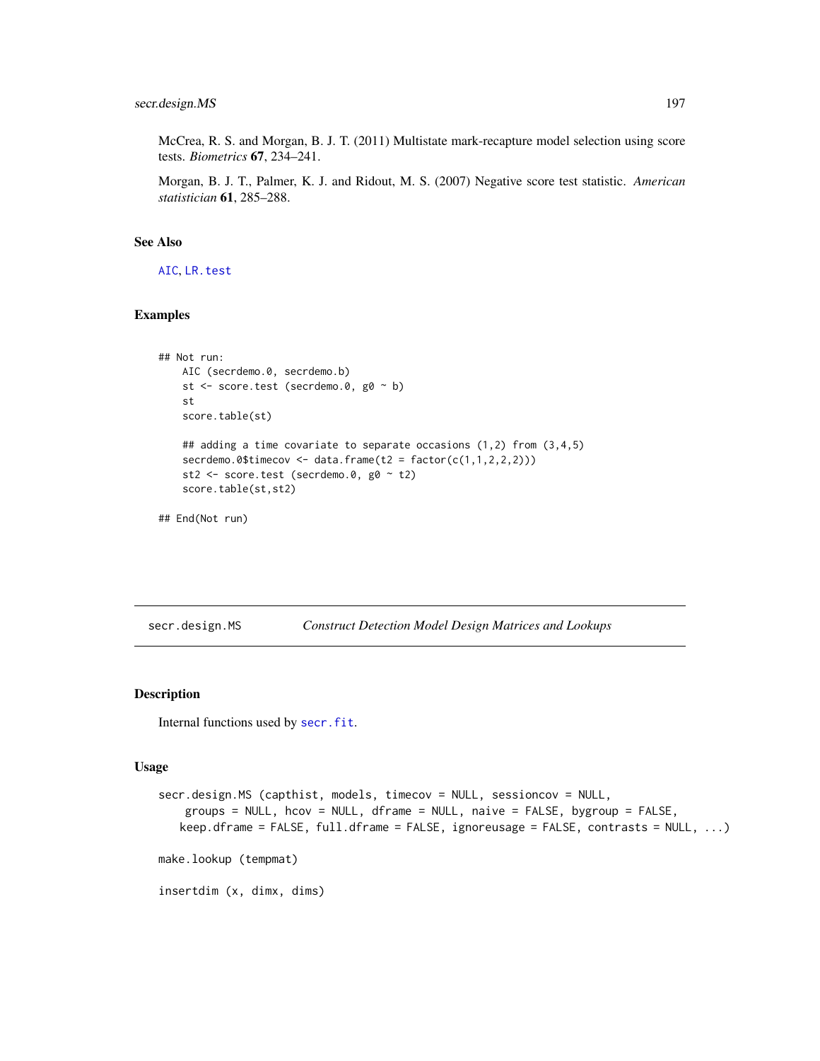McCrea, R. S. and Morgan, B. J. T. (2011) Multistate mark-recapture model selection using score tests. *Biometrics* **67**, 234–241.

Morgan, B. J. T., Palmer, K. J. and Ridout, M. S. (2007) Negative score test statistic. *American statistician* **61**, 285–288.

## See Also

AIC, LR.test

## Examples

```
## Not run:
    AIC (secrdemo.0, secrdemo.b)
    st <- score.test (secrdemo.0, g0 ~ b)
    st
    score.table(st)

    ## adding a time covariate to separate occasions (1,2) from (3,4,5)
    secrdemo.0$timecov <- data.frame(t2 = factor(c(1,1,2,2,2)))
    st2 <- score.test (secrdemo.0, g0 ~ t2)
    score.table(st,st2)

## End(Not run)
```

---

# secr.design.MS &nbsp;&nbsp;&nbsp; *Construct Detection Model Design Matrices and Lookups*

## Description

Internal functions used by secr.fit.

## Usage

```
secr.design.MS (capthist, models, timecov = NULL, sessioncov = NULL,
    groups = NULL, hcov = NULL, dframe = NULL, naive = FALSE, bygroup = FALSE,
   keep.dframe = FALSE, full.dframe = FALSE, ignoreusage = FALSE, contrasts = NULL, ...)

make.lookup (tempmat)

insertdim (x, dimx, dims)
```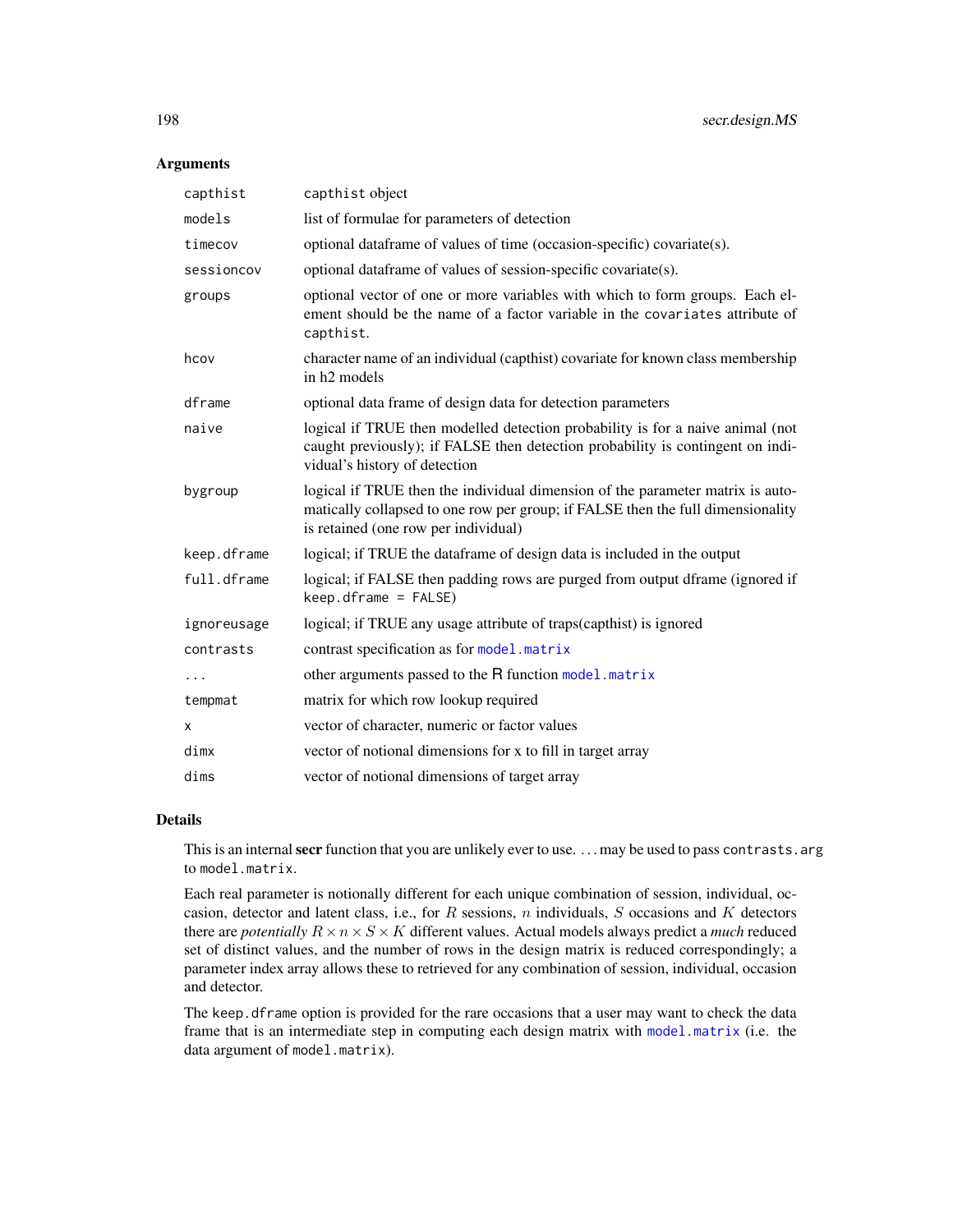## Arguments

| | |
|---|---|
| `capthist` | `capthist` object |
| `models` | list of formulae for parameters of detection |
| `timecov` | optional dataframe of values of time (occasion-specific) covariate(s). |
| `sessioncov` | optional dataframe of values of session-specific covariate(s). |
| `groups` | optional vector of one or more variables with which to form groups. Each element should be the name of a factor variable in the `covariates` attribute of `capthist`. |
| `hcov` | character name of an individual (capthist) covariate for known class membership in h2 models |
| `dframe` | optional data frame of design data for detection parameters |
| `naive` | logical if TRUE then modelled detection probability is for a naive animal (not caught previously); if FALSE then detection probability is contingent on individual's history of detection |
| `bygroup` | logical if TRUE then the individual dimension of the parameter matrix is automatically collapsed to one row per group; if FALSE then the full dimensionality is retained (one row per individual) |
| `keep.dframe` | logical; if TRUE the dataframe of design data is included in the output |
| `full.dframe` | logical; if FALSE then padding rows are purged from output dframe (ignored if `keep.dframe = FALSE`) |
| `ignoreusage` | logical; if TRUE any usage attribute of traps(capthist) is ignored |
| `contrasts` | contrast specification as for `model.matrix` |
| `...` | other arguments passed to the R function `model.matrix` |
| `tempmat` | matrix for which row lookup required |
| `x` | vector of character, numeric or factor values |
| `dimx` | vector of notional dimensions for x to fill in target array |
| `dims` | vector of notional dimensions of target array |

## Details

This is an internal **secr** function that you are unlikely ever to use. ... may be used to pass `contrasts.arg` to `model.matrix`.

Each real parameter is notionally different for each unique combination of session, individual, occasion, detector and latent class, i.e., for $R$ sessions, $n$ individuals, $S$ occasions and $K$ detectors there are *potentially* $R \times n \times S \times K$ different values. Actual models always predict a *much* reduced set of distinct values, and the number of rows in the design matrix is reduced correspondingly; a parameter index array allows these to retrieved for any combination of session, individual, occasion and detector.

The `keep.dframe` option is provided for the rare occasions that a user may want to check the data frame that is an intermediate step in computing each design matrix with `model.matrix` (i.e. the data argument of `model.matrix`).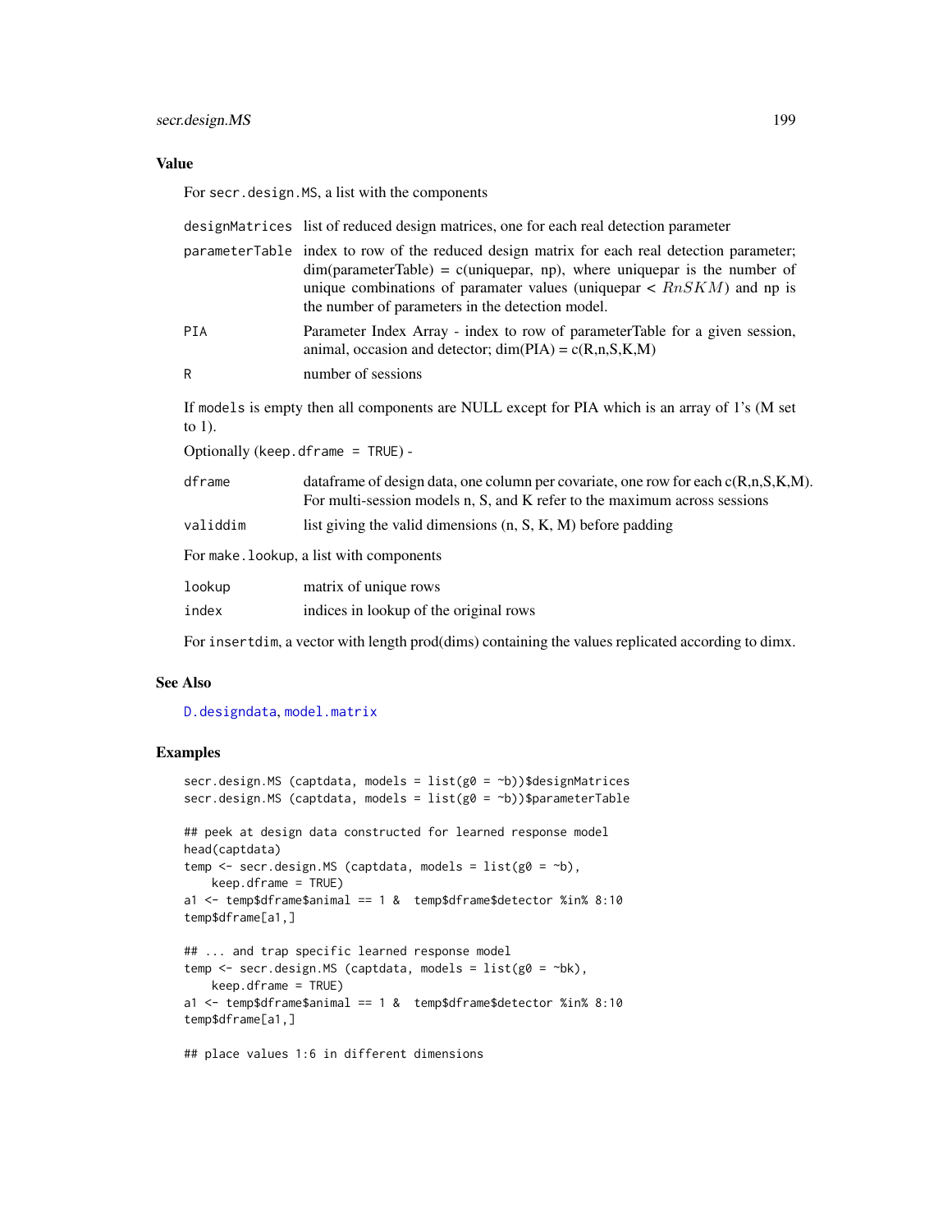## Value

For `secr.design.MS`, a list with the components

| | |
|---|---|
| `designMatrices` | list of reduced design matrices, one for each real detection parameter |
| `parameterTable` | index to row of the reduced design matrix for each real detection parameter; dim(parameterTable) = c(uniquepar, np), where uniquepar is the number of unique combinations of paramater values (uniquepar < $RnSKM$) and np is the number of parameters in the detection model. |
| `PIA` | Parameter Index Array - index to row of parameterTable for a given session, animal, occasion and detector; dim(PIA) = c(R,n,S,K,M) |
| `R` | number of sessions |

If `models` is empty then all components are NULL except for PIA which is an array of 1's (M set to 1).

Optionally (`keep.dframe = TRUE`) -

| | |
|---|---|
| `dframe` | dataframe of design data, one column per covariate, one row for each c(R,n,S,K,M). For multi-session models n, S, and K refer to the maximum across sessions |
| `validdim` | list giving the valid dimensions (n, S, K, M) before padding |

For `make.lookup`, a list with components

| | |
|---|---|
| `lookup` | matrix of unique rows |
| `index` | indices in lookup of the original rows |

For `insertdim`, a vector with length prod(dims) containing the values replicated according to dimx.

## See Also

`D.designdata`, `model.matrix`

## Examples

```
secr.design.MS (captdata, models = list(g0 = ~b))$designMatrices
secr.design.MS (captdata, models = list(g0 = ~b))$parameterTable

## peek at design data constructed for learned response model
head(captdata)
temp <- secr.design.MS (captdata, models = list(g0 = ~b),
    keep.dframe = TRUE)
a1 <- temp$dframe$animal == 1 &  temp$dframe$detector %in% 8:10
temp$dframe[a1,]

## ... and trap specific learned response model
temp <- secr.design.MS (captdata, models = list(g0 = ~bk),
    keep.dframe = TRUE)
a1 <- temp$dframe$animal == 1 &  temp$dframe$detector %in% 8:10
temp$dframe[a1,]

## place values 1:6 in different dimensions
```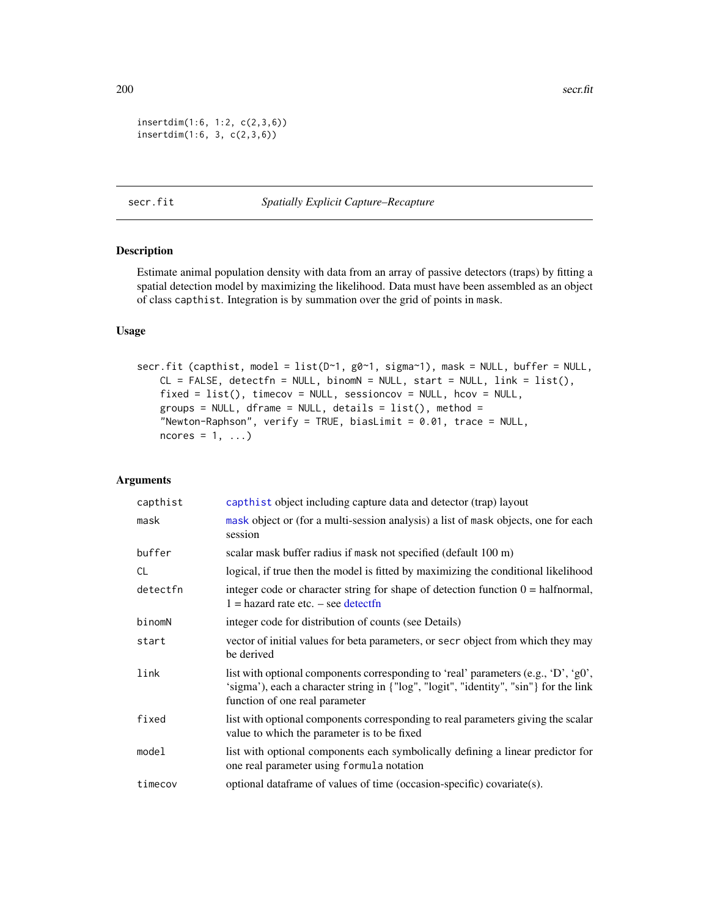```
insertdim(1:6, 1:2, c(2,3,6))
insertdim(1:6, 3, c(2,3,6))
```

## secr.fit — *Spatially Explicit Capture–Recapture*

### Description

Estimate animal population density with data from an array of passive detectors (traps) by fitting a spatial detection model by maximizing the likelihood. Data must have been assembled as an object of class `capthist`. Integration is by summation over the grid of points in `mask`.

### Usage

```
secr.fit (capthist, model = list(D~1, g0~1, sigma~1), mask = NULL, buffer = NULL,
    CL = FALSE, detectfn = NULL, binomN = NULL, start = NULL, link = list(),
    fixed = list(), timecov = NULL, sessioncov = NULL, hcov = NULL,
    groups = NULL, dframe = NULL, details = list(), method =
    "Newton-Raphson", verify = TRUE, biasLimit = 0.01, trace = NULL,
    ncores = 1, ...)
```

### Arguments

| | |
|---|---|
| `capthist` | `capthist` object including capture data and detector (trap) layout |
| `mask` | `mask` object or (for a multi-session analysis) a list of `mask` objects, one for each session |
| `buffer` | scalar mask buffer radius if `mask` not specified (default 100 m) |
| `CL` | logical, if true then the model is fitted by maximizing the conditional likelihood |
| `detectfn` | integer code or character string for shape of detection function 0 = halfnormal, 1 = hazard rate etc. – see detectfn |
| `binomN` | integer code for distribution of counts (see Details) |
| `start` | vector of initial values for beta parameters, or `secr` object from which they may be derived |
| `link` | list with optional components corresponding to 'real' parameters (e.g., 'D', 'g0', 'sigma'), each a character string in {"log", "logit", "identity", "sin"} for the link function of one real parameter |
| `fixed` | list with optional components corresponding to real parameters giving the scalar value to which the parameter is to be fixed |
| `model` | list with optional components each symbolically defining a linear predictor for one real parameter using `formula` notation |
| `timecov` | optional dataframe of values of time (occasion-specific) covariate(s). |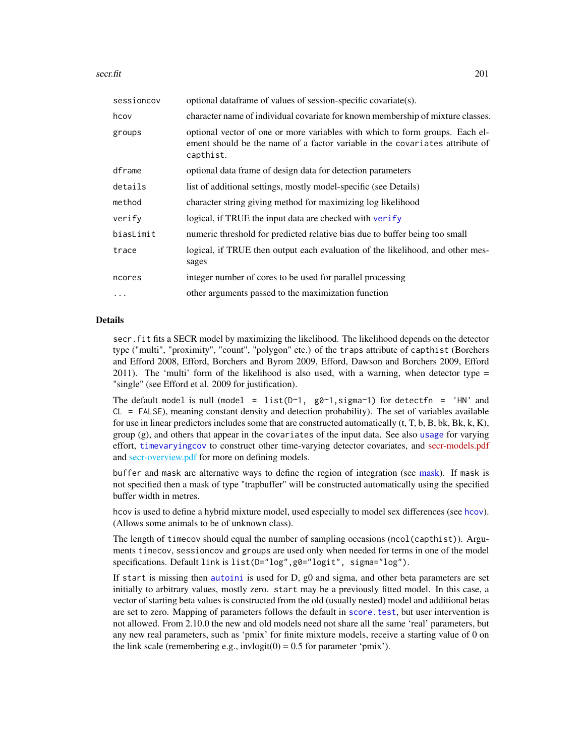| | |
|---|---|
| sessioncov | optional dataframe of values of session-specific covariate(s). |
| hcov | character name of individual covariate for known membership of mixture classes. |
| groups | optional vector of one or more variables with which to form groups. Each element should be the name of a factor variable in the covariates attribute of capthist. |
| dframe | optional data frame of design data for detection parameters |
| details | list of additional settings, mostly model-specific (see Details) |
| method | character string giving method for maximizing log likelihood |
| verify | logical, if TRUE the input data are checked with verify |
| biasLimit | numeric threshold for predicted relative bias due to buffer being too small |
| trace | logical, if TRUE then output each evaluation of the likelihood, and other messages |
| ncores | integer number of cores to be used for parallel processing |
| ... | other arguments passed to the maximization function |

## Details

`secr.fit` fits a SECR model by maximizing the likelihood. The likelihood depends on the detector type ("multi", "proximity", "count", "polygon" etc.) of the `traps` attribute of `capthist` (Borchers and Efford 2008, Efford, Borchers and Byrom 2009, Efford, Dawson and Borchers 2009, Efford 2011). The 'multi' form of the likelihood is also used, with a warning, when detector type = "single" (see Efford et al. 2009 for justification).

The default `model` is null (`model = list(D~1, g0~1,sigma~1)` for `detectfn = 'HN'` and `CL = FALSE`), meaning constant density and detection probability). The set of variables available for use in linear predictors includes some that are constructed automatically (t, T, b, B, bk, Bk, k, K), group (g), and others that appear in the `covariates` of the input data. See also usage for varying effort, timevaryingcov to construct other time-varying detector covariates, and secr-models.pdf and secr-overview.pdf for more on defining models.

`buffer` and `mask` are alternative ways to define the region of integration (see mask). If `mask` is not specified then a mask of type "trapbuffer" will be constructed automatically using the specified buffer width in metres.

`hcov` is used to define a hybrid mixture model, used especially to model sex differences (see hcov). (Allows some animals to be of unknown class).

The length of `timecov` should equal the number of sampling occasions (`ncol(capthist)`). Arguments `timecov`, `sessioncov` and `groups` are used only when needed for terms in one of the model specifications. Default `link` is `list(D="log",g0="logit", sigma="log")`.

If `start` is missing then autoini is used for D, g0 and sigma, and other beta parameters are set initially to arbitrary values, mostly zero. `start` may be a previously fitted model. In this case, a vector of starting beta values is constructed from the old (usually nested) model and additional betas are set to zero. Mapping of parameters follows the default in score.test, but user intervention is not allowed. From 2.10.0 the new and old models need not share all the same 'real' parameters, but any new real parameters, such as 'pmix' for finite mixture models, receive a starting value of 0 on the link scale (remembering e.g., invlogit(0) = 0.5 for parameter 'pmix').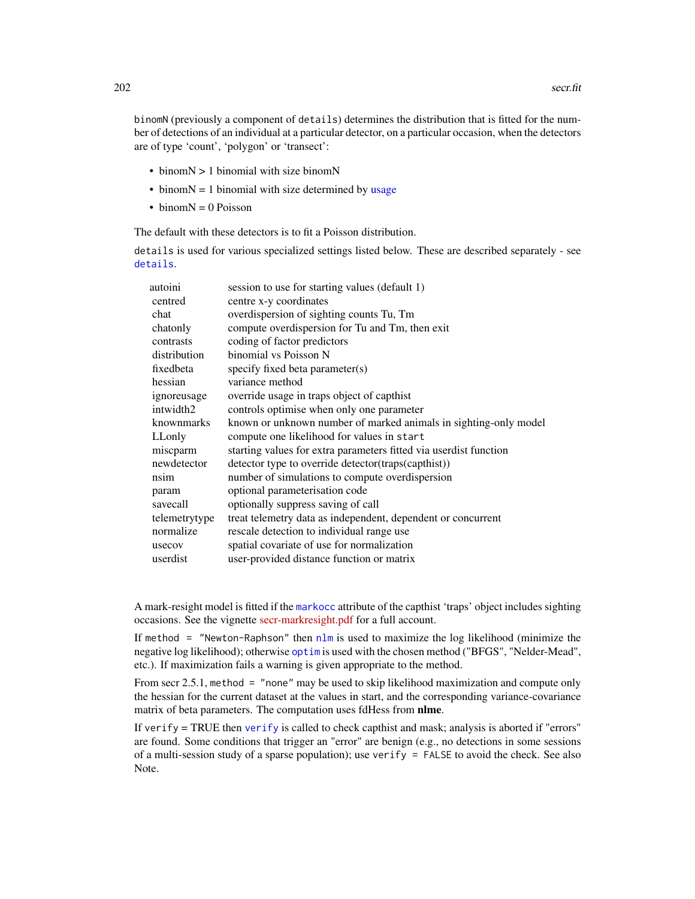binomN (previously a component of details) determines the distribution that is fitted for the number of detections of an individual at a particular detector, on a particular occasion, when the detectors are of type 'count', 'polygon' or 'transect':

- binomN > 1 binomial with size binomN
- binomN = 1 binomial with size determined by usage
- binomN = 0 Poisson

The default with these detectors is to fit a Poisson distribution.

details is used for various specialized settings listed below. These are described separately - see details.

| | |
|---|---|
| autoini | session to use for starting values (default 1) |
| centred | centre x-y coordinates |
| chat | overdispersion of sighting counts Tu, Tm |
| chatonly | compute overdispersion for Tu and Tm, then exit |
| contrasts | coding of factor predictors |
| distribution | binomial vs Poisson N |
| fixedbeta | specify fixed beta parameter(s) |
| hessian | variance method |
| ignoreusage | override usage in traps object of capthist |
| intwidth2 | controls optimise when only one parameter |
| knownmarks | known or unknown number of marked animals in sighting-only model |
| LLonly | compute one likelihood for values in `start` |
| miscparm | starting values for extra parameters fitted via userdist function |
| newdetector | detector type to override detector(traps(capthist)) |
| nsim | number of simulations to compute overdispersion |
| param | optional parameterisation code |
| savecall | optionally suppress saving of call |
| telemetrytype | treat telemetry data as independent, dependent or concurrent |
| normalize | rescale detection to individual range use |
| usecov | spatial covariate of use for normalization |
| userdist | user-provided distance function or matrix |

A mark-resight model is fitted if the markocc attribute of the capthist 'traps' object includes sighting occasions. See the vignette secr-markresight.pdf for a full account.

If `method = "Newton-Raphson"` then nlm is used to maximize the log likelihood (minimize the negative log likelihood); otherwise optim is used with the chosen method ("BFGS", "Nelder-Mead", etc.). If maximization fails a warning is given appropriate to the method.

From secr 2.5.1, `method = "none"` may be used to skip likelihood maximization and compute only the hessian for the current dataset at the values in start, and the corresponding variance-covariance matrix of beta parameters. The computation uses fdHess from **nlme**.

If verify = TRUE then verify is called to check capthist and mask; analysis is aborted if "errors" are found. Some conditions that trigger an "error" are benign (e.g., no detections in some sessions of a multi-session study of a sparse population); use `verify = FALSE` to avoid the check. See also Note.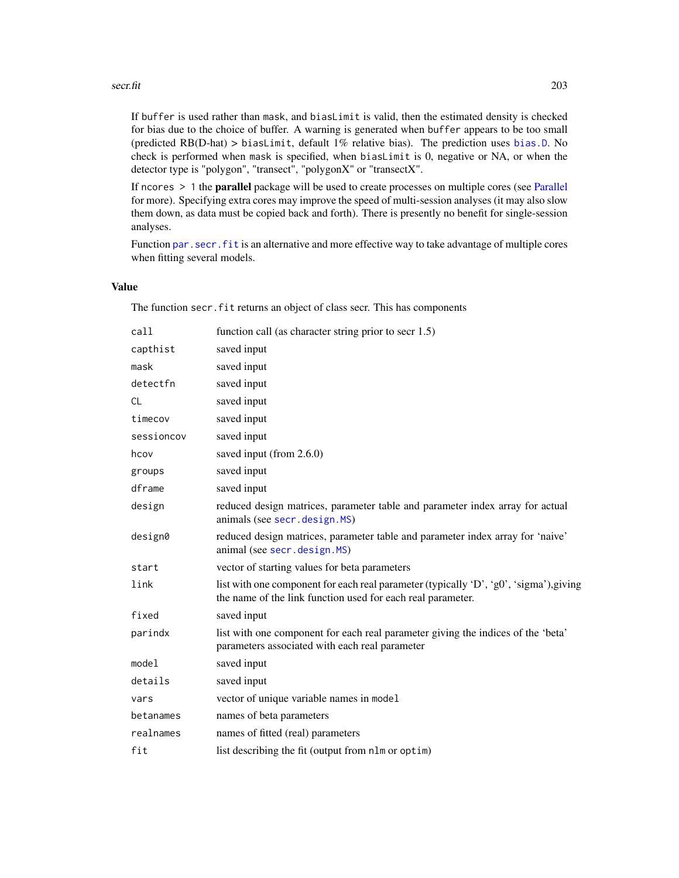If `buffer` is used rather than `mask`, and `biasLimit` is valid, then the estimated density is checked for bias due to the choice of buffer. A warning is generated when `buffer` appears to be too small (predicted RB(D-hat) > `biasLimit`, default 1% relative bias). The prediction uses `bias.D`. No check is performed when `mask` is specified, when `biasLimit` is 0, negative or NA, or when the detector type is "polygon", "transect", "polygonX" or "transectX".

If `ncores > 1` the **parallel** package will be used to create processes on multiple cores (see Parallel for more). Specifying extra cores may improve the speed of multi-session analyses (it may also slow them down, as data must be copied back and forth). There is presently no benefit for single-session analyses.

Function `par.secr.fit` is an alternative and more effective way to take advantage of multiple cores when fitting several models.

## Value

The function `secr.fit` returns an object of class secr. This has components

| | |
|---|---|
| `call` | function call (as character string prior to secr 1.5) |
| `capthist` | saved input |
| `mask` | saved input |
| `detectfn` | saved input |
| `CL` | saved input |
| `timecov` | saved input |
| `sessioncov` | saved input |
| `hcov` | saved input (from 2.6.0) |
| `groups` | saved input |
| `dframe` | saved input |
| `design` | reduced design matrices, parameter table and parameter index array for actual animals (see `secr.design.MS`) |
| `design0` | reduced design matrices, parameter table and parameter index array for 'naive' animal (see `secr.design.MS`) |
| `start` | vector of starting values for beta parameters |
| `link` | list with one component for each real parameter (typically 'D', 'g0', 'sigma'),giving the name of the link function used for each real parameter. |
| `fixed` | saved input |
| `parindx` | list with one component for each real parameter giving the indices of the 'beta' parameters associated with each real parameter |
| `model` | saved input |
| `details` | saved input |
| `vars` | vector of unique variable names in `model` |
| `betanames` | names of beta parameters |
| `realnames` | names of fitted (real) parameters |
| `fit` | list describing the fit (output from `nlm` or `optim`) |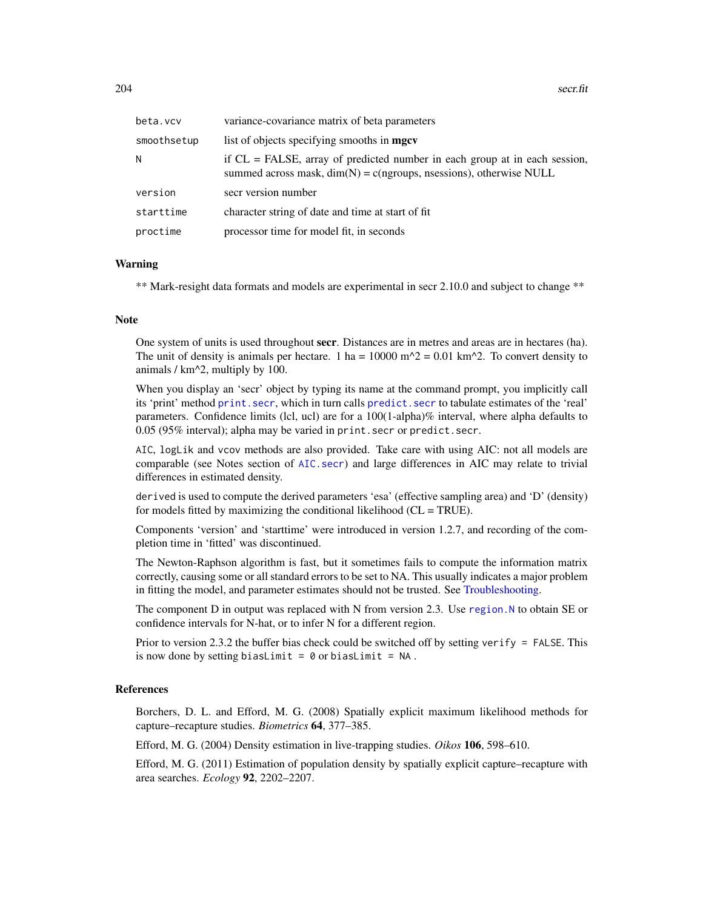| | |
|---|---|
| `beta.vcv` | variance-covariance matrix of beta parameters |
| `smoothsetup` | list of objects specifying smooths in **mgcv** |
| `N` | if CL = FALSE, array of predicted number in each group at in each session, summed across mask, dim(N) = c(ngroups, nsessions), otherwise NULL |
| `version` | secr version number |
| `starttime` | character string of date and time at start of fit |
| `proctime` | processor time for model fit, in seconds |

## Warning

** Mark-resight data formats and models are experimental in secr 2.10.0 and subject to change **

## Note

One system of units is used throughout **secr**. Distances are in metres and areas are in hectares (ha). The unit of density is animals per hectare. 1 ha = 10000 m^2 = 0.01 km^2. To convert density to animals / km^2, multiply by 100.

When you display an 'secr' object by typing its name at the command prompt, you implicitly call its 'print' method `print.secr`, which in turn calls `predict.secr` to tabulate estimates of the 'real' parameters. Confidence limits (lcl, ucl) are for a 100(1-alpha)% interval, where alpha defaults to 0.05 (95% interval); alpha may be varied in `print.secr` or `predict.secr`.

`AIC`, `logLik` and `vcov` methods are also provided. Take care with using AIC: not all models are comparable (see Notes section of `AIC.secr`) and large differences in AIC may relate to trivial differences in estimated density.

`derived` is used to compute the derived parameters 'esa' (effective sampling area) and 'D' (density) for models fitted by maximizing the conditional likelihood (CL = TRUE).

Components 'version' and 'starttime' were introduced in version 1.2.7, and recording of the completion time in 'fitted' was discontinued.

The Newton-Raphson algorithm is fast, but it sometimes fails to compute the information matrix correctly, causing some or all standard errors to be set to NA. This usually indicates a major problem in fitting the model, and parameter estimates should not be trusted. See Troubleshooting.

The component D in output was replaced with N from version 2.3. Use `region.N` to obtain SE or confidence intervals for N-hat, or to infer N for a different region.

Prior to version 2.3.2 the buffer bias check could be switched off by setting `verify = FALSE`. This is now done by setting `biasLimit = 0` or `biasLimit = NA` .

## References

Borchers, D. L. and Efford, M. G. (2008) Spatially explicit maximum likelihood methods for capture–recapture studies. *Biometrics* **64**, 377–385.

Efford, M. G. (2004) Density estimation in live-trapping studies. *Oikos* **106**, 598–610.

Efford, M. G. (2011) Estimation of population density by spatially explicit capture–recapture with area searches. *Ecology* **92**, 2202–2207.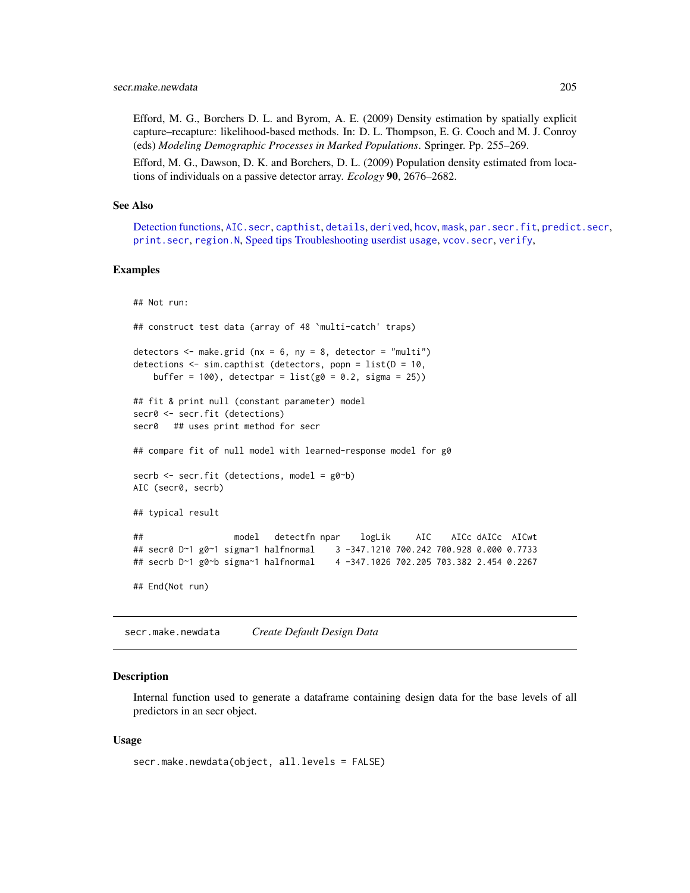Efford, M. G., Borchers D. L. and Byrom, A. E. (2009) Density estimation by spatially explicit capture–recapture: likelihood-based methods. In: D. L. Thompson, E. G. Cooch and M. J. Conroy (eds) *Modeling Demographic Processes in Marked Populations*. Springer. Pp. 255–269.

Efford, M. G., Dawson, D. K. and Borchers, D. L. (2009) Population density estimated from locations of individuals on a passive detector array. *Ecology* **90**, 2676–2682.

### See Also

Detection functions, `AIC.secr`, `capthist`, `details`, `derived`, `hcov`, `mask`, `par.secr.fit`, `predict.secr`, `print.secr`, `region.N`, Speed tips Troubleshooting userdist usage, `vcov.secr`, `verify`,

### Examples

```
## Not run:

## construct test data (array of 48 `multi-catch' traps)

detectors <- make.grid (nx = 6, ny = 8, detector = "multi")
detections <- sim.capthist (detectors, popn = list(D = 10,
    buffer = 100), detectpar = list(g0 = 0.2, sigma = 25))

## fit & print null (constant parameter) model
secr0 <- secr.fit (detections)
secr0   ## uses print method for secr

## compare fit of null model with learned-response model for g0

secrb <- secr.fit (detections, model = g0~b)
AIC (secr0, secrb)

## typical result

##                   model   detectfn npar    logLik     AIC    AICc dAICc  AICwt
## secr0 D~1 g0~1 sigma~1 halfnormal    3 -347.1210 700.242 700.928 0.000 0.7733
## secrb D~1 g0~b sigma~1 halfnormal    4 -347.1026 702.205 703.382 2.454 0.2267

## End(Not run)
```

---

## secr.make.newdata — *Create Default Design Data*

### Description

Internal function used to generate a dataframe containing design data for the base levels of all predictors in an secr object.

### Usage

```
secr.make.newdata(object, all.levels = FALSE)
```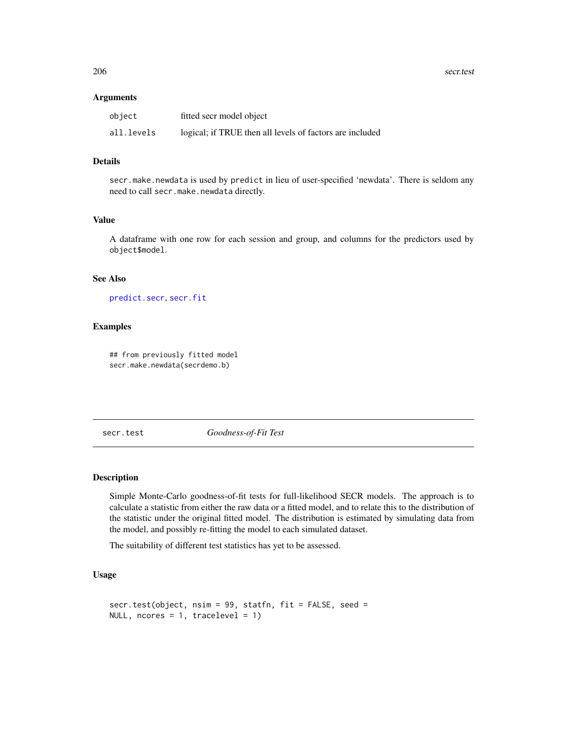### Arguments

| | |
|---|---|
| object | fitted secr model object |
| all.levels | logical; if TRUE then all levels of factors are included |

### Details

secr.make.newdata is used by predict in lieu of user-specified 'newdata'. There is seldom any need to call secr.make.newdata directly.

### Value

A dataframe with one row for each session and group, and columns for the predictors used by object$model.

### See Also

predict.secr, secr.fit

### Examples

```
## from previously fitted model
secr.make.newdata(secrdemo.b)
```

---

## secr.test — *Goodness-of-Fit Test*

---

### Description

Simple Monte-Carlo goodness-of-fit tests for full-likelihood SECR models. The approach is to calculate a statistic from either the raw data or a fitted model, and to relate this to the distribution of the statistic under the original fitted model. The distribution is estimated by simulating data from the model, and possibly re-fitting the model to each simulated dataset.

The suitability of different test statistics has yet to be assessed.

### Usage

```
secr.test(object, nsim = 99, statfn, fit = FALSE, seed =
NULL, ncores = 1, tracelevel = 1)
```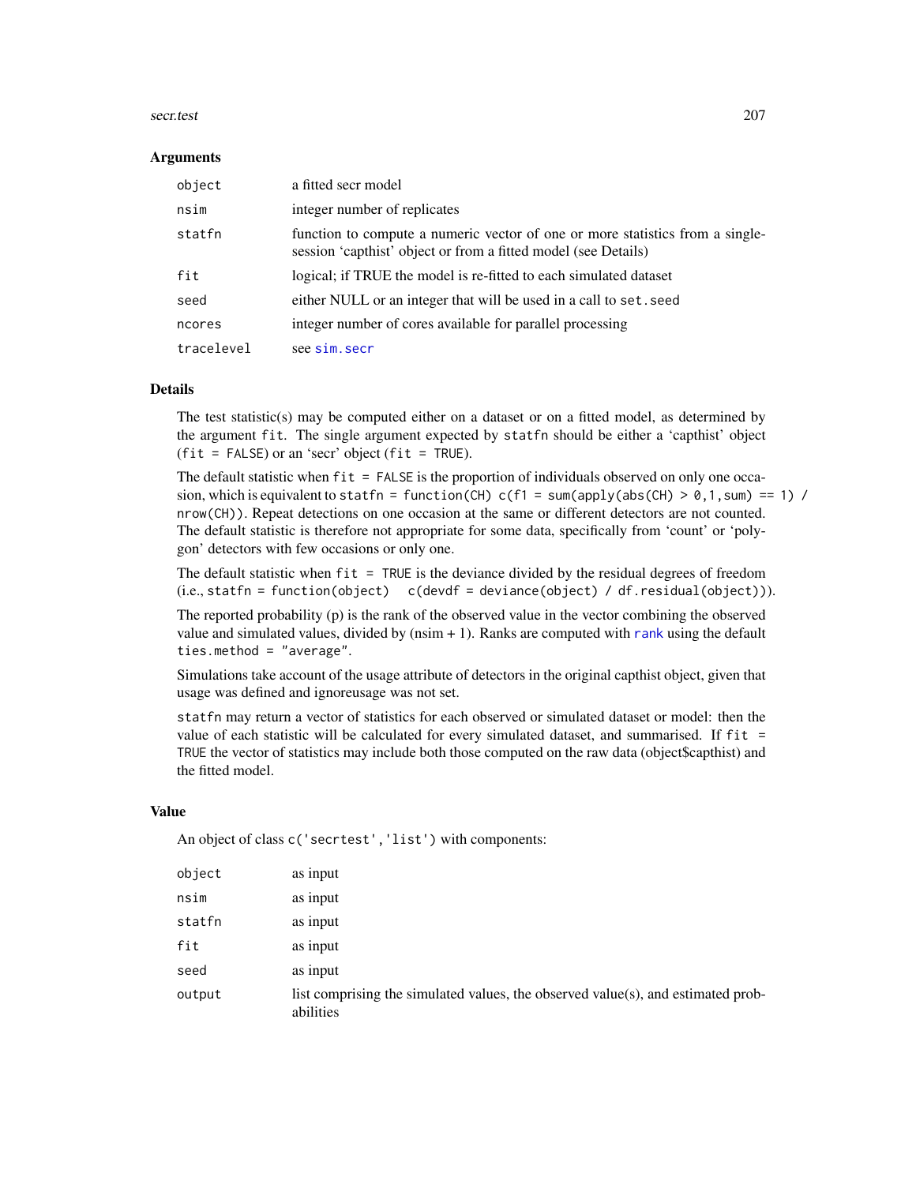### Arguments

| | |
|---|---|
| `object` | a fitted secr model |
| `nsim` | integer number of replicates |
| `statfn` | function to compute a numeric vector of one or more statistics from a single-session 'capthist' object or from a fitted model (see Details) |
| `fit` | logical; if TRUE the model is re-fitted to each simulated dataset |
| `seed` | either NULL or an integer that will be used in a call to `set.seed` |
| `ncores` | integer number of cores available for parallel processing |
| `tracelevel` | see `sim.secr` |

### Details

The test statistic(s) may be computed either on a dataset or on a fitted model, as determined by the argument `fit`. The single argument expected by `statfn` should be either a 'capthist' object (`fit = FALSE`) or an 'secr' object (`fit = TRUE`).

The default statistic when `fit = FALSE` is the proportion of individuals observed on only one occasion, which is equivalent to `statfn = function(CH) c(f1 = sum(apply(abs(CH) > 0,1,sum) == 1) / nrow(CH))`. Repeat detections on one occasion at the same or different detectors are not counted. The default statistic is therefore not appropriate for some data, specifically from 'count' or 'polygon' detectors with few occasions or only one.

The default statistic when `fit = TRUE` is the deviance divided by the residual degrees of freedom (i.e., `statfn = function(object)   c(devdf = deviance(object) / df.residual(object))`).

The reported probability (p) is the rank of the observed value in the vector combining the observed value and simulated values, divided by (nsim + 1). Ranks are computed with `rank` using the default `ties.method = "average"`.

Simulations take account of the usage attribute of detectors in the original capthist object, given that usage was defined and ignoreusage was not set.

`statfn` may return a vector of statistics for each observed or simulated dataset or model: then the value of each statistic will be calculated for every simulated dataset, and summarised. If `fit = TRUE` the vector of statistics may include both those computed on the raw data (object$capthist) and the fitted model.

### Value

An object of class `c('secrtest','list')` with components:

| | |
|---|---|
| `object` | as input |
| `nsim` | as input |
| `statfn` | as input |
| `fit` | as input |
| `seed` | as input |
| `output` | list comprising the simulated values, the observed value(s), and estimated probabilities |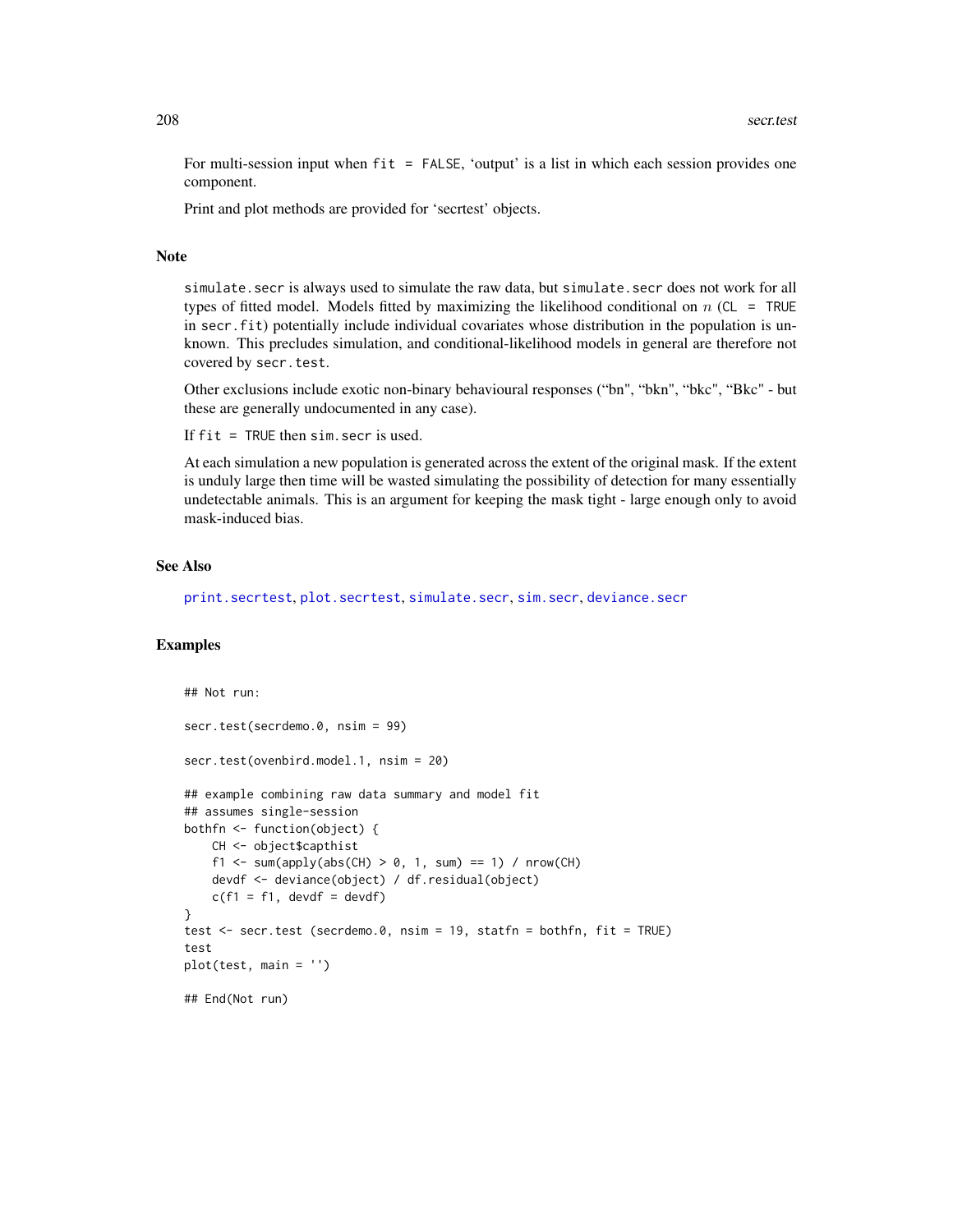For multi-session input when `fit = FALSE`, 'output' is a list in which each session provides one component.

Print and plot methods are provided for 'secrtest' objects.

## Note

`simulate.secr` is always used to simulate the raw data, but `simulate.secr` does not work for all types of fitted model. Models fitted by maximizing the likelihood conditional on $n$ (`CL = TRUE` in `secr.fit`) potentially include individual covariates whose distribution in the population is unknown. This precludes simulation, and conditional-likelihood models in general are therefore not covered by `secr.test`.

Other exclusions include exotic non-binary behavioural responses ("bn", "bkn", "bkc", "Bkc" - but these are generally undocumented in any case).

If `fit = TRUE` then `sim.secr` is used.

At each simulation a new population is generated across the extent of the original mask. If the extent is unduly large then time will be wasted simulating the possibility of detection for many essentially undetectable animals. This is an argument for keeping the mask tight - large enough only to avoid mask-induced bias.

## See Also

print.secrtest, plot.secrtest, simulate.secr, sim.secr, deviance.secr

## Examples

```
## Not run:

secr.test(secrdemo.0, nsim = 99)

secr.test(ovenbird.model.1, nsim = 20)

## example combining raw data summary and model fit
## assumes single-session
bothfn <- function(object) {
    CH <- object$capthist
    f1 <- sum(apply(abs(CH) > 0, 1, sum) == 1) / nrow(CH)
    devdf <- deviance(object) / df.residual(object)
    c(f1 = f1, devdf = devdf)
}
test <- secr.test (secrdemo.0, nsim = 19, statfn = bothfn, fit = TRUE)
test
plot(test, main = '')

## End(Not run)
```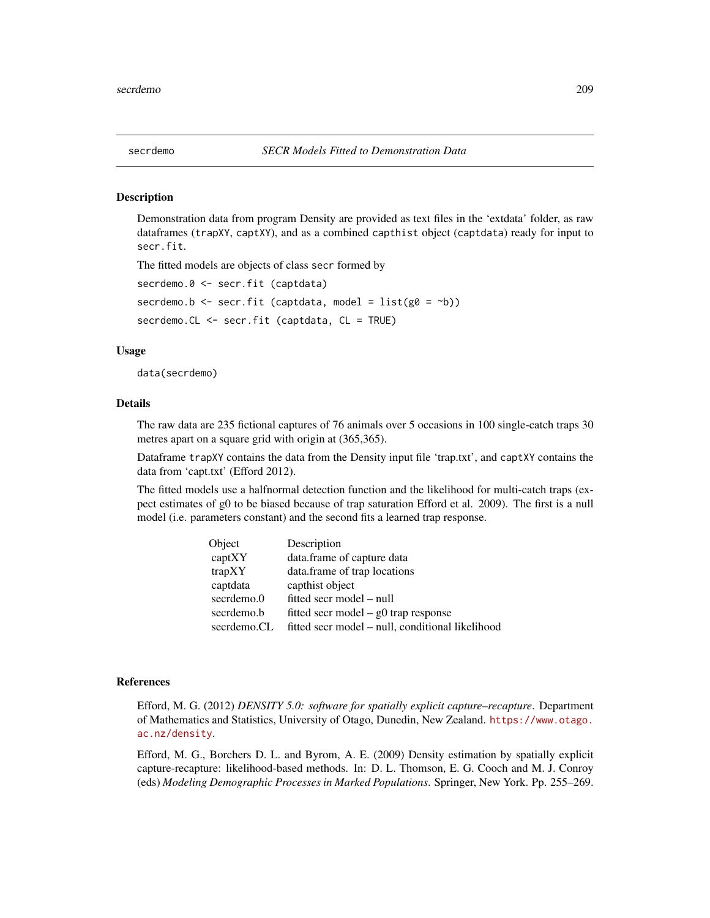secrdemo — *SECR Models Fitted to Demonstration Data*

## Description

Demonstration data from program Density are provided as text files in the 'extdata' folder, as raw dataframes (`trapXY`, `captXY`), and as a combined `capthist` object (`captdata`) ready for input to `secr.fit`.

The fitted models are objects of class `secr` formed by

```
secrdemo.0 <- secr.fit (captdata)
secrdemo.b <- secr.fit (captdata, model = list(g0 = ~b))
secrdemo.CL <- secr.fit (captdata, CL = TRUE)
```

## Usage

```
data(secrdemo)
```

## Details

The raw data are 235 fictional captures of 76 animals over 5 occasions in 100 single-catch traps 30 metres apart on a square grid with origin at (365,365).

Dataframe `trapXY` contains the data from the Density input file 'trap.txt', and `captXY` contains the data from 'capt.txt' (Efford 2012).

The fitted models use a halfnormal detection function and the likelihood for multi-catch traps (expect estimates of g0 to be biased because of trap saturation Efford et al. 2009). The first is a null model (i.e. parameters constant) and the second fits a learned trap response.

| Object | Description |
|---|---|
| captXY | data.frame of capture data |
| trapXY | data.frame of trap locations |
| captdata | capthist object |
| secrdemo.0 | fitted secr model – null |
| secrdemo.b | fitted secr model – g0 trap response |
| secrdemo.CL | fitted secr model – null, conditional likelihood |

## References

Efford, M. G. (2012) *DENSITY 5.0: software for spatially explicit capture–recapture*. Department of Mathematics and Statistics, University of Otago, Dunedin, New Zealand. https://www.otago.ac.nz/density.

Efford, M. G., Borchers D. L. and Byrom, A. E. (2009) Density estimation by spatially explicit capture-recapture: likelihood-based methods. In: D. L. Thomson, E. G. Cooch and M. J. Conroy (eds) *Modeling Demographic Processes in Marked Populations*. Springer, New York. Pp. 255–269.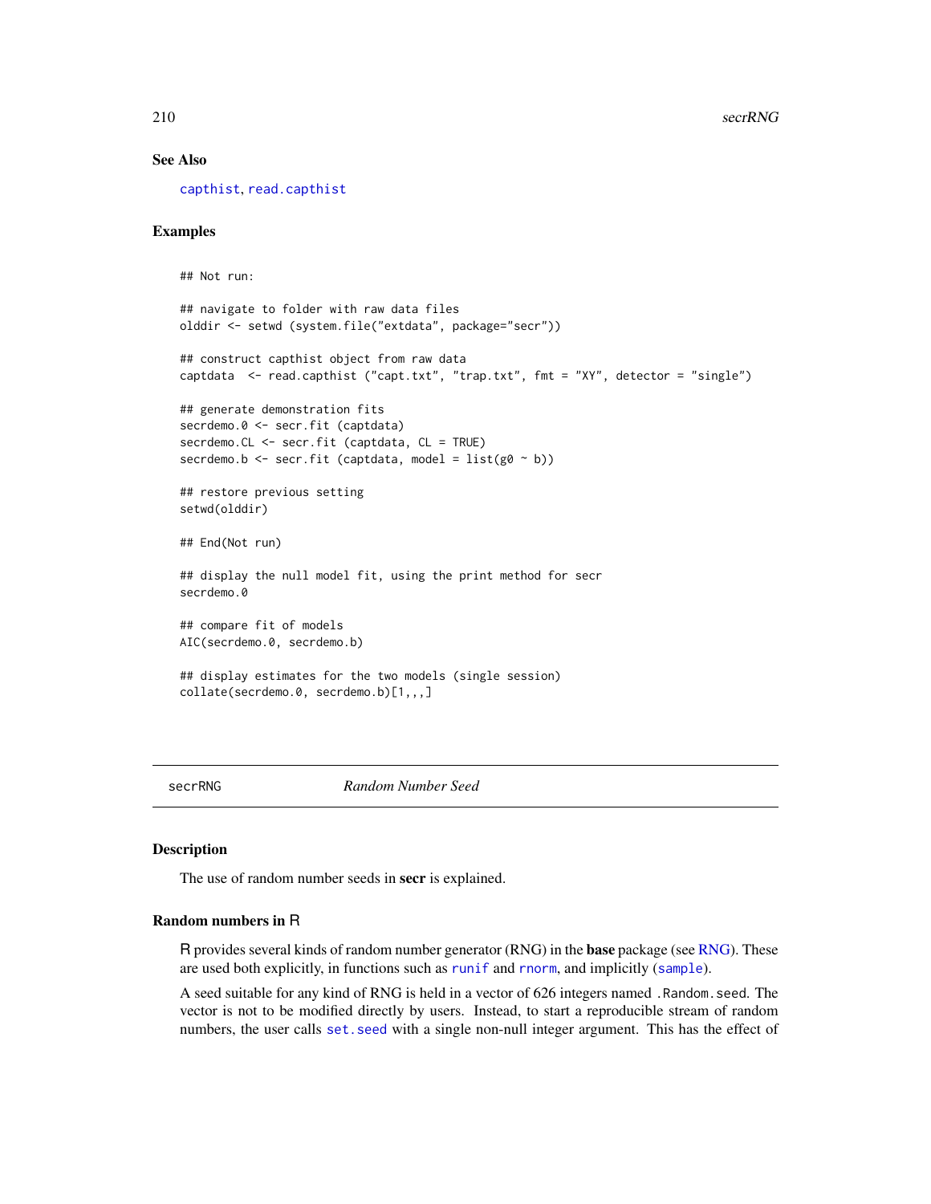## See Also

capthist, read.capthist

## Examples

```
## Not run:

## navigate to folder with raw data files
olddir <- setwd (system.file("extdata", package="secr"))

## construct capthist object from raw data
captdata  <- read.capthist ("capt.txt", "trap.txt", fmt = "XY", detector = "single")

## generate demonstration fits
secrdemo.0 <- secr.fit (captdata)
secrdemo.CL <- secr.fit (captdata, CL = TRUE)
secrdemo.b <- secr.fit (captdata, model = list(g0 ~ b))

## restore previous setting
setwd(olddir)

## End(Not run)

## display the null model fit, using the print method for secr
secrdemo.0

## compare fit of models
AIC(secrdemo.0, secrdemo.b)

## display estimates for the two models (single session)
collate(secrdemo.0, secrdemo.b)[1,,,]
```

---

# secrRNG — *Random Number Seed*

## Description

The use of random number seeds in **secr** is explained.

## Random numbers in R

R provides several kinds of random number generator (RNG) in the **base** package (see RNG). These are used both explicitly, in functions such as `runif` and `rnorm`, and implicitly (`sample`).

A seed suitable for any kind of RNG is held in a vector of 626 integers named `.Random.seed`. The vector is not to be modified directly by users. Instead, to start a reproducible stream of random numbers, the user calls `set.seed` with a single non-null integer argument. This has the effect of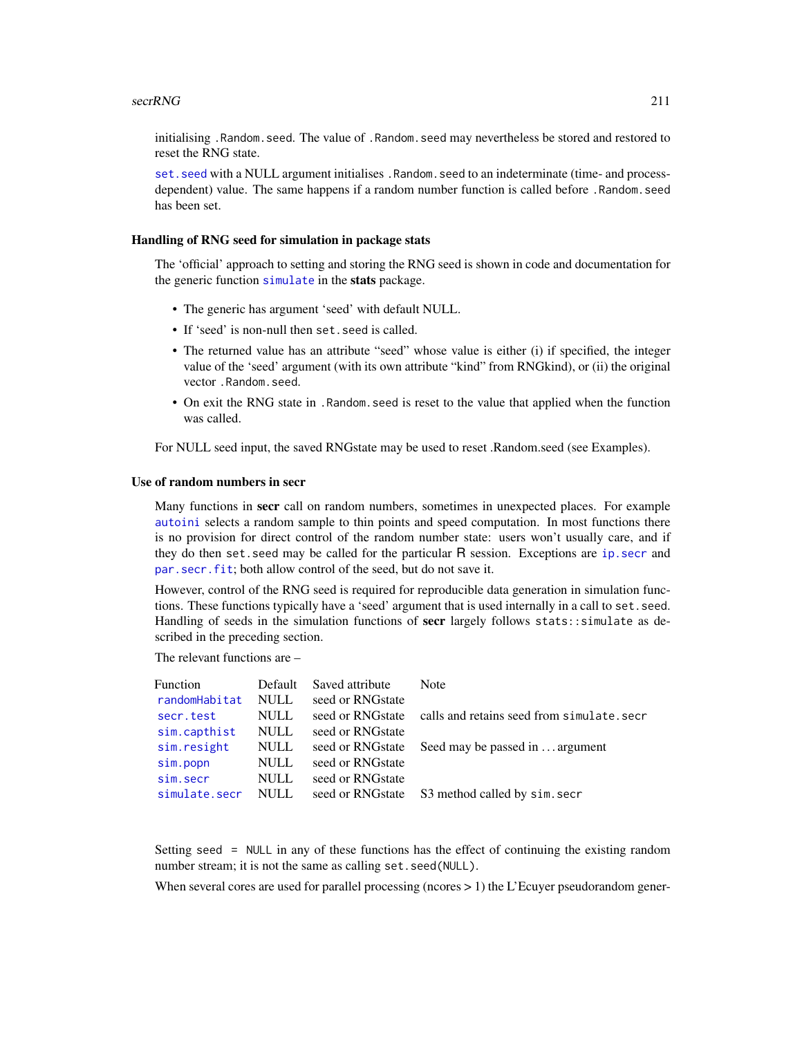initialising `.Random.seed`. The value of `.Random.seed` may nevertheless be stored and restored to reset the RNG state.

`set.seed` with a NULL argument initialises `.Random.seed` to an indeterminate (time- and process-dependent) value. The same happens if a random number function is called before `.Random.seed` has been set.

### Handling of RNG seed for simulation in package stats

The 'official' approach to setting and storing the RNG seed is shown in code and documentation for the generic function `simulate` in the **stats** package.

- The generic has argument 'seed' with default NULL.
- If 'seed' is non-null then `set.seed` is called.
- The returned value has an attribute "seed" whose value is either (i) if specified, the integer value of the 'seed' argument (with its own attribute "kind" from RNGkind), or (ii) the original vector `.Random.seed`.
- On exit the RNG state in `.Random.seed` is reset to the value that applied when the function was called.

For NULL seed input, the saved RNGstate may be used to reset .Random.seed (see Examples).

### Use of random numbers in secr

Many functions in **secr** call on random numbers, sometimes in unexpected places. For example `autoini` selects a random sample to thin points and speed computation. In most functions there is no provision for direct control of the random number state: users won't usually care, and if they do then `set.seed` may be called for the particular R session. Exceptions are `ip.secr` and `par.secr.fit`; both allow control of the seed, but do not save it.

However, control of the RNG seed is required for reproducible data generation in simulation functions. These functions typically have a 'seed' argument that is used internally in a call to `set.seed`. Handling of seeds in the simulation functions of **secr** largely follows `stats::simulate` as described in the preceding section.

The relevant functions are –

| Function | Default | Saved attribute | Note |
|---|---|---|---|
| `randomHabitat` | NULL | seed or RNGstate | |
| `secr.test` | NULL | seed or RNGstate | calls and retains seed from `simulate.secr` |
| `sim.capthist` | NULL | seed or RNGstate | |
| `sim.resight` | NULL | seed or RNGstate | Seed may be passed in ... argument |
| `sim.popn` | NULL | seed or RNGstate | |
| `sim.secr` | NULL | seed or RNGstate | |
| `simulate.secr` | NULL | seed or RNGstate | S3 method called by `sim.secr` |

Setting `seed = NULL` in any of these functions has the effect of continuing the existing random number stream; it is not the same as calling `set.seed(NULL)`.

When several cores are used for parallel processing (ncores > 1) the L'Ecuyer pseudorandom gener-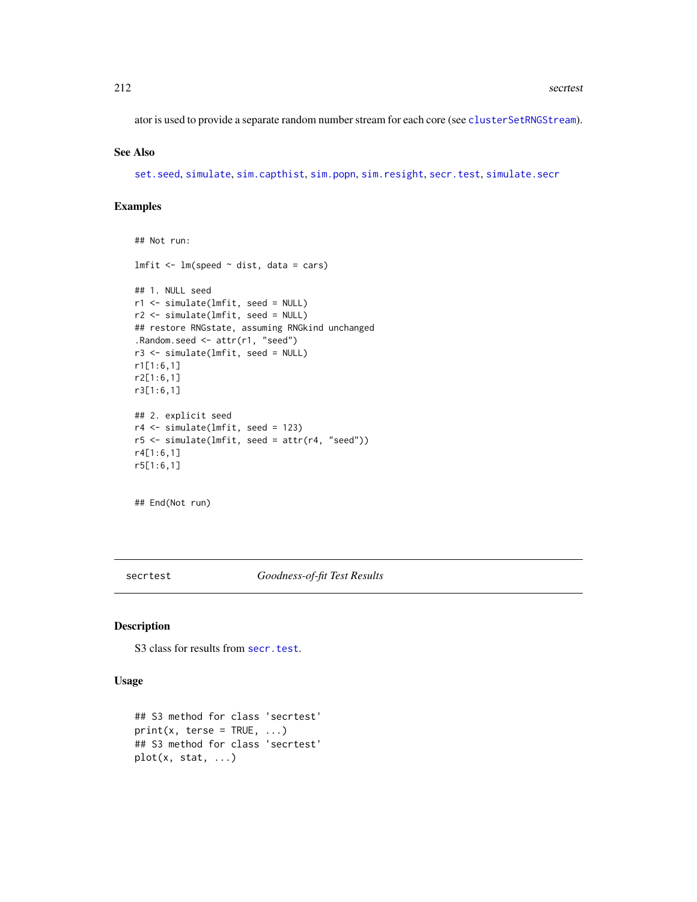ator is used to provide a separate random number stream for each core (see clusterSetRNGStream).

### See Also

set.seed, simulate, sim.capthist, sim.popn, sim.resight, secr.test, simulate.secr

### Examples

```
## Not run:

lmfit <- lm(speed ~ dist, data = cars)

## 1. NULL seed
r1 <- simulate(lmfit, seed = NULL)
r2 <- simulate(lmfit, seed = NULL)
## restore RNGstate, assuming RNGkind unchanged
.Random.seed <- attr(r1, "seed")
r3 <- simulate(lmfit, seed = NULL)
r1[1:6,1]
r2[1:6,1]
r3[1:6,1]

## 2. explicit seed
r4 <- simulate(lmfit, seed = 123)
r5 <- simulate(lmfit, seed = attr(r4, "seed"))
r4[1:6,1]
r5[1:6,1]


## End(Not run)
```

---

## secrtest *Goodness-of-fit Test Results*

---

### Description

S3 class for results from secr.test.

### Usage

```
## S3 method for class 'secrtest'
print(x, terse = TRUE, ...)
## S3 method for class 'secrtest'
plot(x, stat, ...)
```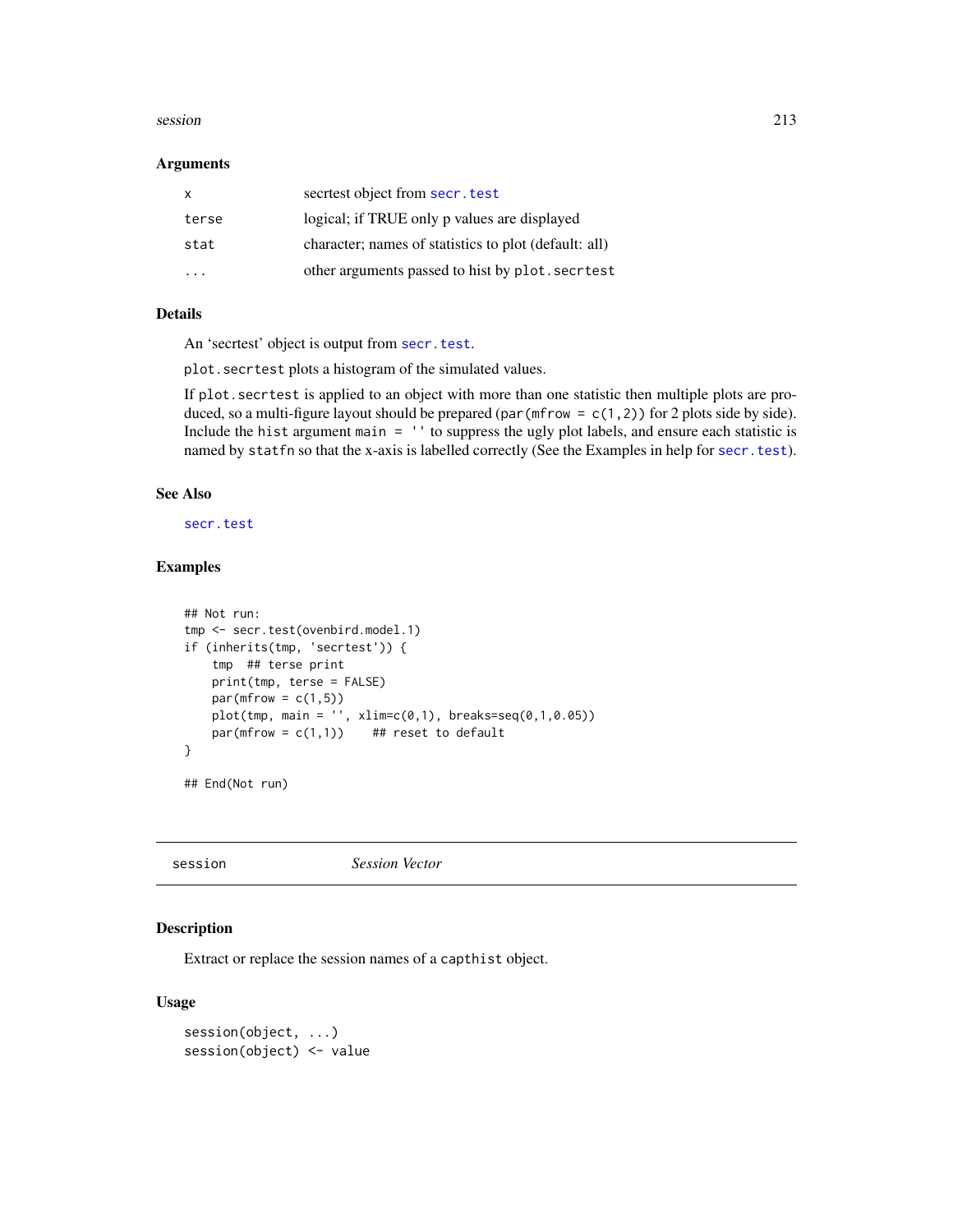### Arguments

| | |
|---|---|
| x | secrtest object from `secr.test` |
| terse | logical; if TRUE only p values are displayed |
| stat | character; names of statistics to plot (default: all) |
| ... | other arguments passed to hist by `plot.secrtest` |

### Details

An 'secrtest' object is output from `secr.test`.

`plot.secrtest` plots a histogram of the simulated values.

If `plot.secrtest` is applied to an object with more than one statistic then multiple plots are produced, so a multi-figure layout should be prepared (`par(mfrow = c(1,2))` for 2 plots side by side). Include the `hist` argument `main = ''` to suppress the ugly plot labels, and ensure each statistic is named by `statfn` so that the x-axis is labelled correctly (See the Examples in help for `secr.test`).

### See Also

`secr.test`

### Examples

```
## Not run:
tmp <- secr.test(ovenbird.model.1)
if (inherits(tmp, 'secrtest')) {
    tmp  ## terse print
    print(tmp, terse = FALSE)
    par(mfrow = c(1,5))
    plot(tmp, main = '', xlim=c(0,1), breaks=seq(0,1,0.05))
    par(mfrow = c(1,1))    ## reset to default
}

## End(Not run)
```

---

## session *Session Vector*

### Description

Extract or replace the session names of a `capthist` object.

### Usage

```
session(object, ...)
session(object) <- value
```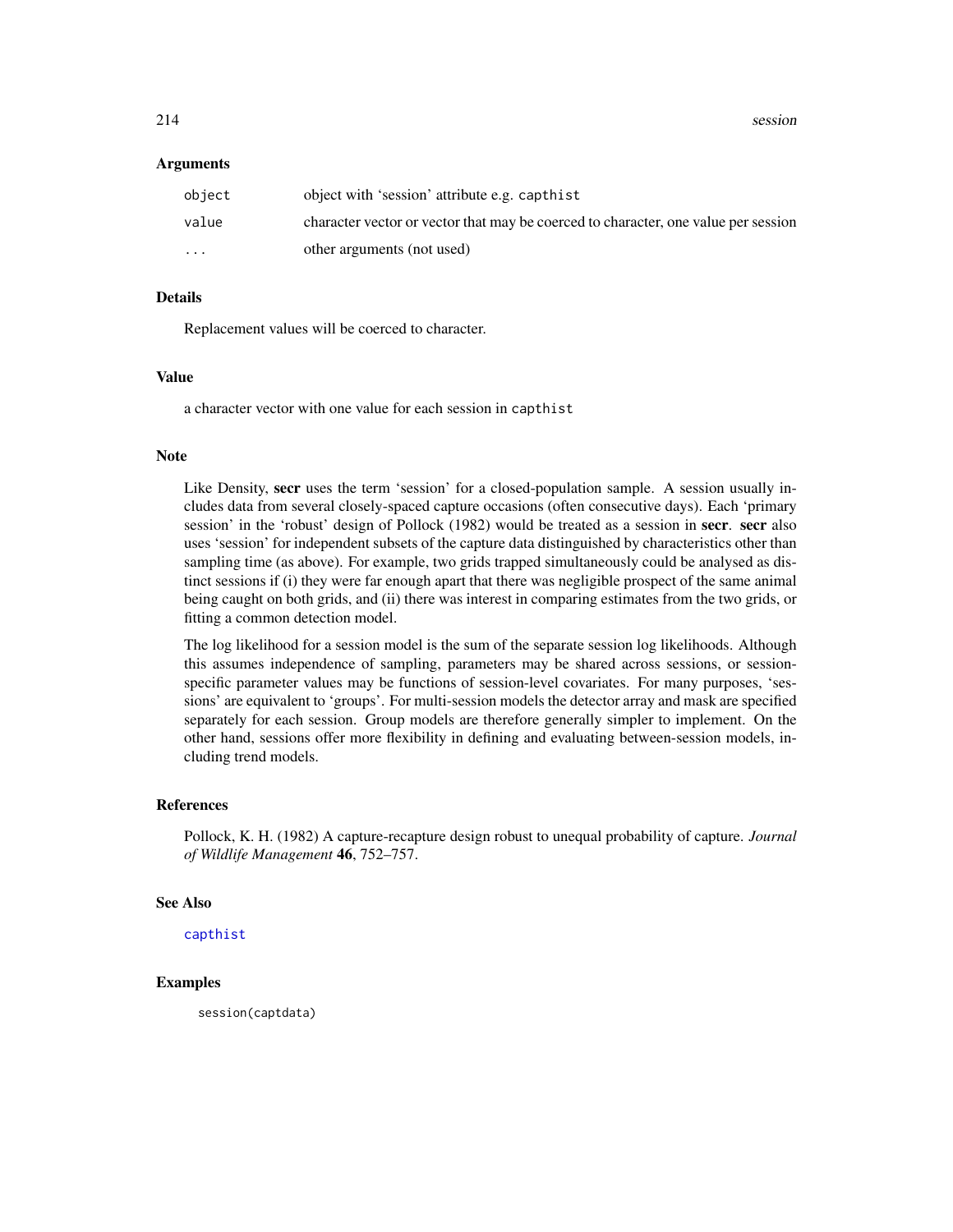### Arguments

| | |
|---|---|
| `object` | object with 'session' attribute e.g. `capthist` |
| `value` | character vector or vector that may be coerced to character, one value per session |
| `...` | other arguments (not used) |

### Details

Replacement values will be coerced to character.

### Value

a character vector with one value for each session in `capthist`

### Note

Like Density, **secr** uses the term 'session' for a closed-population sample. A session usually includes data from several closely-spaced capture occasions (often consecutive days). Each 'primary session' in the 'robust' design of Pollock (1982) would be treated as a session in **secr**. **secr** also uses 'session' for independent subsets of the capture data distinguished by characteristics other than sampling time (as above). For example, two grids trapped simultaneously could be analysed as distinct sessions if (i) they were far enough apart that there was negligible prospect of the same animal being caught on both grids, and (ii) there was interest in comparing estimates from the two grids, or fitting a common detection model.

The log likelihood for a session model is the sum of the separate session log likelihoods. Although this assumes independence of sampling, parameters may be shared across sessions, or session-specific parameter values may be functions of session-level covariates. For many purposes, 'sessions' are equivalent to 'groups'. For multi-session models the detector array and mask are specified separately for each session. Group models are therefore generally simpler to implement. On the other hand, sessions offer more flexibility in defining and evaluating between-session models, including trend models.

### References

Pollock, K. H. (1982) A capture-recapture design robust to unequal probability of capture. *Journal of Wildlife Management* **46**, 752–757.

### See Also

`capthist`

### Examples

```
session(captdata)
```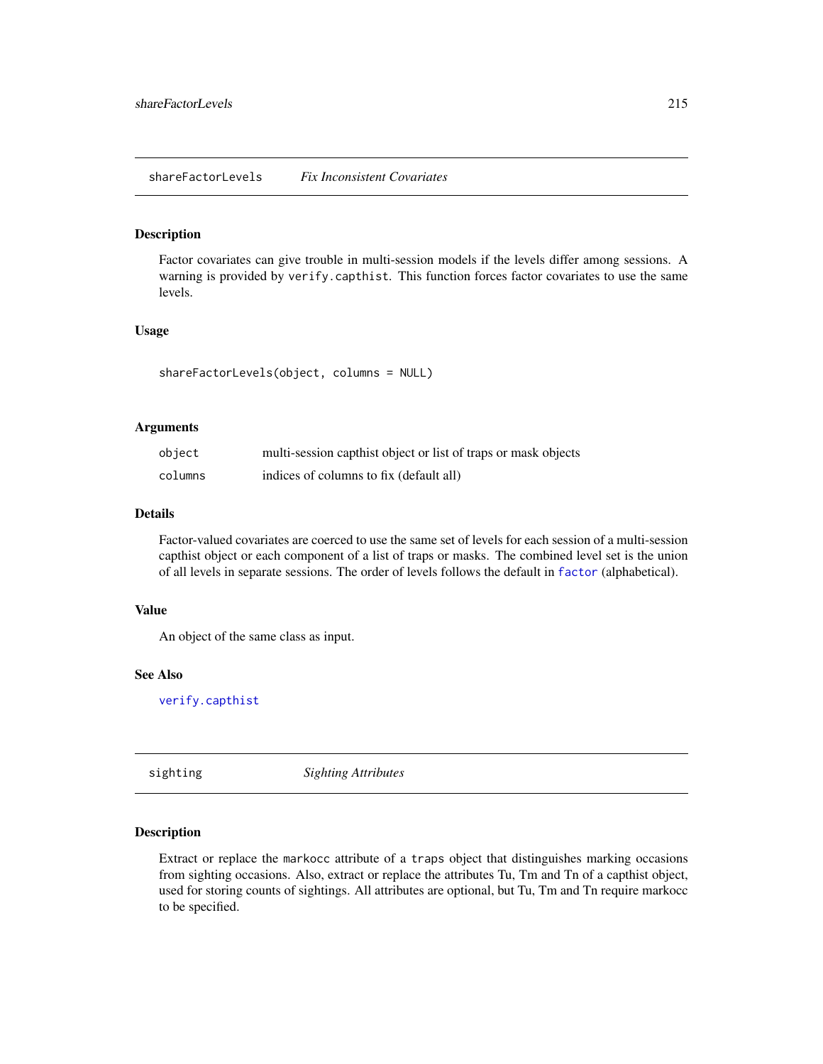## shareFactorLevels — *Fix Inconsistent Covariates*

### Description

Factor covariates can give trouble in multi-session models if the levels differ among sessions. A warning is provided by `verify.capthist`. This function forces factor covariates to use the same levels.

### Usage

```
shareFactorLevels(object, columns = NULL)
```

### Arguments

| | |
|---|---|
| `object` | multi-session capthist object or list of traps or mask objects |
| `columns` | indices of columns to fix (default all) |

### Details

Factor-valued covariates are coerced to use the same set of levels for each session of a multi-session capthist object or each component of a list of traps or masks. The combined level set is the union of all levels in separate sessions. The order of levels follows the default in `factor` (alphabetical).

### Value

An object of the same class as input.

### See Also

`verify.capthist`

## sighting — *Sighting Attributes*

### Description

Extract or replace the `markocc` attribute of a `traps` object that distinguishes marking occasions from sighting occasions. Also, extract or replace the attributes Tu, Tm and Tn of a capthist object, used for storing counts of sightings. All attributes are optional, but Tu, Tm and Tn require markocc to be specified.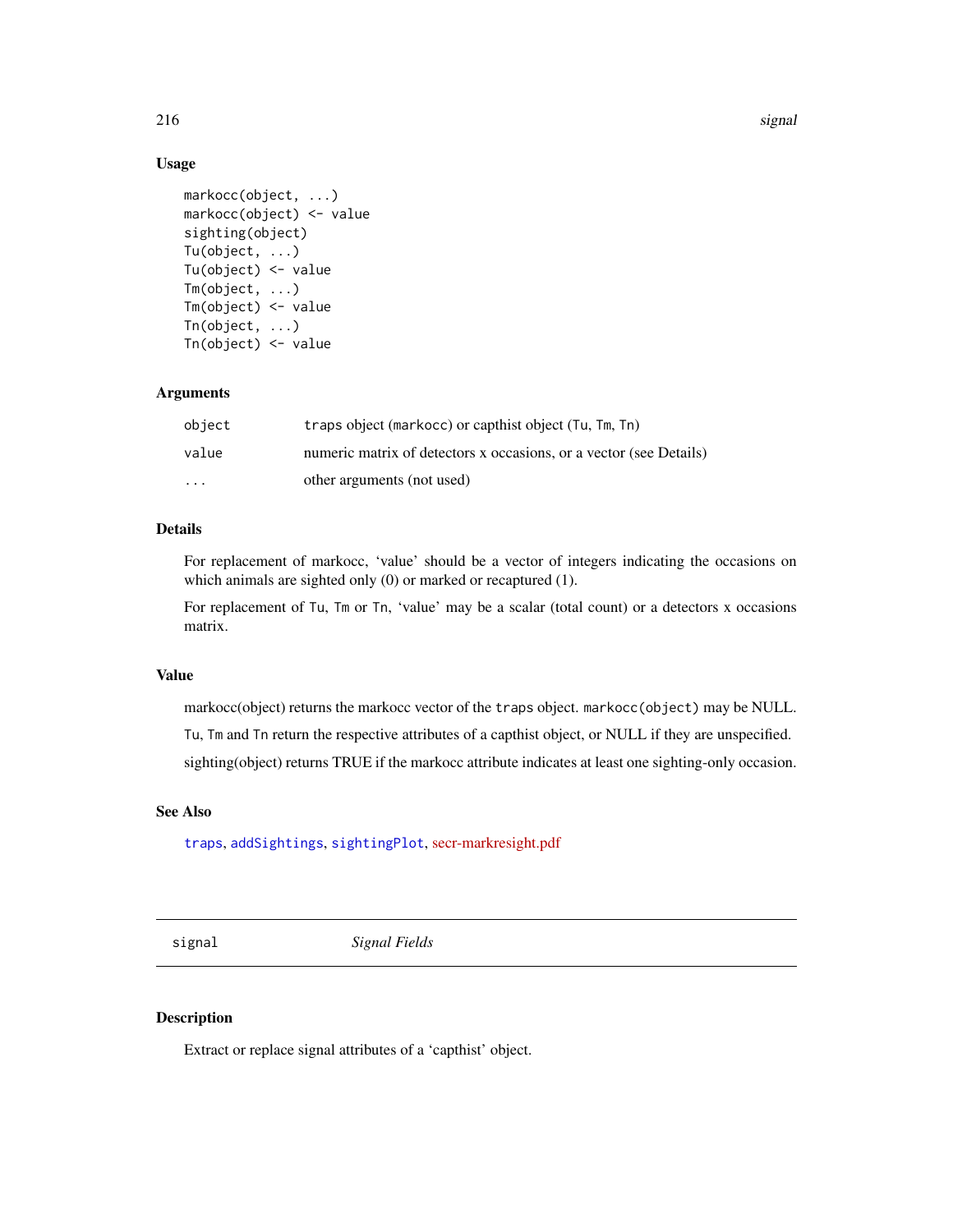### Usage

```
markocc(object, ...)
markocc(object) <- value
sighting(object)
Tu(object, ...)
Tu(object) <- value
Tm(object, ...)
Tm(object) <- value
Tn(object, ...)
Tn(object) <- value
```

### Arguments

| | |
|---|---|
| object | traps object (markocc) or capthist object (Tu, Tm, Tn) |
| value | numeric matrix of detectors x occasions, or a vector (see Details) |
| ... | other arguments (not used) |

### Details

For replacement of markocc, 'value' should be a vector of integers indicating the occasions on which animals are sighted only (0) or marked or recaptured (1).

For replacement of Tu, Tm or Tn, 'value' may be a scalar (total count) or a detectors x occasions matrix.

### Value

markocc(object) returns the markocc vector of the traps object. markocc(object) may be NULL.

Tu, Tm and Tn return the respective attributes of a capthist object, or NULL if they are unspecified.

sighting(object) returns TRUE if the markocc attribute indicates at least one sighting-only occasion.

### See Also

traps, addSightings, sightingPlot, secr-markresight.pdf

---

## signal — *Signal Fields*

### Description

Extract or replace signal attributes of a 'capthist' object.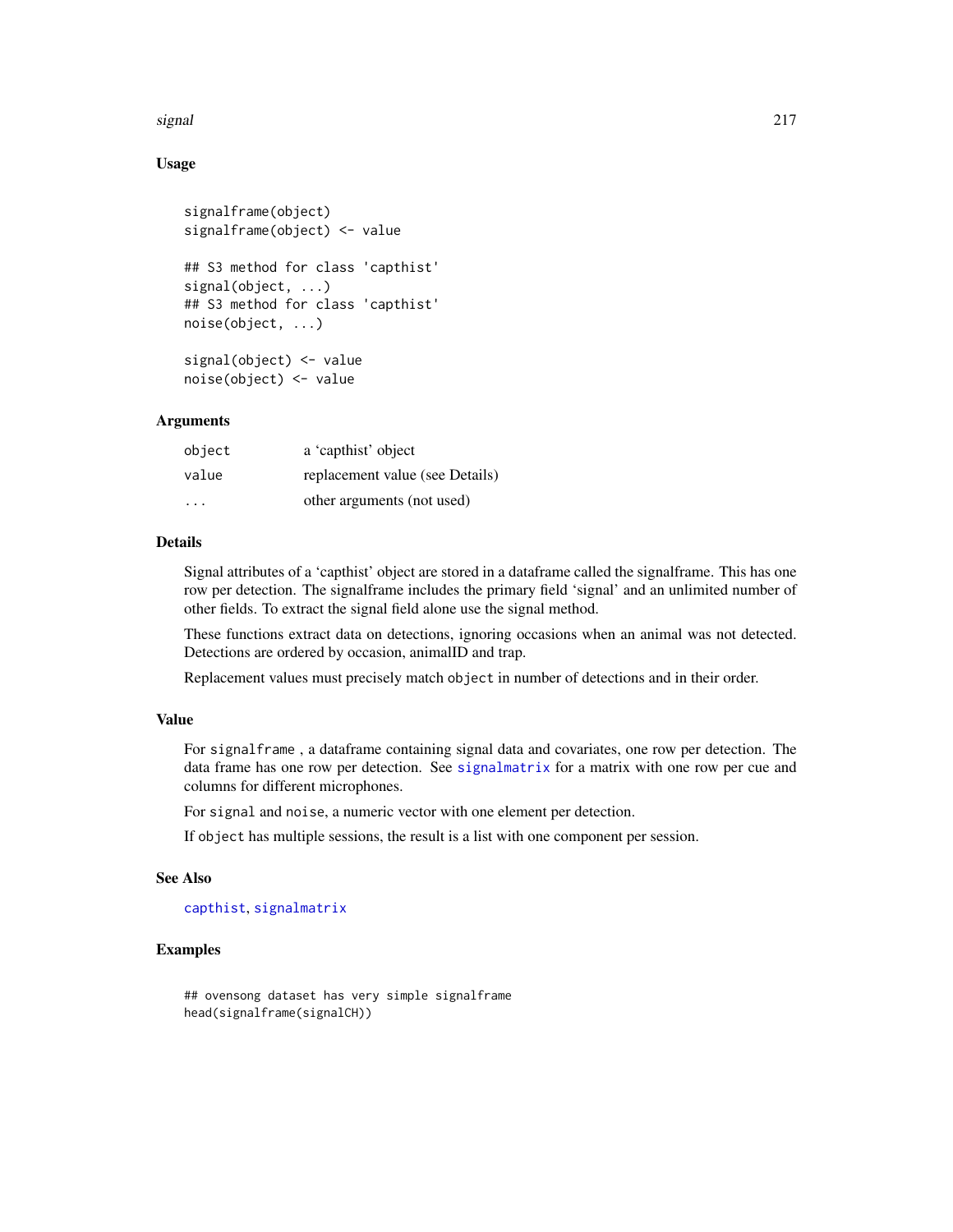## Usage

```
signalframe(object)
signalframe(object) <- value

## S3 method for class 'capthist'
signal(object, ...)
## S3 method for class 'capthist'
noise(object, ...)

signal(object) <- value
noise(object) <- value
```

## Arguments

| | |
|---|---|
| `object` | a 'capthist' object |
| `value` | replacement value (see Details) |
| `...` | other arguments (not used) |

## Details

Signal attributes of a 'capthist' object are stored in a dataframe called the signalframe. This has one row per detection. The signalframe includes the primary field 'signal' and an unlimited number of other fields. To extract the signal field alone use the signal method.

These functions extract data on detections, ignoring occasions when an animal was not detected. Detections are ordered by occasion, animalID and trap.

Replacement values must precisely match `object` in number of detections and in their order.

## Value

For `signalframe` , a dataframe containing signal data and covariates, one row per detection. The data frame has one row per detection. See `signalmatrix` for a matrix with one row per cue and columns for different microphones.

For `signal` and `noise`, a numeric vector with one element per detection.

If `object` has multiple sessions, the result is a list with one component per session.

## See Also

`capthist`, `signalmatrix`

## Examples

```
## ovensong dataset has very simple signalframe
head(signalframe(signalCH))
```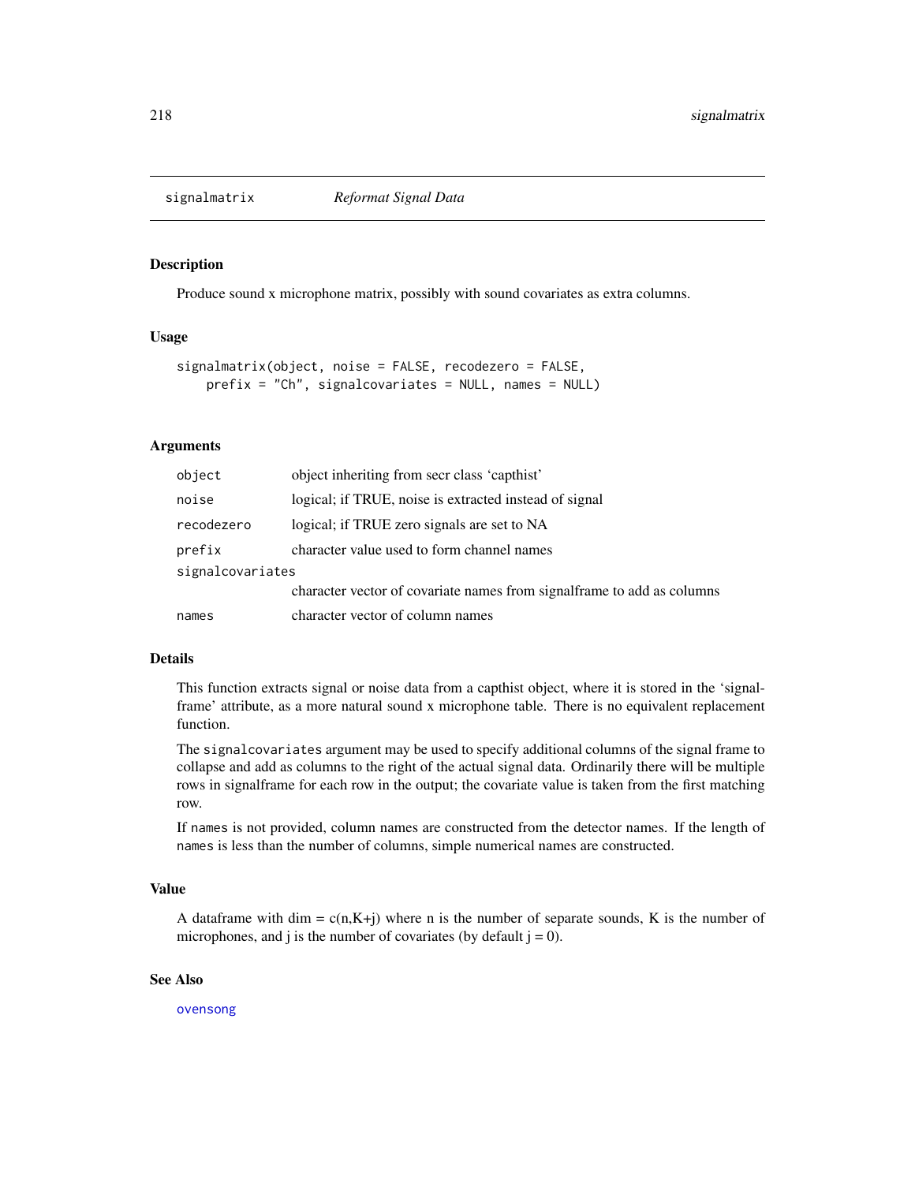## signalmatrix *Reformat Signal Data*

### Description

Produce sound x microphone matrix, possibly with sound covariates as extra columns.

### Usage

```
signalmatrix(object, noise = FALSE, recodezero = FALSE,
    prefix = "Ch", signalcovariates = NULL, names = NULL)
```

### Arguments

| | |
|---|---|
| `object` | object inheriting from secr class 'capthist' |
| `noise` | logical; if TRUE, noise is extracted instead of signal |
| `recodezero` | logical; if TRUE zero signals are set to NA |
| `prefix` | character value used to form channel names |
| `signalcovariates` | character vector of covariate names from signalframe to add as columns |
| `names` | character vector of column names |

### Details

This function extracts signal or noise data from a capthist object, where it is stored in the 'signalframe' attribute, as a more natural sound x microphone table. There is no equivalent replacement function.

The `signalcovariates` argument may be used to specify additional columns of the signal frame to collapse and add as columns to the right of the actual signal data. Ordinarily there will be multiple rows in signalframe for each row in the output; the covariate value is taken from the first matching row.

If `names` is not provided, column names are constructed from the detector names. If the length of `names` is less than the number of columns, simple numerical names are constructed.

### Value

A dataframe with dim = c(n,K+j) where n is the number of separate sounds, K is the number of microphones, and j is the number of covariates (by default j = 0).

### See Also

ovensong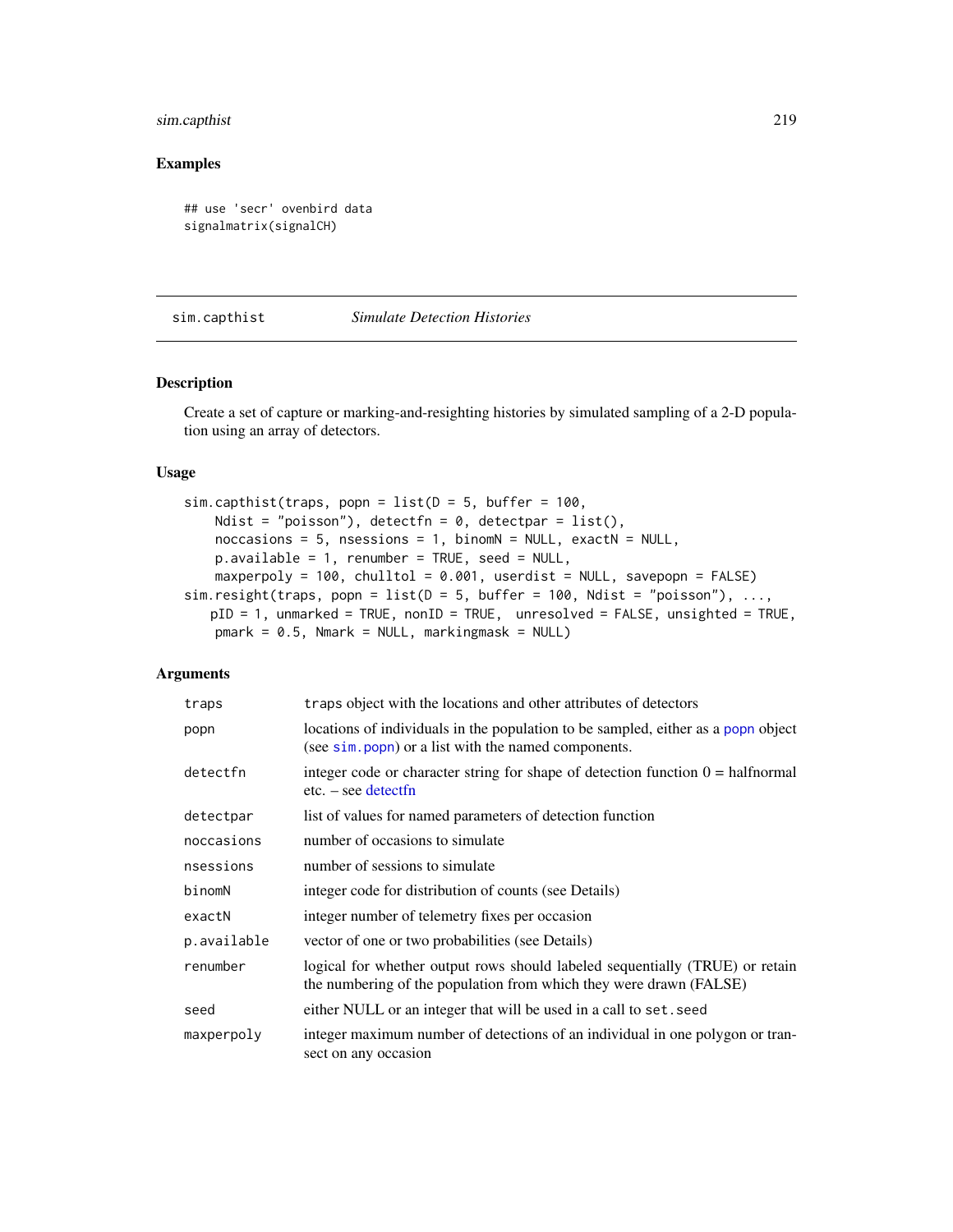## Examples

```
## use 'secr' ovenbird data
signalmatrix(signalCH)
```

---

`sim.capthist` *Simulate Detection Histories*

---

## Description

Create a set of capture or marking-and-resighting histories by simulated sampling of a 2-D population using an array of detectors.

## Usage

```
sim.capthist(traps, popn = list(D = 5, buffer = 100,
    Ndist = "poisson"), detectfn = 0, detectpar = list(),
    noccasions = 5, nsessions = 1, binomN = NULL, exactN = NULL,
    p.available = 1, renumber = TRUE, seed = NULL,
    maxperpoly = 100, chulltol = 0.001, userdist = NULL, savepopn = FALSE)
sim.resight(traps, popn = list(D = 5, buffer = 100, Ndist = "poisson"), ...,
   pID = 1, unmarked = TRUE, nonID = TRUE,  unresolved = FALSE, unsighted = TRUE,
    pmark = 0.5, Nmark = NULL, markingmask = NULL)
```

## Arguments

| | |
|---|---|
| `traps` | `traps` object with the locations and other attributes of detectors |
| `popn` | locations of individuals in the population to be sampled, either as a `popn` object (see `sim.popn`) or a list with the named components. |
| `detectfn` | integer code or character string for shape of detection function 0 = halfnormal etc. – see detectfn |
| `detectpar` | list of values for named parameters of detection function |
| `noccasions` | number of occasions to simulate |
| `nsessions` | number of sessions to simulate |
| `binomN` | integer code for distribution of counts (see Details) |
| `exactN` | integer number of telemetry fixes per occasion |
| `p.available` | vector of one or two probabilities (see Details) |
| `renumber` | logical for whether output rows should labeled sequentially (TRUE) or retain the numbering of the population from which they were drawn (FALSE) |
| `seed` | either NULL or an integer that will be used in a call to `set.seed` |
| `maxperpoly` | integer maximum number of detections of an individual in one polygon or transect on any occasion |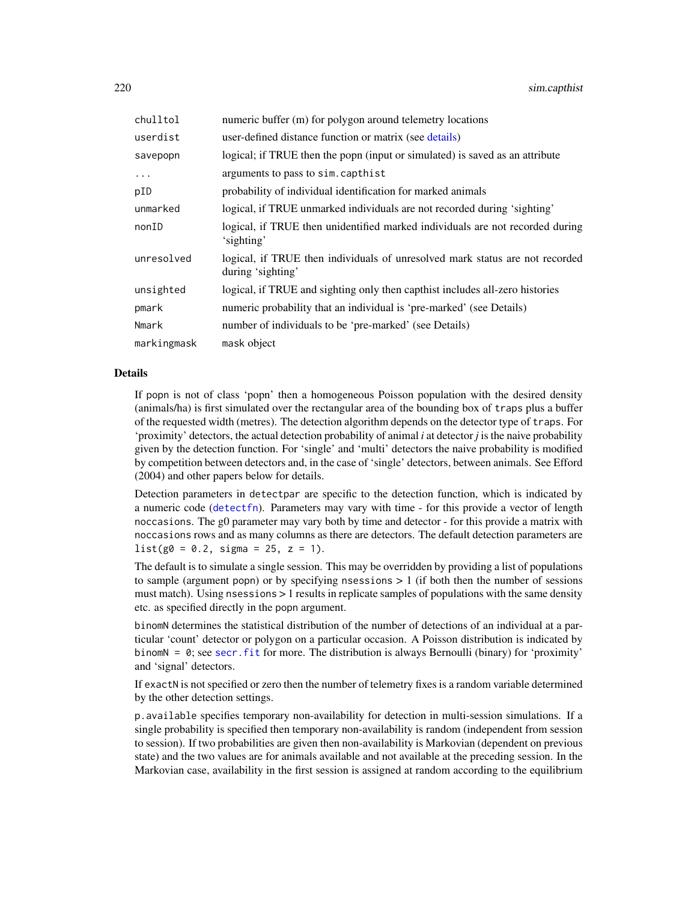| | |
|---|---|
| chulltol | numeric buffer (m) for polygon around telemetry locations |
| userdist | user-defined distance function or matrix (see details) |
| savepopn | logical; if TRUE then the popn (input or simulated) is saved as an attribute |
| ... | arguments to pass to sim.capthist |
| pID | probability of individual identification for marked animals |
| unmarked | logical, if TRUE unmarked individuals are not recorded during 'sighting' |
| nonID | logical, if TRUE then unidentified marked individuals are not recorded during 'sighting' |
| unresolved | logical, if TRUE then individuals of unresolved mark status are not recorded during 'sighting' |
| unsighted | logical, if TRUE and sighting only then capthist includes all-zero histories |
| pmark | numeric probability that an individual is 'pre-marked' (see Details) |
| Nmark | number of individuals to be 'pre-marked' (see Details) |
| markingmask | mask object |

### Details

If popn is not of class 'popn' then a homogeneous Poisson population with the desired density (animals/ha) is first simulated over the rectangular area of the bounding box of traps plus a buffer of the requested width (metres). The detection algorithm depends on the detector type of traps. For 'proximity' detectors, the actual detection probability of animal *i* at detector *j* is the naive probability given by the detection function. For 'single' and 'multi' detectors the naive probability is modified by competition between detectors and, in the case of 'single' detectors, between animals. See Efford (2004) and other papers below for details.

Detection parameters in detectpar are specific to the detection function, which is indicated by a numeric code (detectfn). Parameters may vary with time - for this provide a vector of length noccasions. The g0 parameter may vary both by time and detector - for this provide a matrix with noccasions rows and as many columns as there are detectors. The default detection parameters are `list(g0 = 0.2, sigma = 25, z = 1)`.

The default is to simulate a single session. This may be overridden by providing a list of populations to sample (argument popn) or by specifying nsessions > 1 (if both then the number of sessions must match). Using nsessions > 1 results in replicate samples of populations with the same density etc. as specified directly in the popn argument.

binomN determines the statistical distribution of the number of detections of an individual at a particular 'count' detector or polygon on a particular occasion. A Poisson distribution is indicated by binomN = 0; see secr.fit for more. The distribution is always Bernoulli (binary) for 'proximity' and 'signal' detectors.

If exactN is not specified or zero then the number of telemetry fixes is a random variable determined by the other detection settings.

p.available specifies temporary non-availability for detection in multi-session simulations. If a single probability is specified then temporary non-availability is random (independent from session to session). If two probabilities are given then non-availability is Markovian (dependent on previous state) and the two values are for animals available and not available at the preceding session. In the Markovian case, availability in the first session is assigned at random according to the equilibrium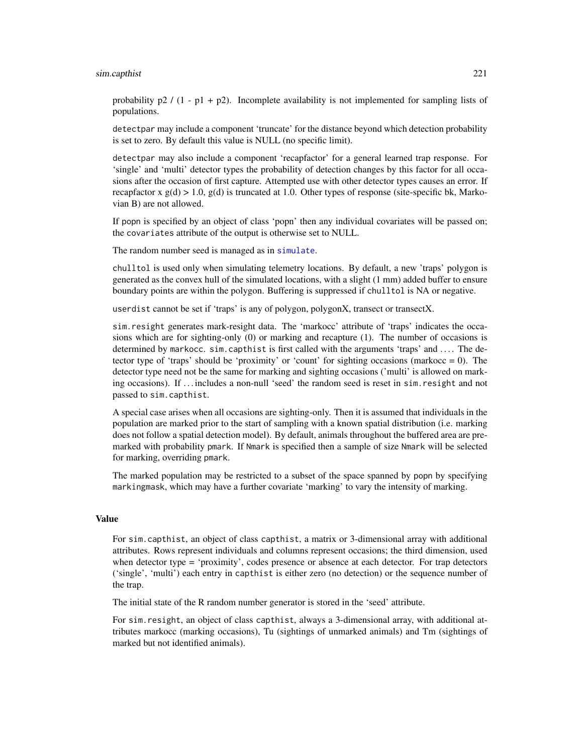probability p2 / (1 - p1 + p2). Incomplete availability is not implemented for sampling lists of populations.

`detectpar` may include a component 'truncate' for the distance beyond which detection probability is set to zero. By default this value is NULL (no specific limit).

`detectpar` may also include a component 'recapfactor' for a general learned trap response. For 'single' and 'multi' detector types the probability of detection changes by this factor for all occasions after the occasion of first capture. Attempted use with other detector types causes an error. If recapfactor x g(d) > 1.0, g(d) is truncated at 1.0. Other types of response (site-specific bk, Markovian B) are not allowed.

If popn is specified by an object of class 'popn' then any individual covariates will be passed on; the `covariates` attribute of the output is otherwise set to NULL.

The random number seed is managed as in `simulate`.

`chulltol` is used only when simulating telemetry locations. By default, a new 'traps' polygon is generated as the convex hull of the simulated locations, with a slight (1 mm) added buffer to ensure boundary points are within the polygon. Buffering is suppressed if `chulltol` is NA or negative.

`userdist` cannot be set if 'traps' is any of polygon, polygonX, transect or transectX.

`sim.resight` generates mark-resight data. The 'markocc' attribute of 'traps' indicates the occasions which are for sighting-only (0) or marking and recapture (1). The number of occasions is determined by `markocc`. `sim.capthist` is first called with the arguments 'traps' and .... The detector type of 'traps' should be 'proximity' or 'count' for sighting occasions (markocc = 0). The detector type need not be the same for marking and sighting occasions ('multi' is allowed on marking occasions). If ... includes a non-null 'seed' the random seed is reset in `sim.resight` and not passed to `sim.capthist`.

A special case arises when all occasions are sighting-only. Then it is assumed that individuals in the population are marked prior to the start of sampling with a known spatial distribution (i.e. marking does not follow a spatial detection model). By default, animals throughout the buffered area are premarked with probability `pmark`. If `Nmark` is specified then a sample of size `Nmark` will be selected for marking, overriding `pmark`.

The marked population may be restricted to a subset of the space spanned by popn by specifying `markingmask`, which may have a further covariate 'marking' to vary the intensity of marking.

## Value

For `sim.capthist`, an object of class `capthist`, a matrix or 3-dimensional array with additional attributes. Rows represent individuals and columns represent occasions; the third dimension, used when detector type = 'proximity', codes presence or absence at each detector. For trap detectors ('single', 'multi') each entry in `capthist` is either zero (no detection) or the sequence number of the trap.

The initial state of the R random number generator is stored in the 'seed' attribute.

For `sim.resight`, an object of class `capthist`, always a 3-dimensional array, with additional attributes markocc (marking occasions), Tu (sightings of unmarked animals) and Tm (sightings of marked but not identified animals).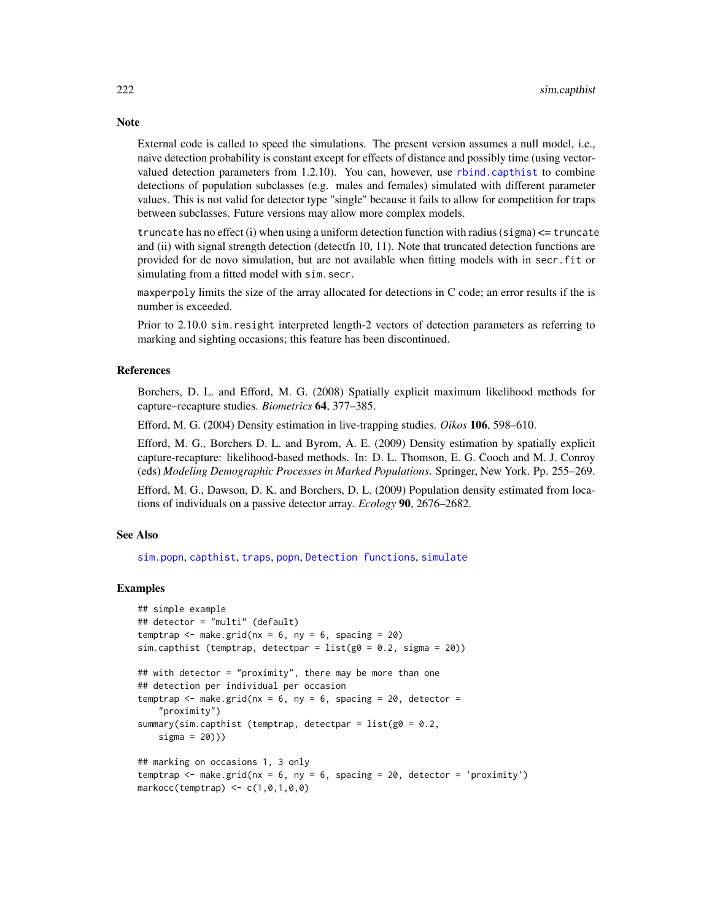### Note

External code is called to speed the simulations. The present version assumes a null model, i.e., naive detection probability is constant except for effects of distance and possibly time (using vector-valued detection parameters from 1.2.10). You can, however, use `rbind.capthist` to combine detections of population subclasses (e.g. males and females) simulated with different parameter values. This is not valid for detector type "single" because it fails to allow for competition for traps between subclasses. Future versions may allow more complex models.

`truncate` has no effect (i) when using a uniform detection function with radius (`sigma`) <= `truncate` and (ii) with signal strength detection (detectfn 10, 11). Note that truncated detection functions are provided for de novo simulation, but are not available when fitting models with in `secr.fit` or simulating from a fitted model with `sim.secr`.

`maxperpoly` limits the size of the array allocated for detections in C code; an error results if the is number is exceeded.

Prior to 2.10.0 `sim.resight` interpreted length-2 vectors of detection parameters as referring to marking and sighting occasions; this feature has been discontinued.

### References

Borchers, D. L. and Efford, M. G. (2008) Spatially explicit maximum likelihood methods for capture–recapture studies. *Biometrics* **64**, 377–385.

Efford, M. G. (2004) Density estimation in live-trapping studies. *Oikos* **106**, 598–610.

Efford, M. G., Borchers D. L. and Byrom, A. E. (2009) Density estimation by spatially explicit capture-recapture: likelihood-based methods. In: D. L. Thomson, E. G. Cooch and M. J. Conroy (eds) *Modeling Demographic Processes in Marked Populations*. Springer, New York. Pp. 255–269.

Efford, M. G., Dawson, D. K. and Borchers, D. L. (2009) Population density estimated from locations of individuals on a passive detector array. *Ecology* **90**, 2676–2682.

### See Also

`sim.popn`, `capthist`, `traps`, `popn`, `Detection functions`, `simulate`

### Examples

```
## simple example
## detector = "multi" (default)
temptrap <- make.grid(nx = 6, ny = 6, spacing = 20)
sim.capthist (temptrap, detectpar = list(g0 = 0.2, sigma = 20))

## with detector = "proximity", there may be more than one
## detection per individual per occasion
temptrap <- make.grid(nx = 6, ny = 6, spacing = 20, detector =
    "proximity")
summary(sim.capthist (temptrap, detectpar = list(g0 = 0.2,
    sigma = 20)))

## marking on occasions 1, 3 only
temptrap <- make.grid(nx = 6, ny = 6, spacing = 20, detector = 'proximity')
markocc(temptrap) <- c(1,0,1,0,0)
```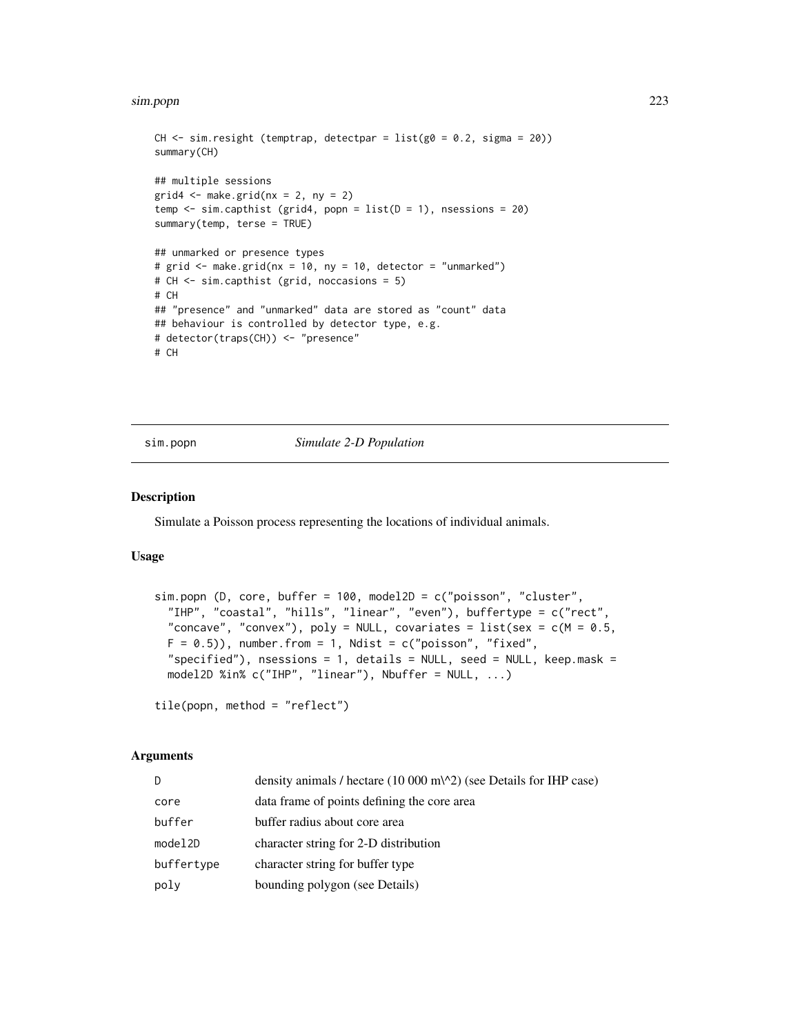```
CH <- sim.resight (temptrap, detectpar = list(g0 = 0.2, sigma = 20))
summary(CH)

## multiple sessions
grid4 <- make.grid(nx = 2, ny = 2)
temp <- sim.capthist (grid4, popn = list(D = 1), nsessions = 20)
summary(temp, terse = TRUE)

## unmarked or presence types
# grid <- make.grid(nx = 10, ny = 10, detector = "unmarked")
# CH <- sim.capthist (grid, noccasions = 5)
# CH
## "presence" and "unmarked" data are stored as "count" data
## behaviour is controlled by detector type, e.g.
# detector(traps(CH)) <- "presence"
# CH
```

---

## sim.popn *Simulate 2-D Population*

### Description

Simulate a Poisson process representing the locations of individual animals.

### Usage

```
sim.popn (D, core, buffer = 100, model2D = c("poisson", "cluster",
  "IHP", "coastal", "hills", "linear", "even"), buffertype = c("rect",
  "concave", "convex"), poly = NULL, covariates = list(sex = c(M = 0.5,
  F = 0.5)), number.from = 1, Ndist = c("poisson", "fixed",
  "specified"), nsessions = 1, details = NULL, seed = NULL, keep.mask =
  model2D %in% c("IHP", "linear"), Nbuffer = NULL, ...)

tile(popn, method = "reflect")
```

### Arguments

| | |
|---|---|
| D | density animals / hectare (10 000 m\^2) (see Details for IHP case) |
| core | data frame of points defining the core area |
| buffer | buffer radius about core area |
| model2D | character string for 2-D distribution |
| buffertype | character string for buffer type |
| poly | bounding polygon (see Details) |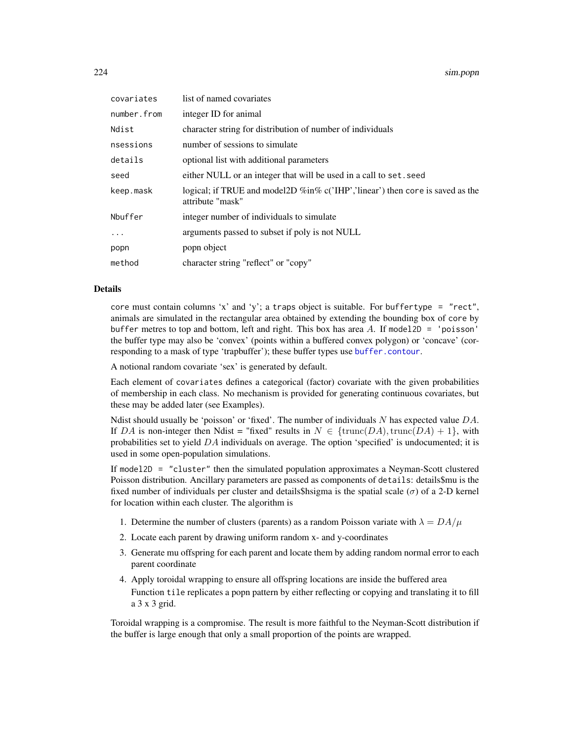| | |
|---|---|
| covariates | list of named covariates |
| number.from | integer ID for animal |
| Ndist | character string for distribution of number of individuals |
| nsessions | number of sessions to simulate |
| details | optional list with additional parameters |
| seed | either NULL or an integer that will be used in a call to set.seed |
| keep.mask | logical; if TRUE and model2D %in% c('IHP','linear') then core is saved as the attribute "mask" |
| Nbuffer | integer number of individuals to simulate |
| ... | arguments passed to subset if poly is not NULL |
| popn | popn object |
| method | character string "reflect" or "copy" |

## Details

core must contain columns 'x' and 'y'; a traps object is suitable. For buffertype = "rect", animals are simulated in the rectangular area obtained by extending the bounding box of core by buffer metres to top and bottom, left and right. This box has area $A$. If model2D = 'poisson' the buffer type may also be 'convex' (points within a buffered convex polygon) or 'concave' (corresponding to a mask of type 'trapbuffer'); these buffer types use buffer.contour.

A notional random covariate 'sex' is generated by default.

Each element of covariates defines a categorical (factor) covariate with the given probabilities of membership in each class. No mechanism is provided for generating continuous covariates, but these may be added later (see Examples).

Ndist should usually be 'poisson' or 'fixed'. The number of individuals $N$ has expected value $DA$. If $DA$ is non-integer then Ndist = "fixed" results in $N \in \{\mathrm{trunc}(DA), \mathrm{trunc}(DA) + 1\}$, with probabilities set to yield $DA$ individuals on average. The option 'specified' is undocumented; it is used in some open-population simulations.

If model2D = "cluster" then the simulated population approximates a Neyman-Scott clustered Poisson distribution. Ancillary parameters are passed as components of details: details$mu is the fixed number of individuals per cluster and details$hsigma is the spatial scale ($\sigma$) of a 2-D kernel for location within each cluster. The algorithm is

1. Determine the number of clusters (parents) as a random Poisson variate with $\lambda = DA/\mu$
2. Locate each parent by drawing uniform random x- and y-coordinates
3. Generate mu offspring for each parent and locate them by adding random normal error to each parent coordinate
4. Apply toroidal wrapping to ensure all offspring locations are inside the buffered area
   Function tile replicates a popn pattern by either reflecting or copying and translating it to fill a 3 x 3 grid.

Toroidal wrapping is a compromise. The result is more faithful to the Neyman-Scott distribution if the buffer is large enough that only a small proportion of the points are wrapped.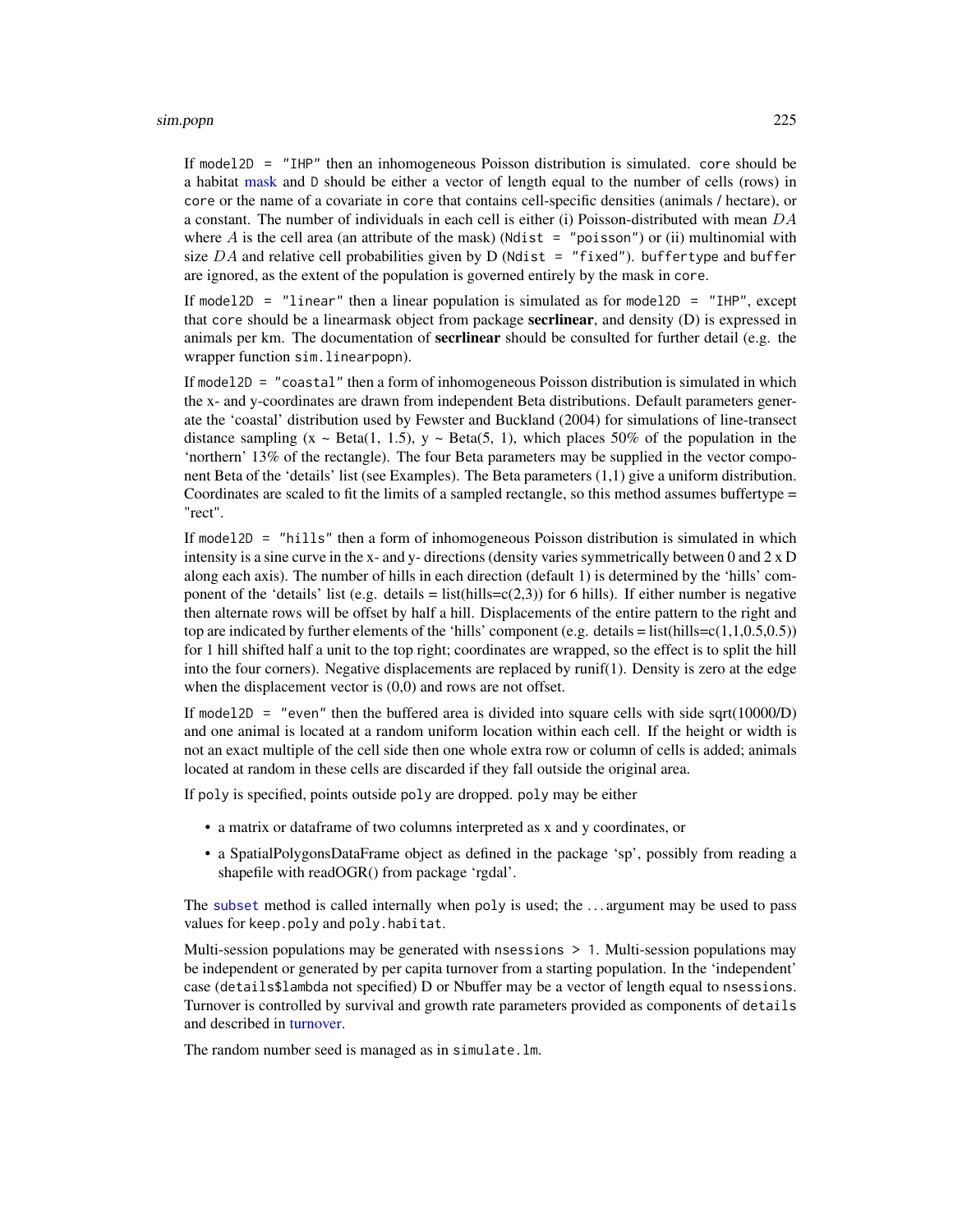If `model2D = "IHP"` then an inhomogeneous Poisson distribution is simulated. `core` should be a habitat mask and `D` should be either a vector of length equal to the number of cells (rows) in `core` or the name of a covariate in `core` that contains cell-specific densities (animals / hectare), or a constant. The number of individuals in each cell is either (i) Poisson-distributed with mean $DA$ where $A$ is the cell area (an attribute of the mask) (`Ndist = "poisson"`) or (ii) multinomial with size $DA$ and relative cell probabilities given by D (`Ndist = "fixed"`). `buffertype` and `buffer` are ignored, as the extent of the population is governed entirely by the mask in `core`.

If `model2D = "linear"` then a linear population is simulated as for `model2D = "IHP"`, except that `core` should be a linearmask object from package **secrlinear**, and density (D) is expressed in animals per km. The documentation of **secrlinear** should be consulted for further detail (e.g. the wrapper function `sim.linearpopn`).

If `model2D = "coastal"` then a form of inhomogeneous Poisson distribution is simulated in which the x- and y-coordinates are drawn from independent Beta distributions. Default parameters generate the 'coastal' distribution used by Fewster and Buckland (2004) for simulations of line-transect distance sampling (x ~ Beta(1, 1.5), y ~ Beta(5, 1), which places 50% of the population in the 'northern' 13% of the rectangle). The four Beta parameters may be supplied in the vector component Beta of the 'details' list (see Examples). The Beta parameters (1,1) give a uniform distribution. Coordinates are scaled to fit the limits of a sampled rectangle, so this method assumes buffertype = "rect".

If `model2D = "hills"` then a form of inhomogeneous Poisson distribution is simulated in which intensity is a sine curve in the x- and y- directions (density varies symmetrically between 0 and 2 x D along each axis). The number of hills in each direction (default 1) is determined by the 'hills' component of the 'details' list (e.g. details = list(hills=c(2,3)) for 6 hills). If either number is negative then alternate rows will be offset by half a hill. Displacements of the entire pattern to the right and top are indicated by further elements of the 'hills' component (e.g. details = list(hills=c(1,1,0.5,0.5)) for 1 hill shifted half a unit to the top right; coordinates are wrapped, so the effect is to split the hill into the four corners). Negative displacements are replaced by runif(1). Density is zero at the edge when the displacement vector is (0,0) and rows are not offset.

If `model2D = "even"` then the buffered area is divided into square cells with side sqrt(10000/D) and one animal is located at a random uniform location within each cell. If the height or width is not an exact multiple of the cell side then one whole extra row or column of cells is added; animals located at random in these cells are discarded if they fall outside the original area.

If `poly` is specified, points outside `poly` are dropped. `poly` may be either

- a matrix or dataframe of two columns interpreted as x and y coordinates, or
- a SpatialPolygonsDataFrame object as defined in the package 'sp', possibly from reading a shapefile with readOGR() from package 'rgdal'.

The `subset` method is called internally when `poly` is used; the ... argument may be used to pass values for `keep.poly` and `poly.habitat`.

Multi-session populations may be generated with `nsessions > 1`. Multi-session populations may be independent or generated by per capita turnover from a starting population. In the 'independent' case (`details$lambda` not specified) D or Nbuffer may be a vector of length equal to `nsessions`. Turnover is controlled by survival and growth rate parameters provided as components of `details` and described in turnover.

The random number seed is managed as in `simulate.lm`.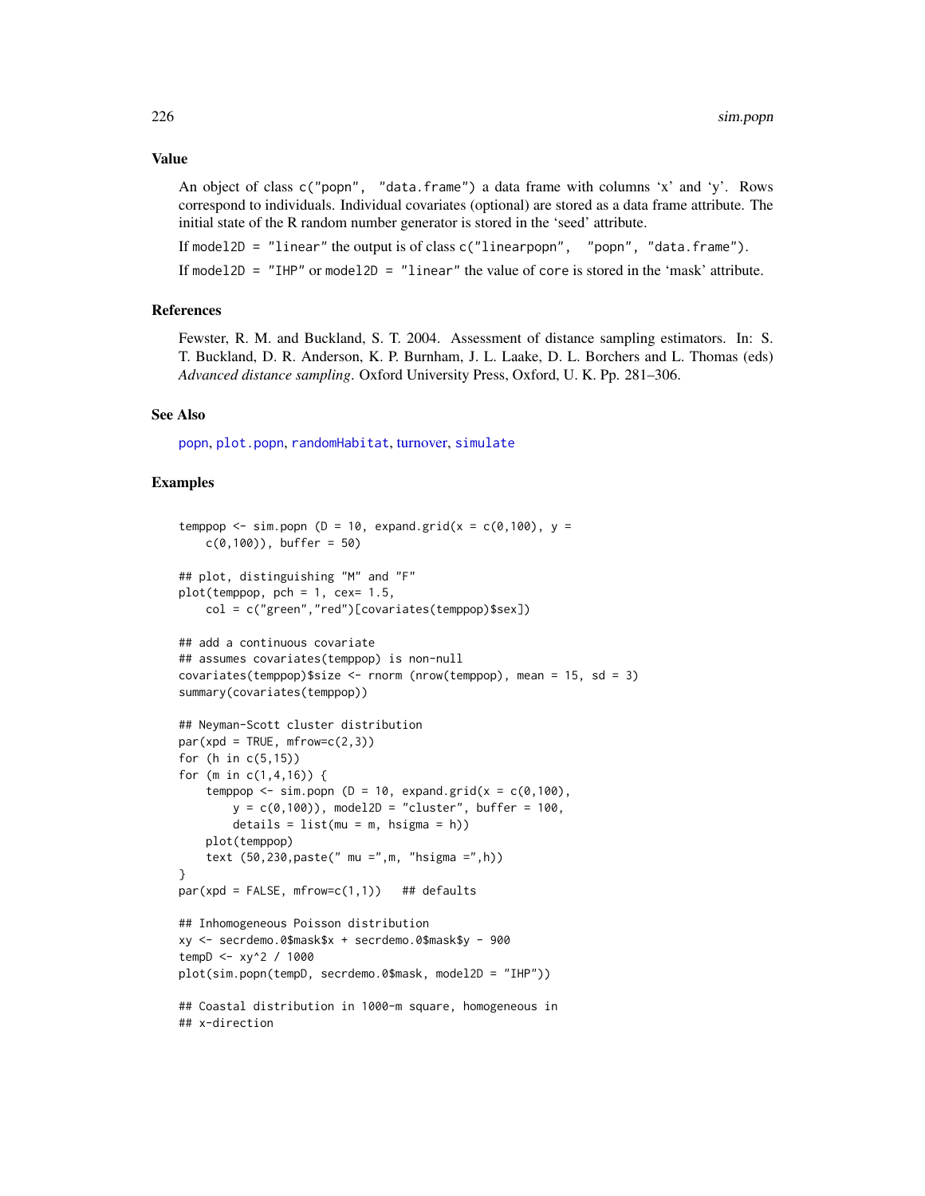### Value

An object of class `c("popn", "data.frame")` a data frame with columns 'x' and 'y'. Rows correspond to individuals. Individual covariates (optional) are stored as a data frame attribute. The initial state of the R random number generator is stored in the 'seed' attribute.

If `model2D = "linear"` the output is of class `c("linearpopn", "popn", "data.frame")`.

If `model2D = "IHP"` or `model2D = "linear"` the value of `core` is stored in the 'mask' attribute.

### References

Fewster, R. M. and Buckland, S. T. 2004. Assessment of distance sampling estimators. In: S. T. Buckland, D. R. Anderson, K. P. Burnham, J. L. Laake, D. L. Borchers and L. Thomas (eds) *Advanced distance sampling*. Oxford University Press, Oxford, U. K. Pp. 281–306.

### See Also

popn, plot.popn, randomHabitat, turnover, simulate

### Examples

```
temppop <- sim.popn (D = 10, expand.grid(x = c(0,100), y =
    c(0,100)), buffer = 50)

## plot, distinguishing "M" and "F"
plot(temppop, pch = 1, cex= 1.5,
    col = c("green","red")[covariates(temppop)$sex])

## add a continuous covariate
## assumes covariates(temppop) is non-null
covariates(temppop)$size <- rnorm (nrow(temppop), mean = 15, sd = 3)
summary(covariates(temppop))

## Neyman-Scott cluster distribution
par(xpd = TRUE, mfrow=c(2,3))
for (h in c(5,15))
for (m in c(1,4,16)) {
    temppop <- sim.popn (D = 10, expand.grid(x = c(0,100),
        y = c(0,100)), model2D = "cluster", buffer = 100,
        details = list(mu = m, hsigma = h))
    plot(temppop)
    text (50,230,paste(" mu =",m, "hsigma =",h))
}
par(xpd = FALSE, mfrow=c(1,1))   ## defaults

## Inhomogeneous Poisson distribution
xy <- secrdemo.0$mask$x + secrdemo.0$mask$y - 900
tempD <- xy^2 / 1000
plot(sim.popn(tempD, secrdemo.0$mask, model2D = "IHP"))

## Coastal distribution in 1000-m square, homogeneous in
## x-direction
```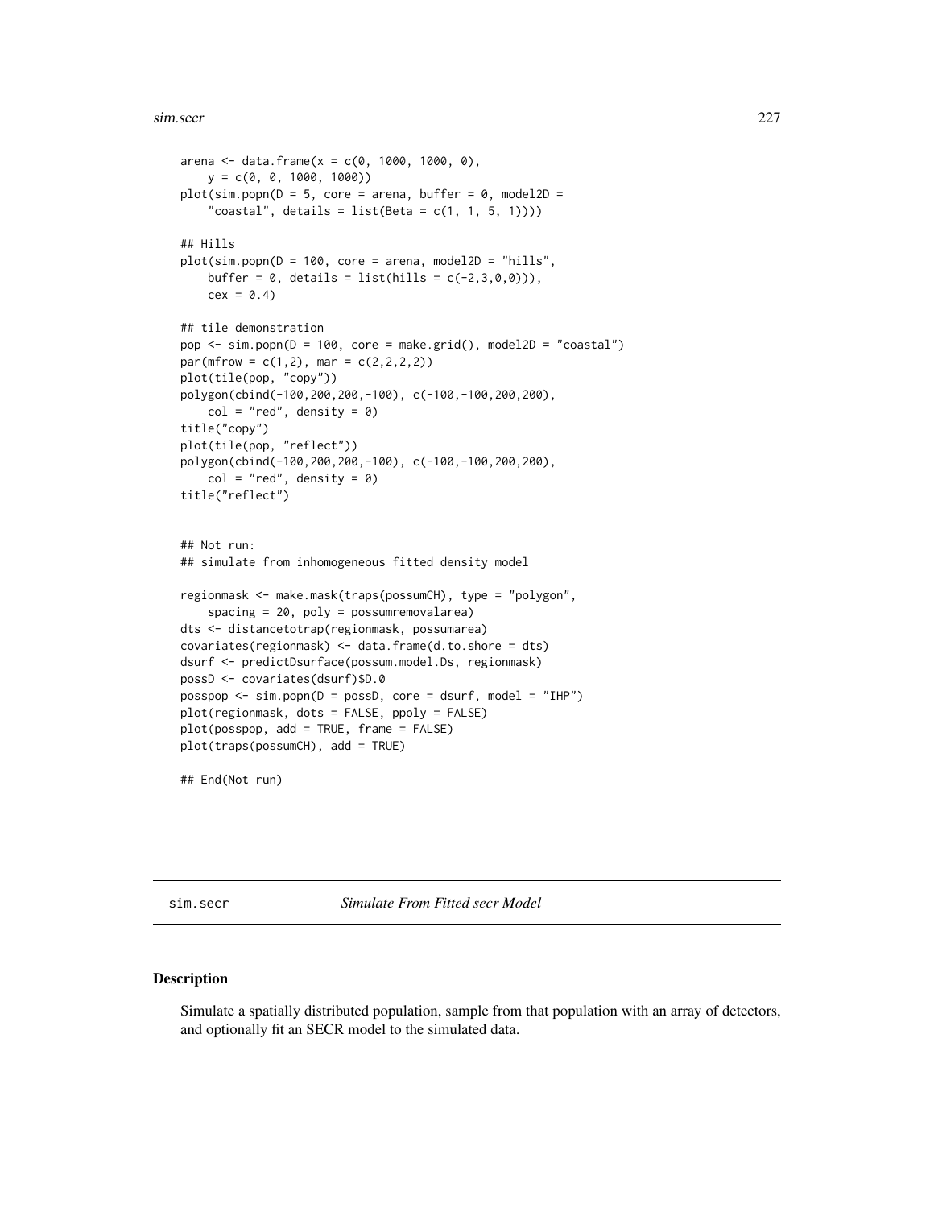```
arena <- data.frame(x = c(0, 1000, 1000, 0),
    y = c(0, 0, 1000, 1000))
plot(sim.popn(D = 5, core = arena, buffer = 0, model2D =
    "coastal", details = list(Beta = c(1, 1, 5, 1))))

## Hills
plot(sim.popn(D = 100, core = arena, model2D = "hills",
    buffer = 0, details = list(hills = c(-2,3,0,0))),
    cex = 0.4)

## tile demonstration
pop <- sim.popn(D = 100, core = make.grid(), model2D = "coastal")
par(mfrow = c(1,2), mar = c(2,2,2,2))
plot(tile(pop, "copy"))
polygon(cbind(-100,200,200,-100), c(-100,-100,200,200),
    col = "red", density = 0)
title("copy")
plot(tile(pop, "reflect"))
polygon(cbind(-100,200,200,-100), c(-100,-100,200,200),
    col = "red", density = 0)
title("reflect")


## Not run:
## simulate from inhomogeneous fitted density model

regionmask <- make.mask(traps(possumCH), type = "polygon",
    spacing = 20, poly = possumremovalarea)
dts <- distancetotrap(regionmask, possumarea)
covariates(regionmask) <- data.frame(d.to.shore = dts)
dsurf <- predictDsurface(possum.model.Ds, regionmask)
possD <- covariates(dsurf)$D.0
posspop <- sim.popn(D = possD, core = dsurf, model = "IHP")
plot(regionmask, dots = FALSE, ppoly = FALSE)
plot(posspop, add = TRUE, frame = FALSE)
plot(traps(possumCH), add = TRUE)

## End(Not run)
```

---

sim.secr *Simulate From Fitted secr Model*

---

## Description

Simulate a spatially distributed population, sample from that population with an array of detectors, and optionally fit an SECR model to the simulated data.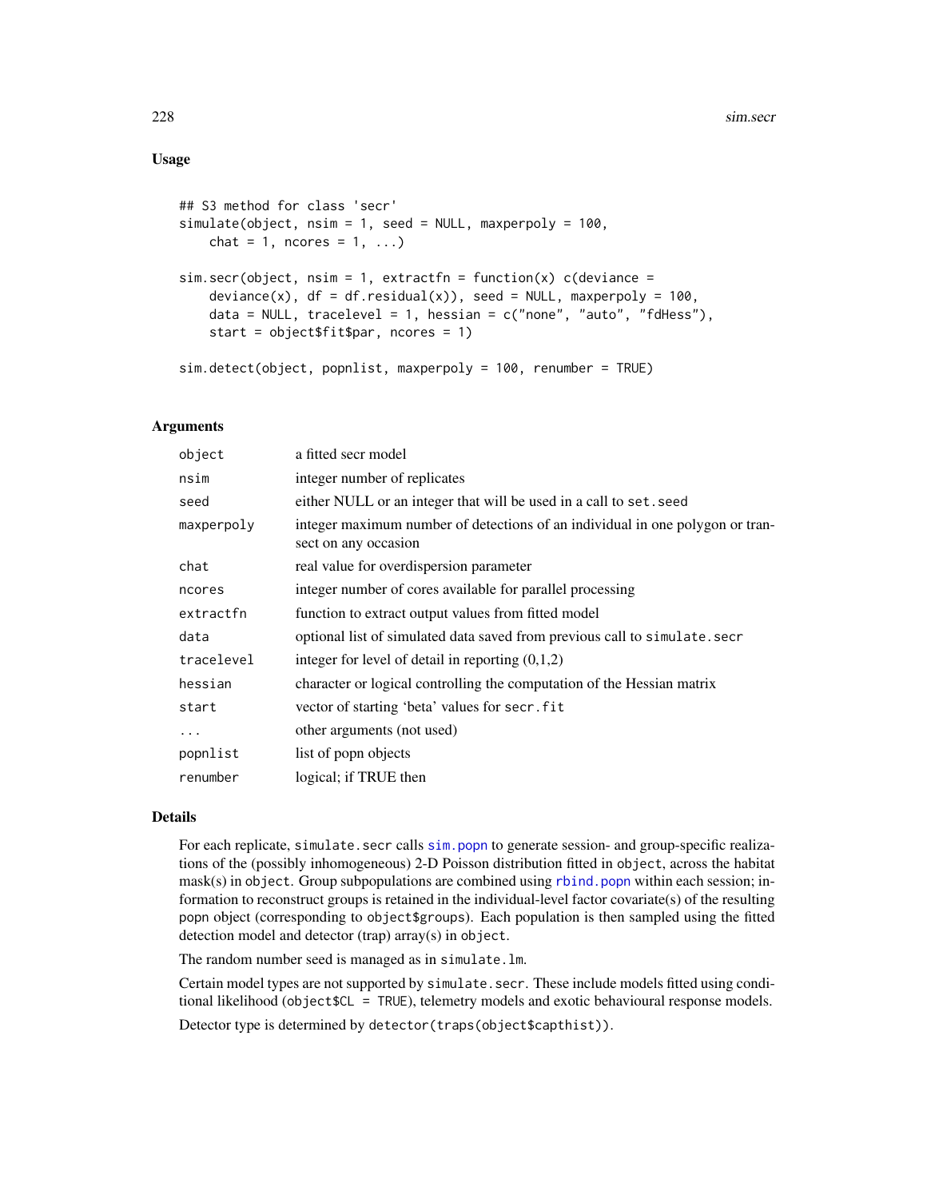## Usage

```
## S3 method for class 'secr'
simulate(object, nsim = 1, seed = NULL, maxperpoly = 100,
    chat = 1, ncores = 1, ...)

sim.secr(object, nsim = 1, extractfn = function(x) c(deviance =
    deviance(x), df = df.residual(x)), seed = NULL, maxperpoly = 100,
    data = NULL, tracelevel = 1, hessian = c("none", "auto", "fdHess"),
    start = object$fit$par, ncores = 1)

sim.detect(object, popnlist, maxperpoly = 100, renumber = TRUE)
```

## Arguments

| | |
|---|---|
| `object` | a fitted secr model |
| `nsim` | integer number of replicates |
| `seed` | either NULL or an integer that will be used in a call to `set.seed` |
| `maxperpoly` | integer maximum number of detections of an individual in one polygon or transect on any occasion |
| `chat` | real value for overdispersion parameter |
| `ncores` | integer number of cores available for parallel processing |
| `extractfn` | function to extract output values from fitted model |
| `data` | optional list of simulated data saved from previous call to `simulate.secr` |
| `tracelevel` | integer for level of detail in reporting (0,1,2) |
| `hessian` | character or logical controlling the computation of the Hessian matrix |
| `start` | vector of starting 'beta' values for `secr.fit` |
| `...` | other arguments (not used) |
| `popnlist` | list of popn objects |
| `renumber` | logical; if TRUE then |

## Details

For each replicate, `simulate.secr` calls `sim.popn` to generate session- and group-specific realizations of the (possibly inhomogeneous) 2-D Poisson distribution fitted in `object`, across the habitat mask(s) in `object`. Group subpopulations are combined using `rbind.popn` within each session; information to reconstruct groups is retained in the individual-level factor covariate(s) of the resulting popn object (corresponding to `object$groups`). Each population is then sampled using the fitted detection model and detector (trap) array(s) in `object`.

The random number seed is managed as in `simulate.lm`.

Certain model types are not supported by `simulate.secr`. These include models fitted using conditional likelihood (`object$CL = TRUE`), telemetry models and exotic behavioural response models.

Detector type is determined by `detector(traps(object$capthist))`.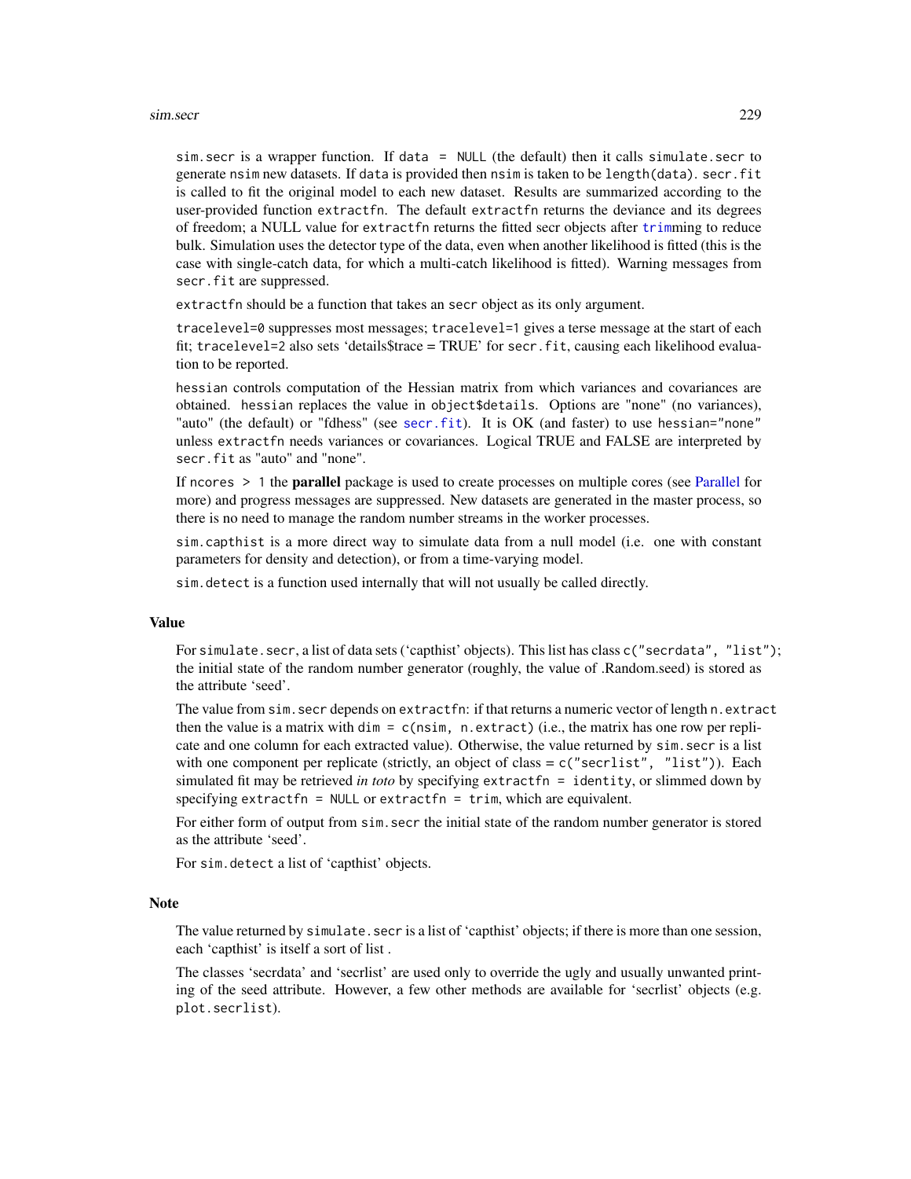sim.secr is a wrapper function. If data = NULL (the default) then it calls simulate.secr to generate nsim new datasets. If data is provided then nsim is taken to be length(data). secr.fit is called to fit the original model to each new dataset. Results are summarized according to the user-provided function extractfn. The default extractfn returns the deviance and its degrees of freedom; a NULL value for extractfn returns the fitted secr objects after trimming to reduce bulk. Simulation uses the detector type of the data, even when another likelihood is fitted (this is the case with single-catch data, for which a multi-catch likelihood is fitted). Warning messages from secr.fit are suppressed.

extractfn should be a function that takes an secr object as its only argument.

tracelevel=0 suppresses most messages; tracelevel=1 gives a terse message at the start of each fit; tracelevel=2 also sets 'details$trace = TRUE' for secr.fit, causing each likelihood evaluation to be reported.

hessian controls computation of the Hessian matrix from which variances and covariances are obtained. hessian replaces the value in object$details. Options are "none" (no variances), "auto" (the default) or "fdhess" (see secr.fit). It is OK (and faster) to use hessian="none" unless extractfn needs variances or covariances. Logical TRUE and FALSE are interpreted by secr.fit as "auto" and "none".

If ncores > 1 the **parallel** package is used to create processes on multiple cores (see Parallel for more) and progress messages are suppressed. New datasets are generated in the master process, so there is no need to manage the random number streams in the worker processes.

sim.capthist is a more direct way to simulate data from a null model (i.e. one with constant parameters for density and detection), or from a time-varying model.

sim.detect is a function used internally that will not usually be called directly.

## Value

For simulate.secr, a list of data sets ('capthist' objects). This list has class c("secrdata", "list"); the initial state of the random number generator (roughly, the value of .Random.seed) is stored as the attribute 'seed'.

The value from sim.secr depends on extractfn: if that returns a numeric vector of length n.extract then the value is a matrix with dim = c(nsim, n.extract) (i.e., the matrix has one row per replicate and one column for each extracted value). Otherwise, the value returned by sim.secr is a list with one component per replicate (strictly, an object of class = c("secrlist", "list")). Each simulated fit may be retrieved *in toto* by specifying extractfn = identity, or slimmed down by specifying extractfn = NULL or extractfn = trim, which are equivalent.

For either form of output from sim.secr the initial state of the random number generator is stored as the attribute 'seed'.

For sim.detect a list of 'capthist' objects.

## Note

The value returned by simulate.secr is a list of 'capthist' objects; if there is more than one session, each 'capthist' is itself a sort of list .

The classes 'secrdata' and 'secrlist' are used only to override the ugly and usually unwanted printing of the seed attribute. However, a few other methods are available for 'secrlist' objects (e.g. plot.secrlist).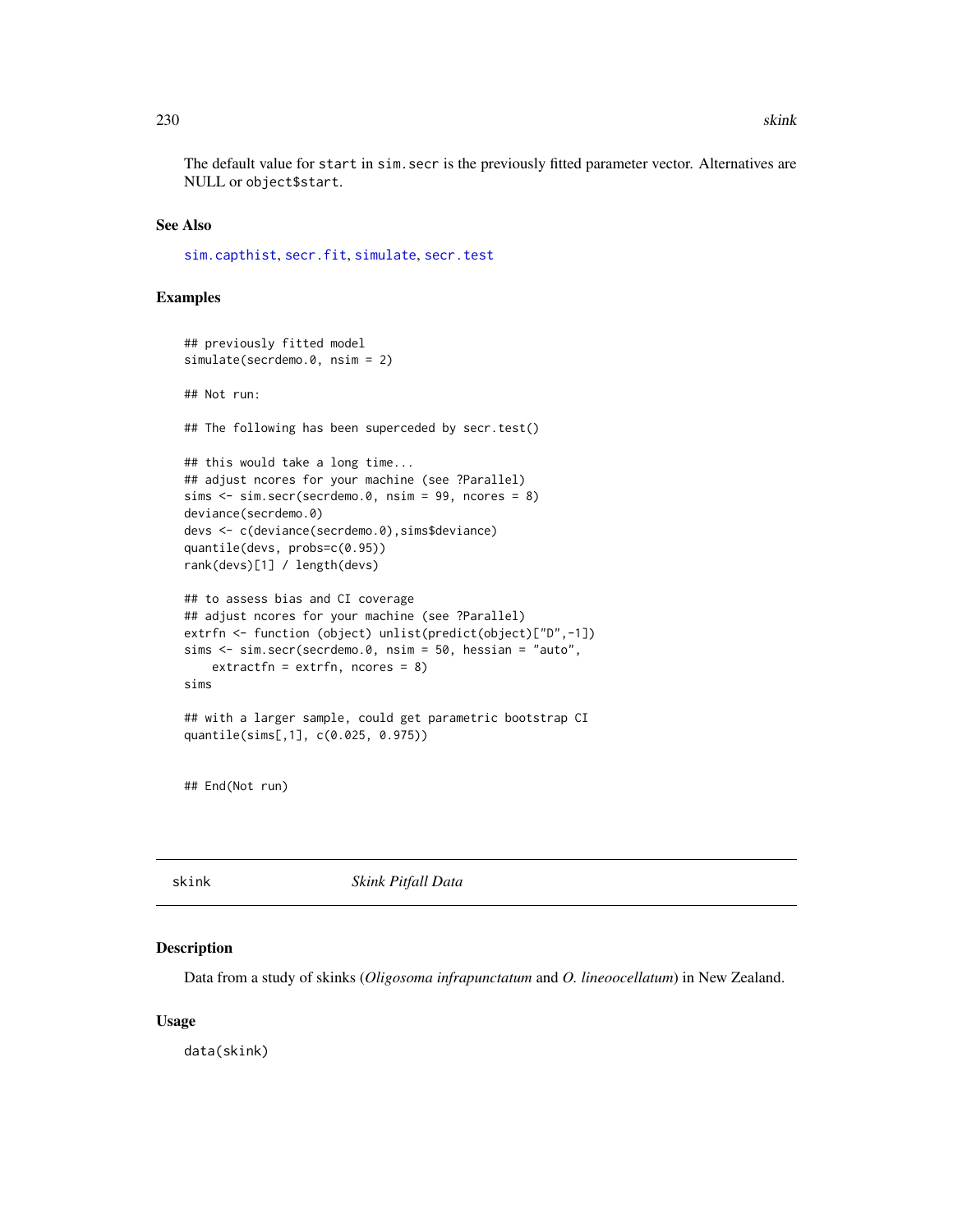The default value for start in sim.secr is the previously fitted parameter vector. Alternatives are NULL or object$start.

## See Also

sim.capthist, secr.fit, simulate, secr.test

## Examples

```
## previously fitted model
simulate(secrdemo.0, nsim = 2)

## Not run:

## The following has been superceded by secr.test()

## this would take a long time...
## adjust ncores for your machine (see ?Parallel)
sims <- sim.secr(secrdemo.0, nsim = 99, ncores = 8)
deviance(secrdemo.0)
devs <- c(deviance(secrdemo.0),sims$deviance)
quantile(devs, probs=c(0.95))
rank(devs)[1] / length(devs)

## to assess bias and CI coverage
## adjust ncores for your machine (see ?Parallel)
extrfn <- function (object) unlist(predict(object)["D",-1])
sims <- sim.secr(secrdemo.0, nsim = 50, hessian = "auto",
    extractfn = extrfn, ncores = 8)
sims

## with a larger sample, could get parametric bootstrap CI
quantile(sims[,1], c(0.025, 0.975))


## End(Not run)
```

# skink *Skink Pitfall Data*

## Description

Data from a study of skinks (*Oligosoma infrapunctatum* and *O. lineoocellatum*) in New Zealand.

## Usage

```
data(skink)
```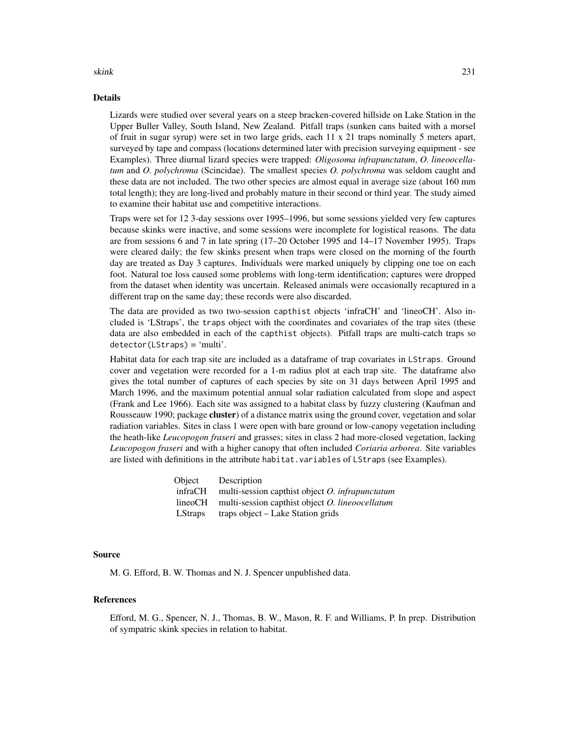## Details

Lizards were studied over several years on a steep bracken-covered hillside on Lake Station in the Upper Buller Valley, South Island, New Zealand. Pitfall traps (sunken cans baited with a morsel of fruit in sugar syrup) were set in two large grids, each 11 x 21 traps nominally 5 meters apart, surveyed by tape and compass (locations determined later with precision surveying equipment - see Examples). Three diurnal lizard species were trapped: *Oligosoma infrapunctatum*, *O. lineoocellatum* and *O. polychroma* (Scincidae). The smallest species *O. polychroma* was seldom caught and these data are not included. The two other species are almost equal in average size (about 160 mm total length); they are long-lived and probably mature in their second or third year. The study aimed to examine their habitat use and competitive interactions.

Traps were set for 12 3-day sessions over 1995–1996, but some sessions yielded very few captures because skinks were inactive, and some sessions were incomplete for logistical reasons. The data are from sessions 6 and 7 in late spring (17–20 October 1995 and 14–17 November 1995). Traps were cleared daily; the few skinks present when traps were closed on the morning of the fourth day are treated as Day 3 captures. Individuals were marked uniquely by clipping one toe on each foot. Natural toe loss caused some problems with long-term identification; captures were dropped from the dataset when identity was uncertain. Released animals were occasionally recaptured in a different trap on the same day; these records were also discarded.

The data are provided as two two-session `capthist` objects 'infraCH' and 'lineoCH'. Also included is 'LStraps', the `traps` object with the coordinates and covariates of the trap sites (these data are also embedded in each of the `capthist` objects). Pitfall traps are multi-catch traps so `detector(LStraps) = 'multi'`.

Habitat data for each trap site are included as a dataframe of trap covariates in `LStraps`. Ground cover and vegetation were recorded for a 1-m radius plot at each trap site. The dataframe also gives the total number of captures of each species by site on 31 days between April 1995 and March 1996, and the maximum potential annual solar radiation calculated from slope and aspect (Frank and Lee 1966). Each site was assigned to a habitat class by fuzzy clustering (Kaufman and Rousseauw 1990; package **cluster**) of a distance matrix using the ground cover, vegetation and solar radiation variables. Sites in class 1 were open with bare ground or low-canopy vegetation including the heath-like *Leucopogon fraseri* and grasses; sites in class 2 had more-closed vegetation, lacking *Leucopogon fraseri* and with a higher canopy that often included *Coriaria arborea*. Site variables are listed with definitions in the attribute `habitat.variables` of `LStraps` (see Examples).

| Object | Description |
|---|---|
| infraCH | multi-session capthist object *O. infrapunctatum* |
| lineoCH | multi-session capthist object *O. lineoocellatum* |
| LStraps | traps object – Lake Station grids |

## Source

M. G. Efford, B. W. Thomas and N. J. Spencer unpublished data.

## References

Efford, M. G., Spencer, N. J., Thomas, B. W., Mason, R. F. and Williams, P. In prep. Distribution of sympatric skink species in relation to habitat.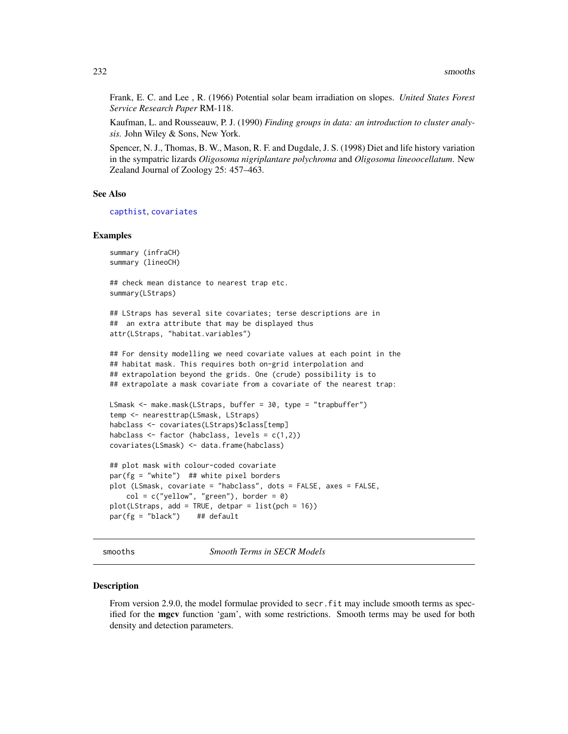Frank, E. C. and Lee , R. (1966) Potential solar beam irradiation on slopes. *United States Forest Service Research Paper* RM-118.

Kaufman, L. and Rousseauw, P. J. (1990) *Finding groups in data: an introduction to cluster analysis.* John Wiley & Sons, New York.

Spencer, N. J., Thomas, B. W., Mason, R. F. and Dugdale, J. S. (1998) Diet and life history variation in the sympatric lizards *Oligosoma nigriplantare polychroma* and *Oligosoma lineoocellatum*. New Zealand Journal of Zoology 25: 457–463.

### See Also

capthist, covariates

### Examples

```
summary (infraCH)
summary (lineoCH)

## check mean distance to nearest trap etc.
summary(LStraps)

## LStraps has several site covariates; terse descriptions are in
##  an extra attribute that may be displayed thus
attr(LStraps, "habitat.variables")

## For density modelling we need covariate values at each point in the
## habitat mask. This requires both on-grid interpolation and
## extrapolation beyond the grids. One (crude) possibility is to
## extrapolate a mask covariate from a covariate of the nearest trap:

LSmask <- make.mask(LStraps, buffer = 30, type = "trapbuffer")
temp <- nearesttrap(LSmask, LStraps)
habclass <- covariates(LStraps)$class[temp]
habclass <- factor (habclass, levels = c(1,2))
covariates(LSmask) <- data.frame(habclass)

## plot mask with colour-coded covariate
par(fg = "white")  ## white pixel borders
plot (LSmask, covariate = "habclass", dots = FALSE, axes = FALSE,
    col = c("yellow", "green"), border = 0)
plot(LStraps, add = TRUE, detpar = list(pch = 16))
par(fg = "black")    ## default
```

---

## smooths — *Smooth Terms in SECR Models*

### Description

From version 2.9.0, the model formulae provided to `secr.fit` may include smooth terms as specified for the **mgcv** function 'gam', with some restrictions. Smooth terms may be used for both density and detection parameters.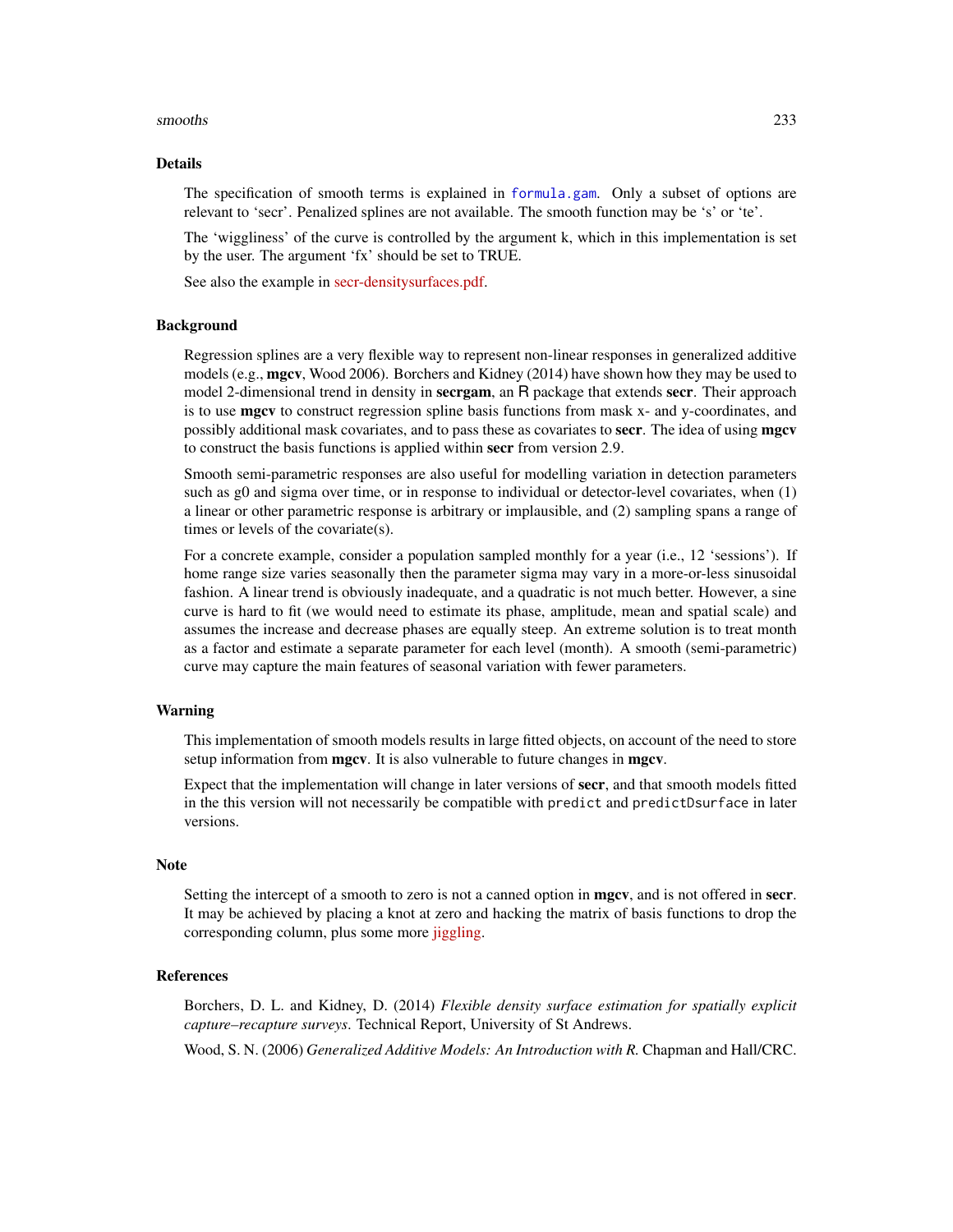## Details

The specification of smooth terms is explained in `formula.gam`. Only a subset of options are relevant to 'secr'. Penalized splines are not available. The smooth function may be 's' or 'te'.

The 'wiggliness' of the curve is controlled by the argument k, which in this implementation is set by the user. The argument 'fx' should be set to TRUE.

See also the example in secr-densitysurfaces.pdf.

## Background

Regression splines are a very flexible way to represent non-linear responses in generalized additive models (e.g., **mgcv**, Wood 2006). Borchers and Kidney (2014) have shown how they may be used to model 2-dimensional trend in density in **secrgam**, an R package that extends **secr**. Their approach is to use **mgcv** to construct regression spline basis functions from mask x- and y-coordinates, and possibly additional mask covariates, and to pass these as covariates to **secr**. The idea of using **mgcv** to construct the basis functions is applied within **secr** from version 2.9.

Smooth semi-parametric responses are also useful for modelling variation in detection parameters such as g0 and sigma over time, or in response to individual or detector-level covariates, when (1) a linear or other parametric response is arbitrary or implausible, and (2) sampling spans a range of times or levels of the covariate(s).

For a concrete example, consider a population sampled monthly for a year (i.e., 12 'sessions'). If home range size varies seasonally then the parameter sigma may vary in a more-or-less sinusoidal fashion. A linear trend is obviously inadequate, and a quadratic is not much better. However, a sine curve is hard to fit (we would need to estimate its phase, amplitude, mean and spatial scale) and assumes the increase and decrease phases are equally steep. An extreme solution is to treat month as a factor and estimate a separate parameter for each level (month). A smooth (semi-parametric) curve may capture the main features of seasonal variation with fewer parameters.

## Warning

This implementation of smooth models results in large fitted objects, on account of the need to store setup information from **mgcv**. It is also vulnerable to future changes in **mgcv**.

Expect that the implementation will change in later versions of **secr**, and that smooth models fitted in the this version will not necessarily be compatible with `predict` and `predictDsurface` in later versions.

## Note

Setting the intercept of a smooth to zero is not a canned option in **mgcv**, and is not offered in **secr**. It may be achieved by placing a knot at zero and hacking the matrix of basis functions to drop the corresponding column, plus some more jiggling.

## References

Borchers, D. L. and Kidney, D. (2014) *Flexible density surface estimation for spatially explicit capture–recapture surveys*. Technical Report, University of St Andrews.

Wood, S. N. (2006) *Generalized Additive Models: An Introduction with R.* Chapman and Hall/CRC.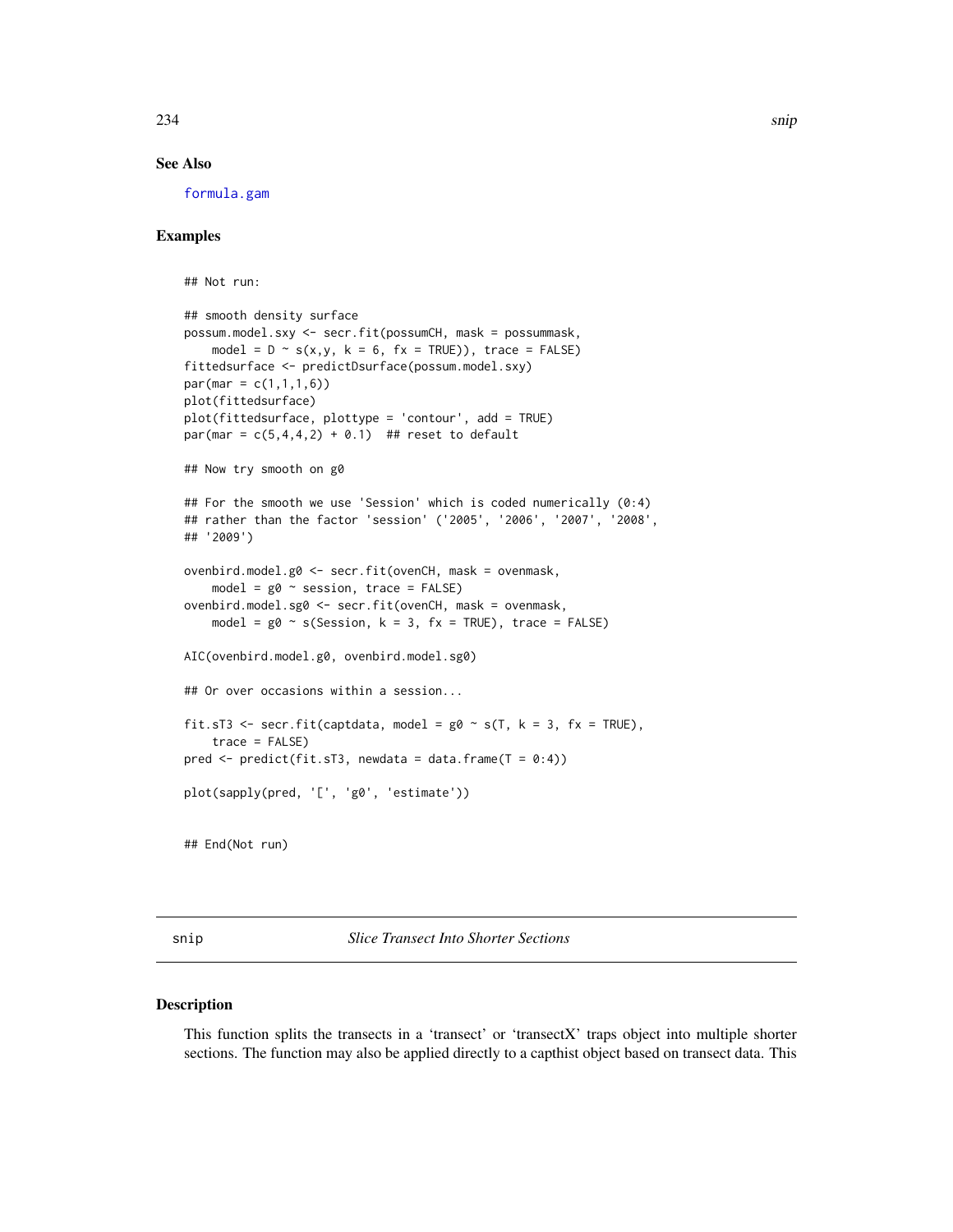## See Also

formula.gam

## Examples

```
## Not run:

## smooth density surface
possum.model.sxy <- secr.fit(possumCH, mask = possummask,
    model = D ~ s(x,y, k = 6, fx = TRUE)), trace = FALSE)
fittedsurface <- predictDsurface(possum.model.sxy)
par(mar = c(1,1,1,6))
plot(fittedsurface)
plot(fittedsurface, plottype = 'contour', add = TRUE)
par(mar = c(5,4,4,2) + 0.1)  ## reset to default

## Now try smooth on g0

## For the smooth we use 'Session' which is coded numerically (0:4)
## rather than the factor 'session' ('2005', '2006', '2007', '2008',
## '2009')

ovenbird.model.g0 <- secr.fit(ovenCH, mask = ovenmask,
    model = g0 ~ session, trace = FALSE)
ovenbird.model.sg0 <- secr.fit(ovenCH, mask = ovenmask,
    model = g0 ~ s(Session, k = 3, fx = TRUE), trace = FALSE)

AIC(ovenbird.model.g0, ovenbird.model.sg0)

## Or over occasions within a session...

fit.sT3 <- secr.fit(captdata, model = g0 ~ s(T, k = 3, fx = TRUE),
    trace = FALSE)
pred <- predict(fit.sT3, newdata = data.frame(T = 0:4))

plot(sapply(pred, '[', 'g0', 'estimate'))


## End(Not run)
```

---

snip *Slice Transect Into Shorter Sections*

## Description

This function splits the transects in a 'transect' or 'transectX' traps object into multiple shorter sections. The function may also be applied directly to a capthist object based on transect data. This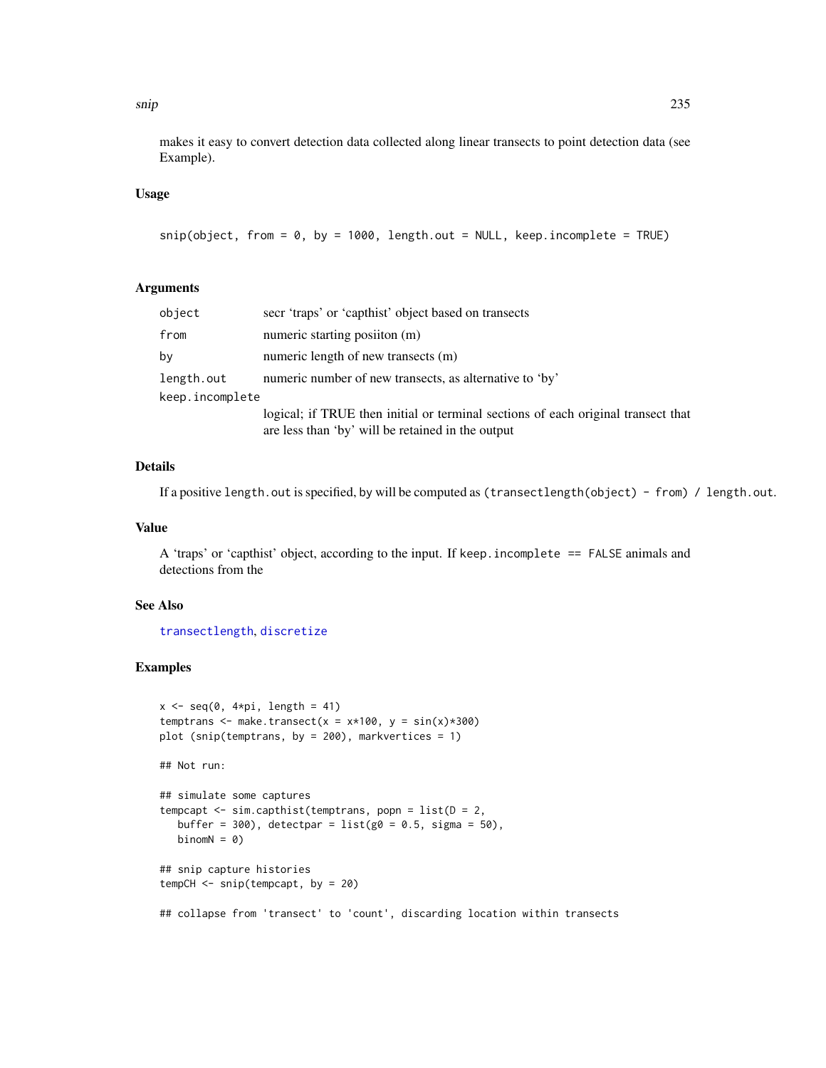makes it easy to convert detection data collected along linear transects to point detection data (see Example).

### Usage

```
snip(object, from = 0, by = 1000, length.out = NULL, keep.incomplete = TRUE)
```

### Arguments

| | |
|---|---|
| `object` | secr 'traps' or 'capthist' object based on transects |
| `from` | numeric starting posiiton (m) |
| `by` | numeric length of new transects (m) |
| `length.out` | numeric number of new transects, as alternative to 'by' |
| `keep.incomplete` | logical; if TRUE then initial or terminal sections of each original transect that are less than 'by' will be retained in the output |

### Details

If a positive `length.out` is specified, by will be computed as `(transectlength(object) - from) / length.out`.

### Value

A 'traps' or 'capthist' object, according to the input. If `keep.incomplete == FALSE` animals and detections from the

### See Also

`transectlength`, `discretize`

### Examples

```
x <- seq(0, 4*pi, length = 41)
temptrans <- make.transect(x = x*100, y = sin(x)*300)
plot (snip(temptrans, by = 200), markvertices = 1)

## Not run:

## simulate some captures
tempcapt <- sim.capthist(temptrans, popn = list(D = 2,
   buffer = 300), detectpar = list(g0 = 0.5, sigma = 50),
   binomN = 0)

## snip capture histories
tempCH <- snip(tempcapt, by = 20)

## collapse from 'transect' to 'count', discarding location within transects
```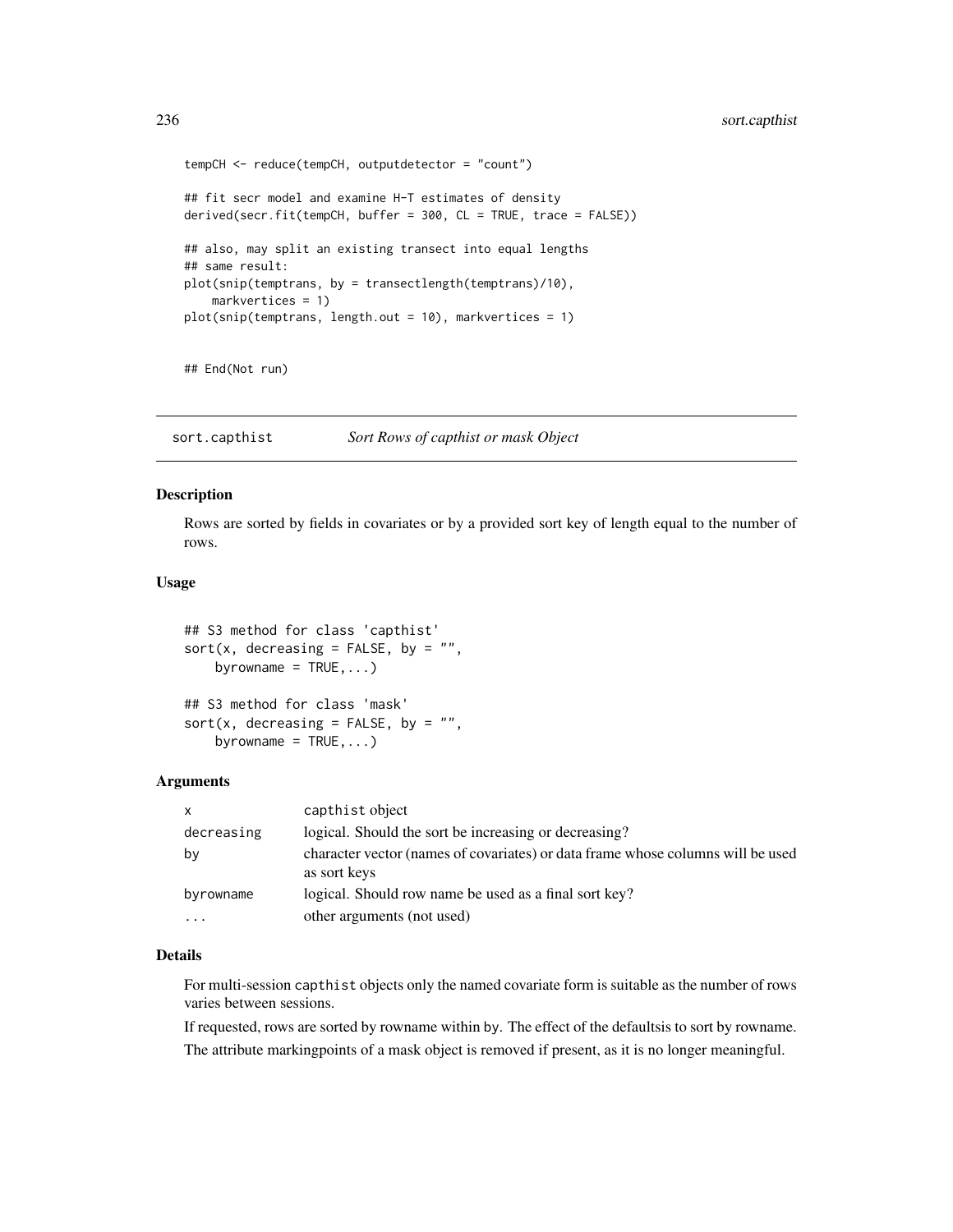```
tempCH <- reduce(tempCH, outputdetector = "count")

## fit secr model and examine H-T estimates of density
derived(secr.fit(tempCH, buffer = 300, CL = TRUE, trace = FALSE))

## also, may split an existing transect into equal lengths
## same result:
plot(snip(temptrans, by = transectlength(temptrans)/10),
    markvertices = 1)
plot(snip(temptrans, length.out = 10), markvertices = 1)


## End(Not run)
```

---

## sort.capthist *Sort Rows of capthist or mask Object*

### Description

Rows are sorted by fields in covariates or by a provided sort key of length equal to the number of rows.

### Usage

```
## S3 method for class 'capthist'
sort(x, decreasing = FALSE, by = "",
    byrowname = TRUE,...)

## S3 method for class 'mask'
sort(x, decreasing = FALSE, by = "",
    byrowname = TRUE,...)
```

### Arguments

| | |
|---|---|
| x | capthist object |
| decreasing | logical. Should the sort be increasing or decreasing? |
| by | character vector (names of covariates) or data frame whose columns will be used as sort keys |
| byrowname | logical. Should row name be used as a final sort key? |
| ... | other arguments (not used) |

### Details

For multi-session capthist objects only the named covariate form is suitable as the number of rows varies between sessions.

If requested, rows are sorted by rowname within by. The effect of the defaultsis to sort by rowname.

The attribute markingpoints of a mask object is removed if present, as it is no longer meaningful.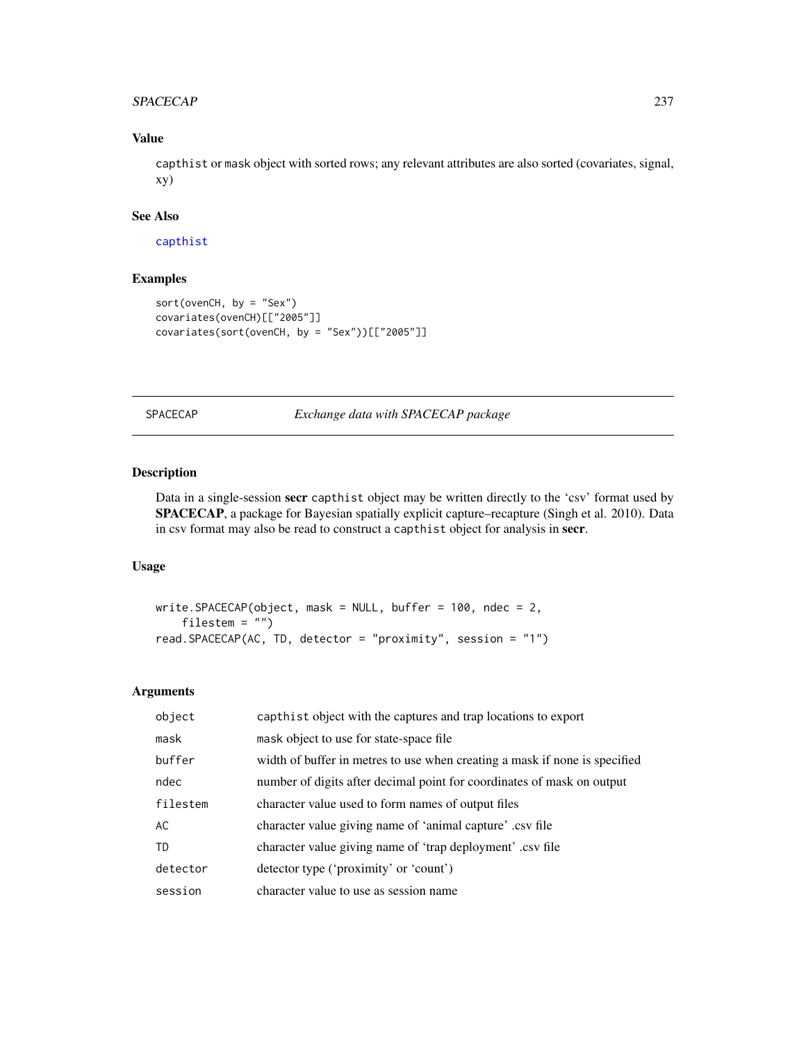## Value

`capthist` or `mask` object with sorted rows; any relevant attributes are also sorted (covariates, signal, xy)

## See Also

`capthist`

## Examples

```
sort(ovenCH, by = "Sex")
covariates(ovenCH)[["2005"]]
covariates(sort(ovenCH, by = "Sex"))[["2005"]]
```

---

# SPACECAP — *Exchange data with SPACECAP package*

---

## Description

Data in a single-session **secr** `capthist` object may be written directly to the 'csv' format used by **SPACECAP**, a package for Bayesian spatially explicit capture–recapture (Singh et al. 2010). Data in csv format may also be read to construct a `capthist` object for analysis in **secr**.

## Usage

```
write.SPACECAP(object, mask = NULL, buffer = 100, ndec = 2,
    filestem = "")
read.SPACECAP(AC, TD, detector = "proximity", session = "1")
```

## Arguments

| | |
|---|---|
| `object` | `capthist` object with the captures and trap locations to export |
| `mask` | `mask` object to use for state-space file |
| `buffer` | width of buffer in metres to use when creating a mask if none is specified |
| `ndec` | number of digits after decimal point for coordinates of mask on output |
| `filestem` | character value used to form names of output files |
| `AC` | character value giving name of 'animal capture' .csv file |
| `TD` | character value giving name of 'trap deployment' .csv file |
| `detector` | detector type ('proximity' or 'count') |
| `session` | character value to use as session name |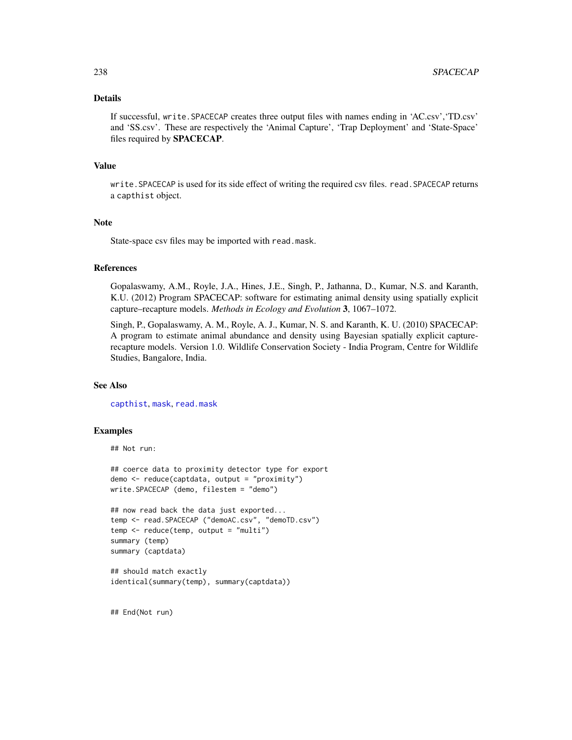## Details

If successful, `write.SPACECAP` creates three output files with names ending in 'AC.csv','TD.csv' and 'SS.csv'. These are respectively the 'Animal Capture', 'Trap Deployment' and 'State-Space' files required by **SPACECAP**.

## Value

`write.SPACECAP` is used for its side effect of writing the required csv files. `read.SPACECAP` returns a `capthist` object.

## Note

State-space csv files may be imported with `read.mask`.

## References

Gopalaswamy, A.M., Royle, J.A., Hines, J.E., Singh, P., Jathanna, D., Kumar, N.S. and Karanth, K.U. (2012) Program SPACECAP: software for estimating animal density using spatially explicit capture–recapture models. *Methods in Ecology and Evolution* **3**, 1067–1072.

Singh, P., Gopalaswamy, A. M., Royle, A. J., Kumar, N. S. and Karanth, K. U. (2010) SPACECAP: A program to estimate animal abundance and density using Bayesian spatially explicit capture-recapture models. Version 1.0. Wildlife Conservation Society - India Program, Centre for Wildlife Studies, Bangalore, India.

## See Also

`capthist`, `mask`, `read.mask`

## Examples

```
## Not run:

## coerce data to proximity detector type for export
demo <- reduce(captdata, output = "proximity")
write.SPACECAP (demo, filestem = "demo")

## now read back the data just exported...
temp <- read.SPACECAP ("demoAC.csv", "demoTD.csv")
temp <- reduce(temp, output = "multi")
summary (temp)
summary (captdata)

## should match exactly
identical(summary(temp), summary(captdata))


## End(Not run)
```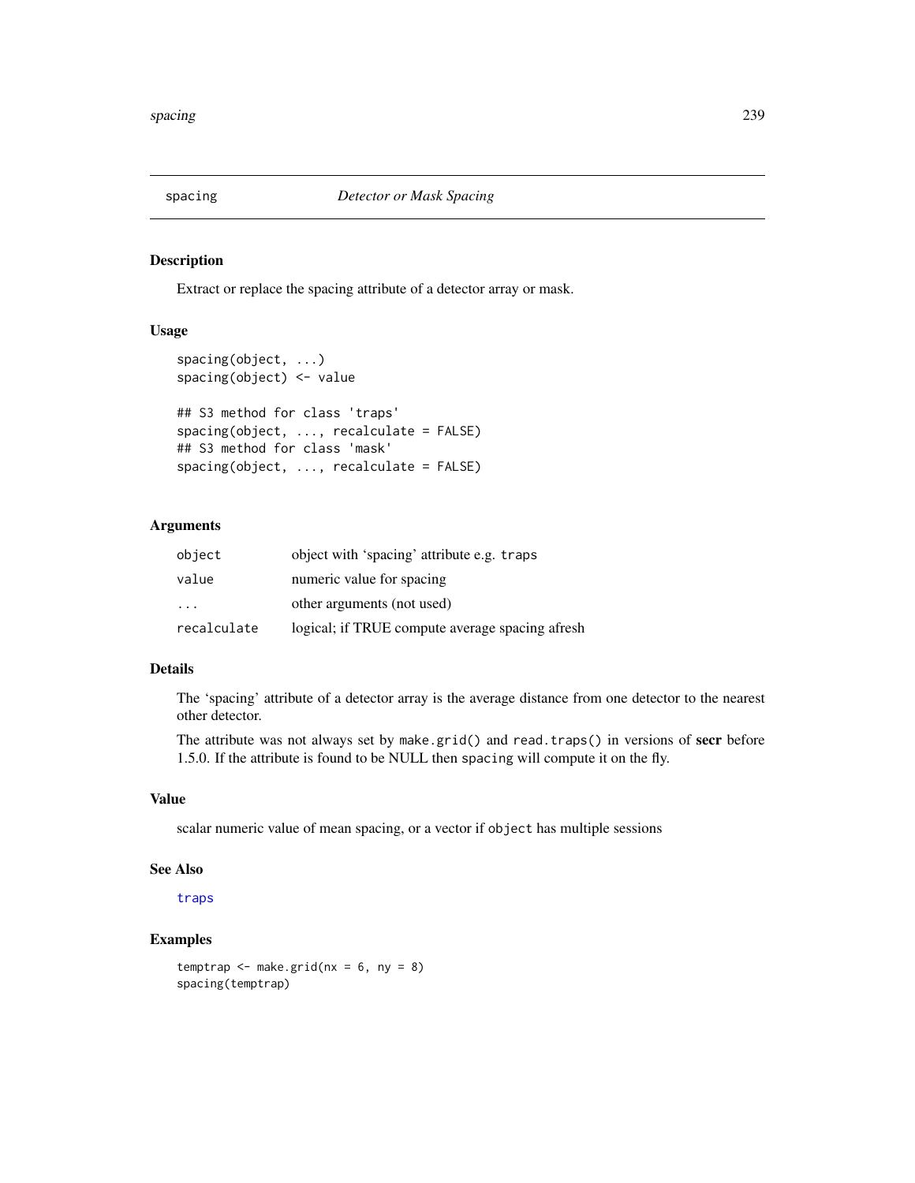# spacing — *Detector or Mask Spacing*

## Description

Extract or replace the spacing attribute of a detector array or mask.

## Usage

```
spacing(object, ...)
spacing(object) <- value

## S3 method for class 'traps'
spacing(object, ..., recalculate = FALSE)
## S3 method for class 'mask'
spacing(object, ..., recalculate = FALSE)
```

## Arguments

| | |
|---|---|
| `object` | object with 'spacing' attribute e.g. `traps` |
| `value` | numeric value for spacing |
| `...` | other arguments (not used) |
| `recalculate` | logical; if TRUE compute average spacing afresh |

## Details

The 'spacing' attribute of a detector array is the average distance from one detector to the nearest other detector.

The attribute was not always set by `make.grid()` and `read.traps()` in versions of **secr** before 1.5.0. If the attribute is found to be NULL then `spacing` will compute it on the fly.

## Value

scalar numeric value of mean spacing, or a vector if `object` has multiple sessions

## See Also

`traps`

## Examples

```
temptrap <- make.grid(nx = 6, ny = 8)
spacing(temptrap)
```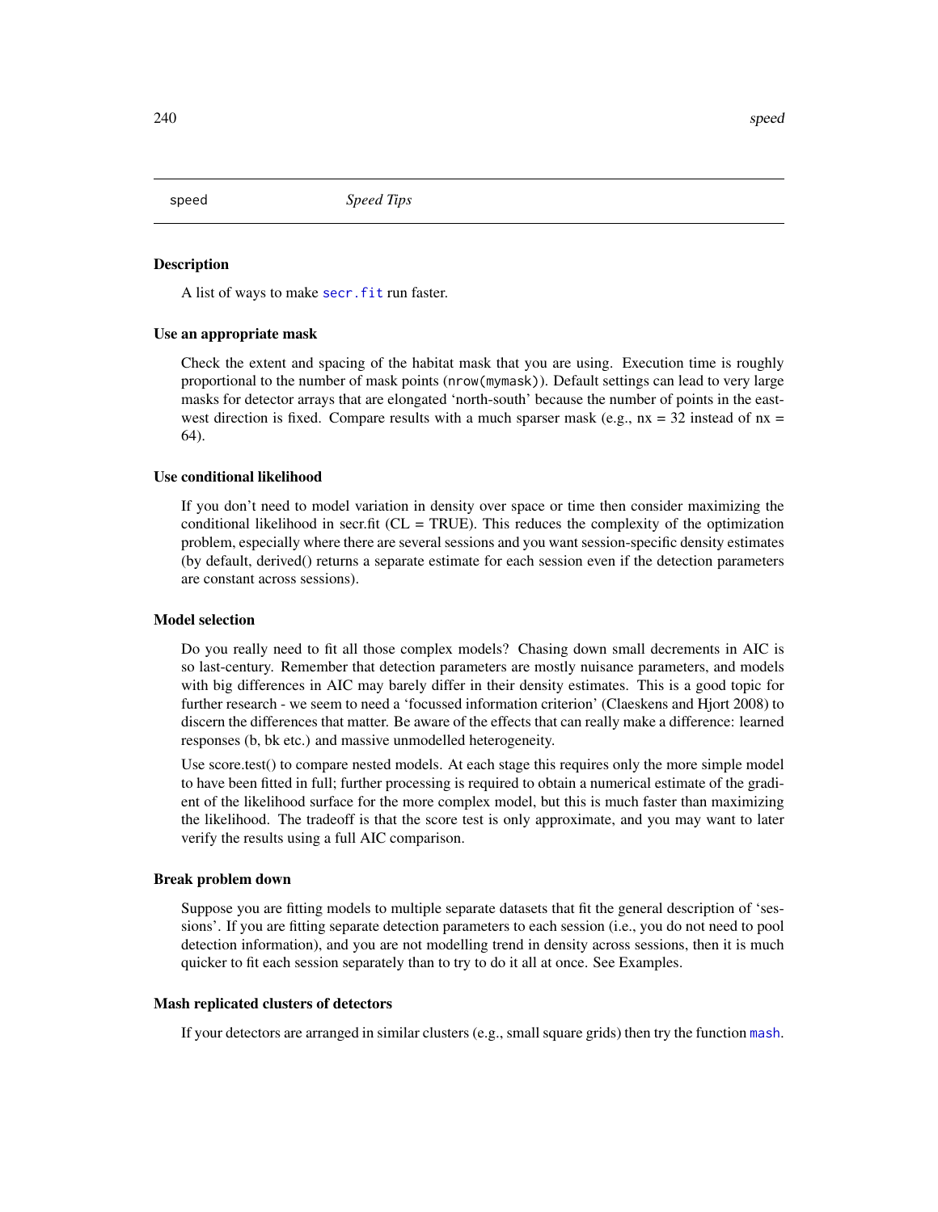speed *Speed Tips*

## Description

A list of ways to make `secr.fit` run faster.

## Use an appropriate mask

Check the extent and spacing of the habitat mask that you are using. Execution time is roughly proportional to the number of mask points (`nrow(mymask)`). Default settings can lead to very large masks for detector arrays that are elongated 'north-south' because the number of points in the east-west direction is fixed. Compare results with a much sparser mask (e.g., nx = 32 instead of nx = 64).

## Use conditional likelihood

If you don't need to model variation in density over space or time then consider maximizing the conditional likelihood in secr.fit (CL = TRUE). This reduces the complexity of the optimization problem, especially where there are several sessions and you want session-specific density estimates (by default, derived() returns a separate estimate for each session even if the detection parameters are constant across sessions).

## Model selection

Do you really need to fit all those complex models? Chasing down small decrements in AIC is so last-century. Remember that detection parameters are mostly nuisance parameters, and models with big differences in AIC may barely differ in their density estimates. This is a good topic for further research - we seem to need a 'focussed information criterion' (Claeskens and Hjort 2008) to discern the differences that matter. Be aware of the effects that can really make a difference: learned responses (b, bk etc.) and massive unmodelled heterogeneity.

Use score.test() to compare nested models. At each stage this requires only the more simple model to have been fitted in full; further processing is required to obtain a numerical estimate of the gradient of the likelihood surface for the more complex model, but this is much faster than maximizing the likelihood. The tradeoff is that the score test is only approximate, and you may want to later verify the results using a full AIC comparison.

## Break problem down

Suppose you are fitting models to multiple separate datasets that fit the general description of 'sessions'. If you are fitting separate detection parameters to each session (i.e., you do not need to pool detection information), and you are not modelling trend in density across sessions, then it is much quicker to fit each session separately than to try to do it all at once. See Examples.

## Mash replicated clusters of detectors

If your detectors are arranged in similar clusters (e.g., small square grids) then try the function `mash`.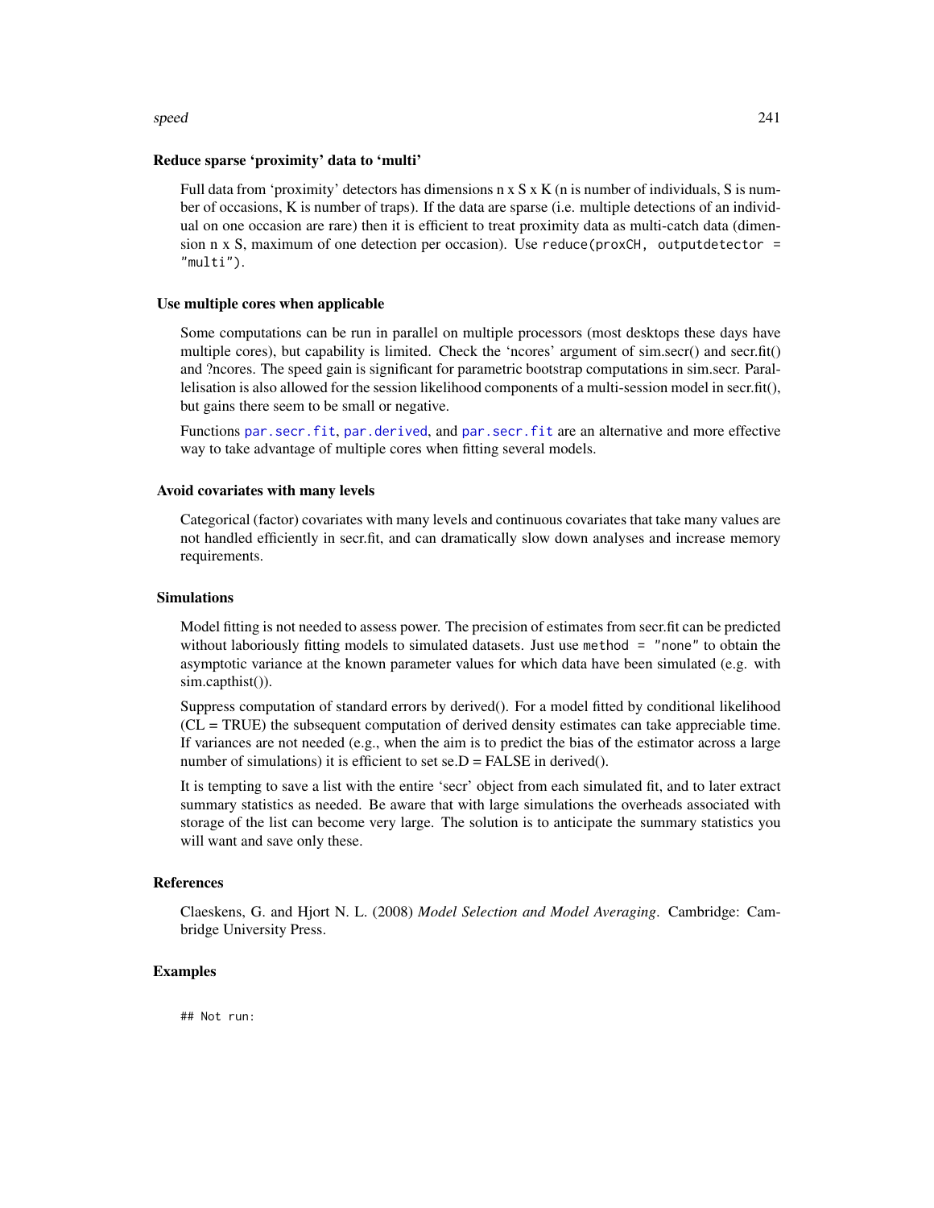### Reduce sparse 'proximity' data to 'multi'

Full data from 'proximity' detectors has dimensions n x S x K (n is number of individuals, S is number of occasions, K is number of traps). If the data are sparse (i.e. multiple detections of an individual on one occasion are rare) then it is efficient to treat proximity data as multi-catch data (dimension n x S, maximum of one detection per occasion). Use `reduce(proxCH, outputdetector = "multi")`.

### Use multiple cores when applicable

Some computations can be run in parallel on multiple processors (most desktops these days have multiple cores), but capability is limited. Check the 'ncores' argument of sim.secr() and secr.fit() and ?ncores. The speed gain is significant for parametric bootstrap computations in sim.secr. Parallelisation is also allowed for the session likelihood components of a multi-session model in secr.fit(), but gains there seem to be small or negative.

Functions `par.secr.fit`, `par.derived`, and `par.secr.fit` are an alternative and more effective way to take advantage of multiple cores when fitting several models.

### Avoid covariates with many levels

Categorical (factor) covariates with many levels and continuous covariates that take many values are not handled efficiently in secr.fit, and can dramatically slow down analyses and increase memory requirements.

### Simulations

Model fitting is not needed to assess power. The precision of estimates from secr.fit can be predicted without laboriously fitting models to simulated datasets. Just use `method = "none"` to obtain the asymptotic variance at the known parameter values for which data have been simulated (e.g. with sim.capthist()).

Suppress computation of standard errors by derived(). For a model fitted by conditional likelihood (CL = TRUE) the subsequent computation of derived density estimates can take appreciable time. If variances are not needed (e.g., when the aim is to predict the bias of the estimator across a large number of simulations) it is efficient to set se.D = FALSE in derived().

It is tempting to save a list with the entire 'secr' object from each simulated fit, and to later extract summary statistics as needed. Be aware that with large simulations the overheads associated with storage of the list can become very large. The solution is to anticipate the summary statistics you will want and save only these.

## References

Claeskens, G. and Hjort N. L. (2008) *Model Selection and Model Averaging*. Cambridge: Cambridge University Press.

## Examples

```
## Not run:
```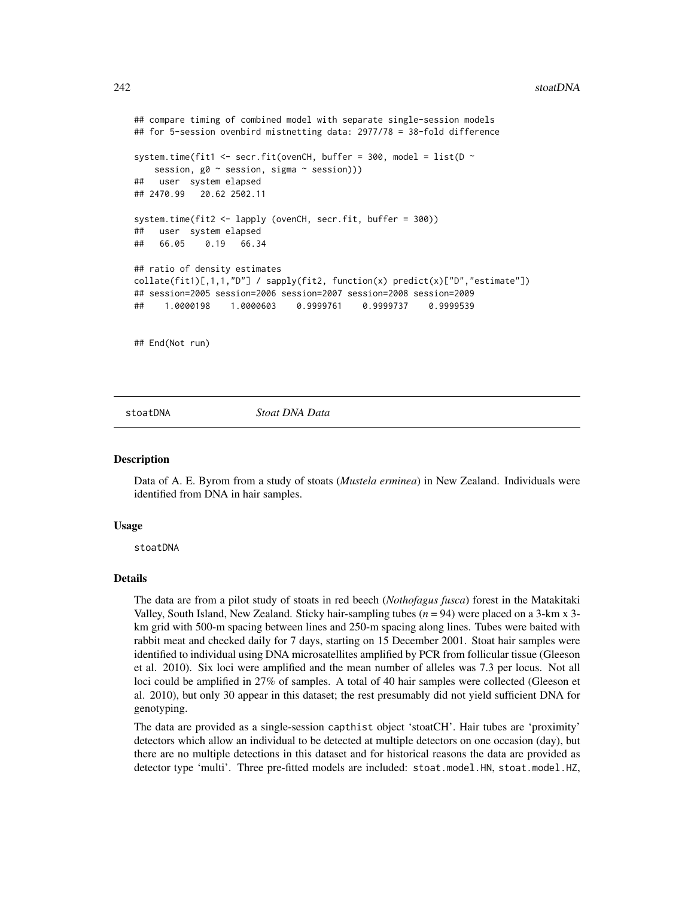```
## compare timing of combined model with separate single-session models
## for 5-session ovenbird mistnetting data: 2977/78 = 38-fold difference

system.time(fit1 <- secr.fit(ovenCH, buffer = 300, model = list(D ~
    session, g0 ~ session, sigma ~ session)))
##    user  system elapsed
## 2470.99   20.62 2502.11

system.time(fit2 <- lapply (ovenCH, secr.fit, buffer = 300))
##    user  system elapsed
##   66.05    0.19   66.34

## ratio of density estimates
collate(fit1)[,1,1,"D"] / sapply(fit2, function(x) predict(x)["D","estimate"])
## session=2005 session=2006 session=2007 session=2008 session=2009
##    1.0000198    1.0000603    0.9999761    0.9999737    0.9999539


## End(Not run)
```

stoatDNA    *Stoat DNA Data*

## Description

Data of A. E. Byrom from a study of stoats (*Mustela erminea*) in New Zealand. Individuals were identified from DNA in hair samples.

## Usage

```
stoatDNA
```

## Details

The data are from a pilot study of stoats in red beech (*Nothofagus fusca*) forest in the Matakitaki Valley, South Island, New Zealand. Sticky hair-sampling tubes ($n = 94$) were placed on a 3-km x 3-km grid with 500-m spacing between lines and 250-m spacing along lines. Tubes were baited with rabbit meat and checked daily for 7 days, starting on 15 December 2001. Stoat hair samples were identified to individual using DNA microsatellites amplified by PCR from follicular tissue (Gleeson et al. 2010). Six loci were amplified and the mean number of alleles was 7.3 per locus. Not all loci could be amplified in 27% of samples. A total of 40 hair samples were collected (Gleeson et al. 2010), but only 30 appear in this dataset; the rest presumably did not yield sufficient DNA for genotyping.

The data are provided as a single-session capthist object 'stoatCH'. Hair tubes are 'proximity' detectors which allow an individual to be detected at multiple detectors on one occasion (day), but there are no multiple detections in this dataset and for historical reasons the data are provided as detector type 'multi'. Three pre-fitted models are included: stoat.model.HN, stoat.model.HZ,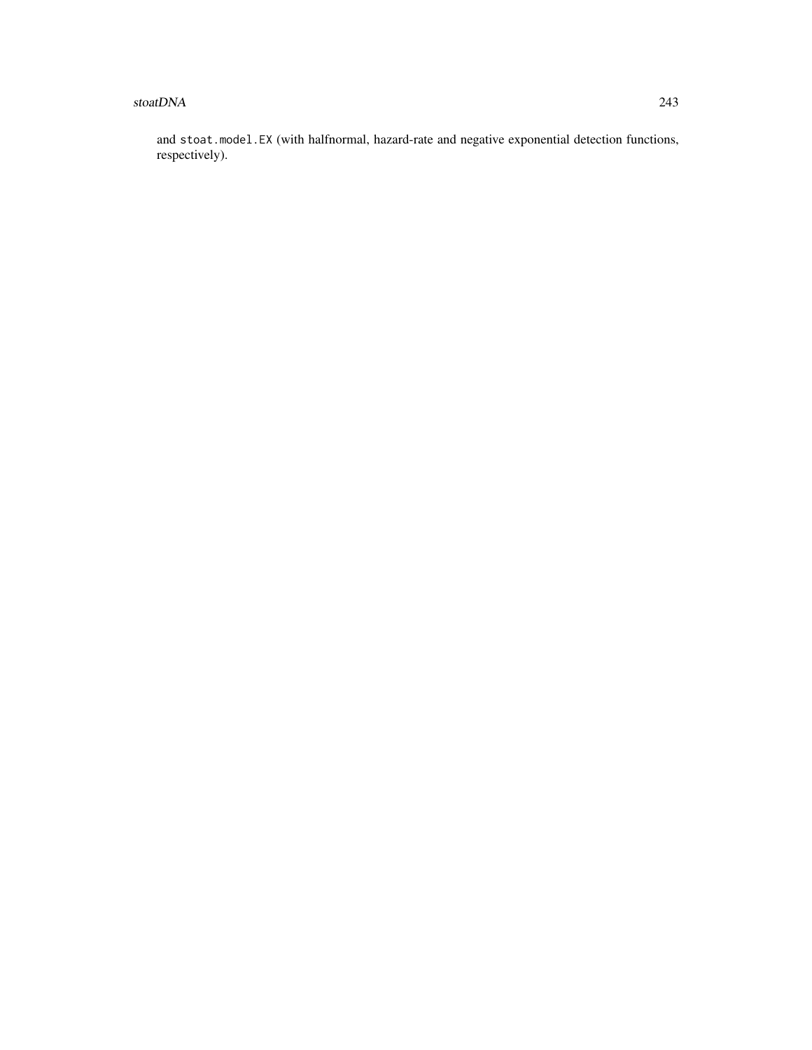and `stoat.model.EX` (with halfnormal, hazard-rate and negative exponential detection functions, respectively).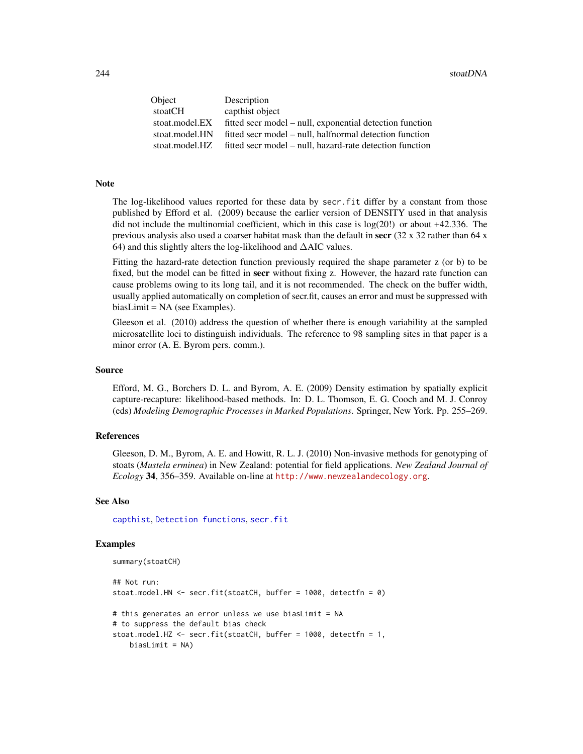| Object | Description |
| --- | --- |
| stoatCH | capthist object |
| stoat.model.EX | fitted secr model – null, exponential detection function |
| stoat.model.HN | fitted secr model – null, halfnormal detection function |
| stoat.model.HZ | fitted secr model – null, hazard-rate detection function |

## Note

The log-likelihood values reported for these data by `secr.fit` differ by a constant from those published by Efford et al. (2009) because the earlier version of DENSITY used in that analysis did not include the multinomial coefficient, which in this case is log(20!) or about +42.336. The previous analysis also used a coarser habitat mask than the default in **secr** (32 x 32 rather than 64 x 64) and this slightly alters the log-likelihood and $\Delta$AIC values.

Fitting the hazard-rate detection function previously required the shape parameter z (or b) to be fixed, but the model can be fitted in **secr** without fixing z. However, the hazard rate function can cause problems owing to its long tail, and it is not recommended. The check on the buffer width, usually applied automatically on completion of secr.fit, causes an error and must be suppressed with biasLimit = NA (see Examples).

Gleeson et al. (2010) address the question of whether there is enough variability at the sampled microsatellite loci to distinguish individuals. The reference to 98 sampling sites in that paper is a minor error (A. E. Byrom pers. comm.).

## Source

Efford, M. G., Borchers D. L. and Byrom, A. E. (2009) Density estimation by spatially explicit capture-recapture: likelihood-based methods. In: D. L. Thomson, E. G. Cooch and M. J. Conroy (eds) *Modeling Demographic Processes in Marked Populations*. Springer, New York. Pp. 255–269.

## References

Gleeson, D. M., Byrom, A. E. and Howitt, R. L. J. (2010) Non-invasive methods for genotyping of stoats (*Mustela erminea*) in New Zealand: potential for field applications. *New Zealand Journal of Ecology* **34**, 356–359. Available on-line at http://www.newzealandecology.org.

## See Also

capthist, Detection functions, secr.fit

## Examples

```
summary(stoatCH)

## Not run:
stoat.model.HN <- secr.fit(stoatCH, buffer = 1000, detectfn = 0)

# this generates an error unless we use biasLimit = NA
# to suppress the default bias check
stoat.model.HZ <- secr.fit(stoatCH, buffer = 1000, detectfn = 1,
    biasLimit = NA)
```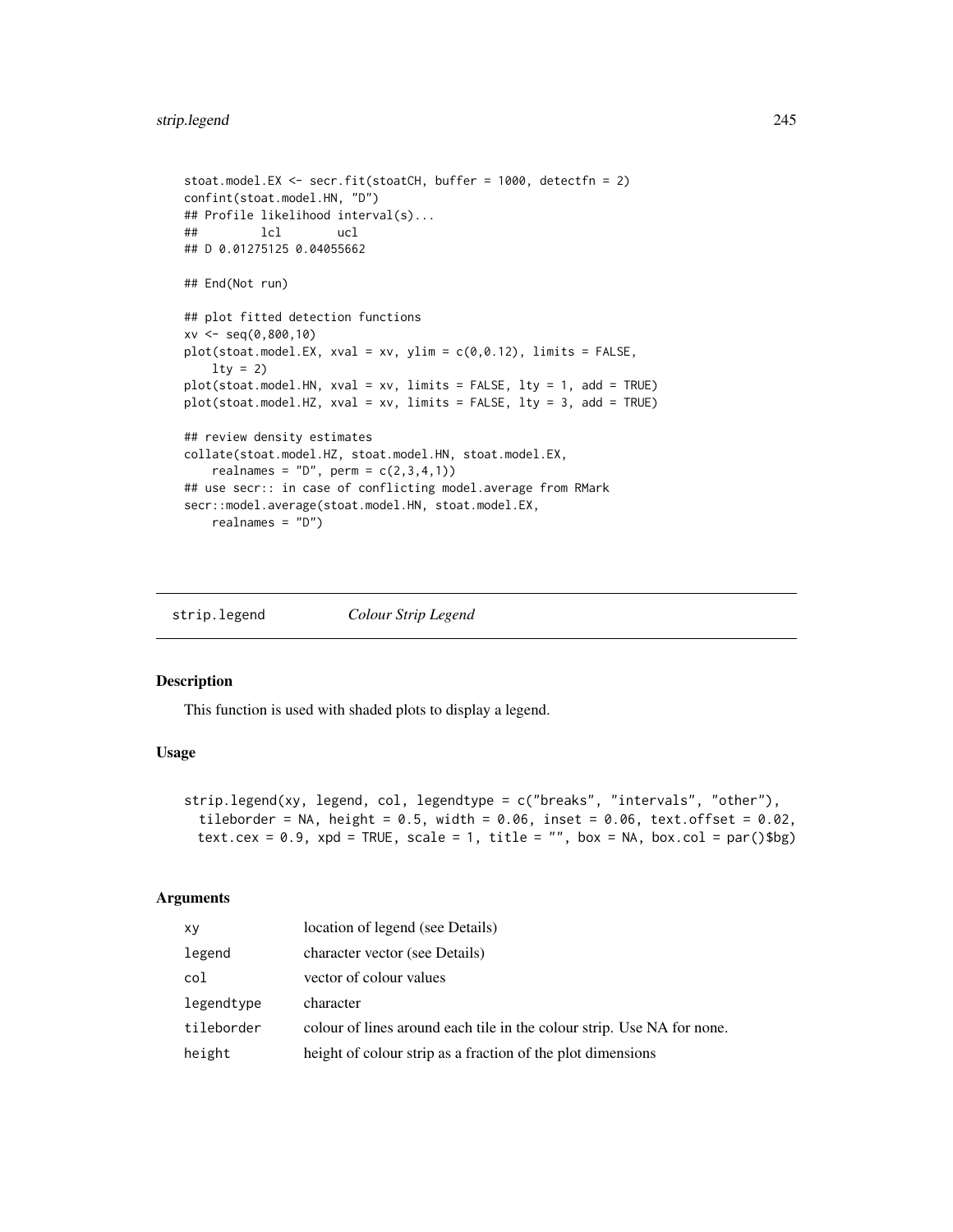```
stoat.model.EX <- secr.fit(stoatCH, buffer = 1000, detectfn = 2)
confint(stoat.model.HN, "D")
## Profile likelihood interval(s)...
##         lcl        ucl
## D 0.01275125 0.04055662

## End(Not run)

## plot fitted detection functions
xv <- seq(0,800,10)
plot(stoat.model.EX, xval = xv, ylim = c(0,0.12), limits = FALSE,
    lty = 2)
plot(stoat.model.HN, xval = xv, limits = FALSE, lty = 1, add = TRUE)
plot(stoat.model.HZ, xval = xv, limits = FALSE, lty = 3, add = TRUE)

## review density estimates
collate(stoat.model.HZ, stoat.model.HN, stoat.model.EX,
    realnames = "D", perm = c(2,3,4,1))
## use secr:: in case of conflicting model.average from RMark
secr::model.average(stoat.model.HN, stoat.model.EX,
    realnames = "D")
```

---

## strip.legend — *Colour Strip Legend*

### Description

This function is used with shaded plots to display a legend.

### Usage

```
strip.legend(xy, legend, col, legendtype = c("breaks", "intervals", "other"),
  tileborder = NA, height = 0.5, width = 0.06, inset = 0.06, text.offset = 0.02,
  text.cex = 0.9, xpd = TRUE, scale = 1, title = "", box = NA, box.col = par()$bg)
```

### Arguments

| | |
|---|---|
| `xy` | location of legend (see Details) |
| `legend` | character vector (see Details) |
| `col` | vector of colour values |
| `legendtype` | character |
| `tileborder` | colour of lines around each tile in the colour strip. Use NA for none. |
| `height` | height of colour strip as a fraction of the plot dimensions |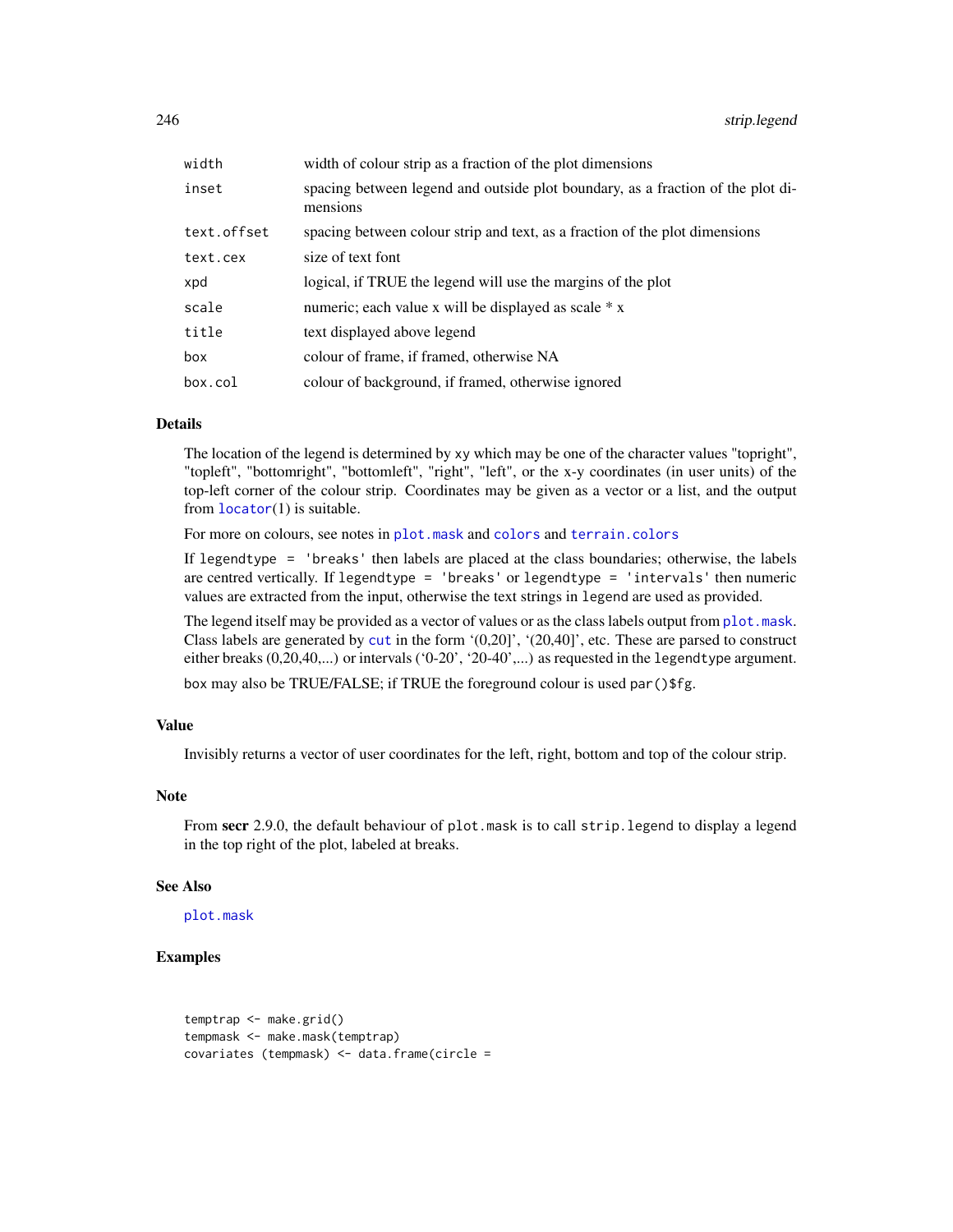| | |
|---|---|
| width | width of colour strip as a fraction of the plot dimensions |
| inset | spacing between legend and outside plot boundary, as a fraction of the plot dimensions |
| text.offset | spacing between colour strip and text, as a fraction of the plot dimensions |
| text.cex | size of text font |
| xpd | logical, if TRUE the legend will use the margins of the plot |
| scale | numeric; each value x will be displayed as scale * x |
| title | text displayed above legend |
| box | colour of frame, if framed, otherwise NA |
| box.col | colour of background, if framed, otherwise ignored |

## Details

The location of the legend is determined by `xy` which may be one of the character values "topright", "topleft", "bottomright", "bottomleft", "right", "left", or the x-y coordinates (in user units) of the top-left corner of the colour strip. Coordinates may be given as a vector or a list, and the output from `locator`(1) is suitable.

For more on colours, see notes in `plot.mask` and `colors` and `terrain.colors`

If `legendtype = 'breaks'` then labels are placed at the class boundaries; otherwise, the labels are centred vertically. If `legendtype = 'breaks'` or `legendtype = 'intervals'` then numeric values are extracted from the input, otherwise the text strings in `legend` are used as provided.

The legend itself may be provided as a vector of values or as the class labels output from `plot.mask`. Class labels are generated by `cut` in the form '(0,20]', '(20,40]', etc. These are parsed to construct either breaks (0,20,40,...) or intervals ('0-20', '20-40',...) as requested in the `legendtype` argument.

`box` may also be TRUE/FALSE; if TRUE the foreground colour is used `par()$fg`.

## Value

Invisibly returns a vector of user coordinates for the left, right, bottom and top of the colour strip.

## Note

From **secr** 2.9.0, the default behaviour of `plot.mask` is to call `strip.legend` to display a legend in the top right of the plot, labeled at breaks.

## See Also

`plot.mask`

## Examples

```
temptrap <- make.grid()
tempmask <- make.mask(temptrap)
covariates (tempmask) <- data.frame(circle =
```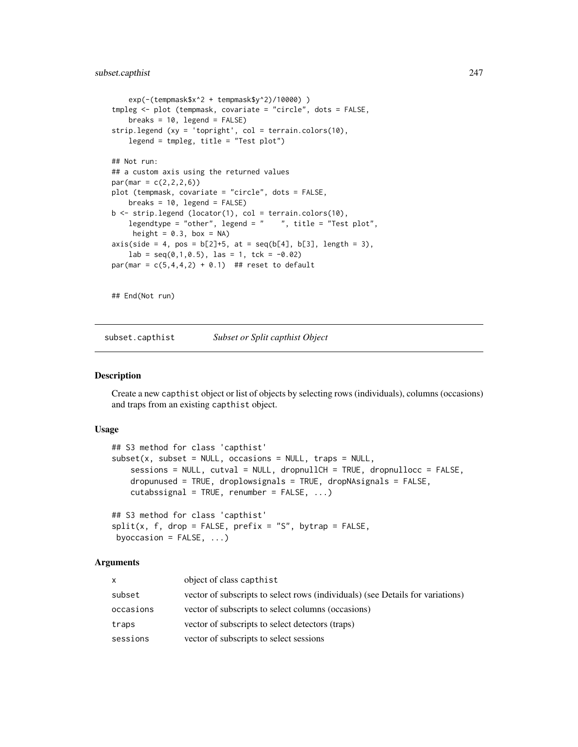```
    exp(-(tempmask$x^2 + tempmask$y^2)/10000) )
tmpleg <- plot (tempmask, covariate = "circle", dots = FALSE,
    breaks = 10, legend = FALSE)
strip.legend (xy = 'topright', col = terrain.colors(10),
    legend = tmpleg, title = "Test plot")

## Not run:
## a custom axis using the returned values
par(mar = c(2,2,2,6))
plot (tempmask, covariate = "circle", dots = FALSE,
    breaks = 10, legend = FALSE)
b <- strip.legend (locator(1), col = terrain.colors(10),
    legendtype = "other", legend = "    ", title = "Test plot",
     height = 0.3, box = NA)
axis(side = 4, pos = b[2]+5, at = seq(b[4], b[3], length = 3),
    lab = seq(0,1,0.5), las = 1, tck = -0.02)
par(mar = c(5,4,4,2) + 0.1)  ## reset to default


## End(Not run)
```

## subset.capthist    *Subset or Split capthist Object*

### Description

Create a new capthist object or list of objects by selecting rows (individuals), columns (occasions) and traps from an existing capthist object.

### Usage

```
## S3 method for class 'capthist'
subset(x, subset = NULL, occasions = NULL, traps = NULL,
    sessions = NULL, cutval = NULL, dropnullCH = TRUE, dropnullocc = FALSE,
    dropunused = TRUE, droplowsignals = TRUE, dropNAsignals = FALSE,
    cutabssignal = TRUE, renumber = FALSE, ...)

## S3 method for class 'capthist'
split(x, f, drop = FALSE, prefix = "S", bytrap = FALSE,
 byoccasion = FALSE, ...)
```

### Arguments

| | |
|---|---|
| x | object of class capthist |
| subset | vector of subscripts to select rows (individuals) (see Details for variations) |
| occasions | vector of subscripts to select columns (occasions) |
| traps | vector of subscripts to select detectors (traps) |
| sessions | vector of subscripts to select sessions |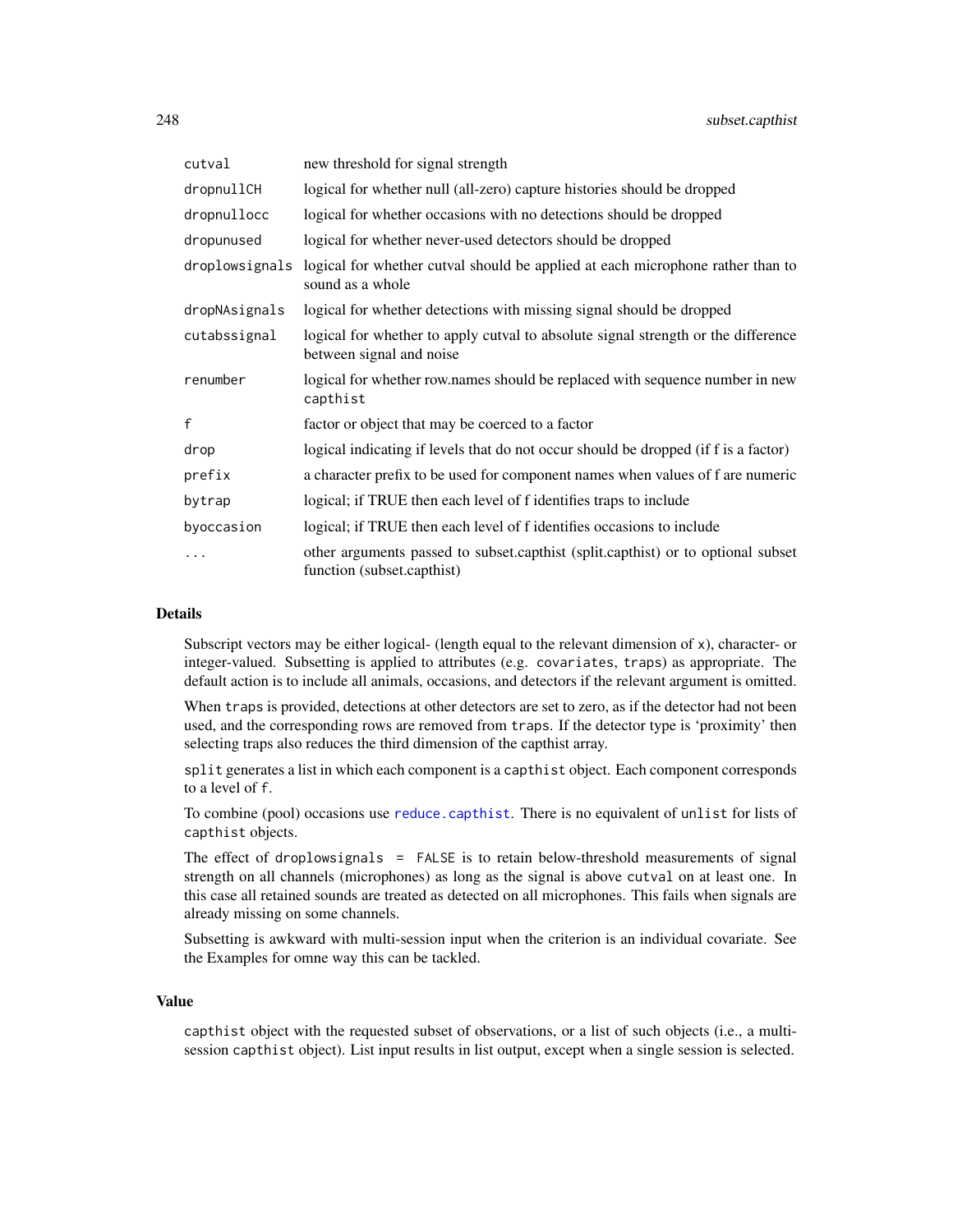| | |
|---|---|
| `cutval` | new threshold for signal strength |
| `dropnullCH` | logical for whether null (all-zero) capture histories should be dropped |
| `dropnullocc` | logical for whether occasions with no detections should be dropped |
| `dropunused` | logical for whether never-used detectors should be dropped |
| `droplowsignals` | logical for whether cutval should be applied at each microphone rather than to sound as a whole |
| `dropNAsignals` | logical for whether detections with missing signal should be dropped |
| `cutabssignal` | logical for whether to apply cutval to absolute signal strength or the difference between signal and noise |
| `renumber` | logical for whether row.names should be replaced with sequence number in new `capthist` |
| `f` | factor or object that may be coerced to a factor |
| `drop` | logical indicating if levels that do not occur should be dropped (if f is a factor) |
| `prefix` | a character prefix to be used for component names when values of f are numeric |
| `bytrap` | logical; if TRUE then each level of f identifies traps to include |
| `byoccasion` | logical; if TRUE then each level of f identifies occasions to include |
| `...` | other arguments passed to subset.capthist (split.capthist) or to optional subset function (subset.capthist) |

## Details

Subscript vectors may be either logical- (length equal to the relevant dimension of `x`), character- or integer-valued. Subsetting is applied to attributes (e.g. `covariates`, `traps`) as appropriate. The default action is to include all animals, occasions, and detectors if the relevant argument is omitted.

When `traps` is provided, detections at other detectors are set to zero, as if the detector had not been used, and the corresponding rows are removed from `traps`. If the detector type is 'proximity' then selecting traps also reduces the third dimension of the capthist array.

`split` generates a list in which each component is a `capthist` object. Each component corresponds to a level of `f`.

To combine (pool) occasions use `reduce.capthist`. There is no equivalent of `unlist` for lists of `capthist` objects.

The effect of `droplowsignals = FALSE` is to retain below-threshold measurements of signal strength on all channels (microphones) as long as the signal is above `cutval` on at least one. In this case all retained sounds are treated as detected on all microphones. This fails when signals are already missing on some channels.

Subsetting is awkward with multi-session input when the criterion is an individual covariate. See the Examples for omne way this can be tackled.

## Value

`capthist` object with the requested subset of observations, or a list of such objects (i.e., a multi-session `capthist` object). List input results in list output, except when a single session is selected.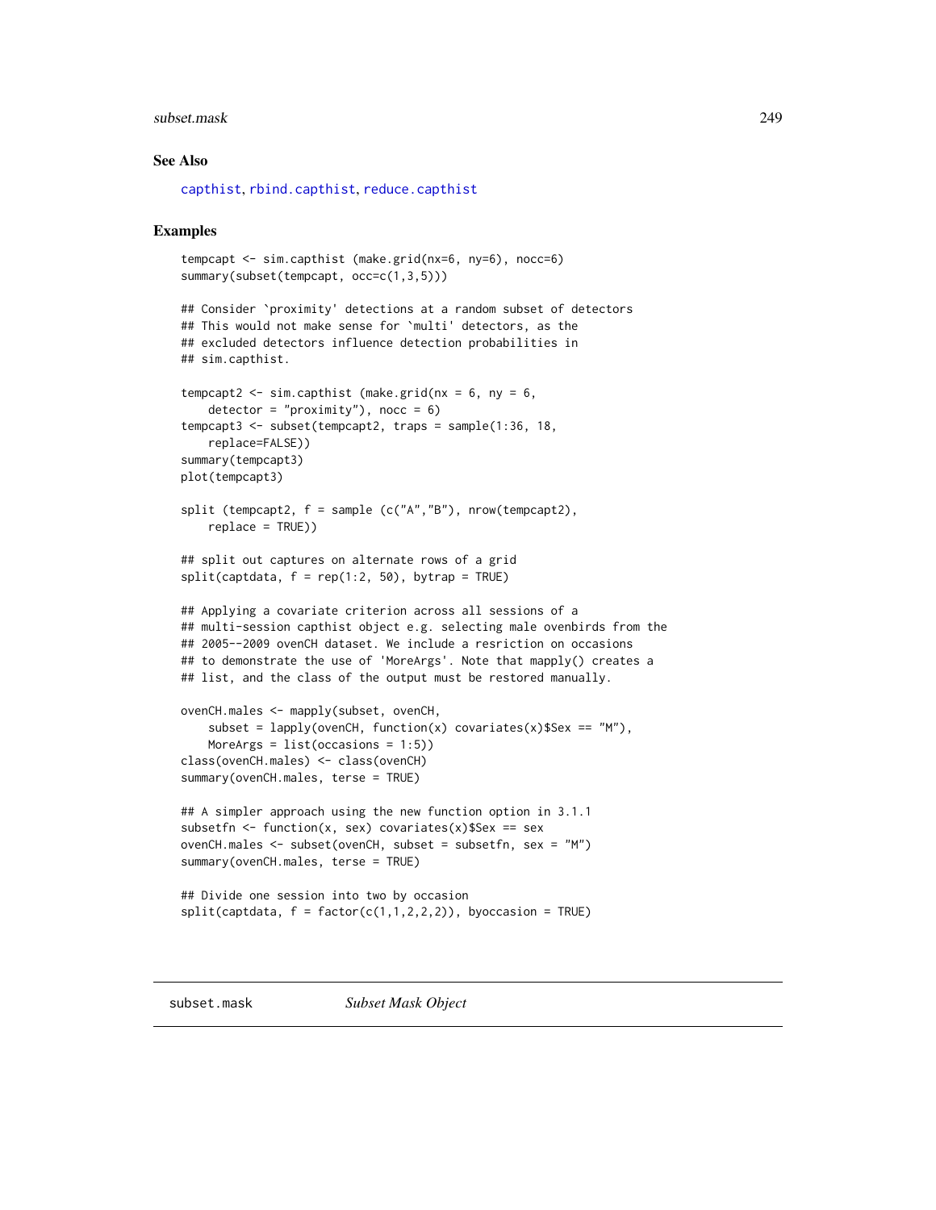## See Also

capthist, rbind.capthist, reduce.capthist

## Examples

```
tempcapt <- sim.capthist (make.grid(nx=6, ny=6), nocc=6)
summary(subset(tempcapt, occ=c(1,3,5)))

## Consider `proximity' detections at a random subset of detectors
## This would not make sense for `multi' detectors, as the
## excluded detectors influence detection probabilities in
## sim.capthist.

tempcapt2 <- sim.capthist (make.grid(nx = 6, ny = 6,
    detector = "proximity"), nocc = 6)
tempcapt3 <- subset(tempcapt2, traps = sample(1:36, 18,
    replace=FALSE))
summary(tempcapt3)
plot(tempcapt3)

split (tempcapt2, f = sample (c("A","B"), nrow(tempcapt2),
    replace = TRUE))

## split out captures on alternate rows of a grid
split(captdata, f = rep(1:2, 50), bytrap = TRUE)

## Applying a covariate criterion across all sessions of a
## multi-session capthist object e.g. selecting male ovenbirds from the
## 2005--2009 ovenCH dataset. We include a resriction on occasions
## to demonstrate the use of 'MoreArgs'. Note that mapply() creates a
## list, and the class of the output must be restored manually.

ovenCH.males <- mapply(subset, ovenCH,
    subset = lapply(ovenCH, function(x) covariates(x)$Sex == "M"),
    MoreArgs = list(occasions = 1:5))
class(ovenCH.males) <- class(ovenCH)
summary(ovenCH.males, terse = TRUE)

## A simpler approach using the new function option in 3.1.1
subsetfn <- function(x, sex) covariates(x)$Sex == sex
ovenCH.males <- subset(ovenCH, subset = subsetfn, sex = "M")
summary(ovenCH.males, terse = TRUE)

## Divide one session into two by occasion
split(captdata, f = factor(c(1,1,2,2,2)), byoccasion = TRUE)
```

---

subset.mask *Subset Mask Object*

---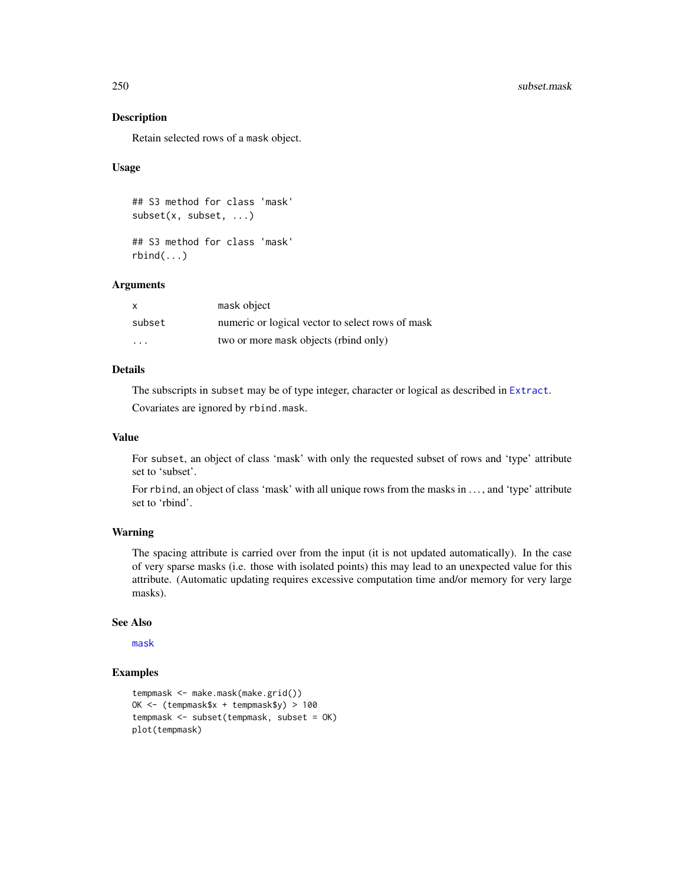## Description

Retain selected rows of a mask object.

## Usage

```
## S3 method for class 'mask'
subset(x, subset, ...)

## S3 method for class 'mask'
rbind(...)
```

## Arguments

| | |
|---|---|
| x | mask object |
| subset | numeric or logical vector to select rows of mask |
| ... | two or more mask objects (rbind only) |

## Details

The subscripts in `subset` may be of type integer, character or logical as described in `Extract`.

Covariates are ignored by `rbind.mask`.

## Value

For `subset`, an object of class 'mask' with only the requested subset of rows and 'type' attribute set to 'subset'.

For `rbind`, an object of class 'mask' with all unique rows from the masks in ..., and 'type' attribute set to 'rbind'.

## Warning

The spacing attribute is carried over from the input (it is not updated automatically). In the case of very sparse masks (i.e. those with isolated points) this may lead to an unexpected value for this attribute. (Automatic updating requires excessive computation time and/or memory for very large masks).

## See Also

`mask`

## Examples

```
tempmask <- make.mask(make.grid())
OK <- (tempmask$x + tempmask$y) > 100
tempmask <- subset(tempmask, subset = OK)
plot(tempmask)
```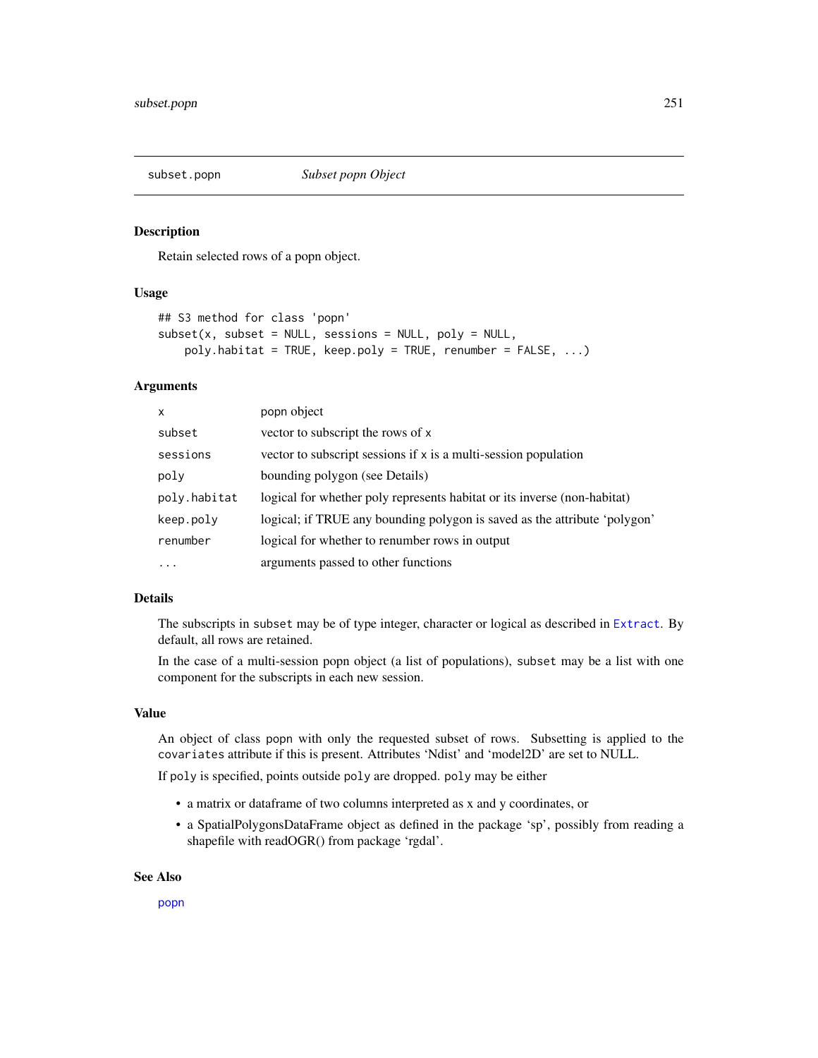# subset.popn — *Subset popn Object*

## Description

Retain selected rows of a popn object.

## Usage

```
## S3 method for class 'popn'
subset(x, subset = NULL, sessions = NULL, poly = NULL,
    poly.habitat = TRUE, keep.poly = TRUE, renumber = FALSE, ...)
```

## Arguments

| | |
|---|---|
| `x` | popn object |
| `subset` | vector to subscript the rows of `x` |
| `sessions` | vector to subscript sessions if `x` is a multi-session population |
| `poly` | bounding polygon (see Details) |
| `poly.habitat` | logical for whether poly represents habitat or its inverse (non-habitat) |
| `keep.poly` | logical; if TRUE any bounding polygon is saved as the attribute 'polygon' |
| `renumber` | logical for whether to renumber rows in output |
| `...` | arguments passed to other functions |

## Details

The subscripts in `subset` may be of type integer, character or logical as described in `Extract`. By default, all rows are retained.

In the case of a multi-session popn object (a list of populations), `subset` may be a list with one component for the subscripts in each new session.

## Value

An object of class `popn` with only the requested subset of rows. Subsetting is applied to the `covariates` attribute if this is present. Attributes 'Ndist' and 'model2D' are set to NULL.

If `poly` is specified, points outside `poly` are dropped. `poly` may be either

- a matrix or dataframe of two columns interpreted as x and y coordinates, or
- a SpatialPolygonsDataFrame object as defined in the package 'sp', possibly from reading a shapefile with readOGR() from package 'rgdal'.

## See Also

`popn`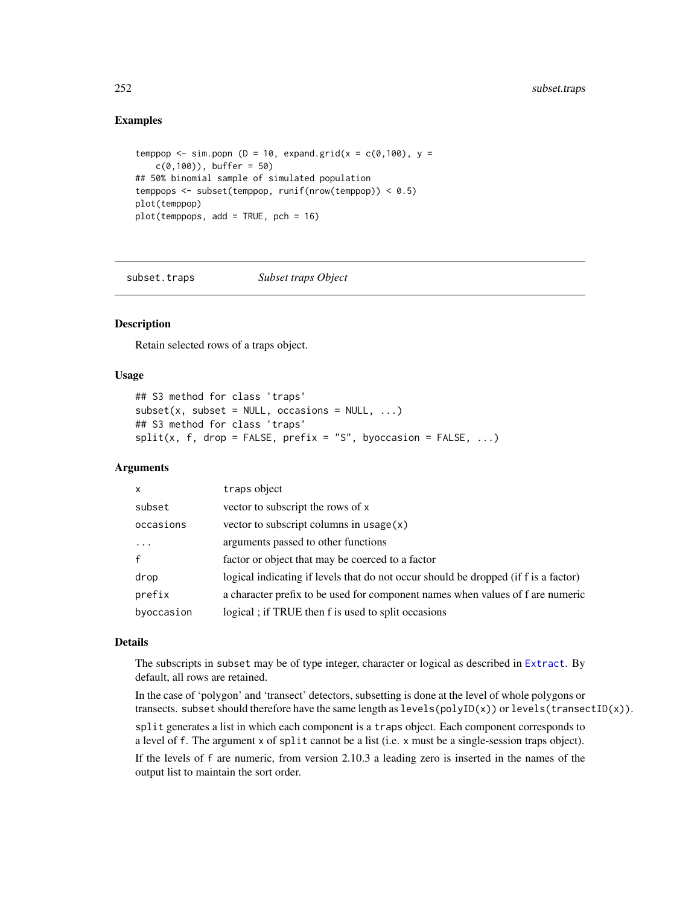## Examples

```
temppop <- sim.popn (D = 10, expand.grid(x = c(0,100), y =
    c(0,100)), buffer = 50)
## 50% binomial sample of simulated population
temppops <- subset(temppop, runif(nrow(temppop)) < 0.5)
plot(temppop)
plot(temppops, add = TRUE, pch = 16)
```

---

subset.traps *Subset traps Object*

---

## Description

Retain selected rows of a traps object.

## Usage

```
## S3 method for class 'traps'
subset(x, subset = NULL, occasions = NULL, ...)
## S3 method for class 'traps'
split(x, f, drop = FALSE, prefix = "S", byoccasion = FALSE, ...)
```

## Arguments

| | |
|---|---|
| x | traps object |
| subset | vector to subscript the rows of x |
| occasions | vector to subscript columns in usage(x) |
| ... | arguments passed to other functions |
| f | factor or object that may be coerced to a factor |
| drop | logical indicating if levels that do not occur should be dropped (if f is a factor) |
| prefix | a character prefix to be used for component names when values of f are numeric |
| byoccasion | logical ; if TRUE then f is used to split occasions |

## Details

The subscripts in subset may be of type integer, character or logical as described in Extract. By default, all rows are retained.

In the case of 'polygon' and 'transect' detectors, subsetting is done at the level of whole polygons or transects. subset should therefore have the same length as levels(polyID(x)) or levels(transectID(x)).

split generates a list in which each component is a traps object. Each component corresponds to a level of f. The argument x of split cannot be a list (i.e. x must be a single-session traps object).

If the levels of f are numeric, from version 2.10.3 a leading zero is inserted in the names of the output list to maintain the sort order.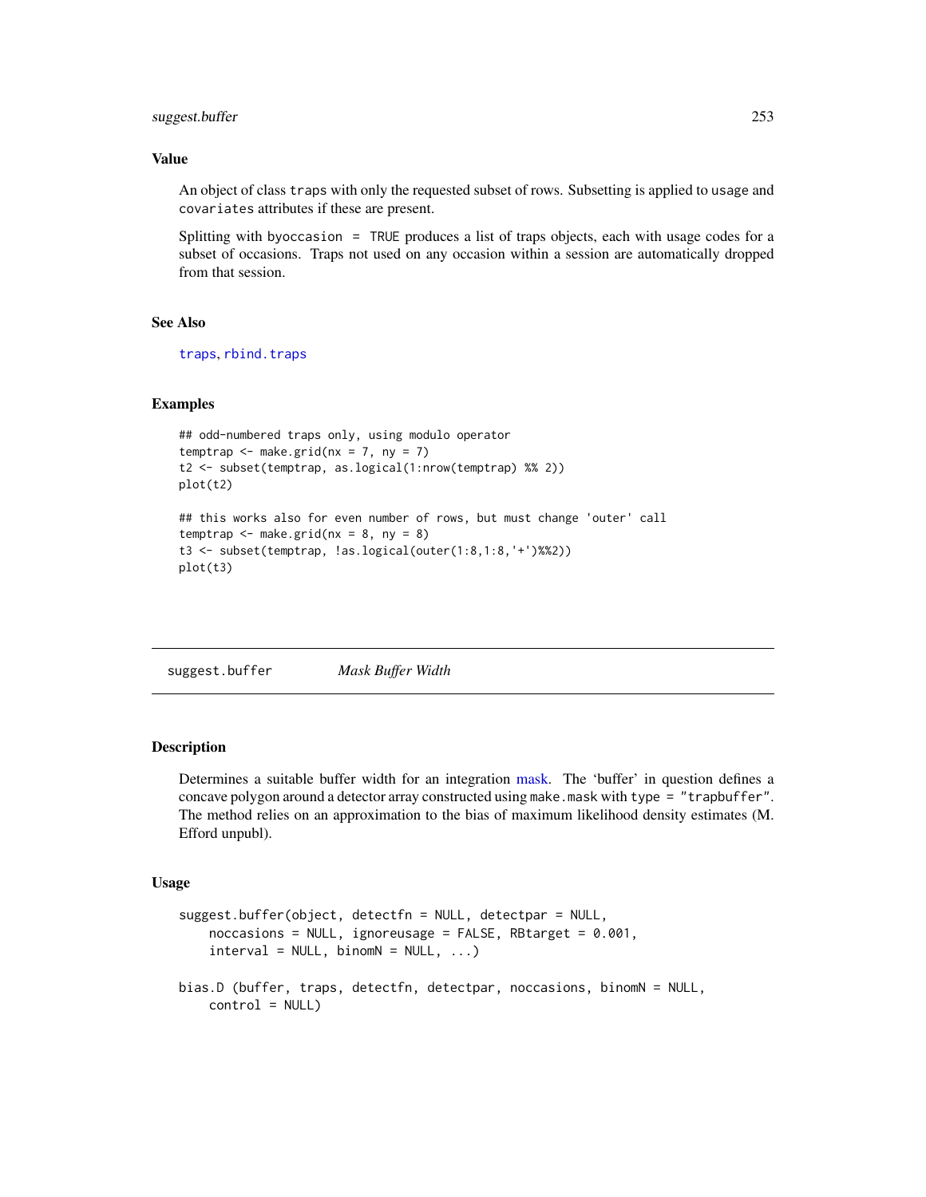### Value

An object of class `traps` with only the requested subset of rows. Subsetting is applied to `usage` and `covariates` attributes if these are present.

Splitting with `byoccasion = TRUE` produces a list of traps objects, each with usage codes for a subset of occasions. Traps not used on any occasion within a session are automatically dropped from that session.

### See Also

`traps`, `rbind.traps`

### Examples

```
## odd-numbered traps only, using modulo operator
temptrap <- make.grid(nx = 7, ny = 7)
t2 <- subset(temptrap, as.logical(1:nrow(temptrap) %% 2))
plot(t2)

## this works also for even number of rows, but must change 'outer' call
temptrap <- make.grid(nx = 8, ny = 8)
t3 <- subset(temptrap, !as.logical(outer(1:8,1:8,'+')%%2))
plot(t3)
```

---

## suggest.buffer *Mask Buffer Width*

### Description

Determines a suitable buffer width for an integration mask. The 'buffer' in question defines a concave polygon around a detector array constructed using `make.mask` with `type = "trapbuffer"`. The method relies on an approximation to the bias of maximum likelihood density estimates (M. Efford unpubl).

### Usage

```
suggest.buffer(object, detectfn = NULL, detectpar = NULL,
    noccasions = NULL, ignoreusage = FALSE, RBtarget = 0.001,
    interval = NULL, binomN = NULL, ...)

bias.D (buffer, traps, detectfn, detectpar, noccasions, binomN = NULL,
    control = NULL)
```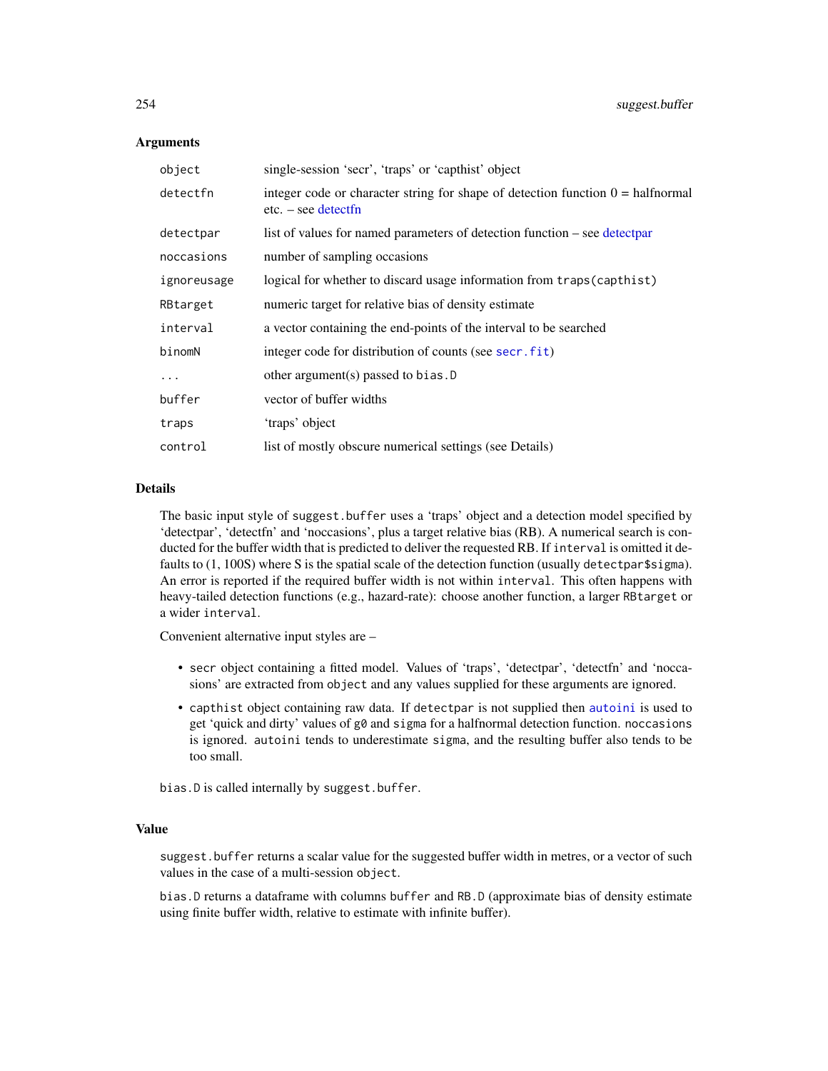### Arguments

| | |
|---|---|
| `object` | single-session 'secr', 'traps' or 'capthist' object |
| `detectfn` | integer code or character string for shape of detection function 0 = halfnormal etc. – see detectfn |
| `detectpar` | list of values for named parameters of detection function – see detectpar |
| `noccasions` | number of sampling occasions |
| `ignoreusage` | logical for whether to discard usage information from `traps(capthist)` |
| `RBtarget` | numeric target for relative bias of density estimate |
| `interval` | a vector containing the end-points of the interval to be searched |
| `binomN` | integer code for distribution of counts (see `secr.fit`) |
| `...` | other argument(s) passed to `bias.D` |
| `buffer` | vector of buffer widths |
| `traps` | 'traps' object |
| `control` | list of mostly obscure numerical settings (see Details) |

### Details

The basic input style of `suggest.buffer` uses a 'traps' object and a detection model specified by 'detectpar', 'detectfn' and 'noccasions', plus a target relative bias (RB). A numerical search is conducted for the buffer width that is predicted to deliver the requested RB. If `interval` is omitted it defaults to (1, 100S) where S is the spatial scale of the detection function (usually `detectpar$sigma`). An error is reported if the required buffer width is not within `interval`. This often happens with heavy-tailed detection functions (e.g., hazard-rate): choose another function, a larger `RBtarget` or a wider `interval`.

Convenient alternative input styles are –

- `secr` object containing a fitted model. Values of 'traps', 'detectpar', 'detectfn' and 'noccasions' are extracted from `object` and any values supplied for these arguments are ignored.
- `capthist` object containing raw data. If `detectpar` is not supplied then `autoini` is used to get 'quick and dirty' values of `g0` and `sigma` for a halfnormal detection function. `noccasions` is ignored. `autoini` tends to underestimate `sigma`, and the resulting buffer also tends to be too small.

`bias.D` is called internally by `suggest.buffer`.

### Value

`suggest.buffer` returns a scalar value for the suggested buffer width in metres, or a vector of such values in the case of a multi-session `object`.

`bias.D` returns a dataframe with columns `buffer` and `RB.D` (approximate bias of density estimate using finite buffer width, relative to estimate with infinite buffer).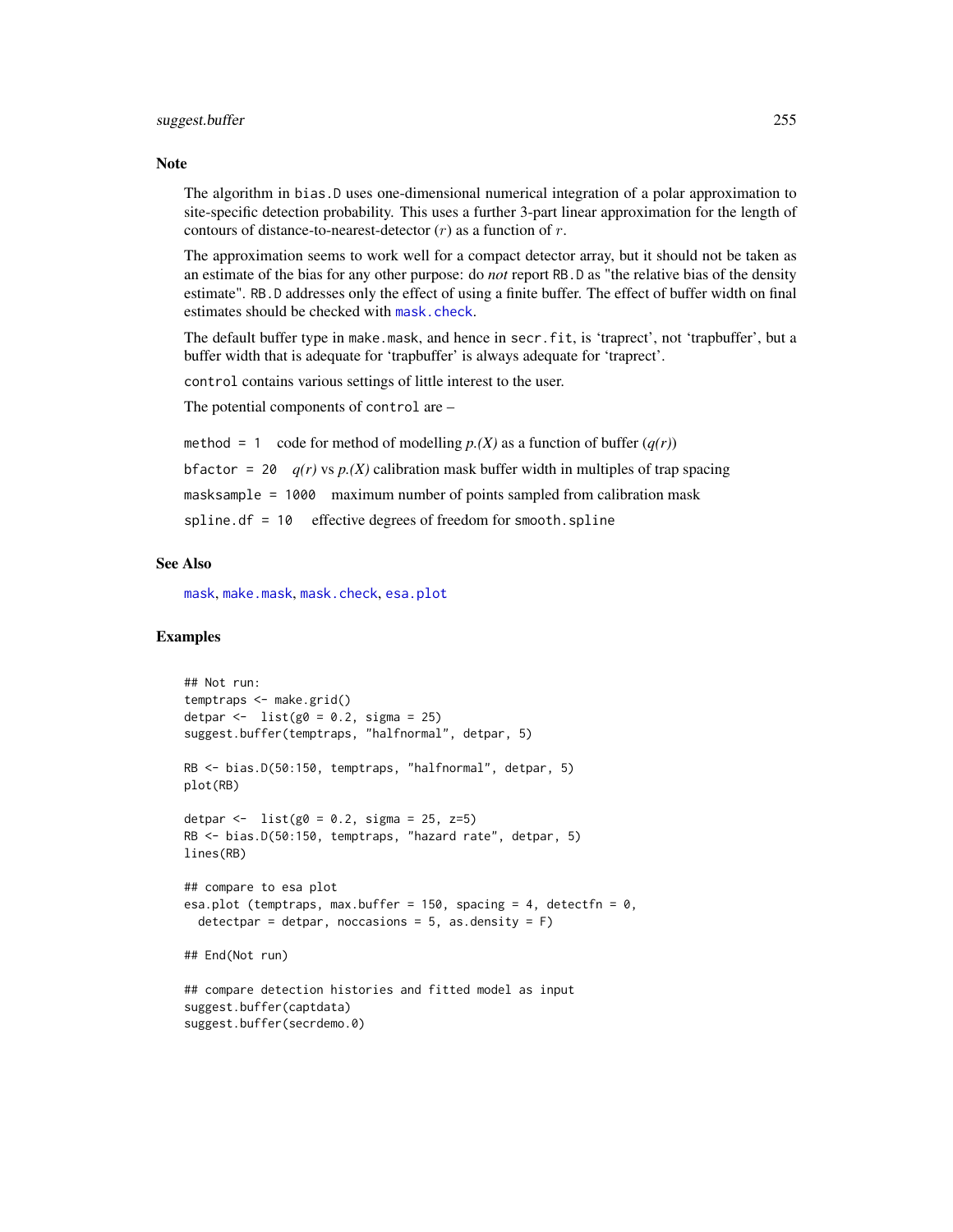### Note

The algorithm in `bias.D` uses one-dimensional numerical integration of a polar approximation to site-specific detection probability. This uses a further 3-part linear approximation for the length of contours of distance-to-nearest-detector ($r$) as a function of $r$.

The approximation seems to work well for a compact detector array, but it should not be taken as an estimate of the bias for any other purpose: do *not* report `RB.D` as "the relative bias of the density estimate". `RB.D` addresses only the effect of using a finite buffer. The effect of buffer width on final estimates should be checked with `mask.check`.

The default buffer type in `make.mask`, and hence in `secr.fit`, is 'traprect', not 'trapbuffer', but a buffer width that is adequate for 'trapbuffer' is always adequate for 'traprect'.

`control` contains various settings of little interest to the user.

The potential components of `control` are –

`method = 1` code for method of modelling *p.(X)* as a function of buffer (*q(r)*)

`bfactor = 20` *q(r)* vs *p.(X)* calibration mask buffer width in multiples of trap spacing

`masksample = 1000` maximum number of points sampled from calibration mask

`spline.df = 10` effective degrees of freedom for `smooth.spline`

### See Also

`mask`, `make.mask`, `mask.check`, `esa.plot`

### Examples

```
## Not run:
temptraps <- make.grid()
detpar <-  list(g0 = 0.2, sigma = 25)
suggest.buffer(temptraps, "halfnormal", detpar, 5)

RB <- bias.D(50:150, temptraps, "halfnormal", detpar, 5)
plot(RB)

detpar <-  list(g0 = 0.2, sigma = 25, z=5)
RB <- bias.D(50:150, temptraps, "hazard rate", detpar, 5)
lines(RB)

## compare to esa plot
esa.plot (temptraps, max.buffer = 150, spacing = 4, detectfn = 0,
  detectpar = detpar, noccasions = 5, as.density = F)

## End(Not run)

## compare detection histories and fitted model as input
suggest.buffer(captdata)
suggest.buffer(secrdemo.0)
```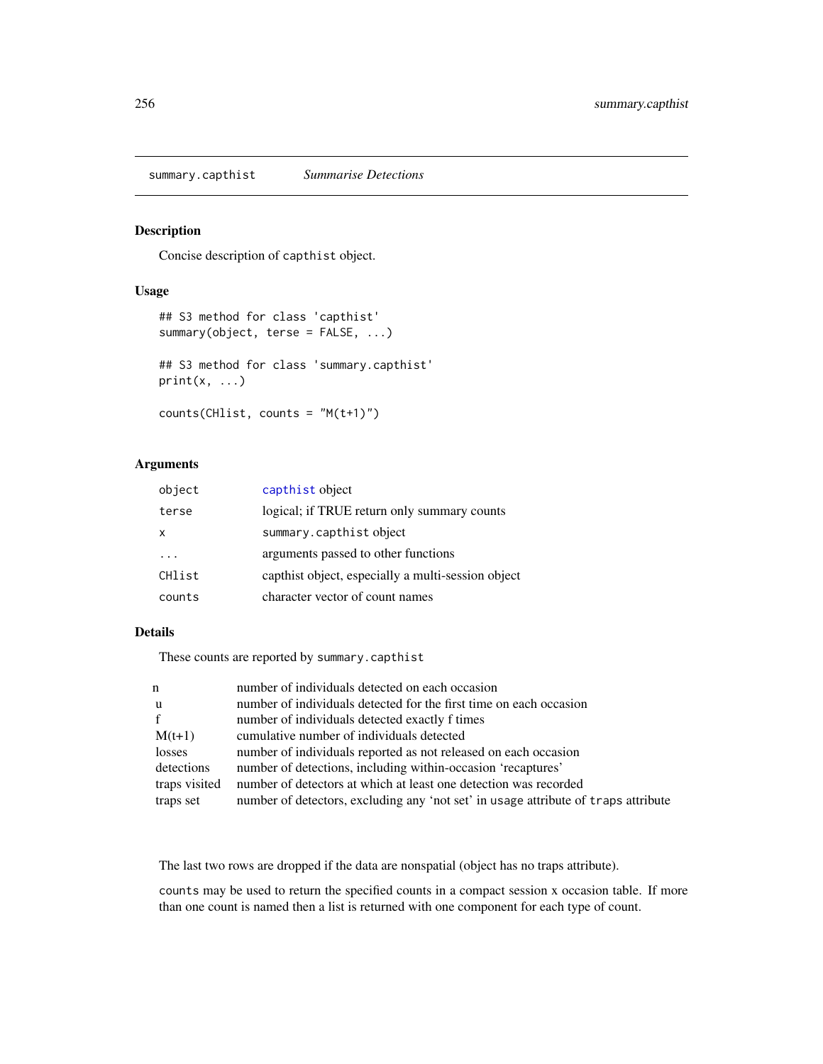## summary.capthist *Summarise Detections*

### Description

Concise description of `capthist` object.

### Usage

```
## S3 method for class 'capthist'
summary(object, terse = FALSE, ...)

## S3 method for class 'summary.capthist'
print(x, ...)

counts(CHlist, counts = "M(t+1)")
```

### Arguments

| | |
|---|---|
| `object` | `capthist` object |
| `terse` | logical; if TRUE return only summary counts |
| `x` | `summary.capthist` object |
| `...` | arguments passed to other functions |
| `CHlist` | capthist object, especially a multi-session object |
| `counts` | character vector of count names |

### Details

These counts are reported by `summary.capthist`

| | |
|---|---|
| n | number of individuals detected on each occasion |
| u | number of individuals detected for the first time on each occasion |
| f | number of individuals detected exactly f times |
| M(t+1) | cumulative number of individuals detected |
| losses | number of individuals reported as not released on each occasion |
| detections | number of detections, including within-occasion 'recaptures' |
| traps visited | number of detectors at which at least one detection was recorded |
| traps set | number of detectors, excluding any 'not set' in `usage` attribute of `traps` attribute |

The last two rows are dropped if the data are nonspatial (object has no traps attribute).

`counts` may be used to return the specified counts in a compact session x occasion table. If more than one count is named then a list is returned with one component for each type of count.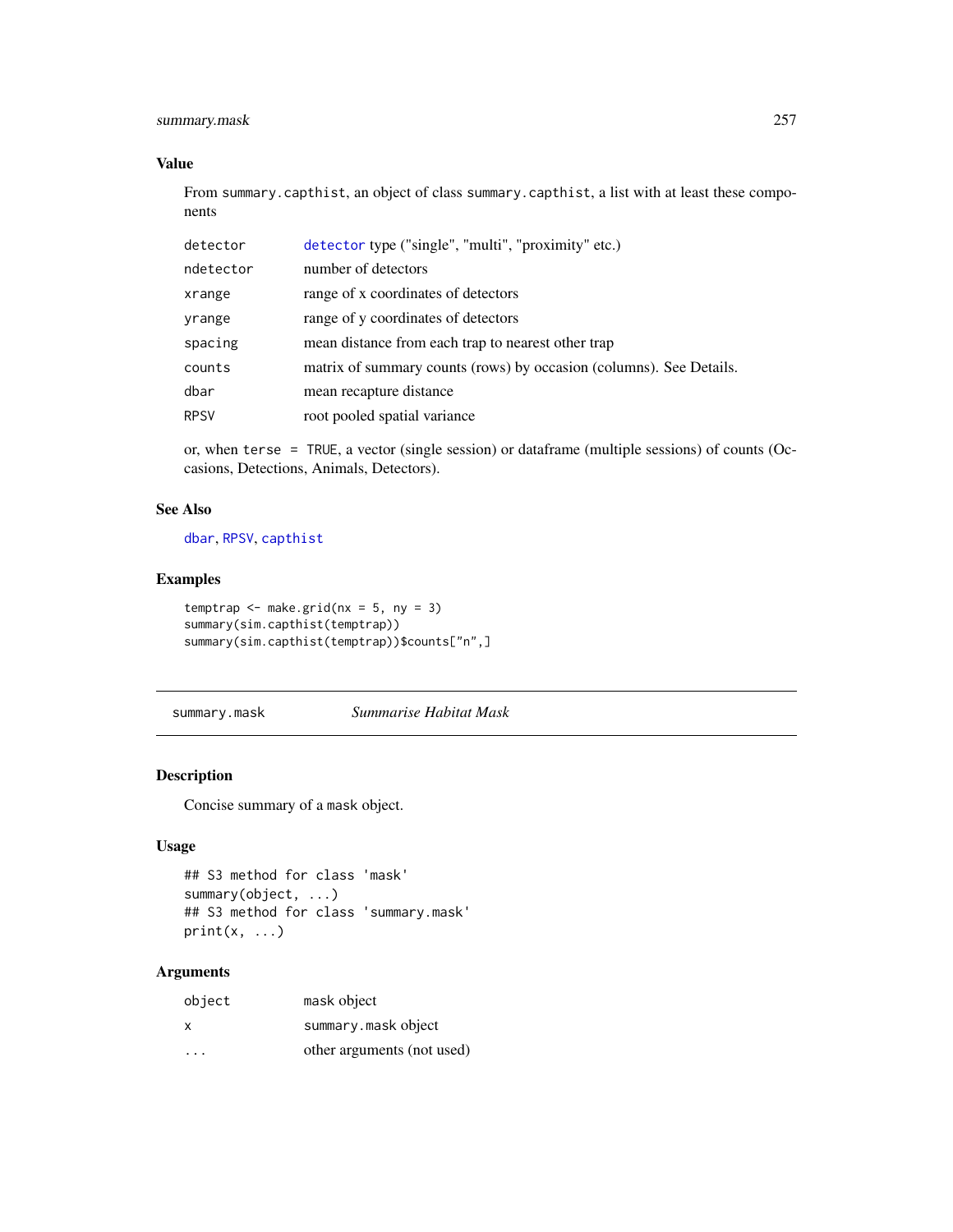### Value

From `summary.capthist`, an object of class `summary.capthist`, a list with at least these components

| | |
|---|---|
| `detector` | `detector` type ("single", "multi", "proximity" etc.) |
| `ndetector` | number of detectors |
| `xrange` | range of x coordinates of detectors |
| `yrange` | range of y coordinates of detectors |
| `spacing` | mean distance from each trap to nearest other trap |
| `counts` | matrix of summary counts (rows) by occasion (columns). See Details. |
| `dbar` | mean recapture distance |
| `RPSV` | root pooled spatial variance |

or, when `terse = TRUE`, a vector (single session) or dataframe (multiple sessions) of counts (Occasions, Detections, Animals, Detectors).

### See Also

`dbar`, `RPSV`, `capthist`

### Examples

```
temptrap <- make.grid(nx = 5, ny = 3)
summary(sim.capthist(temptrap))
summary(sim.capthist(temptrap))$counts["n",]
```

---

## summary.mask &nbsp;&nbsp;&nbsp;&nbsp; *Summarise Habitat Mask*

---

### Description

Concise summary of a mask object.

### Usage

```
## S3 method for class 'mask'
summary(object, ...)
## S3 method for class 'summary.mask'
print(x, ...)
```

### Arguments

| | |
|---|---|
| `object` | mask object |
| `x` | `summary.mask` object |
| `...` | other arguments (not used) |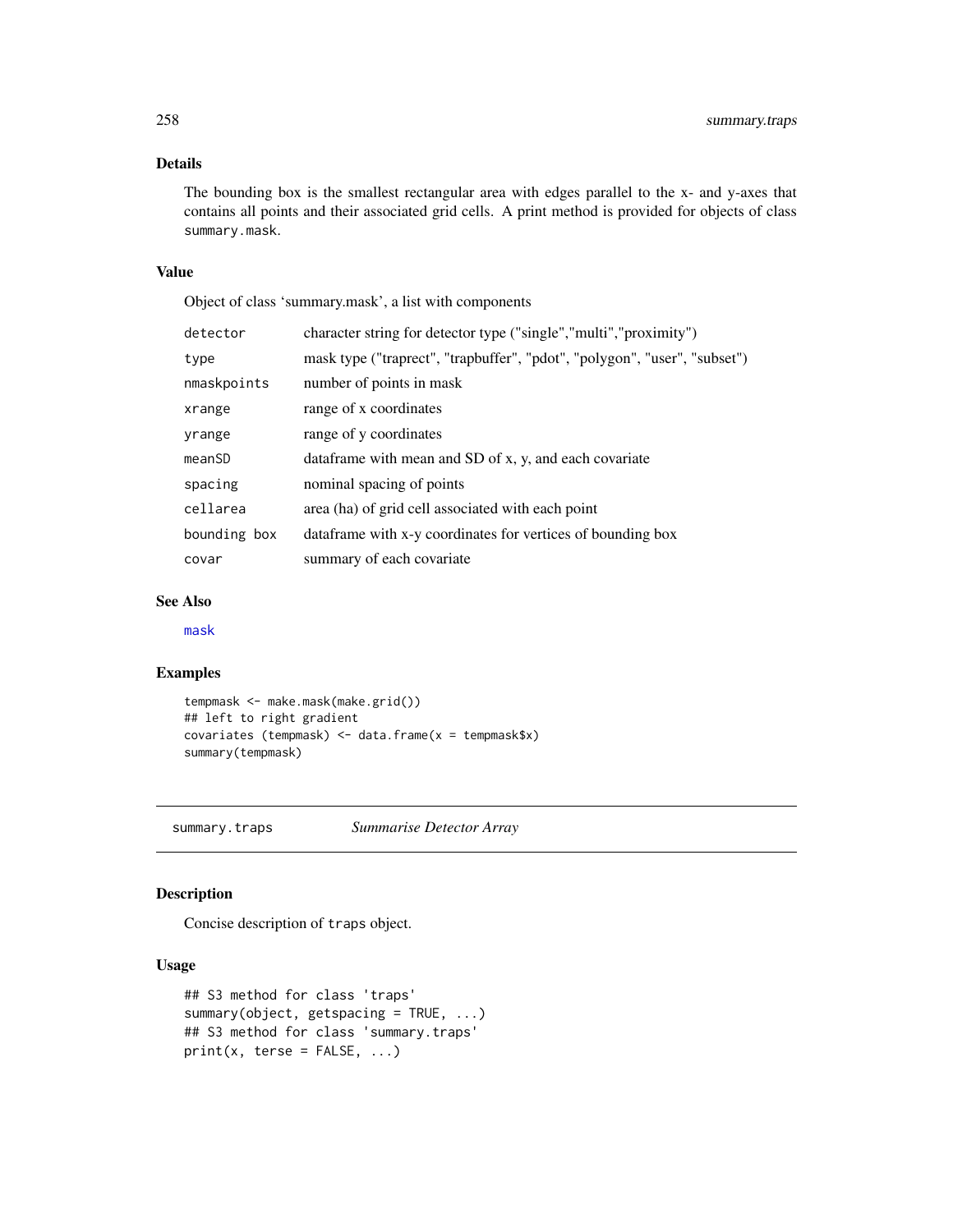## Details

The bounding box is the smallest rectangular area with edges parallel to the x- and y-axes that contains all points and their associated grid cells. A print method is provided for objects of class `summary.mask`.

## Value

Object of class 'summary.mask', a list with components

| | |
|---|---|
| `detector` | character string for detector type ("single","multi","proximity") |
| `type` | mask type ("traprect", "trapbuffer", "pdot", "polygon", "user", "subset") |
| `nmaskpoints` | number of points in mask |
| `xrange` | range of x coordinates |
| `yrange` | range of y coordinates |
| `meanSD` | dataframe with mean and SD of x, y, and each covariate |
| `spacing` | nominal spacing of points |
| `cellarea` | area (ha) of grid cell associated with each point |
| `bounding box` | dataframe with x-y coordinates for vertices of bounding box |
| `covar` | summary of each covariate |

## See Also

`mask`

## Examples

```
tempmask <- make.mask(make.grid())
## left to right gradient
covariates (tempmask) <- data.frame(x = tempmask$x)
summary(tempmask)
```

---

# summary.traps *Summarise Detector Array*

## Description

Concise description of `traps` object.

## Usage

```
## S3 method for class 'traps'
summary(object, getspacing = TRUE, ...)
## S3 method for class 'summary.traps'
print(x, terse = FALSE, ...)
```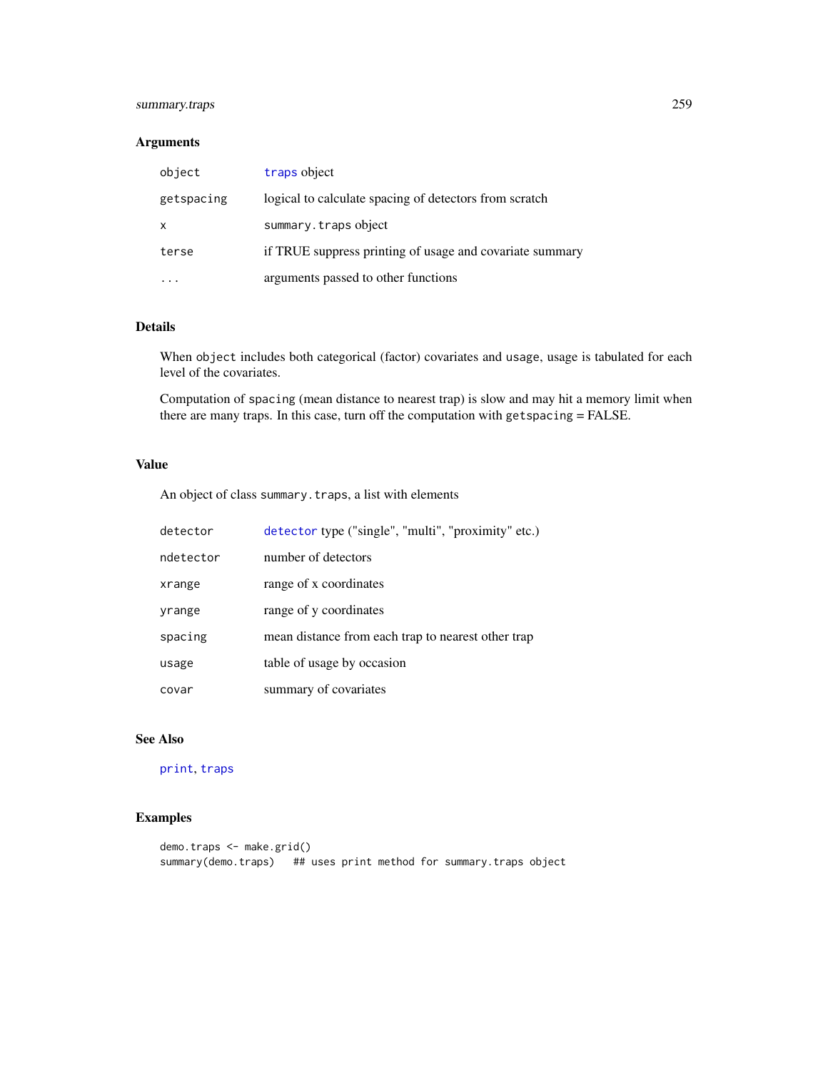### Arguments

| | |
|---|---|
| `object` | `traps` object |
| `getspacing` | logical to calculate spacing of detectors from scratch |
| `x` | `summary.traps` object |
| `terse` | if TRUE suppress printing of usage and covariate summary |
| `...` | arguments passed to other functions |

### Details

When `object` includes both categorical (factor) covariates and `usage`, usage is tabulated for each level of the covariates.

Computation of `spacing` (mean distance to nearest trap) is slow and may hit a memory limit when there are many traps. In this case, turn off the computation with `getspacing` = FALSE.

### Value

An object of class `summary.traps`, a list with elements

| | |
|---|---|
| `detector` | `detector` type ("single", "multi", "proximity" etc.) |
| `ndetector` | number of detectors |
| `xrange` | range of x coordinates |
| `yrange` | range of y coordinates |
| `spacing` | mean distance from each trap to nearest other trap |
| `usage` | table of usage by occasion |
| `covar` | summary of covariates |

### See Also

`print`, `traps`

### Examples

```
demo.traps <- make.grid()
summary(demo.traps)   ## uses print method for summary.traps object
```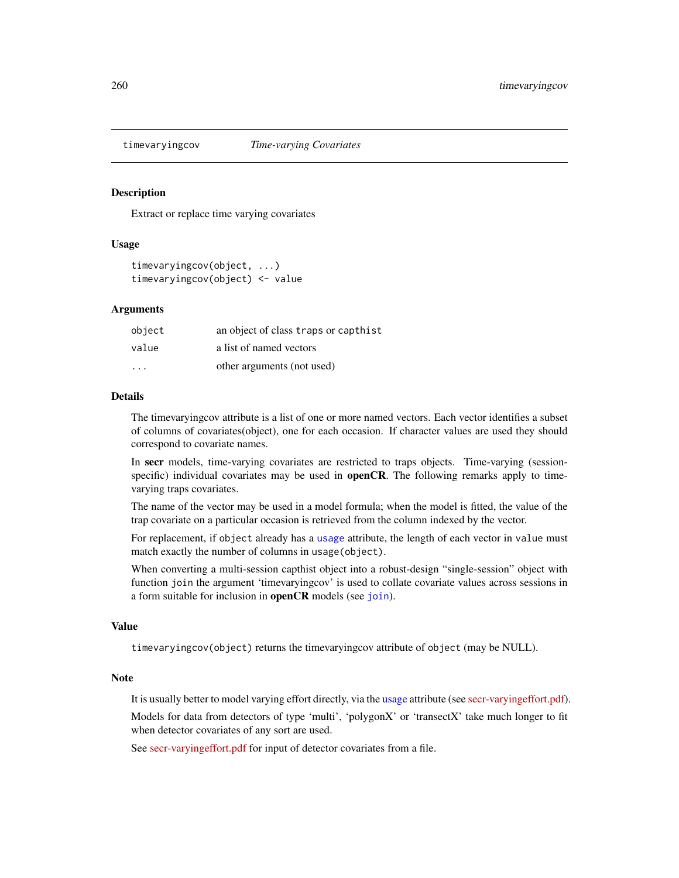## timevaryingcov *Time-varying Covariates*

### Description

Extract or replace time varying covariates

### Usage

```
timevaryingcov(object, ...)
timevaryingcov(object) <- value
```

### Arguments

| | |
|---|---|
| `object` | an object of class `traps` or `capthist` |
| `value` | a list of named vectors |
| `...` | other arguments (not used) |

### Details

The timevaryingcov attribute is a list of one or more named vectors. Each vector identifies a subset of columns of covariates(object), one for each occasion. If character values are used they should correspond to covariate names.

In **secr** models, time-varying covariates are restricted to traps objects. Time-varying (session-specific) individual covariates may be used in **openCR**. The following remarks apply to time-varying traps covariates.

The name of the vector may be used in a model formula; when the model is fitted, the value of the trap covariate on a particular occasion is retrieved from the column indexed by the vector.

For replacement, if `object` already has a `usage` attribute, the length of each vector in `value` must match exactly the number of columns in `usage(object)`.

When converting a multi-session capthist object into a robust-design "single-session" object with function `join` the argument 'timevaryingcov' is used to collate covariate values across sessions in a form suitable for inclusion in **openCR** models (see `join`).

### Value

`timevaryingcov(object)` returns the timevaryingcov attribute of `object` (may be NULL).

### Note

It is usually better to model varying effort directly, via the usage attribute (see secr-varyingeffort.pdf).

Models for data from detectors of type 'multi', 'polygonX' or 'transectX' take much longer to fit when detector covariates of any sort are used.

See secr-varyingeffort.pdf for input of detector covariates from a file.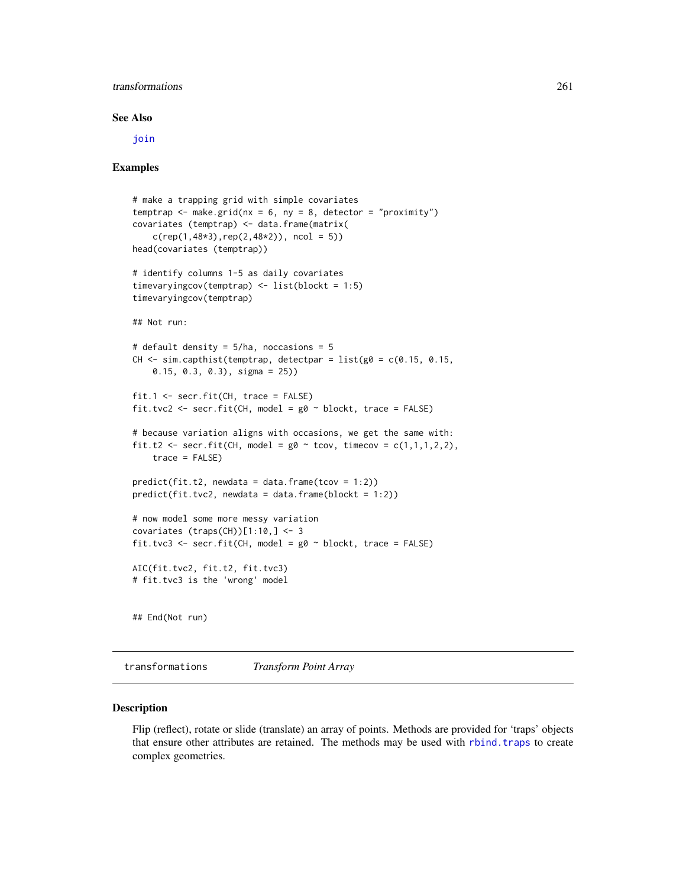## See Also

join

## Examples

```
# make a trapping grid with simple covariates
temptrap <- make.grid(nx = 6, ny = 8, detector = "proximity")
covariates (temptrap) <- data.frame(matrix(
    c(rep(1,48*3),rep(2,48*2)), ncol = 5))
head(covariates (temptrap))

# identify columns 1-5 as daily covariates
timevaryingcov(temptrap) <- list(blockt = 1:5)
timevaryingcov(temptrap)

## Not run:

# default density = 5/ha, noccasions = 5
CH <- sim.capthist(temptrap, detectpar = list(g0 = c(0.15, 0.15,
    0.15, 0.3, 0.3), sigma = 25))

fit.1 <- secr.fit(CH, trace = FALSE)
fit.tvc2 <- secr.fit(CH, model = g0 ~ blockt, trace = FALSE)

# because variation aligns with occasions, we get the same with:
fit.t2 <- secr.fit(CH, model = g0 ~ tcov, timecov = c(1,1,1,2,2),
    trace = FALSE)

predict(fit.t2, newdata = data.frame(tcov = 1:2))
predict(fit.tvc2, newdata = data.frame(blockt = 1:2))

# now model some more messy variation
covariates (traps(CH))[1:10,] <- 3
fit.tvc3 <- secr.fit(CH, model = g0 ~ blockt, trace = FALSE)

AIC(fit.tvc2, fit.t2, fit.tvc3)
# fit.tvc3 is the 'wrong' model


## End(Not run)
```

---

# transformations *Transform Point Array*

## Description

Flip (reflect), rotate or slide (translate) an array of points. Methods are provided for 'traps' objects that ensure other attributes are retained. The methods may be used with rbind.traps to create complex geometries.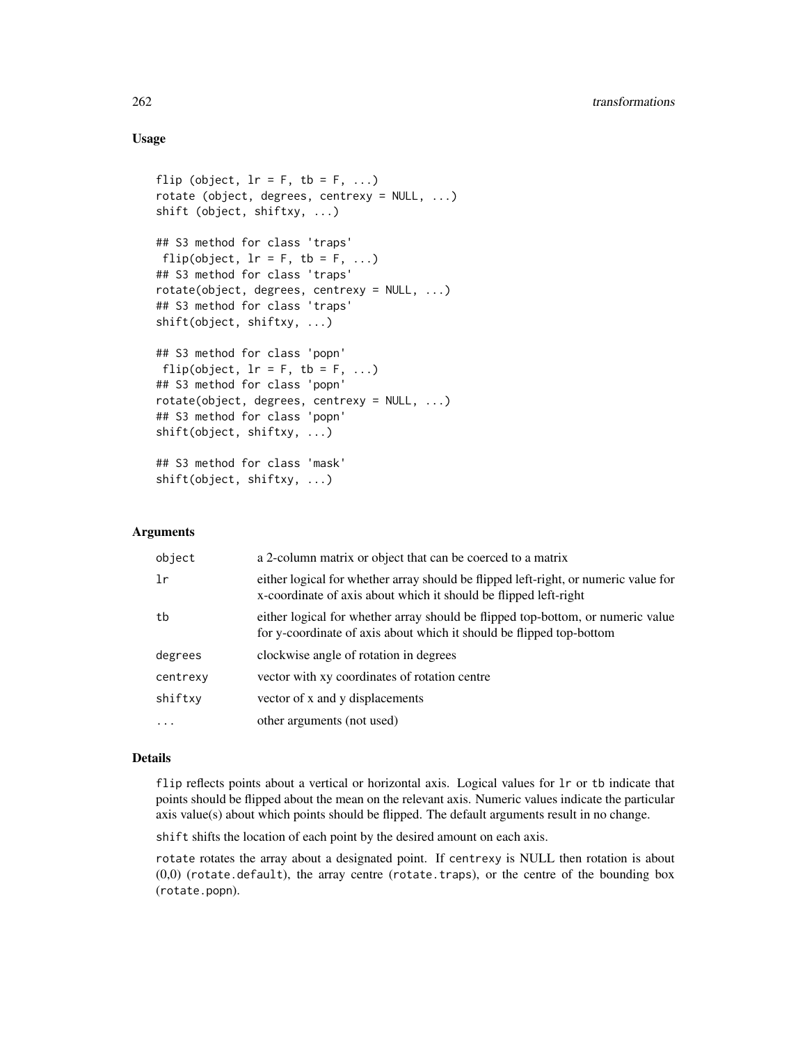## Usage

```
flip (object, lr = F, tb = F, ...)
rotate (object, degrees, centrexy = NULL, ...)
shift (object, shiftxy, ...)

## S3 method for class 'traps'
 flip(object, lr = F, tb = F, ...)
## S3 method for class 'traps'
rotate(object, degrees, centrexy = NULL, ...)
## S3 method for class 'traps'
shift(object, shiftxy, ...)

## S3 method for class 'popn'
 flip(object, lr = F, tb = F, ...)
## S3 method for class 'popn'
rotate(object, degrees, centrexy = NULL, ...)
## S3 method for class 'popn'
shift(object, shiftxy, ...)

## S3 method for class 'mask'
shift(object, shiftxy, ...)
```

## Arguments

| | |
|---|---|
| `object` | a 2-column matrix or object that can be coerced to a matrix |
| `lr` | either logical for whether array should be flipped left-right, or numeric value for x-coordinate of axis about which it should be flipped left-right |
| `tb` | either logical for whether array should be flipped top-bottom, or numeric value for y-coordinate of axis about which it should be flipped top-bottom |
| `degrees` | clockwise angle of rotation in degrees |
| `centrexy` | vector with xy coordinates of rotation centre |
| `shiftxy` | vector of x and y displacements |
| `...` | other arguments (not used) |

## Details

`flip` reflects points about a vertical or horizontal axis. Logical values for `lr` or `tb` indicate that points should be flipped about the mean on the relevant axis. Numeric values indicate the particular axis value(s) about which points should be flipped. The default arguments result in no change.

`shift` shifts the location of each point by the desired amount on each axis.

`rotate` rotates the array about a designated point. If `centrexy` is NULL then rotation is about (0,0) (`rotate.default`), the array centre (`rotate.traps`), or the centre of the bounding box (`rotate.popn`).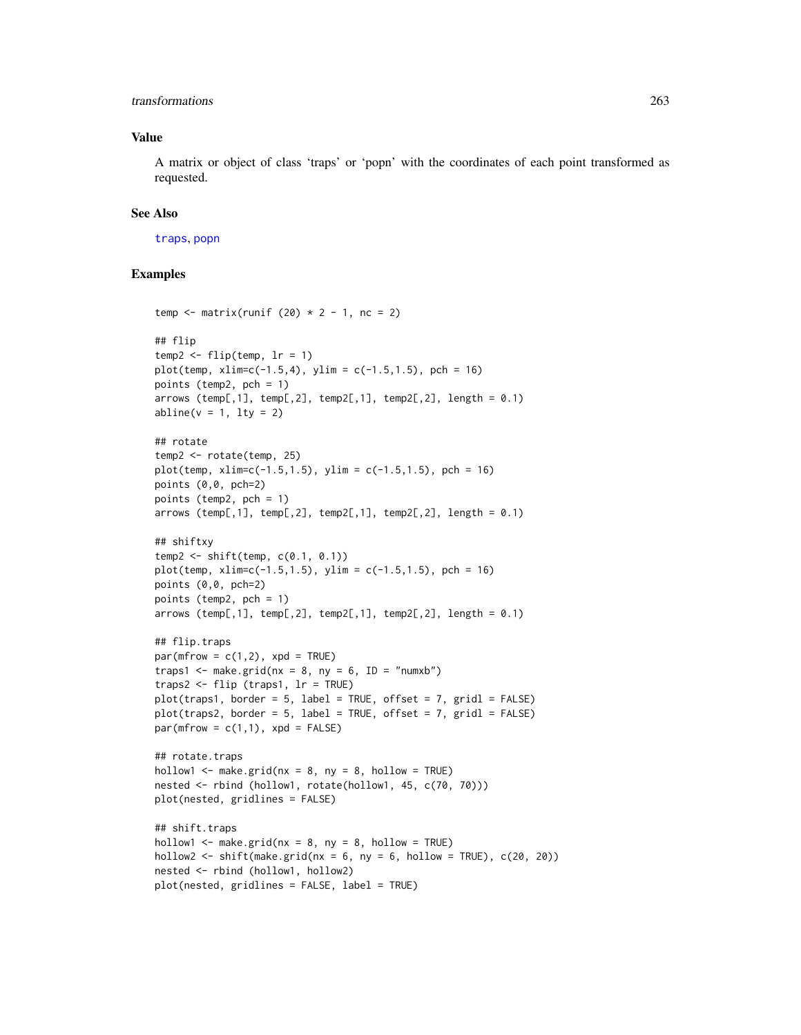## Value

A matrix or object of class 'traps' or 'popn' with the coordinates of each point transformed as requested.

## See Also

traps, popn

## Examples

```
temp <- matrix(runif (20) * 2 - 1, nc = 2)

## flip
temp2 <- flip(temp, lr = 1)
plot(temp, xlim=c(-1.5,4), ylim = c(-1.5,1.5), pch = 16)
points (temp2, pch = 1)
arrows (temp[,1], temp[,2], temp2[,1], temp2[,2], length = 0.1)
abline(v = 1, lty = 2)

## rotate
temp2 <- rotate(temp, 25)
plot(temp, xlim=c(-1.5,1.5), ylim = c(-1.5,1.5), pch = 16)
points (0,0, pch=2)
points (temp2, pch = 1)
arrows (temp[,1], temp[,2], temp2[,1], temp2[,2], length = 0.1)

## shiftxy
temp2 <- shift(temp, c(0.1, 0.1))
plot(temp, xlim=c(-1.5,1.5), ylim = c(-1.5,1.5), pch = 16)
points (0,0, pch=2)
points (temp2, pch = 1)
arrows (temp[,1], temp[,2], temp2[,1], temp2[,2], length = 0.1)

## flip.traps
par(mfrow = c(1,2), xpd = TRUE)
traps1 <- make.grid(nx = 8, ny = 6, ID = "numxb")
traps2 <- flip (traps1, lr = TRUE)
plot(traps1, border = 5, label = TRUE, offset = 7, gridl = FALSE)
plot(traps2, border = 5, label = TRUE, offset = 7, gridl = FALSE)
par(mfrow = c(1,1), xpd = FALSE)

## rotate.traps
hollow1 <- make.grid(nx = 8, ny = 8, hollow = TRUE)
nested <- rbind (hollow1, rotate(hollow1, 45, c(70, 70)))
plot(nested, gridlines = FALSE)

## shift.traps
hollow1 <- make.grid(nx = 8, ny = 8, hollow = TRUE)
hollow2 <- shift(make.grid(nx = 6, ny = 6, hollow = TRUE), c(20, 20))
nested <- rbind (hollow1, hollow2)
plot(nested, gridlines = FALSE, label = TRUE)
```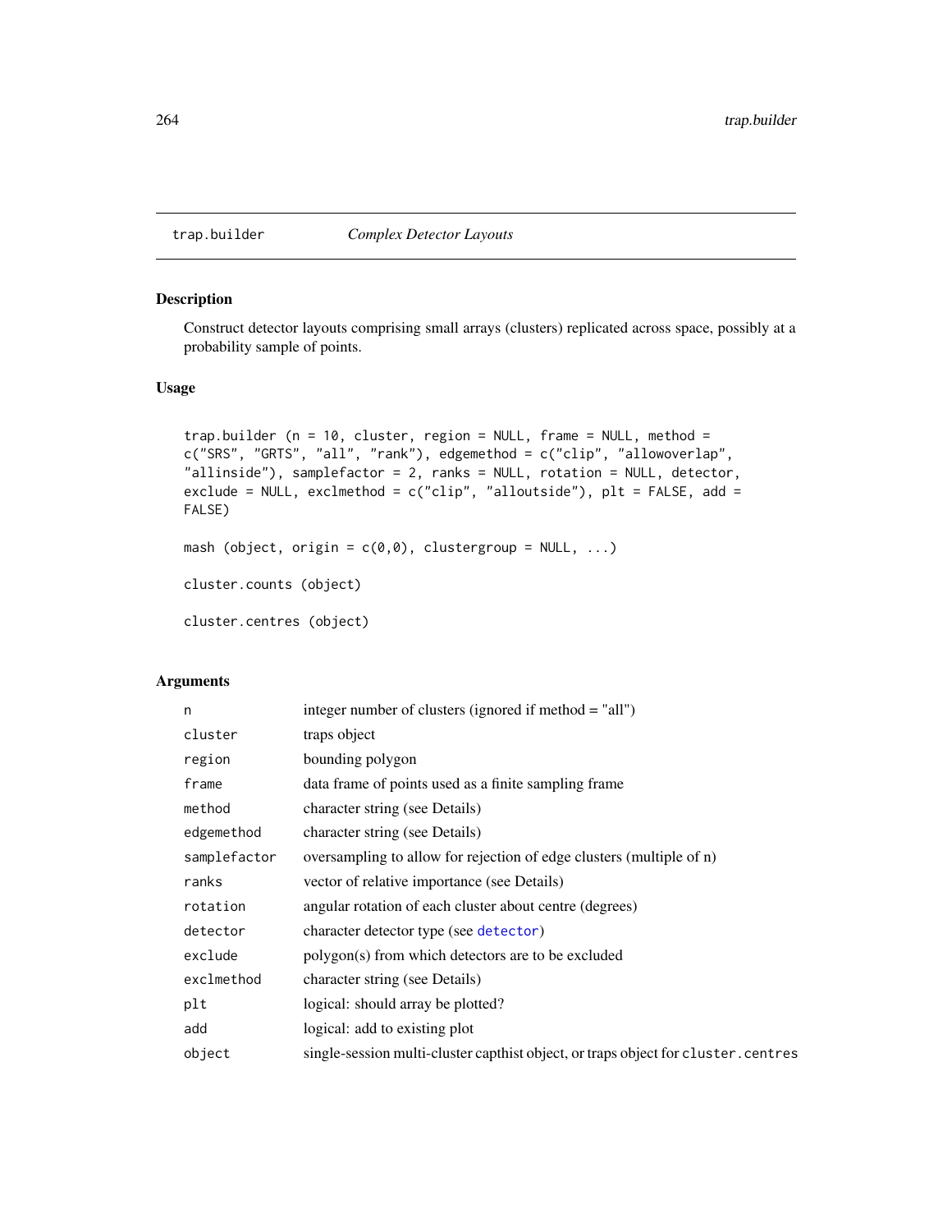# trap.builder — *Complex Detector Layouts*

## Description

Construct detector layouts comprising small arrays (clusters) replicated across space, possibly at a probability sample of points.

## Usage

```
trap.builder (n = 10, cluster, region = NULL, frame = NULL, method =
c("SRS", "GRTS", "all", "rank"), edgemethod = c("clip", "allowoverlap",
"allinside"), samplefactor = 2, ranks = NULL, rotation = NULL, detector,
exclude = NULL, exclmethod = c("clip", "alloutside"), plt = FALSE, add =
FALSE)

mash (object, origin = c(0,0), clustergroup = NULL, ...)

cluster.counts (object)

cluster.centres (object)
```

## Arguments

| | |
|---|---|
| `n` | integer number of clusters (ignored if method = "all") |
| `cluster` | traps object |
| `region` | bounding polygon |
| `frame` | data frame of points used as a finite sampling frame |
| `method` | character string (see Details) |
| `edgemethod` | character string (see Details) |
| `samplefactor` | oversampling to allow for rejection of edge clusters (multiple of n) |
| `ranks` | vector of relative importance (see Details) |
| `rotation` | angular rotation of each cluster about centre (degrees) |
| `detector` | character detector type (see `detector`) |
| `exclude` | polygon(s) from which detectors are to be excluded |
| `exclmethod` | character string (see Details) |
| `plt` | logical: should array be plotted? |
| `add` | logical: add to existing plot |
| `object` | single-session multi-cluster capthist object, or traps object for `cluster.centres` |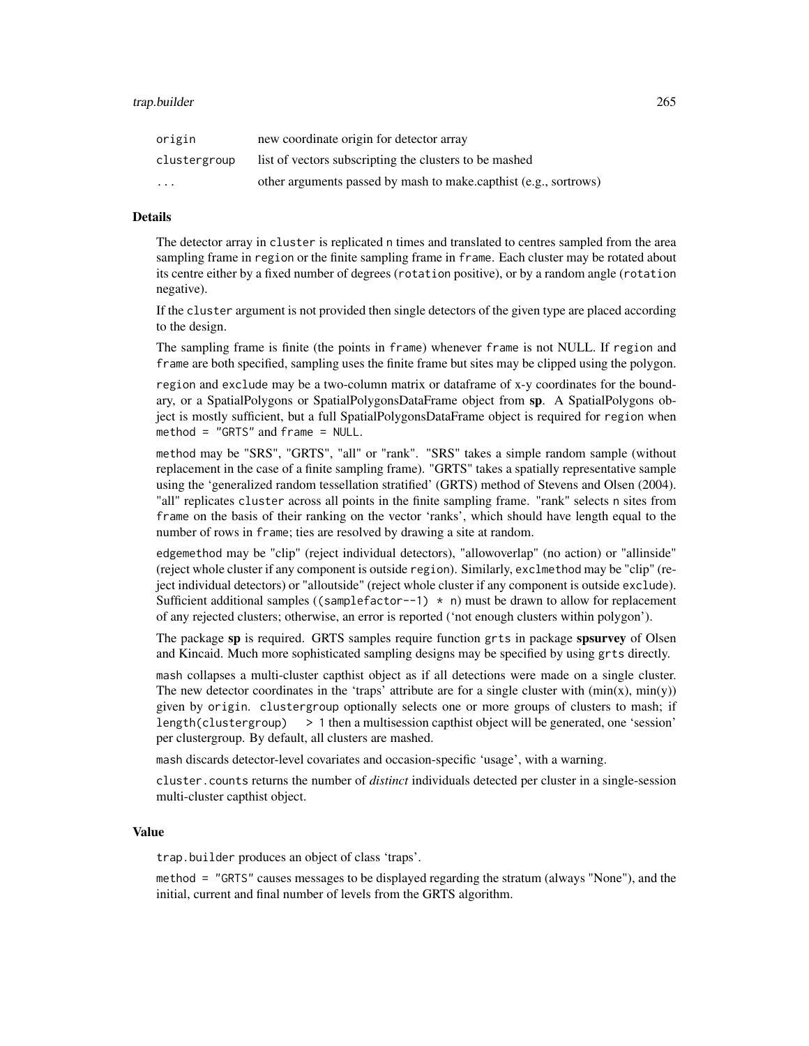| | |
|---|---|
| origin | new coordinate origin for detector array |
| clustergroup | list of vectors subscripting the clusters to be mashed |
| ... | other arguments passed by mash to make.capthist (e.g., sortrows) |

### Details

The detector array in `cluster` is replicated `n` times and translated to centres sampled from the area sampling frame in `region` or the finite sampling frame in `frame`. Each cluster may be rotated about its centre either by a fixed number of degrees (`rotation` positive), or by a random angle (`rotation` negative).

If the `cluster` argument is not provided then single detectors of the given type are placed according to the design.

The sampling frame is finite (the points in `frame`) whenever `frame` is not NULL. If `region` and `frame` are both specified, sampling uses the finite frame but sites may be clipped using the polygon.

`region` and `exclude` may be a two-column matrix or dataframe of x-y coordinates for the boundary, or a SpatialPolygons or SpatialPolygonsDataFrame object from **sp**. A SpatialPolygons object is mostly sufficient, but a full SpatialPolygonsDataFrame object is required for `region` when `method = "GRTS"` and `frame = NULL`.

`method` may be "SRS", "GRTS", "all" or "rank". "SRS" takes a simple random sample (without replacement in the case of a finite sampling frame). "GRTS" takes a spatially representative sample using the 'generalized random tessellation stratified' (GRTS) method of Stevens and Olsen (2004). "all" replicates `cluster` across all points in the finite sampling frame. "rank" selects `n` sites from `frame` on the basis of their ranking on the vector 'ranks', which should have length equal to the number of rows in `frame`; ties are resolved by drawing a site at random.

`edgemethod` may be "clip" (reject individual detectors), "allowoverlap" (no action) or "allinside" (reject whole cluster if any component is outside `region`). Similarly, `exclmethod` may be "clip" (reject individual detectors) or "alloutside" (reject whole cluster if any component is outside `exclude`). Sufficient additional samples (`(samplefactor--1) * n`) must be drawn to allow for replacement of any rejected clusters; otherwise, an error is reported ('not enough clusters within polygon').

The package **sp** is required. GRTS samples require function `grts` in package **spsurvey** of Olsen and Kincaid. Much more sophisticated sampling designs may be specified by using `grts` directly.

`mash` collapses a multi-cluster capthist object as if all detections were made on a single cluster. The new detector coordinates in the 'traps' attribute are for a single cluster with (min(x), min(y)) given by `origin`. `clustergroup` optionally selects one or more groups of clusters to mash; if `length(clustergroup) > 1` then a multisession capthist object will be generated, one 'session' per clustergroup. By default, all clusters are mashed.

`mash` discards detector-level covariates and occasion-specific 'usage', with a warning.

`cluster.counts` returns the number of *distinct* individuals detected per cluster in a single-session multi-cluster capthist object.

### Value

`trap.builder` produces an object of class 'traps'.

`method = "GRTS"` causes messages to be displayed regarding the stratum (always "None"), and the initial, current and final number of levels from the GRTS algorithm.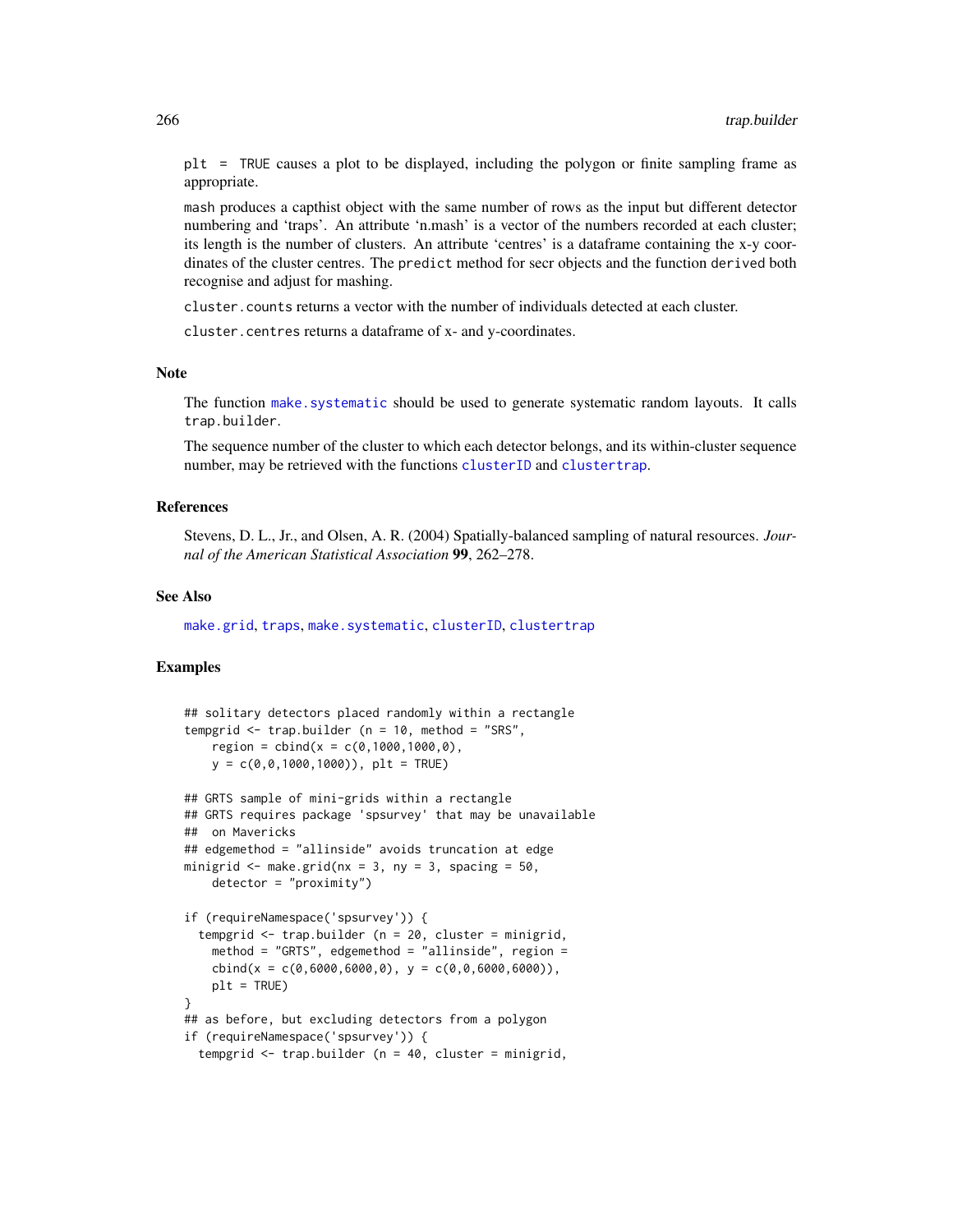`plt = TRUE` causes a plot to be displayed, including the polygon or finite sampling frame as appropriate.

`mash` produces a capthist object with the same number of rows as the input but different detector numbering and 'traps'. An attribute 'n.mash' is a vector of the numbers recorded at each cluster; its length is the number of clusters. An attribute 'centres' is a dataframe containing the x-y coordinates of the cluster centres. The `predict` method for secr objects and the function `derived` both recognise and adjust for mashing.

`cluster.counts` returns a vector with the number of individuals detected at each cluster.

`cluster.centres` returns a dataframe of x- and y-coordinates.

## Note

The function `make.systematic` should be used to generate systematic random layouts. It calls `trap.builder`.

The sequence number of the cluster to which each detector belongs, and its within-cluster sequence number, may be retrieved with the functions `clusterID` and `clustertrap`.

## References

Stevens, D. L., Jr., and Olsen, A. R. (2004) Spatially-balanced sampling of natural resources. *Journal of the American Statistical Association* **99**, 262–278.

## See Also

`make.grid`, `traps`, `make.systematic`, `clusterID`, `clustertrap`

## Examples

```
## solitary detectors placed randomly within a rectangle
tempgrid <- trap.builder (n = 10, method = "SRS",
    region = cbind(x = c(0,1000,1000,0),
    y = c(0,0,1000,1000)), plt = TRUE)

## GRTS sample of mini-grids within a rectangle
## GRTS requires package 'spsurvey' that may be unavailable
##  on Mavericks
## edgemethod = "allinside" avoids truncation at edge
minigrid <- make.grid(nx = 3, ny = 3, spacing = 50,
    detector = "proximity")

if (requireNamespace('spsurvey')) {
  tempgrid <- trap.builder (n = 20, cluster = minigrid,
    method = "GRTS", edgemethod = "allinside", region =
    cbind(x = c(0,6000,6000,0), y = c(0,0,6000,6000)),
    plt = TRUE)
}
## as before, but excluding detectors from a polygon
if (requireNamespace('spsurvey')) {
  tempgrid <- trap.builder (n = 40, cluster = minigrid,
```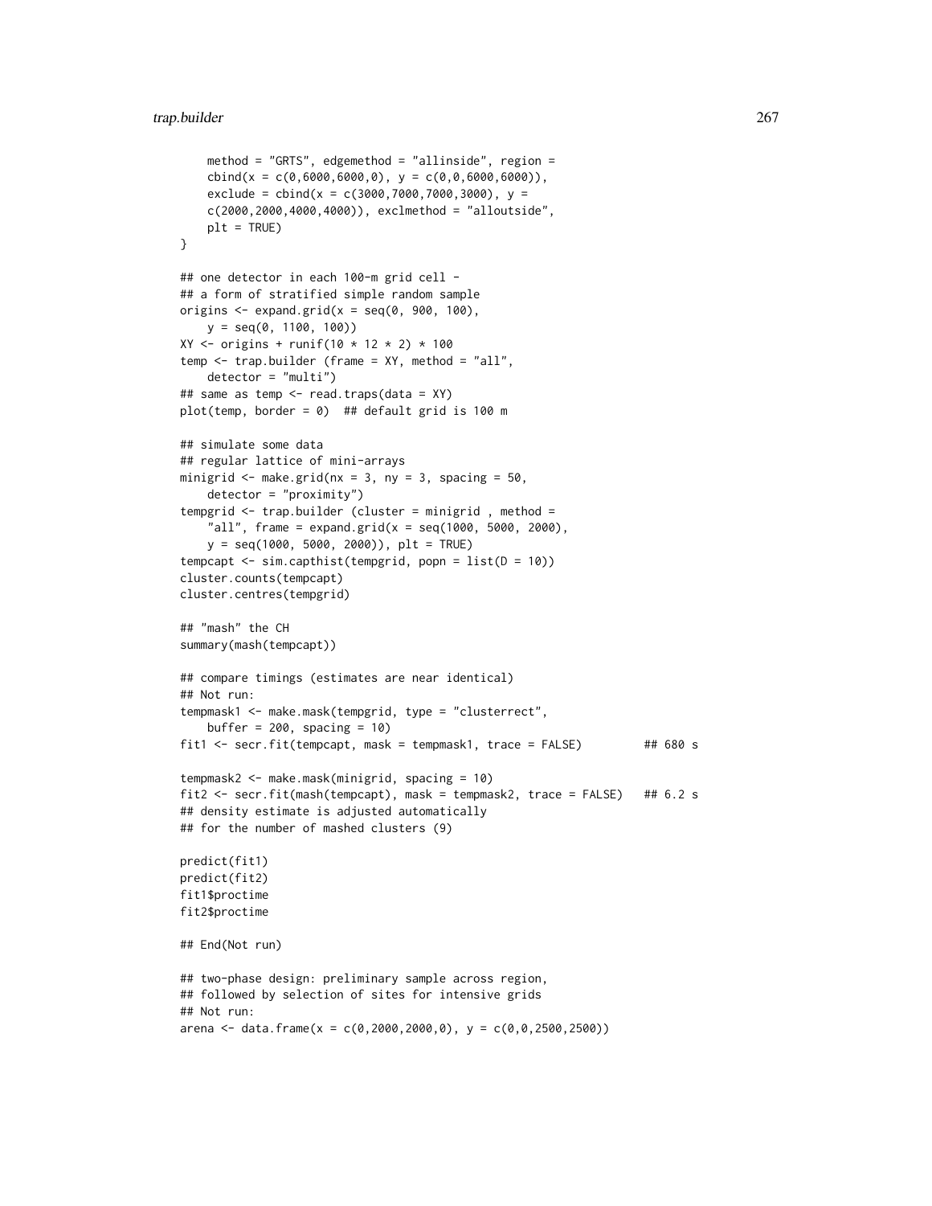```
    method = "GRTS", edgemethod = "allinside", region =
    cbind(x = c(0,6000,6000,0), y = c(0,0,6000,6000)),
    exclude = cbind(x = c(3000,7000,7000,3000), y =
    c(2000,2000,4000,4000)), exclmethod = "alloutside",
    plt = TRUE)
}

## one detector in each 100-m grid cell -
## a form of stratified simple random sample
origins <- expand.grid(x = seq(0, 900, 100),
    y = seq(0, 1100, 100))
XY <- origins + runif(10 * 12 * 2) * 100
temp <- trap.builder (frame = XY, method = "all",
    detector = "multi")
## same as temp <- read.traps(data = XY)
plot(temp, border = 0)  ## default grid is 100 m

## simulate some data
## regular lattice of mini-arrays
minigrid <- make.grid(nx = 3, ny = 3, spacing = 50,
    detector = "proximity")
tempgrid <- trap.builder (cluster = minigrid , method =
    "all", frame = expand.grid(x = seq(1000, 5000, 2000),
    y = seq(1000, 5000, 2000)), plt = TRUE)
tempcapt <- sim.capthist(tempgrid, popn = list(D = 10))
cluster.counts(tempcapt)
cluster.centres(tempgrid)

## "mash" the CH
summary(mash(tempcapt))

## compare timings (estimates are near identical)
## Not run:
tempmask1 <- make.mask(tempgrid, type = "clusterrect",
    buffer = 200, spacing = 10)
fit1 <- secr.fit(tempcapt, mask = tempmask1, trace = FALSE)         ## 680 s

tempmask2 <- make.mask(minigrid, spacing = 10)
fit2 <- secr.fit(mash(tempcapt), mask = tempmask2, trace = FALSE)   ## 6.2 s
## density estimate is adjusted automatically
## for the number of mashed clusters (9)

predict(fit1)
predict(fit2)
fit1$proctime
fit2$proctime

## End(Not run)

## two-phase design: preliminary sample across region,
## followed by selection of sites for intensive grids
## Not run:
arena <- data.frame(x = c(0,2000,2000,0), y = c(0,0,2500,2500))
```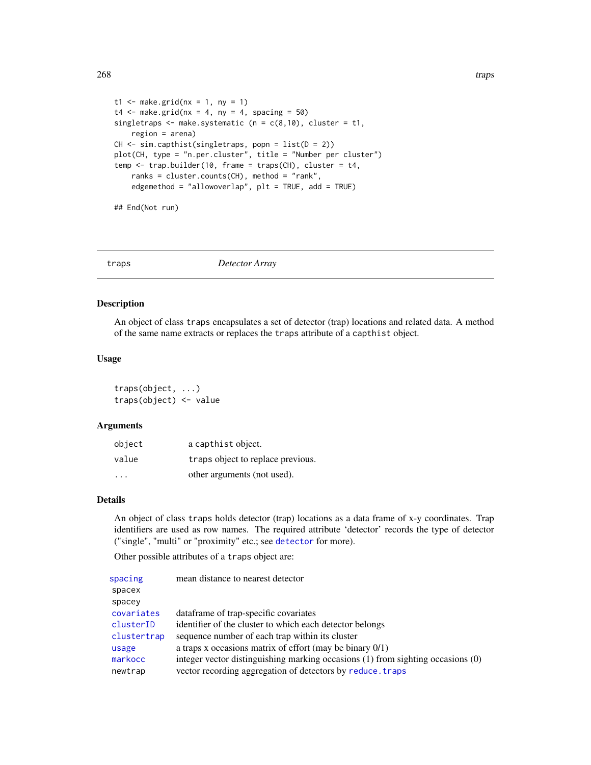```
t1 <- make.grid(nx = 1, ny = 1)
t4 <- make.grid(nx = 4, ny = 4, spacing = 50)
singletraps <- make.systematic (n = c(8,10), cluster = t1,
    region = arena)
CH <- sim.capthist(singletraps, popn = list(D = 2))
plot(CH, type = "n.per.cluster", title = "Number per cluster")
temp <- trap.builder(10, frame = traps(CH), cluster = t4,
    ranks = cluster.counts(CH), method = "rank",
    edgemethod = "allowoverlap", plt = TRUE, add = TRUE)

## End(Not run)
```

---

## traps — *Detector Array*

---

### Description

An object of class `traps` encapsulates a set of detector (trap) locations and related data. A method of the same name extracts or replaces the `traps` attribute of a `capthist` object.

### Usage

```
traps(object, ...)
traps(object) <- value
```

### Arguments

| | |
|---|---|
| `object` | a `capthist` object. |
| `value` | `traps` object to replace previous. |
| `...` | other arguments (not used). |

### Details

An object of class `traps` holds detector (trap) locations as a data frame of x-y coordinates. Trap identifiers are used as row names. The required attribute 'detector' records the type of detector ("single", "multi" or "proximity" etc.; see `detector` for more).

Other possible attributes of a `traps` object are:

| | |
|---|---|
| `spacing` | mean distance to nearest detector |
| `spacex` | |
| `spacey` | |
| `covariates` | dataframe of trap-specific covariates |
| `clusterID` | identifier of the cluster to which each detector belongs |
| `clustertrap` | sequence number of each trap within its cluster |
| `usage` | a traps x occasions matrix of effort (may be binary 0/1) |
| `markocc` | integer vector distinguishing marking occasions (1) from sighting occasions (0) |
| `newtrap` | vector recording aggregation of detectors by `reduce.traps` |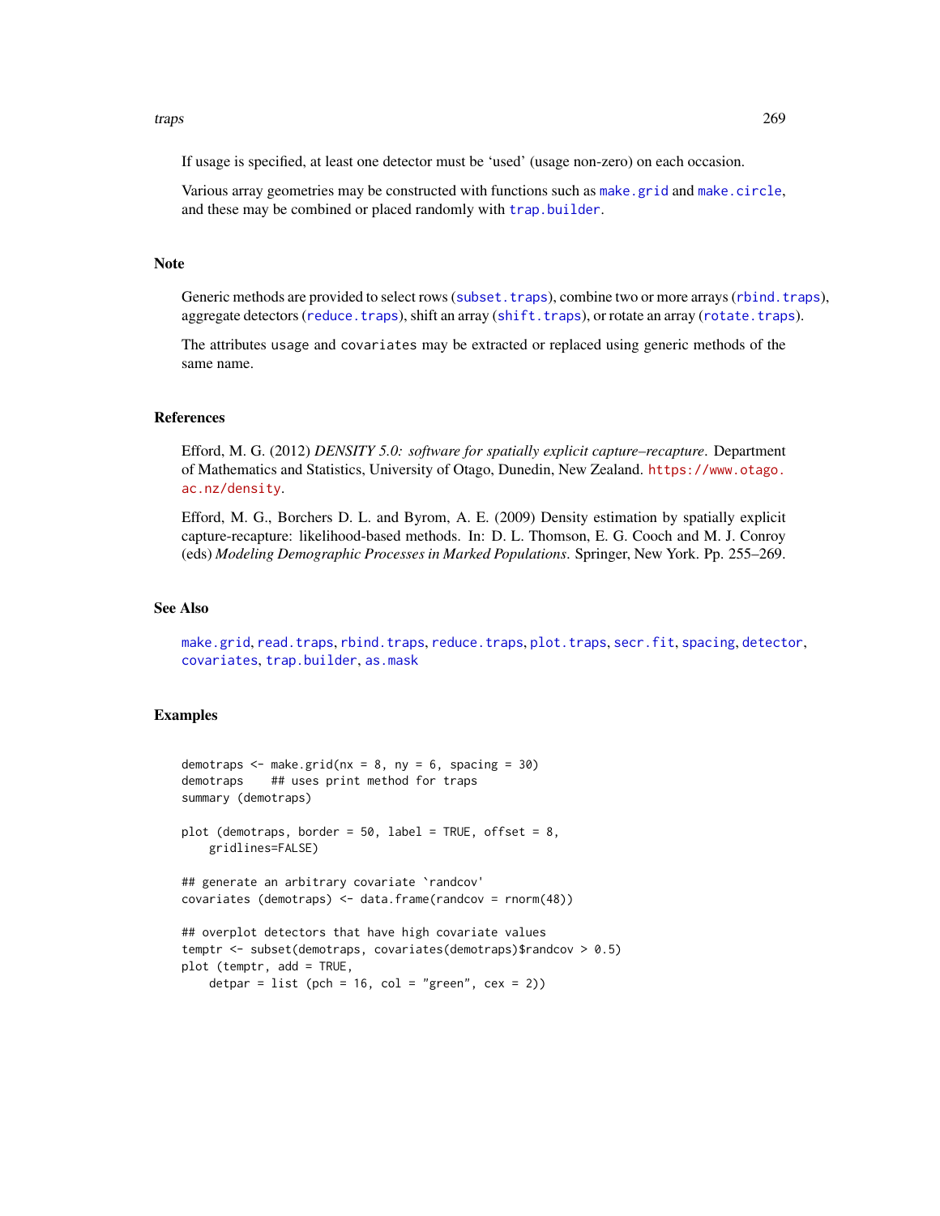If usage is specified, at least one detector must be ‘used’ (usage non-zero) on each occasion.

Various array geometries may be constructed with functions such as make.grid and make.circle, and these may be combined or placed randomly with trap.builder.

## Note

Generic methods are provided to select rows (subset.traps), combine two or more arrays (rbind.traps), aggregate detectors (reduce.traps), shift an array (shift.traps), or rotate an array (rotate.traps).

The attributes usage and covariates may be extracted or replaced using generic methods of the same name.

## References

Efford, M. G. (2012) *DENSITY 5.0: software for spatially explicit capture–recapture*. Department of Mathematics and Statistics, University of Otago, Dunedin, New Zealand. https://www.otago.ac.nz/density.

Efford, M. G., Borchers D. L. and Byrom, A. E. (2009) Density estimation by spatially explicit capture-recapture: likelihood-based methods. In: D. L. Thomson, E. G. Cooch and M. J. Conroy (eds) *Modeling Demographic Processes in Marked Populations*. Springer, New York. Pp. 255–269.

## See Also

make.grid, read.traps, rbind.traps, reduce.traps, plot.traps, secr.fit, spacing, detector, covariates, trap.builder, as.mask

## Examples

```
demotraps <- make.grid(nx = 8, ny = 6, spacing = 30)
demotraps    ## uses print method for traps
summary (demotraps)

plot (demotraps, border = 50, label = TRUE, offset = 8,
    gridlines=FALSE)

## generate an arbitrary covariate `randcov'
covariates (demotraps) <- data.frame(randcov = rnorm(48))

## overplot detectors that have high covariate values
temptr <- subset(demotraps, covariates(demotraps)$randcov > 0.5)
plot (temptr, add = TRUE,
    detpar = list (pch = 16, col = "green", cex = 2))
```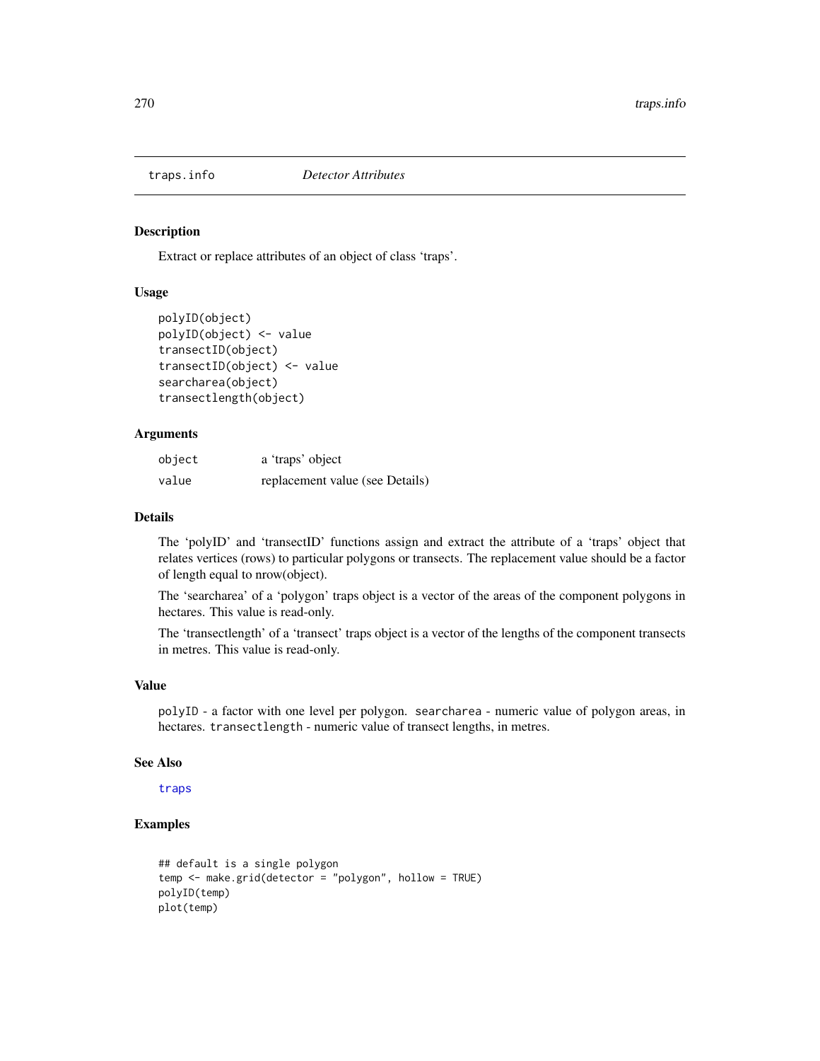traps.info *Detector Attributes*

## Description

Extract or replace attributes of an object of class 'traps'.

## Usage

```
polyID(object)
polyID(object) <- value
transectID(object)
transectID(object) <- value
searcharea(object)
transectlength(object)
```

## Arguments

| | |
|---|---|
| object | a 'traps' object |
| value | replacement value (see Details) |

## Details

The 'polyID' and 'transectID' functions assign and extract the attribute of a 'traps' object that relates vertices (rows) to particular polygons or transects. The replacement value should be a factor of length equal to nrow(object).

The 'searcharea' of a 'polygon' traps object is a vector of the areas of the component polygons in hectares. This value is read-only.

The 'transectlength' of a 'transect' traps object is a vector of the lengths of the component transects in metres. This value is read-only.

## Value

polyID - a factor with one level per polygon. searcharea - numeric value of polygon areas, in hectares. transectlength - numeric value of transect lengths, in metres.

## See Also

traps

## Examples

```
## default is a single polygon
temp <- make.grid(detector = "polygon", hollow = TRUE)
polyID(temp)
plot(temp)
```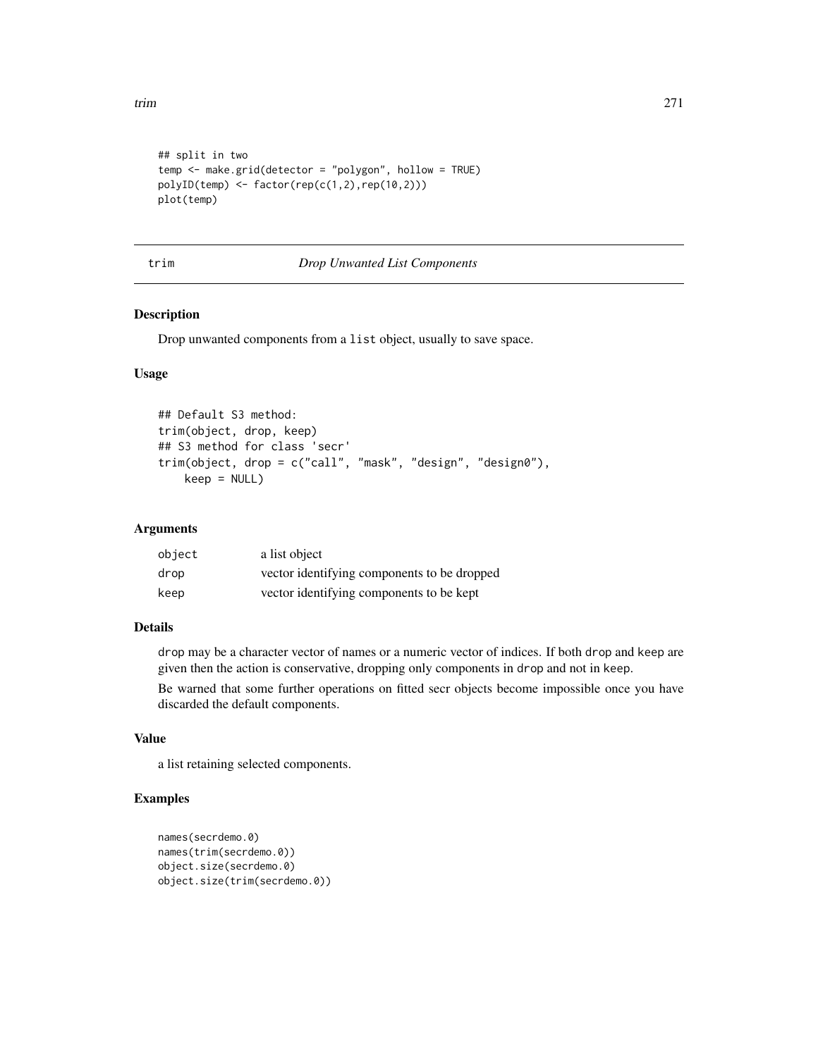```
## split in two
temp <- make.grid(detector = "polygon", hollow = TRUE)
polyID(temp) <- factor(rep(c(1,2),rep(10,2)))
plot(temp)
```

---

## trim — *Drop Unwanted List Components*

### Description

Drop unwanted components from a `list` object, usually to save space.

### Usage

```
## Default S3 method:
trim(object, drop, keep)
## S3 method for class 'secr'
trim(object, drop = c("call", "mask", "design", "design0"),
    keep = NULL)
```

### Arguments

| | |
|---|---|
| `object` | a list object |
| `drop` | vector identifying components to be dropped |
| `keep` | vector identifying components to be kept |

### Details

`drop` may be a character vector of names or a numeric vector of indices. If both `drop` and `keep` are given then the action is conservative, dropping only components in `drop` and not in `keep`.

Be warned that some further operations on fitted secr objects become impossible once you have discarded the default components.

### Value

a list retaining selected components.

### Examples

```
names(secrdemo.0)
names(trim(secrdemo.0))
object.size(secrdemo.0)
object.size(trim(secrdemo.0))
```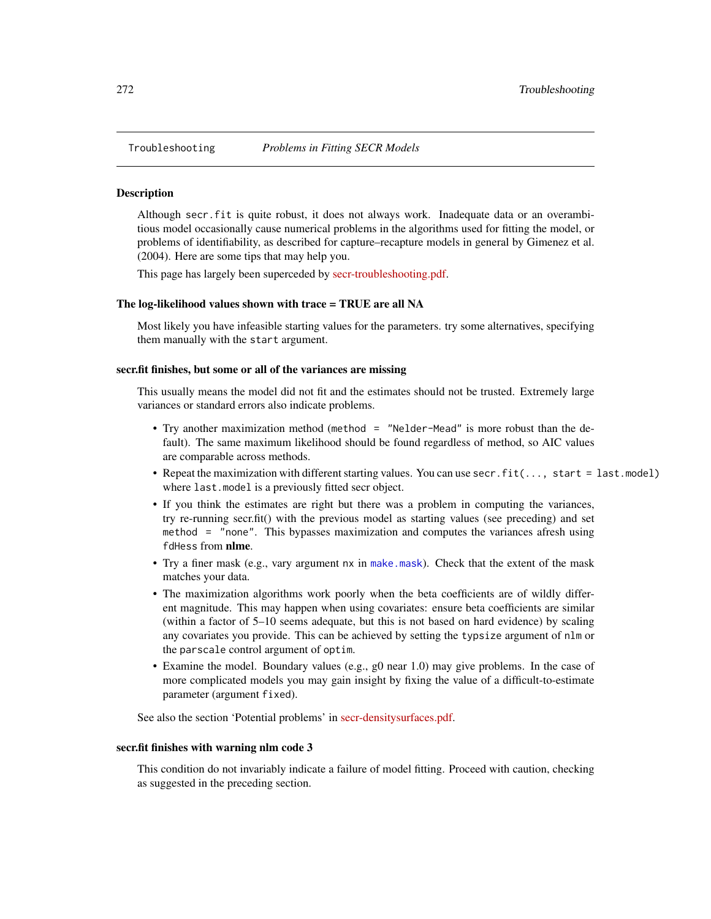Troubleshooting *Problems in Fitting SECR Models*

## Description

Although `secr.fit` is quite robust, it does not always work. Inadequate data or an overambitious model occasionally cause numerical problems in the algorithms used for fitting the model, or problems of identifiability, as described for capture–recapture models in general by Gimenez et al. (2004). Here are some tips that may help you.

This page has largely been superceded by secr-troubleshooting.pdf.

### The log-likelihood values shown with trace = TRUE are all NA

Most likely you have infeasible starting values for the parameters. try some alternatives, specifying them manually with the `start` argument.

### secr.fit finishes, but some or all of the variances are missing

This usually means the model did not fit and the estimates should not be trusted. Extremely large variances or standard errors also indicate problems.

- Try another maximization method (`method = "Nelder-Mead"` is more robust than the default). The same maximum likelihood should be found regardless of method, so AIC values are comparable across methods.
- Repeat the maximization with different starting values. You can use `secr.fit(..., start = last.model)` where `last.model` is a previously fitted secr object.
- If you think the estimates are right but there was a problem in computing the variances, try re-running secr.fit() with the previous model as starting values (see preceding) and set `method = "none"`. This bypasses maximization and computes the variances afresh using `fdHess` from **nlme**.
- Try a finer mask (e.g., vary argument `nx` in `make.mask`). Check that the extent of the mask matches your data.
- The maximization algorithms work poorly when the beta coefficients are of wildly different magnitude. This may happen when using covariates: ensure beta coefficients are similar (within a factor of 5–10 seems adequate, but this is not based on hard evidence) by scaling any covariates you provide. This can be achieved by setting the `typsize` argument of `nlm` or the `parscale` control argument of `optim`.
- Examine the model. Boundary values (e.g., g0 near 1.0) may give problems. In the case of more complicated models you may gain insight by fixing the value of a difficult-to-estimate parameter (argument `fixed`).

See also the section 'Potential problems' in secr-densitysurfaces.pdf.

### secr.fit finishes with warning nlm code 3

This condition do not invariably indicate a failure of model fitting. Proceed with caution, checking as suggested in the preceding section.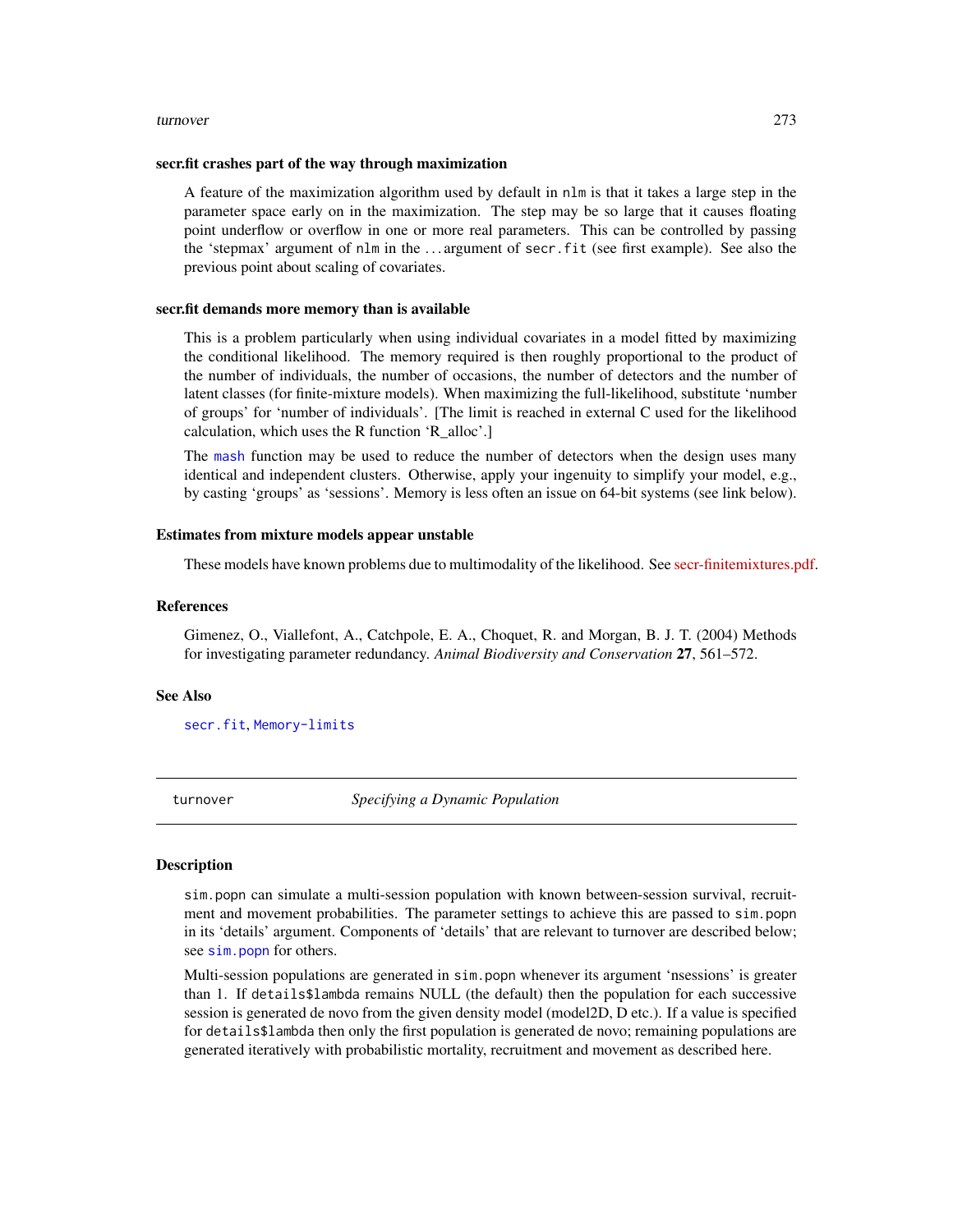### secr.fit crashes part of the way through maximization

A feature of the maximization algorithm used by default in `nlm` is that it takes a large step in the parameter space early on in the maximization. The step may be so large that it causes floating point underflow or overflow in one or more real parameters. This can be controlled by passing the 'stepmax' argument of `nlm` in the ... argument of `secr.fit` (see first example). See also the previous point about scaling of covariates.

### secr.fit demands more memory than is available

This is a problem particularly when using individual covariates in a model fitted by maximizing the conditional likelihood. The memory required is then roughly proportional to the product of the number of individuals, the number of occasions, the number of detectors and the number of latent classes (for finite-mixture models). When maximizing the full-likelihood, substitute 'number of groups' for 'number of individuals'. [The limit is reached in external C used for the likelihood calculation, which uses the R function 'R_alloc'.]

The `mash` function may be used to reduce the number of detectors when the design uses many identical and independent clusters. Otherwise, apply your ingenuity to simplify your model, e.g., by casting 'groups' as 'sessions'. Memory is less often an issue on 64-bit systems (see link below).

### Estimates from mixture models appear unstable

These models have known problems due to multimodality of the likelihood. See secr-finitemixtures.pdf.

### References

Gimenez, O., Viallefont, A., Catchpole, E. A., Choquet, R. and Morgan, B. J. T. (2004) Methods for investigating parameter redundancy. *Animal Biodiversity and Conservation* **27**, 561–572.

### See Also

`secr.fit`, `Memory-limits`

---

## turnover — *Specifying a Dynamic Population*

### Description

`sim.popn` can simulate a multi-session population with known between-session survival, recruitment and movement probabilities. The parameter settings to achieve this are passed to `sim.popn` in its 'details' argument. Components of 'details' that are relevant to turnover are described below; see `sim.popn` for others.

Multi-session populations are generated in `sim.popn` whenever its argument 'nsessions' is greater than 1. If `details$lambda` remains NULL (the default) then the population for each successive session is generated de novo from the given density model (model2D, D etc.). If a value is specified for `details$lambda` then only the first population is generated de novo; remaining populations are generated iteratively with probabilistic mortality, recruitment and movement as described here.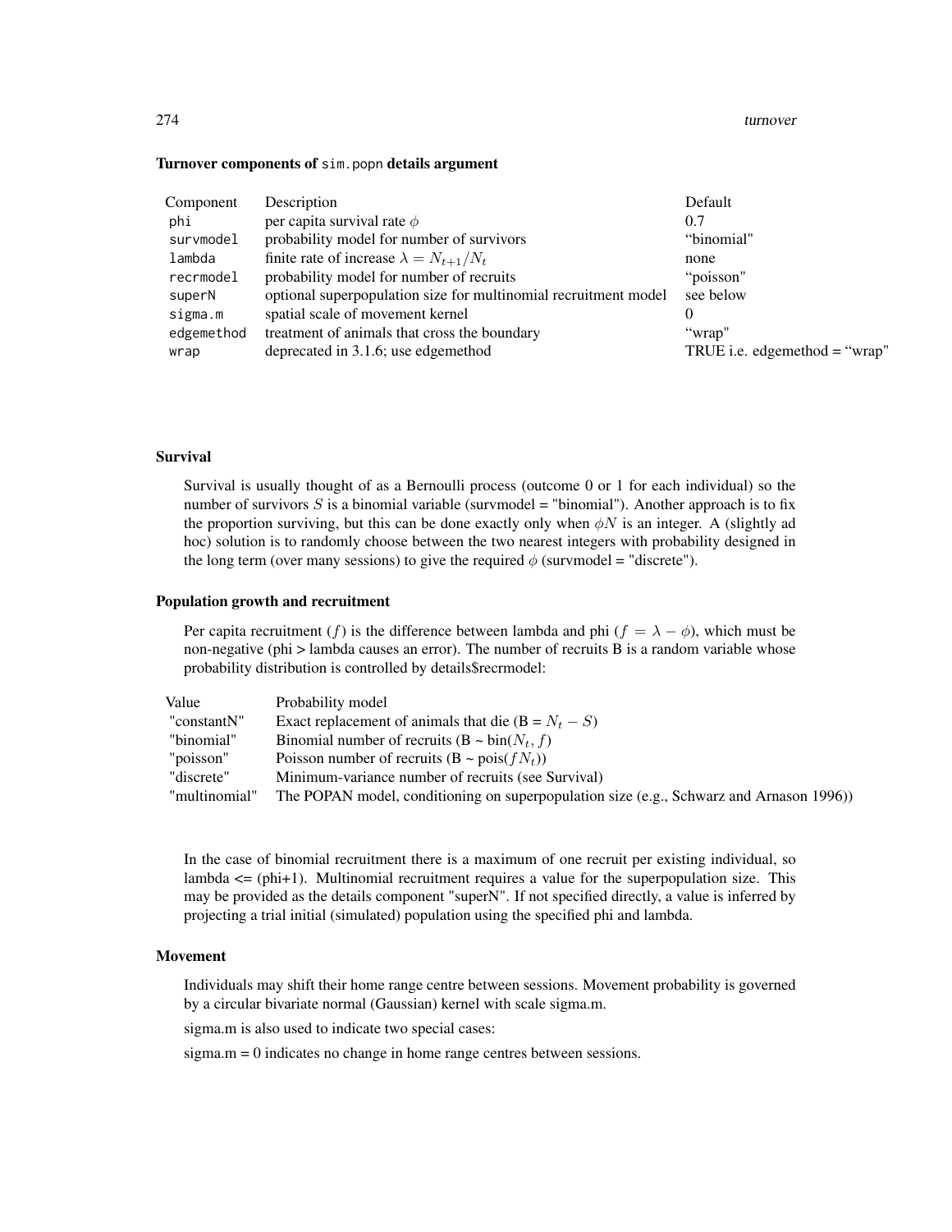**Turnover components of `sim.popn` details argument**

| Component | Description | Default |
|---|---|---|
| `phi` | per capita survival rate $\phi$ | 0.7 |
| `survmodel` | probability model for number of survivors | "binomial" |
| `lambda` | finite rate of increase $\lambda = N_{t+1}/N_t$ | none |
| `recrmodel` | probability model for number of recruits | "poisson" |
| `superN` | optional superpopulation size for multinomial recruitment model | see below |
| `sigma.m` | spatial scale of movement kernel | 0 |
| `edgemethod` | treatment of animals that cross the boundary | "wrap" |
| `wrap` | deprecated in 3.1.6; use edgemethod | TRUE i.e. edgemethod = "wrap" |

### Survival

Survival is usually thought of as a Bernoulli process (outcome 0 or 1 for each individual) so the number of survivors $S$ is a binomial variable (survmodel = "binomial"). Another approach is to fix the proportion surviving, but this can be done exactly only when $\phi N$ is an integer. A (slightly ad hoc) solution is to randomly choose between the two nearest integers with probability designed in the long term (over many sessions) to give the required $\phi$ (survmodel = "discrete").

### Population growth and recruitment

Per capita recruitment ($f$) is the difference between lambda and phi ($f = \lambda - \phi$), which must be non-negative (phi > lambda causes an error). The number of recruits B is a random variable whose probability distribution is controlled by details$recrmodel:

| Value | Probability model |
|---|---|
| "constantN" | Exact replacement of animals that die (B = $N_t - S$) |
| "binomial" | Binomial number of recruits (B ~ bin($N_t$, $f$)) |
| "poisson" | Poisson number of recruits (B ~ pois($fN_t$)) |
| "discrete" | Minimum-variance number of recruits (see Survival) |
| "multinomial" | The POPAN model, conditioning on superpopulation size (e.g., Schwarz and Arnason 1996)) |

In the case of binomial recruitment there is a maximum of one recruit per existing individual, so lambda <= (phi+1). Multinomial recruitment requires a value for the superpopulation size. This may be provided as the details component "superN". If not specified directly, a value is inferred by projecting a trial initial (simulated) population using the specified phi and lambda.

### Movement

Individuals may shift their home range centre between sessions. Movement probability is governed by a circular bivariate normal (Gaussian) kernel with scale sigma.m.

sigma.m is also used to indicate two special cases:

sigma.m = 0 indicates no change in home range centres between sessions.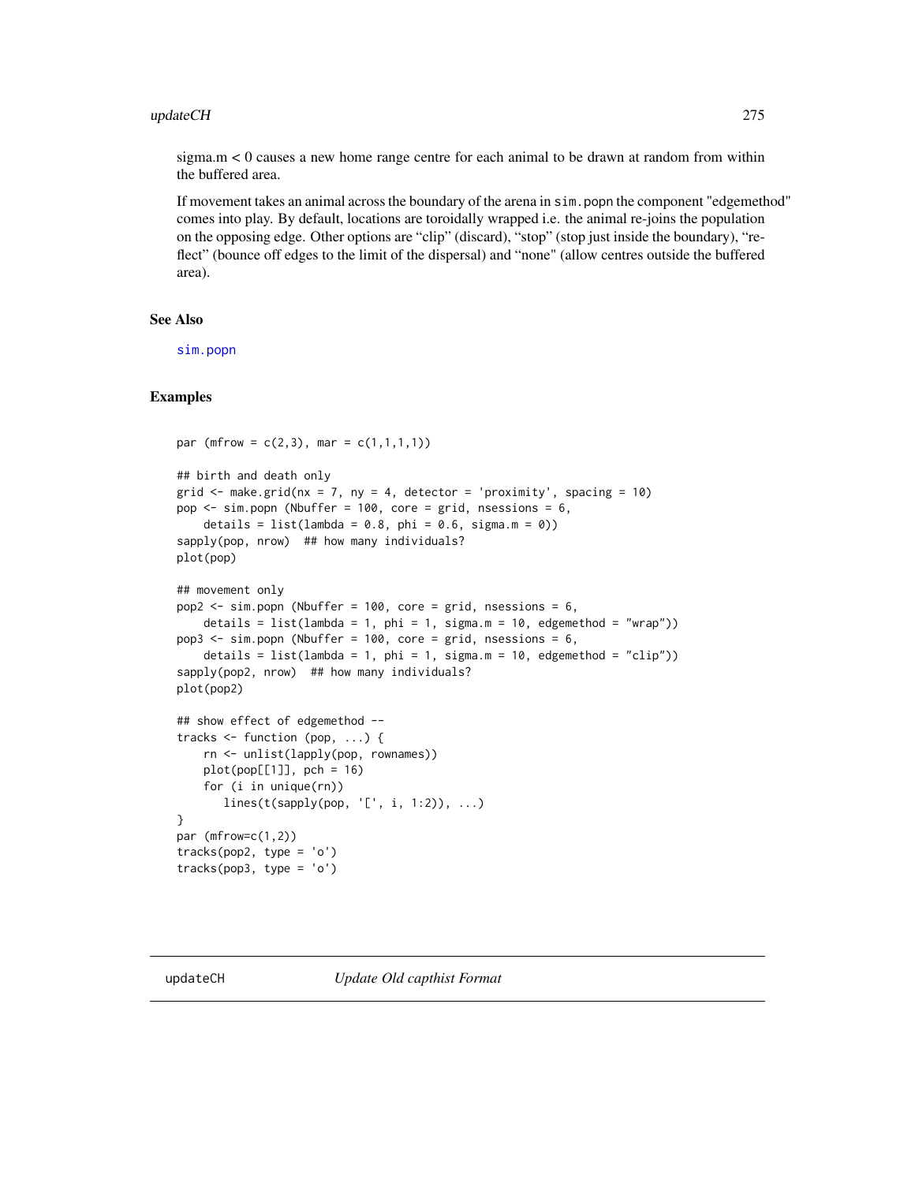sigma.m < 0 causes a new home range centre for each animal to be drawn at random from within the buffered area.

If movement takes an animal across the boundary of the arena in `sim.popn` the component "edgemethod" comes into play. By default, locations are toroidally wrapped i.e. the animal re-joins the population on the opposing edge. Other options are "clip" (discard), "stop" (stop just inside the boundary), "reflect" (bounce off edges to the limit of the dispersal) and "none" (allow centres outside the buffered area).

## See Also

`sim.popn`

## Examples

```
par (mfrow = c(2,3), mar = c(1,1,1,1))

## birth and death only
grid <- make.grid(nx = 7, ny = 4, detector = 'proximity', spacing = 10)
pop <- sim.popn (Nbuffer = 100, core = grid, nsessions = 6,
    details = list(lambda = 0.8, phi = 0.6, sigma.m = 0))
sapply(pop, nrow)  ## how many individuals?
plot(pop)

## movement only
pop2 <- sim.popn (Nbuffer = 100, core = grid, nsessions = 6,
    details = list(lambda = 1, phi = 1, sigma.m = 10, edgemethod = "wrap"))
pop3 <- sim.popn (Nbuffer = 100, core = grid, nsessions = 6,
    details = list(lambda = 1, phi = 1, sigma.m = 10, edgemethod = "clip"))
sapply(pop2, nrow)  ## how many individuals?
plot(pop2)

## show effect of edgemethod --
tracks <- function (pop, ...) {
    rn <- unlist(lapply(pop, rownames))
    plot(pop[[1]], pch = 16)
    for (i in unique(rn))
       lines(t(sapply(pop, '[', i, 1:2)), ...)
}
par (mfrow=c(1,2))
tracks(pop2, type = 'o')
tracks(pop3, type = 'o')
```

---

`updateCH` *Update Old capthist Format*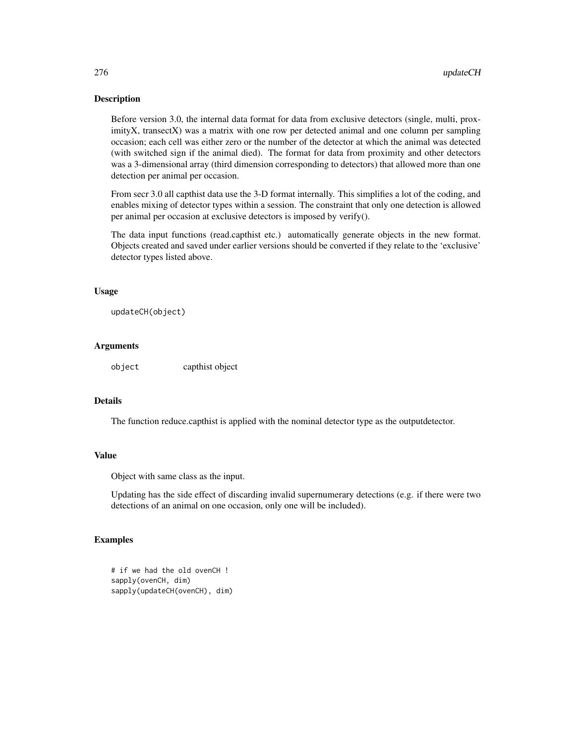## Description

Before version 3.0, the internal data format for data from exclusive detectors (single, multi, proximityX, transectX) was a matrix with one row per detected animal and one column per sampling occasion; each cell was either zero or the number of the detector at which the animal was detected (with switched sign if the animal died). The format for data from proximity and other detectors was a 3-dimensional array (third dimension corresponding to detectors) that allowed more than one detection per animal per occasion.

From secr 3.0 all capthist data use the 3-D format internally. This simplifies a lot of the coding, and enables mixing of detector types within a session. The constraint that only one detection is allowed per animal per occasion at exclusive detectors is imposed by verify().

The data input functions (read.capthist etc.) automatically generate objects in the new format. Objects created and saved under earlier versions should be converted if they relate to the 'exclusive' detector types listed above.

## Usage

```
updateCH(object)
```

## Arguments

| | |
|---|---|
| object | capthist object |

## Details

The function reduce.capthist is applied with the nominal detector type as the outputdetector.

## Value

Object with same class as the input.

Updating has the side effect of discarding invalid supernumerary detections (e.g. if there were two detections of an animal on one occasion, only one will be included).

## Examples

```
# if we had the old ovenCH !
sapply(ovenCH, dim)
sapply(updateCH(ovenCH), dim)
```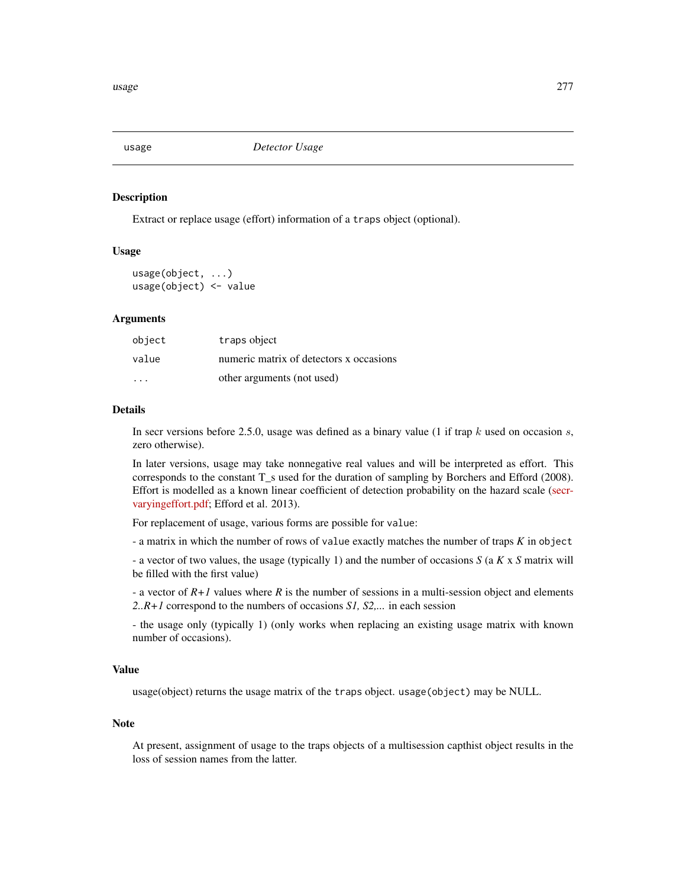## usage — *Detector Usage*

### Description

Extract or replace usage (effort) information of a `traps` object (optional).

### Usage

```
usage(object, ...)
usage(object) <- value
```

### Arguments

| | |
|---|---|
| `object` | `traps` object |
| `value` | numeric matrix of detectors x occasions |
| `...` | other arguments (not used) |

### Details

In secr versions before 2.5.0, usage was defined as a binary value (1 if trap $k$ used on occasion $s$, zero otherwise).

In later versions, usage may take nonnegative real values and will be interpreted as effort. This corresponds to the constant T_s used for the duration of sampling by Borchers and Efford (2008). Effort is modelled as a known linear coefficient of detection probability on the hazard scale (secr-varyingeffort.pdf; Efford et al. 2013).

For replacement of usage, various forms are possible for `value`:

- a matrix in which the number of rows of `value` exactly matches the number of traps *K* in `object`

- a vector of two values, the usage (typically 1) and the number of occasions *S* (a *K* x *S* matrix will be filled with the first value)

- a vector of *R+1* values where *R* is the number of sessions in a multi-session object and elements *2..R+1* correspond to the numbers of occasions *S1, S2,...* in each session

- the usage only (typically 1) (only works when replacing an existing usage matrix with known number of occasions).

### Value

usage(object) returns the usage matrix of the `traps` object. `usage(object)` may be NULL.

### Note

At present, assignment of usage to the traps objects of a multisession capthist object results in the loss of session names from the latter.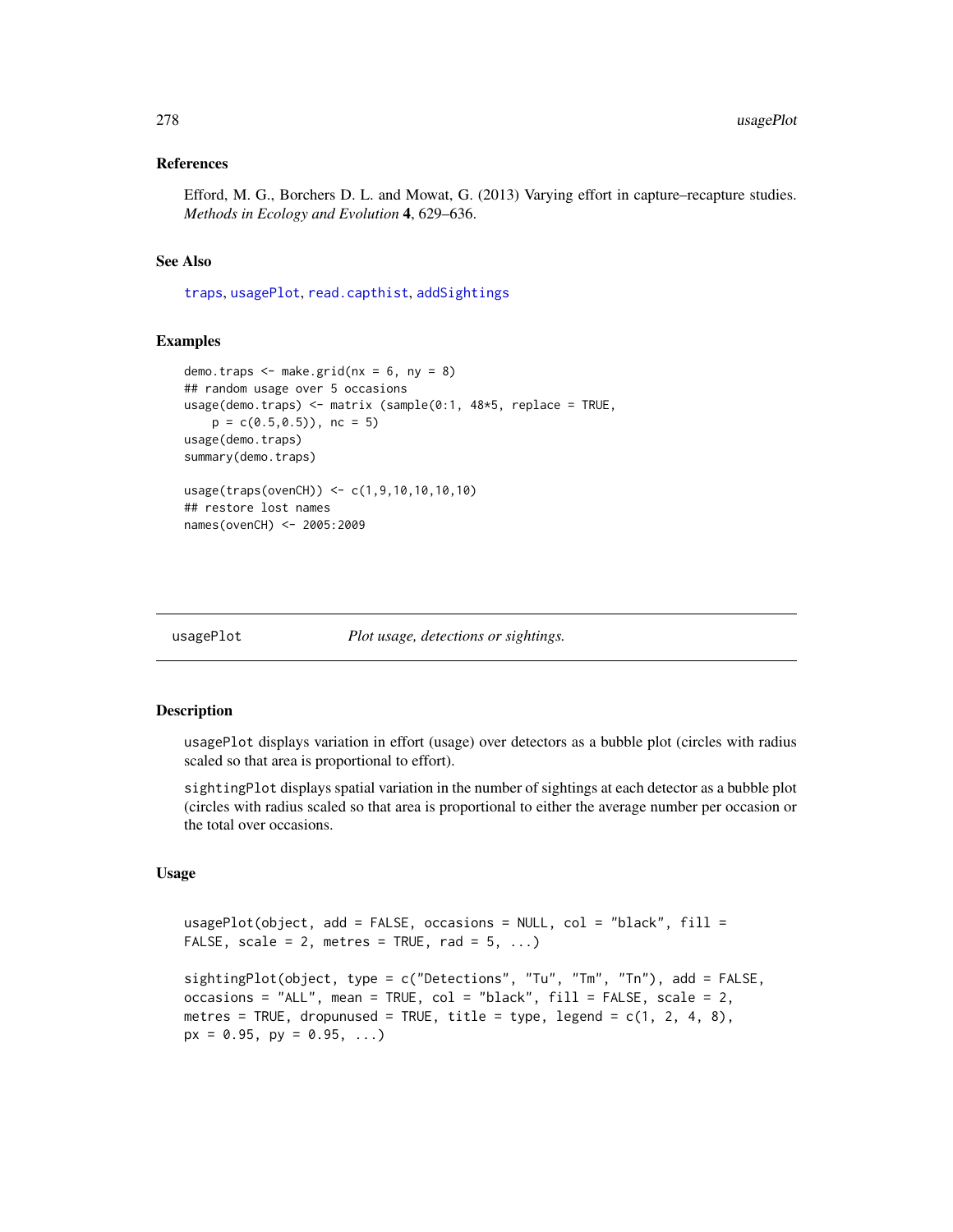### References

Efford, M. G., Borchers D. L. and Mowat, G. (2013) Varying effort in capture–recapture studies. *Methods in Ecology and Evolution* **4**, 629–636.

### See Also

traps, usagePlot, read.capthist, addSightings

### Examples

```
demo.traps <- make.grid(nx = 6, ny = 8)
## random usage over 5 occasions
usage(demo.traps) <- matrix (sample(0:1, 48*5, replace = TRUE,
    p = c(0.5,0.5)), nc = 5)
usage(demo.traps)
summary(demo.traps)

usage(traps(ovenCH)) <- c(1,9,10,10,10,10)
## restore lost names
names(ovenCH) <- 2005:2009
```

---

## usagePlot — *Plot usage, detections or sightings.*

### Description

usagePlot displays variation in effort (usage) over detectors as a bubble plot (circles with radius scaled so that area is proportional to effort).

sightingPlot displays spatial variation in the number of sightings at each detector as a bubble plot (circles with radius scaled so that area is proportional to either the average number per occasion or the total over occasions.

### Usage

```
usagePlot(object, add = FALSE, occasions = NULL, col = "black", fill =
FALSE, scale = 2, metres = TRUE, rad = 5, ...)

sightingPlot(object, type = c("Detections", "Tu", "Tm", "Tn"), add = FALSE,
occasions = "ALL", mean = TRUE, col = "black", fill = FALSE, scale = 2,
metres = TRUE, dropunused = TRUE, title = type, legend = c(1, 2, 4, 8),
px = 0.95, py = 0.95, ...)
```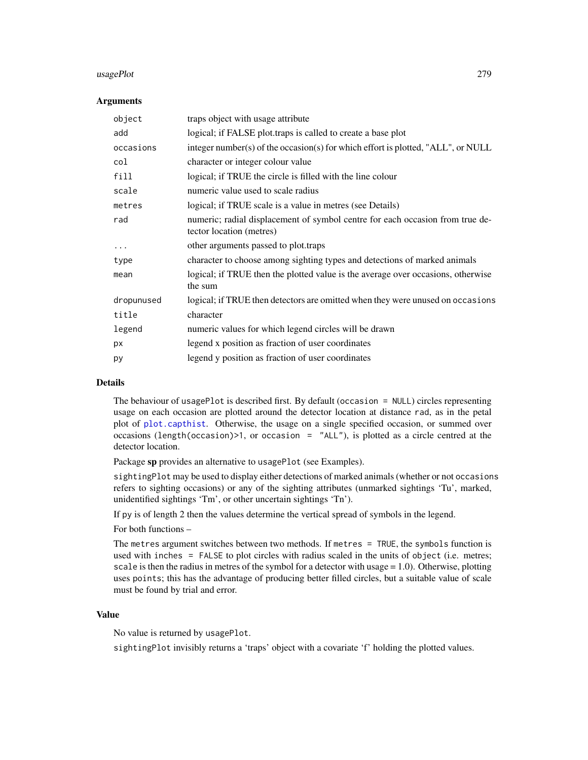### Arguments

| | |
|---|---|
| `object` | traps object with usage attribute |
| `add` | logical; if FALSE plot.traps is called to create a base plot |
| `occasions` | integer number(s) of the occasion(s) for which effort is plotted, "ALL", or NULL |
| `col` | character or integer colour value |
| `fill` | logical; if TRUE the circle is filled with the line colour |
| `scale` | numeric value used to scale radius |
| `metres` | logical; if TRUE scale is a value in metres (see Details) |
| `rad` | numeric; radial displacement of symbol centre for each occasion from true detector location (metres) |
| `...` | other arguments passed to plot.traps |
| `type` | character to choose among sighting types and detections of marked animals |
| `mean` | logical; if TRUE then the plotted value is the average over occasions, otherwise the sum |
| `dropunused` | logical; if TRUE then detectors are omitted when they were unused on `occasions` |
| `title` | character |
| `legend` | numeric values for which legend circles will be drawn |
| `px` | legend x position as fraction of user coordinates |
| `py` | legend y position as fraction of user coordinates |

### Details

The behaviour of `usagePlot` is described first. By default (`occasion = NULL`) circles representing usage on each occasion are plotted around the detector location at distance `rad`, as in the petal plot of `plot.capthist`. Otherwise, the usage on a single specified occasion, or summed over occasions (`length(occasion)>1`, or `occasion = "ALL"`), is plotted as a circle centred at the detector location.

Package **sp** provides an alternative to `usagePlot` (see Examples).

`sightingPlot` may be used to display either detections of marked animals (whether or not `occasions` refers to sighting occasions) or any of the sighting attributes (unmarked sightings 'Tu', marked, unidentified sightings 'Tm', or other uncertain sightings 'Tn').

If `py` is of length 2 then the values determine the vertical spread of symbols in the legend.

For both functions –

The `metres` argument switches between two methods. If `metres = TRUE`, the `symbols` function is used with `inches = FALSE` to plot circles with radius scaled in the units of `object` (i.e. metres; `scale` is then the radius in metres of the symbol for a detector with usage = 1.0). Otherwise, plotting uses `points`; this has the advantage of producing better filled circles, but a suitable value of scale must be found by trial and error.

### Value

No value is returned by `usagePlot`.

`sightingPlot` invisibly returns a 'traps' object with a covariate 'f' holding the plotted values.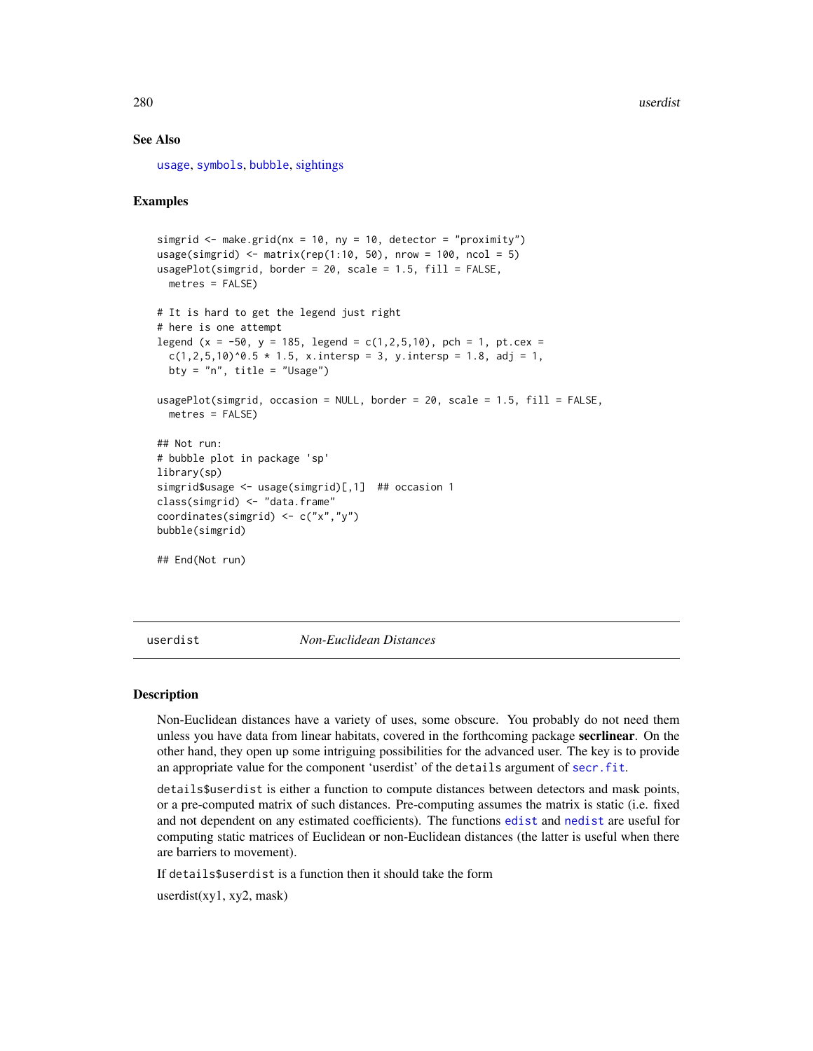## See Also

usage, symbols, bubble, sightings

## Examples

```
simgrid <- make.grid(nx = 10, ny = 10, detector = "proximity")
usage(simgrid) <- matrix(rep(1:10, 50), nrow = 100, ncol = 5)
usagePlot(simgrid, border = 20, scale = 1.5, fill = FALSE,
  metres = FALSE)

# It is hard to get the legend just right
# here is one attempt
legend (x = -50, y = 185, legend = c(1,2,5,10), pch = 1, pt.cex =
  c(1,2,5,10)^0.5 * 1.5, x.intersp = 3, y.intersp = 1.8, adj = 1,
  bty = "n", title = "Usage")

usagePlot(simgrid, occasion = NULL, border = 20, scale = 1.5, fill = FALSE,
  metres = FALSE)

## Not run:
# bubble plot in package 'sp'
library(sp)
simgrid$usage <- usage(simgrid)[,1]  ## occasion 1
class(simgrid) <- "data.frame"
coordinates(simgrid) <- c("x","y")
bubble(simgrid)

## End(Not run)
```

---

# userdist — *Non-Euclidean Distances*

---

## Description

Non-Euclidean distances have a variety of uses, some obscure. You probably do not need them unless you have data from linear habitats, covered in the forthcoming package **secrlinear**. On the other hand, they open up some intriguing possibilities for the advanced user. The key is to provide an appropriate value for the component 'userdist' of the `details` argument of `secr.fit`.

`details$userdist` is either a function to compute distances between detectors and mask points, or a pre-computed matrix of such distances. Pre-computing assumes the matrix is static (i.e. fixed and not dependent on any estimated coefficients). The functions `edist` and `nedist` are useful for computing static matrices of Euclidean or non-Euclidean distances (the latter is useful when there are barriers to movement).

If `details$userdist` is a function then it should take the form

userdist(xy1, xy2, mask)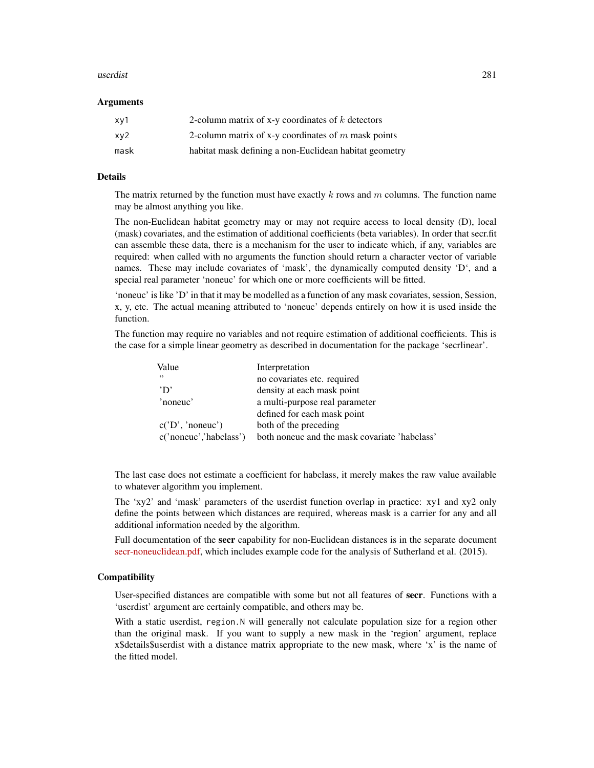## Arguments

| | |
|---|---|
| xy1 | 2-column matrix of x-y coordinates of $k$ detectors |
| xy2 | 2-column matrix of x-y coordinates of $m$ mask points |
| mask | habitat mask defining a non-Euclidean habitat geometry |

## Details

The matrix returned by the function must have exactly $k$ rows and $m$ columns. The function name may be almost anything you like.

The non-Euclidean habitat geometry may or may not require access to local density (D), local (mask) covariates, and the estimation of additional coefficients (beta variables). In order that secr.fit can assemble these data, there is a mechanism for the user to indicate which, if any, variables are required: when called with no arguments the function should return a character vector of variable names. These may include covariates of 'mask', the dynamically computed density 'D', and a special real parameter 'noneuc' for which one or more coefficients will be fitted.

'noneuc' is like 'D' in that it may be modelled as a function of any mask covariates, session, Session, x, y, etc. The actual meaning attributed to 'noneuc' depends entirely on how it is used inside the function.

The function may require no variables and not require estimation of additional coefficients. This is the case for a simple linear geometry as described in documentation for the package 'secrlinear'.

| Value | Interpretation |
|---|---|
| '' | no covariates etc. required |
| 'D' | density at each mask point |
| 'noneuc' | a multi-purpose real parameter defined for each mask point |
| c('D', 'noneuc') | both of the preceding |
| c('noneuc','habclass') | both noneuc and the mask covariate 'habclass' |

The last case does not estimate a coefficient for habclass, it merely makes the raw value available to whatever algorithm you implement.

The 'xy2' and 'mask' parameters of the userdist function overlap in practice: xy1 and xy2 only define the points between which distances are required, whereas mask is a carrier for any and all additional information needed by the algorithm.

Full documentation of the **secr** capability for non-Euclidean distances is in the separate document secr-noneuclidean.pdf, which includes example code for the analysis of Sutherland et al. (2015).

## Compatibility

User-specified distances are compatible with some but not all features of **secr**. Functions with a 'userdist' argument are certainly compatible, and others may be.

With a static userdist, `region.N` will generally not calculate population size for a region other than the original mask. If you want to supply a new mask in the 'region' argument, replace x$details$userdist with a distance matrix appropriate to the new mask, where 'x' is the name of the fitted model.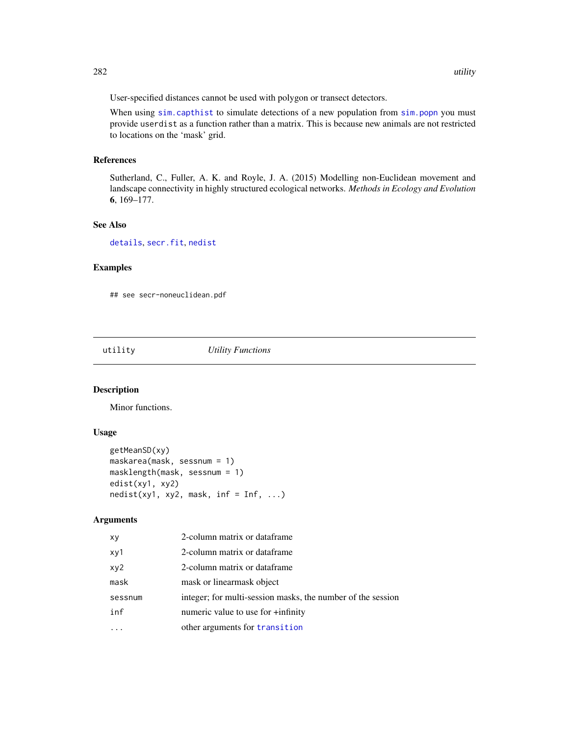User-specified distances cannot be used with polygon or transect detectors.

When using sim.capthist to simulate detections of a new population from sim.popn you must provide `userdist` as a function rather than a matrix. This is because new animals are not restricted to locations on the 'mask' grid.

### References

Sutherland, C., Fuller, A. K. and Royle, J. A. (2015) Modelling non-Euclidean movement and landscape connectivity in highly structured ecological networks. *Methods in Ecology and Evolution* **6**, 169–177.

### See Also

details, secr.fit, nedist

### Examples

```
## see secr-noneuclidean.pdf
```

---

## utility — *Utility Functions*

### Description

Minor functions.

### Usage

```
getMeanSD(xy)
maskarea(mask, sessnum = 1)
masklength(mask, sessnum = 1)
edist(xy1, xy2)
nedist(xy1, xy2, mask, inf = Inf, ...)
```

### Arguments

| | |
|---|---|
| xy | 2-column matrix or dataframe |
| xy1 | 2-column matrix or dataframe |
| xy2 | 2-column matrix or dataframe |
| mask | mask or linearmask object |
| sessnum | integer; for multi-session masks, the number of the session |
| inf | numeric value to use for +infinity |
| ... | other arguments for transition |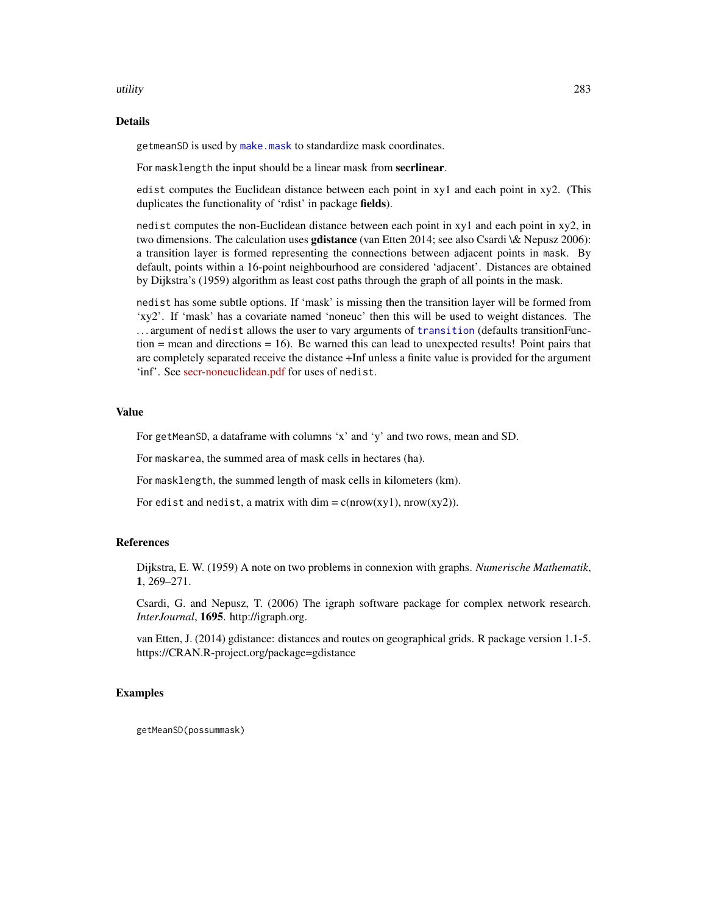## Details

getmeanSD is used by make.mask to standardize mask coordinates.

For masklength the input should be a linear mask from **secrlinear**.

edist computes the Euclidean distance between each point in xy1 and each point in xy2. (This duplicates the functionality of 'rdist' in package **fields**).

nedist computes the non-Euclidean distance between each point in xy1 and each point in xy2, in two dimensions. The calculation uses **gdistance** (van Etten 2014; see also Csardi \& Nepusz 2006): a transition layer is formed representing the connections between adjacent points in mask. By default, points within a 16-point neighbourhood are considered 'adjacent'. Distances are obtained by Dijkstra's (1959) algorithm as least cost paths through the graph of all points in the mask.

nedist has some subtle options. If 'mask' is missing then the transition layer will be formed from 'xy2'. If 'mask' has a covariate named 'noneuc' then this will be used to weight distances. The ... argument of nedist allows the user to vary arguments of transition (defaults transitionFunction = mean and directions = 16). Be warned this can lead to unexpected results! Point pairs that are completely separated receive the distance +Inf unless a finite value is provided for the argument 'inf'. See secr-noneuclidean.pdf for uses of nedist.

## Value

For getMeanSD, a dataframe with columns 'x' and 'y' and two rows, mean and SD.

For maskarea, the summed area of mask cells in hectares (ha).

For masklength, the summed length of mask cells in kilometers (km).

For edist and nedist, a matrix with dim = c(nrow(xy1), nrow(xy2)).

## References

Dijkstra, E. W. (1959) A note on two problems in connexion with graphs. *Numerische Mathematik*, **1**, 269–271.

Csardi, G. and Nepusz, T. (2006) The igraph software package for complex network research. *InterJournal*, **1695**. http://igraph.org.

van Etten, J. (2014) gdistance: distances and routes on geographical grids. R package version 1.1-5. https://CRAN.R-project.org/package=gdistance

## Examples

```
getMeanSD(possummask)
```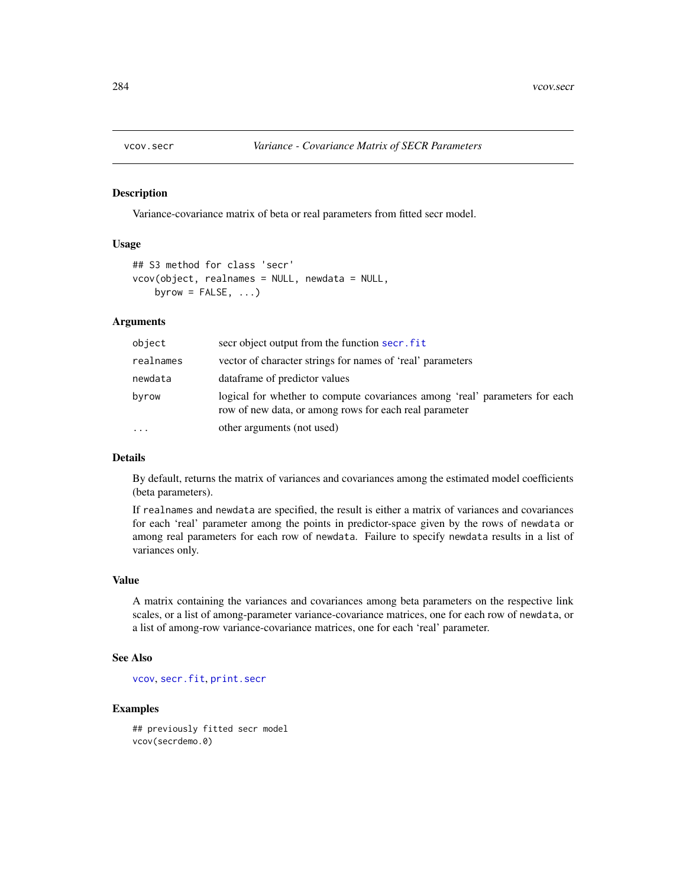# vcov.secr — *Variance - Covariance Matrix of SECR Parameters*

## Description

Variance-covariance matrix of beta or real parameters from fitted secr model.

## Usage

```
## S3 method for class 'secr'
vcov(object, realnames = NULL, newdata = NULL,
    byrow = FALSE, ...)
```

## Arguments

| | |
|---|---|
| `object` | secr object output from the function `secr.fit` |
| `realnames` | vector of character strings for names of 'real' parameters |
| `newdata` | dataframe of predictor values |
| `byrow` | logical for whether to compute covariances among 'real' parameters for each row of new data, or among rows for each real parameter |
| `...` | other arguments (not used) |

## Details

By default, returns the matrix of variances and covariances among the estimated model coefficients (beta parameters).

If `realnames` and `newdata` are specified, the result is either a matrix of variances and covariances for each 'real' parameter among the points in predictor-space given by the rows of `newdata` or among real parameters for each row of `newdata`. Failure to specify `newdata` results in a list of variances only.

## Value

A matrix containing the variances and covariances among beta parameters on the respective link scales, or a list of among-parameter variance-covariance matrices, one for each row of `newdata`, or a list of among-row variance-covariance matrices, one for each 'real' parameter.

## See Also

`vcov`, `secr.fit`, `print.secr`

## Examples

```
## previously fitted secr model
vcov(secrdemo.0)
```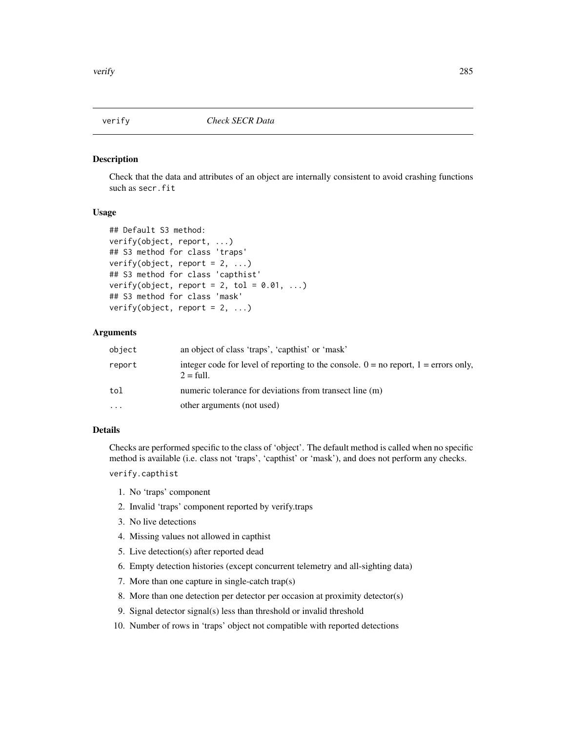## verify — *Check SECR Data*

### Description

Check that the data and attributes of an object are internally consistent to avoid crashing functions such as `secr.fit`

### Usage

```
## Default S3 method:
verify(object, report, ...)
## S3 method for class 'traps'
verify(object, report = 2, ...)
## S3 method for class 'capthist'
verify(object, report = 2, tol = 0.01, ...)
## S3 method for class 'mask'
verify(object, report = 2, ...)
```

### Arguments

| | |
|---|---|
| `object` | an object of class 'traps', 'capthist' or 'mask' |
| `report` | integer code for level of reporting to the console. 0 = no report, 1 = errors only, 2 = full. |
| `tol` | numeric tolerance for deviations from transect line (m) |
| `...` | other arguments (not used) |

### Details

Checks are performed specific to the class of 'object'. The default method is called when no specific method is available (i.e. class not 'traps', 'capthist' or 'mask'), and does not perform any checks.

`verify.capthist`

1. No 'traps' component
2. Invalid 'traps' component reported by verify.traps
3. No live detections
4. Missing values not allowed in capthist
5. Live detection(s) after reported dead
6. Empty detection histories (except concurrent telemetry and all-sighting data)
7. More than one capture in single-catch trap(s)
8. More than one detection per detector per occasion at proximity detector(s)
9. Signal detector signal(s) less than threshold or invalid threshold
10. Number of rows in 'traps' object not compatible with reported detections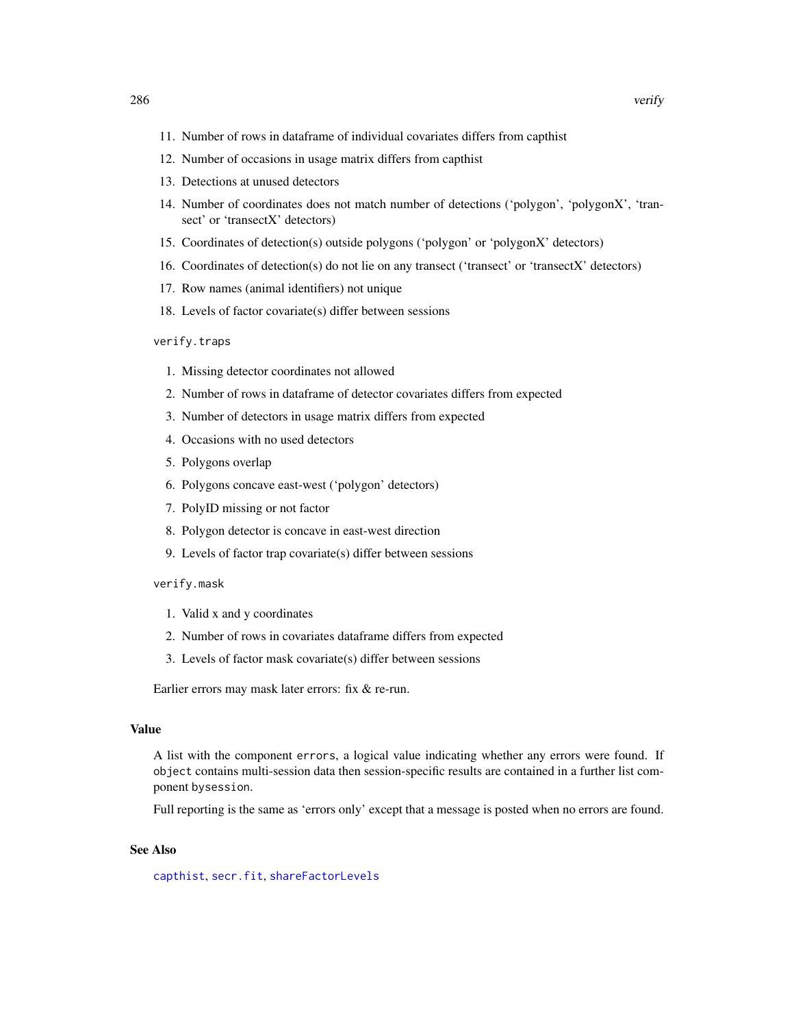11. Number of rows in dataframe of individual covariates differs from capthist
12. Number of occasions in usage matrix differs from capthist
13. Detections at unused detectors
14. Number of coordinates does not match number of detections ('polygon', 'polygonX', 'transect' or 'transectX' detectors)
15. Coordinates of detection(s) outside polygons ('polygon' or 'polygonX' detectors)
16. Coordinates of detection(s) do not lie on any transect ('transect' or 'transectX' detectors)
17. Row names (animal identifiers) not unique
18. Levels of factor covariate(s) differ between sessions

`verify.traps`

1. Missing detector coordinates not allowed
2. Number of rows in dataframe of detector covariates differs from expected
3. Number of detectors in usage matrix differs from expected
4. Occasions with no used detectors
5. Polygons overlap
6. Polygons concave east-west ('polygon' detectors)
7. PolyID missing or not factor
8. Polygon detector is concave in east-west direction
9. Levels of factor trap covariate(s) differ between sessions

`verify.mask`

1. Valid x and y coordinates
2. Number of rows in covariates dataframe differs from expected
3. Levels of factor mask covariate(s) differ between sessions

Earlier errors may mask later errors: fix & re-run.

## Value

A list with the component `errors`, a logical value indicating whether any errors were found. If `object` contains multi-session data then session-specific results are contained in a further list component `bysession`.

Full reporting is the same as 'errors only' except that a message is posted when no errors are found.

## See Also

`capthist`, `secr.fit`, `shareFactorLevels`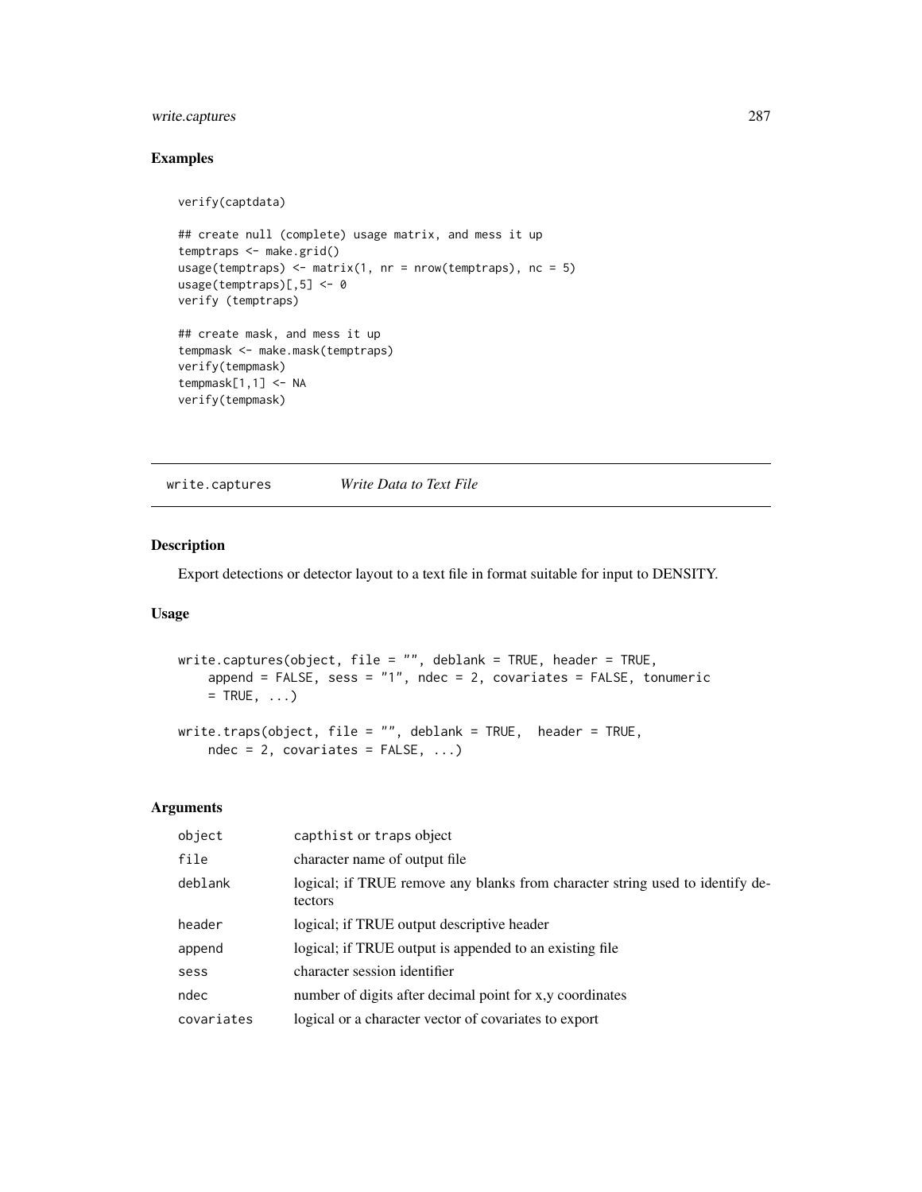## Examples

```
verify(captdata)

## create null (complete) usage matrix, and mess it up
temptraps <- make.grid()
usage(temptraps) <- matrix(1, nr = nrow(temptraps), nc = 5)
usage(temptraps)[,5] <- 0
verify (temptraps)

## create mask, and mess it up
tempmask <- make.mask(temptraps)
verify(tempmask)
tempmask[1,1] <- NA
verify(tempmask)
```

---

# write.captures *Write Data to Text File*

## Description

Export detections or detector layout to a text file in format suitable for input to DENSITY.

## Usage

```
write.captures(object, file = "", deblank = TRUE, header = TRUE,
    append = FALSE, sess = "1", ndec = 2, covariates = FALSE, tonumeric
    = TRUE, ...)

write.traps(object, file = "", deblank = TRUE,  header = TRUE,
    ndec = 2, covariates = FALSE, ...)
```

## Arguments

| | |
|---|---|
| object | capthist or traps object |
| file | character name of output file |
| deblank | logical; if TRUE remove any blanks from character string used to identify detectors |
| header | logical; if TRUE output descriptive header |
| append | logical; if TRUE output is appended to an existing file |
| sess | character session identifier |
| ndec | number of digits after decimal point for x,y coordinates |
| covariates | logical or a character vector of covariates to export |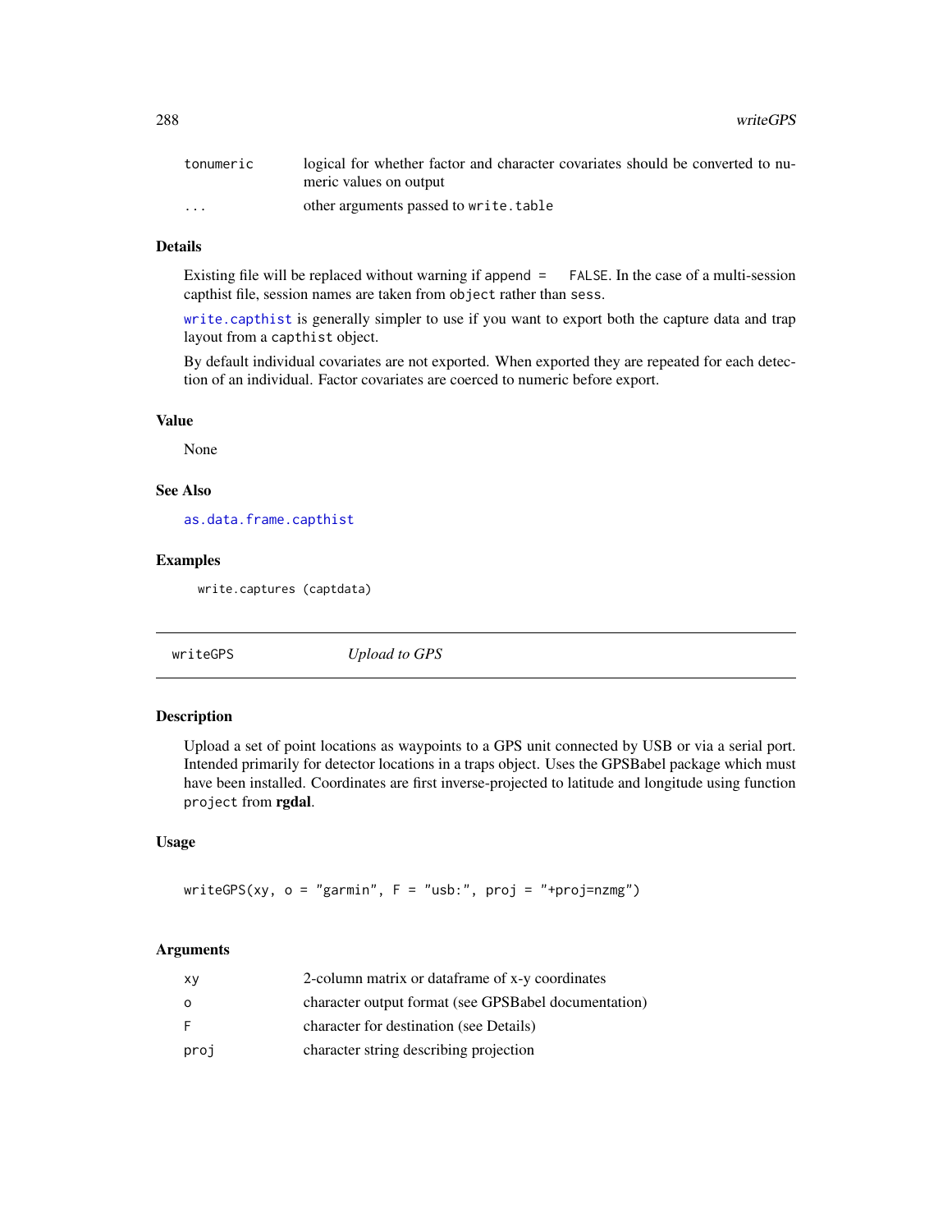| | |
|---|---|
| tonumeric | logical for whether factor and character covariates should be converted to numeric values on output |
| ... | other arguments passed to `write.table` |

## Details

Existing file will be replaced without warning if `append = FALSE`. In the case of a multi-session capthist file, session names are taken from `object` rather than `sess`.

`write.capthist` is generally simpler to use if you want to export both the capture data and trap layout from a `capthist` object.

By default individual covariates are not exported. When exported they are repeated for each detection of an individual. Factor covariates are coerced to numeric before export.

## Value

None

## See Also

`as.data.frame.capthist`

## Examples

```
write.captures (captdata)
```

---

# writeGPS *Upload to GPS*

---

## Description

Upload a set of point locations as waypoints to a GPS unit connected by USB or via a serial port. Intended primarily for detector locations in a traps object. Uses the GPSBabel package which must have been installed. Coordinates are first inverse-projected to latitude and longitude using function `project` from **rgdal**.

## Usage

```
writeGPS(xy, o = "garmin", F = "usb:", proj = "+proj=nzmg")
```

## Arguments

| | |
|---|---|
| xy | 2-column matrix or dataframe of x-y coordinates |
| o | character output format (see GPSBabel documentation) |
| F | character for destination (see Details) |
| proj | character string describing projection |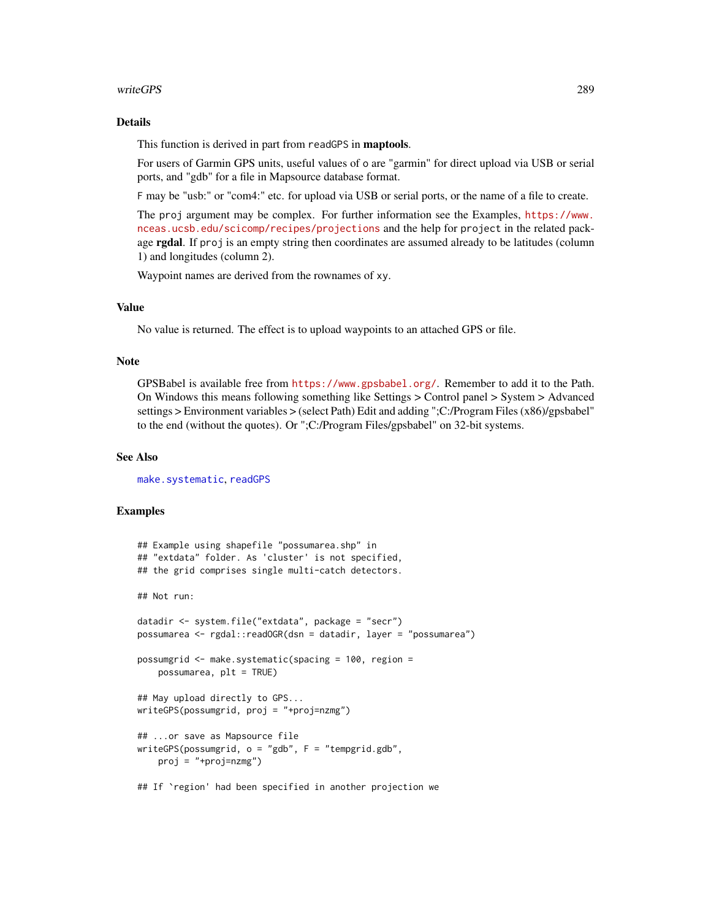### Details

This function is derived in part from `readGPS` in **maptools**.

For users of Garmin GPS units, useful values of `o` are "garmin" for direct upload via USB or serial ports, and "gdb" for a file in Mapsource database format.

`F` may be "usb:" or "com4:" etc. for upload via USB or serial ports, or the name of a file to create.

The `proj` argument may be complex. For further information see the Examples, https://www.nceas.ucsb.edu/scicomp/recipes/projections and the help for `project` in the related package **rgdal**. If `proj` is an empty string then coordinates are assumed already to be latitudes (column 1) and longitudes (column 2).

Waypoint names are derived from the rownames of `xy`.

### Value

No value is returned. The effect is to upload waypoints to an attached GPS or file.

### Note

GPSBabel is available free from https://www.gpsbabel.org/. Remember to add it to the Path. On Windows this means following something like Settings > Control panel > System > Advanced settings > Environment variables > (select Path) Edit and adding ";C:/Program Files (x86)/gpsbabel" to the end (without the quotes). Or ";C:/Program Files/gpsbabel" on 32-bit systems.

### See Also

`make.systematic`, `readGPS`

### Examples

```
## Example using shapefile "possumarea.shp" in
## "extdata" folder. As 'cluster' is not specified,
## the grid comprises single multi-catch detectors.

## Not run:

datadir <- system.file("extdata", package = "secr")
possumarea <- rgdal::readOGR(dsn = datadir, layer = "possumarea")

possumgrid <- make.systematic(spacing = 100, region =
    possumarea, plt = TRUE)

## May upload directly to GPS...
writeGPS(possumgrid, proj = "+proj=nzmg")

## ...or save as Mapsource file
writeGPS(possumgrid, o = "gdb", F = "tempgrid.gdb",
    proj = "+proj=nzmg")

## If `region' had been specified in another projection we
```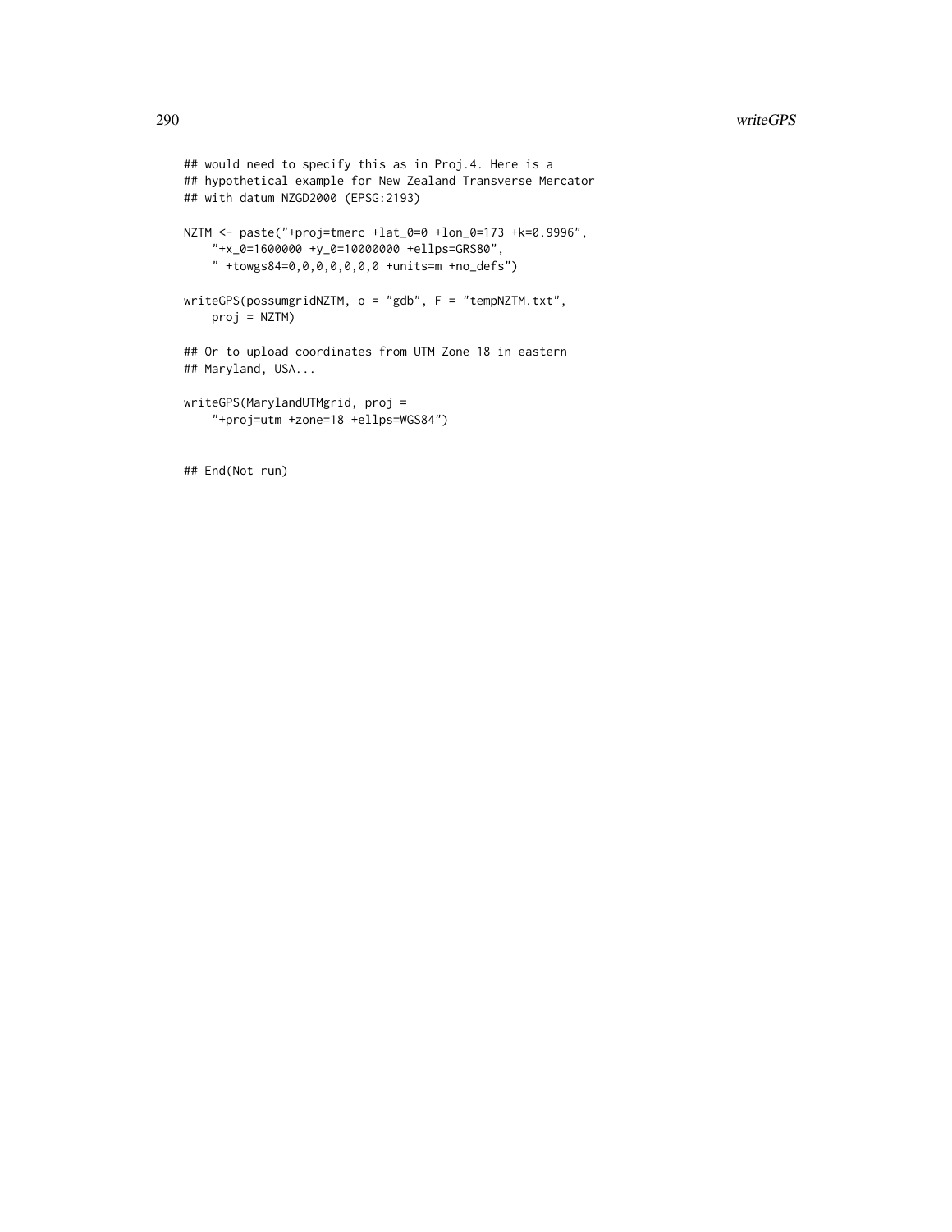```
## would need to specify this as in Proj.4. Here is a
## hypothetical example for New Zealand Transverse Mercator
## with datum NZGD2000 (EPSG:2193)

NZTM <- paste("+proj=tmerc +lat_0=0 +lon_0=173 +k=0.9996",
    "+x_0=1600000 +y_0=10000000 +ellps=GRS80",
    " +towgs84=0,0,0,0,0,0,0 +units=m +no_defs")

writeGPS(possumgridNZTM, o = "gdb", F = "tempNZTM.txt",
    proj = NZTM)

## Or to upload coordinates from UTM Zone 18 in eastern
## Maryland, USA...

writeGPS(MarylandUTMgrid, proj =
    "+proj=utm +zone=18 +ellps=WGS84")


## End(Not run)
```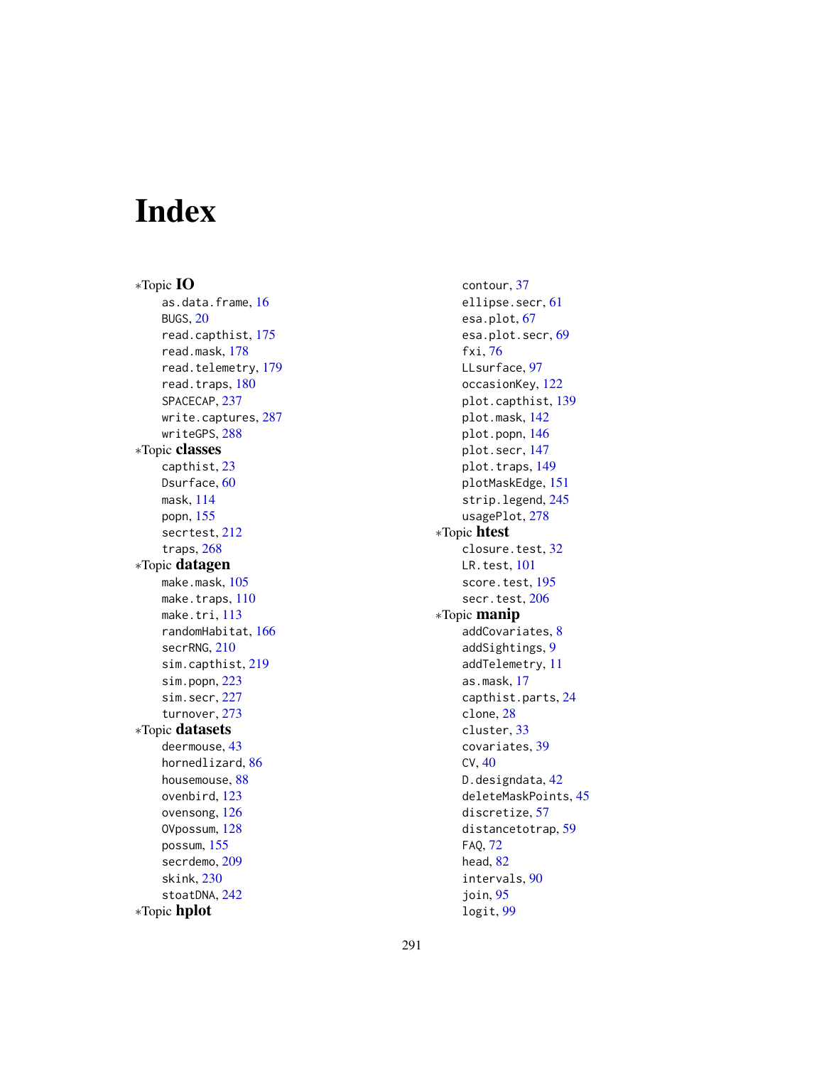# Index

*Topic **IO**
- as.data.frame, 16
- BUGS, 20
- read.capthist, 175
- read.mask, 178
- read.telemetry, 179
- read.traps, 180
- SPACECAP, 237
- write.captures, 287
- writeGPS, 288

*Topic **classes**
- capthist, 23
- Dsurface, 60
- mask, 114
- popn, 155
- secrtest, 212
- traps, 268

*Topic **datagen**
- make.mask, 105
- make.traps, 110
- make.tri, 113
- randomHabitat, 166
- secrRNG, 210
- sim.capthist, 219
- sim.popn, 223
- sim.secr, 227
- turnover, 273

*Topic **datasets**
- deermouse, 43
- hornedlizard, 86
- housemouse, 88
- ovenbird, 123
- ovensong, 126
- OVpossum, 128
- possum, 155
- secrdemo, 209
- skink, 230
- stoatDNA, 242

*Topic **hplot**
- contour, 37
- ellipse.secr, 61
- esa.plot, 67
- esa.plot.secr, 69
- fxi, 76
- LLsurface, 97
- occasionKey, 122
- plot.capthist, 139
- plot.mask, 142
- plot.popn, 146
- plot.secr, 147
- plot.traps, 149
- plotMaskEdge, 151
- strip.legend, 245
- usagePlot, 278

*Topic **htest**
- closure.test, 32
- LR.test, 101
- score.test, 195
- secr.test, 206

*Topic **manip**
- addCovariates, 8
- addSightings, 9
- addTelemetry, 11
- as.mask, 17
- capthist.parts, 24
- clone, 28
- cluster, 33
- covariates, 39
- CV, 40
- D.designdata, 42
- deleteMaskPoints, 45
- discretize, 57
- distancetotrap, 59
- FAQ, 72
- head, 82
- intervals, 90
- join, 95
- logit, 99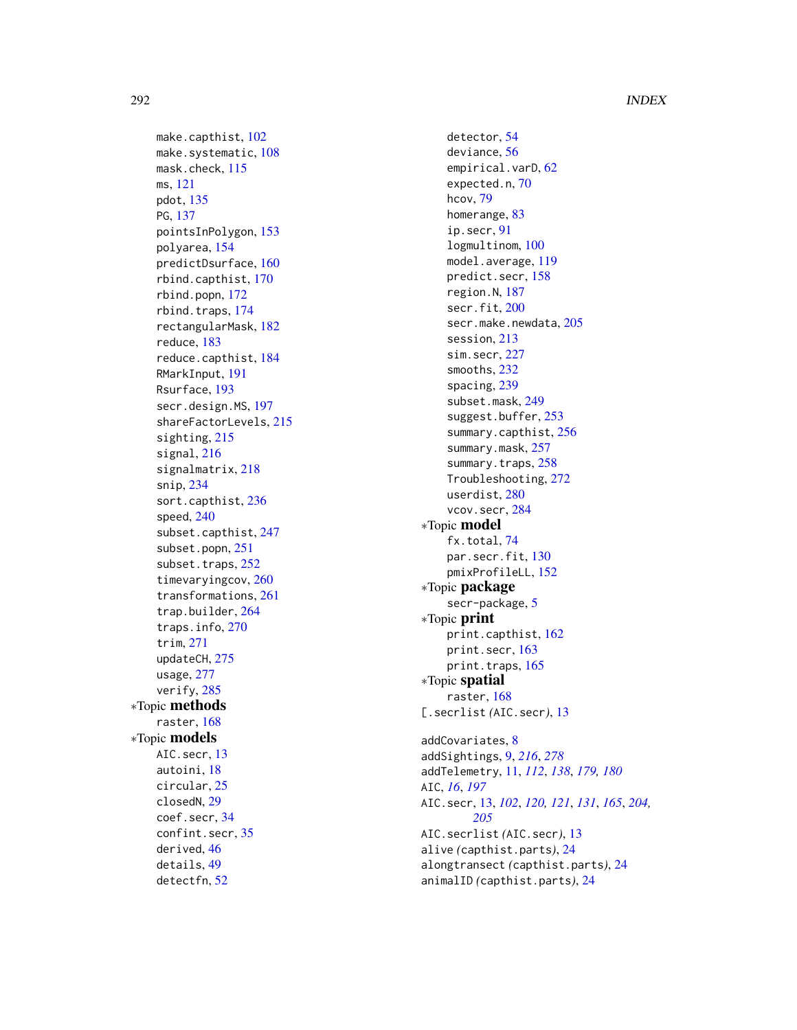make.capthist, 102
make.systematic, 108
mask.check, 115
ms, 121
pdot, 135
PG, 137
pointsInPolygon, 153
polyarea, 154
predictDsurface, 160
rbind.capthist, 170
rbind.popn, 172
rbind.traps, 174
rectangularMask, 182
reduce, 183
reduce.capthist, 184
RMarkInput, 191
Rsurface, 193
secr.design.MS, 197
shareFactorLevels, 215
sighting, 215
signal, 216
signalmatrix, 218
snip, 234
sort.capthist, 236
speed, 240
subset.capthist, 247
subset.popn, 251
subset.traps, 252
timevaryingcov, 260
transformations, 261
trap.builder, 264
traps.info, 270
trim, 271
updateCH, 275
usage, 277
verify, 285

*Topic **methods**

raster, 168

*Topic **models**

AIC.secr, 13
autoini, 18
circular, 25
closedN, 29
coef.secr, 34
confint.secr, 35
derived, 46
details, 49
detectfn, 52
detector, 54
deviance, 56
empirical.varD, 62
expected.n, 70
hcov, 79
homerange, 83
ip.secr, 91
logmultinom, 100
model.average, 119
predict.secr, 158
region.N, 187
secr.fit, 200
secr.make.newdata, 205
session, 213
sim.secr, 227
smooths, 232
spacing, 239
subset.mask, 249
suggest.buffer, 253
summary.capthist, 256
summary.mask, 257
summary.traps, 258
Troubleshooting, 272
userdist, 280
vcov.secr, 284

*Topic **model**

fx.total, 74
par.secr.fit, 130
pmixProfileLL, 152

*Topic **package**

secr-package, 5

*Topic **print**

print.capthist, 162
print.secr, 163
print.traps, 165

*Topic **spatial**

raster, 168

[.secrlist *(AIC.secr)*, 13

addCovariates, 8
addSightings, 9, *216*, *278*
addTelemetry, 11, *112*, *138*, *179*, *180*
AIC, *16*, *197*
AIC.secr, 13, *102*, *120*, *121*, *131*, *165*, *204*, *205*
AIC.secrlist *(AIC.secr)*, 13
alive *(capthist.parts)*, 24
alongtransect *(capthist.parts)*, 24
animalID *(capthist.parts)*, 24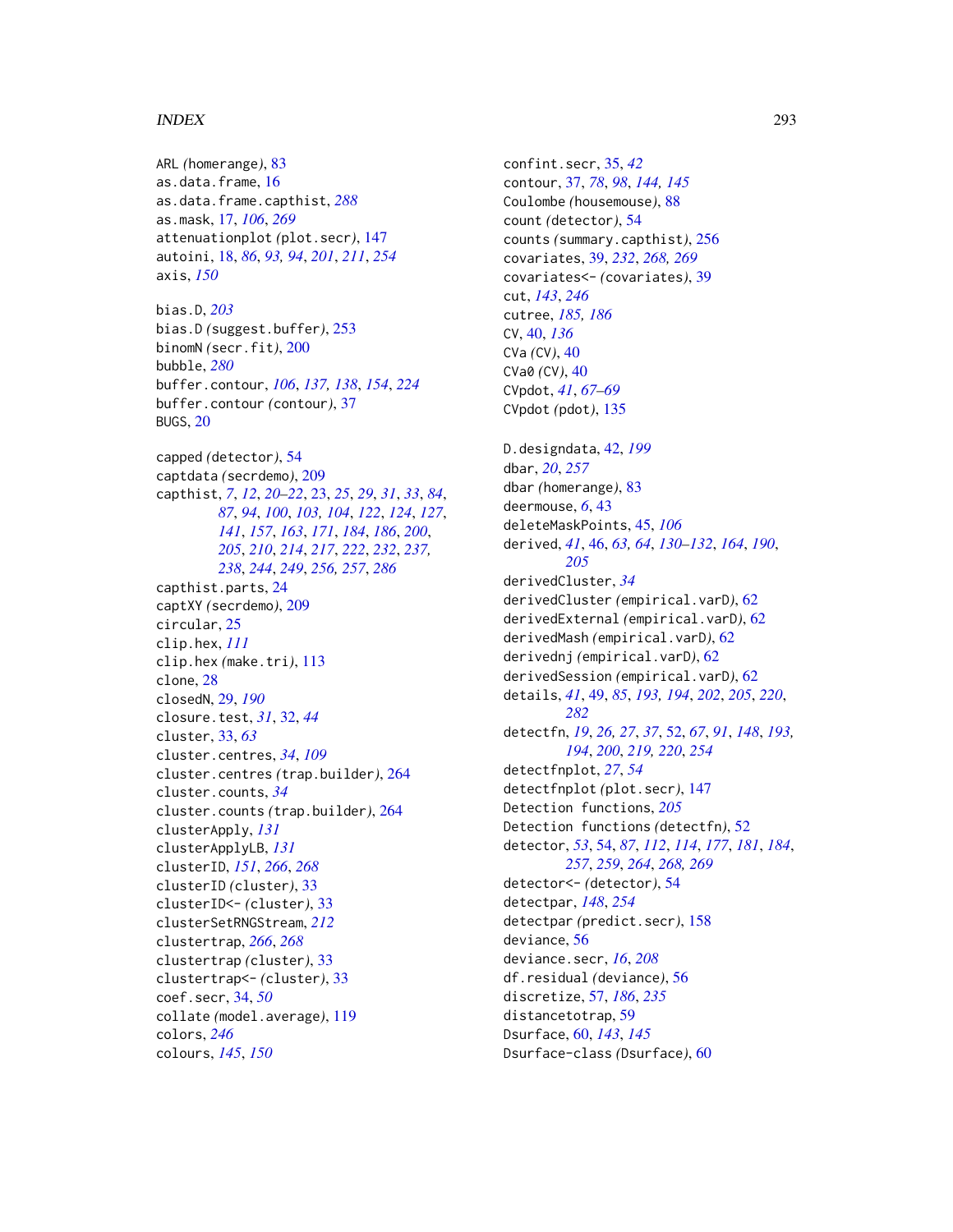ARL *(homerange)*, 83
as.data.frame, 16
as.data.frame.capthist, *288*
as.mask, 17, *106*, *269*
attenuationplot *(plot.secr)*, 147
autoini, 18, *86*, *93, 94*, *201*, *211*, *254*
axis, *150*

bias.D, *203*
bias.D *(suggest.buffer)*, 253
binomN *(secr.fit)*, 200
bubble, *280*
buffer.contour, *106*, *137, 138*, *154*, *224*
buffer.contour *(contour)*, 37
BUGS, 20

capped *(detector)*, 54
captdata *(secrdemo)*, 209
capthist, *7*, *12*, *20–22*, 23, *25*, *29*, *31*, *33*, *84*, *87*, *94*, *100*, *103, 104*, *122*, *124*, *127*, *141*, *157*, *163*, *171*, *184*, *186*, *200*, *205*, *210*, *214*, *217*, *222*, *232*, *237, 238*, *244*, *249*, *256, 257*, *286*
capthist.parts, 24
captXY *(secrdemo)*, 209
circular, 25
clip.hex, *111*
clip.hex *(make.tri)*, 113
clone, 28
closedN, 29, *190*
closure.test, *31*, 32, *44*
cluster, 33, *63*
cluster.centres, *34*, *109*
cluster.centres *(trap.builder)*, 264
cluster.counts, *34*
cluster.counts *(trap.builder)*, 264
clusterApply, *131*
clusterApplyLB, *131*
clusterID, *151*, *266*, *268*
clusterID *(cluster)*, 33
clusterID<- *(cluster)*, 33
clusterSetRNGStream, *212*
clustertrap, *266*, *268*
clustertrap *(cluster)*, 33
clustertrap<- *(cluster)*, 33
coef.secr, 34, *50*
collate *(model.average)*, 119
colors, *246*
colours, *145*, *150*

confint.secr, 35, *42*
contour, 37, *78*, *98*, *144, 145*
Coulombe *(housemouse)*, 88
count *(detector)*, 54
counts *(summary.capthist)*, 256
covariates, 39, *232*, *268, 269*
covariates<- *(covariates)*, 39
cut, *143*, *246*
cutree, *185, 186*
CV, 40, *136*
CVa *(CV)*, 40
CVa0 *(CV)*, 40
CVpdot, *41*, *67–69*
CVpdot *(pdot)*, 135

D.designdata, 42, *199*
dbar, *20*, *257*
dbar *(homerange)*, 83
deermouse, *6*, 43
deleteMaskPoints, 45, *106*
derived, *41*, 46, *63, 64*, *130–132*, *164*, *190*, *205*
derivedCluster, *34*
derivedCluster *(empirical.varD)*, 62
derivedExternal *(empirical.varD)*, 62
derivedMash *(empirical.varD)*, 62
derivednj *(empirical.varD)*, 62
derivedSession *(empirical.varD)*, 62
details, *41*, 49, *85*, *193, 194*, *202*, *205*, *220*, *282*
detectfn, *19*, *26, 27*, *37*, 52, *67*, *91*, *148*, *193, 194*, *200*, *219, 220*, *254*
detectfnplot, *27*, *54*
detectfnplot *(plot.secr)*, 147
Detection functions, *205*
Detection functions *(detectfn)*, 52
detector, *53*, 54, *87*, *112*, *114*, *177*, *181*, *184*, *257*, *259*, *264*, *268, 269*
detector<- *(detector)*, 54
detectpar, *148*, *254*
detectpar *(predict.secr)*, 158
deviance, 56
deviance.secr, *16*, *208*
df.residual *(deviance)*, 56
discretize, 57, *186*, *235*
distancetotrap, 59
Dsurface, 60, *143*, *145*
Dsurface-class *(Dsurface)*, 60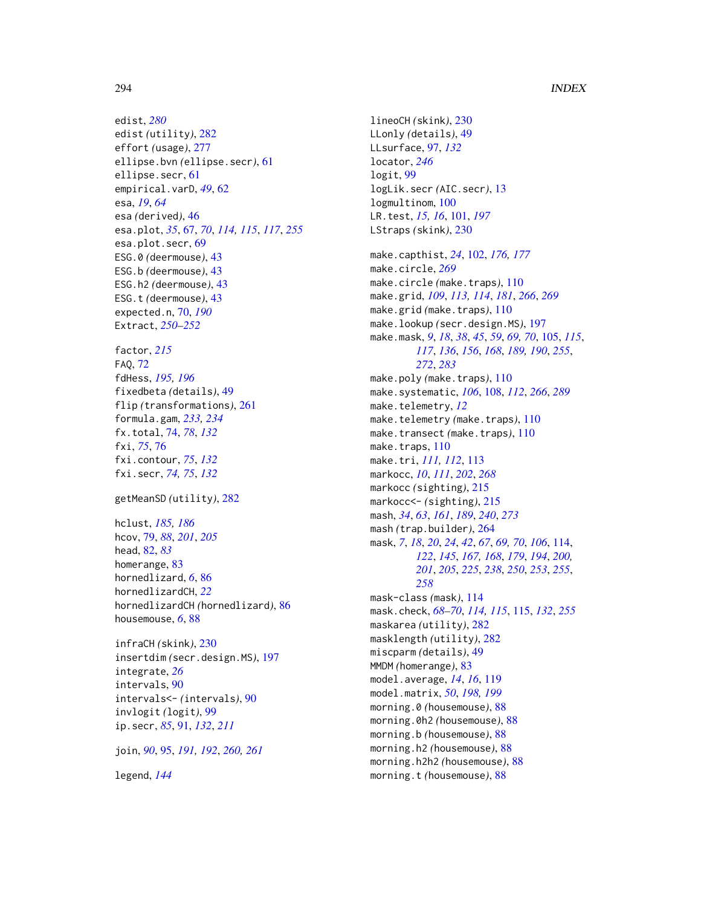edist, *280*
edist *(utility)*, 282
effort *(usage)*, 277
ellipse.bvn *(ellipse.secr)*, 61
ellipse.secr, 61
empirical.varD, *49*, 62
esa, *19*, *64*
esa *(derived)*, 46
esa.plot, *35*, 67, *70*, *114, 115*, *117*, *255*
esa.plot.secr, 69
ESG.0 *(deermouse)*, 43
ESG.b *(deermouse)*, 43
ESG.h2 *(deermouse)*, 43
ESG.t *(deermouse)*, 43
expected.n, 70, *190*
Extract, *250–252*

factor, *215*
FAQ, 72
fdHess, *195, 196*
fixedbeta *(details)*, 49
flip *(transformations)*, 261
formula.gam, *233, 234*
fx.total, 74, *78*, *132*
fxi, *75*, 76
fxi.contour, *75*, *132*
fxi.secr, *74, 75*, *132*

getMeanSD *(utility)*, 282

hclust, *185, 186*
hcov, 79, *88*, *201*, *205*
head, 82, *83*
homerange, 83
hornedlizard, *6*, 86
hornedlizardCH, *22*
hornedlizardCH *(hornedlizard)*, 86
housemouse, *6*, 88

infraCH *(skink)*, 230
insertdim *(secr.design.MS)*, 197
integrate, *26*
intervals, 90
intervals<- *(intervals)*, 90
invlogit *(logit)*, 99
ip.secr, *85*, 91, *132*, *211*

join, *90*, 95, *191, 192*, *260, 261*

legend, *144*

lineoCH *(skink)*, 230
LLonly *(details)*, 49
LLsurface, 97, *132*
locator, *246*
logit, 99
logLik.secr *(AIC.secr)*, 13
logmultinom, 100
LR.test, *15, 16*, 101, *197*
LStraps *(skink)*, 230

make.capthist, *24*, 102, *176, 177*
make.circle, *269*
make.circle *(make.traps)*, 110
make.grid, *109*, *113, 114*, *181*, *266*, *269*
make.grid *(make.traps)*, 110
make.lookup *(secr.design.MS)*, 197
make.mask, *9*, *18*, *38*, *45*, *59*, *69, 70*, 105, *115*, *117*, *136*, *156*, *168*, *189, 190*, *255*, *272*, *283*
make.poly *(make.traps)*, 110
make.systematic, *106*, 108, *112*, *266*, *289*
make.telemetry, *12*
make.telemetry *(make.traps)*, 110
make.transect *(make.traps)*, 110
make.traps, 110
make.tri, *111, 112*, 113
markocc, *10*, *111*, *202*, *268*
markocc *(sighting)*, 215
markocc<- *(sighting)*, 215
mash, *34*, *63*, *161*, *189*, *240*, *273*
mash *(trap.builder)*, 264
mask, *7*, *18*, *20*, *24*, *42*, *67*, *69, 70*, *106*, 114, *122*, *145*, *167, 168*, *179*, *194*, *200, 201*, *205*, *225*, *238*, *250*, *253*, *255*, *258*
mask-class *(mask)*, 114
mask.check, *68–70*, *114, 115*, 115, *132*, *255*
maskarea *(utility)*, 282
masklength *(utility)*, 282
miscparm *(details)*, 49
MMDM *(homerange)*, 83
model.average, *14*, *16*, 119
model.matrix, *50*, *198, 199*
morning.0 *(housemouse)*, 88
morning.0h2 *(housemouse)*, 88
morning.b *(housemouse)*, 88
morning.h2 *(housemouse)*, 88
morning.h2h2 *(housemouse)*, 88
morning.t *(housemouse)*, 88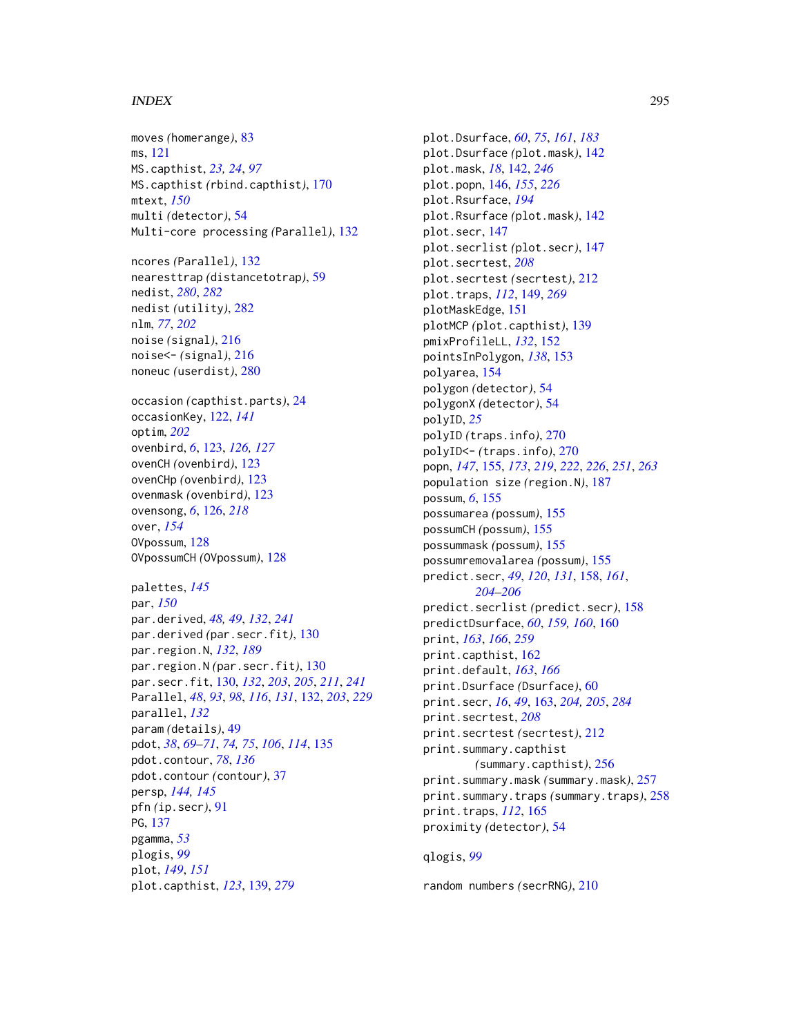moves *(*homerange*)*, 83
ms, 121
MS.capthist, *23*, *24*, *97*
MS.capthist *(*rbind.capthist*)*, 170
mtext, *150*
multi *(*detector*)*, 54
Multi-core processing *(*Parallel*)*, 132

ncores *(*Parallel*)*, 132
nearesttrap *(*distancetotrap*)*, 59
nedist, *280*, *282*
nedist *(*utility*)*, 282
nlm, *77*, *202*
noise *(*signal*)*, 216
noise<- *(*signal*)*, 216
noneuc *(*userdist*)*, 280

occasion *(*capthist.parts*)*, 24
occasionKey, 122, *141*
optim, *202*
ovenbird, *6*, 123, *126, 127*
ovenCH *(*ovenbird*)*, 123
ovenCHp *(*ovenbird*)*, 123
ovenmask *(*ovenbird*)*, 123
ovensong, *6*, 126, *218*
over, *154*
OVpossum, 128
OVpossumCH *(*OVpossum*)*, 128

palettes, *145*
par, *150*
par.derived, *48, 49*, *132*, *241*
par.derived *(*par.secr.fit*)*, 130
par.region.N, *132*, *189*
par.region.N *(*par.secr.fit*)*, 130
par.secr.fit, 130, *132*, *203*, *205*, *211*, *241*
Parallel, *48*, *93*, *98*, *116*, *131*, 132, *203*, *229*
parallel, *132*
param *(*details*)*, 49
pdot, *38*, *69–71*, *74, 75*, *106*, *114*, 135
pdot.contour, *78*, *136*
pdot.contour *(*contour*)*, 37
persp, *144, 145*
pfn *(*ip.secr*)*, 91
PG, 137
pgamma, *53*
plogis, *99*
plot, *149*, *151*
plot.capthist, *123*, 139, *279*
plot.Dsurface, *60*, *75*, *161*, *183*
plot.Dsurface *(*plot.mask*)*, 142
plot.mask, *18*, 142, *246*
plot.popn, 146, *155*, *226*
plot.Rsurface, *194*
plot.Rsurface *(*plot.mask*)*, 142
plot.secr, 147
plot.secrlist *(*plot.secr*)*, 147
plot.secrtest, *208*
plot.secrtest *(*secrtest*)*, 212
plot.traps, *112*, 149, *269*
plotMaskEdge, 151
plotMCP *(*plot.capthist*)*, 139
pmixProfileLL, *132*, 152
pointsInPolygon, *138*, 153
polyarea, 154
polygon *(*detector*)*, 54
polygonX *(*detector*)*, 54
polyID, *25*
polyID *(*traps.info*)*, 270
polyID<- *(*traps.info*)*, 270
popn, *147*, 155, *173*, *219*, *222*, *226*, *251*, *263*
population size *(*region.N*)*, 187
possum, *6*, 155
possumarea *(*possum*)*, 155
possumCH *(*possum*)*, 155
possummask *(*possum*)*, 155
possumremovalarea *(*possum*)*, 155
predict.secr, *49*, *120*, *131*, 158, *161*, *204–206*
predict.secrlist *(*predict.secr*)*, 158
predictDsurface, *60*, *159, 160*, 160
print, *163*, *166*, *259*
print.capthist, 162
print.default, *163*, *166*
print.Dsurface *(*Dsurface*)*, 60
print.secr, *16*, *49*, 163, *204, 205*, *284*
print.secrtest, *208*
print.secrtest *(*secrtest*)*, 212
print.summary.capthist *(*summary.capthist*)*, 256
print.summary.mask *(*summary.mask*)*, 257
print.summary.traps *(*summary.traps*)*, 258
print.traps, *112*, 165
proximity *(*detector*)*, 54

qlogis, *99*

random numbers *(*secrRNG*)*, 210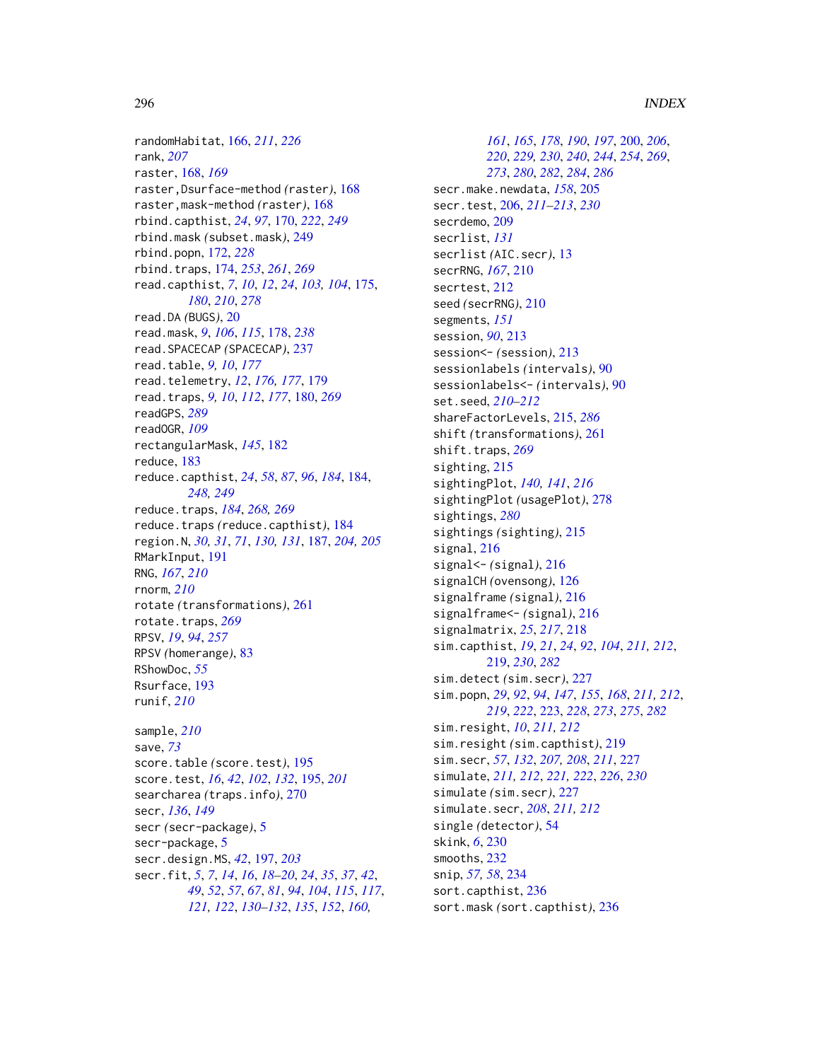randomHabitat, 166, *211*, *226*
rank, *207*
raster, 168, *169*
raster,Dsurface-method *(*raster*)*, 168
raster,mask-method *(*raster*)*, 168
rbind.capthist, *24*, *97*, 170, *222*, *249*
rbind.mask *(*subset.mask*)*, 249
rbind.popn, 172, *228*
rbind.traps, 174, *253*, *261*, *269*
read.capthist, *7*, *10*, *12*, *24*, *103, 104*, 175, *180*, *210*, *278*
read.DA *(*BUGS*)*, 20
read.mask, *9*, *106*, *115*, 178, *238*
read.SPACECAP *(*SPACECAP*)*, 237
read.table, *9, 10*, *177*
read.telemetry, *12*, *176, 177*, 179
read.traps, *9, 10*, *112*, *177*, 180, *269*
readGPS, *289*
readOGR, *109*
rectangularMask, *145*, 182
reduce, 183
reduce.capthist, *24*, *58*, *87*, *96*, *184*, 184, *248, 249*
reduce.traps, *184*, *268, 269*
reduce.traps *(*reduce.capthist*)*, 184
region.N, *30, 31*, *71*, *130, 131*, 187, *204, 205*
RMarkInput, 191
RNG, *167*, *210*
rnorm, *210*
rotate *(*transformations*)*, 261
rotate.traps, *269*
RPSV, *19*, *94*, *257*
RPSV *(*homerange*)*, 83
RShowDoc, *55*
Rsurface, 193
runif, *210*

sample, *210*
save, *73*
score.table *(*score.test*)*, 195
score.test, *16*, *42*, *102*, *132*, 195, *201*
searcharea *(*traps.info*)*, 270
secr, *136*, *149*
secr *(*secr-package*)*, 5
secr-package, 5
secr.design.MS, *42*, 197, *203*
secr.fit, *5*, *7*, *14*, *16*, *18–20*, *24*, *35*, *37*, *42*, *49*, *52*, *57*, *67*, *81*, *94*, *104*, *115*, *117*, *121, 122*, *130–132*, *135*, *152*, *160, 161*, *165*, *178*, *190*, *197*, 200, *206*, *220*, *229, 230*, *240*, *244*, *254*, *269*, *273*, *280*, *282*, *284*, *286*
secr.make.newdata, *158*, 205
secr.test, 206, *211–213*, *230*
secrdemo, 209
secrlist, *131*
secrlist *(*AIC.secr*)*, 13
secrRNG, *167*, 210
secrtest, 212
seed *(*secrRNG*)*, 210
segments, *151*
session, *90*, 213
session<- *(*session*)*, 213
sessionlabels *(*intervals*)*, 90
sessionlabels<- *(*intervals*)*, 90
set.seed, *210–212*
shareFactorLevels, 215, *286*
shift *(*transformations*)*, 261
shift.traps, *269*
sighting, 215
sightingPlot, *140, 141*, *216*
sightingPlot *(*usagePlot*)*, 278
sightings, *280*
sightings *(*sighting*)*, 215
signal, 216
signal<- *(*signal*)*, 216
signalCH *(*ovensong*)*, 126
signalframe *(*signal*)*, 216
signalframe<- *(*signal*)*, 216
signalmatrix, *25*, *217*, 218
sim.capthist, *19*, *21*, *24*, *92*, *104*, *211, 212*, 219, *230*, *282*
sim.detect *(*sim.secr*)*, 227
sim.popn, *29*, *92*, *94*, *147*, *155*, *168*, *211, 212*, *219*, *222*, 223, *228*, *273*, *275*, *282*
sim.resight, *10*, *211, 212*
sim.resight *(*sim.capthist*)*, 219
sim.secr, *57*, *132*, *207, 208*, *211*, 227
simulate, *211, 212*, *221, 222*, *226*, *230*
simulate *(*sim.secr*)*, 227
simulate.secr, *208*, *211, 212*
single *(*detector*)*, 54
skink, *6*, 230
smooths, 232
snip, *57, 58*, 234
sort.capthist, 236
sort.mask *(*sort.capthist*)*, 236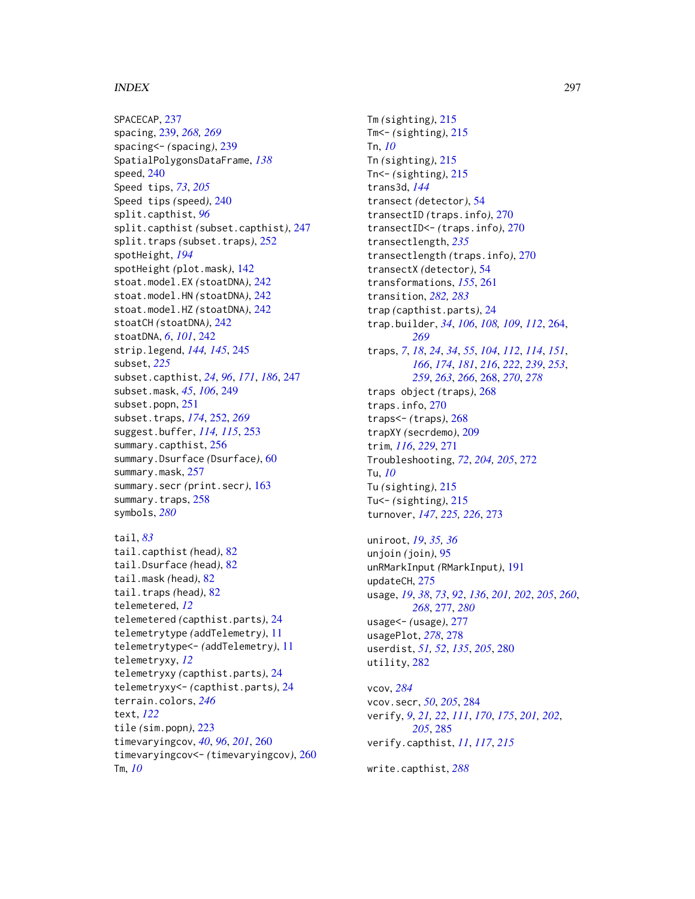SPACECAP, 237
spacing, 239, *268, 269*
spacing<- *(spacing)*, 239
SpatialPolygonsDataFrame, *138*
speed, 240
Speed tips, *73*, *205*
Speed tips *(speed)*, 240
split.capthist, *96*
split.capthist *(subset.capthist)*, 247
split.traps *(subset.traps)*, 252
spotHeight, *194*
spotHeight *(plot.mask)*, 142
stoat.model.EX *(stoatDNA)*, 242
stoat.model.HN *(stoatDNA)*, 242
stoat.model.HZ *(stoatDNA)*, 242
stoatCH *(stoatDNA)*, 242
stoatDNA, *6*, *101*, 242
strip.legend, *144, 145*, 245
subset, *225*
subset.capthist, *24*, *96*, *171*, *186*, 247
subset.mask, *45*, *106*, 249
subset.popn, 251
subset.traps, *174*, 252, *269*
suggest.buffer, *114, 115*, 253
summary.capthist, 256
summary.Dsurface *(Dsurface)*, 60
summary.mask, 257
summary.secr *(print.secr)*, 163
summary.traps, 258
symbols, *280*

tail, *83*
tail.capthist *(head)*, 82
tail.Dsurface *(head)*, 82
tail.mask *(head)*, 82
tail.traps *(head)*, 82
telemetered, *12*
telemetered *(capthist.parts)*, 24
telemetrytype *(addTelemetry)*, 11
telemetrytype<- *(addTelemetry)*, 11
telemetryxy, *12*
telemetryxy *(capthist.parts)*, 24
telemetryxy<- *(capthist.parts)*, 24
terrain.colors, *246*
text, *122*
tile *(sim.popn)*, 223
timevaryingcov, *40*, *96*, *201*, 260
timevaryingcov<- *(timevaryingcov)*, 260
Tm, *10*
Tm *(sighting)*, 215
Tm<- *(sighting)*, 215
Tn, *10*
Tn *(sighting)*, 215
Tn<- *(sighting)*, 215
trans3d, *144*
transect *(detector)*, 54
transectID *(traps.info)*, 270
transectID<- *(traps.info)*, 270
transectlength, *235*
transectlength *(traps.info)*, 270
transectX *(detector)*, 54
transformations, *155*, 261
transition, *282, 283*
trap *(capthist.parts)*, 24
trap.builder, *34*, *106*, *108, 109*, *112*, 264, *269*
traps, *7*, *18*, *24*, *34*, *55*, *104*, *112*, *114*, *151*, *166*, *174*, *181*, *216*, *222*, *239*, *253*, *259*, *263*, *266*, 268, *270*, *278*
traps object *(traps)*, 268
traps.info, 270
traps<- *(traps)*, 268
trapXY *(secrdemo)*, 209
trim, *116*, *229*, 271
Troubleshooting, *72*, *204, 205*, 272
Tu, *10*
Tu *(sighting)*, 215
Tu<- *(sighting)*, 215
turnover, *147*, *225, 226*, 273

uniroot, *19*, *35, 36*
unjoin *(join)*, 95
unRMarkInput *(RMarkInput)*, 191
updateCH, 275
usage, *19*, *38*, *73*, *92*, *136*, *201, 202*, *205*, *260*, *268*, 277, *280*
usage<- *(usage)*, 277
usagePlot, *278*, 278
userdist, *51, 52*, *135*, *205*, 280
utility, 282

vcov, *284*
vcov.secr, *50*, *205*, 284
verify, *9*, *21, 22*, *111*, *170*, *175*, *201, 202*, *205*, 285
verify.capthist, *11*, *117*, *215*

write.capthist, *288*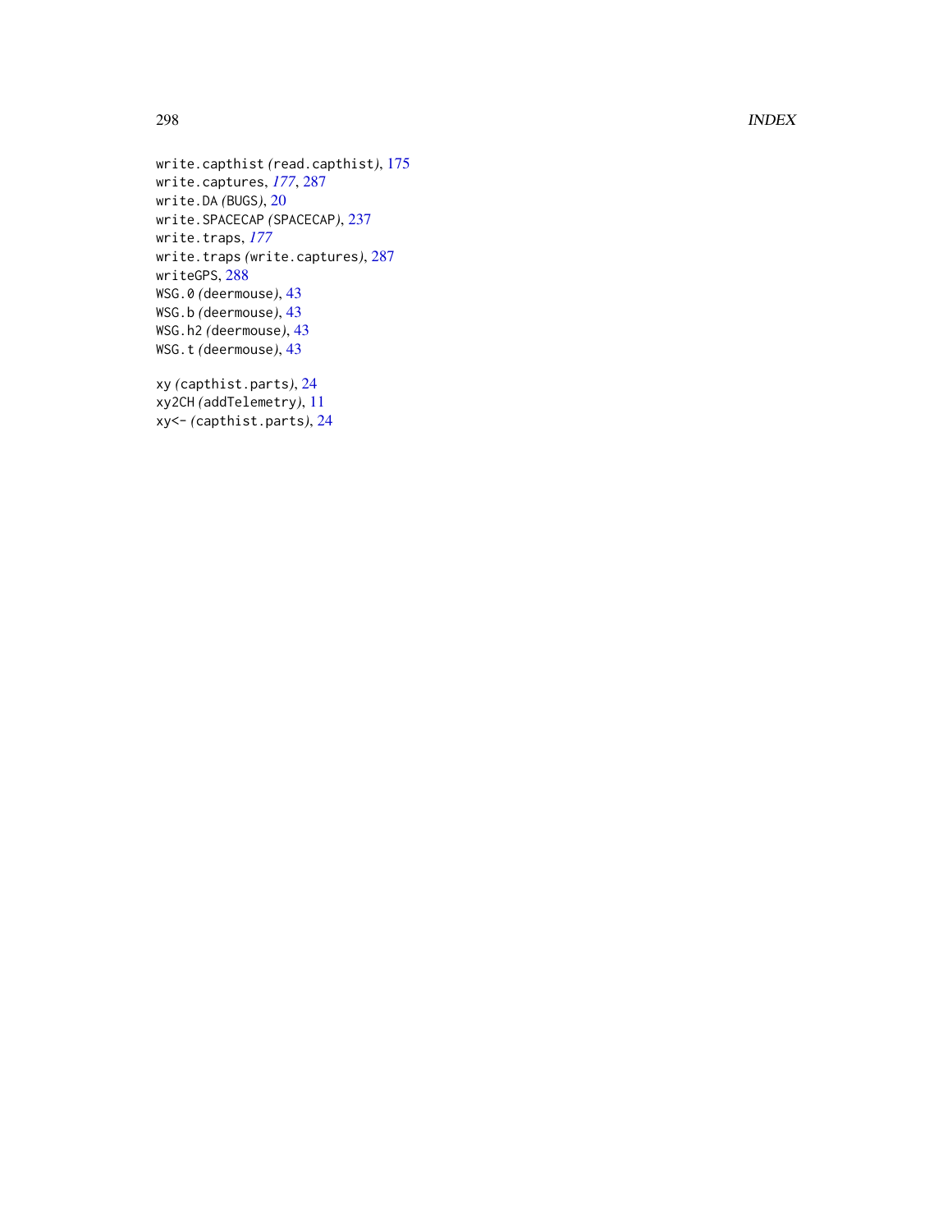write.capthist *(*read.capthist*)*, 175
write.captures, *177*, 287
write.DA *(*BUGS*)*, 20
write.SPACECAP *(*SPACECAP*)*, 237
write.traps, *177*
write.traps *(*write.captures*)*, 287
writeGPS, 288
WSG.0 *(*deermouse*)*, 43
WSG.b *(*deermouse*)*, 43
WSG.h2 *(*deermouse*)*, 43
WSG.t *(*deermouse*)*, 43

xy *(*capthist.parts*)*, 24
xy2CH *(*addTelemetry*)*, 11
xy<- *(*capthist.parts*)*, 24